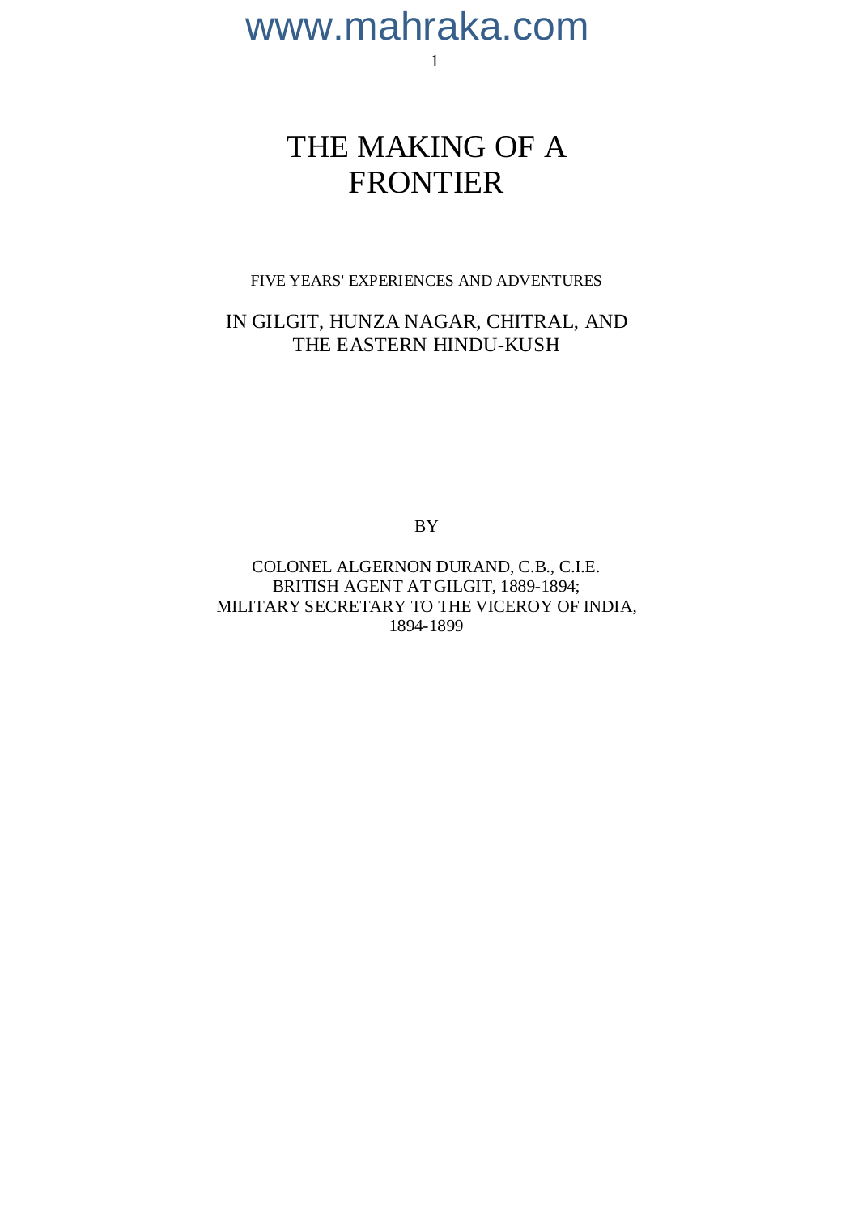# THE MAKING OF A FRONTIER

FIVE YEARS' EXPERIENCES AND ADVENTURES

IN GILGIT, HUNZA NAGAR, CHITRAL, AND THE EASTERN HINDU-KUSH

BY

COLONEL ALGERNON DURAND, C.B., C.I.E.
BRITISH AGENT AT GILGIT, 1889-1894;
MILITARY SECRETARY TO THE VICEROY OF INDIA, 1894-1899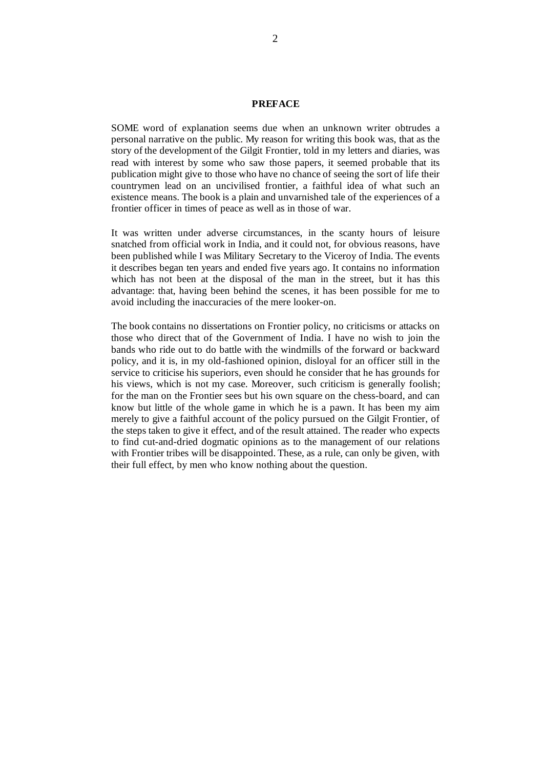## PREFACE

SOME word of explanation seems due when an unknown writer obtrudes a personal narrative on the public. My reason for writing this book was, that as the story of the development of the Gilgit Frontier, told in my letters and diaries, was read with interest by some who saw those papers, it seemed probable that its publication might give to those who have no chance of seeing the sort of life their countrymen lead on an uncivilised frontier, a faithful idea of what such an existence means. The book is a plain and unvarnished tale of the experiences of a frontier officer in times of peace as well as in those of war.

It was written under adverse circumstances, in the scanty hours of leisure snatched from official work in India, and it could not, for obvious reasons, have been published while I was Military Secretary to the Viceroy of India. The events it describes began ten years and ended five years ago. It contains no information which has not been at the disposal of the man in the street, but it has this advantage: that, having been behind the scenes, it has been possible for me to avoid including the inaccuracies of the mere looker-on.

The book contains no dissertations on Frontier policy, no criticisms or attacks on those who direct that of the Government of India. I have no wish to join the bands who ride out to do battle with the windmills of the forward or backward policy, and it is, in my old-fashioned opinion, disloyal for an officer still in the service to criticise his superiors, even should he consider that he has grounds for his views, which is not my case. Moreover, such criticism is generally foolish; for the man on the Frontier sees but his own square on the chess-board, and can know but little of the whole game in which he is a pawn. It has been my aim merely to give a faithful account of the policy pursued on the Gilgit Frontier, of the steps taken to give it effect, and of the result attained. The reader who expects to find cut-and-dried dogmatic opinions as to the management of our relations with Frontier tribes will be disappointed. These, as a rule, can only be given, with their full effect, by men who know nothing about the question.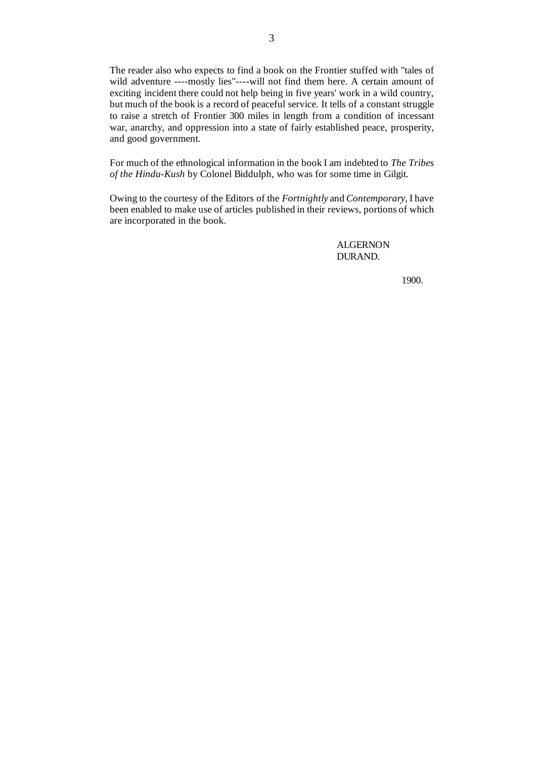The reader also who expects to find a book on the Frontier stuffed with "tales of wild adventure ----mostly lies"----will not find them here. A certain amount of exciting incident there could not help being in five years' work in a wild country, but much of the book is a record of peaceful service. It tells of a constant struggle to raise a stretch of Frontier 300 miles in length from a condition of incessant war, anarchy, and oppression into a state of fairly established peace, prosperity, and good government.

For much of the ethnological information in the book I am indebted to *The Tribes of the Hindu-Kush* by Colonel Biddulph, who was for some time in Gilgit.

Owing to the courtesy of the Editors of the *Fortnightly* and *Contemporary*, I have been enabled to make use of articles published in their reviews, portions of which are incorporated in the book.

ALGERNON DURAND.

1900.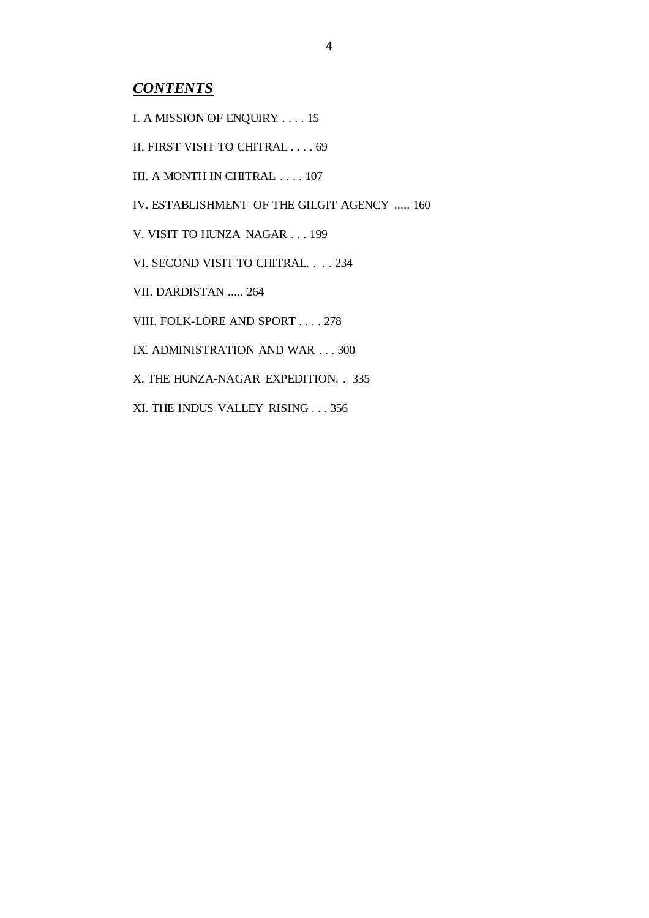## ***CONTENTS***

I. A MISSION OF ENQUIRY . . . . 15

II. FIRST VISIT TO CHITRAL . . . . 69

III. A MONTH IN CHITRAL . . . . 107

IV. ESTABLISHMENT OF THE GILGIT AGENCY ..... 160

V. VISIT TO HUNZA NAGAR . . . 199

VI. SECOND VISIT TO CHITRAL. . . . 234

VII. DARDISTAN ..... 264

VIII. FOLK-LORE AND SPORT . . . . 278

IX. ADMINISTRATION AND WAR . . . 300

X. THE HUNZA-NAGAR EXPEDITION. . 335

XI. THE INDUS VALLEY RISING . . . 356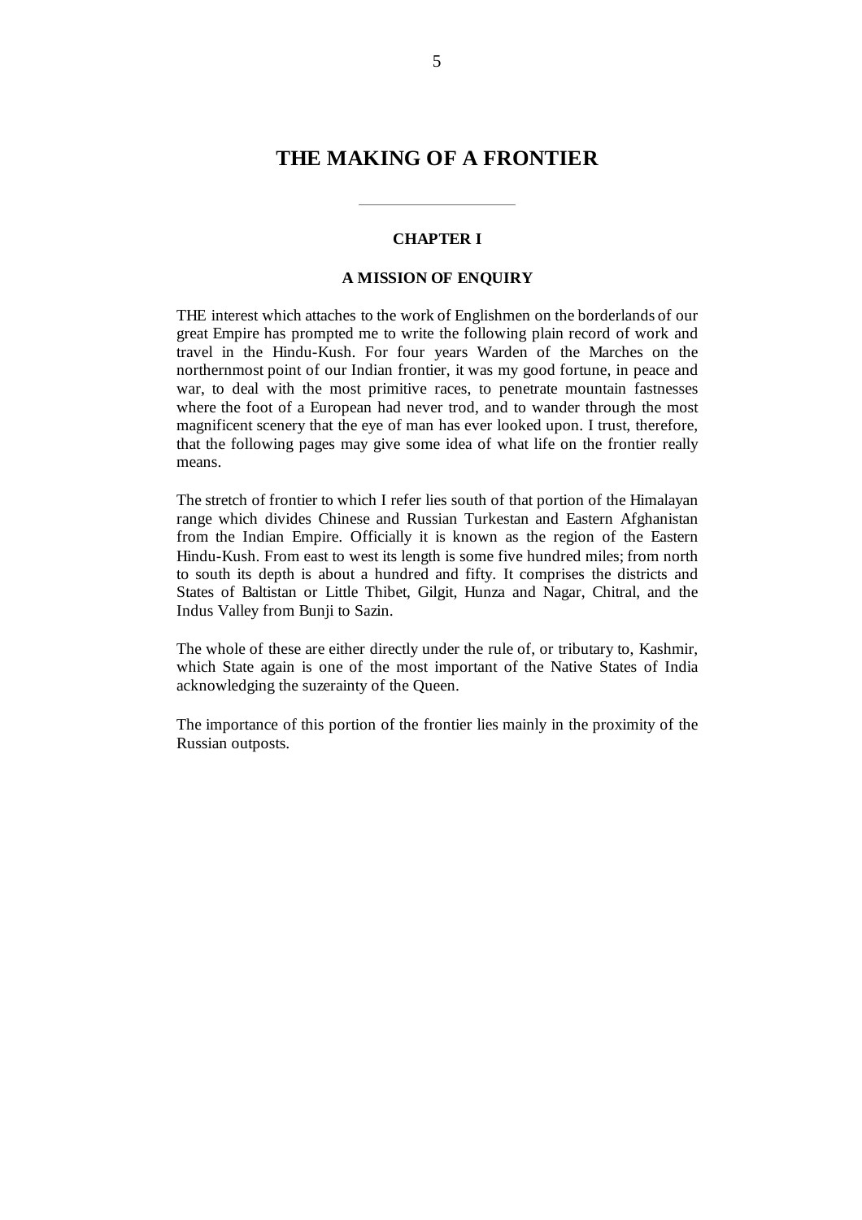# THE MAKING OF A FRONTIER

---

## CHAPTER I

### A MISSION OF ENQUIRY

THE interest which attaches to the work of Englishmen on the borderlands of our great Empire has prompted me to write the following plain record of work and travel in the Hindu-Kush. For four years Warden of the Marches on the northernmost point of our Indian frontier, it was my good fortune, in peace and war, to deal with the most primitive races, to penetrate mountain fastnesses where the foot of a European had never trod, and to wander through the most magnificent scenery that the eye of man has ever looked upon. I trust, therefore, that the following pages may give some idea of what life on the frontier really means.

The stretch of frontier to which I refer lies south of that portion of the Himalayan range which divides Chinese and Russian Turkestan and Eastern Afghanistan from the Indian Empire. Officially it is known as the region of the Eastern Hindu-Kush. From east to west its length is some five hundred miles; from north to south its depth is about a hundred and fifty. It comprises the districts and States of Baltistan or Little Thibet, Gilgit, Hunza and Nagar, Chitral, and the Indus Valley from Bunji to Sazin.

The whole of these are either directly under the rule of, or tributary to, Kashmir, which State again is one of the most important of the Native States of India acknowledging the suzerainty of the Queen.

The importance of this portion of the frontier lies mainly in the proximity of the Russian outposts.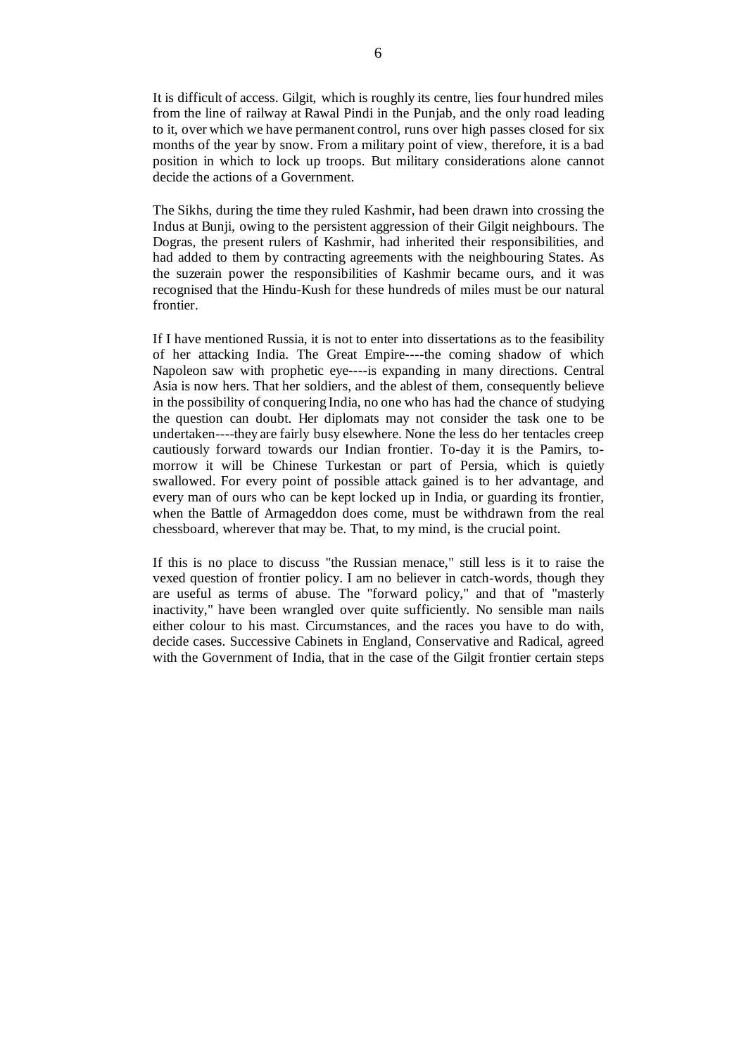It is difficult of access. Gilgit, which is roughly its centre, lies four hundred miles from the line of railway at Rawal Pindi in the Punjab, and the only road leading to it, over which we have permanent control, runs over high passes closed for six months of the year by snow. From a military point of view, therefore, it is a bad position in which to lock up troops. But military considerations alone cannot decide the actions of a Government.

The Sikhs, during the time they ruled Kashmir, had been drawn into crossing the Indus at Bunji, owing to the persistent aggression of their Gilgit neighbours. The Dogras, the present rulers of Kashmir, had inherited their responsibilities, and had added to them by contracting agreements with the neighbouring States. As the suzerain power the responsibilities of Kashmir became ours, and it was recognised that the Hindu-Kush for these hundreds of miles must be our natural frontier.

If I have mentioned Russia, it is not to enter into dissertations as to the feasibility of her attacking India. The Great Empire----the coming shadow of which Napoleon saw with prophetic eye----is expanding in many directions. Central Asia is now hers. That her soldiers, and the ablest of them, consequently believe in the possibility of conquering India, no one who has had the chance of studying the question can doubt. Her diplomats may not consider the task one to be undertaken----they are fairly busy elsewhere. None the less do her tentacles creep cautiously forward towards our Indian frontier. To-day it is the Pamirs, to-morrow it will be Chinese Turkestan or part of Persia, which is quietly swallowed. For every point of possible attack gained is to her advantage, and every man of ours who can be kept locked up in India, or guarding its frontier, when the Battle of Armageddon does come, must be withdrawn from the real chessboard, wherever that may be. That, to my mind, is the crucial point.

If this is no place to discuss "the Russian menace," still less is it to raise the vexed question of frontier policy. I am no believer in catch-words, though they are useful as terms of abuse. The "forward policy," and that of "masterly inactivity," have been wrangled over quite sufficiently. No sensible man nails either colour to his mast. Circumstances, and the races you have to do with, decide cases. Successive Cabinets in England, Conservative and Radical, agreed with the Government of India, that in the case of the Gilgit frontier certain steps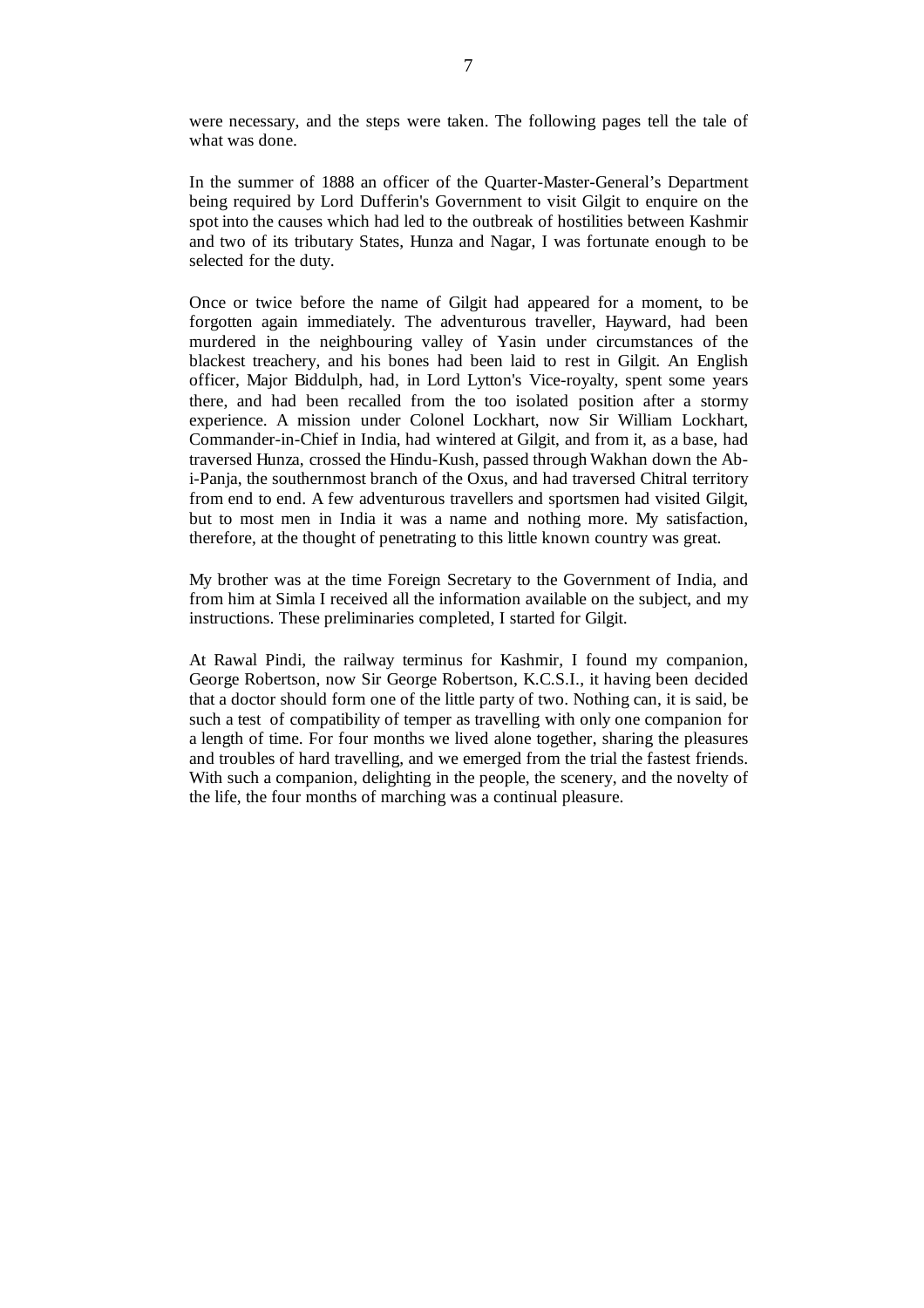were necessary, and the steps were taken. The following pages tell the tale of what was done.

In the summer of 1888 an officer of the Quarter-Master-General's Department being required by Lord Dufferin's Government to visit Gilgit to enquire on the spot into the causes which had led to the outbreak of hostilities between Kashmir and two of its tributary States, Hunza and Nagar, I was fortunate enough to be selected for the duty.

Once or twice before the name of Gilgit had appeared for a moment, to be forgotten again immediately. The adventurous traveller, Hayward, had been murdered in the neighbouring valley of Yasin under circumstances of the blackest treachery, and his bones had been laid to rest in Gilgit. An English officer, Major Biddulph, had, in Lord Lytton's Vice-royalty, spent some years there, and had been recalled from the too isolated position after a stormy experience. A mission under Colonel Lockhart, now Sir William Lockhart, Commander-in-Chief in India, had wintered at Gilgit, and from it, as a base, had traversed Hunza, crossed the Hindu-Kush, passed through Wakhan down the Ab-i-Panja, the southernmost branch of the Oxus, and had traversed Chitral territory from end to end. A few adventurous travellers and sportsmen had visited Gilgit, but to most men in India it was a name and nothing more. My satisfaction, therefore, at the thought of penetrating to this little known country was great.

My brother was at the time Foreign Secretary to the Government of India, and from him at Simla I received all the information available on the subject, and my instructions. These preliminaries completed, I started for Gilgit.

At Rawal Pindi, the railway terminus for Kashmir, I found my companion, George Robertson, now Sir George Robertson, K.C.S.I., it having been decided that a doctor should form one of the little party of two. Nothing can, it is said, be such a test of compatibility of temper as travelling with only one companion for a length of time. For four months we lived alone together, sharing the pleasures and troubles of hard travelling, and we emerged from the trial the fastest friends. With such a companion, delighting in the people, the scenery, and the novelty of the life, the four months of marching was a continual pleasure.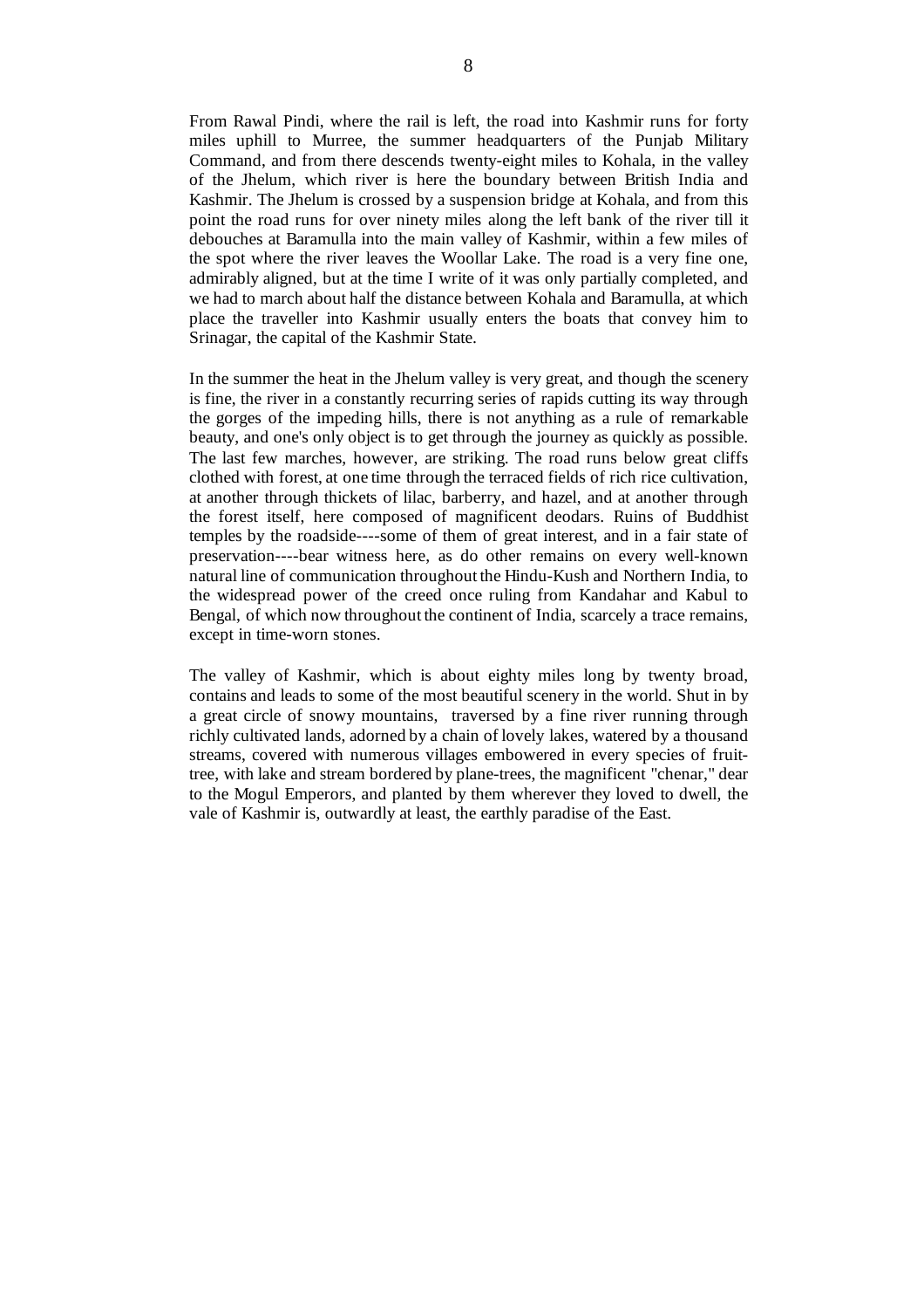From Rawal Pindi, where the rail is left, the road into Kashmir runs for forty miles uphill to Murree, the summer headquarters of the Punjab Military Command, and from there descends twenty-eight miles to Kohala, in the valley of the Jhelum, which river is here the boundary between British India and Kashmir. The Jhelum is crossed by a suspension bridge at Kohala, and from this point the road runs for over ninety miles along the left bank of the river till it debouches at Baramulla into the main valley of Kashmir, within a few miles of the spot where the river leaves the Woollar Lake. The road is a very fine one, admirably aligned, but at the time I write of it was only partially completed, and we had to march about half the distance between Kohala and Baramulla, at which place the traveller into Kashmir usually enters the boats that convey him to Srinagar, the capital of the Kashmir State.

In the summer the heat in the Jhelum valley is very great, and though the scenery is fine, the river in a constantly recurring series of rapids cutting its way through the gorges of the impeding hills, there is not anything as a rule of remarkable beauty, and one's only object is to get through the journey as quickly as possible. The last few marches, however, are striking. The road runs below great cliffs clothed with forest, at one time through the terraced fields of rich rice cultivation, at another through thickets of lilac, barberry, and hazel, and at another through the forest itself, here composed of magnificent deodars. Ruins of Buddhist temples by the roadside----some of them of great interest, and in a fair state of preservation----bear witness here, as do other remains on every well-known natural line of communication throughout the Hindu-Kush and Northern India, to the widespread power of the creed once ruling from Kandahar and Kabul to Bengal, of which now throughout the continent of India, scarcely a trace remains, except in time-worn stones.

The valley of Kashmir, which is about eighty miles long by twenty broad, contains and leads to some of the most beautiful scenery in the world. Shut in by a great circle of snowy mountains, traversed by a fine river running through richly cultivated lands, adorned by a chain of lovely lakes, watered by a thousand streams, covered with numerous villages embowered in every species of fruit-tree, with lake and stream bordered by plane-trees, the magnificent "chenar," dear to the Mogul Emperors, and planted by them wherever they loved to dwell, the vale of Kashmir is, outwardly at least, the earthly paradise of the East.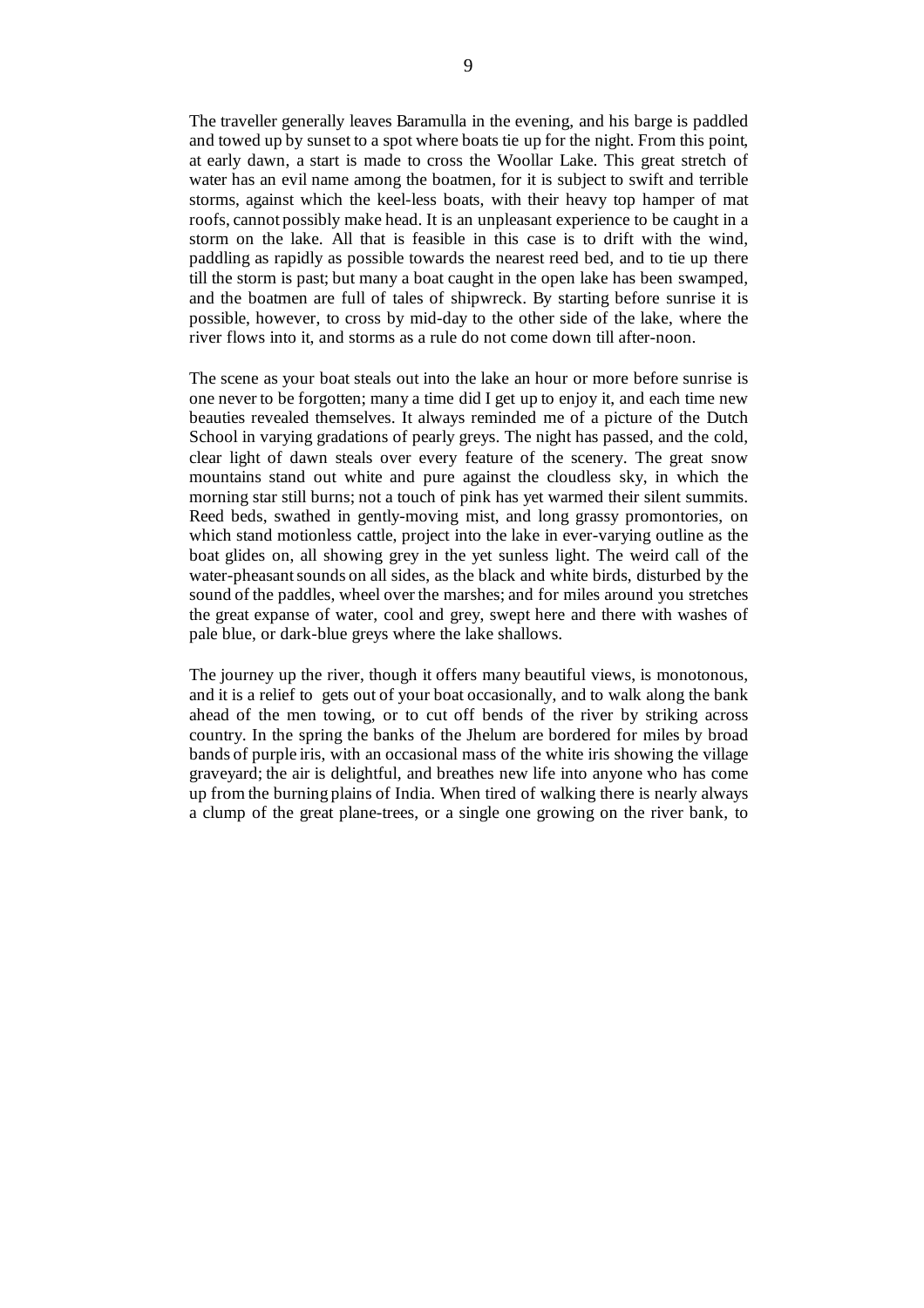The traveller generally leaves Baramulla in the evening, and his barge is paddled and towed up by sunset to a spot where boats tie up for the night. From this point, at early dawn, a start is made to cross the Woollar Lake. This great stretch of water has an evil name among the boatmen, for it is subject to swift and terrible storms, against which the keel-less boats, with their heavy top hamper of mat roofs, cannot possibly make head. It is an unpleasant experience to be caught in a storm on the lake. All that is feasible in this case is to drift with the wind, paddling as rapidly as possible towards the nearest reed bed, and to tie up there till the storm is past; but many a boat caught in the open lake has been swamped, and the boatmen are full of tales of shipwreck. By starting before sunrise it is possible, however, to cross by mid-day to the other side of the lake, where the river flows into it, and storms as a rule do not come down till after-noon.

The scene as your boat steals out into the lake an hour or more before sunrise is one never to be forgotten; many a time did I get up to enjoy it, and each time new beauties revealed themselves. It always reminded me of a picture of the Dutch School in varying gradations of pearly greys. The night has passed, and the cold, clear light of dawn steals over every feature of the scenery. The great snow mountains stand out white and pure against the cloudless sky, in which the morning star still burns; not a touch of pink has yet warmed their silent summits. Reed beds, swathed in gently-moving mist, and long grassy promontories, on which stand motionless cattle, project into the lake in ever-varying outline as the boat glides on, all showing grey in the yet sunless light. The weird call of the water-pheasant sounds on all sides, as the black and white birds, disturbed by the sound of the paddles, wheel over the marshes; and for miles around you stretches the great expanse of water, cool and grey, swept here and there with washes of pale blue, or dark-blue greys where the lake shallows.

The journey up the river, though it offers many beautiful views, is monotonous, and it is a relief to gets out of your boat occasionally, and to walk along the bank ahead of the men towing, or to cut off bends of the river by striking across country. In the spring the banks of the Jhelum are bordered for miles by broad bands of purple iris, with an occasional mass of the white iris showing the village graveyard; the air is delightful, and breathes new life into anyone who has come up from the burning plains of India. When tired of walking there is nearly always a clump of the great plane-trees, or a single one growing on the river bank, to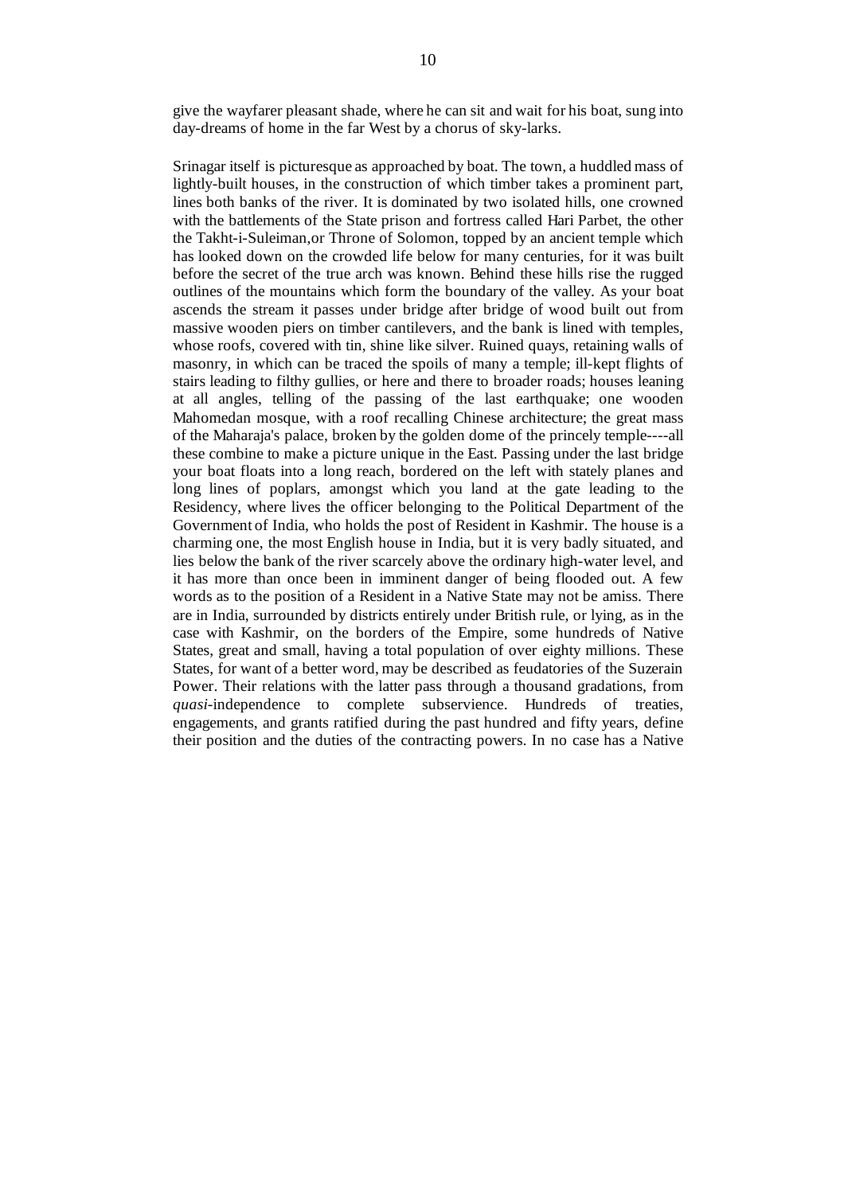give the wayfarer pleasant shade, where he can sit and wait for his boat, sung into day-dreams of home in the far West by a chorus of sky-larks.

Srinagar itself is picturesque as approached by boat. The town, a huddled mass of lightly-built houses, in the construction of which timber takes a prominent part, lines both banks of the river. It is dominated by two isolated hills, one crowned with the battlements of the State prison and fortress called Hari Parbet, the other the Takht-i-Suleiman,or Throne of Solomon, topped by an ancient temple which has looked down on the crowded life below for many centuries, for it was built before the secret of the true arch was known. Behind these hills rise the rugged outlines of the mountains which form the boundary of the valley. As your boat ascends the stream it passes under bridge after bridge of wood built out from massive wooden piers on timber cantilevers, and the bank is lined with temples, whose roofs, covered with tin, shine like silver. Ruined quays, retaining walls of masonry, in which can be traced the spoils of many a temple; ill-kept flights of stairs leading to filthy gullies, or here and there to broader roads; houses leaning at all angles, telling of the passing of the last earthquake; one wooden Mahomedan mosque, with a roof recalling Chinese architecture; the great mass of the Maharaja's palace, broken by the golden dome of the princely temple----all these combine to make a picture unique in the East. Passing under the last bridge your boat floats into a long reach, bordered on the left with stately planes and long lines of poplars, amongst which you land at the gate leading to the Residency, where lives the officer belonging to the Political Department of the Government of India, who holds the post of Resident in Kashmir. The house is a charming one, the most English house in India, but it is very badly situated, and lies below the bank of the river scarcely above the ordinary high-water level, and it has more than once been in imminent danger of being flooded out. A few words as to the position of a Resident in a Native State may not be amiss. There are in India, surrounded by districts entirely under British rule, or lying, as in the case with Kashmir, on the borders of the Empire, some hundreds of Native States, great and small, having a total population of over eighty millions. These States, for want of a better word, may be described as feudatories of the Suzerain Power. Their relations with the latter pass through a thousand gradations, from *quasi*-independence to complete subservience. Hundreds of treaties, engagements, and grants ratified during the past hundred and fifty years, define their position and the duties of the contracting powers. In no case has a Native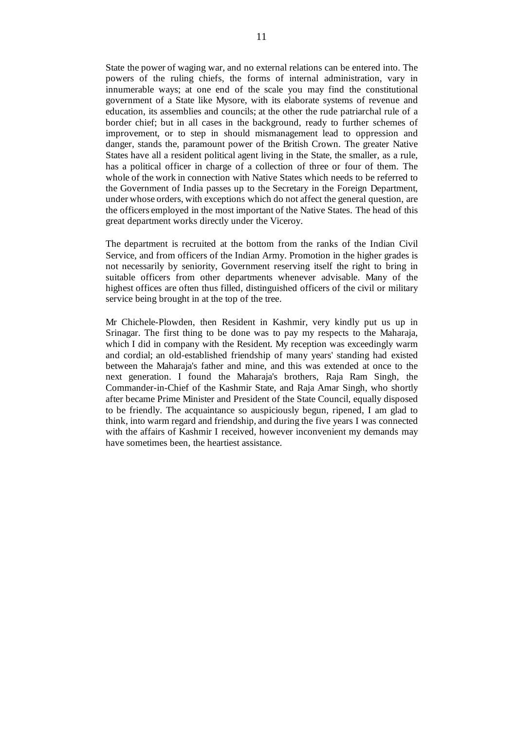State the power of waging war, and no external relations can be entered into. The powers of the ruling chiefs, the forms of internal administration, vary in innumerable ways; at one end of the scale you may find the constitutional government of a State like Mysore, with its elaborate systems of revenue and education, its assemblies and councils; at the other the rude patriarchal rule of a border chief; but in all cases in the background, ready to further schemes of improvement, or to step in should mismanagement lead to oppression and danger, stands the, paramount power of the British Crown. The greater Native States have all a resident political agent living in the State, the smaller, as a rule, has a political officer in charge of a collection of three or four of them. The whole of the work in connection with Native States which needs to be referred to the Government of India passes up to the Secretary in the Foreign Department, under whose orders, with exceptions which do not affect the general question, are the officers employed in the most important of the Native States. The head of this great department works directly under the Viceroy.

The department is recruited at the bottom from the ranks of the Indian Civil Service, and from officers of the Indian Army. Promotion in the higher grades is not necessarily by seniority, Government reserving itself the right to bring in suitable officers from other departments whenever advisable. Many of the highest offices are often thus filled, distinguished officers of the civil or military service being brought in at the top of the tree.

Mr Chichele-Plowden, then Resident in Kashmir, very kindly put us up in Srinagar. The first thing to be done was to pay my respects to the Maharaja, which I did in company with the Resident. My reception was exceedingly warm and cordial; an old-established friendship of many years' standing had existed between the Maharaja's father and mine, and this was extended at once to the next generation. I found the Maharaja's brothers, Raja Ram Singh, the Commander-in-Chief of the Kashmir State, and Raja Amar Singh, who shortly after became Prime Minister and President of the State Council, equally disposed to be friendly. The acquaintance so auspiciously begun, ripened, I am glad to think, into warm regard and friendship, and during the five years I was connected with the affairs of Kashmir I received, however inconvenient my demands may have sometimes been, the heartiest assistance.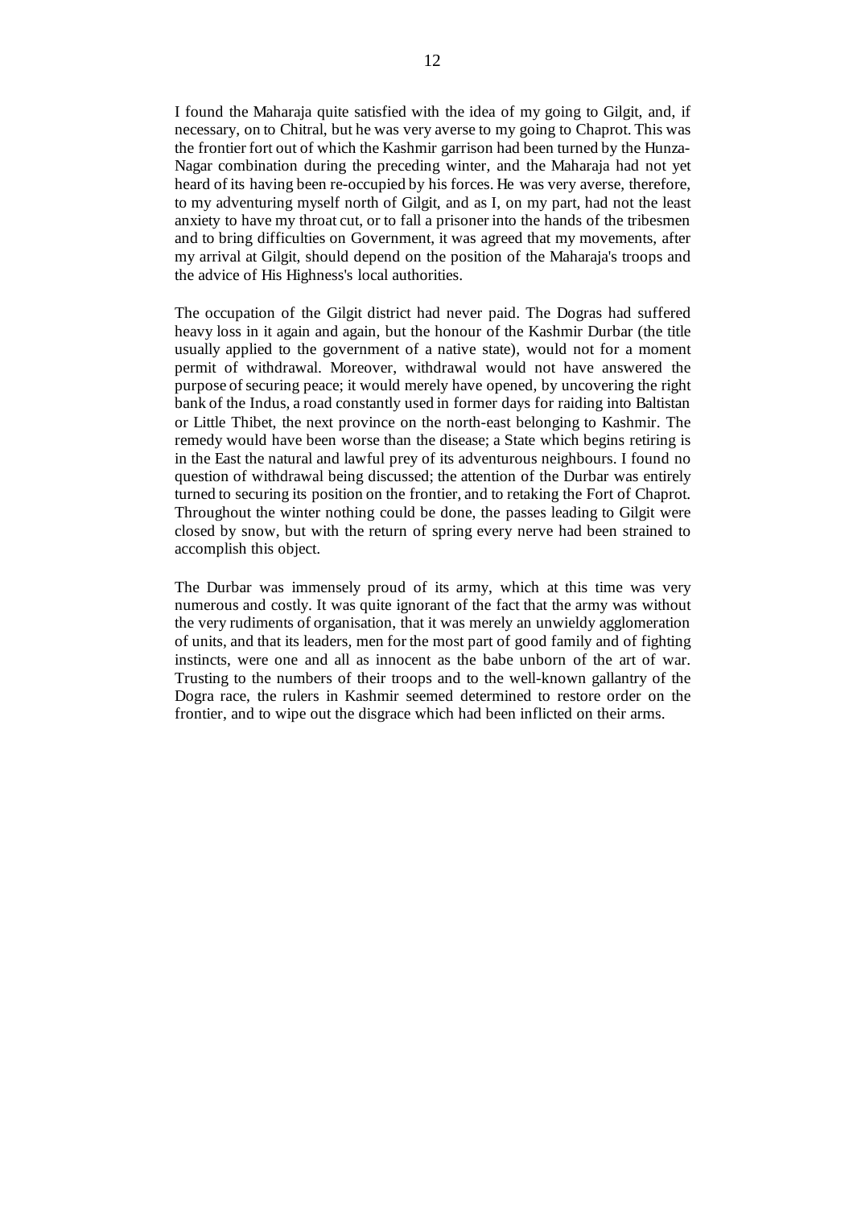I found the Maharaja quite satisfied with the idea of my going to Gilgit, and, if necessary, on to Chitral, but he was very averse to my going to Chaprot. This was the frontier fort out of which the Kashmir garrison had been turned by the Hunza-Nagar combination during the preceding winter, and the Maharaja had not yet heard of its having been re-occupied by his forces. He was very averse, therefore, to my adventuring myself north of Gilgit, and as I, on my part, had not the least anxiety to have my throat cut, or to fall a prisoner into the hands of the tribesmen and to bring difficulties on Government, it was agreed that my movements, after my arrival at Gilgit, should depend on the position of the Maharaja's troops and the advice of His Highness's local authorities.

The occupation of the Gilgit district had never paid. The Dogras had suffered heavy loss in it again and again, but the honour of the Kashmir Durbar (the title usually applied to the government of a native state), would not for a moment permit of withdrawal. Moreover, withdrawal would not have answered the purpose of securing peace; it would merely have opened, by uncovering the right bank of the Indus, a road constantly used in former days for raiding into Baltistan or Little Thibet, the next province on the north-east belonging to Kashmir. The remedy would have been worse than the disease; a State which begins retiring is in the East the natural and lawful prey of its adventurous neighbours. I found no question of withdrawal being discussed; the attention of the Durbar was entirely turned to securing its position on the frontier, and to retaking the Fort of Chaprot. Throughout the winter nothing could be done, the passes leading to Gilgit were closed by snow, but with the return of spring every nerve had been strained to accomplish this object.

The Durbar was immensely proud of its army, which at this time was very numerous and costly. It was quite ignorant of the fact that the army was without the very rudiments of organisation, that it was merely an unwieldy agglomeration of units, and that its leaders, men for the most part of good family and of fighting instincts, were one and all as innocent as the babe unborn of the art of war. Trusting to the numbers of their troops and to the well-known gallantry of the Dogra race, the rulers in Kashmir seemed determined to restore order on the frontier, and to wipe out the disgrace which had been inflicted on their arms.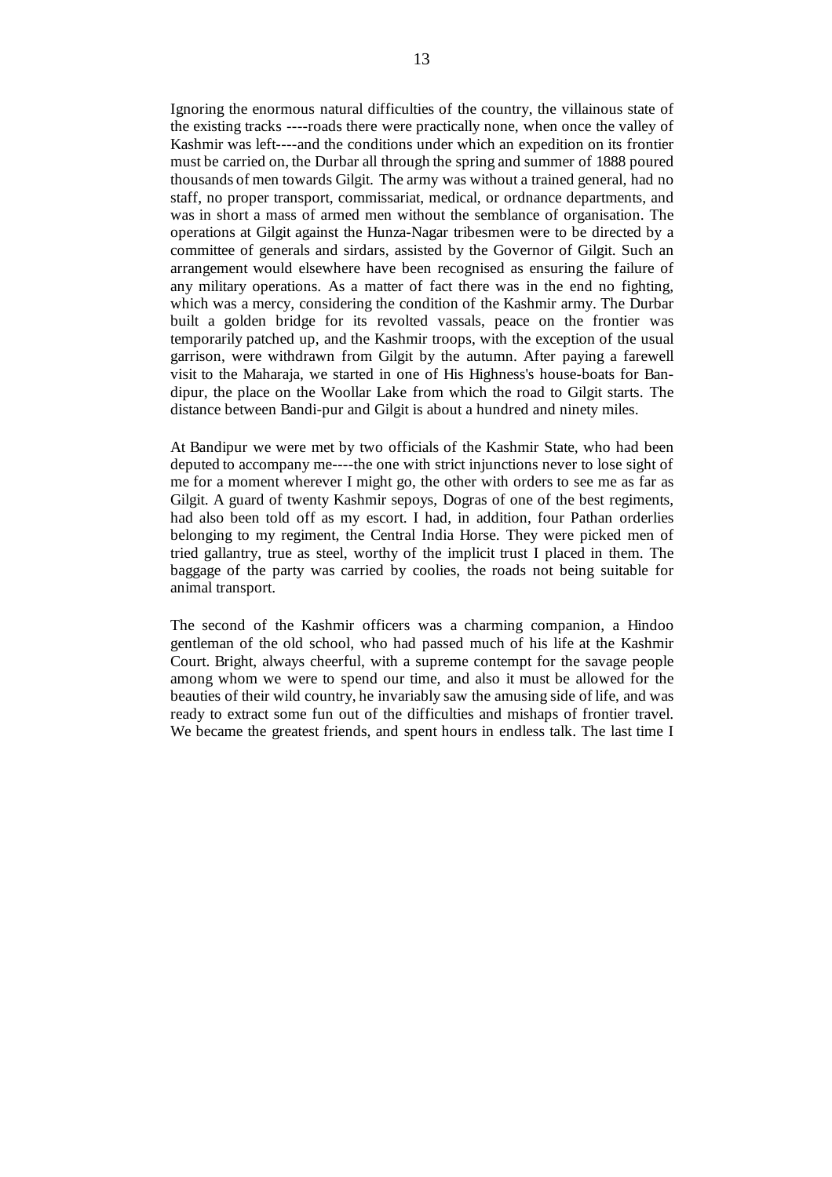Ignoring the enormous natural difficulties of the country, the villainous state of the existing tracks ----roads there were practically none, when once the valley of Kashmir was left----and the conditions under which an expedition on its frontier must be carried on, the Durbar all through the spring and summer of 1888 poured thousands of men towards Gilgit. The army was without a trained general, had no staff, no proper transport, commissariat, medical, or ordnance departments, and was in short a mass of armed men without the semblance of organisation. The operations at Gilgit against the Hunza-Nagar tribesmen were to be directed by a committee of generals and sirdars, assisted by the Governor of Gilgit. Such an arrangement would elsewhere have been recognised as ensuring the failure of any military operations. As a matter of fact there was in the end no fighting, which was a mercy, considering the condition of the Kashmir army. The Durbar built a golden bridge for its revolted vassals, peace on the frontier was temporarily patched up, and the Kashmir troops, with the exception of the usual garrison, were withdrawn from Gilgit by the autumn. After paying a farewell visit to the Maharaja, we started in one of His Highness's house-boats for Bandipur, the place on the Woollar Lake from which the road to Gilgit starts. The distance between Bandi-pur and Gilgit is about a hundred and ninety miles.

At Bandipur we were met by two officials of the Kashmir State, who had been deputed to accompany me----the one with strict injunctions never to lose sight of me for a moment wherever I might go, the other with orders to see me as far as Gilgit. A guard of twenty Kashmir sepoys, Dogras of one of the best regiments, had also been told off as my escort. I had, in addition, four Pathan orderlies belonging to my regiment, the Central India Horse. They were picked men of tried gallantry, true as steel, worthy of the implicit trust I placed in them. The baggage of the party was carried by coolies, the roads not being suitable for animal transport.

The second of the Kashmir officers was a charming companion, a Hindoo gentleman of the old school, who had passed much of his life at the Kashmir Court. Bright, always cheerful, with a supreme contempt for the savage people among whom we were to spend our time, and also it must be allowed for the beauties of their wild country, he invariably saw the amusing side of life, and was ready to extract some fun out of the difficulties and mishaps of frontier travel. We became the greatest friends, and spent hours in endless talk. The last time I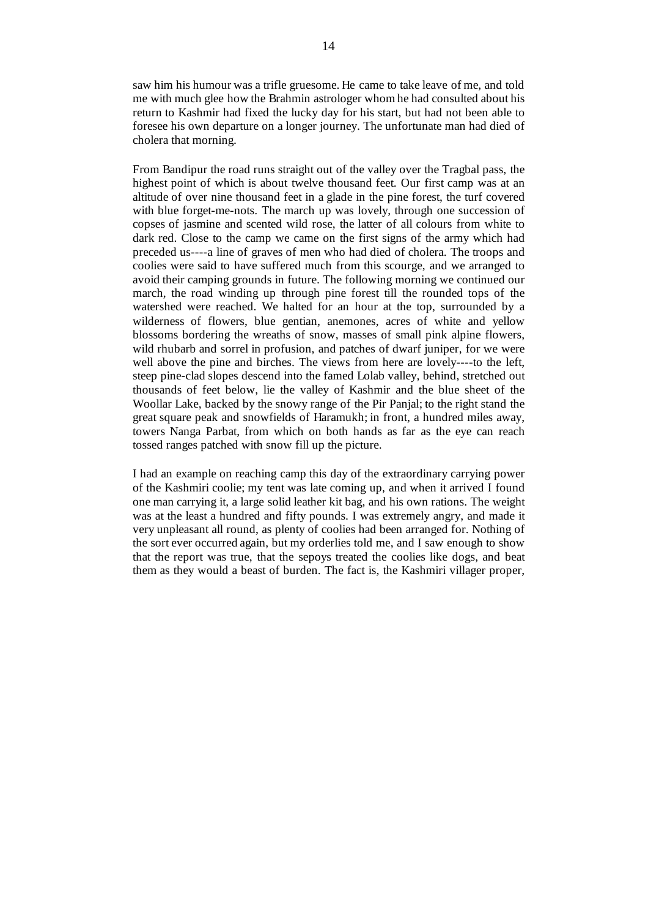saw him his humour was a trifle gruesome. He came to take leave of me, and told me with much glee how the Brahmin astrologer whom he had consulted about his return to Kashmir had fixed the lucky day for his start, but had not been able to foresee his own departure on a longer journey. The unfortunate man had died of cholera that morning.

From Bandipur the road runs straight out of the valley over the Tragbal pass, the highest point of which is about twelve thousand feet. Our first camp was at an altitude of over nine thousand feet in a glade in the pine forest, the turf covered with blue forget-me-nots. The march up was lovely, through one succession of copses of jasmine and scented wild rose, the latter of all colours from white to dark red. Close to the camp we came on the first signs of the army which had preceded us----a line of graves of men who had died of cholera. The troops and coolies were said to have suffered much from this scourge, and we arranged to avoid their camping grounds in future. The following morning we continued our march, the road winding up through pine forest till the rounded tops of the watershed were reached. We halted for an hour at the top, surrounded by a wilderness of flowers, blue gentian, anemones, acres of white and yellow blossoms bordering the wreaths of snow, masses of small pink alpine flowers, wild rhubarb and sorrel in profusion, and patches of dwarf juniper, for we were well above the pine and birches. The views from here are lovely----to the left, steep pine-clad slopes descend into the famed Lolab valley, behind, stretched out thousands of feet below, lie the valley of Kashmir and the blue sheet of the Woollar Lake, backed by the snowy range of the Pir Panjal; to the right stand the great square peak and snowfields of Haramukh; in front, a hundred miles away, towers Nanga Parbat, from which on both hands as far as the eye can reach tossed ranges patched with snow fill up the picture.

I had an example on reaching camp this day of the extraordinary carrying power of the Kashmiri coolie; my tent was late coming up, and when it arrived I found one man carrying it, a large solid leather kit bag, and his own rations. The weight was at the least a hundred and fifty pounds. I was extremely angry, and made it very unpleasant all round, as plenty of coolies had been arranged for. Nothing of the sort ever occurred again, but my orderlies told me, and I saw enough to show that the report was true, that the sepoys treated the coolies like dogs, and beat them as they would a beast of burden. The fact is, the Kashmiri villager proper,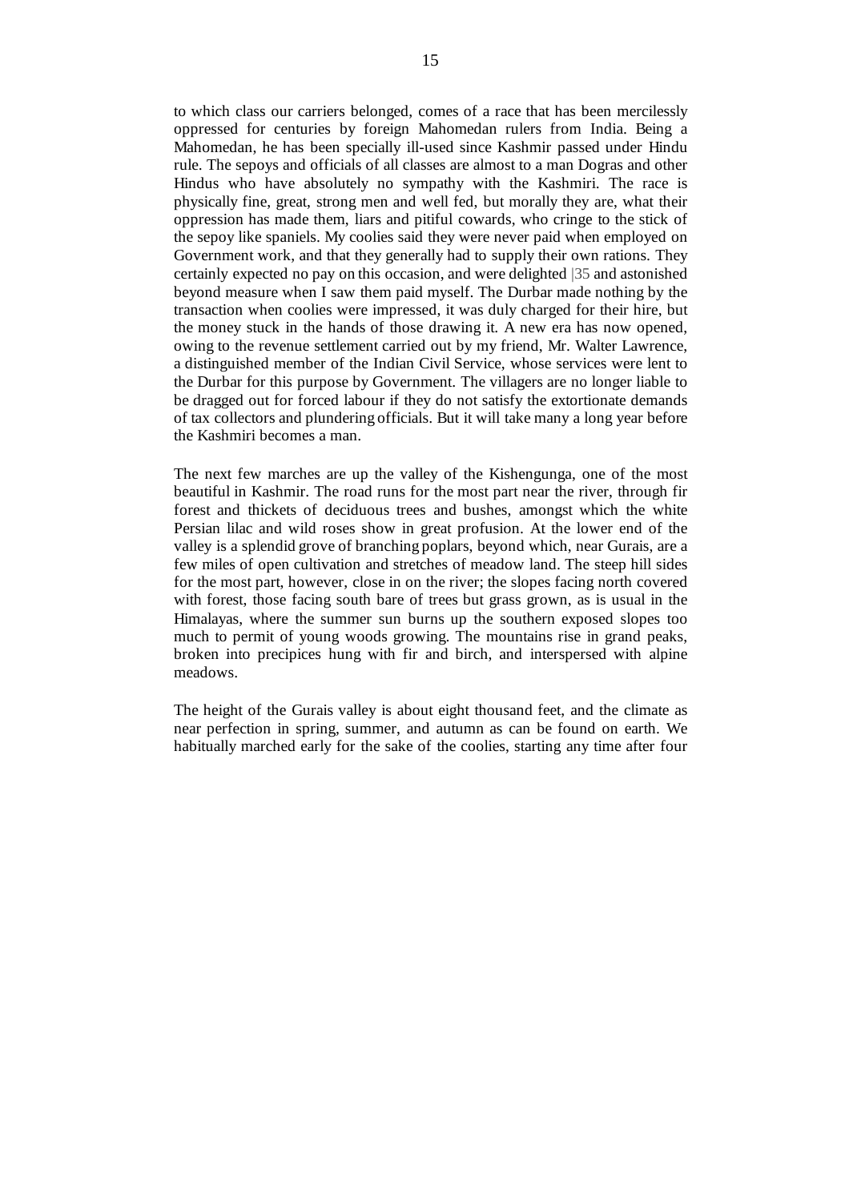to which class our carriers belonged, comes of a race that has been mercilessly oppressed for centuries by foreign Mahomedan rulers from India. Being a Mahomedan, he has been specially ill-used since Kashmir passed under Hindu rule. The sepoys and officials of all classes are almost to a man Dogras and other Hindus who have absolutely no sympathy with the Kashmiri. The race is physically fine, great, strong men and well fed, but morally they are, what their oppression has made them, liars and pitiful cowards, who cringe to the stick of the sepoy like spaniels. My coolies said they were never paid when employed on Government work, and that they generally had to supply their own rations. They certainly expected no pay on this occasion, and were delighted |35 and astonished beyond measure when I saw them paid myself. The Durbar made nothing by the transaction when coolies were impressed, it was duly charged for their hire, but the money stuck in the hands of those drawing it. A new era has now opened, owing to the revenue settlement carried out by my friend, Mr. Walter Lawrence, a distinguished member of the Indian Civil Service, whose services were lent to the Durbar for this purpose by Government. The villagers are no longer liable to be dragged out for forced labour if they do not satisfy the extortionate demands of tax collectors and plundering officials. But it will take many a long year before the Kashmiri becomes a man.

The next few marches are up the valley of the Kishengunga, one of the most beautiful in Kashmir. The road runs for the most part near the river, through fir forest and thickets of deciduous trees and bushes, amongst which the white Persian lilac and wild roses show in great profusion. At the lower end of the valley is a splendid grove of branching poplars, beyond which, near Gurais, are a few miles of open cultivation and stretches of meadow land. The steep hill sides for the most part, however, close in on the river; the slopes facing north covered with forest, those facing south bare of trees but grass grown, as is usual in the Himalayas, where the summer sun burns up the southern exposed slopes too much to permit of young woods growing. The mountains rise in grand peaks, broken into precipices hung with fir and birch, and interspersed with alpine meadows.

The height of the Gurais valley is about eight thousand feet, and the climate as near perfection in spring, summer, and autumn as can be found on earth. We habitually marched early for the sake of the coolies, starting any time after four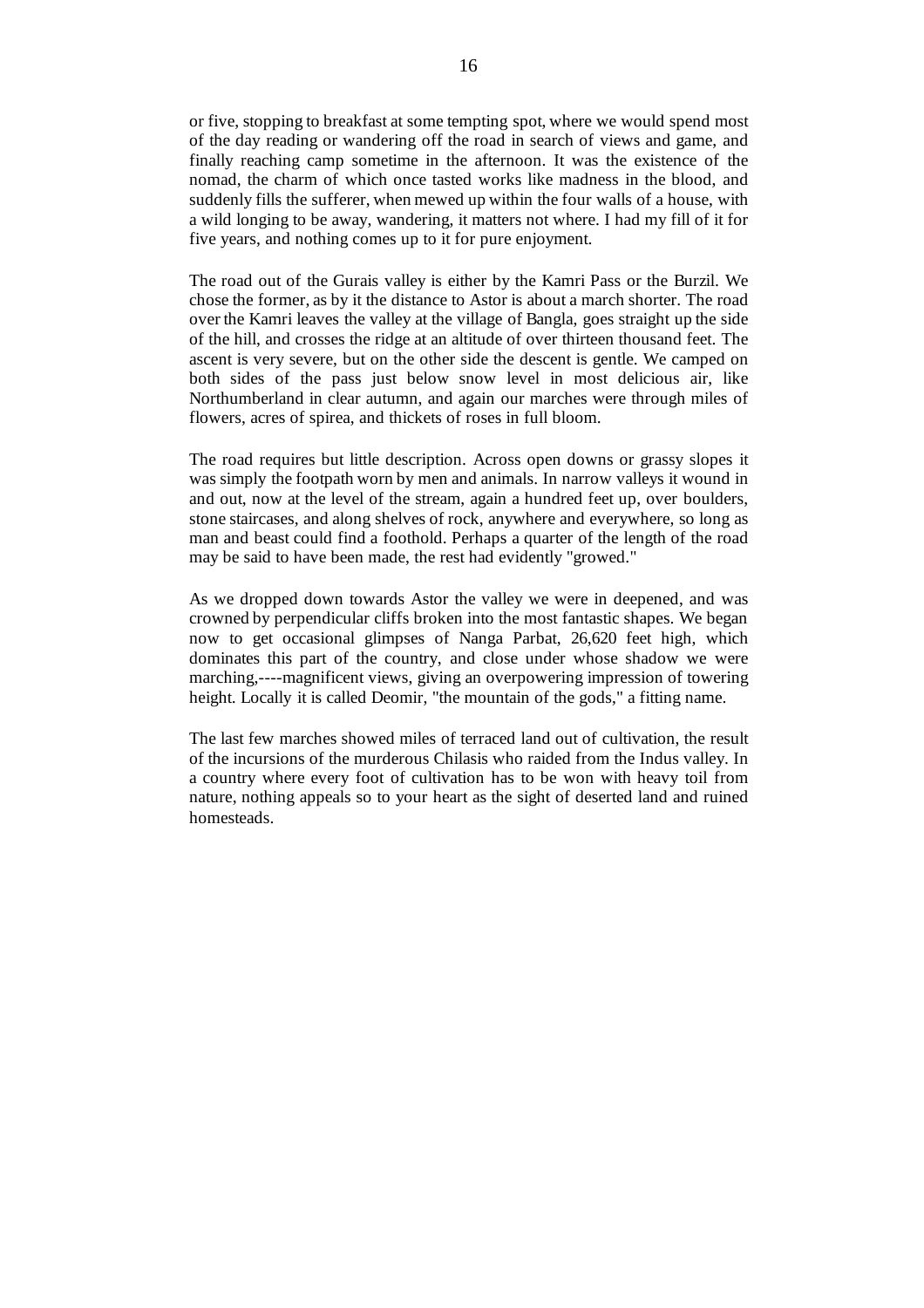or five, stopping to breakfast at some tempting spot, where we would spend most of the day reading or wandering off the road in search of views and game, and finally reaching camp sometime in the afternoon. It was the existence of the nomad, the charm of which once tasted works like madness in the blood, and suddenly fills the sufferer, when mewed up within the four walls of a house, with a wild longing to be away, wandering, it matters not where. I had my fill of it for five years, and nothing comes up to it for pure enjoyment.

The road out of the Gurais valley is either by the Kamri Pass or the Burzil. We chose the former, as by it the distance to Astor is about a march shorter. The road over the Kamri leaves the valley at the village of Bangla, goes straight up the side of the hill, and crosses the ridge at an altitude of over thirteen thousand feet. The ascent is very severe, but on the other side the descent is gentle. We camped on both sides of the pass just below snow level in most delicious air, like Northumberland in clear autumn, and again our marches were through miles of flowers, acres of spirea, and thickets of roses in full bloom.

The road requires but little description. Across open downs or grassy slopes it was simply the footpath worn by men and animals. In narrow valleys it wound in and out, now at the level of the stream, again a hundred feet up, over boulders, stone staircases, and along shelves of rock, anywhere and everywhere, so long as man and beast could find a foothold. Perhaps a quarter of the length of the road may be said to have been made, the rest had evidently "growed."

As we dropped down towards Astor the valley we were in deepened, and was crowned by perpendicular cliffs broken into the most fantastic shapes. We began now to get occasional glimpses of Nanga Parbat, 26,620 feet high, which dominates this part of the country, and close under whose shadow we were marching,----magnificent views, giving an overpowering impression of towering height. Locally it is called Deomir, "the mountain of the gods," a fitting name.

The last few marches showed miles of terraced land out of cultivation, the result of the incursions of the murderous Chilasis who raided from the Indus valley. In a country where every foot of cultivation has to be won with heavy toil from nature, nothing appeals so to your heart as the sight of deserted land and ruined homesteads.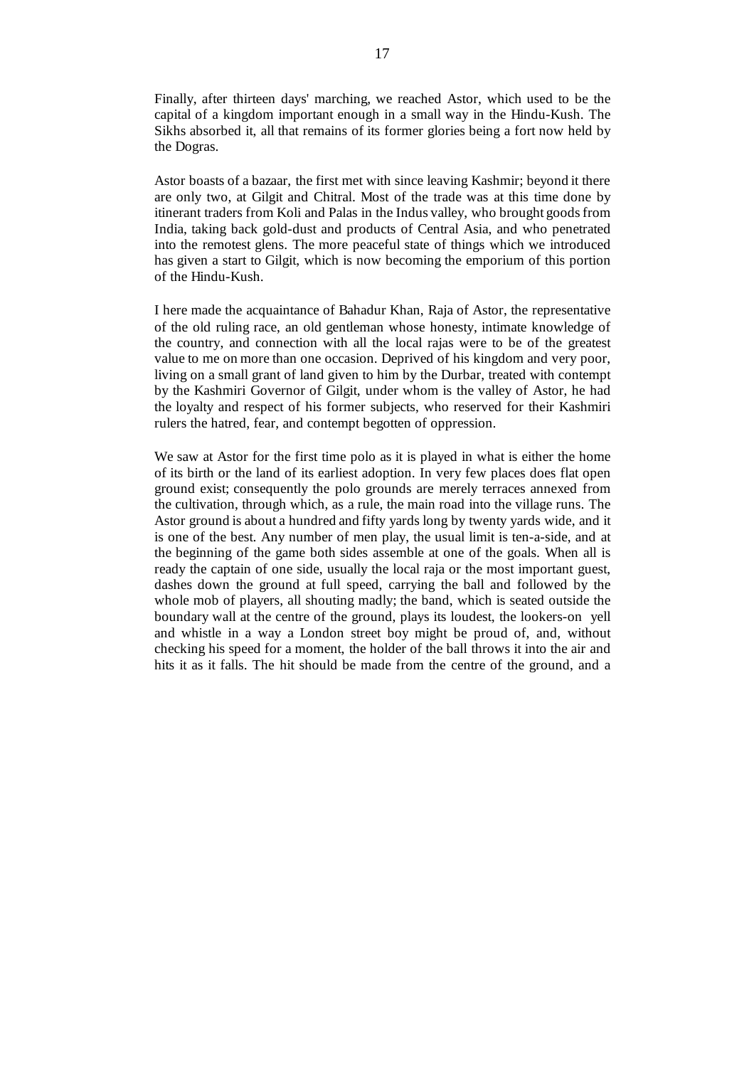Finally, after thirteen days' marching, we reached Astor, which used to be the capital of a kingdom important enough in a small way in the Hindu-Kush. The Sikhs absorbed it, all that remains of its former glories being a fort now held by the Dogras.

Astor boasts of a bazaar, the first met with since leaving Kashmir; beyond it there are only two, at Gilgit and Chitral. Most of the trade was at this time done by itinerant traders from Koli and Palas in the Indus valley, who brought goods from India, taking back gold-dust and products of Central Asia, and who penetrated into the remotest glens. The more peaceful state of things which we introduced has given a start to Gilgit, which is now becoming the emporium of this portion of the Hindu-Kush.

I here made the acquaintance of Bahadur Khan, Raja of Astor, the representative of the old ruling race, an old gentleman whose honesty, intimate knowledge of the country, and connection with all the local rajas were to be of the greatest value to me on more than one occasion. Deprived of his kingdom and very poor, living on a small grant of land given to him by the Durbar, treated with contempt by the Kashmiri Governor of Gilgit, under whom is the valley of Astor, he had the loyalty and respect of his former subjects, who reserved for their Kashmiri rulers the hatred, fear, and contempt begotten of oppression.

We saw at Astor for the first time polo as it is played in what is either the home of its birth or the land of its earliest adoption. In very few places does flat open ground exist; consequently the polo grounds are merely terraces annexed from the cultivation, through which, as a rule, the main road into the village runs. The Astor ground is about a hundred and fifty yards long by twenty yards wide, and it is one of the best. Any number of men play, the usual limit is ten-a-side, and at the beginning of the game both sides assemble at one of the goals. When all is ready the captain of one side, usually the local raja or the most important guest, dashes down the ground at full speed, carrying the ball and followed by the whole mob of players, all shouting madly; the band, which is seated outside the boundary wall at the centre of the ground, plays its loudest, the lookers-on yell and whistle in a way a London street boy might be proud of, and, without checking his speed for a moment, the holder of the ball throws it into the air and hits it as it falls. The hit should be made from the centre of the ground, and a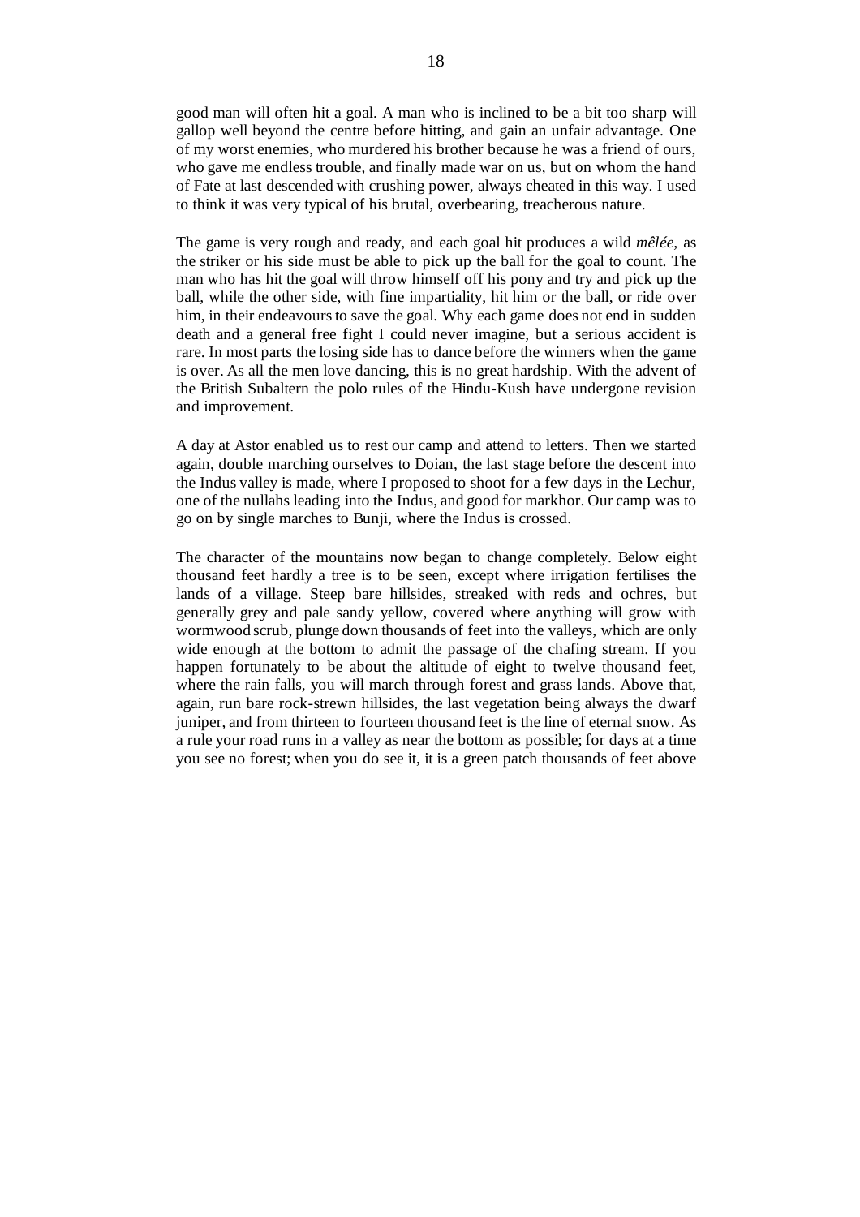good man will often hit a goal. A man who is inclined to be a bit too sharp will gallop well beyond the centre before hitting, and gain an unfair advantage. One of my worst enemies, who murdered his brother because he was a friend of ours, who gave me endless trouble, and finally made war on us, but on whom the hand of Fate at last descended with crushing power, always cheated in this way. I used to think it was very typical of his brutal, overbearing, treacherous nature.

The game is very rough and ready, and each goal hit produces a wild *mêlée,* as the striker or his side must be able to pick up the ball for the goal to count. The man who has hit the goal will throw himself off his pony and try and pick up the ball, while the other side, with fine impartiality, hit him or the ball, or ride over him, in their endeavours to save the goal. Why each game does not end in sudden death and a general free fight I could never imagine, but a serious accident is rare. In most parts the losing side has to dance before the winners when the game is over. As all the men love dancing, this is no great hardship. With the advent of the British Subaltern the polo rules of the Hindu-Kush have undergone revision and improvement.

A day at Astor enabled us to rest our camp and attend to letters. Then we started again, double marching ourselves to Doian, the last stage before the descent into the Indus valley is made, where I proposed to shoot for a few days in the Lechur, one of the nullahs leading into the Indus, and good for markhor. Our camp was to go on by single marches to Bunji, where the Indus is crossed.

The character of the mountains now began to change completely. Below eight thousand feet hardly a tree is to be seen, except where irrigation fertilises the lands of a village. Steep bare hillsides, streaked with reds and ochres, but generally grey and pale sandy yellow, covered where anything will grow with wormwood scrub, plunge down thousands of feet into the valleys, which are only wide enough at the bottom to admit the passage of the chafing stream. If you happen fortunately to be about the altitude of eight to twelve thousand feet, where the rain falls, you will march through forest and grass lands. Above that, again, run bare rock-strewn hillsides, the last vegetation being always the dwarf juniper, and from thirteen to fourteen thousand feet is the line of eternal snow. As a rule your road runs in a valley as near the bottom as possible; for days at a time you see no forest; when you do see it, it is a green patch thousands of feet above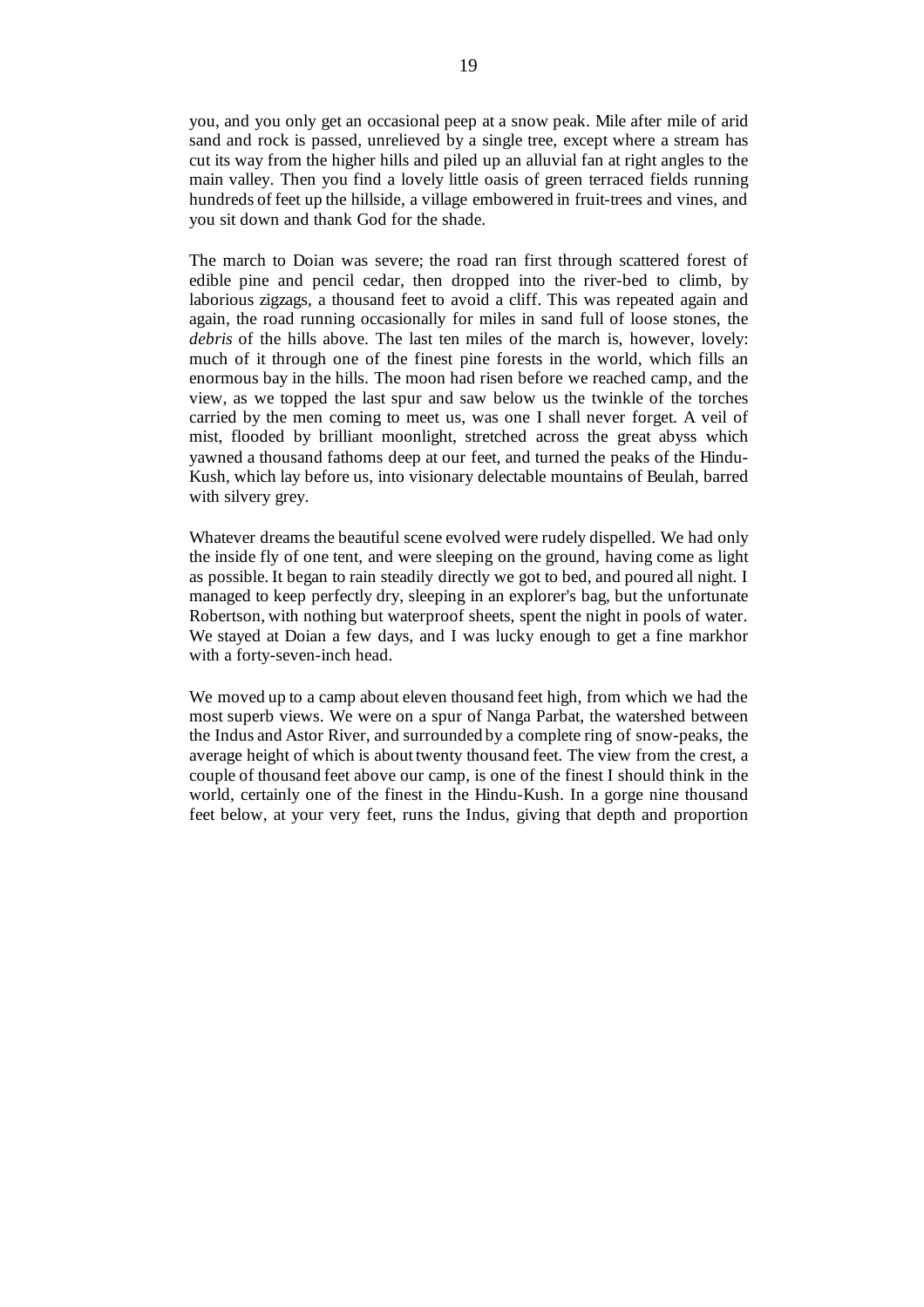you, and you only get an occasional peep at a snow peak. Mile after mile of arid sand and rock is passed, unrelieved by a single tree, except where a stream has cut its way from the higher hills and piled up an alluvial fan at right angles to the main valley. Then you find a lovely little oasis of green terraced fields running hundreds of feet up the hillside, a village embowered in fruit-trees and vines, and you sit down and thank God for the shade.

The march to Doian was severe; the road ran first through scattered forest of edible pine and pencil cedar, then dropped into the river-bed to climb, by laborious zigzags, a thousand feet to avoid a cliff. This was repeated again and again, the road running occasionally for miles in sand full of loose stones, the *debris* of the hills above. The last ten miles of the march is, however, lovely: much of it through one of the finest pine forests in the world, which fills an enormous bay in the hills. The moon had risen before we reached camp, and the view, as we topped the last spur and saw below us the twinkle of the torches carried by the men coming to meet us, was one I shall never forget. A veil of mist, flooded by brilliant moonlight, stretched across the great abyss which yawned a thousand fathoms deep at our feet, and turned the peaks of the Hindu-Kush, which lay before us, into visionary delectable mountains of Beulah, barred with silvery grey.

Whatever dreams the beautiful scene evolved were rudely dispelled. We had only the inside fly of one tent, and were sleeping on the ground, having come as light as possible. It began to rain steadily directly we got to bed, and poured all night. I managed to keep perfectly dry, sleeping in an explorer's bag, but the unfortunate Robertson, with nothing but waterproof sheets, spent the night in pools of water. We stayed at Doian a few days, and I was lucky enough to get a fine markhor with a forty-seven-inch head.

We moved up to a camp about eleven thousand feet high, from which we had the most superb views. We were on a spur of Nanga Parbat, the watershed between the Indus and Astor River, and surrounded by a complete ring of snow-peaks, the average height of which is about twenty thousand feet. The view from the crest, a couple of thousand feet above our camp, is one of the finest I should think in the world, certainly one of the finest in the Hindu-Kush. In a gorge nine thousand feet below, at your very feet, runs the Indus, giving that depth and proportion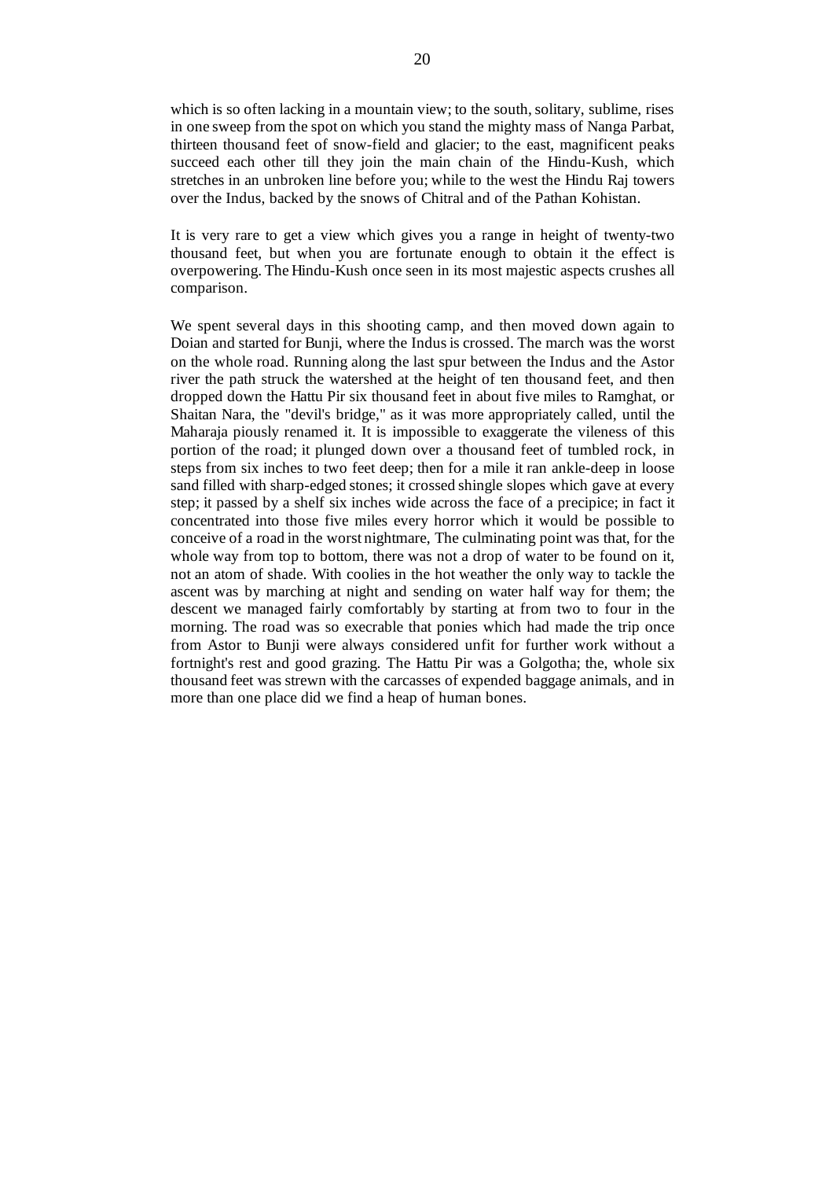which is so often lacking in a mountain view; to the south, solitary, sublime, rises in one sweep from the spot on which you stand the mighty mass of Nanga Parbat, thirteen thousand feet of snow-field and glacier; to the east, magnificent peaks succeed each other till they join the main chain of the Hindu-Kush, which stretches in an unbroken line before you; while to the west the Hindu Raj towers over the Indus, backed by the snows of Chitral and of the Pathan Kohistan.

It is very rare to get a view which gives you a range in height of twenty-two thousand feet, but when you are fortunate enough to obtain it the effect is overpowering. The Hindu-Kush once seen in its most majestic aspects crushes all comparison.

We spent several days in this shooting camp, and then moved down again to Doian and started for Bunji, where the Indus is crossed. The march was the worst on the whole road. Running along the last spur between the Indus and the Astor river the path struck the watershed at the height of ten thousand feet, and then dropped down the Hattu Pir six thousand feet in about five miles to Ramghat, or Shaitan Nara, the "devil's bridge," as it was more appropriately called, until the Maharaja piously renamed it. It is impossible to exaggerate the vileness of this portion of the road; it plunged down over a thousand feet of tumbled rock, in steps from six inches to two feet deep; then for a mile it ran ankle-deep in loose sand filled with sharp-edged stones; it crossed shingle slopes which gave at every step; it passed by a shelf six inches wide across the face of a precipice; in fact it concentrated into those five miles every horror which it would be possible to conceive of a road in the worst nightmare, The culminating point was that, for the whole way from top to bottom, there was not a drop of water to be found on it, not an atom of shade. With coolies in the hot weather the only way to tackle the ascent was by marching at night and sending on water half way for them; the descent we managed fairly comfortably by starting at from two to four in the morning. The road was so execrable that ponies which had made the trip once from Astor to Bunji were always considered unfit for further work without a fortnight's rest and good grazing. The Hattu Pir was a Golgotha; the, whole six thousand feet was strewn with the carcasses of expended baggage animals, and in more than one place did we find a heap of human bones.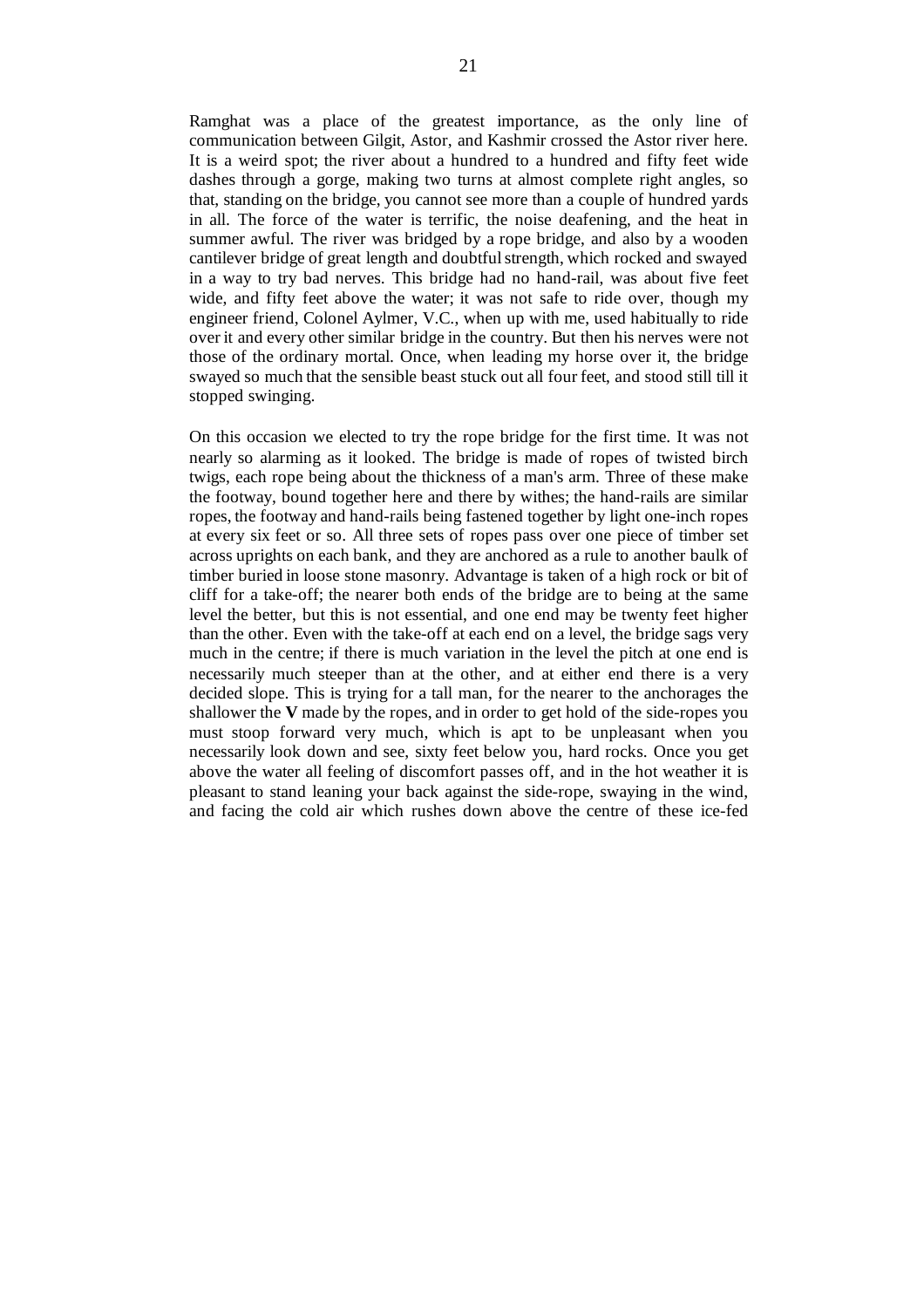Ramghat was a place of the greatest importance, as the only line of communication between Gilgit, Astor, and Kashmir crossed the Astor river here. It is a weird spot; the river about a hundred to a hundred and fifty feet wide dashes through a gorge, making two turns at almost complete right angles, so that, standing on the bridge, you cannot see more than a couple of hundred yards in all. The force of the water is terrific, the noise deafening, and the heat in summer awful. The river was bridged by a rope bridge, and also by a wooden cantilever bridge of great length and doubtful strength, which rocked and swayed in a way to try bad nerves. This bridge had no hand-rail, was about five feet wide, and fifty feet above the water; it was not safe to ride over, though my engineer friend, Colonel Aylmer, V.C., when up with me, used habitually to ride over it and every other similar bridge in the country. But then his nerves were not those of the ordinary mortal. Once, when leading my horse over it, the bridge swayed so much that the sensible beast stuck out all four feet, and stood still till it stopped swinging.

On this occasion we elected to try the rope bridge for the first time. It was not nearly so alarming as it looked. The bridge is made of ropes of twisted birch twigs, each rope being about the thickness of a man's arm. Three of these make the footway, bound together here and there by withes; the hand-rails are similar ropes, the footway and hand-rails being fastened together by light one-inch ropes at every six feet or so. All three sets of ropes pass over one piece of timber set across uprights on each bank, and they are anchored as a rule to another baulk of timber buried in loose stone masonry. Advantage is taken of a high rock or bit of cliff for a take-off; the nearer both ends of the bridge are to being at the same level the better, but this is not essential, and one end may be twenty feet higher than the other. Even with the take-off at each end on a level, the bridge sags very much in the centre; if there is much variation in the level the pitch at one end is necessarily much steeper than at the other, and at either end there is a very decided slope. This is trying for a tall man, for the nearer to the anchorages the shallower the **V** made by the ropes, and in order to get hold of the side-ropes you must stoop forward very much, which is apt to be unpleasant when you necessarily look down and see, sixty feet below you, hard rocks. Once you get above the water all feeling of discomfort passes off, and in the hot weather it is pleasant to stand leaning your back against the side-rope, swaying in the wind, and facing the cold air which rushes down above the centre of these ice-fed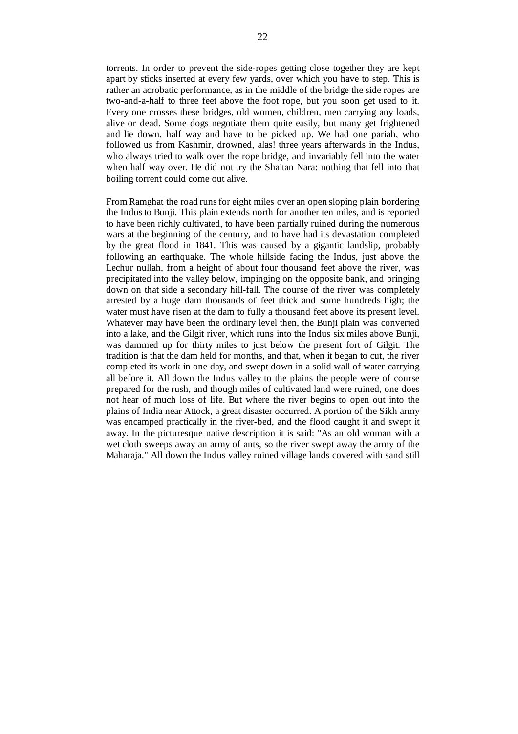torrents. In order to prevent the side-ropes getting close together they are kept apart by sticks inserted at every few yards, over which you have to step. This is rather an acrobatic performance, as in the middle of the bridge the side ropes are two-and-a-half to three feet above the foot rope, but you soon get used to it. Every one crosses these bridges, old women, children, men carrying any loads, alive or dead. Some dogs negotiate them quite easily, but many get frightened and lie down, half way and have to be picked up. We had one pariah, who followed us from Kashmir, drowned, alas! three years afterwards in the Indus, who always tried to walk over the rope bridge, and invariably fell into the water when half way over. He did not try the Shaitan Nara: nothing that fell into that boiling torrent could come out alive.

From Ramghat the road runs for eight miles over an open sloping plain bordering the Indus to Bunji. This plain extends north for another ten miles, and is reported to have been richly cultivated, to have been partially ruined during the numerous wars at the beginning of the century, and to have had its devastation completed by the great flood in 1841. This was caused by a gigantic landslip, probably following an earthquake. The whole hillside facing the Indus, just above the Lechur nullah, from a height of about four thousand feet above the river, was precipitated into the valley below, impinging on the opposite bank, and bringing down on that side a secondary hill-fall. The course of the river was completely arrested by a huge dam thousands of feet thick and some hundreds high; the water must have risen at the dam to fully a thousand feet above its present level. Whatever may have been the ordinary level then, the Bunji plain was converted into a lake, and the Gilgit river, which runs into the Indus six miles above Bunji, was dammed up for thirty miles to just below the present fort of Gilgit. The tradition is that the dam held for months, and that, when it began to cut, the river completed its work in one day, and swept down in a solid wall of water carrying all before it. All down the Indus valley to the plains the people were of course prepared for the rush, and though miles of cultivated land were ruined, one does not hear of much loss of life. But where the river begins to open out into the plains of India near Attock, a great disaster occurred. A portion of the Sikh army was encamped practically in the river-bed, and the flood caught it and swept it away. In the picturesque native description it is said: "As an old woman with a wet cloth sweeps away an army of ants, so the river swept away the army of the Maharaja." All down the Indus valley ruined village lands covered with sand still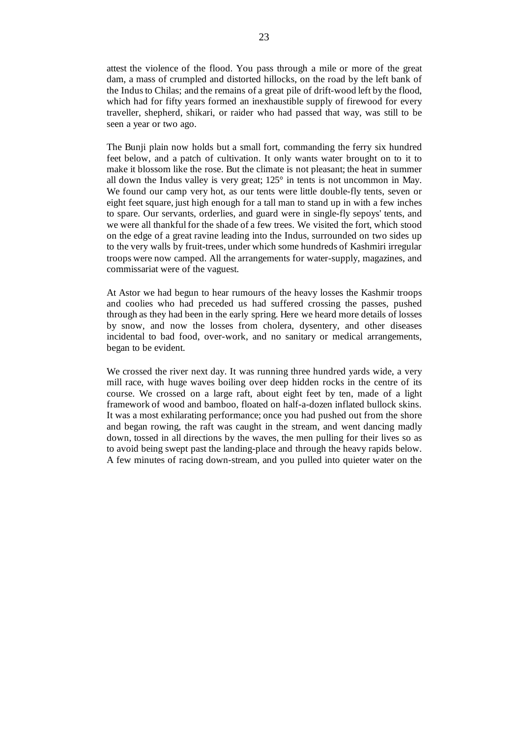attest the violence of the flood. You pass through a mile or more of the great dam, a mass of crumpled and distorted hillocks, on the road by the left bank of the Indus to Chilas; and the remains of a great pile of drift-wood left by the flood, which had for fifty years formed an inexhaustible supply of firewood for every traveller, shepherd, shikari, or raider who had passed that way, was still to be seen a year or two ago.

The Bunji plain now holds but a small fort, commanding the ferry six hundred feet below, and a patch of cultivation. It only wants water brought on to it to make it blossom like the rose. But the climate is not pleasant; the heat in summer all down the Indus valley is very great; 125° in tents is not uncommon in May. We found our camp very hot, as our tents were little double-fly tents, seven or eight feet square, just high enough for a tall man to stand up in with a few inches to spare. Our servants, orderlies, and guard were in single-fly sepoys' tents, and we were all thankful for the shade of a few trees. We visited the fort, which stood on the edge of a great ravine leading into the Indus, surrounded on two sides up to the very walls by fruit-trees, under which some hundreds of Kashmiri irregular troops were now camped. All the arrangements for water-supply, magazines, and commissariat were of the vaguest.

At Astor we had begun to hear rumours of the heavy losses the Kashmir troops and coolies who had preceded us had suffered crossing the passes, pushed through as they had been in the early spring. Here we heard more details of losses by snow, and now the losses from cholera, dysentery, and other diseases incidental to bad food, over-work, and no sanitary or medical arrangements, began to be evident.

We crossed the river next day. It was running three hundred yards wide, a very mill race, with huge waves boiling over deep hidden rocks in the centre of its course. We crossed on a large raft, about eight feet by ten, made of a light framework of wood and bamboo, floated on half-a-dozen inflated bullock skins. It was a most exhilarating performance; once you had pushed out from the shore and began rowing, the raft was caught in the stream, and went dancing madly down, tossed in all directions by the waves, the men pulling for their lives so as to avoid being swept past the landing-place and through the heavy rapids below. A few minutes of racing down-stream, and you pulled into quieter water on the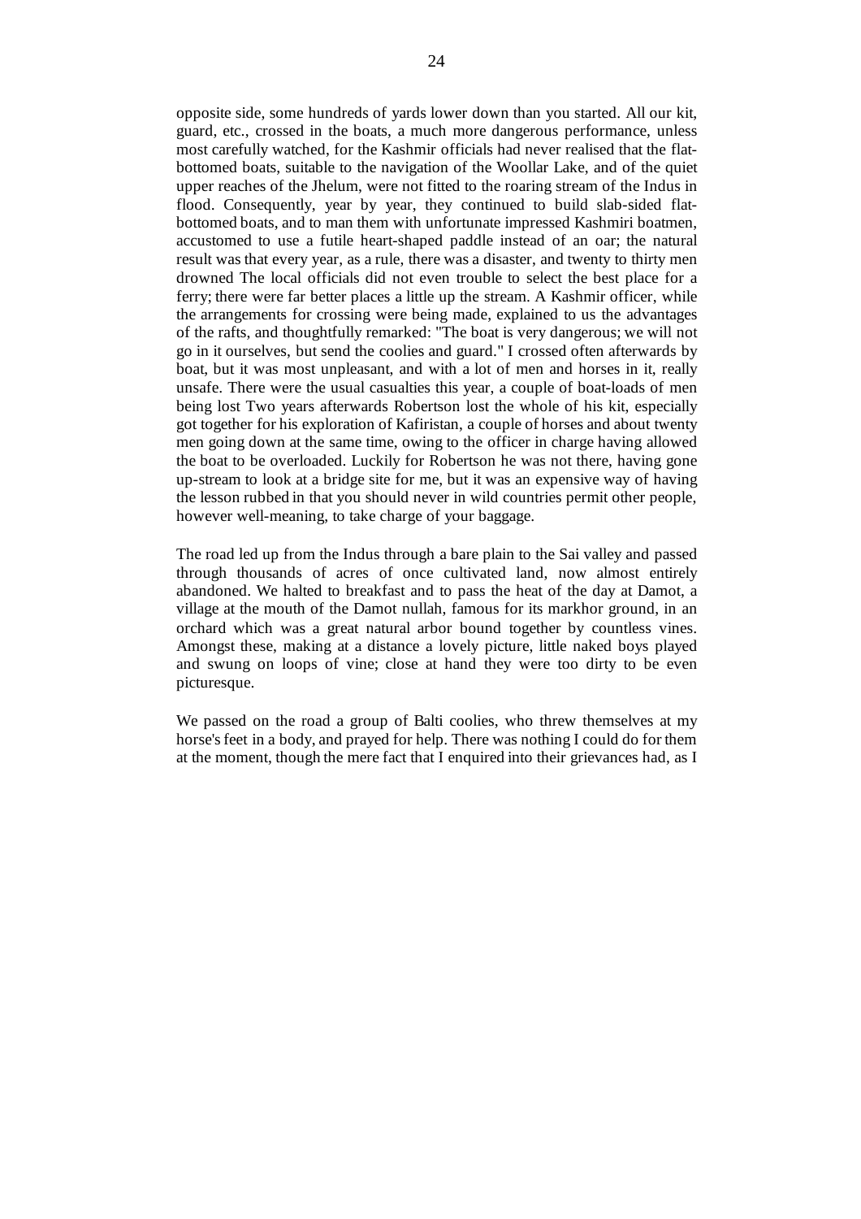opposite side, some hundreds of yards lower down than you started. All our kit, guard, etc., crossed in the boats, a much more dangerous performance, unless most carefully watched, for the Kashmir officials had never realised that the flat-bottomed boats, suitable to the navigation of the Woollar Lake, and of the quiet upper reaches of the Jhelum, were not fitted to the roaring stream of the Indus in flood. Consequently, year by year, they continued to build slab-sided flat-bottomed boats, and to man them with unfortunate impressed Kashmiri boatmen, accustomed to use a futile heart-shaped paddle instead of an oar; the natural result was that every year, as a rule, there was a disaster, and twenty to thirty men drowned The local officials did not even trouble to select the best place for a ferry; there were far better places a little up the stream. A Kashmir officer, while the arrangements for crossing were being made, explained to us the advantages of the rafts, and thoughtfully remarked: "The boat is very dangerous; we will not go in it ourselves, but send the coolies and guard." I crossed often afterwards by boat, but it was most unpleasant, and with a lot of men and horses in it, really unsafe. There were the usual casualties this year, a couple of boat-loads of men being lost Two years afterwards Robertson lost the whole of his kit, especially got together for his exploration of Kafiristan, a couple of horses and about twenty men going down at the same time, owing to the officer in charge having allowed the boat to be overloaded. Luckily for Robertson he was not there, having gone up-stream to look at a bridge site for me, but it was an expensive way of having the lesson rubbed in that you should never in wild countries permit other people, however well-meaning, to take charge of your baggage.

The road led up from the Indus through a bare plain to the Sai valley and passed through thousands of acres of once cultivated land, now almost entirely abandoned. We halted to breakfast and to pass the heat of the day at Damot, a village at the mouth of the Damot nullah, famous for its markhor ground, in an orchard which was a great natural arbor bound together by countless vines. Amongst these, making at a distance a lovely picture, little naked boys played and swung on loops of vine; close at hand they were too dirty to be even picturesque.

We passed on the road a group of Balti coolies, who threw themselves at my horse's feet in a body, and prayed for help. There was nothing I could do for them at the moment, though the mere fact that I enquired into their grievances had, as I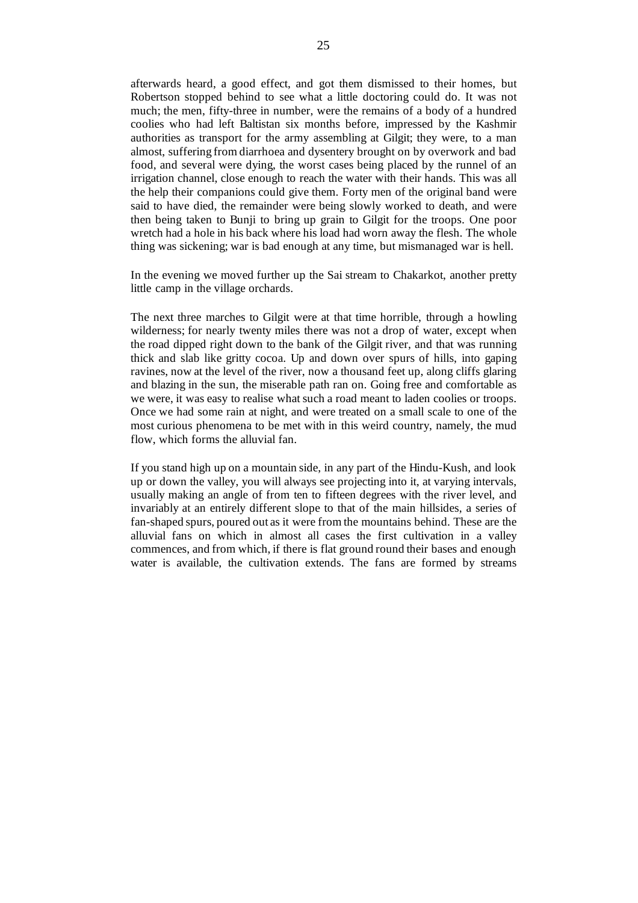afterwards heard, a good effect, and got them dismissed to their homes, but Robertson stopped behind to see what a little doctoring could do. It was not much; the men, fifty-three in number, were the remains of a body of a hundred coolies who had left Baltistan six months before, impressed by the Kashmir authorities as transport for the army assembling at Gilgit; they were, to a man almost, suffering from diarrhoea and dysentery brought on by overwork and bad food, and several were dying, the worst cases being placed by the runnel of an irrigation channel, close enough to reach the water with their hands. This was all the help their companions could give them. Forty men of the original band were said to have died, the remainder were being slowly worked to death, and were then being taken to Bunji to bring up grain to Gilgit for the troops. One poor wretch had a hole in his back where his load had worn away the flesh. The whole thing was sickening; war is bad enough at any time, but mismanaged war is hell.

In the evening we moved further up the Sai stream to Chakarkot, another pretty little camp in the village orchards.

The next three marches to Gilgit were at that time horrible, through a howling wilderness; for nearly twenty miles there was not a drop of water, except when the road dipped right down to the bank of the Gilgit river, and that was running thick and slab like gritty cocoa. Up and down over spurs of hills, into gaping ravines, now at the level of the river, now a thousand feet up, along cliffs glaring and blazing in the sun, the miserable path ran on. Going free and comfortable as we were, it was easy to realise what such a road meant to laden coolies or troops. Once we had some rain at night, and were treated on a small scale to one of the most curious phenomena to be met with in this weird country, namely, the mud flow, which forms the alluvial fan.

If you stand high up on a mountain side, in any part of the Hindu-Kush, and look up or down the valley, you will always see projecting into it, at varying intervals, usually making an angle of from ten to fifteen degrees with the river level, and invariably at an entirely different slope to that of the main hillsides, a series of fan-shaped spurs, poured out as it were from the mountains behind. These are the alluvial fans on which in almost all cases the first cultivation in a valley commences, and from which, if there is flat ground round their bases and enough water is available, the cultivation extends. The fans are formed by streams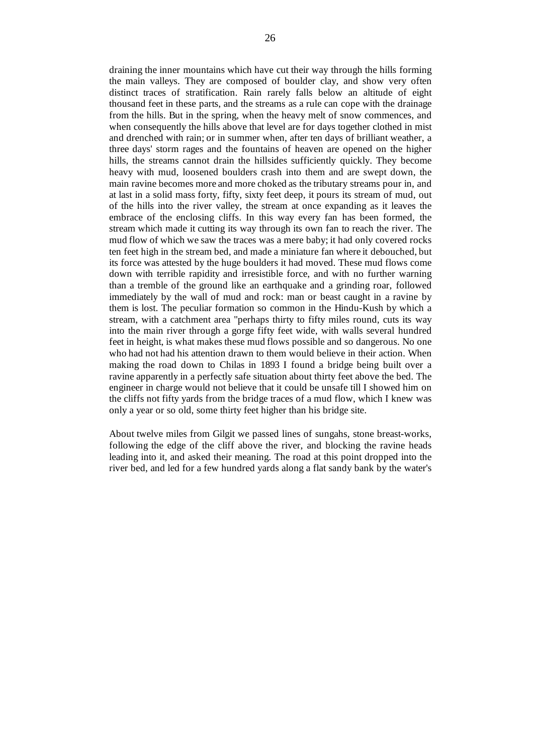draining the inner mountains which have cut their way through the hills forming the main valleys. They are composed of boulder clay, and show very often distinct traces of stratification. Rain rarely falls below an altitude of eight thousand feet in these parts, and the streams as a rule can cope with the drainage from the hills. But in the spring, when the heavy melt of snow commences, and when consequently the hills above that level are for days together clothed in mist and drenched with rain; or in summer when, after ten days of brilliant weather, a three days' storm rages and the fountains of heaven are opened on the higher hills, the streams cannot drain the hillsides sufficiently quickly. They become heavy with mud, loosened boulders crash into them and are swept down, the main ravine becomes more and more choked as the tributary streams pour in, and at last in a solid mass forty, fifty, sixty feet deep, it pours its stream of mud, out of the hills into the river valley, the stream at once expanding as it leaves the embrace of the enclosing cliffs. In this way every fan has been formed, the stream which made it cutting its way through its own fan to reach the river. The mud flow of which we saw the traces was a mere baby; it had only covered rocks ten feet high in the stream bed, and made a miniature fan where it debouched, but its force was attested by the huge boulders it had moved. These mud flows come down with terrible rapidity and irresistible force, and with no further warning than a tremble of the ground like an earthquake and a grinding roar, followed immediately by the wall of mud and rock: man or beast caught in a ravine by them is lost. The peculiar formation so common in the Hindu-Kush by which a stream, with a catchment area "perhaps thirty to fifty miles round, cuts its way into the main river through a gorge fifty feet wide, with walls several hundred feet in height, is what makes these mud flows possible and so dangerous. No one who had not had his attention drawn to them would believe in their action. When making the road down to Chilas in 1893 I found a bridge being built over a ravine apparently in a perfectly safe situation about thirty feet above the bed. The engineer in charge would not believe that it could be unsafe till I showed him on the cliffs not fifty yards from the bridge traces of a mud flow, which I knew was only a year or so old, some thirty feet higher than his bridge site.

About twelve miles from Gilgit we passed lines of sungahs, stone breast-works, following the edge of the cliff above the river, and blocking the ravine heads leading into it, and asked their meaning. The road at this point dropped into the river bed, and led for a few hundred yards along a flat sandy bank by the water's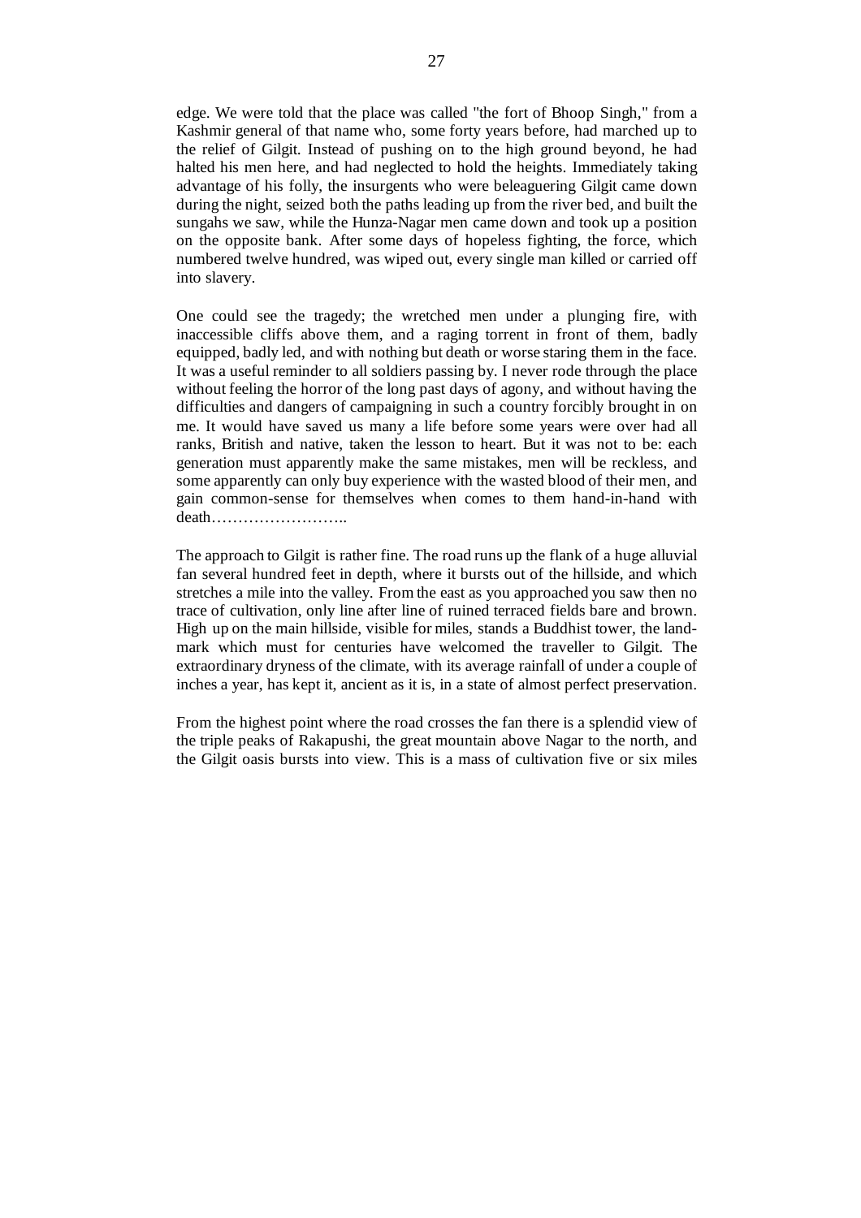edge. We were told that the place was called "the fort of Bhoop Singh," from a Kashmir general of that name who, some forty years before, had marched up to the relief of Gilgit. Instead of pushing on to the high ground beyond, he had halted his men here, and had neglected to hold the heights. Immediately taking advantage of his folly, the insurgents who were beleaguering Gilgit came down during the night, seized both the paths leading up from the river bed, and built the sungahs we saw, while the Hunza-Nagar men came down and took up a position on the opposite bank. After some days of hopeless fighting, the force, which numbered twelve hundred, was wiped out, every single man killed or carried off into slavery.

One could see the tragedy; the wretched men under a plunging fire, with inaccessible cliffs above them, and a raging torrent in front of them, badly equipped, badly led, and with nothing but death or worse staring them in the face. It was a useful reminder to all soldiers passing by. I never rode through the place without feeling the horror of the long past days of agony, and without having the difficulties and dangers of campaigning in such a country forcibly brought in on me. It would have saved us many a life before some years were over had all ranks, British and native, taken the lesson to heart. But it was not to be: each generation must apparently make the same mistakes, men will be reckless, and some apparently can only buy experience with the wasted blood of their men, and gain common-sense for themselves when comes to them hand-in-hand with death……………………..

The approach to Gilgit is rather fine. The road runs up the flank of a huge alluvial fan several hundred feet in depth, where it bursts out of the hillside, and which stretches a mile into the valley. From the east as you approached you saw then no trace of cultivation, only line after line of ruined terraced fields bare and brown. High up on the main hillside, visible for miles, stands a Buddhist tower, the land-mark which must for centuries have welcomed the traveller to Gilgit. The extraordinary dryness of the climate, with its average rainfall of under a couple of inches a year, has kept it, ancient as it is, in a state of almost perfect preservation.

From the highest point where the road crosses the fan there is a splendid view of the triple peaks of Rakapushi, the great mountain above Nagar to the north, and the Gilgit oasis bursts into view. This is a mass of cultivation five or six miles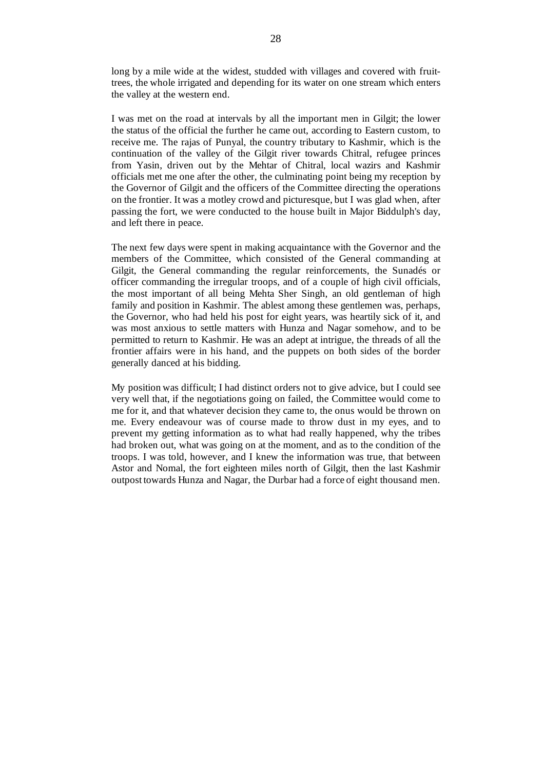long by a mile wide at the widest, studded with villages and covered with fruit-trees, the whole irrigated and depending for its water on one stream which enters the valley at the western end.

I was met on the road at intervals by all the important men in Gilgit; the lower the status of the official the further he came out, according to Eastern custom, to receive me. The rajas of Punyal, the country tributary to Kashmir, which is the continuation of the valley of the Gilgit river towards Chitral, refugee princes from Yasin, driven out by the Mehtar of Chitral, local wazirs and Kashmir officials met me one after the other, the culminating point being my reception by the Governor of Gilgit and the officers of the Committee directing the operations on the frontier. It was a motley crowd and picturesque, but I was glad when, after passing the fort, we were conducted to the house built in Major Biddulph's day, and left there in peace.

The next few days were spent in making acquaintance with the Governor and the members of the Committee, which consisted of the General commanding at Gilgit, the General commanding the regular reinforcements, the Sunadés or officer commanding the irregular troops, and of a couple of high civil officials, the most important of all being Mehta Sher Singh, an old gentleman of high family and position in Kashmir. The ablest among these gentlemen was, perhaps, the Governor, who had held his post for eight years, was heartily sick of it, and was most anxious to settle matters with Hunza and Nagar somehow, and to be permitted to return to Kashmir. He was an adept at intrigue, the threads of all the frontier affairs were in his hand, and the puppets on both sides of the border generally danced at his bidding.

My position was difficult; I had distinct orders not to give advice, but I could see very well that, if the negotiations going on failed, the Committee would come to me for it, and that whatever decision they came to, the onus would be thrown on me. Every endeavour was of course made to throw dust in my eyes, and to prevent my getting information as to what had really happened, why the tribes had broken out, what was going on at the moment, and as to the condition of the troops. I was told, however, and I knew the information was true, that between Astor and Nomal, the fort eighteen miles north of Gilgit, then the last Kashmir outpost towards Hunza and Nagar, the Durbar had a force of eight thousand men.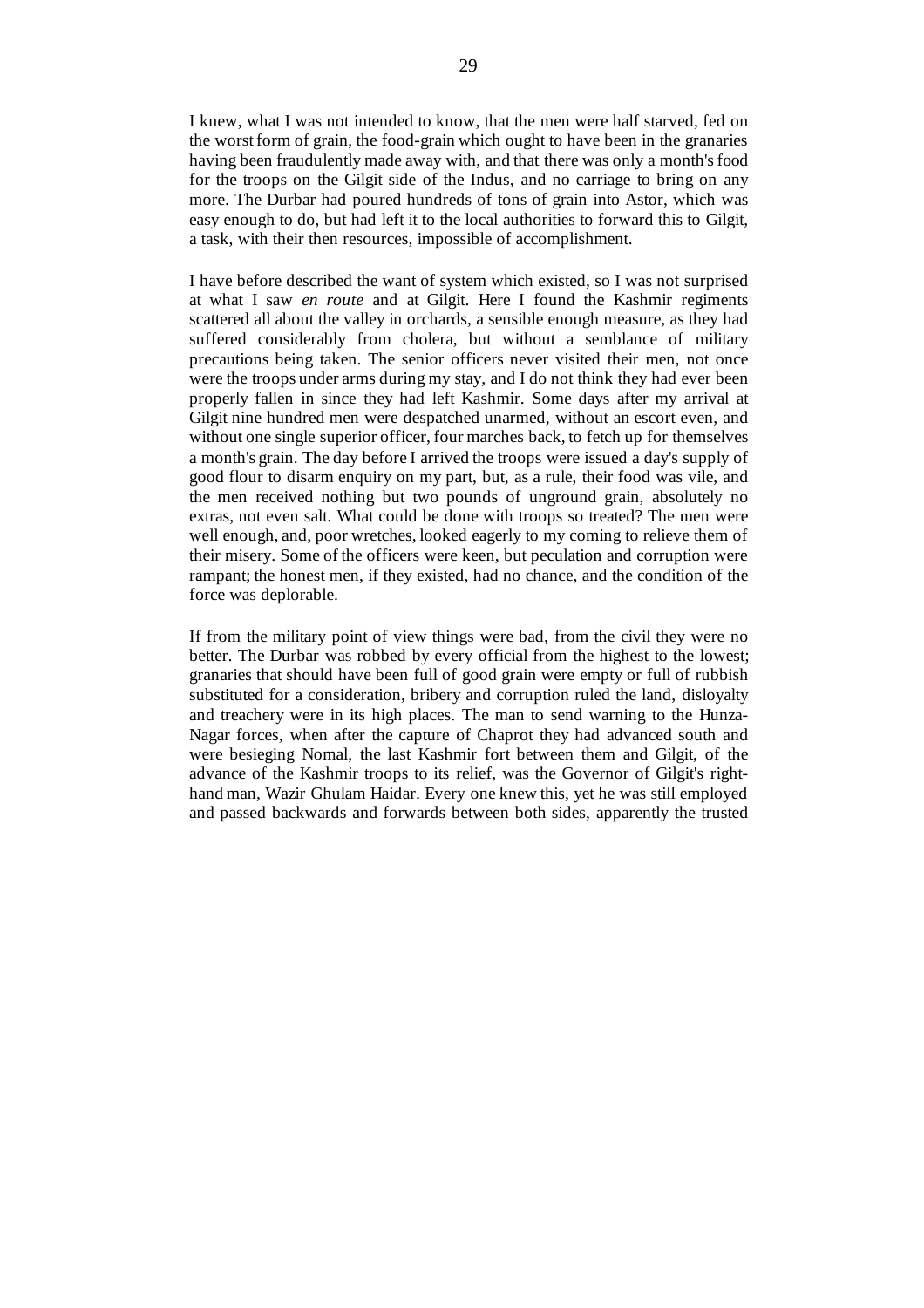I knew, what I was not intended to know, that the men were half starved, fed on the worst form of grain, the food-grain which ought to have been in the granaries having been fraudulently made away with, and that there was only a month's food for the troops on the Gilgit side of the Indus, and no carriage to bring on any more. The Durbar had poured hundreds of tons of grain into Astor, which was easy enough to do, but had left it to the local authorities to forward this to Gilgit, a task, with their then resources, impossible of accomplishment.

I have before described the want of system which existed, so I was not surprised at what I saw *en route* and at Gilgit. Here I found the Kashmir regiments scattered all about the valley in orchards, a sensible enough measure, as they had suffered considerably from cholera, but without a semblance of military precautions being taken. The senior officers never visited their men, not once were the troops under arms during my stay, and I do not think they had ever been properly fallen in since they had left Kashmir. Some days after my arrival at Gilgit nine hundred men were despatched unarmed, without an escort even, and without one single superior officer, four marches back, to fetch up for themselves a month's grain. The day before I arrived the troops were issued a day's supply of good flour to disarm enquiry on my part, but, as a rule, their food was vile, and the men received nothing but two pounds of unground grain, absolutely no extras, not even salt. What could be done with troops so treated? The men were well enough, and, poor wretches, looked eagerly to my coming to relieve them of their misery. Some of the officers were keen, but peculation and corruption were rampant; the honest men, if they existed, had no chance, and the condition of the force was deplorable.

If from the military point of view things were bad, from the civil they were no better. The Durbar was robbed by every official from the highest to the lowest; granaries that should have been full of good grain were empty or full of rubbish substituted for a consideration, bribery and corruption ruled the land, disloyalty and treachery were in its high places. The man to send warning to the Hunza-Nagar forces, when after the capture of Chaprot they had advanced south and were besieging Nomal, the last Kashmir fort between them and Gilgit, of the advance of the Kashmir troops to its relief, was the Governor of Gilgit's right-hand man, Wazir Ghulam Haidar. Every one knew this, yet he was still employed and passed backwards and forwards between both sides, apparently the trusted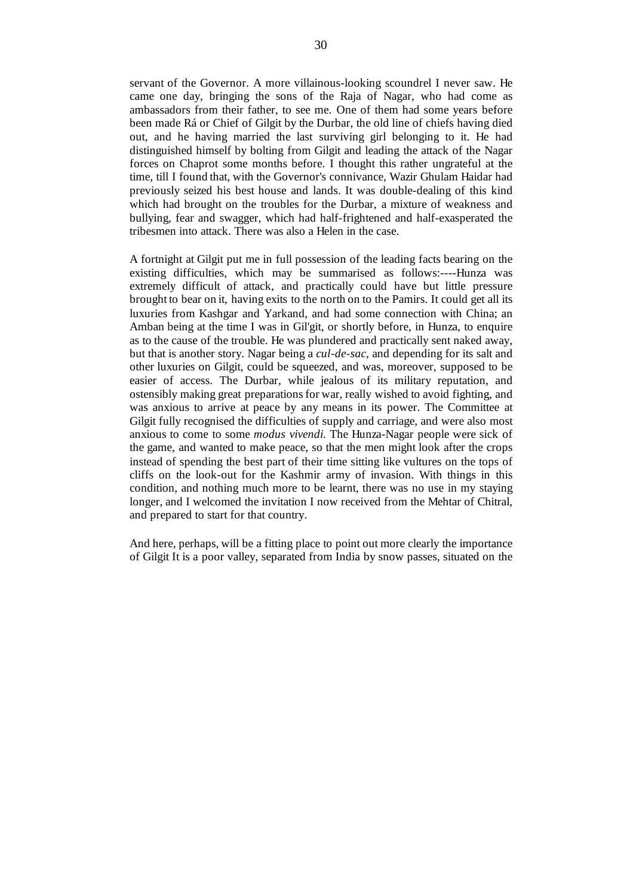servant of the Governor. A more villainous-looking scoundrel I never saw. He came one day, bringing the sons of the Raja of Nagar, who had come as ambassadors from their father, to see me. One of them had some years before been made Rá or Chief of Gilgit by the Durbar, the old line of chiefs having died out, and he having married the last surviving girl belonging to it. He had distinguished himself by bolting from Gilgit and leading the attack of the Nagar forces on Chaprot some months before. I thought this rather ungrateful at the time, till I found that, with the Governor's connivance, Wazir Ghulam Haidar had previously seized his best house and lands. It was double-dealing of this kind which had brought on the troubles for the Durbar, a mixture of weakness and bullying, fear and swagger, which had half-frightened and half-exasperated the tribesmen into attack. There was also a Helen in the case.

A fortnight at Gilgit put me in full possession of the leading facts bearing on the existing difficulties, which may be summarised as follows:----Hunza was extremely difficult of attack, and practically could have but little pressure brought to bear on it, having exits to the north on to the Pamirs. It could get all its luxuries from Kashgar and Yarkand, and had some connection with China; an Amban being at the time I was in Gil'git, or shortly before, in Hunza, to enquire as to the cause of the trouble. He was plundered and practically sent naked away, but that is another story. Nagar being a *cul-de-sac*, and depending for its salt and other luxuries on Gilgit, could be squeezed, and was, moreover, supposed to be easier of access. The Durbar, while jealous of its military reputation, and ostensibly making great preparations for war, really wished to avoid fighting, and was anxious to arrive at peace by any means in its power. The Committee at Gilgit fully recognised the difficulties of supply and carriage, and were also most anxious to come to some *modus vivendi.* The Hunza-Nagar people were sick of the game, and wanted to make peace, so that the men might look after the crops instead of spending the best part of their time sitting like vultures on the tops of cliffs on the look-out for the Kashmir army of invasion. With things in this condition, and nothing much more to be learnt, there was no use in my staying longer, and I welcomed the invitation I now received from the Mehtar of Chitral, and prepared to start for that country.

And here, perhaps, will be a fitting place to point out more clearly the importance of Gilgit It is a poor valley, separated from India by snow passes, situated on the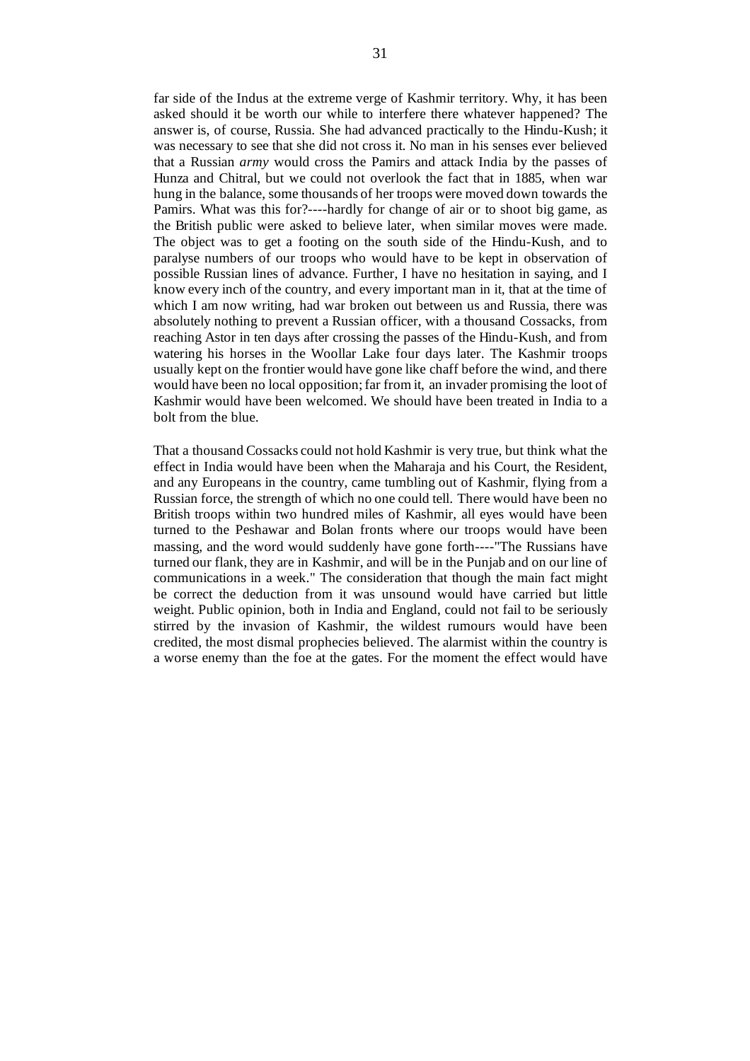far side of the Indus at the extreme verge of Kashmir territory. Why, it has been asked should it be worth our while to interfere there whatever happened? The answer is, of course, Russia. She had advanced practically to the Hindu-Kush; it was necessary to see that she did not cross it. No man in his senses ever believed that a Russian *army* would cross the Pamirs and attack India by the passes of Hunza and Chitral, but we could not overlook the fact that in 1885, when war hung in the balance, some thousands of her troops were moved down towards the Pamirs. What was this for?----hardly for change of air or to shoot big game, as the British public were asked to believe later, when similar moves were made. The object was to get a footing on the south side of the Hindu-Kush, and to paralyse numbers of our troops who would have to be kept in observation of possible Russian lines of advance. Further, I have no hesitation in saying, and I know every inch of the country, and every important man in it, that at the time of which I am now writing, had war broken out between us and Russia, there was absolutely nothing to prevent a Russian officer, with a thousand Cossacks, from reaching Astor in ten days after crossing the passes of the Hindu-Kush, and from watering his horses in the Woollar Lake four days later. The Kashmir troops usually kept on the frontier would have gone like chaff before the wind, and there would have been no local opposition; far from it, an invader promising the loot of Kashmir would have been welcomed. We should have been treated in India to a bolt from the blue.

That a thousand Cossacks could not hold Kashmir is very true, but think what the effect in India would have been when the Maharaja and his Court, the Resident, and any Europeans in the country, came tumbling out of Kashmir, flying from a Russian force, the strength of which no one could tell. There would have been no British troops within two hundred miles of Kashmir, all eyes would have been turned to the Peshawar and Bolan fronts where our troops would have been massing, and the word would suddenly have gone forth----"The Russians have turned our flank, they are in Kashmir, and will be in the Punjab and on our line of communications in a week." The consideration that though the main fact might be correct the deduction from it was unsound would have carried but little weight. Public opinion, both in India and England, could not fail to be seriously stirred by the invasion of Kashmir, the wildest rumours would have been credited, the most dismal prophecies believed. The alarmist within the country is a worse enemy than the foe at the gates. For the moment the effect would have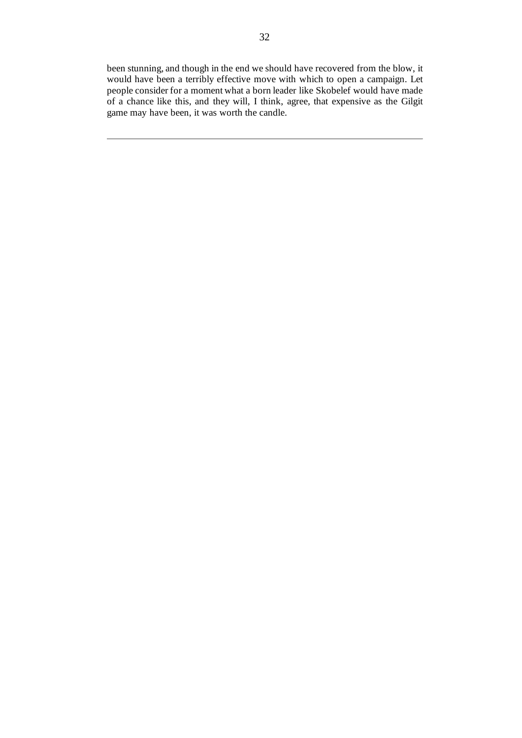been stunning, and though in the end we should have recovered from the blow, it would have been a terribly effective move with which to open a campaign. Let people consider for a moment what a born leader like Skobelef would have made of a chance like this, and they will, I think, agree, that expensive as the Gilgit game may have been, it was worth the candle.

---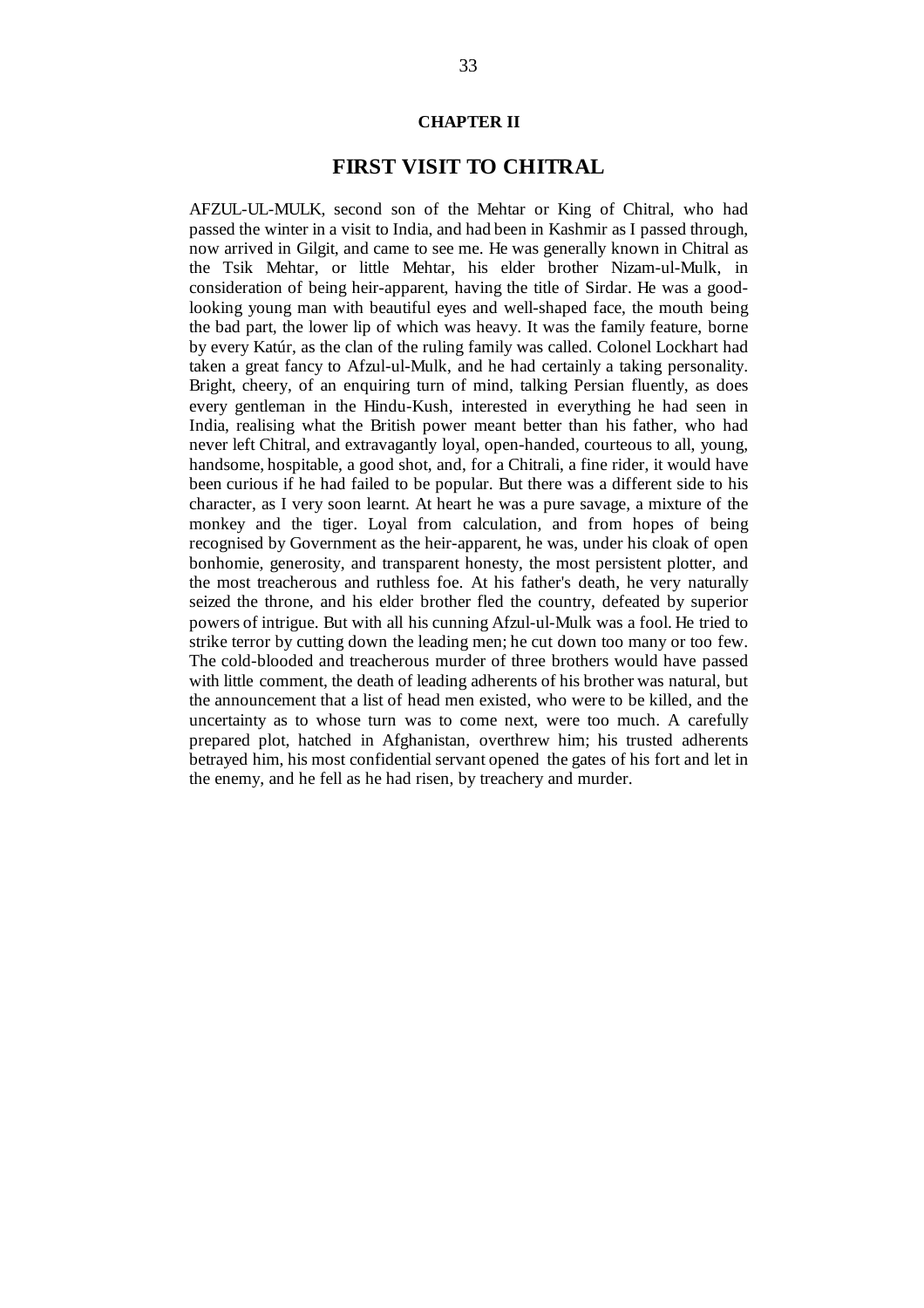## CHAPTER II

# FIRST VISIT TO CHITRAL

AFZUL-UL-MULK, second son of the Mehtar or King of Chitral, who had passed the winter in a visit to India, and had been in Kashmir as I passed through, now arrived in Gilgit, and came to see me. He was generally known in Chitral as the Tsik Mehtar, or little Mehtar, his elder brother Nizam-ul-Mulk, in consideration of being heir-apparent, having the title of Sirdar. He was a good-looking young man with beautiful eyes and well-shaped face, the mouth being the bad part, the lower lip of which was heavy. It was the family feature, borne by every Katúr, as the clan of the ruling family was called. Colonel Lockhart had taken a great fancy to Afzul-ul-Mulk, and he had certainly a taking personality. Bright, cheery, of an enquiring turn of mind, talking Persian fluently, as does every gentleman in the Hindu-Kush, interested in everything he had seen in India, realising what the British power meant better than his father, who had never left Chitral, and extravagantly loyal, open-handed, courteous to all, young, handsome, hospitable, a good shot, and, for a Chitrali, a fine rider, it would have been curious if he had failed to be popular. But there was a different side to his character, as I very soon learnt. At heart he was a pure savage, a mixture of the monkey and the tiger. Loyal from calculation, and from hopes of being recognised by Government as the heir-apparent, he was, under his cloak of open bonhomie, generosity, and transparent honesty, the most persistent plotter, and the most treacherous and ruthless foe. At his father's death, he very naturally seized the throne, and his elder brother fled the country, defeated by superior powers of intrigue. But with all his cunning Afzul-ul-Mulk was a fool. He tried to strike terror by cutting down the leading men; he cut down too many or too few. The cold-blooded and treacherous murder of three brothers would have passed with little comment, the death of leading adherents of his brother was natural, but the announcement that a list of head men existed, who were to be killed, and the uncertainty as to whose turn was to come next, were too much. A carefully prepared plot, hatched in Afghanistan, overthrew him; his trusted adherents betrayed him, his most confidential servant opened the gates of his fort and let in the enemy, and he fell as he had risen, by treachery and murder.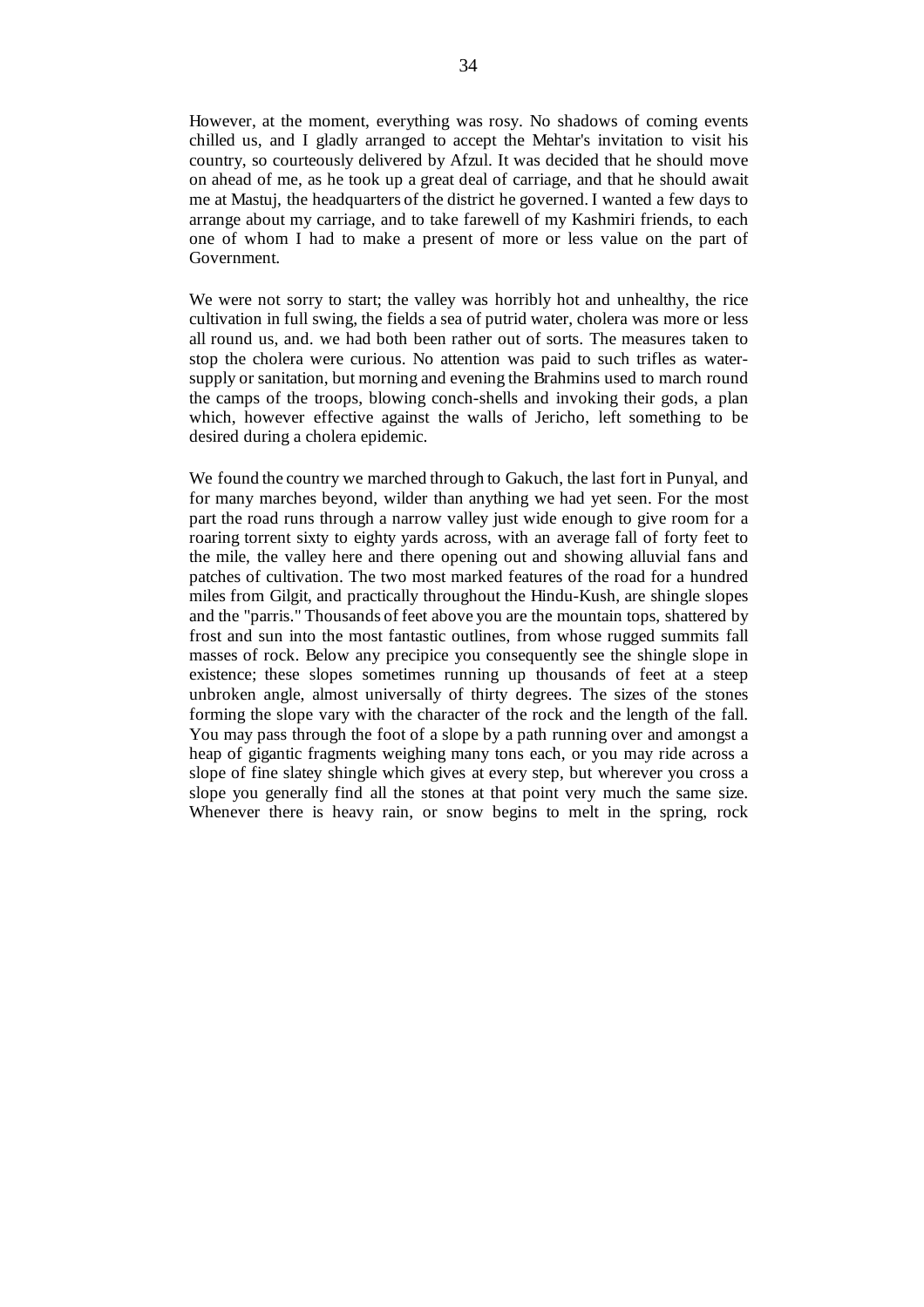However, at the moment, everything was rosy. No shadows of coming events chilled us, and I gladly arranged to accept the Mehtar's invitation to visit his country, so courteously delivered by Afzul. It was decided that he should move on ahead of me, as he took up a great deal of carriage, and that he should await me at Mastuj, the headquarters of the district he governed. I wanted a few days to arrange about my carriage, and to take farewell of my Kashmiri friends, to each one of whom I had to make a present of more or less value on the part of Government.

We were not sorry to start; the valley was horribly hot and unhealthy, the rice cultivation in full swing, the fields a sea of putrid water, cholera was more or less all round us, and. we had both been rather out of sorts. The measures taken to stop the cholera were curious. No attention was paid to such trifles as water-supply or sanitation, but morning and evening the Brahmins used to march round the camps of the troops, blowing conch-shells and invoking their gods, a plan which, however effective against the walls of Jericho, left something to be desired during a cholera epidemic.

We found the country we marched through to Gakuch, the last fort in Punyal, and for many marches beyond, wilder than anything we had yet seen. For the most part the road runs through a narrow valley just wide enough to give room for a roaring torrent sixty to eighty yards across, with an average fall of forty feet to the mile, the valley here and there opening out and showing alluvial fans and patches of cultivation. The two most marked features of the road for a hundred miles from Gilgit, and practically throughout the Hindu-Kush, are shingle slopes and the "parris." Thousands of feet above you are the mountain tops, shattered by frost and sun into the most fantastic outlines, from whose rugged summits fall masses of rock. Below any precipice you consequently see the shingle slope in existence; these slopes sometimes running up thousands of feet at a steep unbroken angle, almost universally of thirty degrees. The sizes of the stones forming the slope vary with the character of the rock and the length of the fall. You may pass through the foot of a slope by a path running over and amongst a heap of gigantic fragments weighing many tons each, or you may ride across a slope of fine slatey shingle which gives at every step, but wherever you cross a slope you generally find all the stones at that point very much the same size. Whenever there is heavy rain, or snow begins to melt in the spring, rock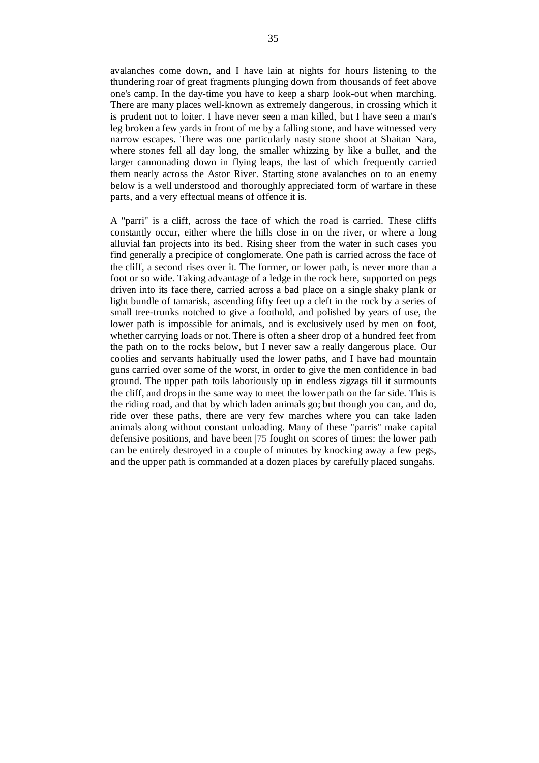avalanches come down, and I have lain at nights for hours listening to the thundering roar of great fragments plunging down from thousands of feet above one's camp. In the day-time you have to keep a sharp look-out when marching. There are many places well-known as extremely dangerous, in crossing which it is prudent not to loiter. I have never seen a man killed, but I have seen a man's leg broken a few yards in front of me by a falling stone, and have witnessed very narrow escapes. There was one particularly nasty stone shoot at Shaitan Nara, where stones fell all day long, the smaller whizzing by like a bullet, and the larger cannonading down in flying leaps, the last of which frequently carried them nearly across the Astor River. Starting stone avalanches on to an enemy below is a well understood and thoroughly appreciated form of warfare in these parts, and a very effectual means of offence it is.

A "parri" is a cliff, across the face of which the road is carried. These cliffs constantly occur, either where the hills close in on the river, or where a long alluvial fan projects into its bed. Rising sheer from the water in such cases you find generally a precipice of conglomerate. One path is carried across the face of the cliff, a second rises over it. The former, or lower path, is never more than a foot or so wide. Taking advantage of a ledge in the rock here, supported on pegs driven into its face there, carried across a bad place on a single shaky plank or light bundle of tamarisk, ascending fifty feet up a cleft in the rock by a series of small tree-trunks notched to give a foothold, and polished by years of use, the lower path is impossible for animals, and is exclusively used by men on foot, whether carrying loads or not. There is often a sheer drop of a hundred feet from the path on to the rocks below, but I never saw a really dangerous place. Our coolies and servants habitually used the lower paths, and I have had mountain guns carried over some of the worst, in order to give the men confidence in bad ground. The upper path toils laboriously up in endless zigzags till it surmounts the cliff, and drops in the same way to meet the lower path on the far side. This is the riding road, and that by which laden animals go; but though you can, and do, ride over these paths, there are very few marches where you can take laden animals along without constant unloading. Many of these "parris" make capital defensive positions, and have been |75 fought on scores of times: the lower path can be entirely destroyed in a couple of minutes by knocking away a few pegs, and the upper path is commanded at a dozen places by carefully placed sungahs.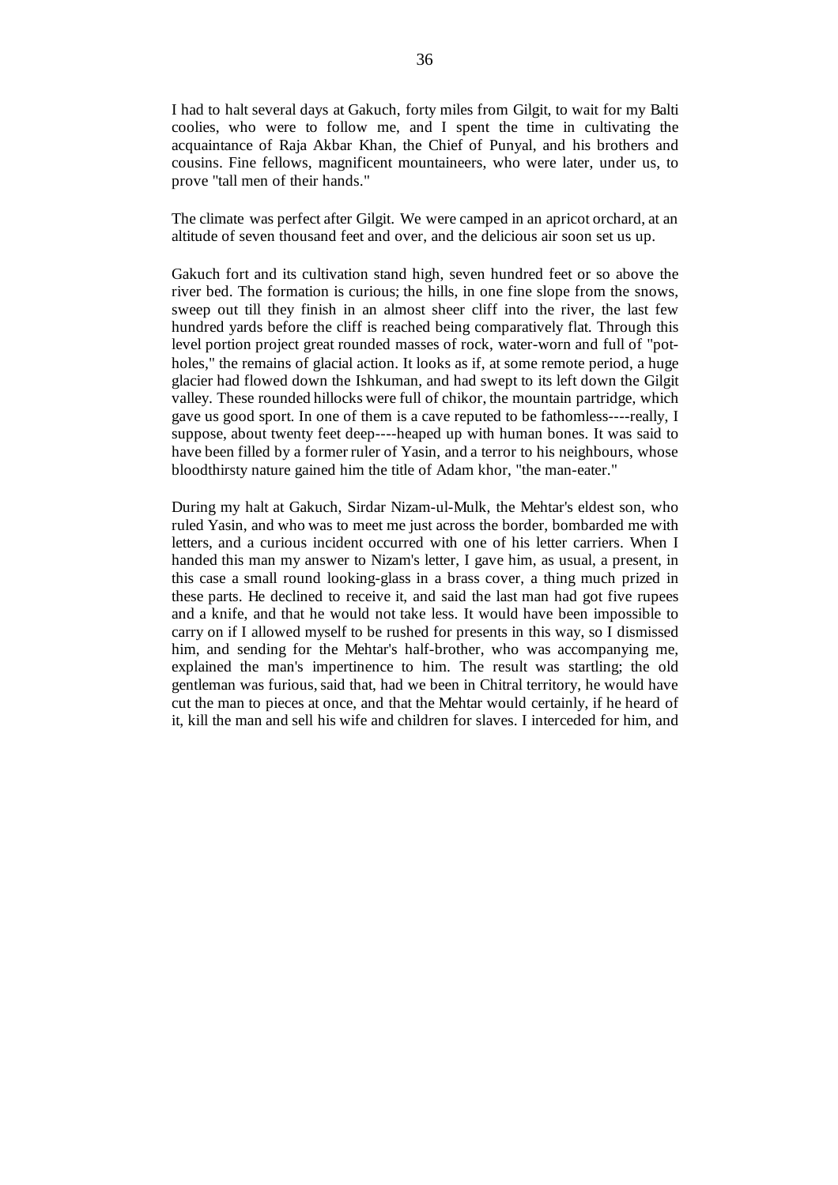I had to halt several days at Gakuch, forty miles from Gilgit, to wait for my Balti coolies, who were to follow me, and I spent the time in cultivating the acquaintance of Raja Akbar Khan, the Chief of Punyal, and his brothers and cousins. Fine fellows, magnificent mountaineers, who were later, under us, to prove "tall men of their hands."

The climate was perfect after Gilgit. We were camped in an apricot orchard, at an altitude of seven thousand feet and over, and the delicious air soon set us up.

Gakuch fort and its cultivation stand high, seven hundred feet or so above the river bed. The formation is curious; the hills, in one fine slope from the snows, sweep out till they finish in an almost sheer cliff into the river, the last few hundred yards before the cliff is reached being comparatively flat. Through this level portion project great rounded masses of rock, water-worn and full of "pot-holes," the remains of glacial action. It looks as if, at some remote period, a huge glacier had flowed down the Ishkuman, and had swept to its left down the Gilgit valley. These rounded hillocks were full of chikor, the mountain partridge, which gave us good sport. In one of them is a cave reputed to be fathomless----really, I suppose, about twenty feet deep----heaped up with human bones. It was said to have been filled by a former ruler of Yasin, and a terror to his neighbours, whose bloodthirsty nature gained him the title of Adam khor, "the man-eater."

During my halt at Gakuch, Sirdar Nizam-ul-Mulk, the Mehtar's eldest son, who ruled Yasin, and who was to meet me just across the border, bombarded me with letters, and a curious incident occurred with one of his letter carriers. When I handed this man my answer to Nizam's letter, I gave him, as usual, a present, in this case a small round looking-glass in a brass cover, a thing much prized in these parts. He declined to receive it, and said the last man had got five rupees and a knife, and that he would not take less. It would have been impossible to carry on if I allowed myself to be rushed for presents in this way, so I dismissed him, and sending for the Mehtar's half-brother, who was accompanying me, explained the man's impertinence to him. The result was startling; the old gentleman was furious, said that, had we been in Chitral territory, he would have cut the man to pieces at once, and that the Mehtar would certainly, if he heard of it, kill the man and sell his wife and children for slaves. I interceded for him, and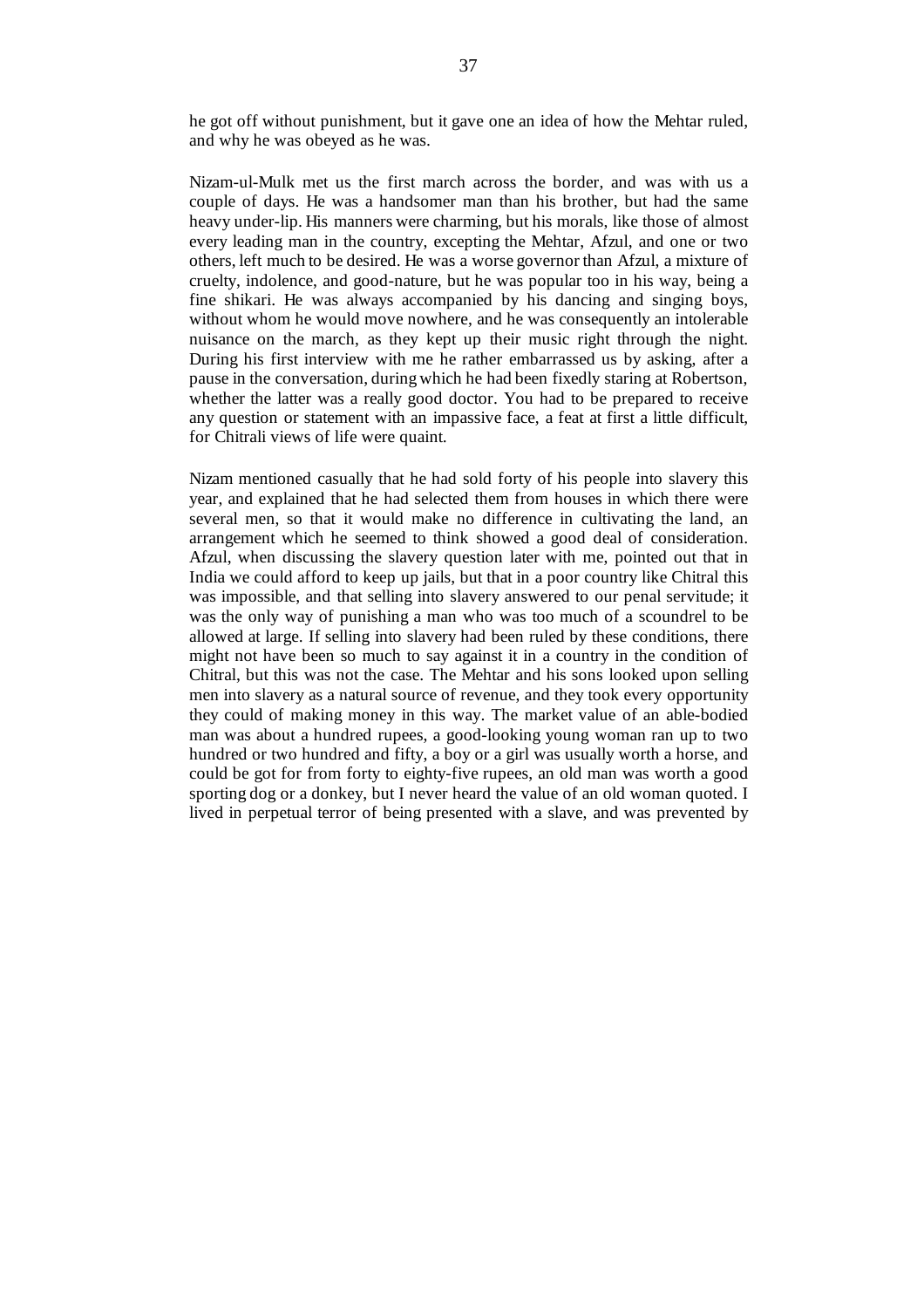he got off without punishment, but it gave one an idea of how the Mehtar ruled, and why he was obeyed as he was.

Nizam-ul-Mulk met us the first march across the border, and was with us a couple of days. He was a handsomer man than his brother, but had the same heavy under-lip. His manners were charming, but his morals, like those of almost every leading man in the country, excepting the Mehtar, Afzul, and one or two others, left much to be desired. He was a worse governor than Afzul, a mixture of cruelty, indolence, and good-nature, but he was popular too in his way, being a fine shikari. He was always accompanied by his dancing and singing boys, without whom he would move nowhere, and he was consequently an intolerable nuisance on the march, as they kept up their music right through the night. During his first interview with me he rather embarrassed us by asking, after a pause in the conversation, during which he had been fixedly staring at Robertson, whether the latter was a really good doctor. You had to be prepared to receive any question or statement with an impassive face, a feat at first a little difficult, for Chitrali views of life were quaint.

Nizam mentioned casually that he had sold forty of his people into slavery this year, and explained that he had selected them from houses in which there were several men, so that it would make no difference in cultivating the land, an arrangement which he seemed to think showed a good deal of consideration. Afzul, when discussing the slavery question later with me, pointed out that in India we could afford to keep up jails, but that in a poor country like Chitral this was impossible, and that selling into slavery answered to our penal servitude; it was the only way of punishing a man who was too much of a scoundrel to be allowed at large. If selling into slavery had been ruled by these conditions, there might not have been so much to say against it in a country in the condition of Chitral, but this was not the case. The Mehtar and his sons looked upon selling men into slavery as a natural source of revenue, and they took every opportunity they could of making money in this way. The market value of an able-bodied man was about a hundred rupees, a good-looking young woman ran up to two hundred or two hundred and fifty, a boy or a girl was usually worth a horse, and could be got for from forty to eighty-five rupees, an old man was worth a good sporting dog or a donkey, but I never heard the value of an old woman quoted. I lived in perpetual terror of being presented with a slave, and was prevented by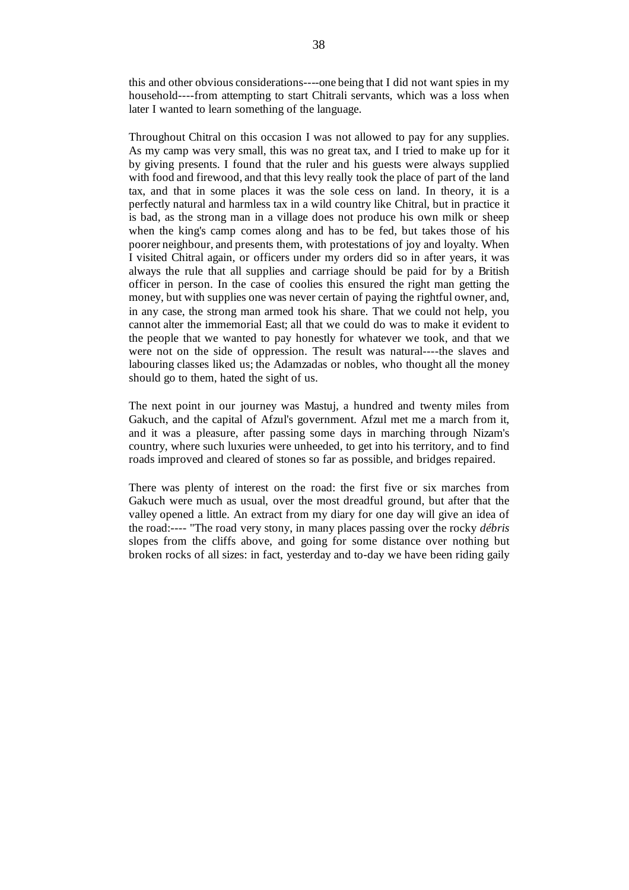this and other obvious considerations----one being that I did not want spies in my household----from attempting to start Chitrali servants, which was a loss when later I wanted to learn something of the language.

Throughout Chitral on this occasion I was not allowed to pay for any supplies. As my camp was very small, this was no great tax, and I tried to make up for it by giving presents. I found that the ruler and his guests were always supplied with food and firewood, and that this levy really took the place of part of the land tax, and that in some places it was the sole cess on land. In theory, it is a perfectly natural and harmless tax in a wild country like Chitral, but in practice it is bad, as the strong man in a village does not produce his own milk or sheep when the king's camp comes along and has to be fed, but takes those of his poorer neighbour, and presents them, with protestations of joy and loyalty. When I visited Chitral again, or officers under my orders did so in after years, it was always the rule that all supplies and carriage should be paid for by a British officer in person. In the case of coolies this ensured the right man getting the money, but with supplies one was never certain of paying the rightful owner, and, in any case, the strong man armed took his share. That we could not help, you cannot alter the immemorial East; all that we could do was to make it evident to the people that we wanted to pay honestly for whatever we took, and that we were not on the side of oppression. The result was natural----the slaves and labouring classes liked us; the Adamzadas or nobles, who thought all the money should go to them, hated the sight of us.

The next point in our journey was Mastuj, a hundred and twenty miles from Gakuch, and the capital of Afzul's government. Afzul met me a march from it, and it was a pleasure, after passing some days in marching through Nizam's country, where such luxuries were unheeded, to get into his territory, and to find roads improved and cleared of stones so far as possible, and bridges repaired.

There was plenty of interest on the road: the first five or six marches from Gakuch were much as usual, over the most dreadful ground, but after that the valley opened a little. An extract from my diary for one day will give an idea of the road:---- "The road very stony, in many places passing over the rocky *débris* slopes from the cliffs above, and going for some distance over nothing but broken rocks of all sizes: in fact, yesterday and to-day we have been riding gaily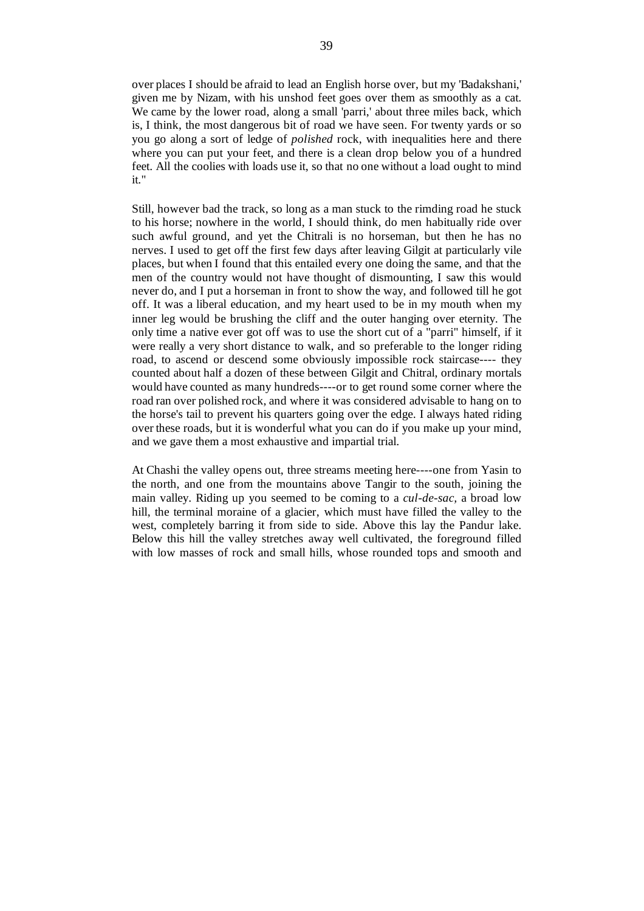over places I should be afraid to lead an English horse over, but my 'Badakshani,' given me by Nizam, with his unshod feet goes over them as smoothly as a cat. We came by the lower road, along a small 'parri,' about three miles back, which is, I think, the most dangerous bit of road we have seen. For twenty yards or so you go along a sort of ledge of *polished* rock, with inequalities here and there where you can put your feet, and there is a clean drop below you of a hundred feet. All the coolies with loads use it, so that no one without a load ought to mind it."

Still, however bad the track, so long as a man stuck to the rimding road he stuck to his horse; nowhere in the world, I should think, do men habitually ride over such awful ground, and yet the Chitrali is no horseman, but then he has no nerves. I used to get off the first few days after leaving Gilgit at particularly vile places, but when I found that this entailed every one doing the same, and that the men of the country would not have thought of dismounting, I saw this would never do, and I put a horseman in front to show the way, and followed till he got off. It was a liberal education, and my heart used to be in my mouth when my inner leg would be brushing the cliff and the outer hanging over eternity. The only time a native ever got off was to use the short cut of a "parri" himself, if it were really a very short distance to walk, and so preferable to the longer riding road, to ascend or descend some obviously impossible rock staircase---- they counted about half a dozen of these between Gilgit and Chitral, ordinary mortals would have counted as many hundreds----or to get round some corner where the road ran over polished rock, and where it was considered advisable to hang on to the horse's tail to prevent his quarters going over the edge. I always hated riding over these roads, but it is wonderful what you can do if you make up your mind, and we gave them a most exhaustive and impartial trial.

At Chashi the valley opens out, three streams meeting here----one from Yasin to the north, and one from the mountains above Tangir to the south, joining the main valley. Riding up you seemed to be coming to a *cul-de-sac*, a broad low hill, the terminal moraine of a glacier, which must have filled the valley to the west, completely barring it from side to side. Above this lay the Pandur lake. Below this hill the valley stretches away well cultivated, the foreground filled with low masses of rock and small hills, whose rounded tops and smooth and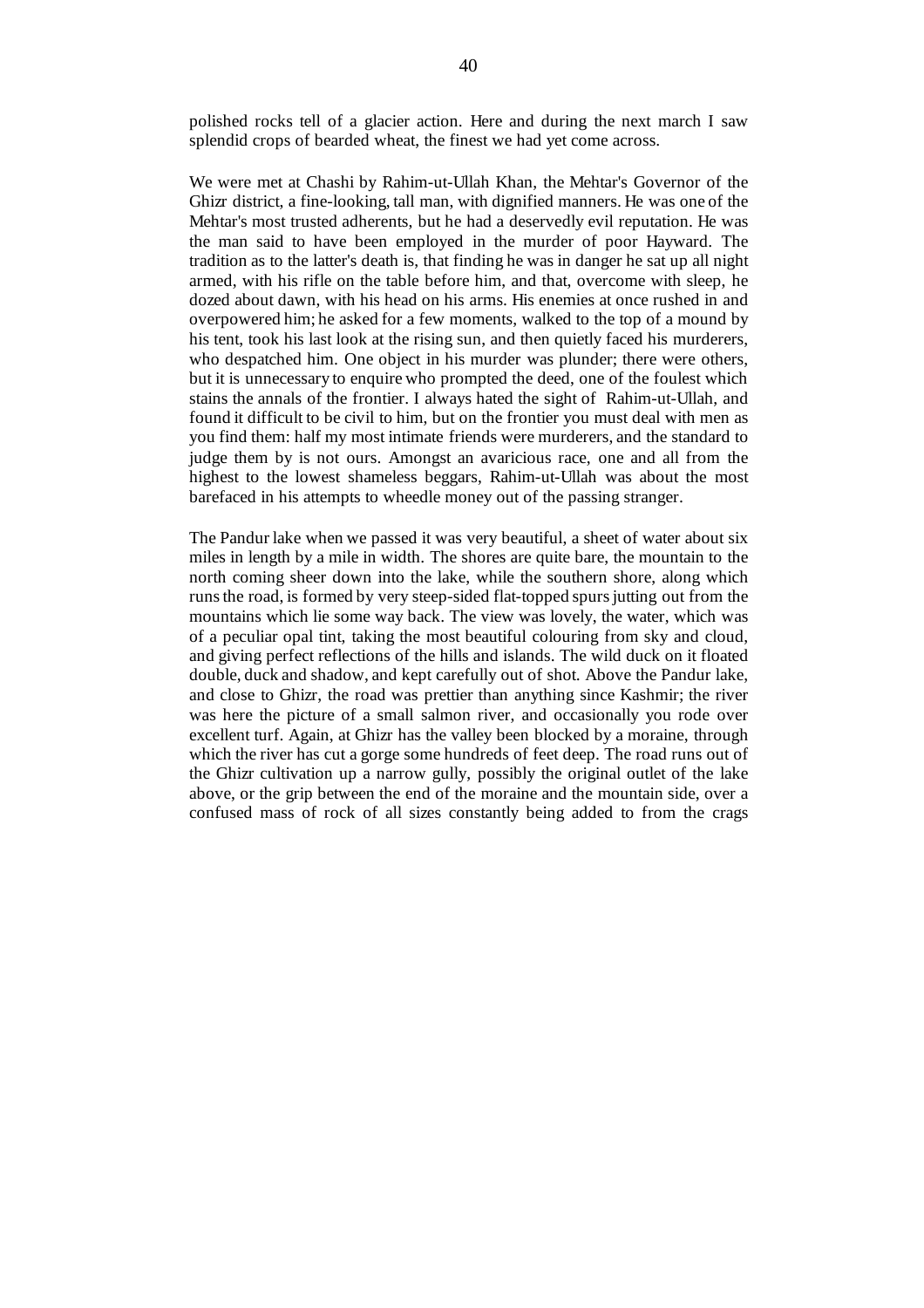polished rocks tell of a glacier action. Here and during the next march I saw splendid crops of bearded wheat, the finest we had yet come across.

We were met at Chashi by Rahim-ut-Ullah Khan, the Mehtar's Governor of the Ghizr district, a fine-looking, tall man, with dignified manners. He was one of the Mehtar's most trusted adherents, but he had a deservedly evil reputation. He was the man said to have been employed in the murder of poor Hayward. The tradition as to the latter's death is, that finding he was in danger he sat up all night armed, with his rifle on the table before him, and that, overcome with sleep, he dozed about dawn, with his head on his arms. His enemies at once rushed in and overpowered him; he asked for a few moments, walked to the top of a mound by his tent, took his last look at the rising sun, and then quietly faced his murderers, who despatched him. One object in his murder was plunder; there were others, but it is unnecessary to enquire who prompted the deed, one of the foulest which stains the annals of the frontier. I always hated the sight of Rahim-ut-Ullah, and found it difficult to be civil to him, but on the frontier you must deal with men as you find them: half my most intimate friends were murderers, and the standard to judge them by is not ours. Amongst an avaricious race, one and all from the highest to the lowest shameless beggars, Rahim-ut-Ullah was about the most barefaced in his attempts to wheedle money out of the passing stranger.

The Pandur lake when we passed it was very beautiful, a sheet of water about six miles in length by a mile in width. The shores are quite bare, the mountain to the north coming sheer down into the lake, while the southern shore, along which runs the road, is formed by very steep-sided flat-topped spurs jutting out from the mountains which lie some way back. The view was lovely, the water, which was of a peculiar opal tint, taking the most beautiful colouring from sky and cloud, and giving perfect reflections of the hills and islands. The wild duck on it floated double, duck and shadow, and kept carefully out of shot. Above the Pandur lake, and close to Ghizr, the road was prettier than anything since Kashmir; the river was here the picture of a small salmon river, and occasionally you rode over excellent turf. Again, at Ghizr has the valley been blocked by a moraine, through which the river has cut a gorge some hundreds of feet deep. The road runs out of the Ghizr cultivation up a narrow gully, possibly the original outlet of the lake above, or the grip between the end of the moraine and the mountain side, over a confused mass of rock of all sizes constantly being added to from the crags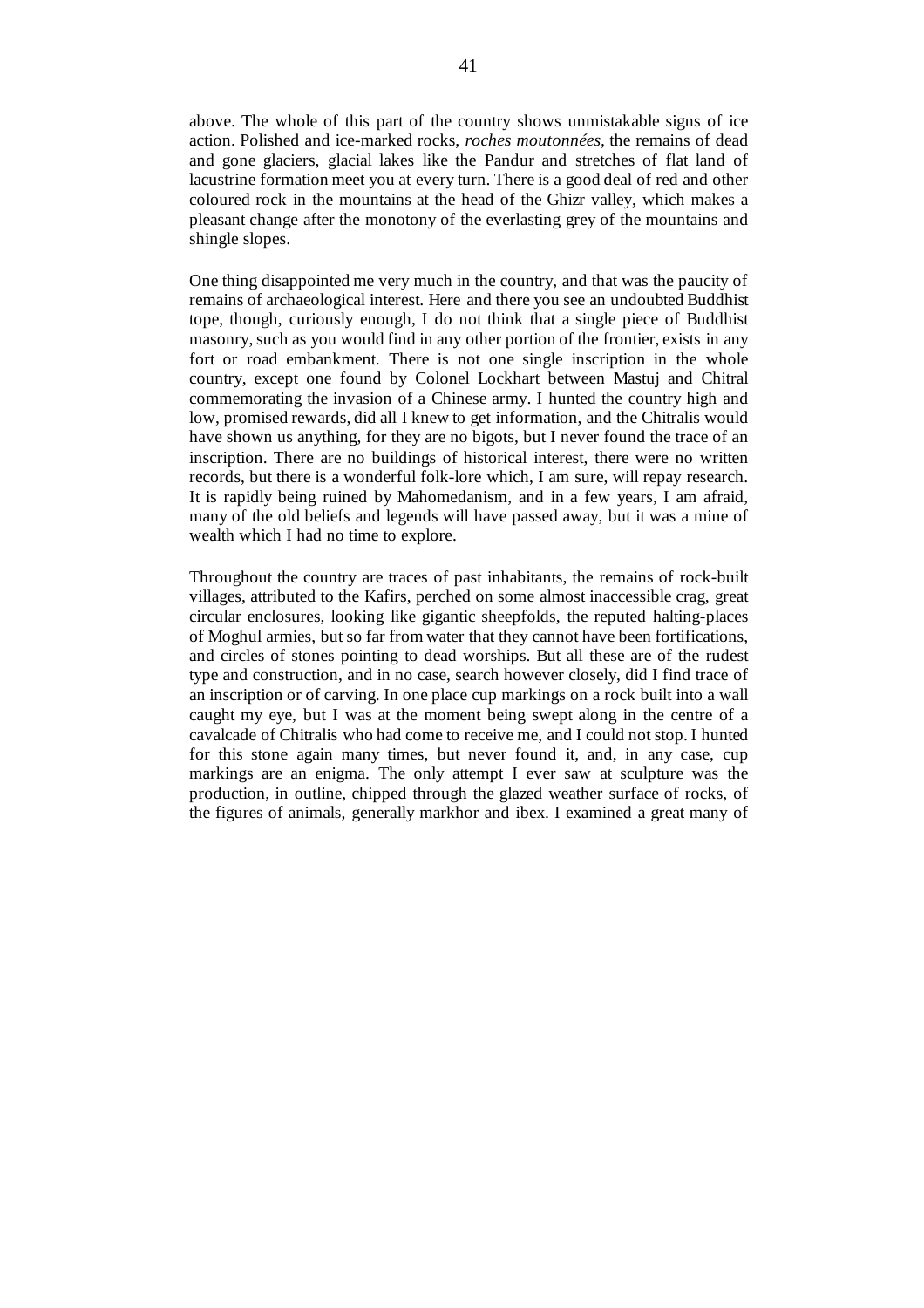above. The whole of this part of the country shows unmistakable signs of ice action. Polished and ice-marked rocks, *roches moutonnées*, the remains of dead and gone glaciers, glacial lakes like the Pandur and stretches of flat land of lacustrine formation meet you at every turn. There is a good deal of red and other coloured rock in the mountains at the head of the Ghizr valley, which makes a pleasant change after the monotony of the everlasting grey of the mountains and shingle slopes.

One thing disappointed me very much in the country, and that was the paucity of remains of archaeological interest. Here and there you see an undoubted Buddhist tope, though, curiously enough, I do not think that a single piece of Buddhist masonry, such as you would find in any other portion of the frontier, exists in any fort or road embankment. There is not one single inscription in the whole country, except one found by Colonel Lockhart between Mastuj and Chitral commemorating the invasion of a Chinese army. I hunted the country high and low, promised rewards, did all I knew to get information, and the Chitralis would have shown us anything, for they are no bigots, but I never found the trace of an inscription. There are no buildings of historical interest, there were no written records, but there is a wonderful folk-lore which, I am sure, will repay research. It is rapidly being ruined by Mahomedanism, and in a few years, I am afraid, many of the old beliefs and legends will have passed away, but it was a mine of wealth which I had no time to explore.

Throughout the country are traces of past inhabitants, the remains of rock-built villages, attributed to the Kafirs, perched on some almost inaccessible crag, great circular enclosures, looking like gigantic sheepfolds, the reputed halting-places of Moghul armies, but so far from water that they cannot have been fortifications, and circles of stones pointing to dead worships. But all these are of the rudest type and construction, and in no case, search however closely, did I find trace of an inscription or of carving. In one place cup markings on a rock built into a wall caught my eye, but I was at the moment being swept along in the centre of a cavalcade of Chitralis who had come to receive me, and I could not stop. I hunted for this stone again many times, but never found it, and, in any case, cup markings are an enigma. The only attempt I ever saw at sculpture was the production, in outline, chipped through the glazed weather surface of rocks, of the figures of animals, generally markhor and ibex. I examined a great many of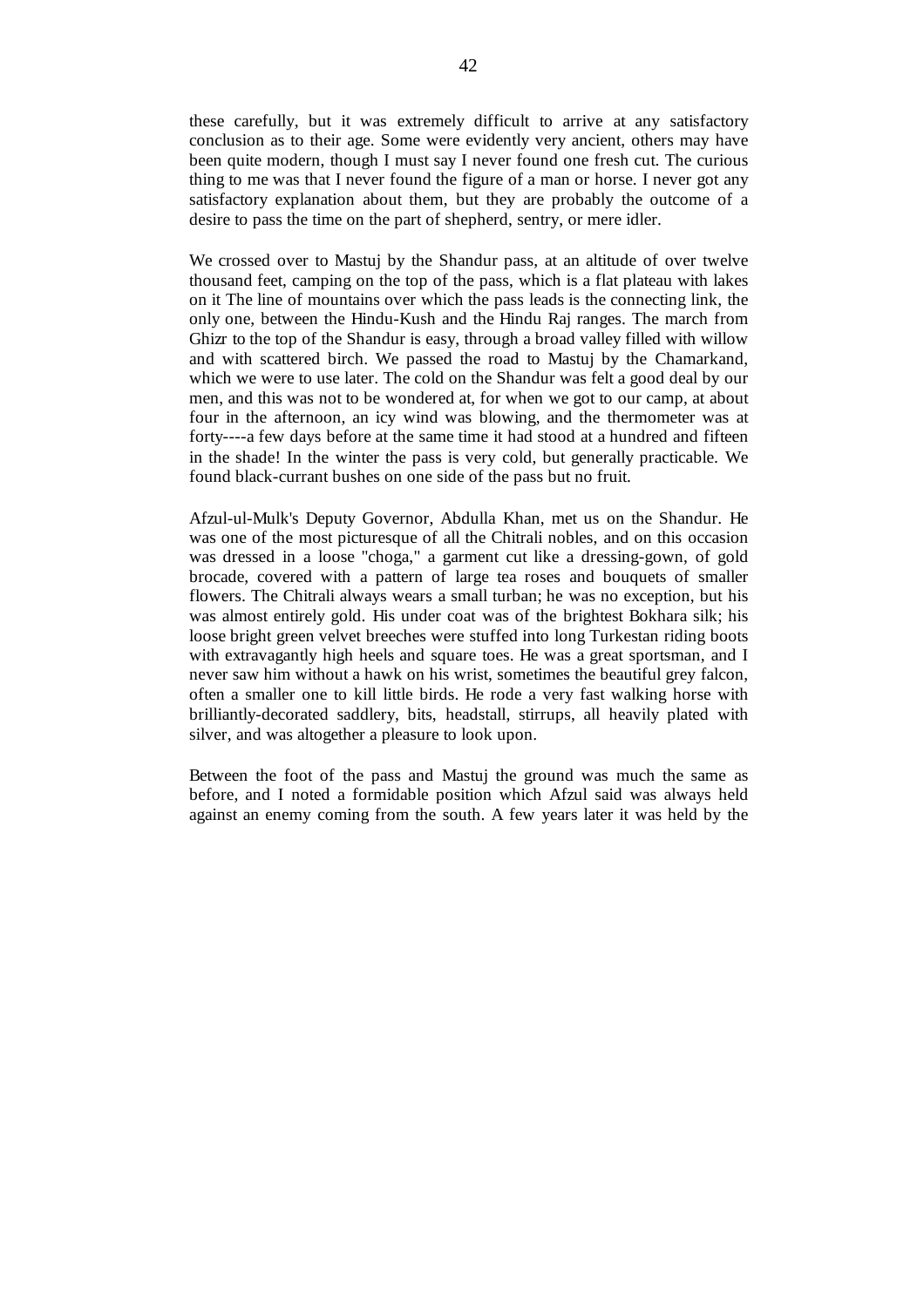these carefully, but it was extremely difficult to arrive at any satisfactory conclusion as to their age. Some were evidently very ancient, others may have been quite modern, though I must say I never found one fresh cut. The curious thing to me was that I never found the figure of a man or horse. I never got any satisfactory explanation about them, but they are probably the outcome of a desire to pass the time on the part of shepherd, sentry, or mere idler.

We crossed over to Mastuj by the Shandur pass, at an altitude of over twelve thousand feet, camping on the top of the pass, which is a flat plateau with lakes on it The line of mountains over which the pass leads is the connecting link, the only one, between the Hindu-Kush and the Hindu Raj ranges. The march from Ghizr to the top of the Shandur is easy, through a broad valley filled with willow and with scattered birch. We passed the road to Mastuj by the Chamarkand, which we were to use later. The cold on the Shandur was felt a good deal by our men, and this was not to be wondered at, for when we got to our camp, at about four in the afternoon, an icy wind was blowing, and the thermometer was at forty----a few days before at the same time it had stood at a hundred and fifteen in the shade! In the winter the pass is very cold, but generally practicable. We found black-currant bushes on one side of the pass but no fruit.

Afzul-ul-Mulk's Deputy Governor, Abdulla Khan, met us on the Shandur. He was one of the most picturesque of all the Chitrali nobles, and on this occasion was dressed in a loose "choga," a garment cut like a dressing-gown, of gold brocade, covered with a pattern of large tea roses and bouquets of smaller flowers. The Chitrali always wears a small turban; he was no exception, but his was almost entirely gold. His under coat was of the brightest Bokhara silk; his loose bright green velvet breeches were stuffed into long Turkestan riding boots with extravagantly high heels and square toes. He was a great sportsman, and I never saw him without a hawk on his wrist, sometimes the beautiful grey falcon, often a smaller one to kill little birds. He rode a very fast walking horse with brilliantly-decorated saddlery, bits, headstall, stirrups, all heavily plated with silver, and was altogether a pleasure to look upon.

Between the foot of the pass and Mastuj the ground was much the same as before, and I noted a formidable position which Afzul said was always held against an enemy coming from the south. A few years later it was held by the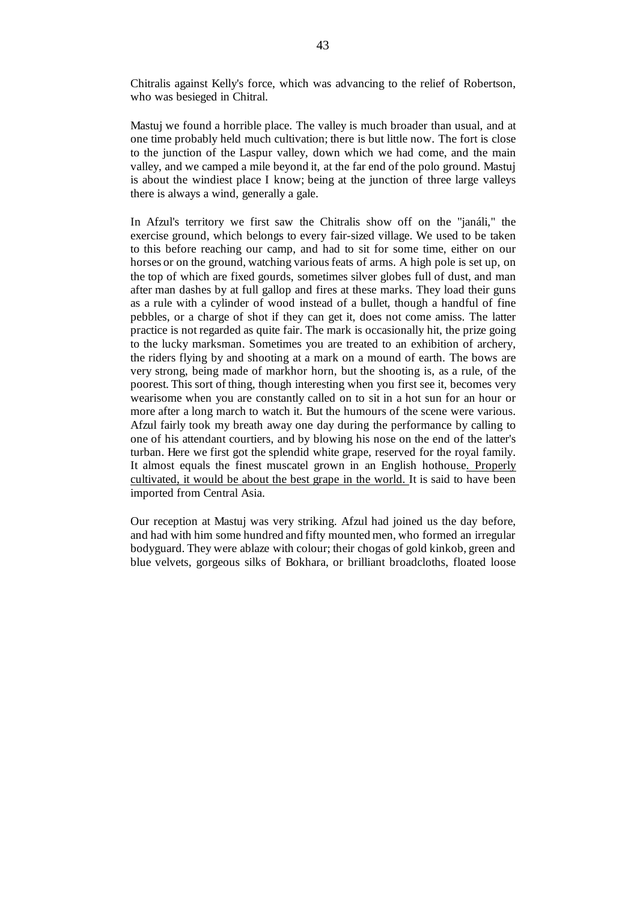Chitralis against Kelly's force, which was advancing to the relief of Robertson, who was besieged in Chitral.

Mastuj we found a horrible place. The valley is much broader than usual, and at one time probably held much cultivation; there is but little now. The fort is close to the junction of the Laspur valley, down which we had come, and the main valley, and we camped a mile beyond it, at the far end of the polo ground. Mastuj is about the windiest place I know; being at the junction of three large valleys there is always a wind, generally a gale.

In Afzul's territory we first saw the Chitralis show off on the "janáli," the exercise ground, which belongs to every fair-sized village. We used to be taken to this before reaching our camp, and had to sit for some time, either on our horses or on the ground, watching various feats of arms. A high pole is set up, on the top of which are fixed gourds, sometimes silver globes full of dust, and man after man dashes by at full gallop and fires at these marks. They load their guns as a rule with a cylinder of wood instead of a bullet, though a handful of fine pebbles, or a charge of shot if they can get it, does not come amiss. The latter practice is not regarded as quite fair. The mark is occasionally hit, the prize going to the lucky marksman. Sometimes you are treated to an exhibition of archery, the riders flying by and shooting at a mark on a mound of earth. The bows are very strong, being made of markhor horn, but the shooting is, as a rule, of the poorest. This sort of thing, though interesting when you first see it, becomes very wearisome when you are constantly called on to sit in a hot sun for an hour or more after a long march to watch it. But the humours of the scene were various. Afzul fairly took my breath away one day during the performance by calling to one of his attendant courtiers, and by blowing his nose on the end of the latter's turban. Here we first got the splendid white grape, reserved for the royal family. It almost equals the finest muscatel grown in an English hothouse. Properly cultivated, it would be about the best grape in the world. It is said to have been imported from Central Asia.

Our reception at Mastuj was very striking. Afzul had joined us the day before, and had with him some hundred and fifty mounted men, who formed an irregular bodyguard. They were ablaze with colour; their chogas of gold kinkob, green and blue velvets, gorgeous silks of Bokhara, or brilliant broadcloths, floated loose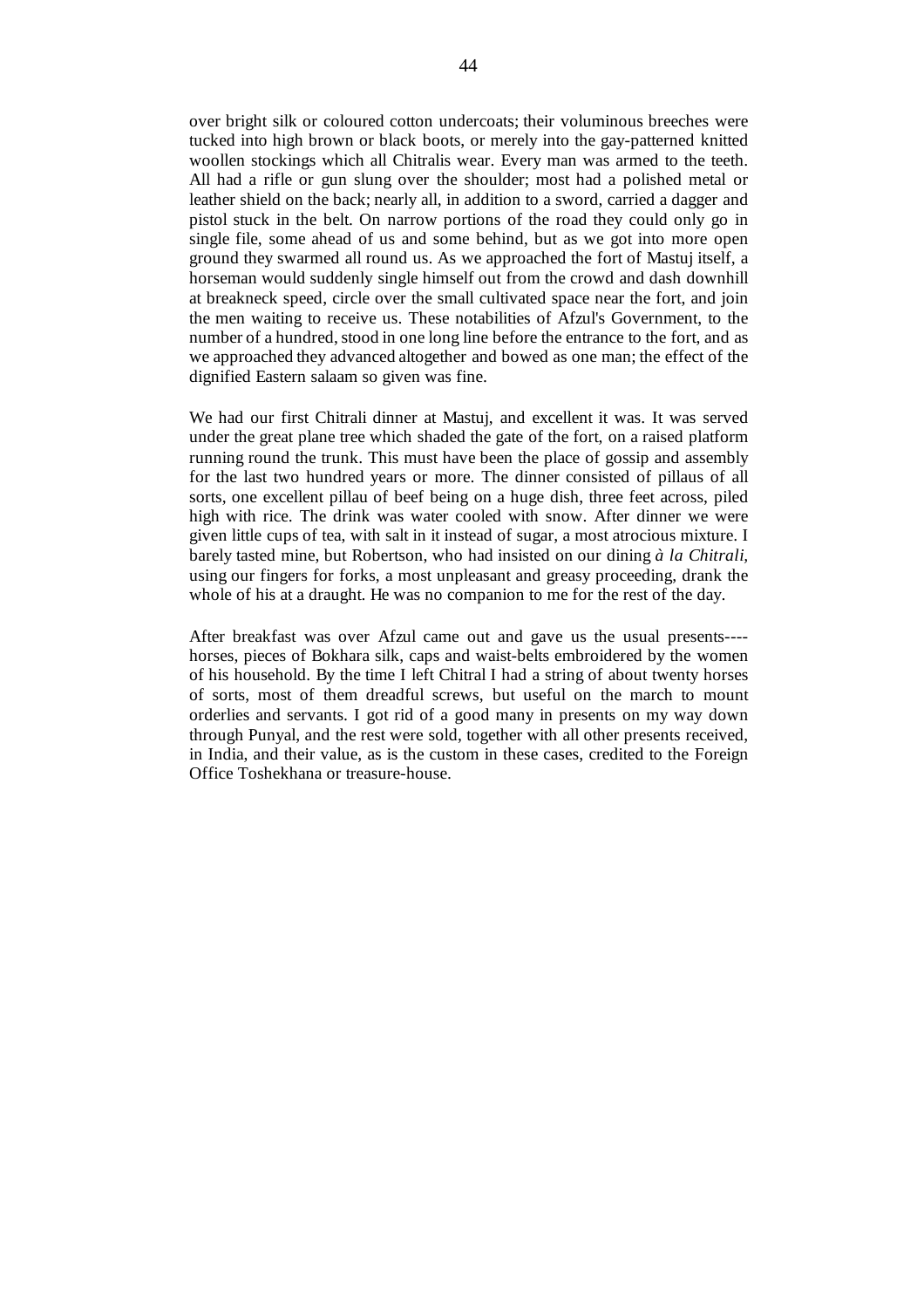over bright silk or coloured cotton undercoats; their voluminous breeches were tucked into high brown or black boots, or merely into the gay-patterned knitted woollen stockings which all Chitralis wear. Every man was armed to the teeth. All had a rifle or gun slung over the shoulder; most had a polished metal or leather shield on the back; nearly all, in addition to a sword, carried a dagger and pistol stuck in the belt. On narrow portions of the road they could only go in single file, some ahead of us and some behind, but as we got into more open ground they swarmed all round us. As we approached the fort of Mastuj itself, a horseman would suddenly single himself out from the crowd and dash downhill at breakneck speed, circle over the small cultivated space near the fort, and join the men waiting to receive us. These notabilities of Afzul's Government, to the number of a hundred, stood in one long line before the entrance to the fort, and as we approached they advanced altogether and bowed as one man; the effect of the dignified Eastern salaam so given was fine.

We had our first Chitrali dinner at Mastuj, and excellent it was. It was served under the great plane tree which shaded the gate of the fort, on a raised platform running round the trunk. This must have been the place of gossip and assembly for the last two hundred years or more. The dinner consisted of pillaus of all sorts, one excellent pillau of beef being on a huge dish, three feet across, piled high with rice. The drink was water cooled with snow. After dinner we were given little cups of tea, with salt in it instead of sugar, a most atrocious mixture. I barely tasted mine, but Robertson, who had insisted on our dining *à la Chitrali*, using our fingers for forks, a most unpleasant and greasy proceeding, drank the whole of his at a draught. He was no companion to me for the rest of the day.

After breakfast was over Afzul came out and gave us the usual presents----horses, pieces of Bokhara silk, caps and waist-belts embroidered by the women of his household. By the time I left Chitral I had a string of about twenty horses of sorts, most of them dreadful screws, but useful on the march to mount orderlies and servants. I got rid of a good many in presents on my way down through Punyal, and the rest were sold, together with all other presents received, in India, and their value, as is the custom in these cases, credited to the Foreign Office Toshekhana or treasure-house.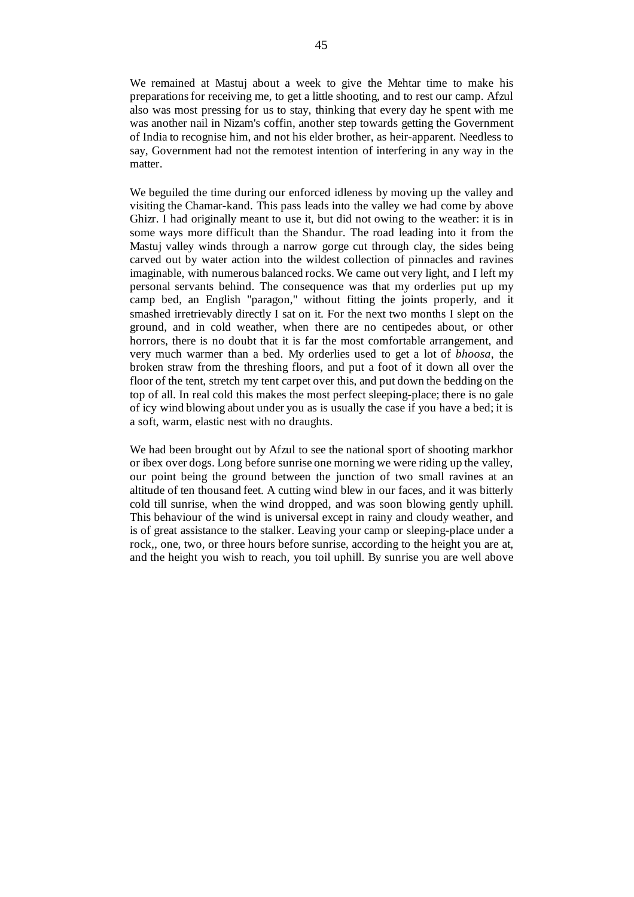We remained at Mastuj about a week to give the Mehtar time to make his preparations for receiving me, to get a little shooting, and to rest our camp. Afzul also was most pressing for us to stay, thinking that every day he spent with me was another nail in Nizam's coffin, another step towards getting the Government of India to recognise him, and not his elder brother, as heir-apparent. Needless to say, Government had not the remotest intention of interfering in any way in the matter.

We beguiled the time during our enforced idleness by moving up the valley and visiting the Chamar-kand. This pass leads into the valley we had come by above Ghizr. I had originally meant to use it, but did not owing to the weather: it is in some ways more difficult than the Shandur. The road leading into it from the Mastuj valley winds through a narrow gorge cut through clay, the sides being carved out by water action into the wildest collection of pinnacles and ravines imaginable, with numerous balanced rocks. We came out very light, and I left my personal servants behind. The consequence was that my orderlies put up my camp bed, an English "paragon," without fitting the joints properly, and it smashed irretrievably directly I sat on it. For the next two months I slept on the ground, and in cold weather, when there are no centipedes about, or other horrors, there is no doubt that it is far the most comfortable arrangement, and very much warmer than a bed. My orderlies used to get a lot of *bhoosa*, the broken straw from the threshing floors, and put a foot of it down all over the floor of the tent, stretch my tent carpet over this, and put down the bedding on the top of all. In real cold this makes the most perfect sleeping-place; there is no gale of icy wind blowing about under you as is usually the case if you have a bed; it is a soft, warm, elastic nest with no draughts.

We had been brought out by Afzul to see the national sport of shooting markhor or ibex over dogs. Long before sunrise one morning we were riding up the valley, our point being the ground between the junction of two small ravines at an altitude of ten thousand feet. A cutting wind blew in our faces, and it was bitterly cold till sunrise, when the wind dropped, and was soon blowing gently uphill. This behaviour of the wind is universal except in rainy and cloudy weather, and is of great assistance to the stalker. Leaving your camp or sleeping-place under a rock,, one, two, or three hours before sunrise, according to the height you are at, and the height you wish to reach, you toil uphill. By sunrise you are well above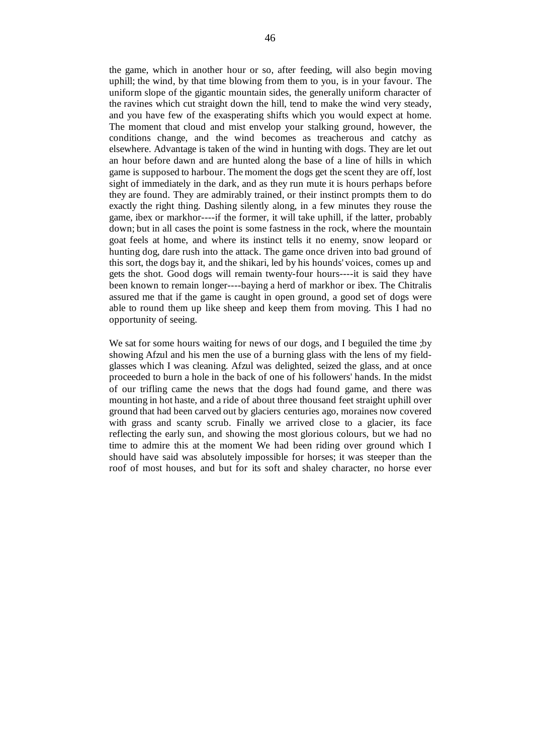the game, which in another hour or so, after feeding, will also begin moving uphill; the wind, by that time blowing from them to you, is in your favour. The uniform slope of the gigantic mountain sides, the generally uniform character of the ravines which cut straight down the hill, tend to make the wind very steady, and you have few of the exasperating shifts which you would expect at home. The moment that cloud and mist envelop your stalking ground, however, the conditions change, and the wind becomes as treacherous and catchy as elsewhere. Advantage is taken of the wind in hunting with dogs. They are let out an hour before dawn and are hunted along the base of a line of hills in which game is supposed to harbour. The moment the dogs get the scent they are off, lost sight of immediately in the dark, and as they run mute it is hours perhaps before they are found. They are admirably trained, or their instinct prompts them to do exactly the right thing. Dashing silently along, in a few minutes they rouse the game, ibex or markhor----if the former, it will take uphill, if the latter, probably down; but in all cases the point is some fastness in the rock, where the mountain goat feels at home, and where its instinct tells it no enemy, snow leopard or hunting dog, dare rush into the attack. The game once driven into bad ground of this sort, the dogs bay it, and the shikari, led by his hounds' voices, comes up and gets the shot. Good dogs will remain twenty-four hours----it is said they have been known to remain longer----baying a herd of markhor or ibex. The Chitralis assured me that if the game is caught in open ground, a good set of dogs were able to round them up like sheep and keep them from moving. This I had no opportunity of seeing.

We sat for some hours waiting for news of our dogs, and I beguiled the time ;by showing Afzul and his men the use of a burning glass with the lens of my field-glasses which I was cleaning. Afzul was delighted, seized the glass, and at once proceeded to burn a hole in the back of one of his followers' hands. In the midst of our trifling came the news that the dogs had found game, and there was mounting in hot haste, and a ride of about three thousand feet straight uphill over ground that had been carved out by glaciers centuries ago, moraines now covered with grass and scanty scrub. Finally we arrived close to a glacier, its face reflecting the early sun, and showing the most glorious colours, but we had no time to admire this at the moment We had been riding over ground which I should have said was absolutely impossible for horses; it was steeper than the roof of most houses, and but for its soft and shaley character, no horse ever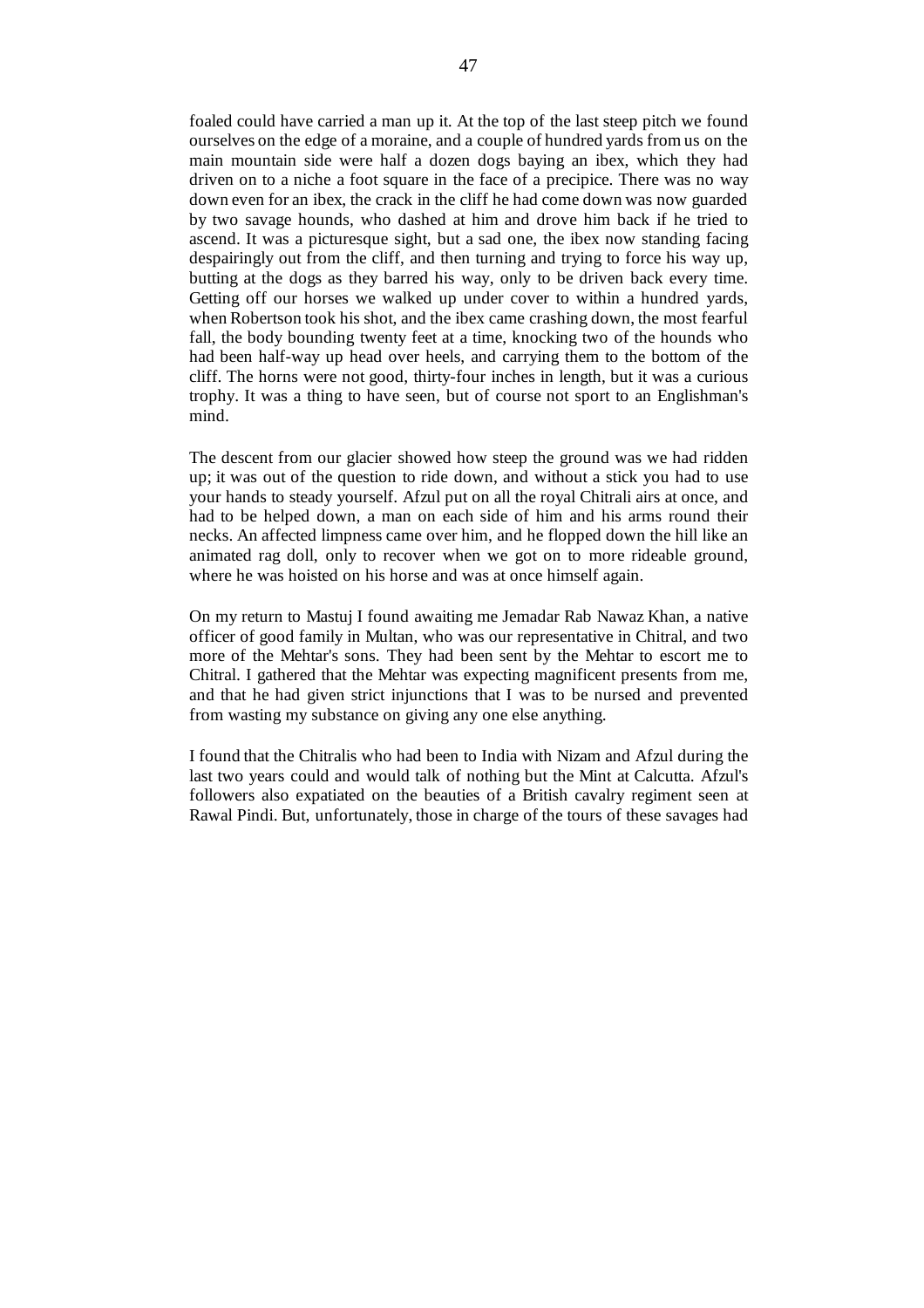foaled could have carried a man up it. At the top of the last steep pitch we found ourselves on the edge of a moraine, and a couple of hundred yards from us on the main mountain side were half a dozen dogs baying an ibex, which they had driven on to a niche a foot square in the face of a precipice. There was no way down even for an ibex, the crack in the cliff he had come down was now guarded by two savage hounds, who dashed at him and drove him back if he tried to ascend. It was a picturesque sight, but a sad one, the ibex now standing facing despairingly out from the cliff, and then turning and trying to force his way up, butting at the dogs as they barred his way, only to be driven back every time. Getting off our horses we walked up under cover to within a hundred yards, when Robertson took his shot, and the ibex came crashing down, the most fearful fall, the body bounding twenty feet at a time, knocking two of the hounds who had been half-way up head over heels, and carrying them to the bottom of the cliff. The horns were not good, thirty-four inches in length, but it was a curious trophy. It was a thing to have seen, but of course not sport to an Englishman's mind.

The descent from our glacier showed how steep the ground was we had ridden up; it was out of the question to ride down, and without a stick you had to use your hands to steady yourself. Afzul put on all the royal Chitrali airs at once, and had to be helped down, a man on each side of him and his arms round their necks. An affected limpness came over him, and he flopped down the hill like an animated rag doll, only to recover when we got on to more rideable ground, where he was hoisted on his horse and was at once himself again.

On my return to Mastuj I found awaiting me Jemadar Rab Nawaz Khan, a native officer of good family in Multan, who was our representative in Chitral, and two more of the Mehtar's sons. They had been sent by the Mehtar to escort me to Chitral. I gathered that the Mehtar was expecting magnificent presents from me, and that he had given strict injunctions that I was to be nursed and prevented from wasting my substance on giving any one else anything.

I found that the Chitralis who had been to India with Nizam and Afzul during the last two years could and would talk of nothing but the Mint at Calcutta. Afzul's followers also expatiated on the beauties of a British cavalry regiment seen at Rawal Pindi. But, unfortunately, those in charge of the tours of these savages had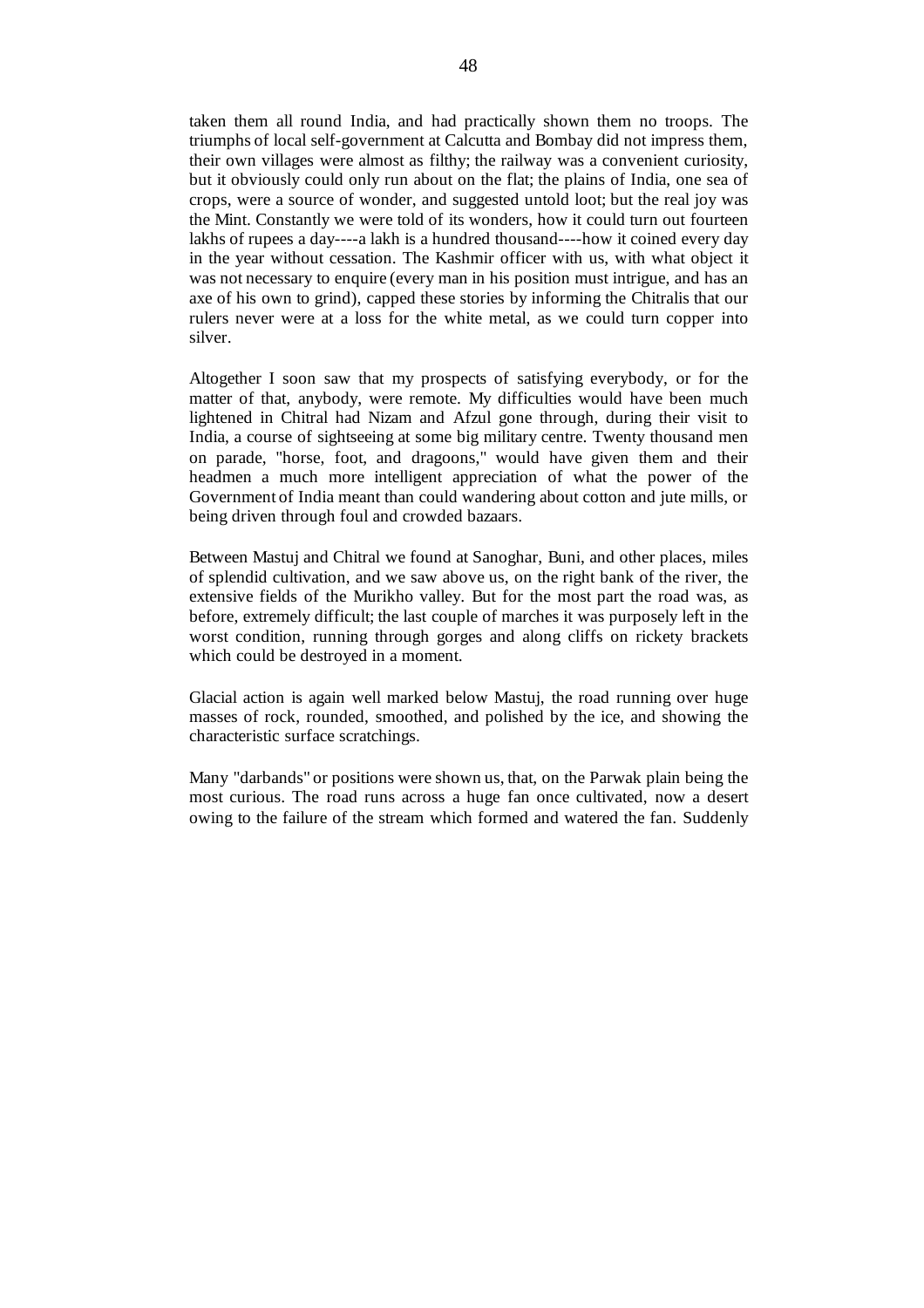taken them all round India, and had practically shown them no troops. The triumphs of local self-government at Calcutta and Bombay did not impress them, their own villages were almost as filthy; the railway was a convenient curiosity, but it obviously could only run about on the flat; the plains of India, one sea of crops, were a source of wonder, and suggested untold loot; but the real joy was the Mint. Constantly we were told of its wonders, how it could turn out fourteen lakhs of rupees a day----a lakh is a hundred thousand----how it coined every day in the year without cessation. The Kashmir officer with us, with what object it was not necessary to enquire (every man in his position must intrigue, and has an axe of his own to grind), capped these stories by informing the Chitralis that our rulers never were at a loss for the white metal, as we could turn copper into silver.

Altogether I soon saw that my prospects of satisfying everybody, or for the matter of that, anybody, were remote. My difficulties would have been much lightened in Chitral had Nizam and Afzul gone through, during their visit to India, a course of sightseeing at some big military centre. Twenty thousand men on parade, "horse, foot, and dragoons," would have given them and their headmen a much more intelligent appreciation of what the power of the Government of India meant than could wandering about cotton and jute mills, or being driven through foul and crowded bazaars.

Between Mastuj and Chitral we found at Sanoghar, Buni, and other places, miles of splendid cultivation, and we saw above us, on the right bank of the river, the extensive fields of the Murikho valley. But for the most part the road was, as before, extremely difficult; the last couple of marches it was purposely left in the worst condition, running through gorges and along cliffs on rickety brackets which could be destroyed in a moment.

Glacial action is again well marked below Mastuj, the road running over huge masses of rock, rounded, smoothed, and polished by the ice, and showing the characteristic surface scratchings.

Many "darbands" or positions were shown us, that, on the Parwak plain being the most curious. The road runs across a huge fan once cultivated, now a desert owing to the failure of the stream which formed and watered the fan. Suddenly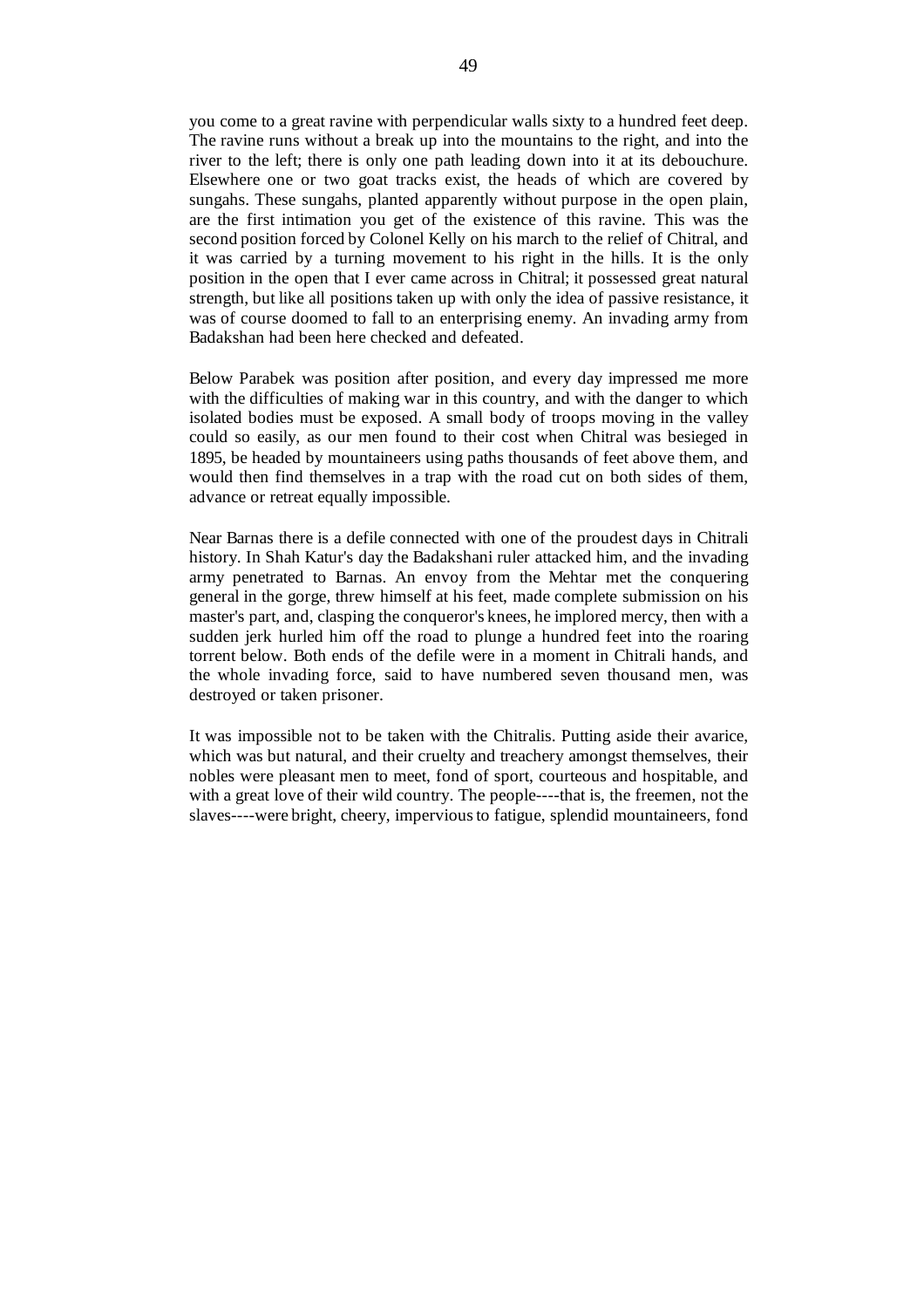you come to a great ravine with perpendicular walls sixty to a hundred feet deep. The ravine runs without a break up into the mountains to the right, and into the river to the left; there is only one path leading down into it at its debouchure. Elsewhere one or two goat tracks exist, the heads of which are covered by sungahs. These sungahs, planted apparently without purpose in the open plain, are the first intimation you get of the existence of this ravine. This was the second position forced by Colonel Kelly on his march to the relief of Chitral, and it was carried by a turning movement to his right in the hills. It is the only position in the open that I ever came across in Chitral; it possessed great natural strength, but like all positions taken up with only the idea of passive resistance, it was of course doomed to fall to an enterprising enemy. An invading army from Badakshan had been here checked and defeated.

Below Parabek was position after position, and every day impressed me more with the difficulties of making war in this country, and with the danger to which isolated bodies must be exposed. A small body of troops moving in the valley could so easily, as our men found to their cost when Chitral was besieged in 1895, be headed by mountaineers using paths thousands of feet above them, and would then find themselves in a trap with the road cut on both sides of them, advance or retreat equally impossible.

Near Barnas there is a defile connected with one of the proudest days in Chitrali history. In Shah Katur's day the Badakshani ruler attacked him, and the invading army penetrated to Barnas. An envoy from the Mehtar met the conquering general in the gorge, threw himself at his feet, made complete submission on his master's part, and, clasping the conqueror's knees, he implored mercy, then with a sudden jerk hurled him off the road to plunge a hundred feet into the roaring torrent below. Both ends of the defile were in a moment in Chitrali hands, and the whole invading force, said to have numbered seven thousand men, was destroyed or taken prisoner.

It was impossible not to be taken with the Chitralis. Putting aside their avarice, which was but natural, and their cruelty and treachery amongst themselves, their nobles were pleasant men to meet, fond of sport, courteous and hospitable, and with a great love of their wild country. The people----that is, the freemen, not the slaves----were bright, cheery, impervious to fatigue, splendid mountaineers, fond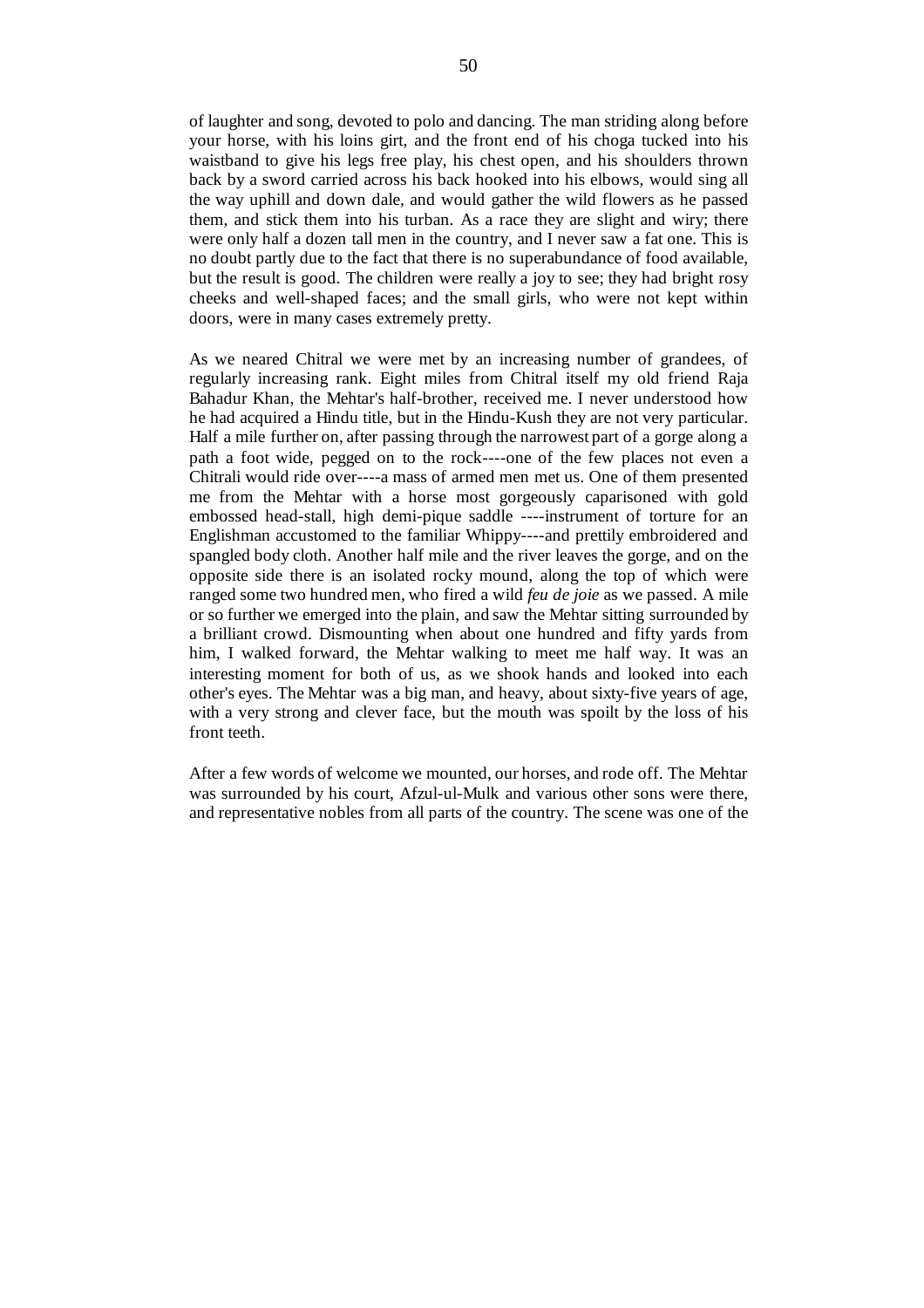of laughter and song, devoted to polo and dancing. The man striding along before your horse, with his loins girt, and the front end of his choga tucked into his waistband to give his legs free play, his chest open, and his shoulders thrown back by a sword carried across his back hooked into his elbows, would sing all the way uphill and down dale, and would gather the wild flowers as he passed them, and stick them into his turban. As a race they are slight and wiry; there were only half a dozen tall men in the country, and I never saw a fat one. This is no doubt partly due to the fact that there is no superabundance of food available, but the result is good. The children were really a joy to see; they had bright rosy cheeks and well-shaped faces; and the small girls, who were not kept within doors, were in many cases extremely pretty.

As we neared Chitral we were met by an increasing number of grandees, of regularly increasing rank. Eight miles from Chitral itself my old friend Raja Bahadur Khan, the Mehtar's half-brother, received me. I never understood how he had acquired a Hindu title, but in the Hindu-Kush they are not very particular. Half a mile further on, after passing through the narrowest part of a gorge along a path a foot wide, pegged on to the rock----one of the few places not even a Chitrali would ride over----a mass of armed men met us. One of them presented me from the Mehtar with a horse most gorgeously caparisoned with gold embossed head-stall, high demi-pique saddle ----instrument of torture for an Englishman accustomed to the familiar Whippy----and prettily embroidered and spangled body cloth. Another half mile and the river leaves the gorge, and on the opposite side there is an isolated rocky mound, along the top of which were ranged some two hundred men, who fired a wild *feu de joie* as we passed. A mile or so further we emerged into the plain, and saw the Mehtar sitting surrounded by a brilliant crowd. Dismounting when about one hundred and fifty yards from him, I walked forward, the Mehtar walking to meet me half way. It was an interesting moment for both of us, as we shook hands and looked into each other's eyes. The Mehtar was a big man, and heavy, about sixty-five years of age, with a very strong and clever face, but the mouth was spoilt by the loss of his front teeth.

After a few words of welcome we mounted, our horses, and rode off. The Mehtar was surrounded by his court, Afzul-ul-Mulk and various other sons were there, and representative nobles from all parts of the country. The scene was one of the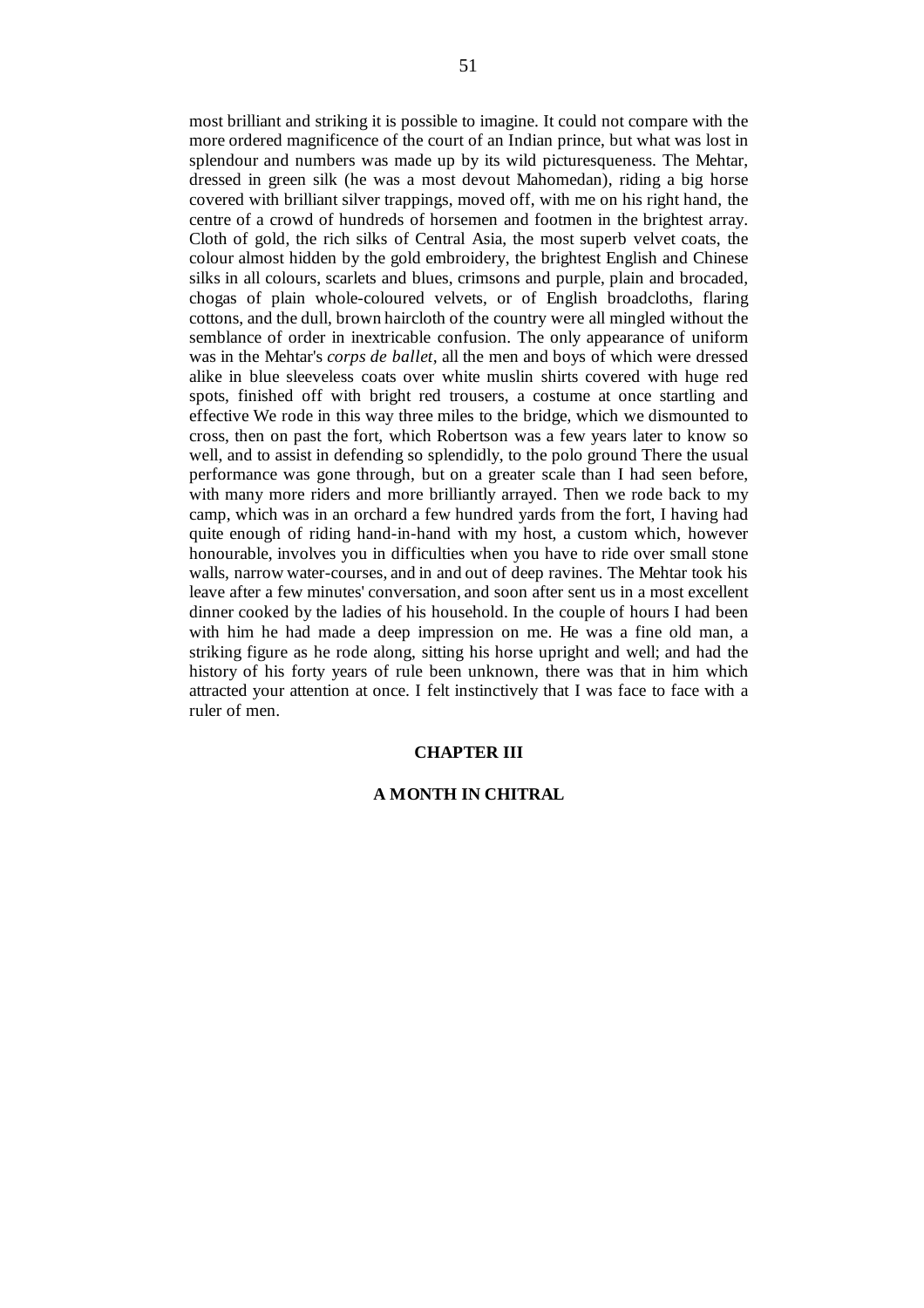most brilliant and striking it is possible to imagine. It could not compare with the more ordered magnificence of the court of an Indian prince, but what was lost in splendour and numbers was made up by its wild picturesqueness. The Mehtar, dressed in green silk (he was a most devout Mahomedan), riding a big horse covered with brilliant silver trappings, moved off, with me on his right hand, the centre of a crowd of hundreds of horsemen and footmen in the brightest array. Cloth of gold, the rich silks of Central Asia, the most superb velvet coats, the colour almost hidden by the gold embroidery, the brightest English and Chinese silks in all colours, scarlets and blues, crimsons and purple, plain and brocaded, chogas of plain whole-coloured velvets, or of English broadcloths, flaring cottons, and the dull, brown haircloth of the country were all mingled without the semblance of order in inextricable confusion. The only appearance of uniform was in the Mehtar's *corps de ballet*, all the men and boys of which were dressed alike in blue sleeveless coats over white muslin shirts covered with huge red spots, finished off with bright red trousers, a costume at once startling and effective We rode in this way three miles to the bridge, which we dismounted to cross, then on past the fort, which Robertson was a few years later to know so well, and to assist in defending so splendidly, to the polo ground There the usual performance was gone through, but on a greater scale than I had seen before, with many more riders and more brilliantly arrayed. Then we rode back to my camp, which was in an orchard a few hundred yards from the fort, I having had quite enough of riding hand-in-hand with my host, a custom which, however honourable, involves you in difficulties when you have to ride over small stone walls, narrow water-courses, and in and out of deep ravines. The Mehtar took his leave after a few minutes' conversation, and soon after sent us in a most excellent dinner cooked by the ladies of his household. In the couple of hours I had been with him he had made a deep impression on me. He was a fine old man, a striking figure as he rode along, sitting his horse upright and well; and had the history of his forty years of rule been unknown, there was that in him which attracted your attention at once. I felt instinctively that I was face to face with a ruler of men.

## CHAPTER III

## A MONTH IN CHITRAL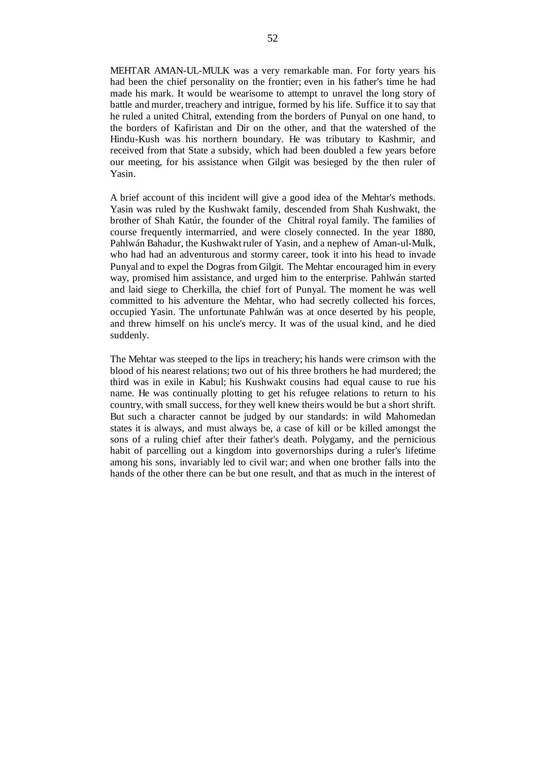MEHTAR AMAN-UL-MULK was a very remarkable man. For forty years his had been the chief personality on the frontier; even in his father's time he had made his mark. It would be wearisome to attempt to unravel the long story of battle and murder, treachery and intrigue, formed by his life. Suffice it to say that he ruled a united Chitral, extending from the borders of Punyal on one hand, to the borders of Kafiristan and Dir on the other, and that the watershed of the Hindu-Kush was his northern boundary. He was tributary to Kashmir, and received from that State a subsidy, which had been doubled a few years before our meeting, for his assistance when Gilgit was besieged by the then ruler of Yasin.

A brief account of this incident will give a good idea of the Mehtar's methods. Yasin was ruled by the Kushwakt family, descended from Shah Kushwakt, the brother of Shah Katúr, the founder of the Chitral royal family. The families of course frequently intermarried, and were closely connected. In the year 1880, Pahlwán Bahadur, the Kushwakt ruler of Yasin, and a nephew of Aman-ul-Mulk, who had had an adventurous and stormy career, took it into his head to invade Punyal and to expel the Dogras from Gilgit. The Mehtar encouraged him in every way, promised him assistance, and urged him to the enterprise. Pahlwán started and laid siege to Cherkilla, the chief fort of Punyal. The moment he was well committed to his adventure the Mehtar, who had secretly collected his forces, occupied Yasin. The unfortunate Pahlwán was at once deserted by his people, and threw himself on his uncle's mercy. It was of the usual kind, and he died suddenly.

The Mehtar was steeped to the lips in treachery; his hands were crimson with the blood of his nearest relations; two out of his three brothers he had murdered; the third was in exile in Kabul; his Kushwakt cousins had equal cause to rue his name. He was continually plotting to get his refugee relations to return to his country, with small success, for they well knew theirs would be but a short shrift. But such a character cannot be judged by our standards: in wild Mahomedan states it is always, and must always be, a case of kill or be killed amongst the sons of a ruling chief after their father's death. Polygamy, and the pernicious habit of parcelling out a kingdom into governorships during a ruler's lifetime among his sons, invariably led to civil war; and when one brother falls into the hands of the other there can be but one result, and that as much in the interest of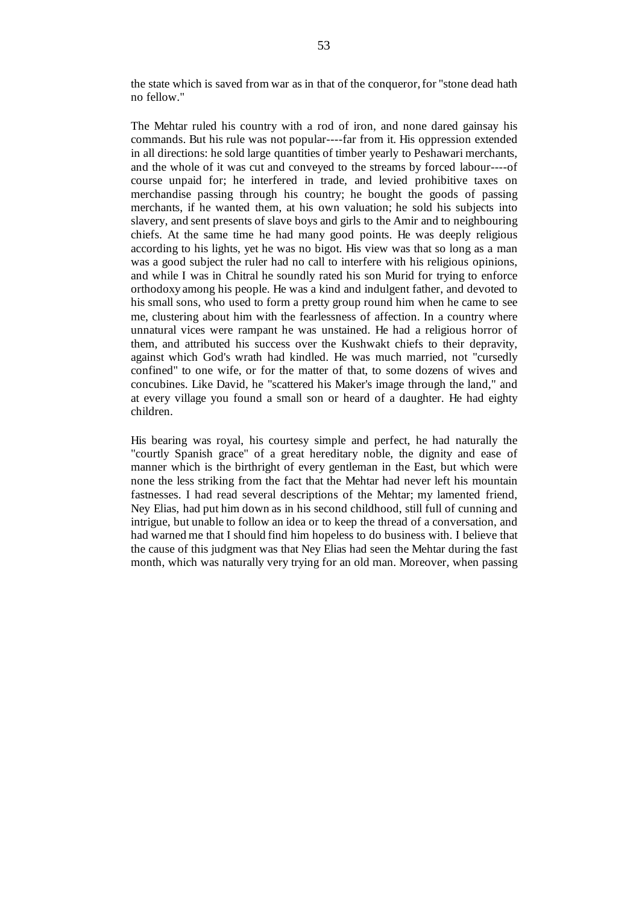the state which is saved from war as in that of the conqueror, for "stone dead hath no fellow."

The Mehtar ruled his country with a rod of iron, and none dared gainsay his commands. But his rule was not popular----far from it. His oppression extended in all directions: he sold large quantities of timber yearly to Peshawari merchants, and the whole of it was cut and conveyed to the streams by forced labour----of course unpaid for; he interfered in trade, and levied prohibitive taxes on merchandise passing through his country; he bought the goods of passing merchants, if he wanted them, at his own valuation; he sold his subjects into slavery, and sent presents of slave boys and girls to the Amir and to neighbouring chiefs. At the same time he had many good points. He was deeply religious according to his lights, yet he was no bigot. His view was that so long as a man was a good subject the ruler had no call to interfere with his religious opinions, and while I was in Chitral he soundly rated his son Murid for trying to enforce orthodoxy among his people. He was a kind and indulgent father, and devoted to his small sons, who used to form a pretty group round him when he came to see me, clustering about him with the fearlessness of affection. In a country where unnatural vices were rampant he was unstained. He had a religious horror of them, and attributed his success over the Kushwakt chiefs to their depravity, against which God's wrath had kindled. He was much married, not "cursedly confined" to one wife, or for the matter of that, to some dozens of wives and concubines. Like David, he "scattered his Maker's image through the land," and at every village you found a small son or heard of a daughter. He had eighty children.

His bearing was royal, his courtesy simple and perfect, he had naturally the "courtly Spanish grace" of a great hereditary noble, the dignity and ease of manner which is the birthright of every gentleman in the East, but which were none the less striking from the fact that the Mehtar had never left his mountain fastnesses. I had read several descriptions of the Mehtar; my lamented friend, Ney Elias, had put him down as in his second childhood, still full of cunning and intrigue, but unable to follow an idea or to keep the thread of a conversation, and had warned me that I should find him hopeless to do business with. I believe that the cause of this judgment was that Ney Elias had seen the Mehtar during the fast month, which was naturally very trying for an old man. Moreover, when passing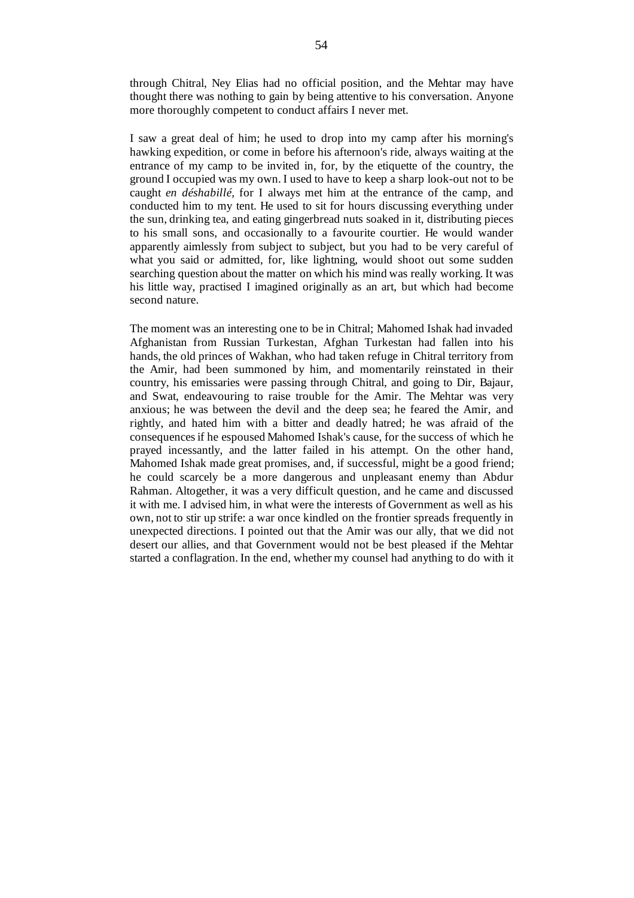through Chitral, Ney Elias had no official position, and the Mehtar may have thought there was nothing to gain by being attentive to his conversation. Anyone more thoroughly competent to conduct affairs I never met.

I saw a great deal of him; he used to drop into my camp after his morning's hawking expedition, or come in before his afternoon's ride, always waiting at the entrance of my camp to be invited in, for, by the etiquette of the country, the ground I occupied was my own. I used to have to keep a sharp look-out not to be caught *en déshabillé,* for I always met him at the entrance of the camp, and conducted him to my tent. He used to sit for hours discussing everything under the sun, drinking tea, and eating gingerbread nuts soaked in it, distributing pieces to his small sons, and occasionally to a favourite courtier. He would wander apparently aimlessly from subject to subject, but you had to be very careful of what you said or admitted, for, like lightning, would shoot out some sudden searching question about the matter on which his mind was really working. It was his little way, practised I imagined originally as an art, but which had become second nature.

The moment was an interesting one to be in Chitral; Mahomed Ishak had invaded Afghanistan from Russian Turkestan, Afghan Turkestan had fallen into his hands, the old princes of Wakhan, who had taken refuge in Chitral territory from the Amir, had been summoned by him, and momentarily reinstated in their country, his emissaries were passing through Chitral, and going to Dir, Bajaur, and Swat, endeavouring to raise trouble for the Amir. The Mehtar was very anxious; he was between the devil and the deep sea; he feared the Amir, and rightly, and hated him with a bitter and deadly hatred; he was afraid of the consequences if he espoused Mahomed Ishak's cause, for the success of which he prayed incessantly, and the latter failed in his attempt. On the other hand, Mahomed Ishak made great promises, and, if successful, might be a good friend; he could scarcely be a more dangerous and unpleasant enemy than Abdur Rahman. Altogether, it was a very difficult question, and he came and discussed it with me. I advised him, in what were the interests of Government as well as his own, not to stir up strife: a war once kindled on the frontier spreads frequently in unexpected directions. I pointed out that the Amir was our ally, that we did not desert our allies, and that Government would not be best pleased if the Mehtar started a conflagration. In the end, whether my counsel had anything to do with it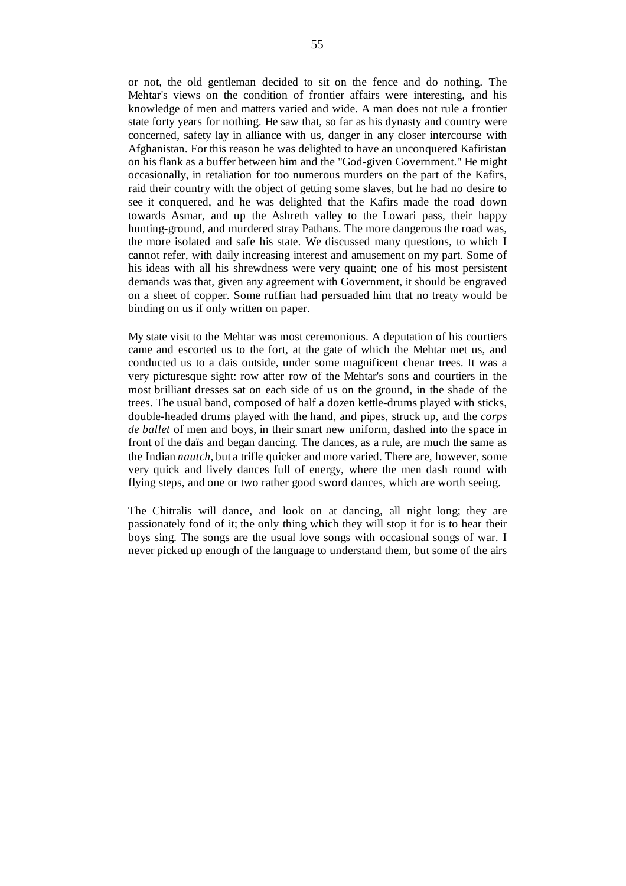or not, the old gentleman decided to sit on the fence and do nothing. The Mehtar's views on the condition of frontier affairs were interesting, and his knowledge of men and matters varied and wide. A man does not rule a frontier state forty years for nothing. He saw that, so far as his dynasty and country were concerned, safety lay in alliance with us, danger in any closer intercourse with Afghanistan. For this reason he was delighted to have an unconquered Kafiristan on his flank as a buffer between him and the "God-given Government." He might occasionally, in retaliation for too numerous murders on the part of the Kafirs, raid their country with the object of getting some slaves, but he had no desire to see it conquered, and he was delighted that the Kafirs made the road down towards Asmar, and up the Ashreth valley to the Lowari pass, their happy hunting-ground, and murdered stray Pathans. The more dangerous the road was, the more isolated and safe his state. We discussed many questions, to which I cannot refer, with daily increasing interest and amusement on my part. Some of his ideas with all his shrewdness were very quaint; one of his most persistent demands was that, given any agreement with Government, it should be engraved on a sheet of copper. Some ruffian had persuaded him that no treaty would be binding on us if only written on paper.

My state visit to the Mehtar was most ceremonious. A deputation of his courtiers came and escorted us to the fort, at the gate of which the Mehtar met us, and conducted us to a dais outside, under some magnificent chenar trees. It was a very picturesque sight: row after row of the Mehtar's sons and courtiers in the most brilliant dresses sat on each side of us on the ground, in the shade of the trees. The usual band, composed of half a dozen kettle-drums played with sticks, double-headed drums played with the hand, and pipes, struck up, and the *corps de ballet* of men and boys, in their smart new uniform, dashed into the space in front of the daïs and began dancing. The dances, as a rule, are much the same as the Indian *nautch,* but a trifle quicker and more varied. There are, however, some very quick and lively dances full of energy, where the men dash round with flying steps, and one or two rather good sword dances, which are worth seeing.

The Chitralis will dance, and look on at dancing, all night long; they are passionately fond of it; the only thing which they will stop it for is to hear their boys sing. The songs are the usual love songs with occasional songs of war. I never picked up enough of the language to understand them, but some of the airs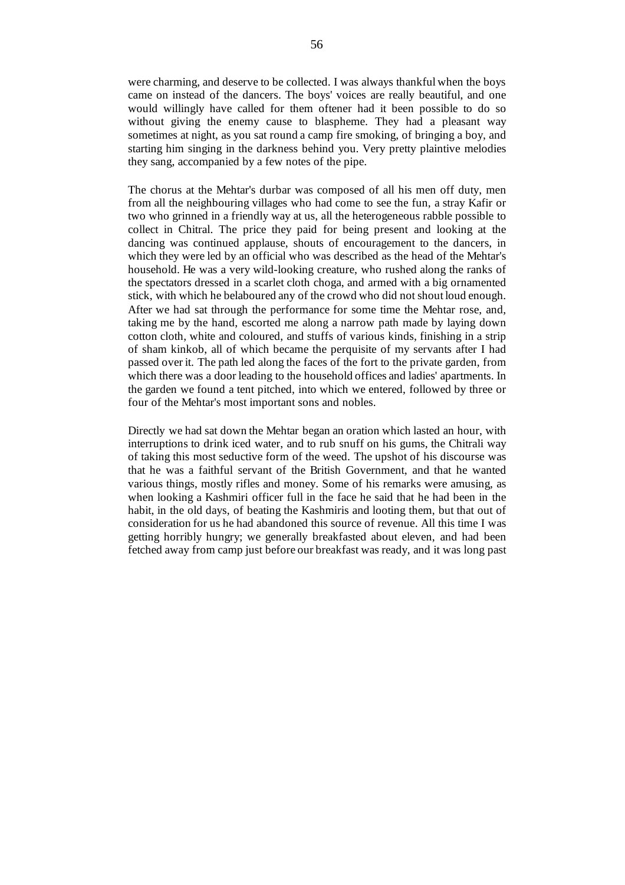were charming, and deserve to be collected. I was always thankful when the boys came on instead of the dancers. The boys' voices are really beautiful, and one would willingly have called for them oftener had it been possible to do so without giving the enemy cause to blaspheme. They had a pleasant way sometimes at night, as you sat round a camp fire smoking, of bringing a boy, and starting him singing in the darkness behind you. Very pretty plaintive melodies they sang, accompanied by a few notes of the pipe.

The chorus at the Mehtar's durbar was composed of all his men off duty, men from all the neighbouring villages who had come to see the fun, a stray Kafir or two who grinned in a friendly way at us, all the heterogeneous rabble possible to collect in Chitral. The price they paid for being present and looking at the dancing was continued applause, shouts of encouragement to the dancers, in which they were led by an official who was described as the head of the Mehtar's household. He was a very wild-looking creature, who rushed along the ranks of the spectators dressed in a scarlet cloth choga, and armed with a big ornamented stick, with which he belaboured any of the crowd who did not shout loud enough. After we had sat through the performance for some time the Mehtar rose, and, taking me by the hand, escorted me along a narrow path made by laying down cotton cloth, white and coloured, and stuffs of various kinds, finishing in a strip of sham kinkob, all of which became the perquisite of my servants after I had passed over it. The path led along the faces of the fort to the private garden, from which there was a door leading to the household offices and ladies' apartments. In the garden we found a tent pitched, into which we entered, followed by three or four of the Mehtar's most important sons and nobles.

Directly we had sat down the Mehtar began an oration which lasted an hour, with interruptions to drink iced water, and to rub snuff on his gums, the Chitrali way of taking this most seductive form of the weed. The upshot of his discourse was that he was a faithful servant of the British Government, and that he wanted various things, mostly rifles and money. Some of his remarks were amusing, as when looking a Kashmiri officer full in the face he said that he had been in the habit, in the old days, of beating the Kashmiris and looting them, but that out of consideration for us he had abandoned this source of revenue. All this time I was getting horribly hungry; we generally breakfasted about eleven, and had been fetched away from camp just before our breakfast was ready, and it was long past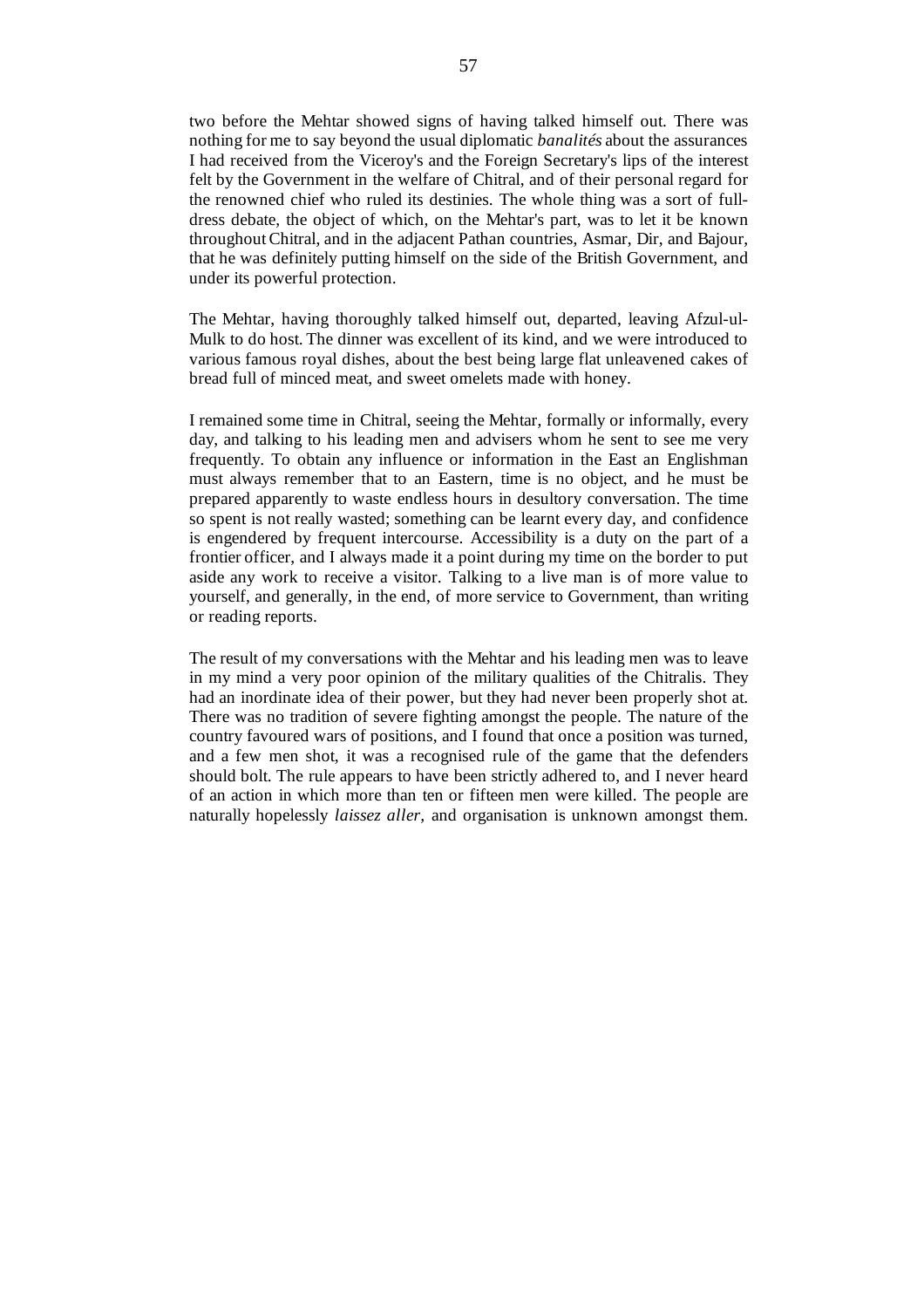two before the Mehtar showed signs of having talked himself out. There was nothing for me to say beyond the usual diplomatic *banalités* about the assurances I had received from the Viceroy's and the Foreign Secretary's lips of the interest felt by the Government in the welfare of Chitral, and of their personal regard for the renowned chief who ruled its destinies. The whole thing was a sort of full-dress debate, the object of which, on the Mehtar's part, was to let it be known throughout Chitral, and in the adjacent Pathan countries, Asmar, Dir, and Bajour, that he was definitely putting himself on the side of the British Government, and under its powerful protection.

The Mehtar, having thoroughly talked himself out, departed, leaving Afzul-ul-Mulk to do host. The dinner was excellent of its kind, and we were introduced to various famous royal dishes, about the best being large flat unleavened cakes of bread full of minced meat, and sweet omelets made with honey.

I remained some time in Chitral, seeing the Mehtar, formally or informally, every day, and talking to his leading men and advisers whom he sent to see me very frequently. To obtain any influence or information in the East an Englishman must always remember that to an Eastern, time is no object, and he must be prepared apparently to waste endless hours in desultory conversation. The time so spent is not really wasted; something can be learnt every day, and confidence is engendered by frequent intercourse. Accessibility is a duty on the part of a frontier officer, and I always made it a point during my time on the border to put aside any work to receive a visitor. Talking to a live man is of more value to yourself, and generally, in the end, of more service to Government, than writing or reading reports.

The result of my conversations with the Mehtar and his leading men was to leave in my mind a very poor opinion of the military qualities of the Chitralis. They had an inordinate idea of their power, but they had never been properly shot at. There was no tradition of severe fighting amongst the people. The nature of the country favoured wars of positions, and I found that once a position was turned, and a few men shot, it was a recognised rule of the game that the defenders should bolt. The rule appears to have been strictly adhered to, and I never heard of an action in which more than ten or fifteen men were killed. The people are naturally hopelessly *laissez aller,* and organisation is unknown amongst them.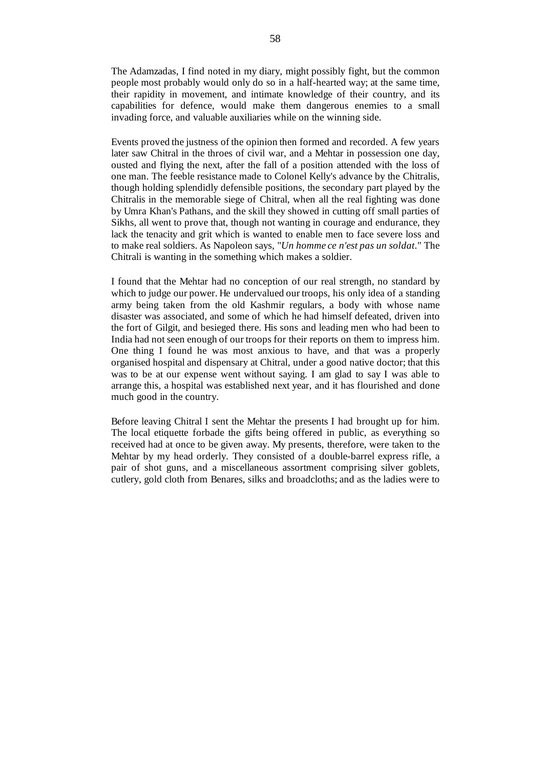The Adamzadas, I find noted in my diary, might possibly fight, but the common people most probably would only do so in a half-hearted way; at the same time, their rapidity in movement, and intimate knowledge of their country, and its capabilities for defence, would make them dangerous enemies to a small invading force, and valuable auxiliaries while on the winning side.

Events proved the justness of the opinion then formed and recorded. A few years later saw Chitral in the throes of civil war, and a Mehtar in possession one day, ousted and flying the next, after the fall of a position attended with the loss of one man. The feeble resistance made to Colonel Kelly's advance by the Chitralis, though holding splendidly defensible positions, the secondary part played by the Chitralis in the memorable siege of Chitral, when all the real fighting was done by Umra Khan's Pathans, and the skill they showed in cutting off small parties of Sikhs, all went to prove that, though not wanting in courage and endurance, they lack the tenacity and grit which is wanted to enable men to face severe loss and to make real soldiers. As Napoleon says, "*Un homme ce n'est pas un soldat*." The Chitrali is wanting in the something which makes a soldier.

I found that the Mehtar had no conception of our real strength, no standard by which to judge our power. He undervalued our troops, his only idea of a standing army being taken from the old Kashmir regulars, a body with whose name disaster was associated, and some of which he had himself defeated, driven into the fort of Gilgit, and besieged there. His sons and leading men who had been to India had not seen enough of our troops for their reports on them to impress him. One thing I found he was most anxious to have, and that was a properly organised hospital and dispensary at Chitral, under a good native doctor; that this was to be at our expense went without saying. I am glad to say I was able to arrange this, a hospital was established next year, and it has flourished and done much good in the country.

Before leaving Chitral I sent the Mehtar the presents I had brought up for him. The local etiquette forbade the gifts being offered in public, as everything so received had at once to be given away. My presents, therefore, were taken to the Mehtar by my head orderly. They consisted of a double-barrel express rifle, a pair of shot guns, and a miscellaneous assortment comprising silver goblets, cutlery, gold cloth from Benares, silks and broadcloths; and as the ladies were to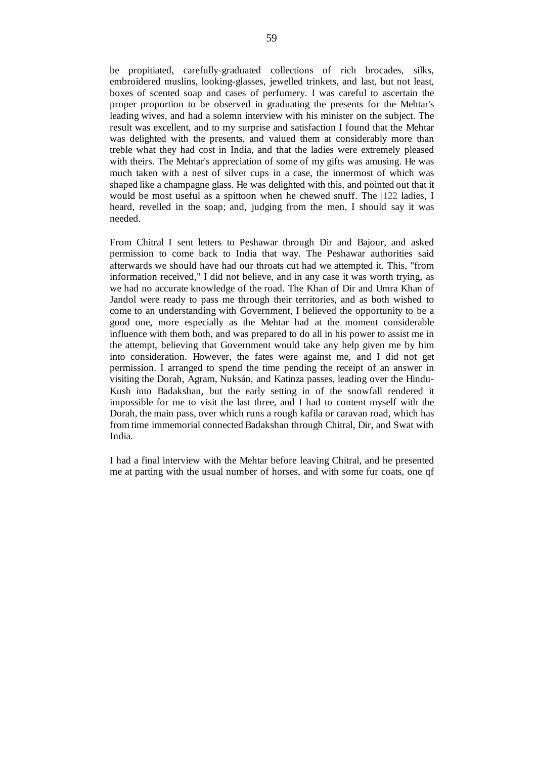be propitiated, carefully-graduated collections of rich brocades, silks, embroidered muslins, looking-glasses, jewelled trinkets, and last, but not least, boxes of scented soap and cases of perfumery. I was careful to ascertain the proper proportion to be observed in graduating the presents for the Mehtar's leading wives, and had a solemn interview with his minister on the subject. The result was excellent, and to my surprise and satisfaction I found that the Mehtar was delighted with the presents, and valued them at considerably more than treble what they had cost in India, and that the ladies were extremely pleased with theirs. The Mehtar's appreciation of some of my gifts was amusing. He was much taken with a nest of silver cups in a case, the innermost of which was shaped like a champagne glass. He was delighted with this, and pointed out that it would be most useful as a spittoon when he chewed snuff. The |122 ladies, I heard, revelled in the soap; and, judging from the men, I should say it was needed.

From Chitral I sent letters to Peshawar through Dir and Bajour, and asked permission to come back to India that way. The Peshawar authorities said afterwards we should have had our throats cut had we attempted it. This, "from information received," I did not believe, and in any case it was worth trying, as we had no accurate knowledge of the road. The Khan of Dir and Umra Khan of Jandol were ready to pass me through their territories, and as both wished to come to an understanding with Government, I believed the opportunity to be a good one, more especially as the Mehtar had at the moment considerable influence with them both, and was prepared to do all in his power to assist me in the attempt, believing that Government would take any help given me by him into consideration. However, the fates were against me, and I did not get permission. I arranged to spend the time pending the receipt of an answer in visiting the Dorah, Agram, Nuksán, and Katinza passes, leading over the Hindu-Kush into Badakshan, but the early setting in of the snowfall rendered it impossible for me to visit the last three, and I had to content myself with the Dorah, the main pass, over which runs a rough kafila or caravan road, which has from time immemorial connected Badakshan through Chitral, Dir, and Swat with India.

I had a final interview with the Mehtar before leaving Chitral, and he presented me at parting with the usual number of horses, and with some fur coats, one qf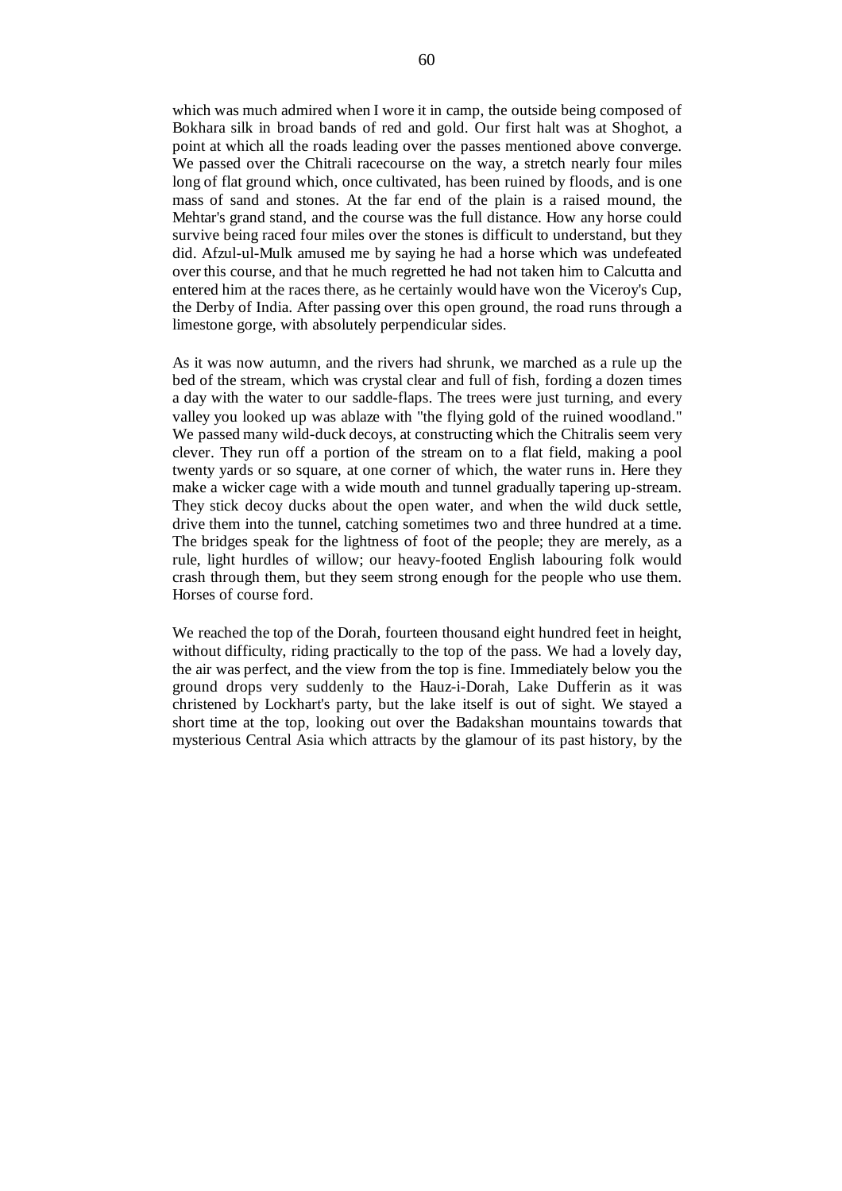which was much admired when I wore it in camp, the outside being composed of Bokhara silk in broad bands of red and gold. Our first halt was at Shoghot, a point at which all the roads leading over the passes mentioned above converge. We passed over the Chitrali racecourse on the way, a stretch nearly four miles long of flat ground which, once cultivated, has been ruined by floods, and is one mass of sand and stones. At the far end of the plain is a raised mound, the Mehtar's grand stand, and the course was the full distance. How any horse could survive being raced four miles over the stones is difficult to understand, but they did. Afzul-ul-Mulk amused me by saying he had a horse which was undefeated over this course, and that he much regretted he had not taken him to Calcutta and entered him at the races there, as he certainly would have won the Viceroy's Cup, the Derby of India. After passing over this open ground, the road runs through a limestone gorge, with absolutely perpendicular sides.

As it was now autumn, and the rivers had shrunk, we marched as a rule up the bed of the stream, which was crystal clear and full of fish, fording a dozen times a day with the water to our saddle-flaps. The trees were just turning, and every valley you looked up was ablaze with "the flying gold of the ruined woodland." We passed many wild-duck decoys, at constructing which the Chitralis seem very clever. They run off a portion of the stream on to a flat field, making a pool twenty yards or so square, at one corner of which, the water runs in. Here they make a wicker cage with a wide mouth and tunnel gradually tapering up-stream. They stick decoy ducks about the open water, and when the wild duck settle, drive them into the tunnel, catching sometimes two and three hundred at a time. The bridges speak for the lightness of foot of the people; they are merely, as a rule, light hurdles of willow; our heavy-footed English labouring folk would crash through them, but they seem strong enough for the people who use them. Horses of course ford.

We reached the top of the Dorah, fourteen thousand eight hundred feet in height, without difficulty, riding practically to the top of the pass. We had a lovely day, the air was perfect, and the view from the top is fine. Immediately below you the ground drops very suddenly to the Hauz-i-Dorah, Lake Dufferin as it was christened by Lockhart's party, but the lake itself is out of sight. We stayed a short time at the top, looking out over the Badakshan mountains towards that mysterious Central Asia which attracts by the glamour of its past history, by the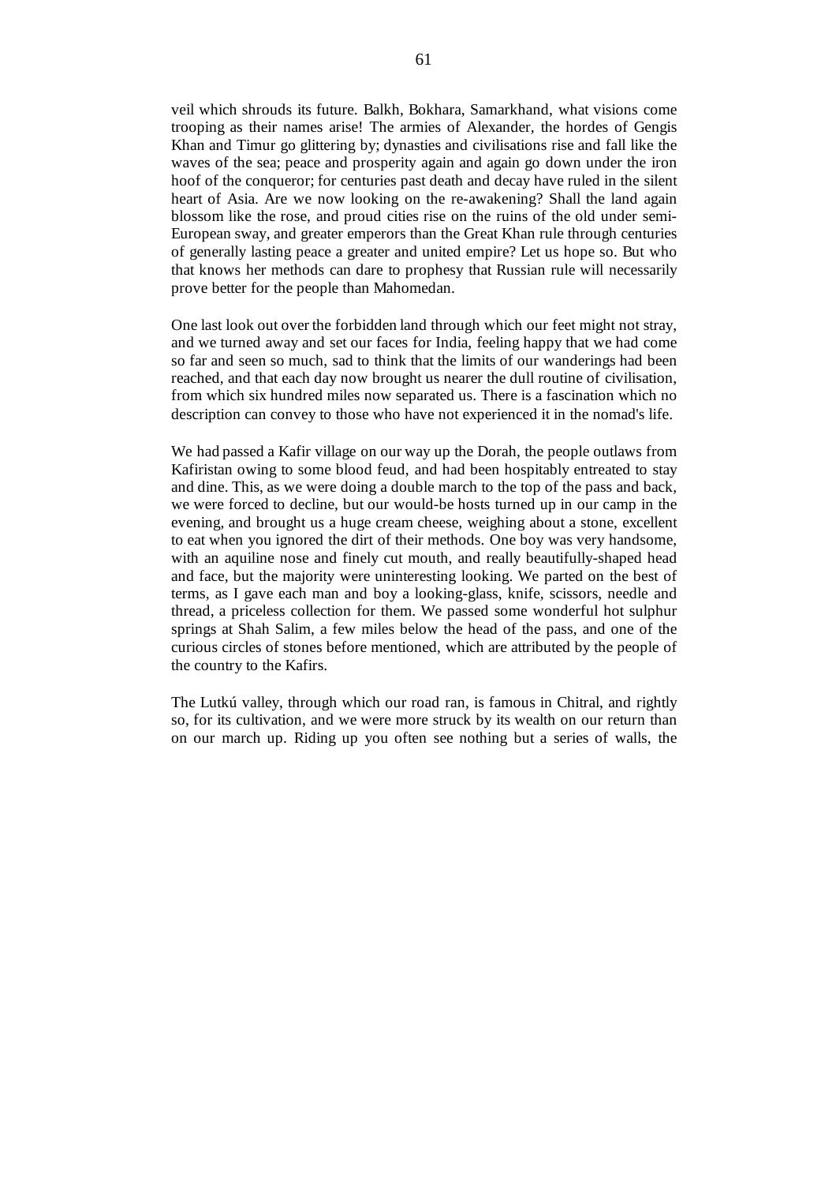veil which shrouds its future. Balkh, Bokhara, Samarkhand, what visions come trooping as their names arise! The armies of Alexander, the hordes of Gengis Khan and Timur go glittering by; dynasties and civilisations rise and fall like the waves of the sea; peace and prosperity again and again go down under the iron hoof of the conqueror; for centuries past death and decay have ruled in the silent heart of Asia. Are we now looking on the re-awakening? Shall the land again blossom like the rose, and proud cities rise on the ruins of the old under semi-European sway, and greater emperors than the Great Khan rule through centuries of generally lasting peace a greater and united empire? Let us hope so. But who that knows her methods can dare to prophesy that Russian rule will necessarily prove better for the people than Mahomedan.

One last look out over the forbidden land through which our feet might not stray, and we turned away and set our faces for India, feeling happy that we had come so far and seen so much, sad to think that the limits of our wanderings had been reached, and that each day now brought us nearer the dull routine of civilisation, from which six hundred miles now separated us. There is a fascination which no description can convey to those who have not experienced it in the nomad's life.

We had passed a Kafir village on our way up the Dorah, the people outlaws from Kafiristan owing to some blood feud, and had been hospitably entreated to stay and dine. This, as we were doing a double march to the top of the pass and back, we were forced to decline, but our would-be hosts turned up in our camp in the evening, and brought us a huge cream cheese, weighing about a stone, excellent to eat when you ignored the dirt of their methods. One boy was very handsome, with an aquiline nose and finely cut mouth, and really beautifully-shaped head and face, but the majority were uninteresting looking. We parted on the best of terms, as I gave each man and boy a looking-glass, knife, scissors, needle and thread, a priceless collection for them. We passed some wonderful hot sulphur springs at Shah Salim, a few miles below the head of the pass, and one of the curious circles of stones before mentioned, which are attributed by the people of the country to the Kafirs.

The Lutkú valley, through which our road ran, is famous in Chitral, and rightly so, for its cultivation, and we were more struck by its wealth on our return than on our march up. Riding up you often see nothing but a series of walls, the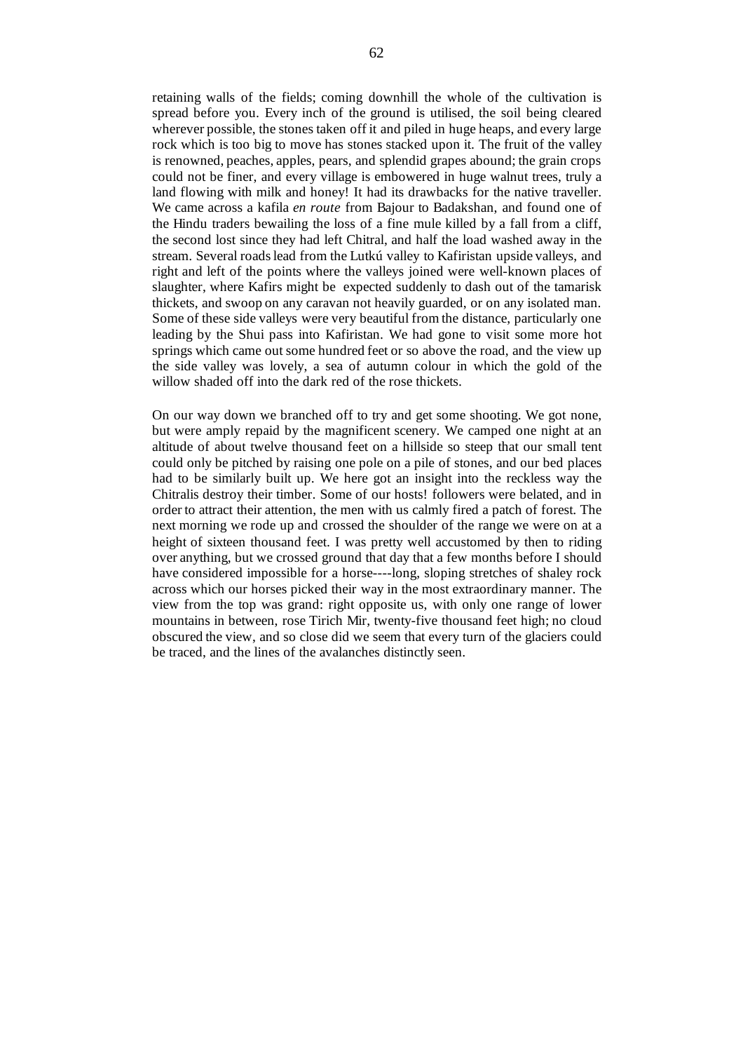retaining walls of the fields; coming downhill the whole of the cultivation is spread before you. Every inch of the ground is utilised, the soil being cleared wherever possible, the stones taken off it and piled in huge heaps, and every large rock which is too big to move has stones stacked upon it. The fruit of the valley is renowned, peaches, apples, pears, and splendid grapes abound; the grain crops could not be finer, and every village is embowered in huge walnut trees, truly a land flowing with milk and honey! It had its drawbacks for the native traveller. We came across a kafila *en route* from Bajour to Badakshan, and found one of the Hindu traders bewailing the loss of a fine mule killed by a fall from a cliff, the second lost since they had left Chitral, and half the load washed away in the stream. Several roads lead from the Lutkú valley to Kafiristan upside valleys, and right and left of the points where the valleys joined were well-known places of slaughter, where Kafirs might be expected suddenly to dash out of the tamarisk thickets, and swoop on any caravan not heavily guarded, or on any isolated man. Some of these side valleys were very beautiful from the distance, particularly one leading by the Shui pass into Kafiristan. We had gone to visit some more hot springs which came out some hundred feet or so above the road, and the view up the side valley was lovely, a sea of autumn colour in which the gold of the willow shaded off into the dark red of the rose thickets.

On our way down we branched off to try and get some shooting. We got none, but were amply repaid by the magnificent scenery. We camped one night at an altitude of about twelve thousand feet on a hillside so steep that our small tent could only be pitched by raising one pole on a pile of stones, and our bed places had to be similarly built up. We here got an insight into the reckless way the Chitralis destroy their timber. Some of our hosts! followers were belated, and in order to attract their attention, the men with us calmly fired a patch of forest. The next morning we rode up and crossed the shoulder of the range we were on at a height of sixteen thousand feet. I was pretty well accustomed by then to riding over anything, but we crossed ground that day that a few months before I should have considered impossible for a horse----long, sloping stretches of shaley rock across which our horses picked their way in the most extraordinary manner. The view from the top was grand: right opposite us, with only one range of lower mountains in between, rose Tirich Mir, twenty-five thousand feet high; no cloud obscured the view, and so close did we seem that every turn of the glaciers could be traced, and the lines of the avalanches distinctly seen.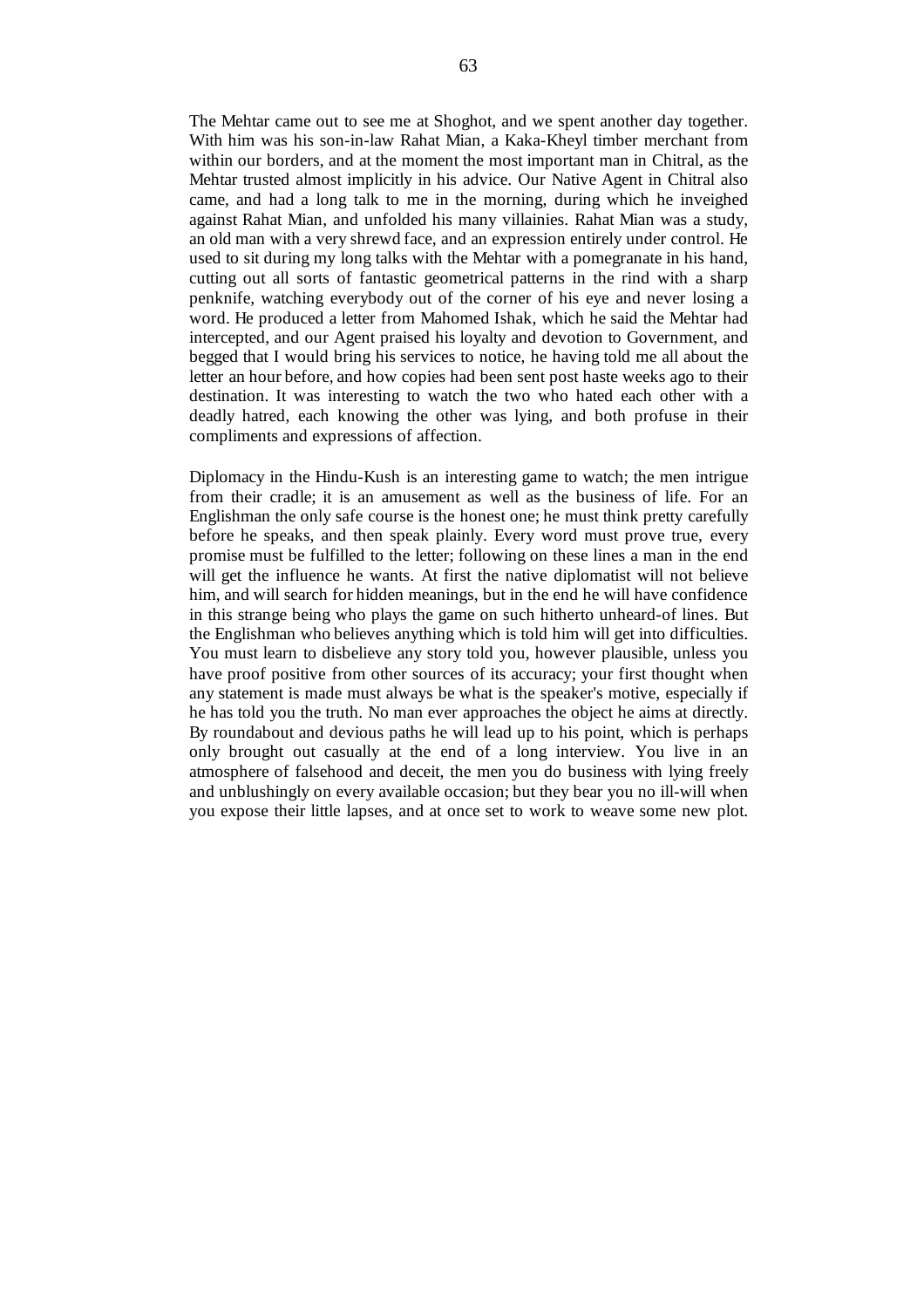The Mehtar came out to see me at Shoghot, and we spent another day together. With him was his son-in-law Rahat Mian, a Kaka-Kheyl timber merchant from within our borders, and at the moment the most important man in Chitral, as the Mehtar trusted almost implicitly in his advice. Our Native Agent in Chitral also came, and had a long talk to me in the morning, during which he inveighed against Rahat Mian, and unfolded his many villainies. Rahat Mian was a study, an old man with a very shrewd face, and an expression entirely under control. He used to sit during my long talks with the Mehtar with a pomegranate in his hand, cutting out all sorts of fantastic geometrical patterns in the rind with a sharp penknife, watching everybody out of the corner of his eye and never losing a word. He produced a letter from Mahomed Ishak, which he said the Mehtar had intercepted, and our Agent praised his loyalty and devotion to Government, and begged that I would bring his services to notice, he having told me all about the letter an hour before, and how copies had been sent post haste weeks ago to their destination. It was interesting to watch the two who hated each other with a deadly hatred, each knowing the other was lying, and both profuse in their compliments and expressions of affection.

Diplomacy in the Hindu-Kush is an interesting game to watch; the men intrigue from their cradle; it is an amusement as well as the business of life. For an Englishman the only safe course is the honest one; he must think pretty carefully before he speaks, and then speak plainly. Every word must prove true, every promise must be fulfilled to the letter; following on these lines a man in the end will get the influence he wants. At first the native diplomatist will not believe him, and will search for hidden meanings, but in the end he will have confidence in this strange being who plays the game on such hitherto unheard-of lines. But the Englishman who believes anything which is told him will get into difficulties. You must learn to disbelieve any story told you, however plausible, unless you have proof positive from other sources of its accuracy; your first thought when any statement is made must always be what is the speaker's motive, especially if he has told you the truth. No man ever approaches the object he aims at directly. By roundabout and devious paths he will lead up to his point, which is perhaps only brought out casually at the end of a long interview. You live in an atmosphere of falsehood and deceit, the men you do business with lying freely and unblushingly on every available occasion; but they bear you no ill-will when you expose their little lapses, and at once set to work to weave some new plot.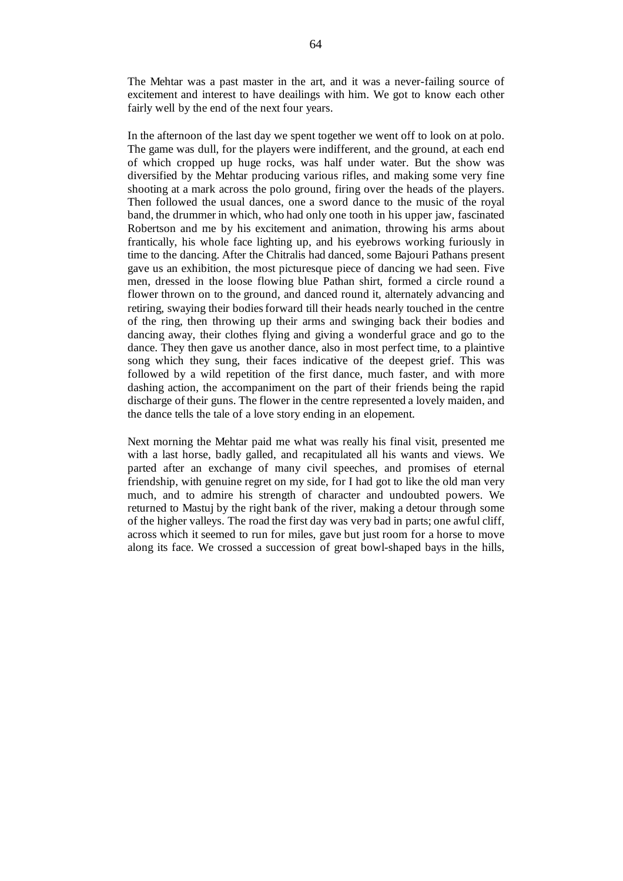The Mehtar was a past master in the art, and it was a never-failing source of excitement and interest to have deailings with him. We got to know each other fairly well by the end of the next four years.

In the afternoon of the last day we spent together we went off to look on at polo. The game was dull, for the players were indifferent, and the ground, at each end of which cropped up huge rocks, was half under water. But the show was diversified by the Mehtar producing various rifles, and making some very fine shooting at a mark across the polo ground, firing over the heads of the players. Then followed the usual dances, one a sword dance to the music of the royal band, the drummer in which, who had only one tooth in his upper jaw, fascinated Robertson and me by his excitement and animation, throwing his arms about frantically, his whole face lighting up, and his eyebrows working furiously in time to the dancing. After the Chitralis had danced, some Bajouri Pathans present gave us an exhibition, the most picturesque piece of dancing we had seen. Five men, dressed in the loose flowing blue Pathan shirt, formed a circle round a flower thrown on to the ground, and danced round it, alternately advancing and retiring, swaying their bodies forward till their heads nearly touched in the centre of the ring, then throwing up their arms and swinging back their bodies and dancing away, their clothes flying and giving a wonderful grace and go to the dance. They then gave us another dance, also in most perfect time, to a plaintive song which they sung, their faces indicative of the deepest grief. This was followed by a wild repetition of the first dance, much faster, and with more dashing action, the accompaniment on the part of their friends being the rapid discharge of their guns. The flower in the centre represented a lovely maiden, and the dance tells the tale of a love story ending in an elopement.

Next morning the Mehtar paid me what was really his final visit, presented me with a last horse, badly galled, and recapitulated all his wants and views. We parted after an exchange of many civil speeches, and promises of eternal friendship, with genuine regret on my side, for I had got to like the old man very much, and to admire his strength of character and undoubted powers. We returned to Mastuj by the right bank of the river, making a detour through some of the higher valleys. The road the first day was very bad in parts; one awful cliff, across which it seemed to run for miles, gave but just room for a horse to move along its face. We crossed a succession of great bowl-shaped bays in the hills,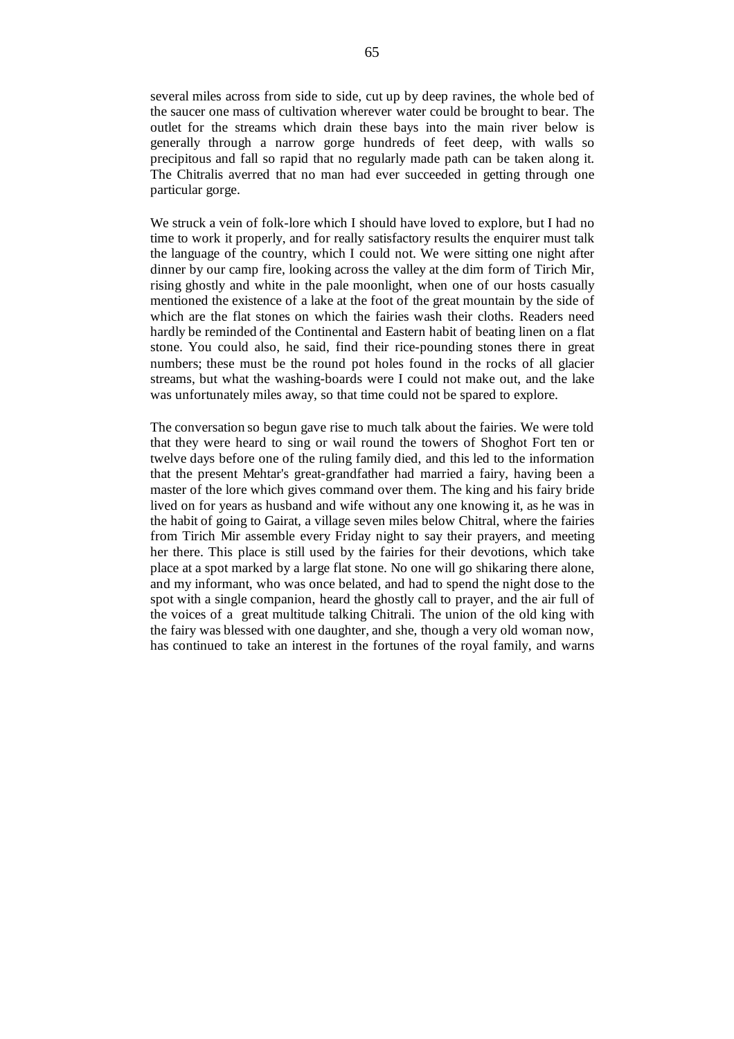several miles across from side to side, cut up by deep ravines, the whole bed of the saucer one mass of cultivation wherever water could be brought to bear. The outlet for the streams which drain these bays into the main river below is generally through a narrow gorge hundreds of feet deep, with walls so precipitous and fall so rapid that no regularly made path can be taken along it. The Chitralis averred that no man had ever succeeded in getting through one particular gorge.

We struck a vein of folk-lore which I should have loved to explore, but I had no time to work it properly, and for really satisfactory results the enquirer must talk the language of the country, which I could not. We were sitting one night after dinner by our camp fire, looking across the valley at the dim form of Tirich Mir, rising ghostly and white in the pale moonlight, when one of our hosts casually mentioned the existence of a lake at the foot of the great mountain by the side of which are the flat stones on which the fairies wash their cloths. Readers need hardly be reminded of the Continental and Eastern habit of beating linen on a flat stone. You could also, he said, find their rice-pounding stones there in great numbers; these must be the round pot holes found in the rocks of all glacier streams, but what the washing-boards were I could not make out, and the lake was unfortunately miles away, so that time could not be spared to explore.

The conversation so begun gave rise to much talk about the fairies. We were told that they were heard to sing or wail round the towers of Shoghot Fort ten or twelve days before one of the ruling family died, and this led to the information that the present Mehtar's great-grandfather had married a fairy, having been a master of the lore which gives command over them. The king and his fairy bride lived on for years as husband and wife without any one knowing it, as he was in the habit of going to Gairat, a village seven miles below Chitral, where the fairies from Tirich Mir assemble every Friday night to say their prayers, and meeting her there. This place is still used by the fairies for their devotions, which take place at a spot marked by a large flat stone. No one will go shikaring there alone, and my informant, who was once belated, and had to spend the night dose to the spot with a single companion, heard the ghostly call to prayer, and the air full of the voices of a great multitude talking Chitrali. The union of the old king with the fairy was blessed with one daughter, and she, though a very old woman now, has continued to take an interest in the fortunes of the royal family, and warns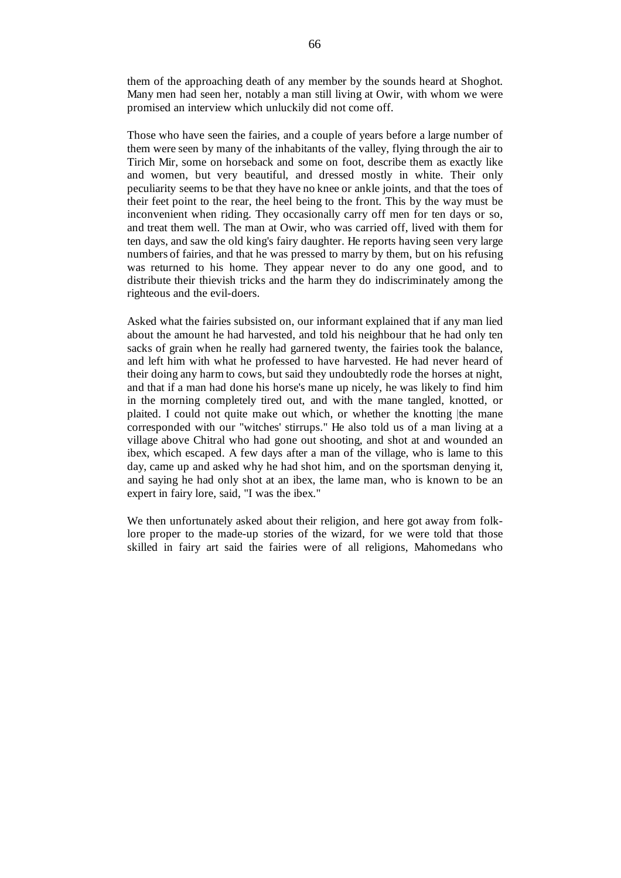them of the approaching death of any member by the sounds heard at Shoghot. Many men had seen her, notably a man still living at Owir, with whom we were promised an interview which unluckily did not come off.

Those who have seen the fairies, and a couple of years before a large number of them were seen by many of the inhabitants of the valley, flying through the air to Tirich Mir, some on horseback and some on foot, describe them as exactly like and women, but very beautiful, and dressed mostly in white. Their only peculiarity seems to be that they have no knee or ankle joints, and that the toes of their feet point to the rear, the heel being to the front. This by the way must be inconvenient when riding. They occasionally carry off men for ten days or so, and treat them well. The man at Owir, who was carried off, lived with them for ten days, and saw the old king's fairy daughter. He reports having seen very large numbers of fairies, and that he was pressed to marry by them, but on his refusing was returned to his home. They appear never to do any one good, and to distribute their thievish tricks and the harm they do indiscriminately among the righteous and the evil-doers.

Asked what the fairies subsisted on, our informant explained that if any man lied about the amount he had harvested, and told his neighbour that he had only ten sacks of grain when he really had garnered twenty, the fairies took the balance, and left him with what he professed to have harvested. He had never heard of their doing any harm to cows, but said they undoubtedly rode the horses at night, and that if a man had done his horse's mane up nicely, he was likely to find him in the morning completely tired out, and with the mane tangled, knotted, or plaited. I could not quite make out which, or whether the knotting |the mane corresponded with our "witches' stirrups." He also told us of a man living at a village above Chitral who had gone out shooting, and shot at and wounded an ibex, which escaped. A few days after a man of the village, who is lame to this day, came up and asked why he had shot him, and on the sportsman denying it, and saying he had only shot at an ibex, the lame man, who is known to be an expert in fairy lore, said, "I was the ibex."

We then unfortunately asked about their religion, and here got away from folk-lore proper to the made-up stories of the wizard, for we were told that those skilled in fairy art said the fairies were of all religions, Mahomedans who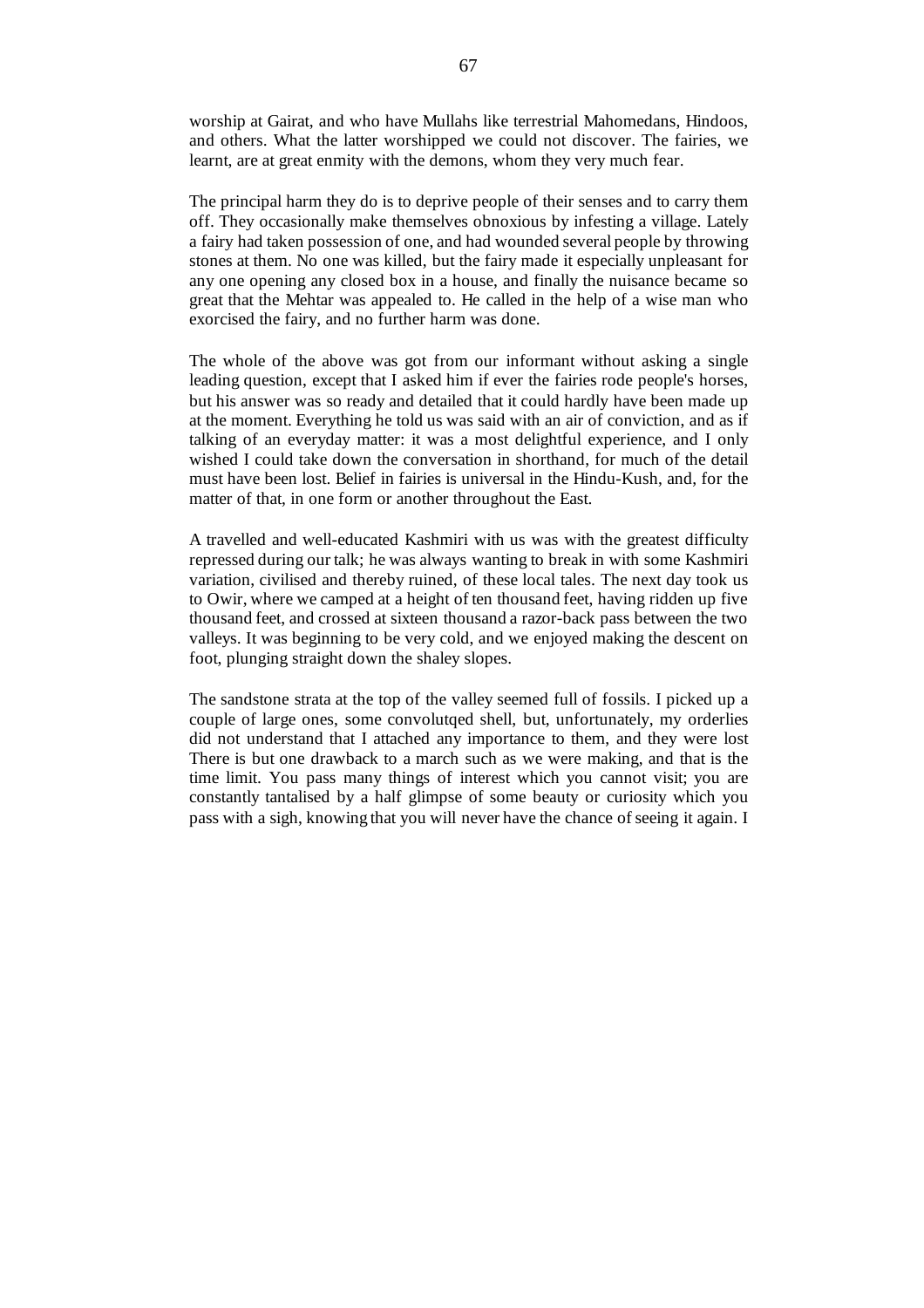worship at Gairat, and who have Mullahs like terrestrial Mahomedans, Hindoos, and others. What the latter worshipped we could not discover. The fairies, we learnt, are at great enmity with the demons, whom they very much fear.

The principal harm they do is to deprive people of their senses and to carry them off. They occasionally make themselves obnoxious by infesting a village. Lately a fairy had taken possession of one, and had wounded several people by throwing stones at them. No one was killed, but the fairy made it especially unpleasant for any one opening any closed box in a house, and finally the nuisance became so great that the Mehtar was appealed to. He called in the help of a wise man who exorcised the fairy, and no further harm was done.

The whole of the above was got from our informant without asking a single leading question, except that I asked him if ever the fairies rode people's horses, but his answer was so ready and detailed that it could hardly have been made up at the moment. Everything he told us was said with an air of conviction, and as if talking of an everyday matter: it was a most delightful experience, and I only wished I could take down the conversation in shorthand, for much of the detail must have been lost. Belief in fairies is universal in the Hindu-Kush, and, for the matter of that, in one form or another throughout the East.

A travelled and well-educated Kashmiri with us was with the greatest difficulty repressed during our talk; he was always wanting to break in with some Kashmiri variation, civilised and thereby ruined, of these local tales. The next day took us to Owir, where we camped at a height of ten thousand feet, having ridden up five thousand feet, and crossed at sixteen thousand a razor-back pass between the two valleys. It was beginning to be very cold, and we enjoyed making the descent on foot, plunging straight down the shaley slopes.

The sandstone strata at the top of the valley seemed full of fossils. I picked up a couple of large ones, some convolutqed shell, but, unfortunately, my orderlies did not understand that I attached any importance to them, and they were lost There is but one drawback to a march such as we were making, and that is the time limit. You pass many things of interest which you cannot visit; you are constantly tantalised by a half glimpse of some beauty or curiosity which you pass with a sigh, knowing that you will never have the chance of seeing it again. I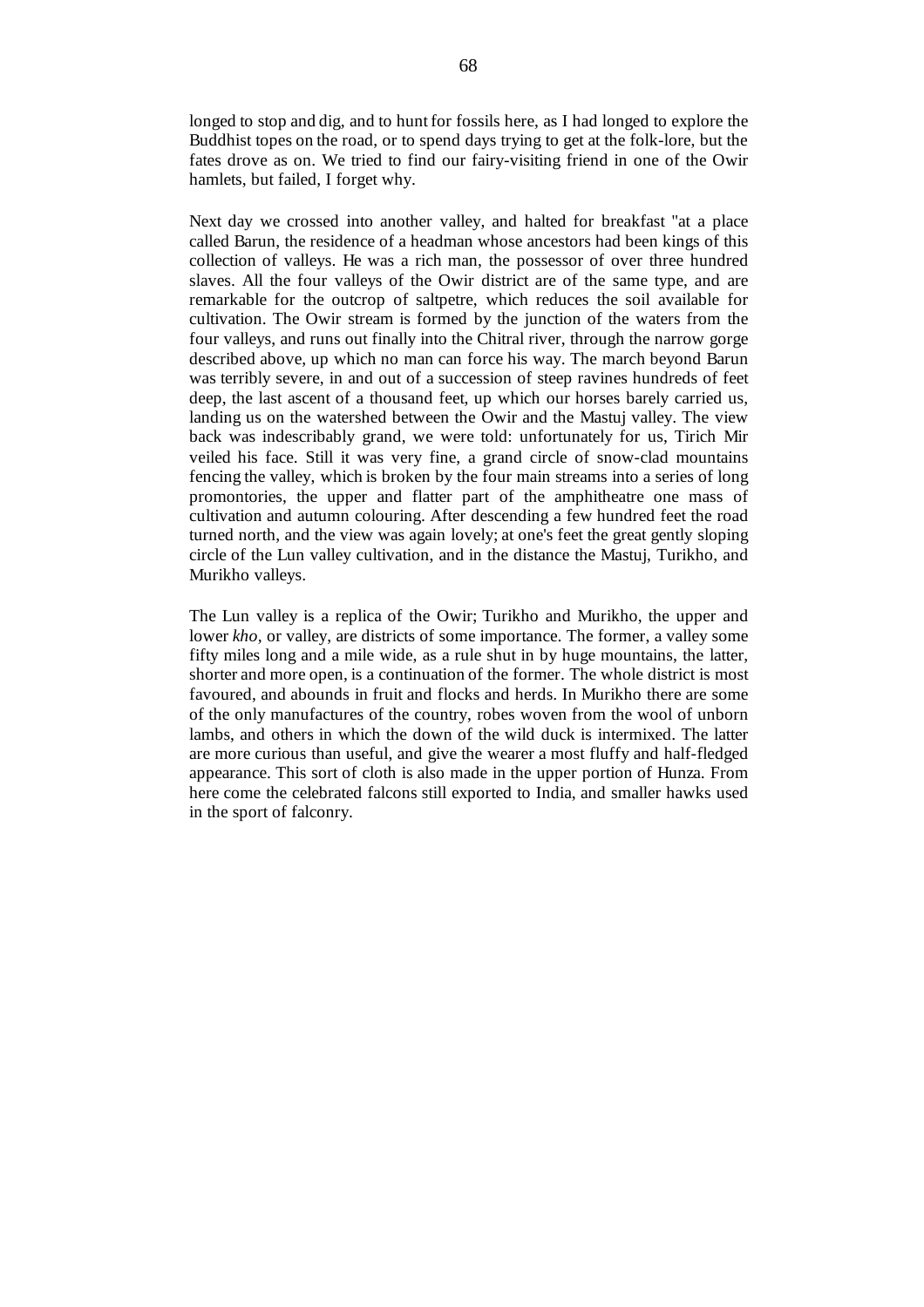longed to stop and dig, and to hunt for fossils here, as I had longed to explore the Buddhist topes on the road, or to spend days trying to get at the folk-lore, but the fates drove as on. We tried to find our fairy-visiting friend in one of the Owir hamlets, but failed, I forget why.

Next day we crossed into another valley, and halted for breakfast "at a place called Barun, the residence of a headman whose ancestors had been kings of this collection of valleys. He was a rich man, the possessor of over three hundred slaves. All the four valleys of the Owir district are of the same type, and are remarkable for the outcrop of saltpetre, which reduces the soil available for cultivation. The Owir stream is formed by the junction of the waters from the four valleys, and runs out finally into the Chitral river, through the narrow gorge described above, up which no man can force his way. The march beyond Barun was terribly severe, in and out of a succession of steep ravines hundreds of feet deep, the last ascent of a thousand feet, up which our horses barely carried us, landing us on the watershed between the Owir and the Mastuj valley. The view back was indescribably grand, we were told: unfortunately for us, Tirich Mir veiled his face. Still it was very fine, a grand circle of snow-clad mountains fencing the valley, which is broken by the four main streams into a series of long promontories, the upper and flatter part of the amphitheatre one mass of cultivation and autumn colouring. After descending a few hundred feet the road turned north, and the view was again lovely; at one's feet the great gently sloping circle of the Lun valley cultivation, and in the distance the Mastuj, Turikho, and Murikho valleys.

The Lun valley is a replica of the Owir; Turikho and Murikho, the upper and lower *kho*, or valley, are districts of some importance. The former, a valley some fifty miles long and a mile wide, as a rule shut in by huge mountains, the latter, shorter and more open, is a continuation of the former. The whole district is most favoured, and abounds in fruit and flocks and herds. In Murikho there are some of the only manufactures of the country, robes woven from the wool of unborn lambs, and others in which the down of the wild duck is intermixed. The latter are more curious than useful, and give the wearer a most fluffy and half-fledged appearance. This sort of cloth is also made in the upper portion of Hunza. From here come the celebrated falcons still exported to India, and smaller hawks used in the sport of falconry.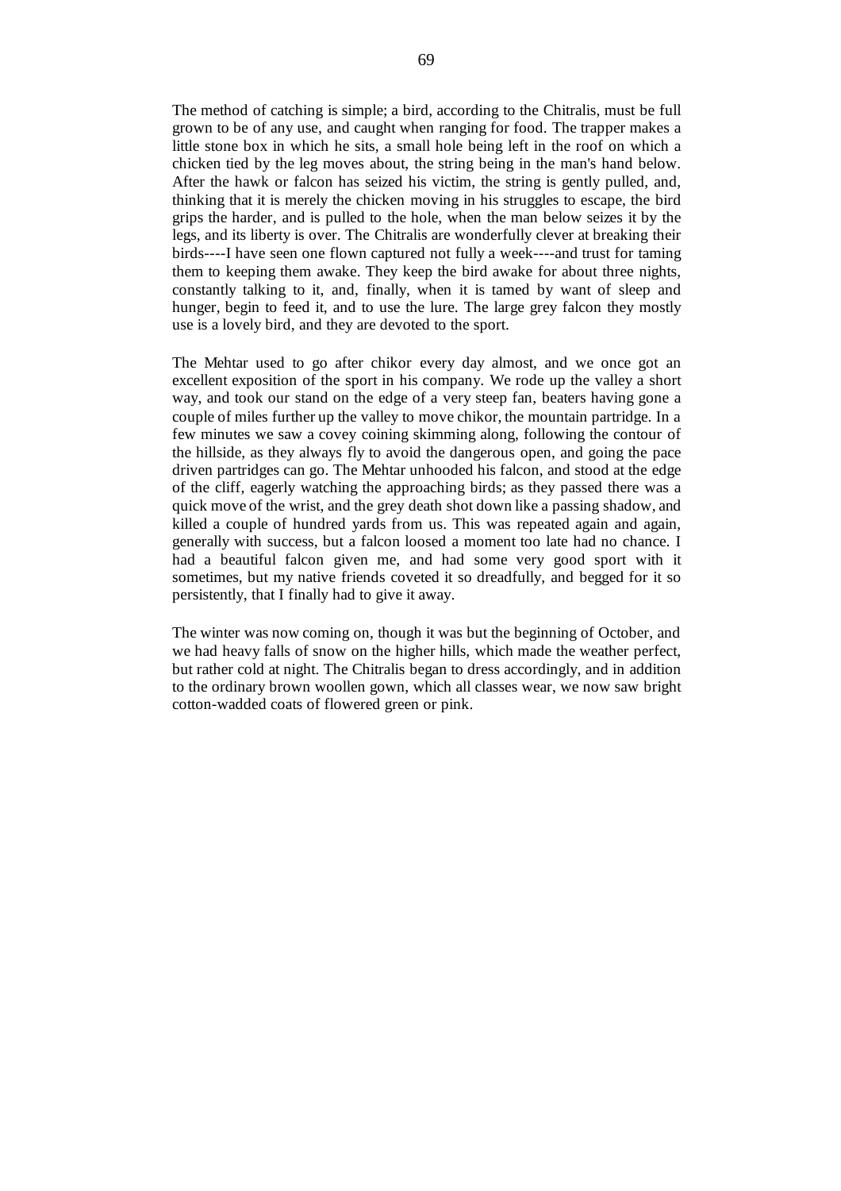The method of catching is simple; a bird, according to the Chitralis, must be full grown to be of any use, and caught when ranging for food. The trapper makes a little stone box in which he sits, a small hole being left in the roof on which a chicken tied by the leg moves about, the string being in the man's hand below. After the hawk or falcon has seized his victim, the string is gently pulled, and, thinking that it is merely the chicken moving in his struggles to escape, the bird grips the harder, and is pulled to the hole, when the man below seizes it by the legs, and its liberty is over. The Chitralis are wonderfully clever at breaking their birds----I have seen one flown captured not fully a week----and trust for taming them to keeping them awake. They keep the bird awake for about three nights, constantly talking to it, and, finally, when it is tamed by want of sleep and hunger, begin to feed it, and to use the lure. The large grey falcon they mostly use is a lovely bird, and they are devoted to the sport.

The Mehtar used to go after chikor every day almost, and we once got an excellent exposition of the sport in his company. We rode up the valley a short way, and took our stand on the edge of a very steep fan, beaters having gone a couple of miles further up the valley to move chikor, the mountain partridge. In a few minutes we saw a covey coining skimming along, following the contour of the hillside, as they always fly to avoid the dangerous open, and going the pace driven partridges can go. The Mehtar unhooded his falcon, and stood at the edge of the cliff, eagerly watching the approaching birds; as they passed there was a quick move of the wrist, and the grey death shot down like a passing shadow, and killed a couple of hundred yards from us. This was repeated again and again, generally with success, but a falcon loosed a moment too late had no chance. I had a beautiful falcon given me, and had some very good sport with it sometimes, but my native friends coveted it so dreadfully, and begged for it so persistently, that I finally had to give it away.

The winter was now coming on, though it was but the beginning of October, and we had heavy falls of snow on the higher hills, which made the weather perfect, but rather cold at night. The Chitralis began to dress accordingly, and in addition to the ordinary brown woollen gown, which all classes wear, we now saw bright cotton-wadded coats of flowered green or pink.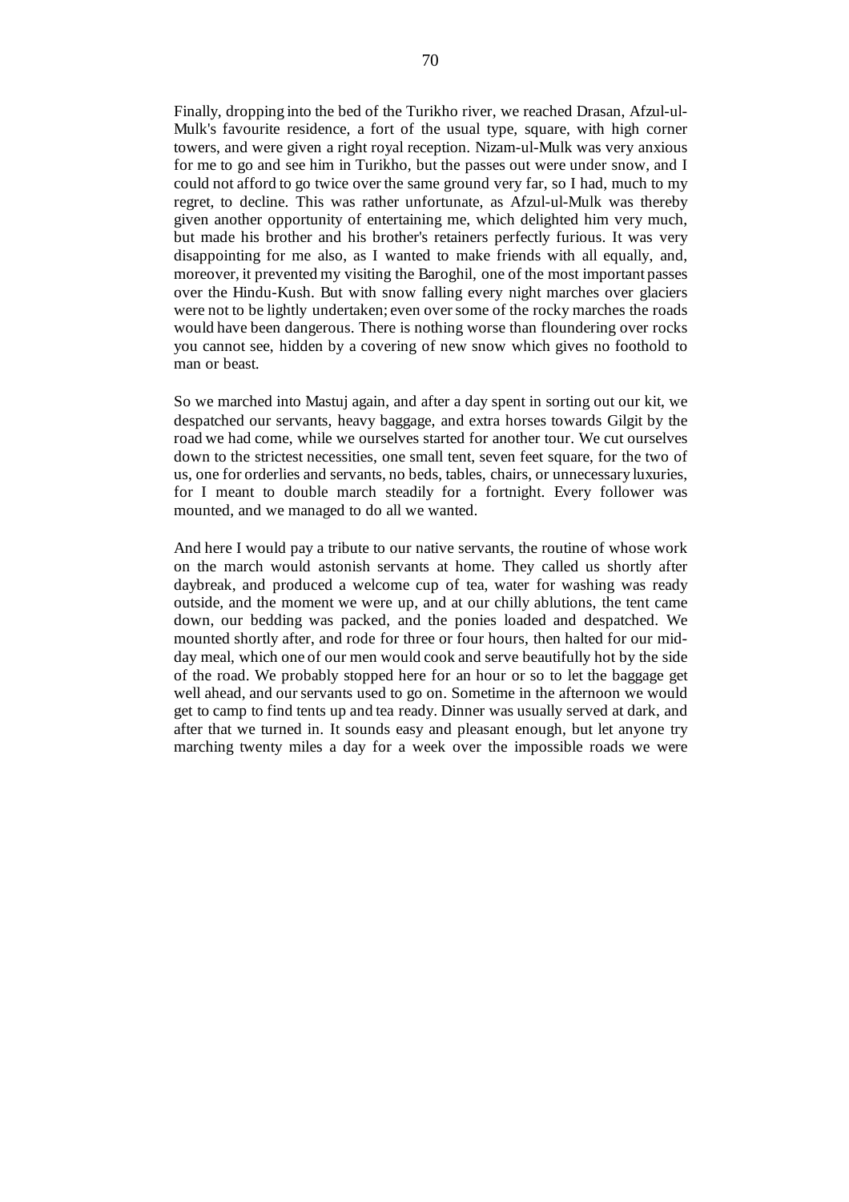Finally, dropping into the bed of the Turikho river, we reached Drasan, Afzul-ul-Mulk's favourite residence, a fort of the usual type, square, with high corner towers, and were given a right royal reception. Nizam-ul-Mulk was very anxious for me to go and see him in Turikho, but the passes out were under snow, and I could not afford to go twice over the same ground very far, so I had, much to my regret, to decline. This was rather unfortunate, as Afzul-ul-Mulk was thereby given another opportunity of entertaining me, which delighted him very much, but made his brother and his brother's retainers perfectly furious. It was very disappointing for me also, as I wanted to make friends with all equally, and, moreover, it prevented my visiting the Baroghil, one of the most important passes over the Hindu-Kush. But with snow falling every night marches over glaciers were not to be lightly undertaken; even over some of the rocky marches the roads would have been dangerous. There is nothing worse than floundering over rocks you cannot see, hidden by a covering of new snow which gives no foothold to man or beast.

So we marched into Mastuj again, and after a day spent in sorting out our kit, we despatched our servants, heavy baggage, and extra horses towards Gilgit by the road we had come, while we ourselves started for another tour. We cut ourselves down to the strictest necessities, one small tent, seven feet square, for the two of us, one for orderlies and servants, no beds, tables, chairs, or unnecessary luxuries, for I meant to double march steadily for a fortnight. Every follower was mounted, and we managed to do all we wanted.

And here I would pay a tribute to our native servants, the routine of whose work on the march would astonish servants at home. They called us shortly after daybreak, and produced a welcome cup of tea, water for washing was ready outside, and the moment we were up, and at our chilly ablutions, the tent came down, our bedding was packed, and the ponies loaded and despatched. We mounted shortly after, and rode for three or four hours, then halted for our mid-day meal, which one of our men would cook and serve beautifully hot by the side of the road. We probably stopped here for an hour or so to let the baggage get well ahead, and our servants used to go on. Sometime in the afternoon we would get to camp to find tents up and tea ready. Dinner was usually served at dark, and after that we turned in. It sounds easy and pleasant enough, but let anyone try marching twenty miles a day for a week over the impossible roads we were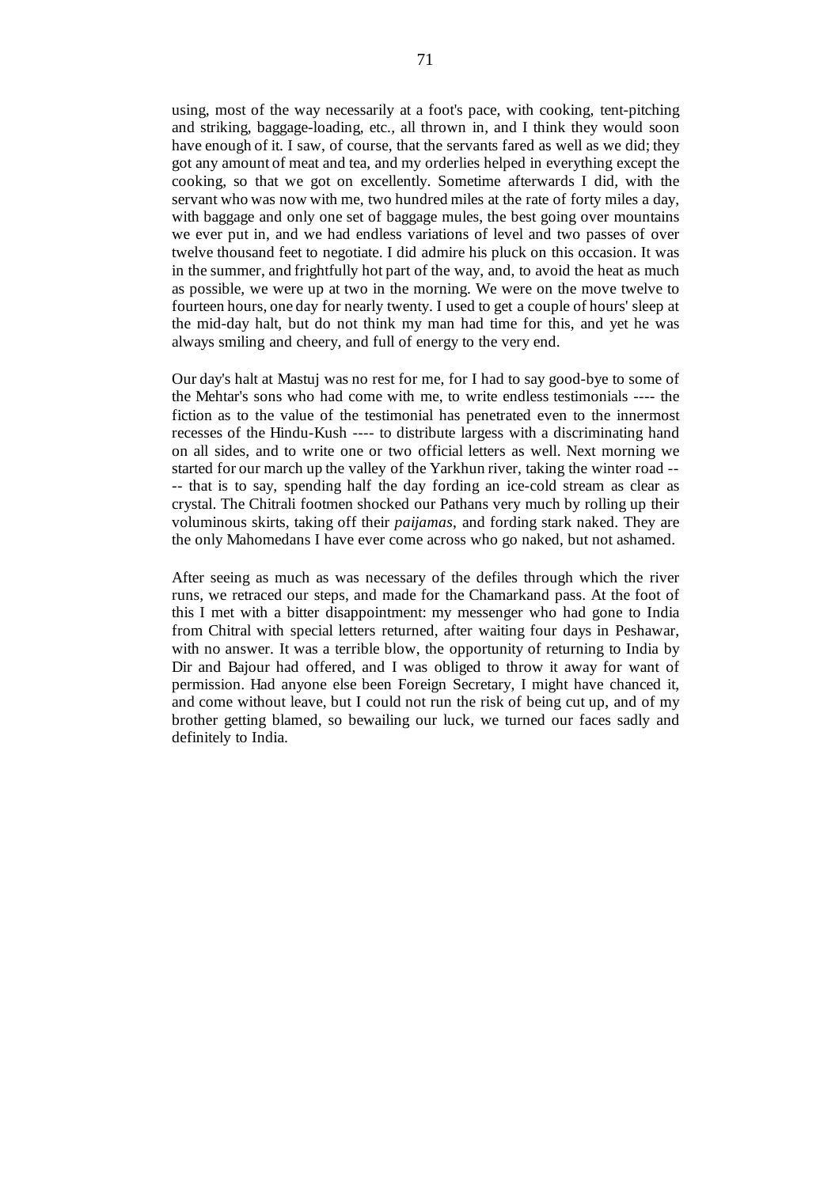using, most of the way necessarily at a foot's pace, with cooking, tent-pitching and striking, baggage-loading, etc., all thrown in, and I think they would soon have enough of it. I saw, of course, that the servants fared as well as we did; they got any amount of meat and tea, and my orderlies helped in everything except the cooking, so that we got on excellently. Sometime afterwards I did, with the servant who was now with me, two hundred miles at the rate of forty miles a day, with baggage and only one set of baggage mules, the best going over mountains we ever put in, and we had endless variations of level and two passes of over twelve thousand feet to negotiate. I did admire his pluck on this occasion. It was in the summer, and frightfully hot part of the way, and, to avoid the heat as much as possible, we were up at two in the morning. We were on the move twelve to fourteen hours, one day for nearly twenty. I used to get a couple of hours' sleep at the mid-day halt, but do not think my man had time for this, and yet he was always smiling and cheery, and full of energy to the very end.

Our day's halt at Mastuj was no rest for me, for I had to say good-bye to some of the Mehtar's sons who had come with me, to write endless testimonials ---- the fiction as to the value of the testimonial has penetrated even to the innermost recesses of the Hindu-Kush ---- to distribute largess with a discriminating hand on all sides, and to write one or two official letters as well. Next morning we started for our march up the valley of the Yarkhun river, taking the winter road ---- that is to say, spending half the day fording an ice-cold stream as clear as crystal. The Chitrali footmen shocked our Pathans very much by rolling up their voluminous skirts, taking off their *paijamas*, and fording stark naked. They are the only Mahomedans I have ever come across who go naked, but not ashamed.

After seeing as much as was necessary of the defiles through which the river runs, we retraced our steps, and made for the Chamarkand pass. At the foot of this I met with a bitter disappointment: my messenger who had gone to India from Chitral with special letters returned, after waiting four days in Peshawar, with no answer. It was a terrible blow, the opportunity of returning to India by Dir and Bajour had offered, and I was obliged to throw it away for want of permission. Had anyone else been Foreign Secretary, I might have chanced it, and come without leave, but I could not run the risk of being cut up, and of my brother getting blamed, so bewailing our luck, we turned our faces sadly and definitely to India.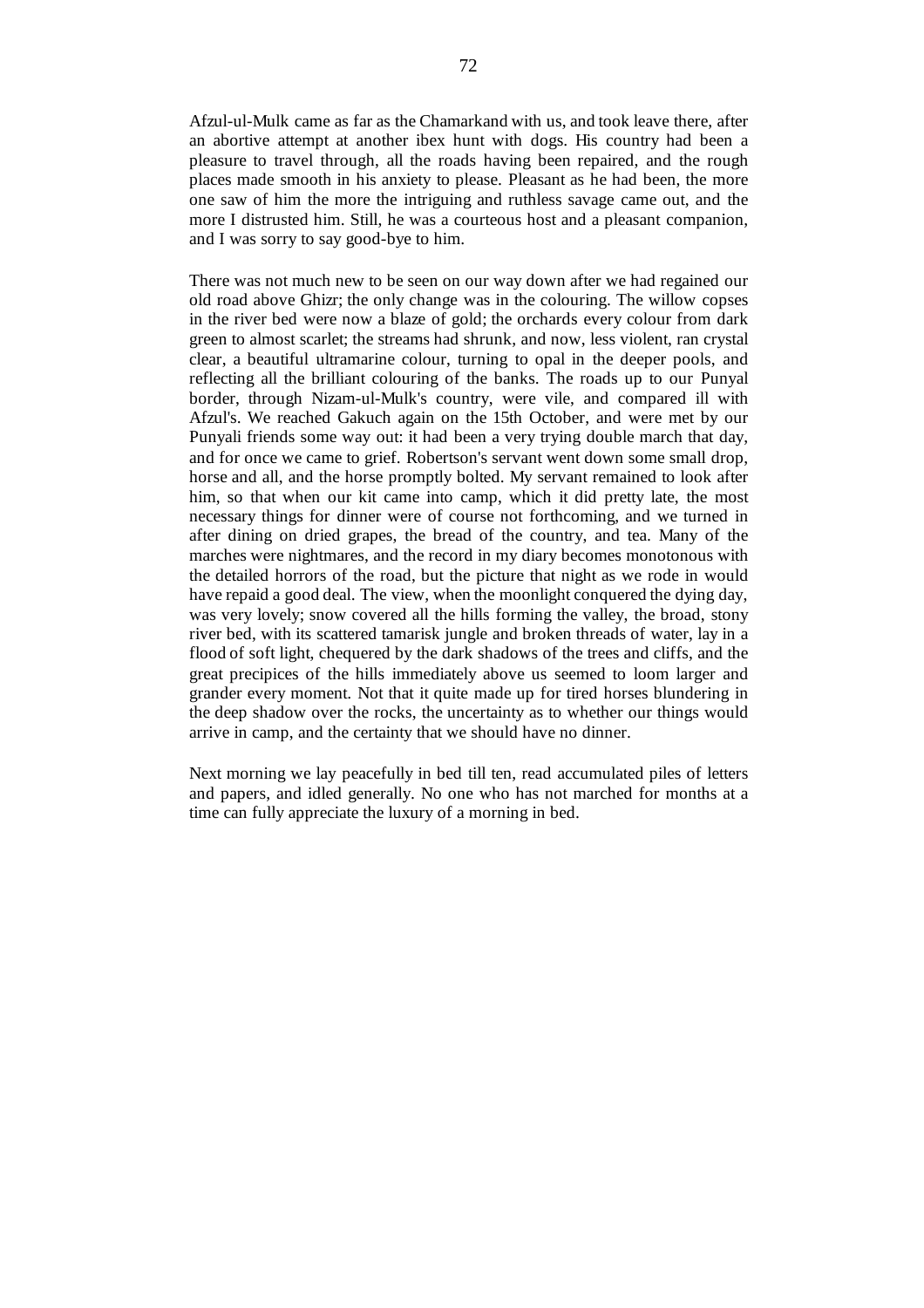Afzul-ul-Mulk came as far as the Chamarkand with us, and took leave there, after an abortive attempt at another ibex hunt with dogs. His country had been a pleasure to travel through, all the roads having been repaired, and the rough places made smooth in his anxiety to please. Pleasant as he had been, the more one saw of him the more the intriguing and ruthless savage came out, and the more I distrusted him. Still, he was a courteous host and a pleasant companion, and I was sorry to say good-bye to him.

There was not much new to be seen on our way down after we had regained our old road above Ghizr; the only change was in the colouring. The willow copses in the river bed were now a blaze of gold; the orchards every colour from dark green to almost scarlet; the streams had shrunk, and now, less violent, ran crystal clear, a beautiful ultramarine colour, turning to opal in the deeper pools, and reflecting all the brilliant colouring of the banks. The roads up to our Punyal border, through Nizam-ul-Mulk's country, were vile, and compared ill with Afzul's. We reached Gakuch again on the 15th October, and were met by our Punyali friends some way out: it had been a very trying double march that day, and for once we came to grief. Robertson's servant went down some small drop, horse and all, and the horse promptly bolted. My servant remained to look after him, so that when our kit came into camp, which it did pretty late, the most necessary things for dinner were of course not forthcoming, and we turned in after dining on dried grapes, the bread of the country, and tea. Many of the marches were nightmares, and the record in my diary becomes monotonous with the detailed horrors of the road, but the picture that night as we rode in would have repaid a good deal. The view, when the moonlight conquered the dying day, was very lovely; snow covered all the hills forming the valley, the broad, stony river bed, with its scattered tamarisk jungle and broken threads of water, lay in a flood of soft light, chequered by the dark shadows of the trees and cliffs, and the great precipices of the hills immediately above us seemed to loom larger and grander every moment. Not that it quite made up for tired horses blundering in the deep shadow over the rocks, the uncertainty as to whether our things would arrive in camp, and the certainty that we should have no dinner.

Next morning we lay peacefully in bed till ten, read accumulated piles of letters and papers, and idled generally. No one who has not marched for months at a time can fully appreciate the luxury of a morning in bed.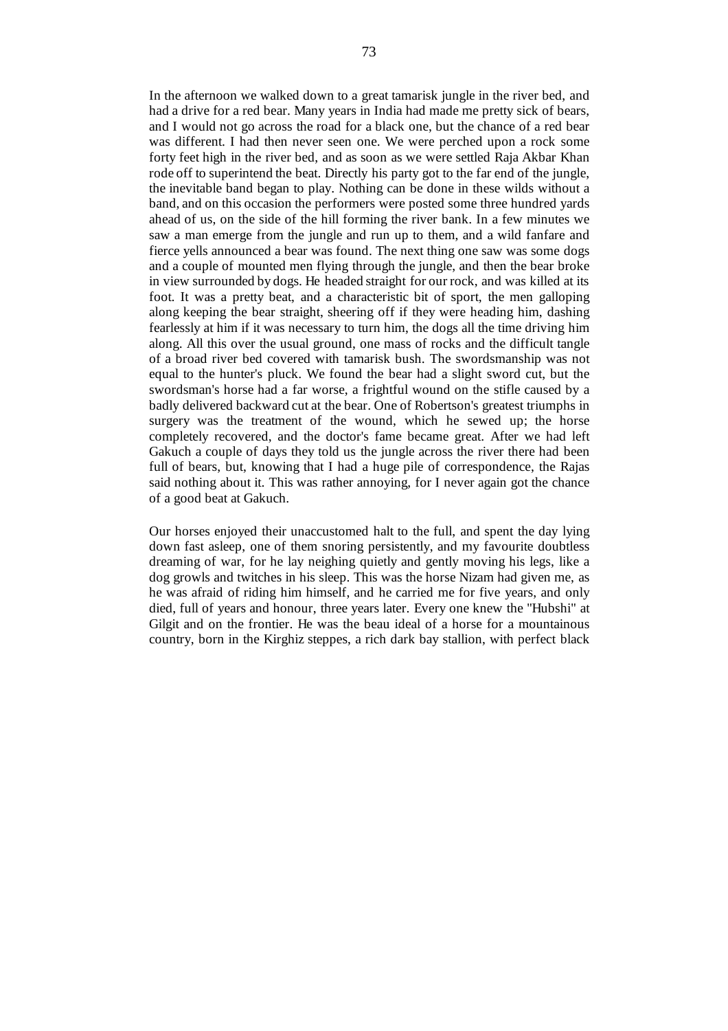In the afternoon we walked down to a great tamarisk jungle in the river bed, and had a drive for a red bear. Many years in India had made me pretty sick of bears, and I would not go across the road for a black one, but the chance of a red bear was different. I had then never seen one. We were perched upon a rock some forty feet high in the river bed, and as soon as we were settled Raja Akbar Khan rode off to superintend the beat. Directly his party got to the far end of the jungle, the inevitable band began to play. Nothing can be done in these wilds without a band, and on this occasion the performers were posted some three hundred yards ahead of us, on the side of the hill forming the river bank. In a few minutes we saw a man emerge from the jungle and run up to them, and a wild fanfare and fierce yells announced a bear was found. The next thing one saw was some dogs and a couple of mounted men flying through the jungle, and then the bear broke in view surrounded by dogs. He headed straight for our rock, and was killed at its foot. It was a pretty beat, and a characteristic bit of sport, the men galloping along keeping the bear straight, sheering off if they were heading him, dashing fearlessly at him if it was necessary to turn him, the dogs all the time driving him along. All this over the usual ground, one mass of rocks and the difficult tangle of a broad river bed covered with tamarisk bush. The swordsmanship was not equal to the hunter's pluck. We found the bear had a slight sword cut, but the swordsman's horse had a far worse, a frightful wound on the stifle caused by a badly delivered backward cut at the bear. One of Robertson's greatest triumphs in surgery was the treatment of the wound, which he sewed up; the horse completely recovered, and the doctor's fame became great. After we had left Gakuch a couple of days they told us the jungle across the river there had been full of bears, but, knowing that I had a huge pile of correspondence, the Rajas said nothing about it. This was rather annoying, for I never again got the chance of a good beat at Gakuch.

Our horses enjoyed their unaccustomed halt to the full, and spent the day lying down fast asleep, one of them snoring persistently, and my favourite doubtless dreaming of war, for he lay neighing quietly and gently moving his legs, like a dog growls and twitches in his sleep. This was the horse Nizam had given me, as he was afraid of riding him himself, and he carried me for five years, and only died, full of years and honour, three years later. Every one knew the "Hubshi" at Gilgit and on the frontier. He was the beau ideal of a horse for a mountainous country, born in the Kirghiz steppes, a rich dark bay stallion, with perfect black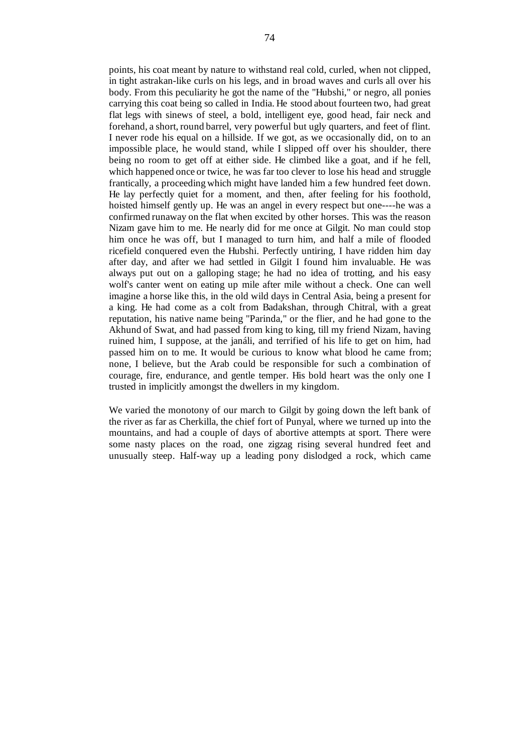points, his coat meant by nature to withstand real cold, curled, when not clipped, in tight astrakan-like curls on his legs, and in broad waves and curls all over his body. From this peculiarity he got the name of the "Hubshi," or negro, all ponies carrying this coat being so called in India. He stood about fourteen two, had great flat legs with sinews of steel, a bold, intelligent eye, good head, fair neck and forehand, a short, round barrel, very powerful but ugly quarters, and feet of flint. I never rode his equal on a hillside. If we got, as we occasionally did, on to an impossible place, he would stand, while I slipped off over his shoulder, there being no room to get off at either side. He climbed like a goat, and if he fell, which happened once or twice, he was far too clever to lose his head and struggle frantically, a proceeding which might have landed him a few hundred feet down. He lay perfectly quiet for a moment, and then, after feeling for his foothold, hoisted himself gently up. He was an angel in every respect but one----he was a confirmed runaway on the flat when excited by other horses. This was the reason Nizam gave him to me. He nearly did for me once at Gilgit. No man could stop him once he was off, but I managed to turn him, and half a mile of flooded ricefield conquered even the Hubshi. Perfectly untiring, I have ridden him day after day, and after we had settled in Gilgit I found him invaluable. He was always put out on a galloping stage; he had no idea of trotting, and his easy wolf's canter went on eating up mile after mile without a check. One can well imagine a horse like this, in the old wild days in Central Asia, being a present for a king. He had come as a colt from Badakshan, through Chitral, with a great reputation, his native name being "Parinda," or the flier, and he had gone to the Akhund of Swat, and had passed from king to king, till my friend Nizam, having ruined him, I suppose, at the janáli, and terrified of his life to get on him, had passed him on to me. It would be curious to know what blood he came from; none, I believe, but the Arab could be responsible for such a combination of courage, fire, endurance, and gentle temper. His bold heart was the only one I trusted in implicitly amongst the dwellers in my kingdom.

We varied the monotony of our march to Gilgit by going down the left bank of the river as far as Cherkilla, the chief fort of Punyal, where we turned up into the mountains, and had a couple of days of abortive attempts at sport. There were some nasty places on the road, one zigzag rising several hundred feet and unusually steep. Half-way up a leading pony dislodged a rock, which came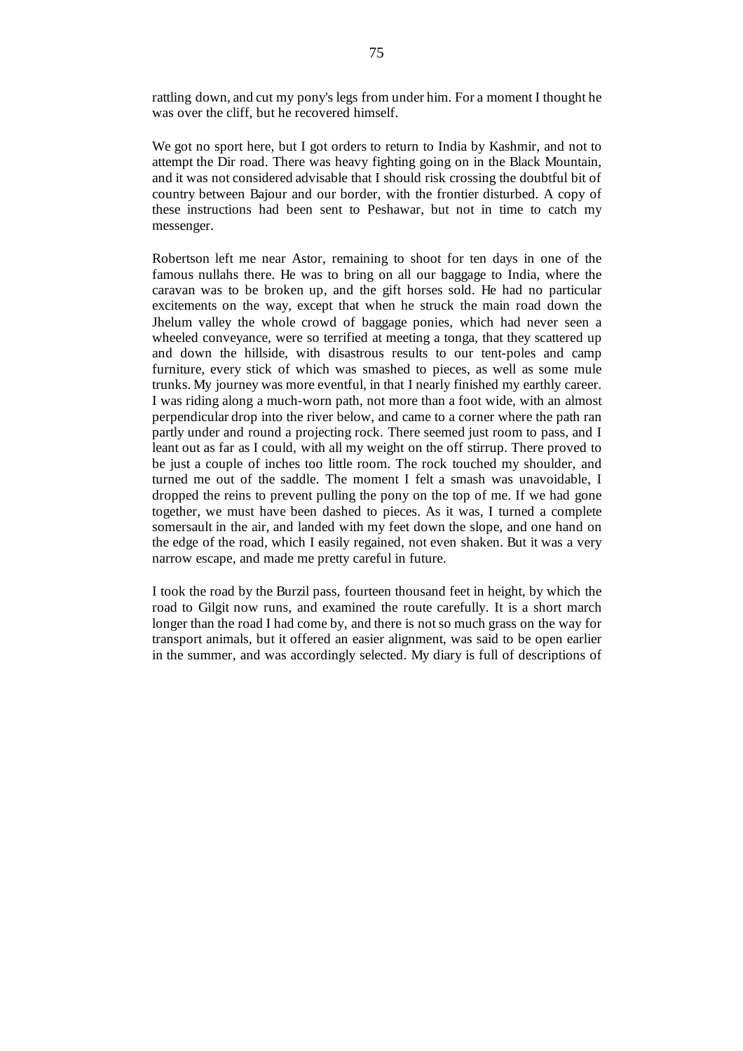rattling down, and cut my pony's legs from under him. For a moment I thought he was over the cliff, but he recovered himself.

We got no sport here, but I got orders to return to India by Kashmir, and not to attempt the Dir road. There was heavy fighting going on in the Black Mountain, and it was not considered advisable that I should risk crossing the doubtful bit of country between Bajour and our border, with the frontier disturbed. A copy of these instructions had been sent to Peshawar, but not in time to catch my messenger.

Robertson left me near Astor, remaining to shoot for ten days in one of the famous nullahs there. He was to bring on all our baggage to India, where the caravan was to be broken up, and the gift horses sold. He had no particular excitements on the way, except that when he struck the main road down the Jhelum valley the whole crowd of baggage ponies, which had never seen a wheeled conveyance, were so terrified at meeting a tonga, that they scattered up and down the hillside, with disastrous results to our tent-poles and camp furniture, every stick of which was smashed to pieces, as well as some mule trunks. My journey was more eventful, in that I nearly finished my earthly career. I was riding along a much-worn path, not more than a foot wide, with an almost perpendicular drop into the river below, and came to a corner where the path ran partly under and round a projecting rock. There seemed just room to pass, and I leant out as far as I could, with all my weight on the off stirrup. There proved to be just a couple of inches too little room. The rock touched my shoulder, and turned me out of the saddle. The moment I felt a smash was unavoidable, I dropped the reins to prevent pulling the pony on the top of me. If we had gone together, we must have been dashed to pieces. As it was, I turned a complete somersault in the air, and landed with my feet down the slope, and one hand on the edge of the road, which I easily regained, not even shaken. But it was a very narrow escape, and made me pretty careful in future.

I took the road by the Burzil pass, fourteen thousand feet in height, by which the road to Gilgit now runs, and examined the route carefully. It is a short march longer than the road I had come by, and there is not so much grass on the way for transport animals, but it offered an easier alignment, was said to be open earlier in the summer, and was accordingly selected. My diary is full of descriptions of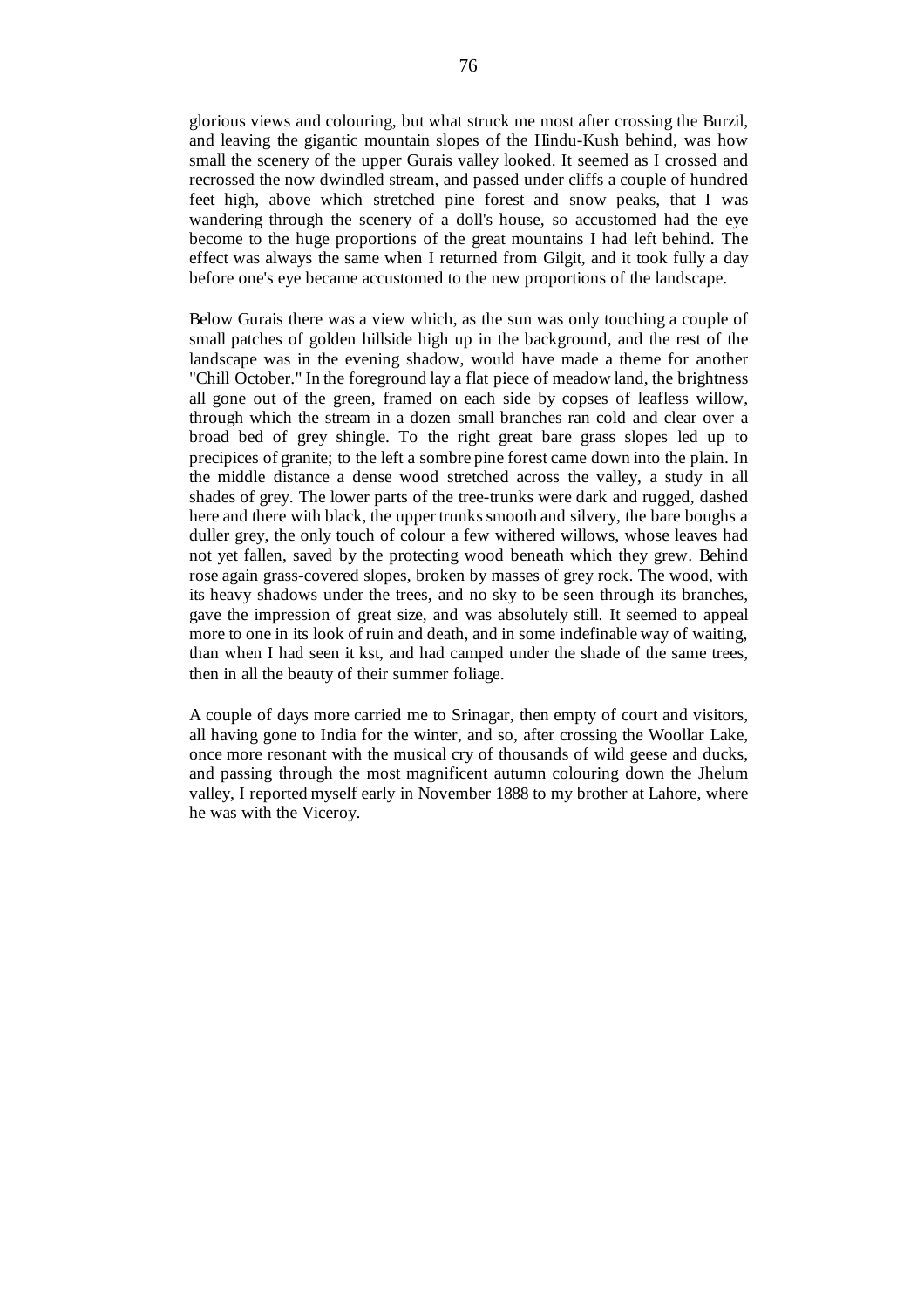glorious views and colouring, but what struck me most after crossing the Burzil, and leaving the gigantic mountain slopes of the Hindu-Kush behind, was how small the scenery of the upper Gurais valley looked. It seemed as I crossed and recrossed the now dwindled stream, and passed under cliffs a couple of hundred feet high, above which stretched pine forest and snow peaks, that I was wandering through the scenery of a doll's house, so accustomed had the eye become to the huge proportions of the great mountains I had left behind. The effect was always the same when I returned from Gilgit, and it took fully a day before one's eye became accustomed to the new proportions of the landscape.

Below Gurais there was a view which, as the sun was only touching a couple of small patches of golden hillside high up in the background, and the rest of the landscape was in the evening shadow, would have made a theme for another "Chill October." In the foreground lay a flat piece of meadow land, the brightness all gone out of the green, framed on each side by copses of leafless willow, through which the stream in a dozen small branches ran cold and clear over a broad bed of grey shingle. To the right great bare grass slopes led up to precipices of granite; to the left a sombre pine forest came down into the plain. In the middle distance a dense wood stretched across the valley, a study in all shades of grey. The lower parts of the tree-trunks were dark and rugged, dashed here and there with black, the upper trunks smooth and silvery, the bare boughs a duller grey, the only touch of colour a few withered willows, whose leaves had not yet fallen, saved by the protecting wood beneath which they grew. Behind rose again grass-covered slopes, broken by masses of grey rock. The wood, with its heavy shadows under the trees, and no sky to be seen through its branches, gave the impression of great size, and was absolutely still. It seemed to appeal more to one in its look of ruin and death, and in some indefinable way of waiting, than when I had seen it kst, and had camped under the shade of the same trees, then in all the beauty of their summer foliage.

A couple of days more carried me to Srinagar, then empty of court and visitors, all having gone to India for the winter, and so, after crossing the Woollar Lake, once more resonant with the musical cry of thousands of wild geese and ducks, and passing through the most magnificent autumn colouring down the Jhelum valley, I reported myself early in November 1888 to my brother at Lahore, where he was with the Viceroy.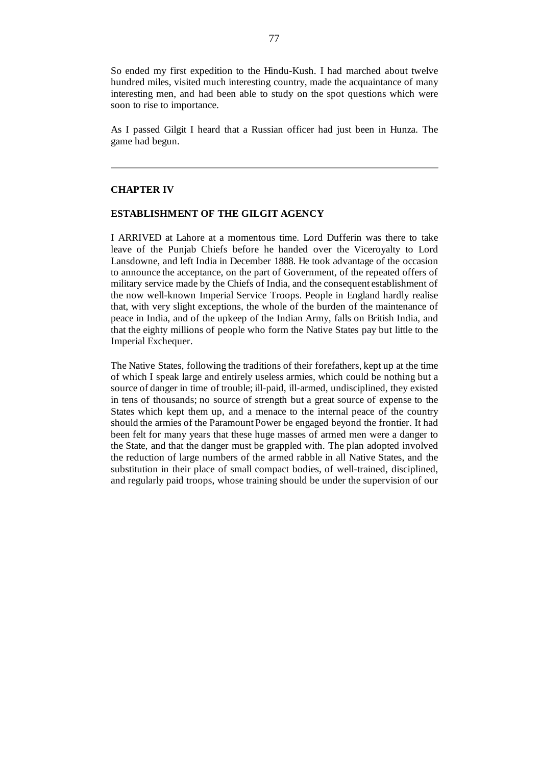So ended my first expedition to the Hindu-Kush. I had marched about twelve hundred miles, visited much interesting country, made the acquaintance of many interesting men, and had been able to study on the spot questions which were soon to rise to importance.

As I passed Gilgit I heard that a Russian officer had just been in Hunza. The game had begun.

---

## CHAPTER IV

### ESTABLISHMENT OF THE GILGIT AGENCY

I ARRIVED at Lahore at a momentous time. Lord Dufferin was there to take leave of the Punjab Chiefs before he handed over the Viceroyalty to Lord Lansdowne, and left India in December 1888. He took advantage of the occasion to announce the acceptance, on the part of Government, of the repeated offers of military service made by the Chiefs of India, and the consequent establishment of the now well-known Imperial Service Troops. People in England hardly realise that, with very slight exceptions, the whole of the burden of the maintenance of peace in India, and of the upkeep of the Indian Army, falls on British India, and that the eighty millions of people who form the Native States pay but little to the Imperial Exchequer.

The Native States, following the traditions of their forefathers, kept up at the time of which I speak large and entirely useless armies, which could be nothing but a source of danger in time of trouble; ill-paid, ill-armed, undisciplined, they existed in tens of thousands; no source of strength but a great source of expense to the States which kept them up, and a menace to the internal peace of the country should the armies of the Paramount Power be engaged beyond the frontier. It had been felt for many years that these huge masses of armed men were a danger to the State, and that the danger must be grappled with. The plan adopted involved the reduction of large numbers of the armed rabble in all Native States, and the substitution in their place of small compact bodies, of well-trained, disciplined, and regularly paid troops, whose training should be under the supervision of our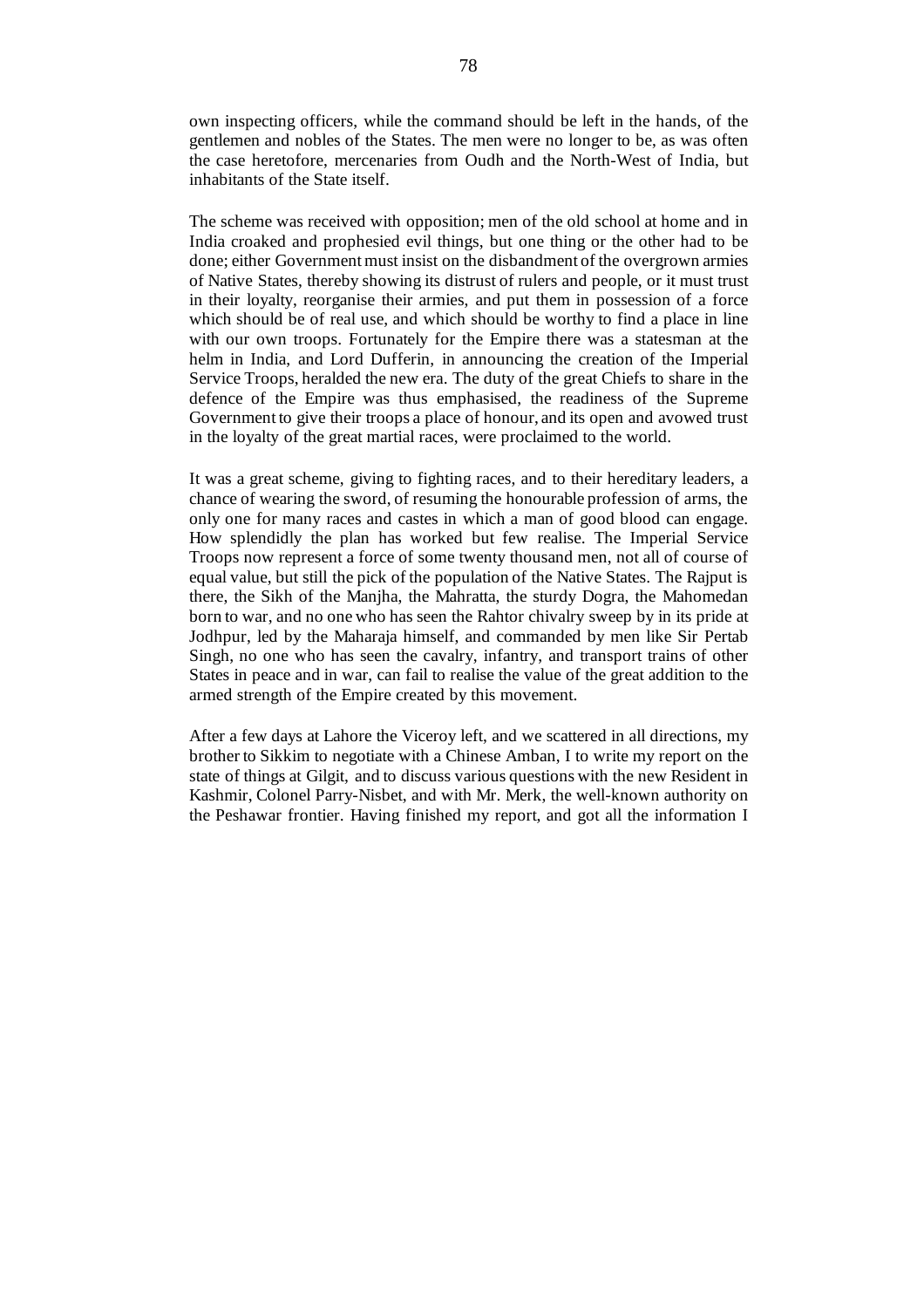own inspecting officers, while the command should be left in the hands, of the gentlemen and nobles of the States. The men were no longer to be, as was often the case heretofore, mercenaries from Oudh and the North-West of India, but inhabitants of the State itself.

The scheme was received with opposition; men of the old school at home and in India croaked and prophesied evil things, but one thing or the other had to be done; either Government must insist on the disbandment of the overgrown armies of Native States, thereby showing its distrust of rulers and people, or it must trust in their loyalty, reorganise their armies, and put them in possession of a force which should be of real use, and which should be worthy to find a place in line with our own troops. Fortunately for the Empire there was a statesman at the helm in India, and Lord Dufferin, in announcing the creation of the Imperial Service Troops, heralded the new era. The duty of the great Chiefs to share in the defence of the Empire was thus emphasised, the readiness of the Supreme Government to give their troops a place of honour, and its open and avowed trust in the loyalty of the great martial races, were proclaimed to the world.

It was a great scheme, giving to fighting races, and to their hereditary leaders, a chance of wearing the sword, of resuming the honourable profession of arms, the only one for many races and castes in which a man of good blood can engage. How splendidly the plan has worked but few realise. The Imperial Service Troops now represent a force of some twenty thousand men, not all of course of equal value, but still the pick of the population of the Native States. The Rajput is there, the Sikh of the Manjha, the Mahratta, the sturdy Dogra, the Mahomedan born to war, and no one who has seen the Rahtor chivalry sweep by in its pride at Jodhpur, led by the Maharaja himself, and commanded by men like Sir Pertab Singh, no one who has seen the cavalry, infantry, and transport trains of other States in peace and in war, can fail to realise the value of the great addition to the armed strength of the Empire created by this movement.

After a few days at Lahore the Viceroy left, and we scattered in all directions, my brother to Sikkim to negotiate with a Chinese Amban, I to write my report on the state of things at Gilgit, and to discuss various questions with the new Resident in Kashmir, Colonel Parry-Nisbet, and with Mr. Merk, the well-known authority on the Peshawar frontier. Having finished my report, and got all the information I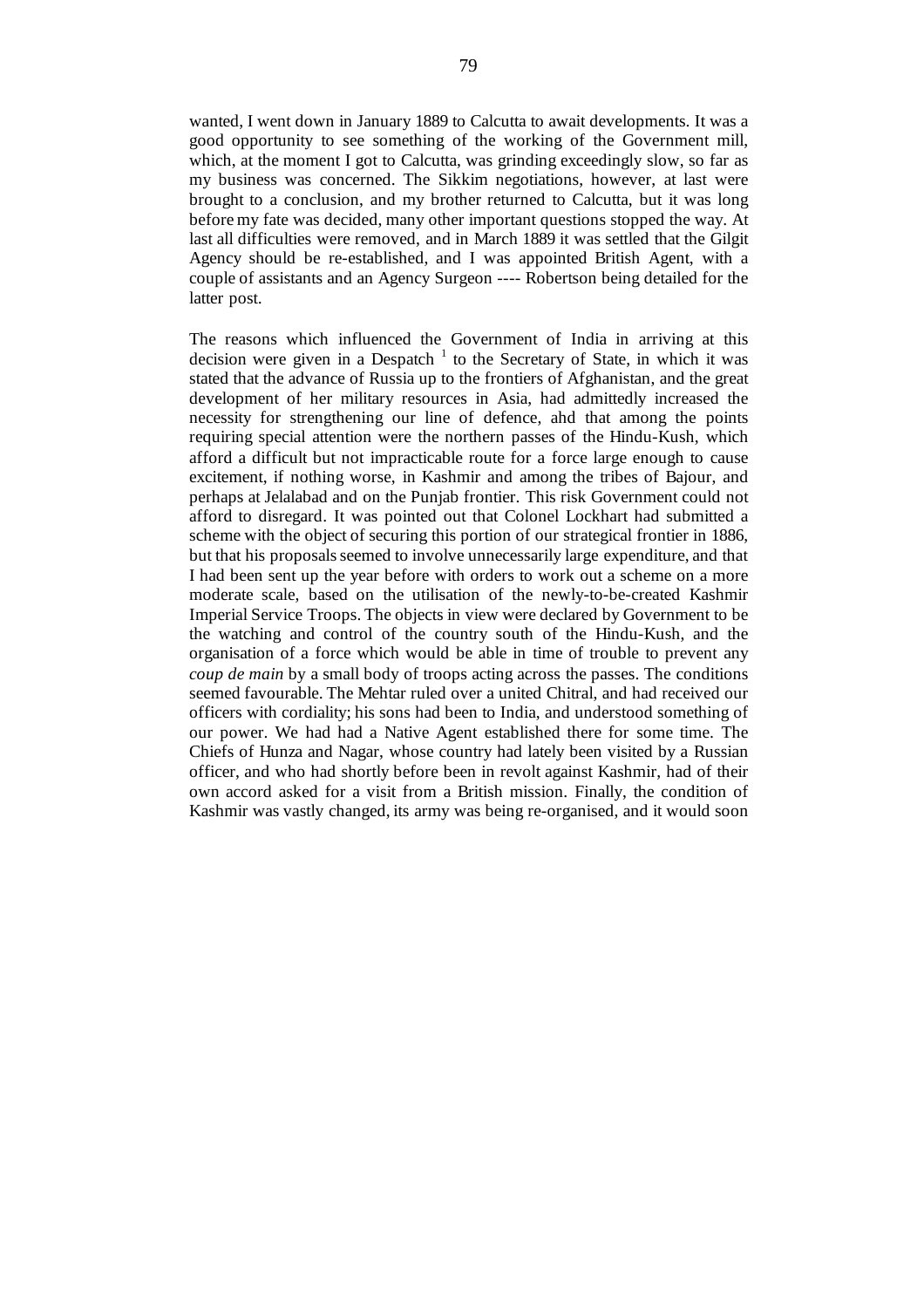wanted, I went down in January 1889 to Calcutta to await developments. It was a good opportunity to see something of the working of the Government mill, which, at the moment I got to Calcutta, was grinding exceedingly slow, so far as my business was concerned. The Sikkim negotiations, however, at last were brought to a conclusion, and my brother returned to Calcutta, but it was long before my fate was decided, many other important questions stopped the way. At last all difficulties were removed, and in March 1889 it was settled that the Gilgit Agency should be re-established, and I was appointed British Agent, with a couple of assistants and an Agency Surgeon ---- Robertson being detailed for the latter post.

The reasons which influenced the Government of India in arriving at this decision were given in a Despatch [1] to the Secretary of State, in which it was stated that the advance of Russia up to the frontiers of Afghanistan, and the great development of her military resources in Asia, had admittedly increased the necessity for strengthening our line of defence, ahd that among the points requiring special attention were the northern passes of the Hindu-Kush, which afford a difficult but not impracticable route for a force large enough to cause excitement, if nothing worse, in Kashmir and among the tribes of Bajour, and perhaps at Jelalabad and on the Punjab frontier. This risk Government could not afford to disregard. It was pointed out that Colonel Lockhart had submitted a scheme with the object of securing this portion of our strategical frontier in 1886, but that his proposals seemed to involve unnecessarily large expenditure, and that I had been sent up the year before with orders to work out a scheme on a more moderate scale, based on the utilisation of the newly-to-be-created Kashmir Imperial Service Troops. The objects in view were declared by Government to be the watching and control of the country south of the Hindu-Kush, and the organisation of a force which would be able in time of trouble to prevent any *coup de main* by a small body of troops acting across the passes. The conditions seemed favourable. The Mehtar ruled over a united Chitral, and had received our officers with cordiality; his sons had been to India, and understood something of our power. We had had a Native Agent established there for some time. The Chiefs of Hunza and Nagar, whose country had lately been visited by a Russian officer, and who had shortly before been in revolt against Kashmir, had of their own accord asked for a visit from a British mission. Finally, the condition of Kashmir was vastly changed, its army was being re-organised, and it would soon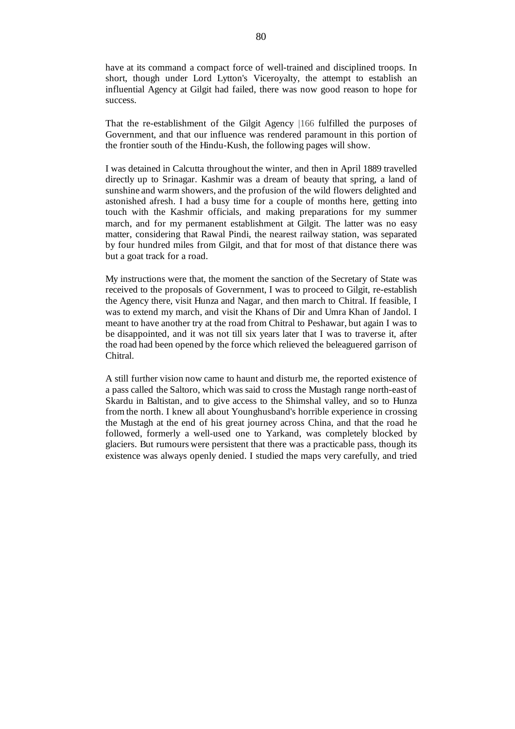have at its command a compact force of well-trained and disciplined troops. In short, though under Lord Lytton's Viceroyalty, the attempt to establish an influential Agency at Gilgit had failed, there was now good reason to hope for success.

That the re-establishment of the Gilgit Agency |166 fulfilled the purposes of Government, and that our influence was rendered paramount in this portion of the frontier south of the Hindu-Kush, the following pages will show.

I was detained in Calcutta throughout the winter, and then in April 1889 travelled directly up to Srinagar. Kashmir was a dream of beauty that spring, a land of sunshine and warm showers, and the profusion of the wild flowers delighted and astonished afresh. I had a busy time for a couple of months here, getting into touch with the Kashmir officials, and making preparations for my summer march, and for my permanent establishment at Gilgit. The latter was no easy matter, considering that Rawal Pindi, the nearest railway station, was separated by four hundred miles from Gilgit, and that for most of that distance there was but a goat track for a road.

My instructions were that, the moment the sanction of the Secretary of State was received to the proposals of Government, I was to proceed to Gilgit, re-establish the Agency there, visit Hunza and Nagar, and then march to Chitral. If feasible, I was to extend my march, and visit the Khans of Dir and Umra Khan of Jandol. I meant to have another try at the road from Chitral to Peshawar, but again I was to be disappointed, and it was not till six years later that I was to traverse it, after the road had been opened by the force which relieved the beleaguered garrison of Chitral.

A still further vision now came to haunt and disturb me, the reported existence of a pass called the Saltoro, which was said to cross the Mustagh range north-east of Skardu in Baltistan, and to give access to the Shimshal valley, and so to Hunza from the north. I knew all about Younghusband's horrible experience in crossing the Mustagh at the end of his great journey across China, and that the road he followed, formerly a well-used one to Yarkand, was completely blocked by glaciers. But rumours were persistent that there was a practicable pass, though its existence was always openly denied. I studied the maps very carefully, and tried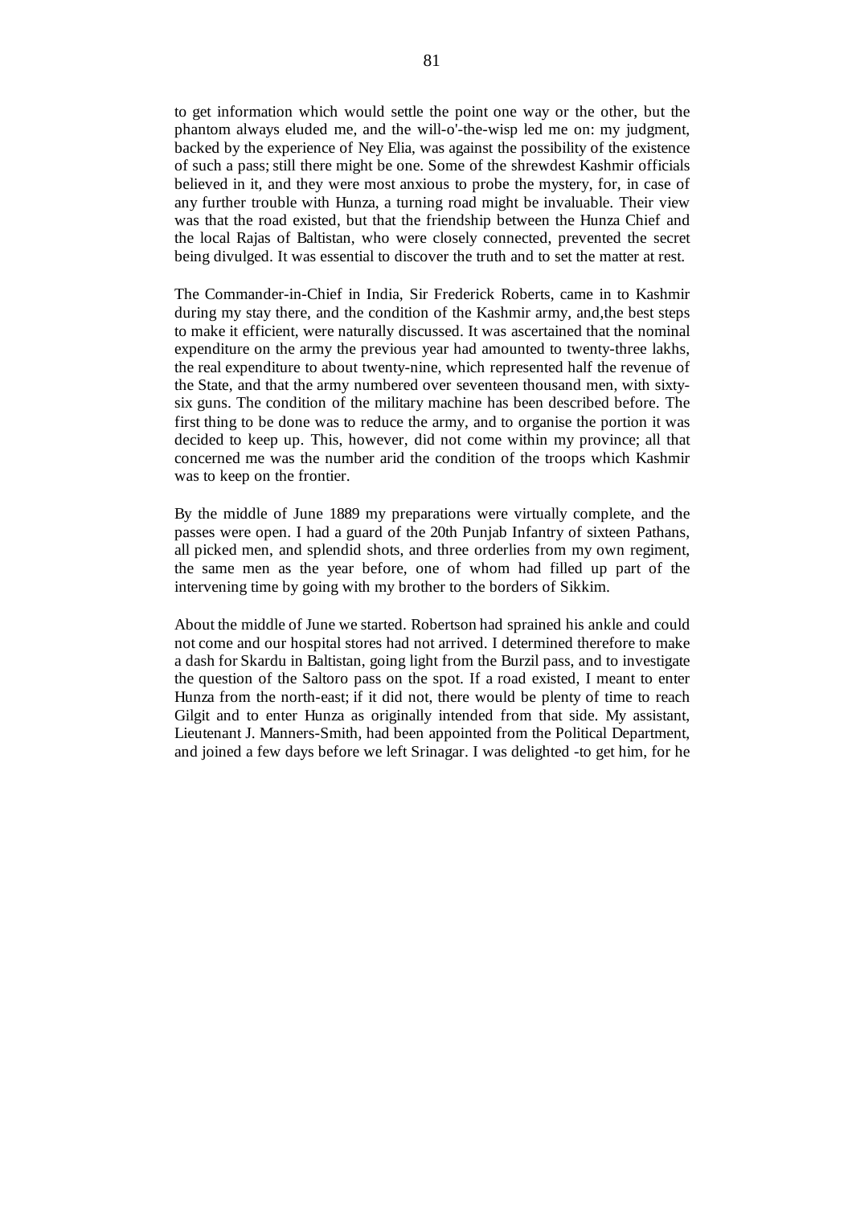to get information which would settle the point one way or the other, but the phantom always eluded me, and the will-o'-the-wisp led me on: my judgment, backed by the experience of Ney Elia, was against the possibility of the existence of such a pass; still there might be one. Some of the shrewdest Kashmir officials believed in it, and they were most anxious to probe the mystery, for, in case of any further trouble with Hunza, a turning road might be invaluable. Their view was that the road existed, but that the friendship between the Hunza Chief and the local Rajas of Baltistan, who were closely connected, prevented the secret being divulged. It was essential to discover the truth and to set the matter at rest.

The Commander-in-Chief in India, Sir Frederick Roberts, came in to Kashmir during my stay there, and the condition of the Kashmir army, and,the best steps to make it efficient, were naturally discussed. It was ascertained that the nominal expenditure on the army the previous year had amounted to twenty-three lakhs, the real expenditure to about twenty-nine, which represented half the revenue of the State, and that the army numbered over seventeen thousand men, with sixty-six guns. The condition of the military machine has been described before. The first thing to be done was to reduce the army, and to organise the portion it was decided to keep up. This, however, did not come within my province; all that concerned me was the number arid the condition of the troops which Kashmir was to keep on the frontier.

By the middle of June 1889 my preparations were virtually complete, and the passes were open. I had a guard of the 20th Punjab Infantry of sixteen Pathans, all picked men, and splendid shots, and three orderlies from my own regiment, the same men as the year before, one of whom had filled up part of the intervening time by going with my brother to the borders of Sikkim.

About the middle of June we started. Robertson had sprained his ankle and could not come and our hospital stores had not arrived. I determined therefore to make a dash for Skardu in Baltistan, going light from the Burzil pass, and to investigate the question of the Saltoro pass on the spot. If a road existed, I meant to enter Hunza from the north-east; if it did not, there would be plenty of time to reach Gilgit and to enter Hunza as originally intended from that side. My assistant, Lieutenant J. Manners-Smith, had been appointed from the Political Department, and joined a few days before we left Srinagar. I was delighted -to get him, for he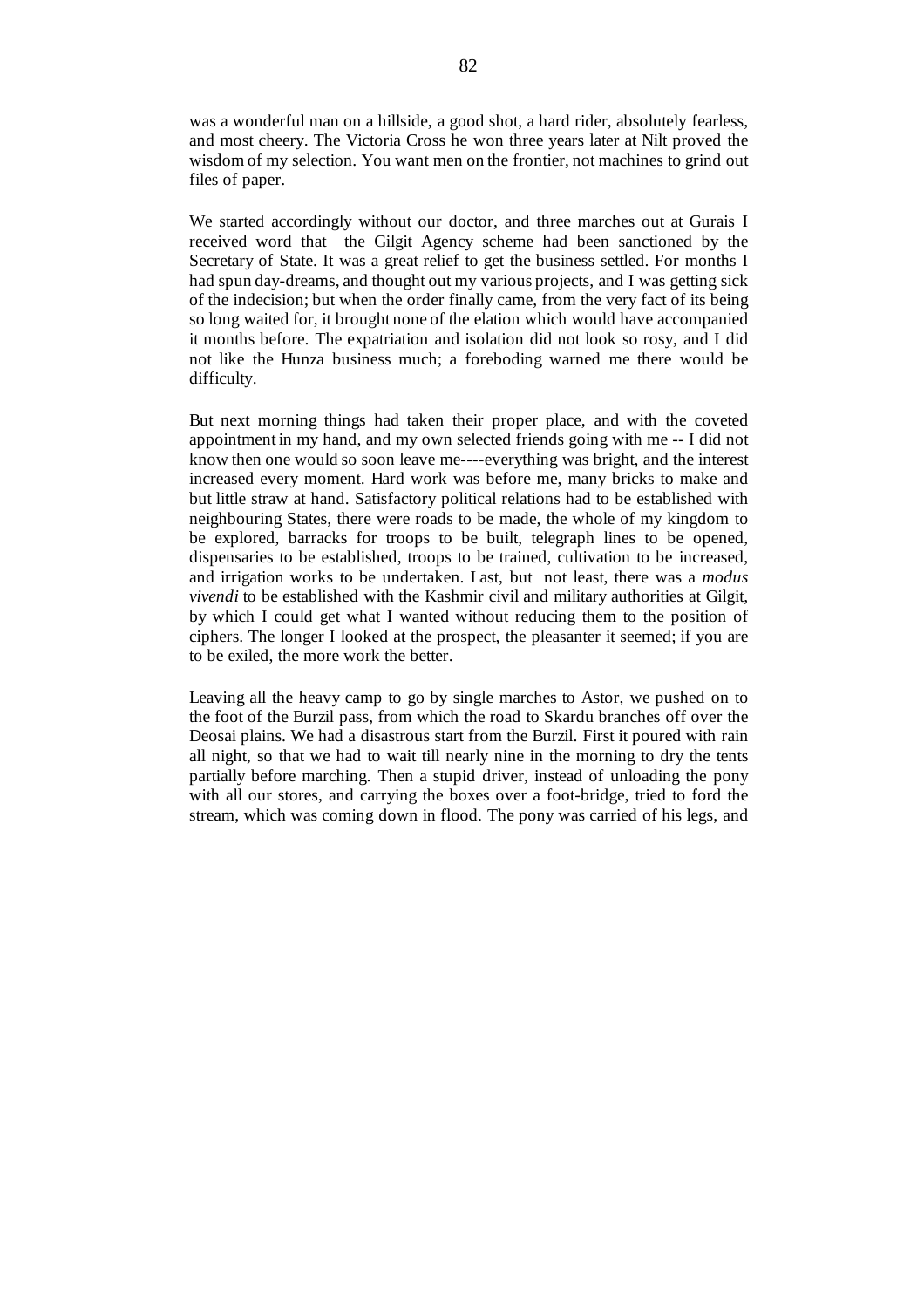was a wonderful man on a hillside, a good shot, a hard rider, absolutely fearless, and most cheery. The Victoria Cross he won three years later at Nilt proved the wisdom of my selection. You want men on the frontier, not machines to grind out files of paper.

We started accordingly without our doctor, and three marches out at Gurais I received word that the Gilgit Agency scheme had been sanctioned by the Secretary of State. It was a great relief to get the business settled. For months I had spun day-dreams, and thought out my various projects, and I was getting sick of the indecision; but when the order finally came, from the very fact of its being so long waited for, it brought none of the elation which would have accompanied it months before. The expatriation and isolation did not look so rosy, and I did not like the Hunza business much; a foreboding warned me there would be difficulty.

But next morning things had taken their proper place, and with the coveted appointment in my hand, and my own selected friends going with me -- I did not know then one would so soon leave me----everything was bright, and the interest increased every moment. Hard work was before me, many bricks to make and but little straw at hand. Satisfactory political relations had to be established with neighbouring States, there were roads to be made, the whole of my kingdom to be explored, barracks for troops to be built, telegraph lines to be opened, dispensaries to be established, troops to be trained, cultivation to be increased, and irrigation works to be undertaken. Last, but not least, there was a *modus vivendi* to be established with the Kashmir civil and military authorities at Gilgit, by which I could get what I wanted without reducing them to the position of ciphers. The longer I looked at the prospect, the pleasanter it seemed; if you are to be exiled, the more work the better.

Leaving all the heavy camp to go by single marches to Astor, we pushed on to the foot of the Burzil pass, from which the road to Skardu branches off over the Deosai plains. We had a disastrous start from the Burzil. First it poured with rain all night, so that we had to wait till nearly nine in the morning to dry the tents partially before marching. Then a stupid driver, instead of unloading the pony with all our stores, and carrying the boxes over a foot-bridge, tried to ford the stream, which was coming down in flood. The pony was carried of his legs, and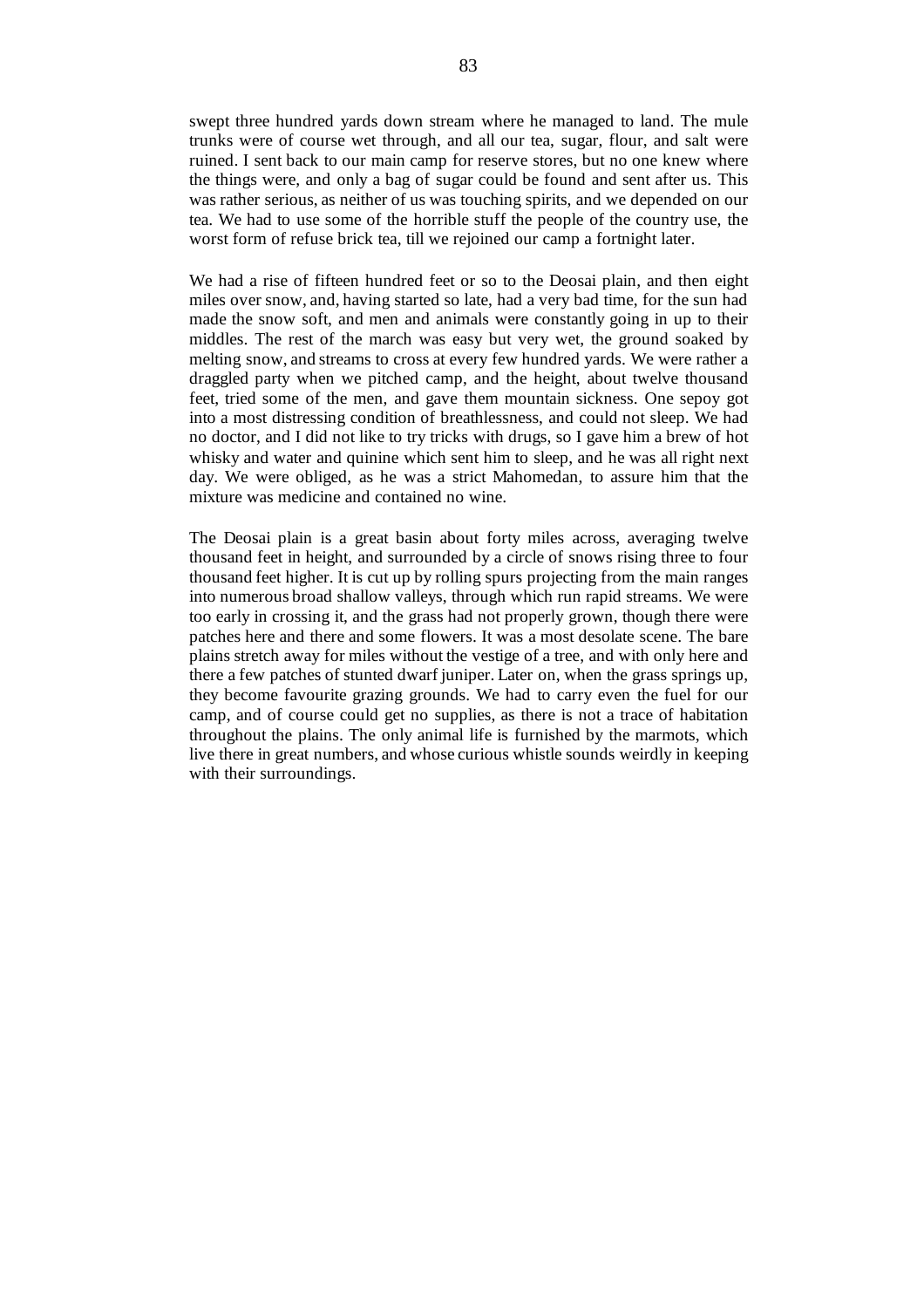swept three hundred yards down stream where he managed to land. The mule trunks were of course wet through, and all our tea, sugar, flour, and salt were ruined. I sent back to our main camp for reserve stores, but no one knew where the things were, and only a bag of sugar could be found and sent after us. This was rather serious, as neither of us was touching spirits, and we depended on our tea. We had to use some of the horrible stuff the people of the country use, the worst form of refuse brick tea, till we rejoined our camp a fortnight later.

We had a rise of fifteen hundred feet or so to the Deosai plain, and then eight miles over snow, and, having started so late, had a very bad time, for the sun had made the snow soft, and men and animals were constantly going in up to their middles. The rest of the march was easy but very wet, the ground soaked by melting snow, and streams to cross at every few hundred yards. We were rather a draggled party when we pitched camp, and the height, about twelve thousand feet, tried some of the men, and gave them mountain sickness. One sepoy got into a most distressing condition of breathlessness, and could not sleep. We had no doctor, and I did not like to try tricks with drugs, so I gave him a brew of hot whisky and water and quinine which sent him to sleep, and he was all right next day. We were obliged, as he was a strict Mahomedan, to assure him that the mixture was medicine and contained no wine.

The Deosai plain is a great basin about forty miles across, averaging twelve thousand feet in height, and surrounded by a circle of snows rising three to four thousand feet higher. It is cut up by rolling spurs projecting from the main ranges into numerous broad shallow valleys, through which run rapid streams. We were too early in crossing it, and the grass had not properly grown, though there were patches here and there and some flowers. It was a most desolate scene. The bare plains stretch away for miles without the vestige of a tree, and with only here and there a few patches of stunted dwarf juniper. Later on, when the grass springs up, they become favourite grazing grounds. We had to carry even the fuel for our camp, and of course could get no supplies, as there is not a trace of habitation throughout the plains. The only animal life is furnished by the marmots, which live there in great numbers, and whose curious whistle sounds weirdly in keeping with their surroundings.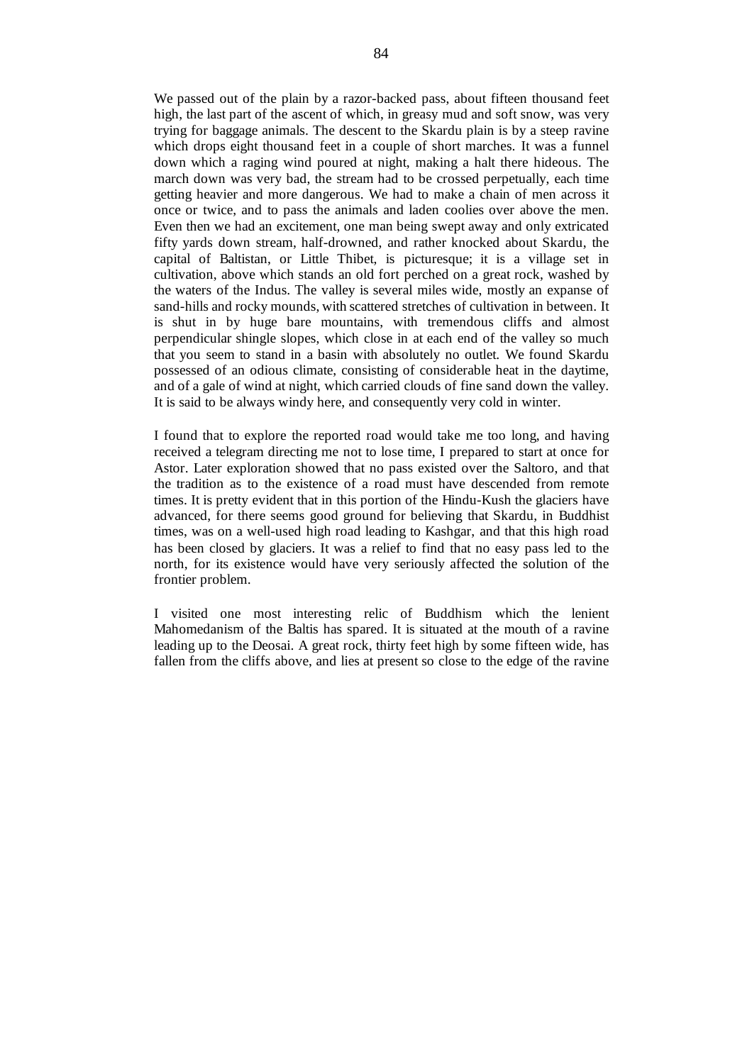We passed out of the plain by a razor-backed pass, about fifteen thousand feet high, the last part of the ascent of which, in greasy mud and soft snow, was very trying for baggage animals. The descent to the Skardu plain is by a steep ravine which drops eight thousand feet in a couple of short marches. It was a funnel down which a raging wind poured at night, making a halt there hideous. The march down was very bad, the stream had to be crossed perpetually, each time getting heavier and more dangerous. We had to make a chain of men across it once or twice, and to pass the animals and laden coolies over above the men. Even then we had an excitement, one man being swept away and only extricated fifty yards down stream, half-drowned, and rather knocked about Skardu, the capital of Baltistan, or Little Thibet, is picturesque; it is a village set in cultivation, above which stands an old fort perched on a great rock, washed by the waters of the Indus. The valley is several miles wide, mostly an expanse of sand-hills and rocky mounds, with scattered stretches of cultivation in between. It is shut in by huge bare mountains, with tremendous cliffs and almost perpendicular shingle slopes, which close in at each end of the valley so much that you seem to stand in a basin with absolutely no outlet. We found Skardu possessed of an odious climate, consisting of considerable heat in the daytime, and of a gale of wind at night, which carried clouds of fine sand down the valley. It is said to be always windy here, and consequently very cold in winter.

I found that to explore the reported road would take me too long, and having received a telegram directing me not to lose time, I prepared to start at once for Astor. Later exploration showed that no pass existed over the Saltoro, and that the tradition as to the existence of a road must have descended from remote times. It is pretty evident that in this portion of the Hindu-Kush the glaciers have advanced, for there seems good ground for believing that Skardu, in Buddhist times, was on a well-used high road leading to Kashgar, and that this high road has been closed by glaciers. It was a relief to find that no easy pass led to the north, for its existence would have very seriously affected the solution of the frontier problem.

I visited one most interesting relic of Buddhism which the lenient Mahomedanism of the Baltis has spared. It is situated at the mouth of a ravine leading up to the Deosai. A great rock, thirty feet high by some fifteen wide, has fallen from the cliffs above, and lies at present so close to the edge of the ravine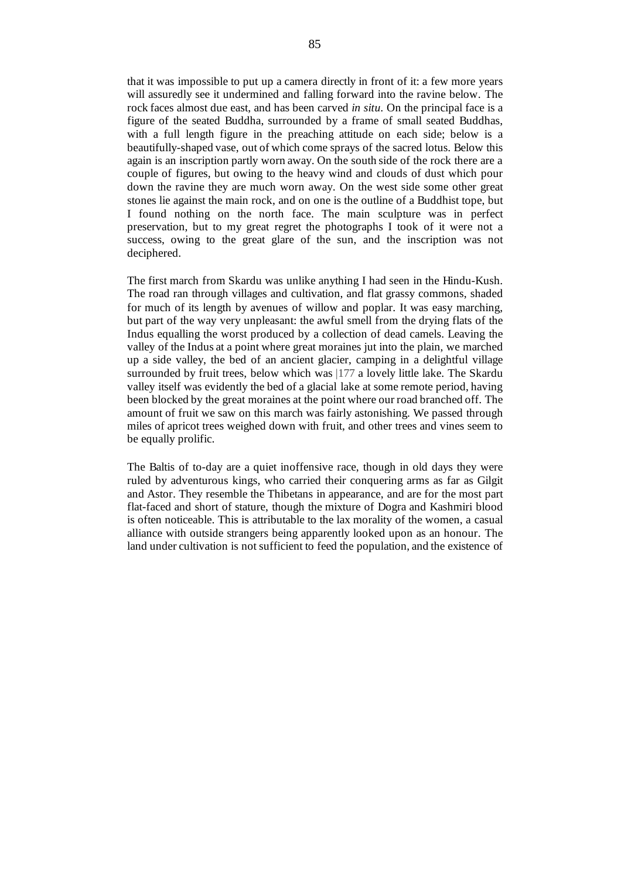that it was impossible to put up a camera directly in front of it: a few more years will assuredly see it undermined and falling forward into the ravine below. The rock faces almost due east, and has been carved *in situ*. On the principal face is a figure of the seated Buddha, surrounded by a frame of small seated Buddhas, with a full length figure in the preaching attitude on each side; below is a beautifully-shaped vase, out of which come sprays of the sacred lotus. Below this again is an inscription partly worn away. On the south side of the rock there are a couple of figures, but owing to the heavy wind and clouds of dust which pour down the ravine they are much worn away. On the west side some other great stones lie against the main rock, and on one is the outline of a Buddhist tope, but I found nothing on the north face. The main sculpture was in perfect preservation, but to my great regret the photographs I took of it were not a success, owing to the great glare of the sun, and the inscription was not deciphered.

The first march from Skardu was unlike anything I had seen in the Hindu-Kush. The road ran through villages and cultivation, and flat grassy commons, shaded for much of its length by avenues of willow and poplar. It was easy marching, but part of the way very unpleasant: the awful smell from the drying flats of the Indus equalling the worst produced by a collection of dead camels. Leaving the valley of the Indus at a point where great moraines jut into the plain, we marched up a side valley, the bed of an ancient glacier, camping in a delightful village surrounded by fruit trees, below which was |177 a lovely little lake. The Skardu valley itself was evidently the bed of a glacial lake at some remote period, having been blocked by the great moraines at the point where our road branched off. The amount of fruit we saw on this march was fairly astonishing. We passed through miles of apricot trees weighed down with fruit, and other trees and vines seem to be equally prolific.

The Baltis of to-day are a quiet inoffensive race, though in old days they were ruled by adventurous kings, who carried their conquering arms as far as Gilgit and Astor. They resemble the Thibetans in appearance, and are for the most part flat-faced and short of stature, though the mixture of Dogra and Kashmiri blood is often noticeable. This is attributable to the lax morality of the women, a casual alliance with outside strangers being apparently looked upon as an honour. The land under cultivation is not sufficient to feed the population, and the existence of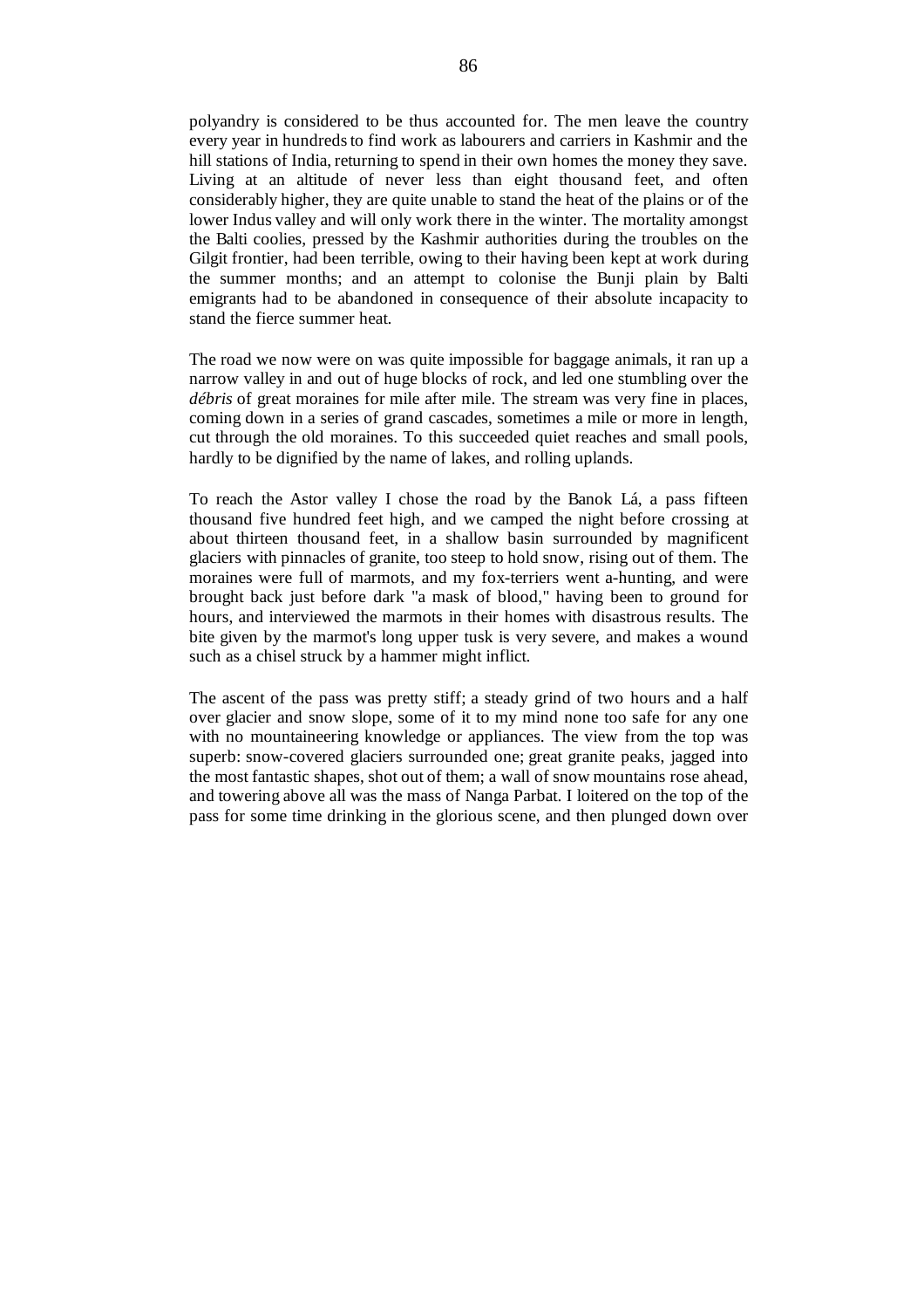polyandry is considered to be thus accounted for. The men leave the country every year in hundreds to find work as labourers and carriers in Kashmir and the hill stations of India, returning to spend in their own homes the money they save. Living at an altitude of never less than eight thousand feet, and often considerably higher, they are quite unable to stand the heat of the plains or of the lower Indus valley and will only work there in the winter. The mortality amongst the Balti coolies, pressed by the Kashmir authorities during the troubles on the Gilgit frontier, had been terrible, owing to their having been kept at work during the summer months; and an attempt to colonise the Bunji plain by Balti emigrants had to be abandoned in consequence of their absolute incapacity to stand the fierce summer heat.

The road we now were on was quite impossible for baggage animals, it ran up a narrow valley in and out of huge blocks of rock, and led one stumbling over the *débris* of great moraines for mile after mile. The stream was very fine in places, coming down in a series of grand cascades, sometimes a mile or more in length, cut through the old moraines. To this succeeded quiet reaches and small pools, hardly to be dignified by the name of lakes, and rolling uplands.

To reach the Astor valley I chose the road by the Banok Lá, a pass fifteen thousand five hundred feet high, and we camped the night before crossing at about thirteen thousand feet, in a shallow basin surrounded by magnificent glaciers with pinnacles of granite, too steep to hold snow, rising out of them. The moraines were full of marmots, and my fox-terriers went a-hunting, and were brought back just before dark "a mask of blood," having been to ground for hours, and interviewed the marmots in their homes with disastrous results. The bite given by the marmot's long upper tusk is very severe, and makes a wound such as a chisel struck by a hammer might inflict.

The ascent of the pass was pretty stiff; a steady grind of two hours and a half over glacier and snow slope, some of it to my mind none too safe for any one with no mountaineering knowledge or appliances. The view from the top was superb: snow-covered glaciers surrounded one; great granite peaks, jagged into the most fantastic shapes, shot out of them; a wall of snow mountains rose ahead, and towering above all was the mass of Nanga Parbat. I loitered on the top of the pass for some time drinking in the glorious scene, and then plunged down over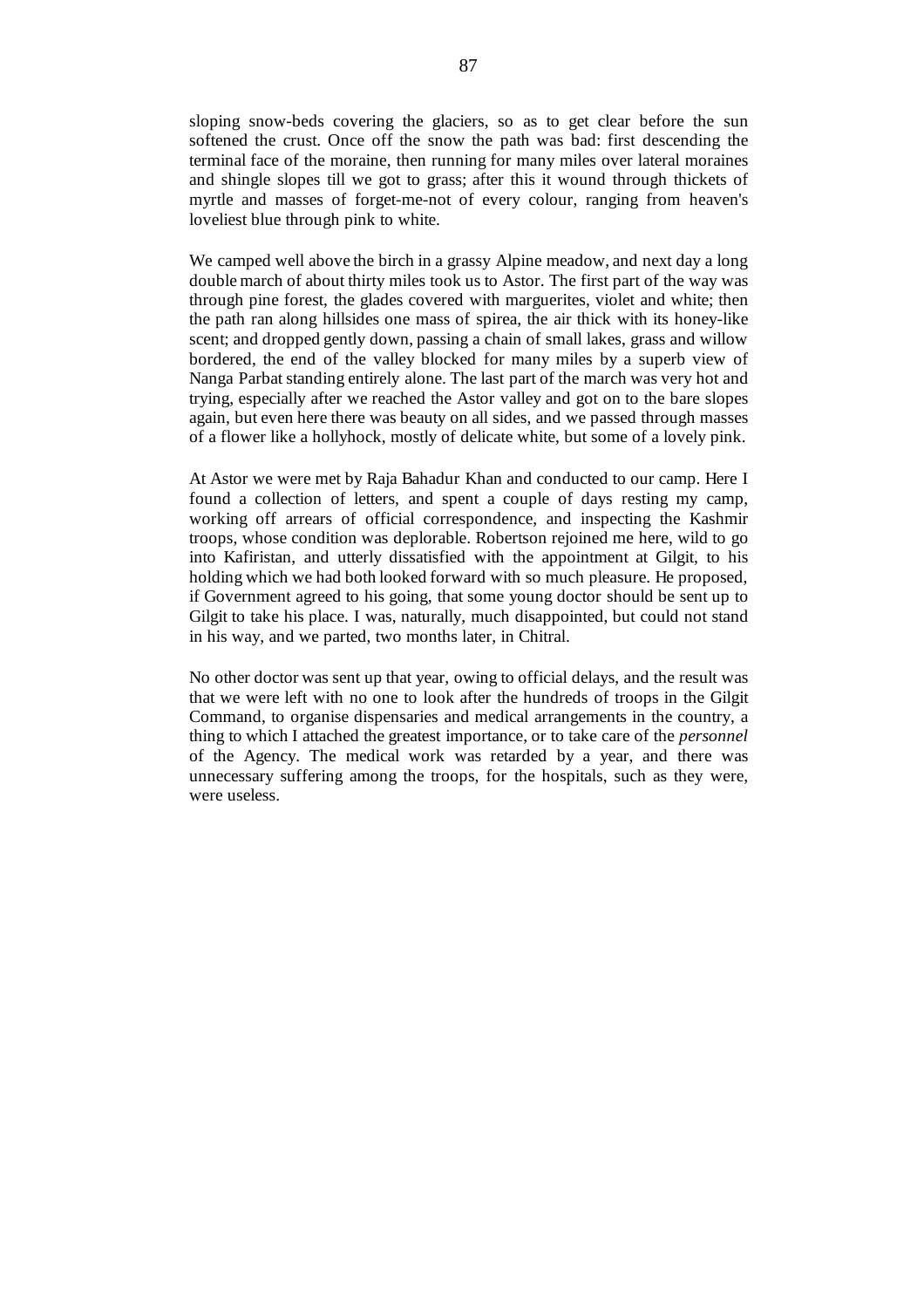sloping snow-beds covering the glaciers, so as to get clear before the sun softened the crust. Once off the snow the path was bad: first descending the terminal face of the moraine, then running for many miles over lateral moraines and shingle slopes till we got to grass; after this it wound through thickets of myrtle and masses of forget-me-not of every colour, ranging from heaven's loveliest blue through pink to white.

We camped well above the birch in a grassy Alpine meadow, and next day a long double march of about thirty miles took us to Astor. The first part of the way was through pine forest, the glades covered with marguerites, violet and white; then the path ran along hillsides one mass of spirea, the air thick with its honey-like scent; and dropped gently down, passing a chain of small lakes, grass and willow bordered, the end of the valley blocked for many miles by a superb view of Nanga Parbat standing entirely alone. The last part of the march was very hot and trying, especially after we reached the Astor valley and got on to the bare slopes again, but even here there was beauty on all sides, and we passed through masses of a flower like a hollyhock, mostly of delicate white, but some of a lovely pink.

At Astor we were met by Raja Bahadur Khan and conducted to our camp. Here I found a collection of letters, and spent a couple of days resting my camp, working off arrears of official correspondence, and inspecting the Kashmir troops, whose condition was deplorable. Robertson rejoined me here, wild to go into Kafiristan, and utterly dissatisfied with the appointment at Gilgit, to his holding which we had both looked forward with so much pleasure. He proposed, if Government agreed to his going, that some young doctor should be sent up to Gilgit to take his place. I was, naturally, much disappointed, but could not stand in his way, and we parted, two months later, in Chitral.

No other doctor was sent up that year, owing to official delays, and the result was that we were left with no one to look after the hundreds of troops in the Gilgit Command, to organise dispensaries and medical arrangements in the country, a thing to which I attached the greatest importance, or to take care of the *personnel* of the Agency. The medical work was retarded by a year, and there was unnecessary suffering among the troops, for the hospitals, such as they were, were useless.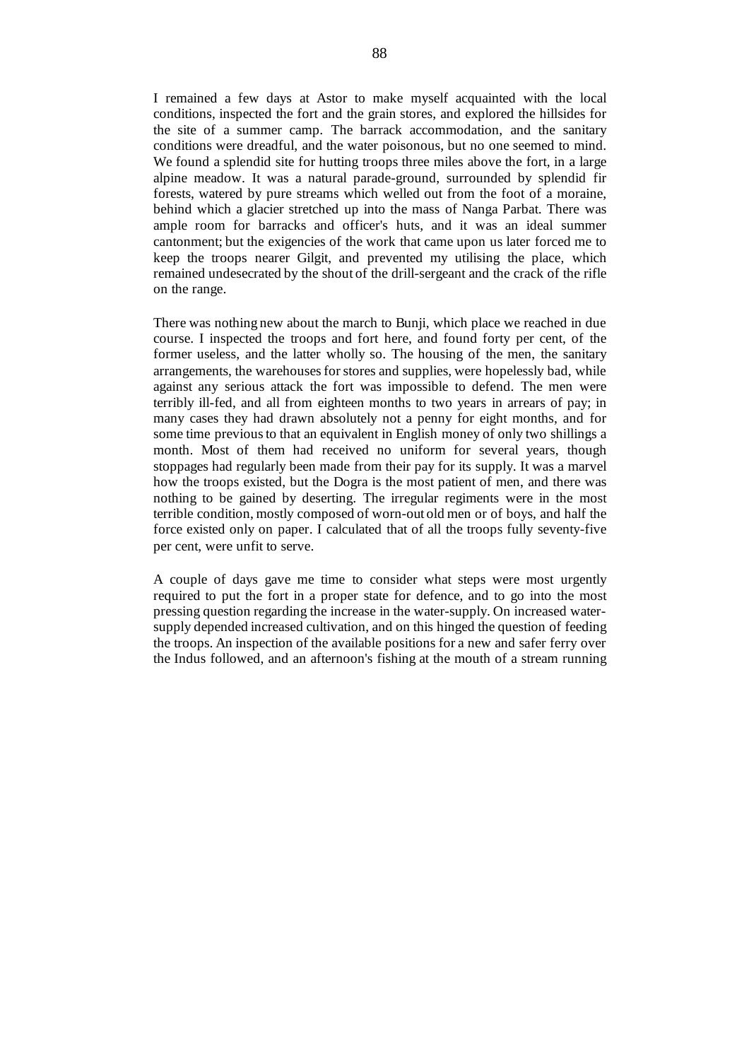I remained a few days at Astor to make myself acquainted with the local conditions, inspected the fort and the grain stores, and explored the hillsides for the site of a summer camp. The barrack accommodation, and the sanitary conditions were dreadful, and the water poisonous, but no one seemed to mind. We found a splendid site for hutting troops three miles above the fort, in a large alpine meadow. It was a natural parade-ground, surrounded by splendid fir forests, watered by pure streams which welled out from the foot of a moraine, behind which a glacier stretched up into the mass of Nanga Parbat. There was ample room for barracks and officer's huts, and it was an ideal summer cantonment; but the exigencies of the work that came upon us later forced me to keep the troops nearer Gilgit, and prevented my utilising the place, which remained undesecrated by the shout of the drill-sergeant and the crack of the rifle on the range.

There was nothing new about the march to Bunji, which place we reached in due course. I inspected the troops and fort here, and found forty per cent, of the former useless, and the latter wholly so. The housing of the men, the sanitary arrangements, the warehouses for stores and supplies, were hopelessly bad, while against any serious attack the fort was impossible to defend. The men were terribly ill-fed, and all from eighteen months to two years in arrears of pay; in many cases they had drawn absolutely not a penny for eight months, and for some time previous to that an equivalent in English money of only two shillings a month. Most of them had received no uniform for several years, though stoppages had regularly been made from their pay for its supply. It was a marvel how the troops existed, but the Dogra is the most patient of men, and there was nothing to be gained by deserting. The irregular regiments were in the most terrible condition, mostly composed of worn-out old men or of boys, and half the force existed only on paper. I calculated that of all the troops fully seventy-five per cent, were unfit to serve.

A couple of days gave me time to consider what steps were most urgently required to put the fort in a proper state for defence, and to go into the most pressing question regarding the increase in the water-supply. On increased water-supply depended increased cultivation, and on this hinged the question of feeding the troops. An inspection of the available positions for a new and safer ferry over the Indus followed, and an afternoon's fishing at the mouth of a stream running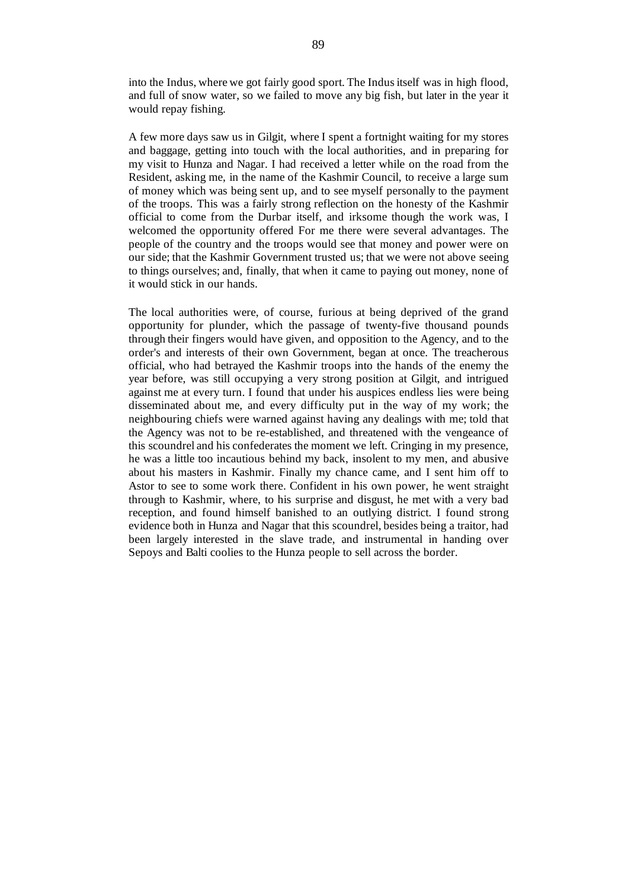into the Indus, where we got fairly good sport. The Indus itself was in high flood, and full of snow water, so we failed to move any big fish, but later in the year it would repay fishing.

A few more days saw us in Gilgit, where I spent a fortnight waiting for my stores and baggage, getting into touch with the local authorities, and in preparing for my visit to Hunza and Nagar. I had received a letter while on the road from the Resident, asking me, in the name of the Kashmir Council, to receive a large sum of money which was being sent up, and to see myself personally to the payment of the troops. This was a fairly strong reflection on the honesty of the Kashmir official to come from the Durbar itself, and irksome though the work was, I welcomed the opportunity offered For me there were several advantages. The people of the country and the troops would see that money and power were on our side; that the Kashmir Government trusted us; that we were not above seeing to things ourselves; and, finally, that when it came to paying out money, none of it would stick in our hands.

The local authorities were, of course, furious at being deprived of the grand opportunity for plunder, which the passage of twenty-five thousand pounds through their fingers would have given, and opposition to the Agency, and to the order's and interests of their own Government, began at once. The treacherous official, who had betrayed the Kashmir troops into the hands of the enemy the year before, was still occupying a very strong position at Gilgit, and intrigued against me at every turn. I found that under his auspices endless lies were being disseminated about me, and every difficulty put in the way of my work; the neighbouring chiefs were warned against having any dealings with me; told that the Agency was not to be re-established, and threatened with the vengeance of this scoundrel and his confederates the moment we left. Cringing in my presence, he was a little too incautious behind my back, insolent to my men, and abusive about his masters in Kashmir. Finally my chance came, and I sent him off to Astor to see to some work there. Confident in his own power, he went straight through to Kashmir, where, to his surprise and disgust, he met with a very bad reception, and found himself banished to an outlying district. I found strong evidence both in Hunza and Nagar that this scoundrel, besides being a traitor, had been largely interested in the slave trade, and instrumental in handing over Sepoys and Balti coolies to the Hunza people to sell across the border.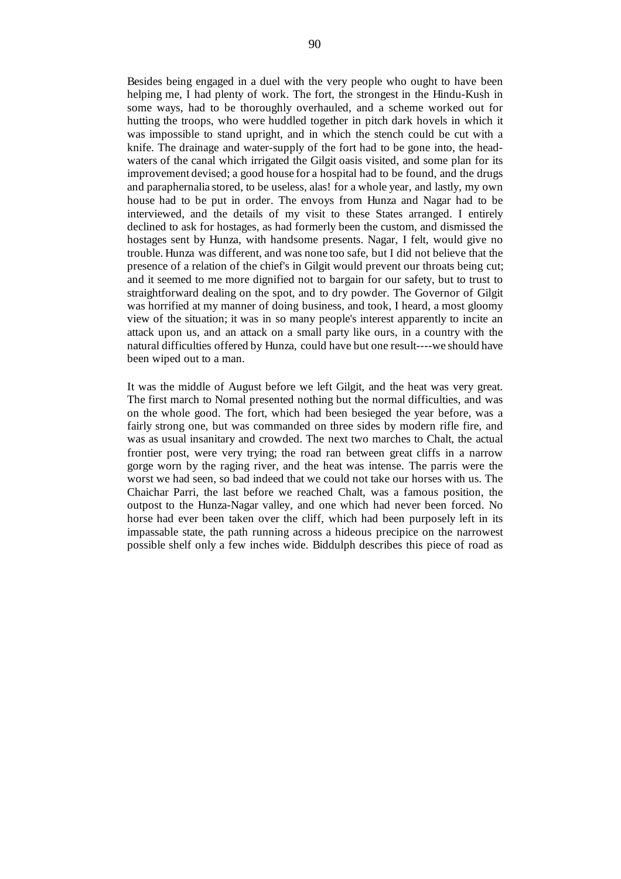Besides being engaged in a duel with the very people who ought to have been helping me, I had plenty of work. The fort, the strongest in the Hindu-Kush in some ways, had to be thoroughly overhauled, and a scheme worked out for hutting the troops, who were huddled together in pitch dark hovels in which it was impossible to stand upright, and in which the stench could be cut with a knife. The drainage and water-supply of the fort had to be gone into, the head-waters of the canal which irrigated the Gilgit oasis visited, and some plan for its improvement devised; a good house for a hospital had to be found, and the drugs and paraphernalia stored, to be useless, alas! for a whole year, and lastly, my own house had to be put in order. The envoys from Hunza and Nagar had to be interviewed, and the details of my visit to these States arranged. I entirely declined to ask for hostages, as had formerly been the custom, and dismissed the hostages sent by Hunza, with handsome presents. Nagar, I felt, would give no trouble. Hunza was different, and was none too safe, but I did not believe that the presence of a relation of the chief's in Gilgit would prevent our throats being cut; and it seemed to me more dignified not to bargain for our safety, but to trust to straightforward dealing on the spot, and to dry powder. The Governor of Gilgit was horrified at my manner of doing business, and took, I heard, a most gloomy view of the situation; it was in so many people's interest apparently to incite an attack upon us, and an attack on a small party like ours, in a country with the natural difficulties offered by Hunza, could have but one result----we should have been wiped out to a man.

It was the middle of August before we left Gilgit, and the heat was very great. The first march to Nomal presented nothing but the normal difficulties, and was on the whole good. The fort, which had been besieged the year before, was a fairly strong one, but was commanded on three sides by modern rifle fire, and was as usual insanitary and crowded. The next two marches to Chalt, the actual frontier post, were very trying; the road ran between great cliffs in a narrow gorge worn by the raging river, and the heat was intense. The parris were the worst we had seen, so bad indeed that we could not take our horses with us. The Chaichar Parri, the last before we reached Chalt, was a famous position, the outpost to the Hunza-Nagar valley, and one which had never been forced. No horse had ever been taken over the cliff, which had been purposely left in its impassable state, the path running across a hideous precipice on the narrowest possible shelf only a few inches wide. Biddulph describes this piece of road as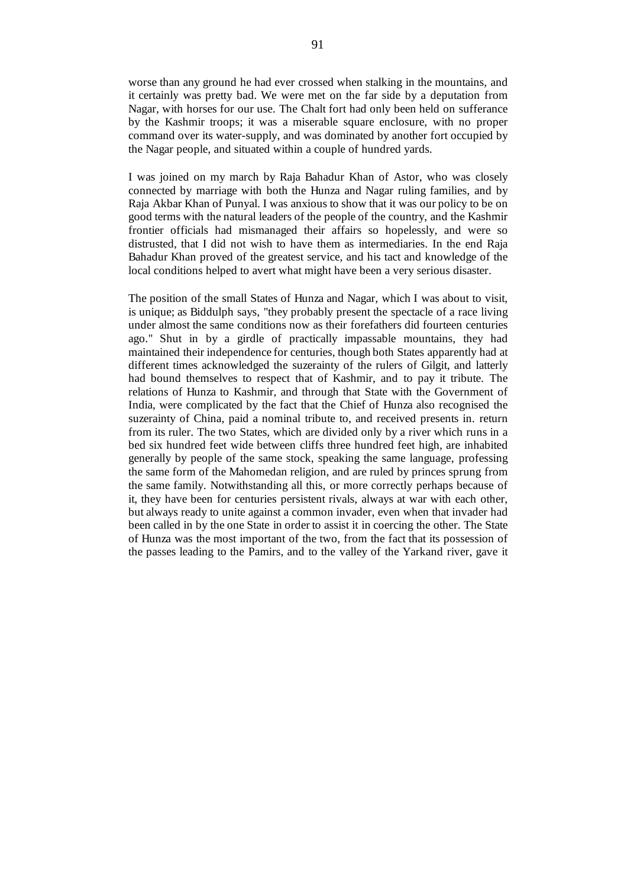worse than any ground he had ever crossed when stalking in the mountains, and it certainly was pretty bad. We were met on the far side by a deputation from Nagar, with horses for our use. The Chalt fort had only been held on sufferance by the Kashmir troops; it was a miserable square enclosure, with no proper command over its water-supply, and was dominated by another fort occupied by the Nagar people, and situated within a couple of hundred yards.

I was joined on my march by Raja Bahadur Khan of Astor, who was closely connected by marriage with both the Hunza and Nagar ruling families, and by Raja Akbar Khan of Punyal. I was anxious to show that it was our policy to be on good terms with the natural leaders of the people of the country, and the Kashmir frontier officials had mismanaged their affairs so hopelessly, and were so distrusted, that I did not wish to have them as intermediaries. In the end Raja Bahadur Khan proved of the greatest service, and his tact and knowledge of the local conditions helped to avert what might have been a very serious disaster.

The position of the small States of Hunza and Nagar, which I was about to visit, is unique; as Biddulph says, "they probably present the spectacle of a race living under almost the same conditions now as their forefathers did fourteen centuries ago." Shut in by a girdle of practically impassable mountains, they had maintained their independence for centuries, though both States apparently had at different times acknowledged the suzerainty of the rulers of Gilgit, and latterly had bound themselves to respect that of Kashmir, and to pay it tribute. The relations of Hunza to Kashmir, and through that State with the Government of India, were complicated by the fact that the Chief of Hunza also recognised the suzerainty of China, paid a nominal tribute to, and received presents in. return from its ruler. The two States, which are divided only by a river which runs in a bed six hundred feet wide between cliffs three hundred feet high, are inhabited generally by people of the same stock, speaking the same language, professing the same form of the Mahomedan religion, and are ruled by princes sprung from the same family. Notwithstanding all this, or more correctly perhaps because of it, they have been for centuries persistent rivals, always at war with each other, but always ready to unite against a common invader, even when that invader had been called in by the one State in order to assist it in coercing the other. The State of Hunza was the most important of the two, from the fact that its possession of the passes leading to the Pamirs, and to the valley of the Yarkand river, gave it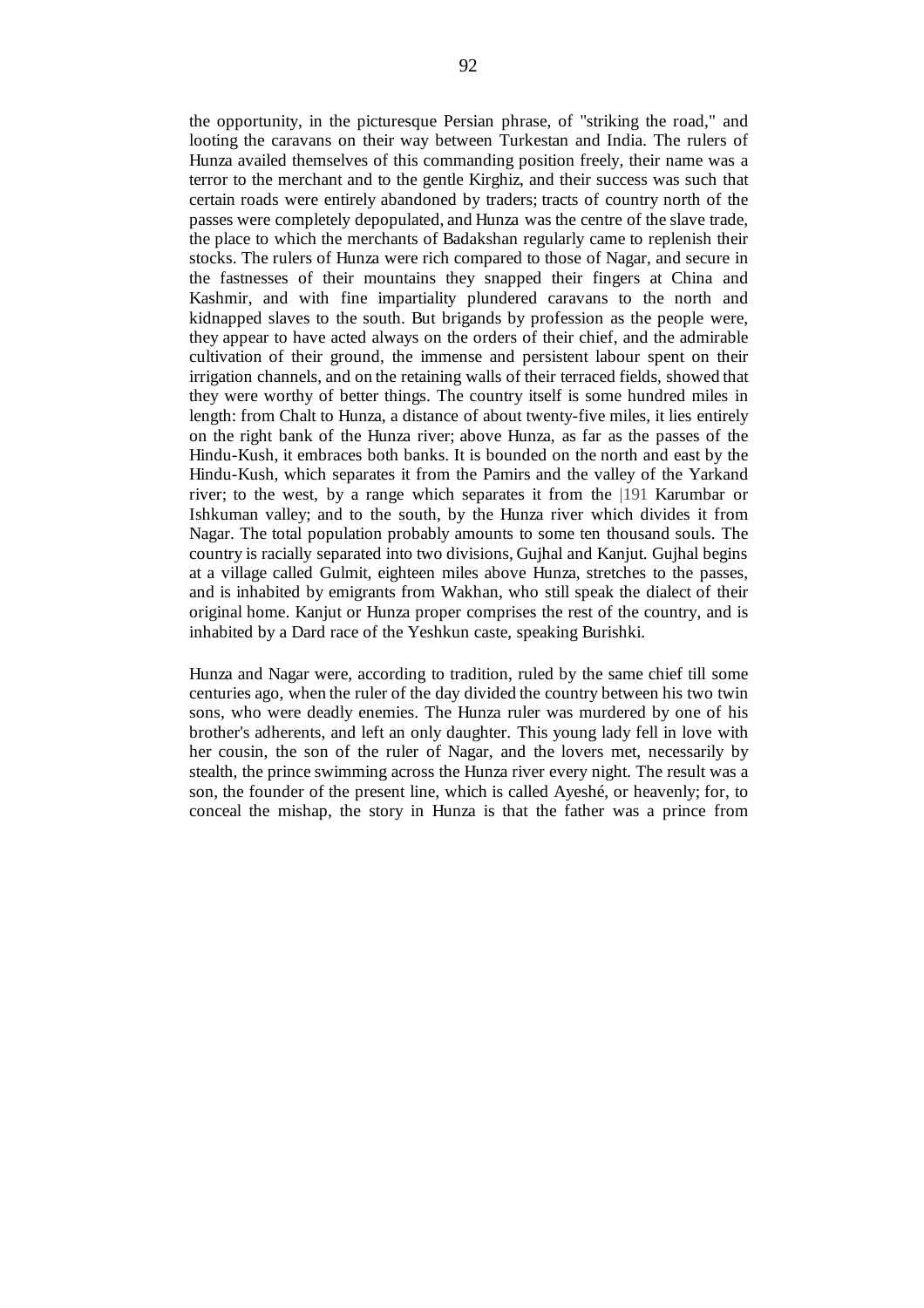the opportunity, in the picturesque Persian phrase, of "striking the road," and looting the caravans on their way between Turkestan and India. The rulers of Hunza availed themselves of this commanding position freely, their name was a terror to the merchant and to the gentle Kirghiz, and their success was such that certain roads were entirely abandoned by traders; tracts of country north of the passes were completely depopulated, and Hunza was the centre of the slave trade, the place to which the merchants of Badakshan regularly came to replenish their stocks. The rulers of Hunza were rich compared to those of Nagar, and secure in the fastnesses of their mountains they snapped their fingers at China and Kashmir, and with fine impartiality plundered caravans to the north and kidnapped slaves to the south. But brigands by profession as the people were, they appear to have acted always on the orders of their chief, and the admirable cultivation of their ground, the immense and persistent labour spent on their irrigation channels, and on the retaining walls of their terraced fields, showed that they were worthy of better things. The country itself is some hundred miles in length: from Chalt to Hunza, a distance of about twenty-five miles, it lies entirely on the right bank of the Hunza river; above Hunza, as far as the passes of the Hindu-Kush, it embraces both banks. It is bounded on the north and east by the Hindu-Kush, which separates it from the Pamirs and the valley of the Yarkand river; to the west, by a range which separates it from the |191 Karumbar or Ishkuman valley; and to the south, by the Hunza river which divides it from Nagar. The total population probably amounts to some ten thousand souls. The country is racially separated into two divisions, Gujhal and Kanjut. Gujhal begins at a village called Gulmit, eighteen miles above Hunza, stretches to the passes, and is inhabited by emigrants from Wakhan, who still speak the dialect of their original home. Kanjut or Hunza proper comprises the rest of the country, and is inhabited by a Dard race of the Yeshkun caste, speaking Burishki.

Hunza and Nagar were, according to tradition, ruled by the same chief till some centuries ago, when the ruler of the day divided the country between his two twin sons, who were deadly enemies. The Hunza ruler was murdered by one of his brother's adherents, and left an only daughter. This young lady fell in love with her cousin, the son of the ruler of Nagar, and the lovers met, necessarily by stealth, the prince swimming across the Hunza river every night. The result was a son, the founder of the present line, which is called Ayeshé, or heavenly; for, to conceal the mishap, the story in Hunza is that the father was a prince from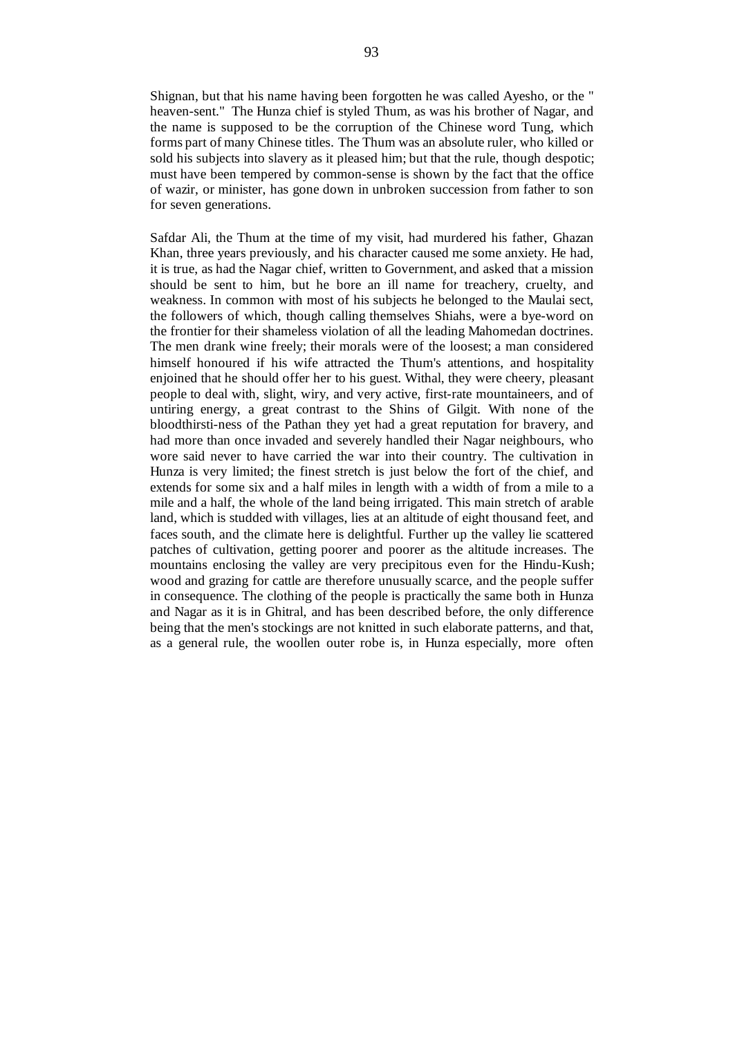Shignan, but that his name having been forgotten he was called Ayesho, or the " heaven-sent." The Hunza chief is styled Thum, as was his brother of Nagar, and the name is supposed to be the corruption of the Chinese word Tung, which forms part of many Chinese titles. The Thum was an absolute ruler, who killed or sold his subjects into slavery as it pleased him; but that the rule, though despotic; must have been tempered by common-sense is shown by the fact that the office of wazir, or minister, has gone down in unbroken succession from father to son for seven generations.

Safdar Ali, the Thum at the time of my visit, had murdered his father, Ghazan Khan, three years previously, and his character caused me some anxiety. He had, it is true, as had the Nagar chief, written to Government, and asked that a mission should be sent to him, but he bore an ill name for treachery, cruelty, and weakness. In common with most of his subjects he belonged to the Maulai sect, the followers of which, though calling themselves Shiahs, were a bye-word on the frontier for their shameless violation of all the leading Mahomedan doctrines. The men drank wine freely; their morals were of the loosest; a man considered himself honoured if his wife attracted the Thum's attentions, and hospitality enjoined that he should offer her to his guest. Withal, they were cheery, pleasant people to deal with, slight, wiry, and very active, first-rate mountaineers, and of untiring energy, a great contrast to the Shins of Gilgit. With none of the bloodthirsti-ness of the Pathan they yet had a great reputation for bravery, and had more than once invaded and severely handled their Nagar neighbours, who wore said never to have carried the war into their country. The cultivation in Hunza is very limited; the finest stretch is just below the fort of the chief, and extends for some six and a half miles in length with a width of from a mile to a mile and a half, the whole of the land being irrigated. This main stretch of arable land, which is studded with villages, lies at an altitude of eight thousand feet, and faces south, and the climate here is delightful. Further up the valley lie scattered patches of cultivation, getting poorer and poorer as the altitude increases. The mountains enclosing the valley are very precipitous even for the Hindu-Kush; wood and grazing for cattle are therefore unusually scarce, and the people suffer in consequence. The clothing of the people is practically the same both in Hunza and Nagar as it is in Ghitral, and has been described before, the only difference being that the men's stockings are not knitted in such elaborate patterns, and that, as a general rule, the woollen outer robe is, in Hunza especially, more often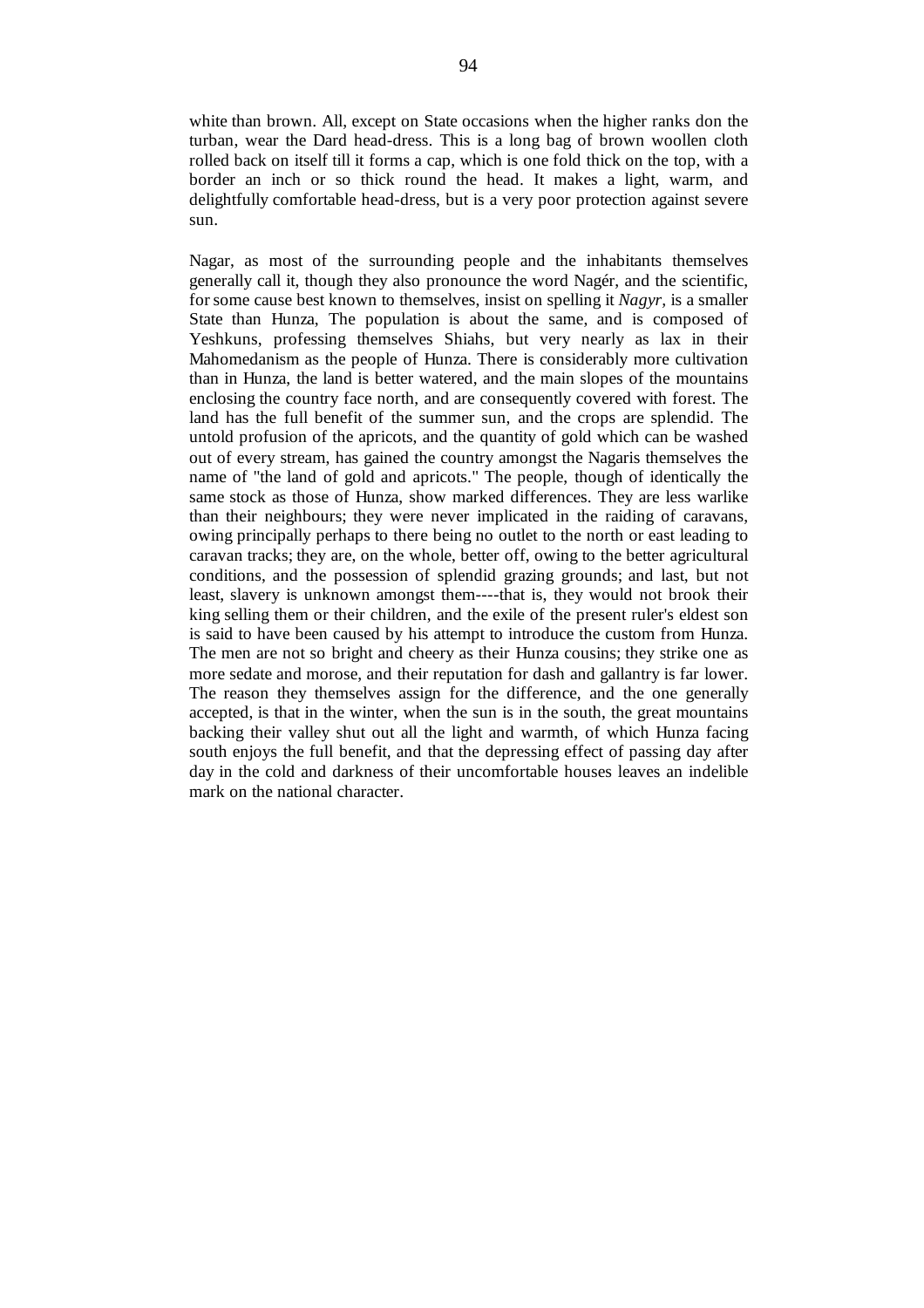white than brown. All, except on State occasions when the higher ranks don the turban, wear the Dard head-dress. This is a long bag of brown woollen cloth rolled back on itself till it forms a cap, which is one fold thick on the top, with a border an inch or so thick round the head. It makes a light, warm, and delightfully comfortable head-dress, but is a very poor protection against severe sun.

Nagar, as most of the surrounding people and the inhabitants themselves generally call it, though they also pronounce the word Nagér, and the scientific, for some cause best known to themselves, insist on spelling it *Nagyr*, is a smaller State than Hunza, The population is about the same, and is composed of Yeshkuns, professing themselves Shiahs, but very nearly as lax in their Mahomedanism as the people of Hunza. There is considerably more cultivation than in Hunza, the land is better watered, and the main slopes of the mountains enclosing the country face north, and are consequently covered with forest. The land has the full benefit of the summer sun, and the crops are splendid. The untold profusion of the apricots, and the quantity of gold which can be washed out of every stream, has gained the country amongst the Nagaris themselves the name of "the land of gold and apricots." The people, though of identically the same stock as those of Hunza, show marked differences. They are less warlike than their neighbours; they were never implicated in the raiding of caravans, owing principally perhaps to there being no outlet to the north or east leading to caravan tracks; they are, on the whole, better off, owing to the better agricultural conditions, and the possession of splendid grazing grounds; and last, but not least, slavery is unknown amongst them----that is, they would not brook their king selling them or their children, and the exile of the present ruler's eldest son is said to have been caused by his attempt to introduce the custom from Hunza. The men are not so bright and cheery as their Hunza cousins; they strike one as more sedate and morose, and their reputation for dash and gallantry is far lower. The reason they themselves assign for the difference, and the one generally accepted, is that in the winter, when the sun is in the south, the great mountains backing their valley shut out all the light and warmth, of which Hunza facing south enjoys the full benefit, and that the depressing effect of passing day after day in the cold and darkness of their uncomfortable houses leaves an indelible mark on the national character.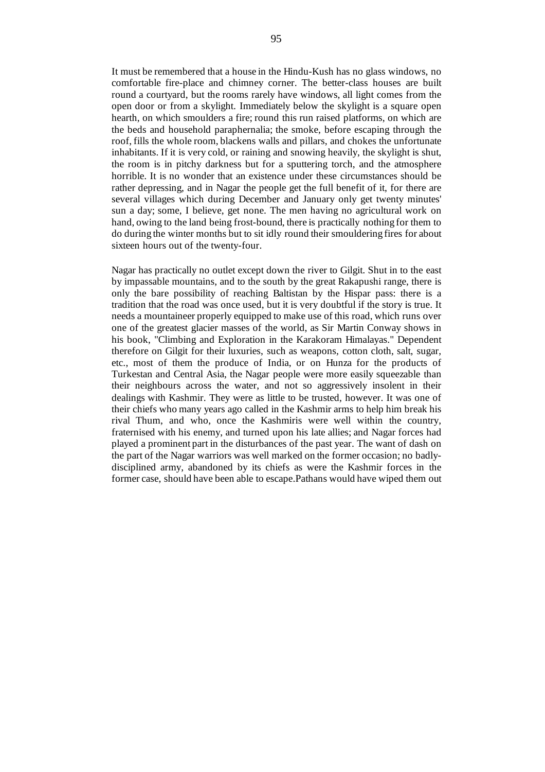It must be remembered that a house in the Hindu-Kush has no glass windows, no comfortable fire-place and chimney corner. The better-class houses are built round a courtyard, but the rooms rarely have windows, all light comes from the open door or from a skylight. Immediately below the skylight is a square open hearth, on which smoulders a fire; round this run raised platforms, on which are the beds and household paraphernalia; the smoke, before escaping through the roof, fills the whole room, blackens walls and pillars, and chokes the unfortunate inhabitants. If it is very cold, or raining and snowing heavily, the skylight is shut, the room is in pitchy darkness but for a sputtering torch, and the atmosphere horrible. It is no wonder that an existence under these circumstances should be rather depressing, and in Nagar the people get the full benefit of it, for there are several villages which during December and January only get twenty minutes' sun a day; some, I believe, get none. The men having no agricultural work on hand, owing to the land being frost-bound, there is practically nothing for them to do during the winter months but to sit idly round their smouldering fires for about sixteen hours out of the twenty-four.

Nagar has practically no outlet except down the river to Gilgit. Shut in to the east by impassable mountains, and to the south by the great Rakapushi range, there is only the bare possibility of reaching Baltistan by the Hispar pass: there is a tradition that the road was once used, but it is very doubtful if the story is true. It needs a mountaineer properly equipped to make use of this road, which runs over one of the greatest glacier masses of the world, as Sir Martin Conway shows in his book, "Climbing and Exploration in the Karakoram Himalayas." Dependent therefore on Gilgit for their luxuries, such as weapons, cotton cloth, salt, sugar, etc., most of them the produce of India, or on Hunza for the products of Turkestan and Central Asia, the Nagar people were more easily squeezable than their neighbours across the water, and not so aggressively insolent in their dealings with Kashmir. They were as little to be trusted, however. It was one of their chiefs who many years ago called in the Kashmir arms to help him break his rival Thum, and who, once the Kashmiris were well within the country, fraternised with his enemy, and turned upon his late allies; and Nagar forces had played a prominent part in the disturbances of the past year. The want of dash on the part of the Nagar warriors was well marked on the former occasion; no badly-disciplined army, abandoned by its chiefs as were the Kashmir forces in the former case, should have been able to escape.Pathans would have wiped them out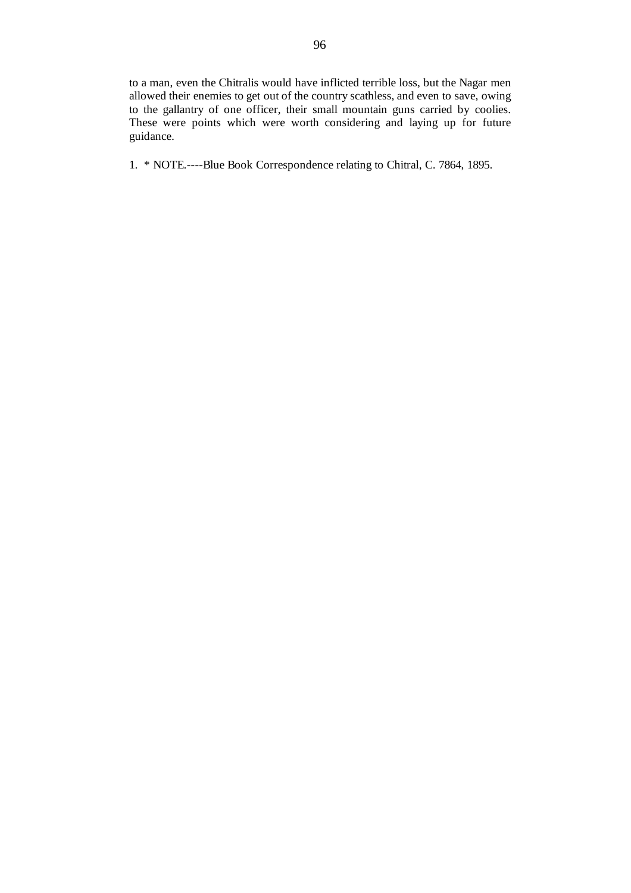to a man, even the Chitralis would have inflicted terrible loss, but the Nagar men allowed their enemies to get out of the country scathless, and even to save, owing to the gallantry of one officer, their small mountain guns carried by coolies. These were points which were worth considering and laying up for future guidance.

1. * NOTE.----Blue Book Correspondence relating to Chitral, C. 7864, 1895.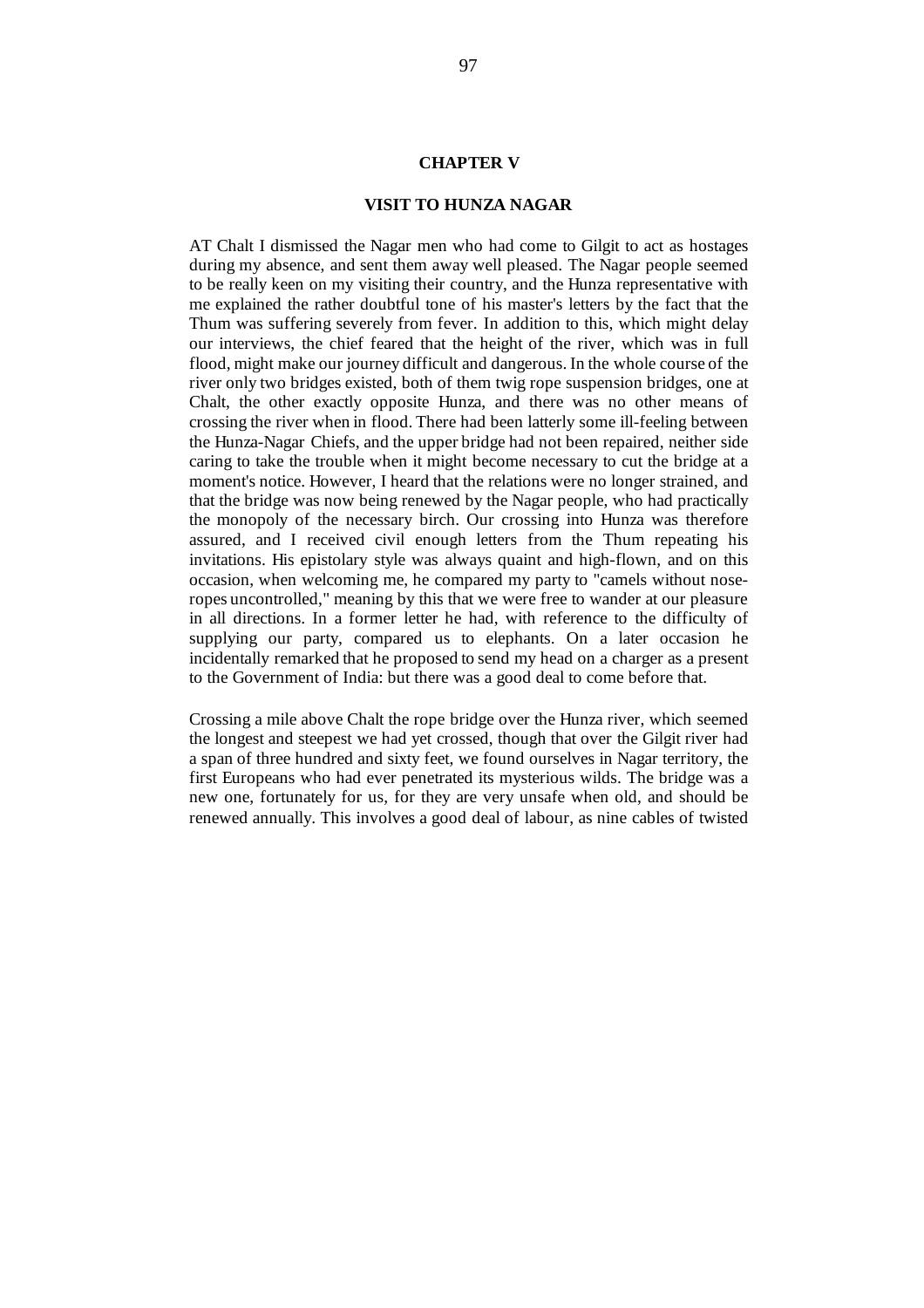## CHAPTER V

## VISIT TO HUNZA NAGAR

AT Chalt I dismissed the Nagar men who had come to Gilgit to act as hostages during my absence, and sent them away well pleased. The Nagar people seemed to be really keen on my visiting their country, and the Hunza representative with me explained the rather doubtful tone of his master's letters by the fact that the Thum was suffering severely from fever. In addition to this, which might delay our interviews, the chief feared that the height of the river, which was in full flood, might make our journey difficult and dangerous. In the whole course of the river only two bridges existed, both of them twig rope suspension bridges, one at Chalt, the other exactly opposite Hunza, and there was no other means of crossing the river when in flood. There had been latterly some ill-feeling between the Hunza-Nagar Chiefs, and the upper bridge had not been repaired, neither side caring to take the trouble when it might become necessary to cut the bridge at a moment's notice. However, I heard that the relations were no longer strained, and that the bridge was now being renewed by the Nagar people, who had practically the monopoly of the necessary birch. Our crossing into Hunza was therefore assured, and I received civil enough letters from the Thum repeating his invitations. His epistolary style was always quaint and high-flown, and on this occasion, when welcoming me, he compared my party to "camels without nose-ropes uncontrolled," meaning by this that we were free to wander at our pleasure in all directions. In a former letter he had, with reference to the difficulty of supplying our party, compared us to elephants. On a later occasion he incidentally remarked that he proposed to send my head on a charger as a present to the Government of India: but there was a good deal to come before that.

Crossing a mile above Chalt the rope bridge over the Hunza river, which seemed the longest and steepest we had yet crossed, though that over the Gilgit river had a span of three hundred and sixty feet, we found ourselves in Nagar territory, the first Europeans who had ever penetrated its mysterious wilds. The bridge was a new one, fortunately for us, for they are very unsafe when old, and should be renewed annually. This involves a good deal of labour, as nine cables of twisted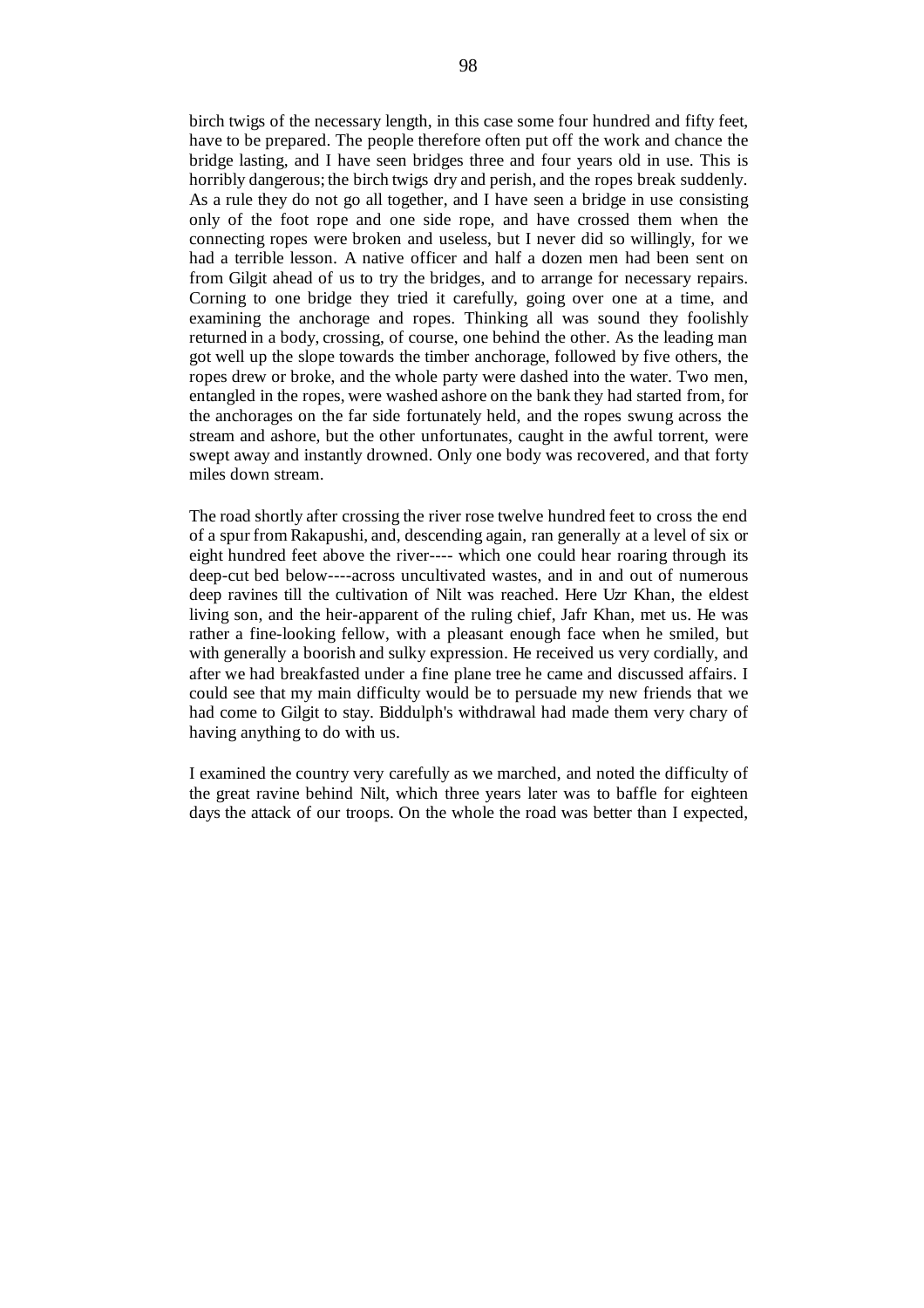birch twigs of the necessary length, in this case some four hundred and fifty feet, have to be prepared. The people therefore often put off the work and chance the bridge lasting, and I have seen bridges three and four years old in use. This is horribly dangerous; the birch twigs dry and perish, and the ropes break suddenly. As a rule they do not go all together, and I have seen a bridge in use consisting only of the foot rope and one side rope, and have crossed them when the connecting ropes were broken and useless, but I never did so willingly, for we had a terrible lesson. A native officer and half a dozen men had been sent on from Gilgit ahead of us to try the bridges, and to arrange for necessary repairs. Corning to one bridge they tried it carefully, going over one at a time, and examining the anchorage and ropes. Thinking all was sound they foolishly returned in a body, crossing, of course, one behind the other. As the leading man got well up the slope towards the timber anchorage, followed by five others, the ropes drew or broke, and the whole party were dashed into the water. Two men, entangled in the ropes, were washed ashore on the bank they had started from, for the anchorages on the far side fortunately held, and the ropes swung across the stream and ashore, but the other unfortunates, caught in the awful torrent, were swept away and instantly drowned. Only one body was recovered, and that forty miles down stream.

The road shortly after crossing the river rose twelve hundred feet to cross the end of a spur from Rakapushi, and, descending again, ran generally at a level of six or eight hundred feet above the river---- which one could hear roaring through its deep-cut bed below----across uncultivated wastes, and in and out of numerous deep ravines till the cultivation of Nilt was reached. Here Uzr Khan, the eldest living son, and the heir-apparent of the ruling chief, Jafr Khan, met us. He was rather a fine-looking fellow, with a pleasant enough face when he smiled, but with generally a boorish and sulky expression. He received us very cordially, and after we had breakfasted under a fine plane tree he came and discussed affairs. I could see that my main difficulty would be to persuade my new friends that we had come to Gilgit to stay. Biddulph's withdrawal had made them very chary of having anything to do with us.

I examined the country very carefully as we marched, and noted the difficulty of the great ravine behind Nilt, which three years later was to baffle for eighteen days the attack of our troops. On the whole the road was better than I expected,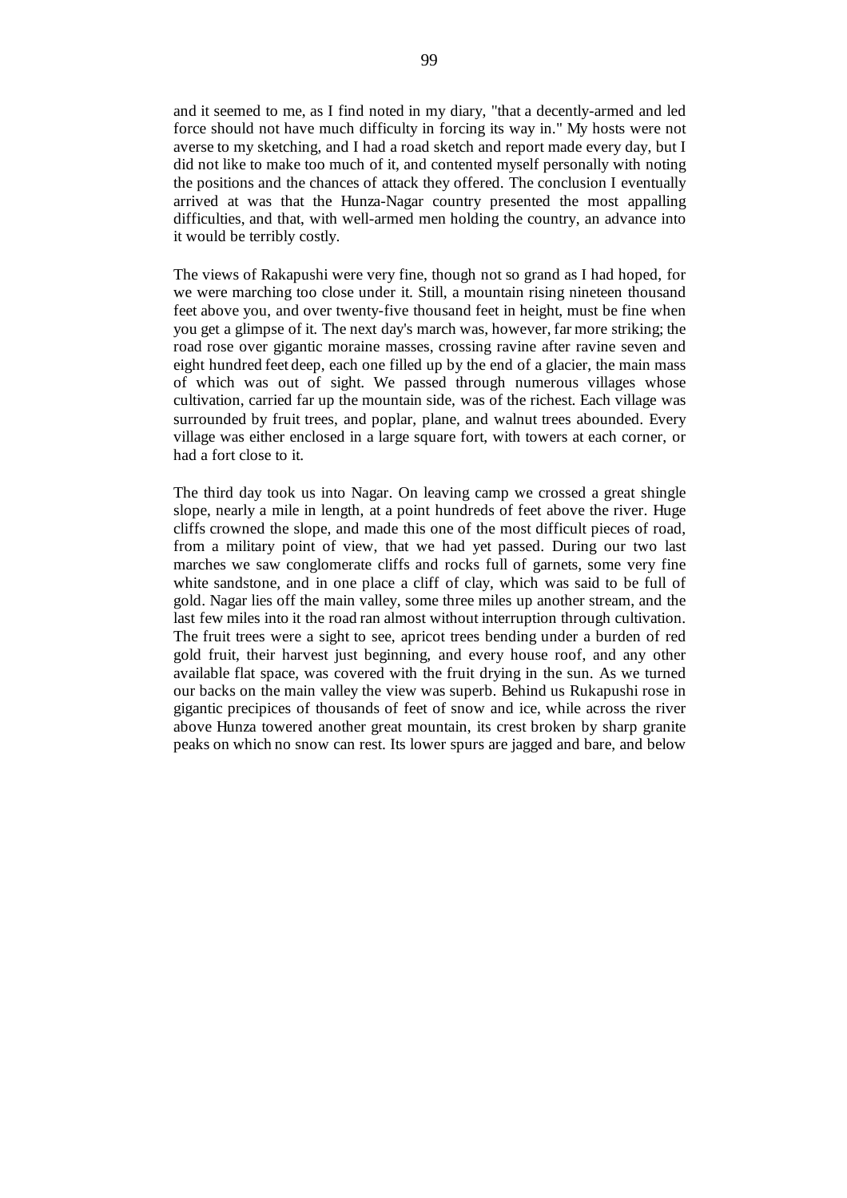and it seemed to me, as I find noted in my diary, "that a decently-armed and led force should not have much difficulty in forcing its way in." My hosts were not averse to my sketching, and I had a road sketch and report made every day, but I did not like to make too much of it, and contented myself personally with noting the positions and the chances of attack they offered. The conclusion I eventually arrived at was that the Hunza-Nagar country presented the most appalling difficulties, and that, with well-armed men holding the country, an advance into it would be terribly costly.

The views of Rakapushi were very fine, though not so grand as I had hoped, for we were marching too close under it. Still, a mountain rising nineteen thousand feet above you, and over twenty-five thousand feet in height, must be fine when you get a glimpse of it. The next day's march was, however, far more striking; the road rose over gigantic moraine masses, crossing ravine after ravine seven and eight hundred feet deep, each one filled up by the end of a glacier, the main mass of which was out of sight. We passed through numerous villages whose cultivation, carried far up the mountain side, was of the richest. Each village was surrounded by fruit trees, and poplar, plane, and walnut trees abounded. Every village was either enclosed in a large square fort, with towers at each corner, or had a fort close to it.

The third day took us into Nagar. On leaving camp we crossed a great shingle slope, nearly a mile in length, at a point hundreds of feet above the river. Huge cliffs crowned the slope, and made this one of the most difficult pieces of road, from a military point of view, that we had yet passed. During our two last marches we saw conglomerate cliffs and rocks full of garnets, some very fine white sandstone, and in one place a cliff of clay, which was said to be full of gold. Nagar lies off the main valley, some three miles up another stream, and the last few miles into it the road ran almost without interruption through cultivation. The fruit trees were a sight to see, apricot trees bending under a burden of red gold fruit, their harvest just beginning, and every house roof, and any other available flat space, was covered with the fruit drying in the sun. As we turned our backs on the main valley the view was superb. Behind us Rukapushi rose in gigantic precipices of thousands of feet of snow and ice, while across the river above Hunza towered another great mountain, its crest broken by sharp granite peaks on which no snow can rest. Its lower spurs are jagged and bare, and below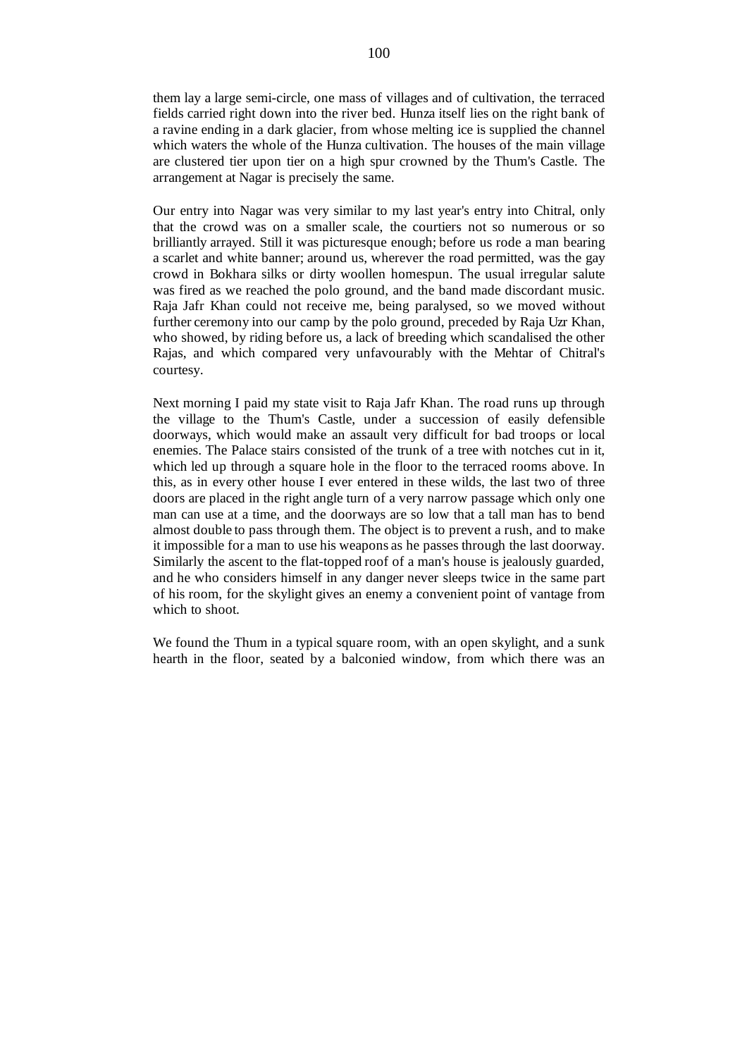them lay a large semi-circle, one mass of villages and of cultivation, the terraced fields carried right down into the river bed. Hunza itself lies on the right bank of a ravine ending in a dark glacier, from whose melting ice is supplied the channel which waters the whole of the Hunza cultivation. The houses of the main village are clustered tier upon tier on a high spur crowned by the Thum's Castle. The arrangement at Nagar is precisely the same.

Our entry into Nagar was very similar to my last year's entry into Chitral, only that the crowd was on a smaller scale, the courtiers not so numerous or so brilliantly arrayed. Still it was picturesque enough; before us rode a man bearing a scarlet and white banner; around us, wherever the road permitted, was the gay crowd in Bokhara silks or dirty woollen homespun. The usual irregular salute was fired as we reached the polo ground, and the band made discordant music. Raja Jafr Khan could not receive me, being paralysed, so we moved without further ceremony into our camp by the polo ground, preceded by Raja Uzr Khan, who showed, by riding before us, a lack of breeding which scandalised the other Rajas, and which compared very unfavourably with the Mehtar of Chitral's courtesy.

Next morning I paid my state visit to Raja Jafr Khan. The road runs up through the village to the Thum's Castle, under a succession of easily defensible doorways, which would make an assault very difficult for bad troops or local enemies. The Palace stairs consisted of the trunk of a tree with notches cut in it, which led up through a square hole in the floor to the terraced rooms above. In this, as in every other house I ever entered in these wilds, the last two of three doors are placed in the right angle turn of a very narrow passage which only one man can use at a time, and the doorways are so low that a tall man has to bend almost double to pass through them. The object is to prevent a rush, and to make it impossible for a man to use his weapons as he passes through the last doorway. Similarly the ascent to the flat-topped roof of a man's house is jealously guarded, and he who considers himself in any danger never sleeps twice in the same part of his room, for the skylight gives an enemy a convenient point of vantage from which to shoot.

We found the Thum in a typical square room, with an open skylight, and a sunk hearth in the floor, seated by a balconied window, from which there was an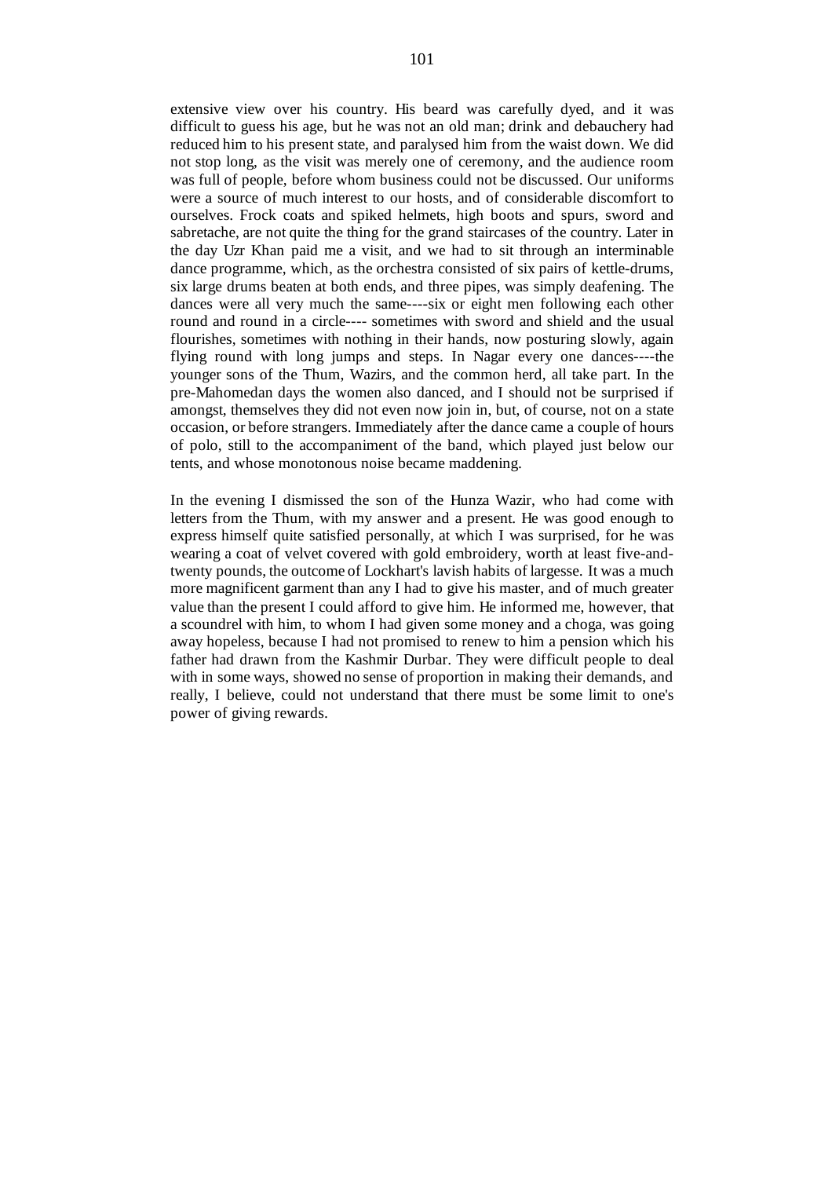extensive view over his country. His beard was carefully dyed, and it was difficult to guess his age, but he was not an old man; drink and debauchery had reduced him to his present state, and paralysed him from the waist down. We did not stop long, as the visit was merely one of ceremony, and the audience room was full of people, before whom business could not be discussed. Our uniforms were a source of much interest to our hosts, and of considerable discomfort to ourselves. Frock coats and spiked helmets, high boots and spurs, sword and sabretache, are not quite the thing for the grand staircases of the country. Later in the day Uzr Khan paid me a visit, and we had to sit through an interminable dance programme, which, as the orchestra consisted of six pairs of kettle-drums, six large drums beaten at both ends, and three pipes, was simply deafening. The dances were all very much the same----six or eight men following each other round and round in a circle---- sometimes with sword and shield and the usual flourishes, sometimes with nothing in their hands, now posturing slowly, again flying round with long jumps and steps. In Nagar every one dances----the younger sons of the Thum, Wazirs, and the common herd, all take part. In the pre-Mahomedan days the women also danced, and I should not be surprised if amongst, themselves they did not even now join in, but, of course, not on a state occasion, or before strangers. Immediately after the dance came a couple of hours of polo, still to the accompaniment of the band, which played just below our tents, and whose monotonous noise became maddening.

In the evening I dismissed the son of the Hunza Wazir, who had come with letters from the Thum, with my answer and a present. He was good enough to express himself quite satisfied personally, at which I was surprised, for he was wearing a coat of velvet covered with gold embroidery, worth at least five-and-twenty pounds, the outcome of Lockhart's lavish habits of largesse. It was a much more magnificent garment than any I had to give his master, and of much greater value than the present I could afford to give him. He informed me, however, that a scoundrel with him, to whom I had given some money and a choga, was going away hopeless, because I had not promised to renew to him a pension which his father had drawn from the Kashmir Durbar. They were difficult people to deal with in some ways, showed no sense of proportion in making their demands, and really, I believe, could not understand that there must be some limit to one's power of giving rewards.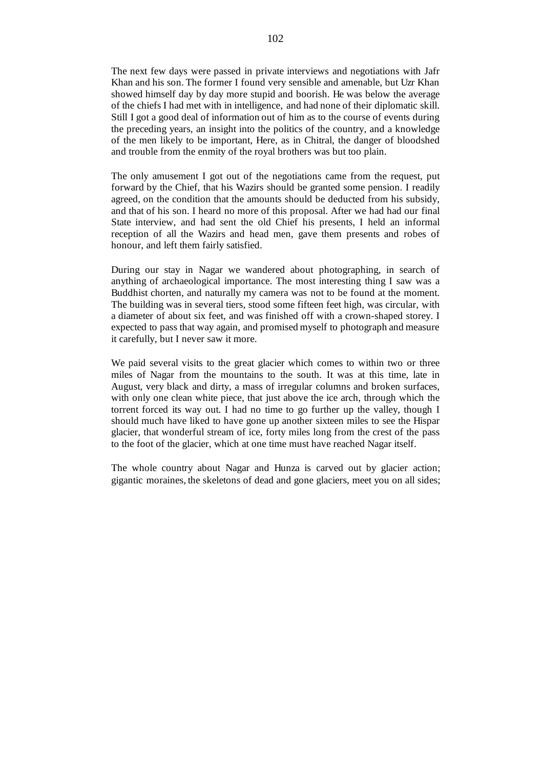The next few days were passed in private interviews and negotiations with Jafr Khan and his son. The former I found very sensible and amenable, but Uzr Khan showed himself day by day more stupid and boorish. He was below the average of the chiefs I had met with in intelligence, and had none of their diplomatic skill. Still I got a good deal of information out of him as to the course of events during the preceding years, an insight into the politics of the country, and a knowledge of the men likely to be important, Here, as in Chitral, the danger of bloodshed and trouble from the enmity of the royal brothers was but too plain.

The only amusement I got out of the negotiations came from the request, put forward by the Chief, that his Wazirs should be granted some pension. I readily agreed, on the condition that the amounts should be deducted from his subsidy, and that of his son. I heard no more of this proposal. After we had had our final State interview, and had sent the old Chief his presents, I held an informal reception of all the Wazirs and head men, gave them presents and robes of honour, and left them fairly satisfied.

During our stay in Nagar we wandered about photographing, in search of anything of archaeological importance. The most interesting thing I saw was a Buddhist chorten, and naturally my camera was not to be found at the moment. The building was in several tiers, stood some fifteen feet high, was circular, with a diameter of about six feet, and was finished off with a crown-shaped storey. I expected to pass that way again, and promised myself to photograph and measure it carefully, but I never saw it more.

We paid several visits to the great glacier which comes to within two or three miles of Nagar from the mountains to the south. It was at this time, late in August, very black and dirty, a mass of irregular columns and broken surfaces, with only one clean white piece, that just above the ice arch, through which the torrent forced its way out. I had no time to go further up the valley, though I should much have liked to have gone up another sixteen miles to see the Hispar glacier, that wonderful stream of ice, forty miles long from the crest of the pass to the foot of the glacier, which at one time must have reached Nagar itself.

The whole country about Nagar and Hunza is carved out by glacier action; gigantic moraines, the skeletons of dead and gone glaciers, meet you on all sides;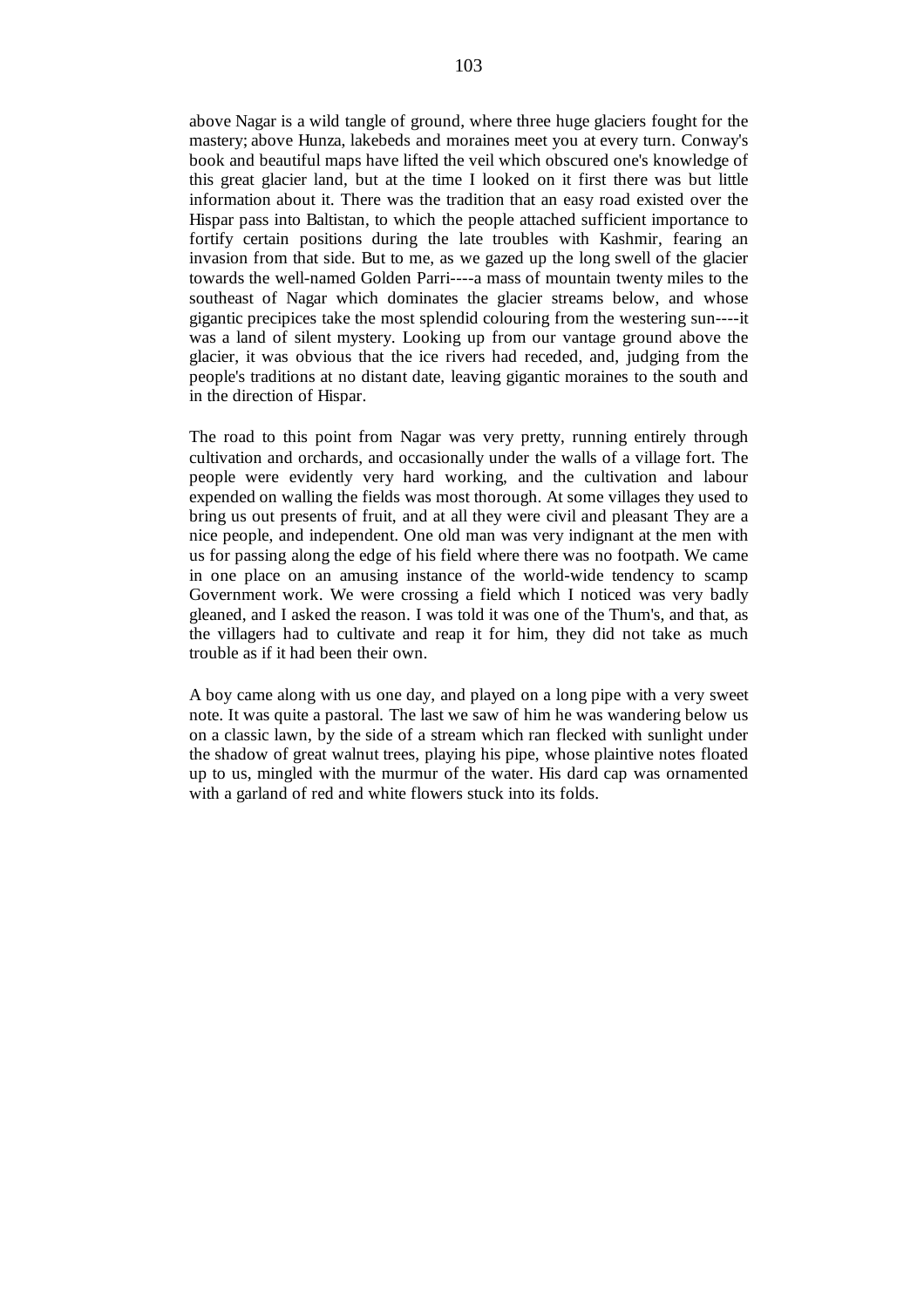above Nagar is a wild tangle of ground, where three huge glaciers fought for the mastery; above Hunza, lakebeds and moraines meet you at every turn. Conway's book and beautiful maps have lifted the veil which obscured one's knowledge of this great glacier land, but at the time I looked on it first there was but little information about it. There was the tradition that an easy road existed over the Hispar pass into Baltistan, to which the people attached sufficient importance to fortify certain positions during the late troubles with Kashmir, fearing an invasion from that side. But to me, as we gazed up the long swell of the glacier towards the well-named Golden Parri----a mass of mountain twenty miles to the southeast of Nagar which dominates the glacier streams below, and whose gigantic precipices take the most splendid colouring from the westering sun----it was a land of silent mystery. Looking up from our vantage ground above the glacier, it was obvious that the ice rivers had receded, and, judging from the people's traditions at no distant date, leaving gigantic moraines to the south and in the direction of Hispar.

The road to this point from Nagar was very pretty, running entirely through cultivation and orchards, and occasionally under the walls of a village fort. The people were evidently very hard working, and the cultivation and labour expended on walling the fields was most thorough. At some villages they used to bring us out presents of fruit, and at all they were civil and pleasant They are a nice people, and independent. One old man was very indignant at the men with us for passing along the edge of his field where there was no footpath. We came in one place on an amusing instance of the world-wide tendency to scamp Government work. We were crossing a field which I noticed was very badly gleaned, and I asked the reason. I was told it was one of the Thum's, and that, as the villagers had to cultivate and reap it for him, they did not take as much trouble as if it had been their own.

A boy came along with us one day, and played on a long pipe with a very sweet note. It was quite a pastoral. The last we saw of him he was wandering below us on a classic lawn, by the side of a stream which ran flecked with sunlight under the shadow of great walnut trees, playing his pipe, whose plaintive notes floated up to us, mingled with the murmur of the water. His dard cap was ornamented with a garland of red and white flowers stuck into its folds.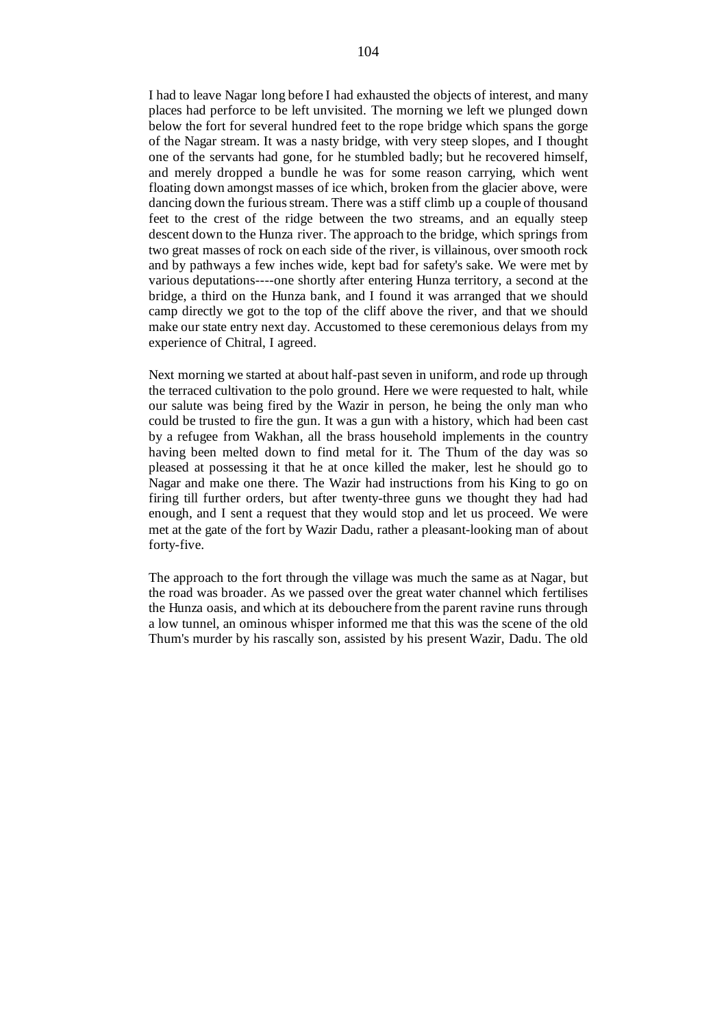I had to leave Nagar long before I had exhausted the objects of interest, and many places had perforce to be left unvisited. The morning we left we plunged down below the fort for several hundred feet to the rope bridge which spans the gorge of the Nagar stream. It was a nasty bridge, with very steep slopes, and I thought one of the servants had gone, for he stumbled badly; but he recovered himself, and merely dropped a bundle he was for some reason carrying, which went floating down amongst masses of ice which, broken from the glacier above, were dancing down the furious stream. There was a stiff climb up a couple of thousand feet to the crest of the ridge between the two streams, and an equally steep descent down to the Hunza river. The approach to the bridge, which springs from two great masses of rock on each side of the river, is villainous, over smooth rock and by pathways a few inches wide, kept bad for safety's sake. We were met by various deputations----one shortly after entering Hunza territory, a second at the bridge, a third on the Hunza bank, and I found it was arranged that we should camp directly we got to the top of the cliff above the river, and that we should make our state entry next day. Accustomed to these ceremonious delays from my experience of Chitral, I agreed.

Next morning we started at about half-past seven in uniform, and rode up through the terraced cultivation to the polo ground. Here we were requested to halt, while our salute was being fired by the Wazir in person, he being the only man who could be trusted to fire the gun. It was a gun with a history, which had been cast by a refugee from Wakhan, all the brass household implements in the country having been melted down to find metal for it. The Thum of the day was so pleased at possessing it that he at once killed the maker, lest he should go to Nagar and make one there. The Wazir had instructions from his King to go on firing till further orders, but after twenty-three guns we thought they had had enough, and I sent a request that they would stop and let us proceed. We were met at the gate of the fort by Wazir Dadu, rather a pleasant-looking man of about forty-five.

The approach to the fort through the village was much the same as at Nagar, but the road was broader. As we passed over the great water channel which fertilises the Hunza oasis, and which at its debouchere from the parent ravine runs through a low tunnel, an ominous whisper informed me that this was the scene of the old Thum's murder by his rascally son, assisted by his present Wazir, Dadu. The old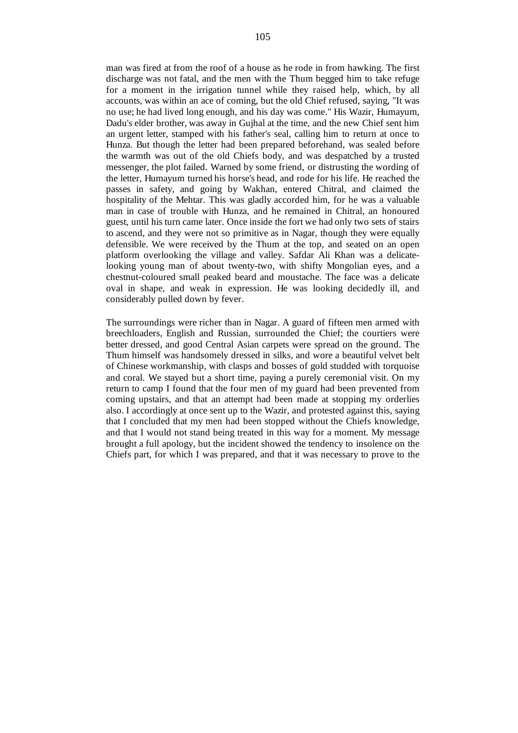man was fired at from the roof of a house as he rode in from hawking. The first discharge was not fatal, and the men with the Thum begged him to take refuge for a moment in the irrigation tunnel while they raised help, which, by all accounts, was within an ace of coming, but the old Chief refused, saying, "It was no use; he had lived long enough, and his day was come." His Wazir, Humayum, Dadu's elder brother, was away in Gujhal at the time, and the new Chief sent him an urgent letter, stamped with his father's seal, calling him to return at once to Hunza. But though the letter had been prepared beforehand, was sealed before the warmth was out of the old Chiefs body, and was despatched by a trusted messenger, the plot failed. Warned by some friend, or distrusting the wording of the letter, Humayum turned his horse's head, and rode for his life. He reached the passes in safety, and going by Wakhan, entered Chitral, and claimed the hospitality of the Mehtar. This was gladly accorded him, for he was a valuable man in case of trouble with Hunza, and he remained in Chitral, an honoured guest, until his turn came later. Once inside the fort we had only two sets of stairs to ascend, and they were not so primitive as in Nagar, though they were equally defensible. We were received by the Thum at the top, and seated on an open platform overlooking the village and valley. Safdar Ali Khan was a delicate-looking young man of about twenty-two, with shifty Mongolian eyes, and a chestnut-coloured small peaked beard and moustache. The face was a delicate oval in shape, and weak in expression. He was looking decidedly ill, and considerably pulled down by fever.

The surroundings were richer than in Nagar. A guard of fifteen men armed with breechloaders, English and Russian, surrounded the Chief; the courtiers were better dressed, and good Central Asian carpets were spread on the ground. The Thum himself was handsomely dressed in silks, and wore a beautiful velvet belt of Chinese workmanship, with clasps and bosses of gold studded with torquoise and coral. We stayed but a short time, paying a purely ceremonial visit. On my return to camp I found that the four men of my guard had been prevented from coming upstairs, and that an attempt had been made at stopping my orderlies also. I accordingly at once sent up to the Wazir, and protested against this, saying that I concluded that my men had been stopped without the Chiefs knowledge, and that I would not stand being treated in this way for a moment. My message brought a full apology, but the incident showed the tendency to insolence on the Chiefs part, for which I was prepared, and that it was necessary to prove to the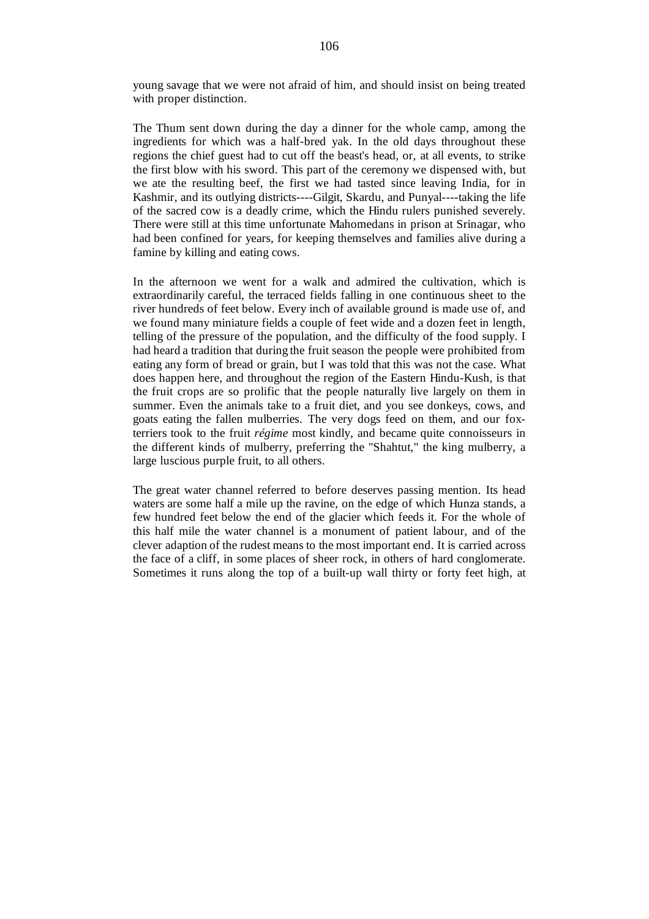young savage that we were not afraid of him, and should insist on being treated with proper distinction.

The Thum sent down during the day a dinner for the whole camp, among the ingredients for which was a half-bred yak. In the old days throughout these regions the chief guest had to cut off the beast's head, or, at all events, to strike the first blow with his sword. This part of the ceremony we dispensed with, but we ate the resulting beef, the first we had tasted since leaving India, for in Kashmir, and its outlying districts----Gilgit, Skardu, and Punyal----taking the life of the sacred cow is a deadly crime, which the Hindu rulers punished severely. There were still at this time unfortunate Mahomedans in prison at Srinagar, who had been confined for years, for keeping themselves and families alive during a famine by killing and eating cows.

In the afternoon we went for a walk and admired the cultivation, which is extraordinarily careful, the terraced fields falling in one continuous sheet to the river hundreds of feet below. Every inch of available ground is made use of, and we found many miniature fields a couple of feet wide and a dozen feet in length, telling of the pressure of the population, and the difficulty of the food supply. I had heard a tradition that during the fruit season the people were prohibited from eating any form of bread or grain, but I was told that this was not the case. What does happen here, and throughout the region of the Eastern Hindu-Kush, is that the fruit crops are so prolific that the people naturally live largely on them in summer. Even the animals take to a fruit diet, and you see donkeys, cows, and goats eating the fallen mulberries. The very dogs feed on them, and our fox-terriers took to the fruit *régime* most kindly, and became quite connoisseurs in the different kinds of mulberry, preferring the "Shahtut," the king mulberry, a large luscious purple fruit, to all others.

The great water channel referred to before deserves passing mention. Its head waters are some half a mile up the ravine, on the edge of which Hunza stands, a few hundred feet below the end of the glacier which feeds it. For the whole of this half mile the water channel is a monument of patient labour, and of the clever adaption of the rudest means to the most important end. It is carried across the face of a cliff, in some places of sheer rock, in others of hard conglomerate. Sometimes it runs along the top of a built-up wall thirty or forty feet high, at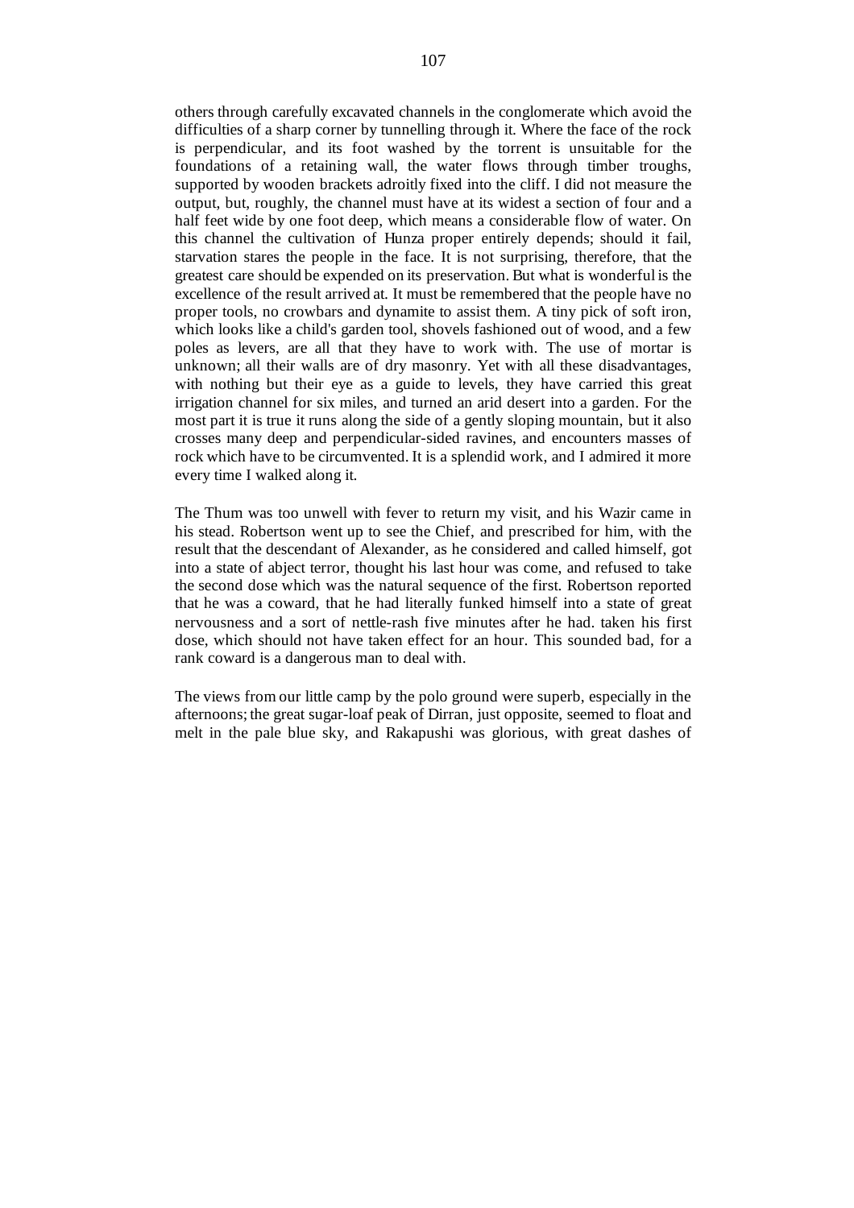others through carefully excavated channels in the conglomerate which avoid the difficulties of a sharp corner by tunnelling through it. Where the face of the rock is perpendicular, and its foot washed by the torrent is unsuitable for the foundations of a retaining wall, the water flows through timber troughs, supported by wooden brackets adroitly fixed into the cliff. I did not measure the output, but, roughly, the channel must have at its widest a section of four and a half feet wide by one foot deep, which means a considerable flow of water. On this channel the cultivation of Hunza proper entirely depends; should it fail, starvation stares the people in the face. It is not surprising, therefore, that the greatest care should be expended on its preservation. But what is wonderful is the excellence of the result arrived at. It must be remembered that the people have no proper tools, no crowbars and dynamite to assist them. A tiny pick of soft iron, which looks like a child's garden tool, shovels fashioned out of wood, and a few poles as levers, are all that they have to work with. The use of mortar is unknown; all their walls are of dry masonry. Yet with all these disadvantages, with nothing but their eye as a guide to levels, they have carried this great irrigation channel for six miles, and turned an arid desert into a garden. For the most part it is true it runs along the side of a gently sloping mountain, but it also crosses many deep and perpendicular-sided ravines, and encounters masses of rock which have to be circumvented. It is a splendid work, and I admired it more every time I walked along it.

The Thum was too unwell with fever to return my visit, and his Wazir came in his stead. Robertson went up to see the Chief, and prescribed for him, with the result that the descendant of Alexander, as he considered and called himself, got into a state of abject terror, thought his last hour was come, and refused to take the second dose which was the natural sequence of the first. Robertson reported that he was a coward, that he had literally funked himself into a state of great nervousness and a sort of nettle-rash five minutes after he had. taken his first dose, which should not have taken effect for an hour. This sounded bad, for a rank coward is a dangerous man to deal with.

The views from our little camp by the polo ground were superb, especially in the afternoons; the great sugar-loaf peak of Dirran, just opposite, seemed to float and melt in the pale blue sky, and Rakapushi was glorious, with great dashes of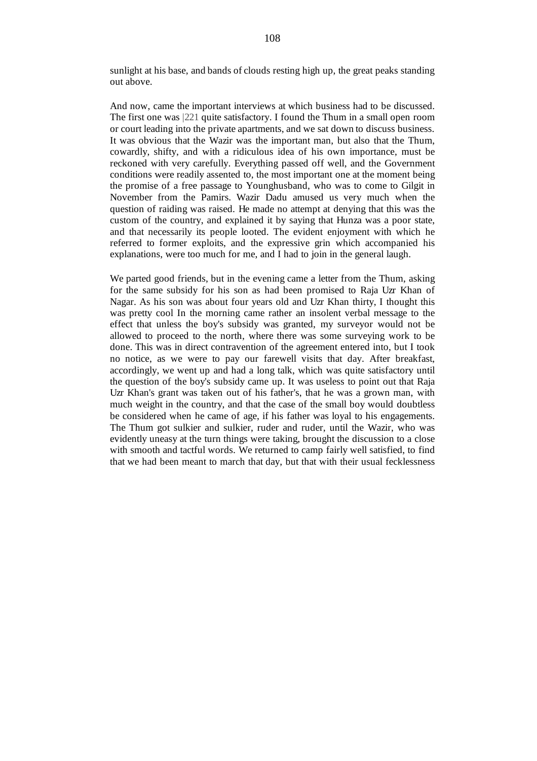sunlight at his base, and bands of clouds resting high up, the great peaks standing out above.

And now, came the important interviews at which business had to be discussed. The first one was |221 quite satisfactory. I found the Thum in a small open room or court leading into the private apartments, and we sat down to discuss business. It was obvious that the Wazir was the important man, but also that the Thum, cowardly, shifty, and with a ridiculous idea of his own importance, must be reckoned with very carefully. Everything passed off well, and the Government conditions were readily assented to, the most important one at the moment being the promise of a free passage to Younghusband, who was to come to Gilgit in November from the Pamirs. Wazir Dadu amused us very much when the question of raiding was raised. He made no attempt at denying that this was the custom of the country, and explained it by saying that Hunza was a poor state, and that necessarily its people looted. The evident enjoyment with which he referred to former exploits, and the expressive grin which accompanied his explanations, were too much for me, and I had to join in the general laugh.

We parted good friends, but in the evening came a letter from the Thum, asking for the same subsidy for his son as had been promised to Raja Uzr Khan of Nagar. As his son was about four years old and Uzr Khan thirty, I thought this was pretty cool In the morning came rather an insolent verbal message to the effect that unless the boy's subsidy was granted, my surveyor would not be allowed to proceed to the north, where there was some surveying work to be done. This was in direct contravention of the agreement entered into, but I took no notice, as we were to pay our farewell visits that day. After breakfast, accordingly, we went up and had a long talk, which was quite satisfactory until the question of the boy's subsidy came up. It was useless to point out that Raja Uzr Khan's grant was taken out of his father's, that he was a grown man, with much weight in the country, and that the case of the small boy would doubtless be considered when he came of age, if his father was loyal to his engagements. The Thum got sulkier and sulkier, ruder and ruder, until the Wazir, who was evidently uneasy at the turn things were taking, brought the discussion to a close with smooth and tactful words. We returned to camp fairly well satisfied, to find that we had been meant to march that day, but that with their usual fecklessness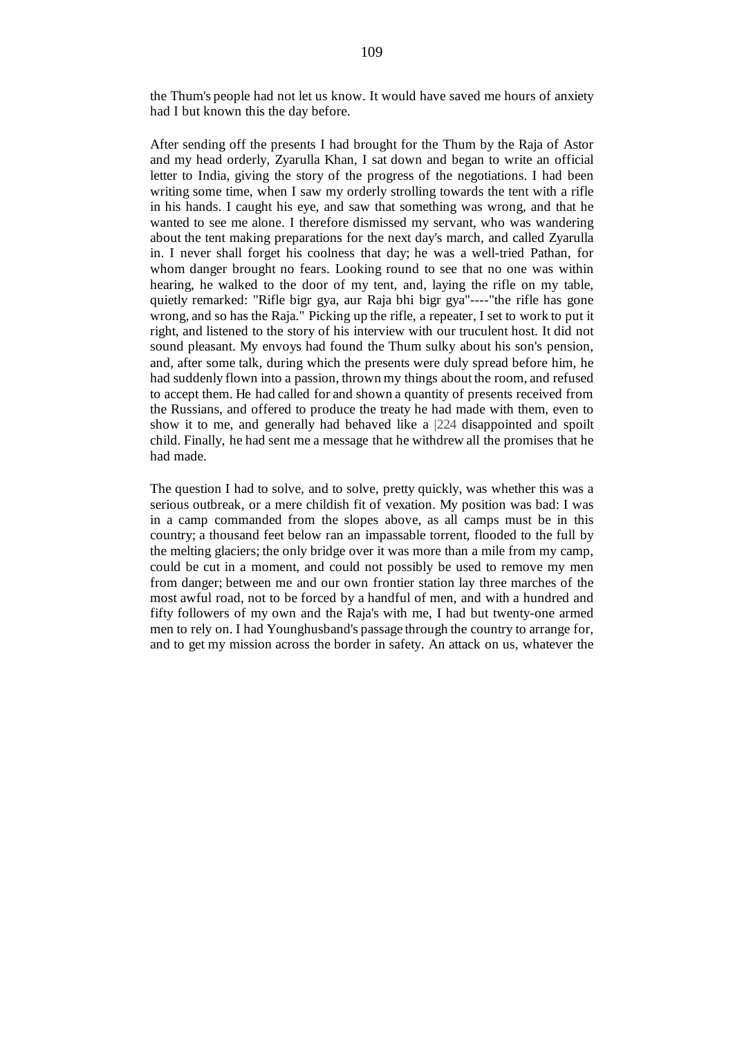the Thum's people had not let us know. It would have saved me hours of anxiety had I but known this the day before.

After sending off the presents I had brought for the Thum by the Raja of Astor and my head orderly, Zyarulla Khan, I sat down and began to write an official letter to India, giving the story of the progress of the negotiations. I had been writing some time, when I saw my orderly strolling towards the tent with a rifle in his hands. I caught his eye, and saw that something was wrong, and that he wanted to see me alone. I therefore dismissed my servant, who was wandering about the tent making preparations for the next day's march, and called Zyarulla in. I never shall forget his coolness that day; he was a well-tried Pathan, for whom danger brought no fears. Looking round to see that no one was within hearing, he walked to the door of my tent, and, laying the rifle on my table, quietly remarked: "Rifle bigr gya, aur Raja bhi bigr gya"----"the rifle has gone wrong, and so has the Raja." Picking up the rifle, a repeater, I set to work to put it right, and listened to the story of his interview with our truculent host. It did not sound pleasant. My envoys had found the Thum sulky about his son's pension, and, after some talk, during which the presents were duly spread before him, he had suddenly flown into a passion, thrown my things about the room, and refused to accept them. He had called for and shown a quantity of presents received from the Russians, and offered to produce the treaty he had made with them, even to show it to me, and generally had behaved like a |224 disappointed and spoilt child. Finally, he had sent me a message that he withdrew all the promises that he had made.

The question I had to solve, and to solve, pretty quickly, was whether this was a serious outbreak, or a mere childish fit of vexation. My position was bad: I was in a camp commanded from the slopes above, as all camps must be in this country; a thousand feet below ran an impassable torrent, flooded to the full by the melting glaciers; the only bridge over it was more than a mile from my camp, could be cut in a moment, and could not possibly be used to remove my men from danger; between me and our own frontier station lay three marches of the most awful road, not to be forced by a handful of men, and with a hundred and fifty followers of my own and the Raja's with me, I had but twenty-one armed men to rely on. I had Younghusband's passage through the country to arrange for, and to get my mission across the border in safety. An attack on us, whatever the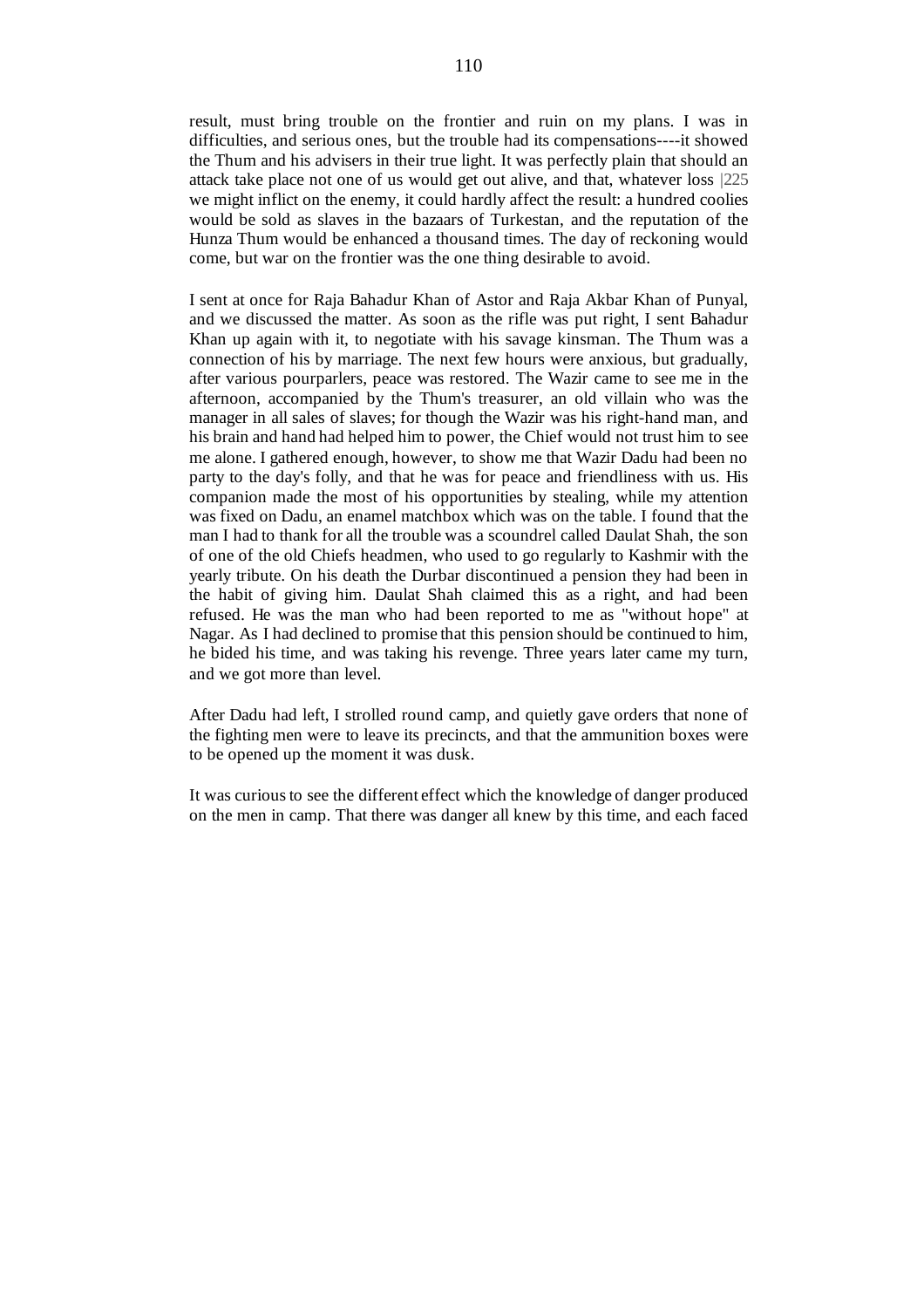result, must bring trouble on the frontier and ruin on my plans. I was in difficulties, and serious ones, but the trouble had its compensations----it showed the Thum and his advisers in their true light. It was perfectly plain that should an attack take place not one of us would get out alive, and that, whatever loss |225 we might inflict on the enemy, it could hardly affect the result: a hundred coolies would be sold as slaves in the bazaars of Turkestan, and the reputation of the Hunza Thum would be enhanced a thousand times. The day of reckoning would come, but war on the frontier was the one thing desirable to avoid.

I sent at once for Raja Bahadur Khan of Astor and Raja Akbar Khan of Punyal, and we discussed the matter. As soon as the rifle was put right, I sent Bahadur Khan up again with it, to negotiate with his savage kinsman. The Thum was a connection of his by marriage. The next few hours were anxious, but gradually, after various pourparlers, peace was restored. The Wazir came to see me in the afternoon, accompanied by the Thum's treasurer, an old villain who was the manager in all sales of slaves; for though the Wazir was his right-hand man, and his brain and hand had helped him to power, the Chief would not trust him to see me alone. I gathered enough, however, to show me that Wazir Dadu had been no party to the day's folly, and that he was for peace and friendliness with us. His companion made the most of his opportunities by stealing, while my attention was fixed on Dadu, an enamel matchbox which was on the table. I found that the man I had to thank for all the trouble was a scoundrel called Daulat Shah, the son of one of the old Chiefs headmen, who used to go regularly to Kashmir with the yearly tribute. On his death the Durbar discontinued a pension they had been in the habit of giving him. Daulat Shah claimed this as a right, and had been refused. He was the man who had been reported to me as "without hope" at Nagar. As I had declined to promise that this pension should be continued to him, he bided his time, and was taking his revenge. Three years later came my turn, and we got more than level.

After Dadu had left, I strolled round camp, and quietly gave orders that none of the fighting men were to leave its precincts, and that the ammunition boxes were to be opened up the moment it was dusk.

It was curious to see the different effect which the knowledge of danger produced on the men in camp. That there was danger all knew by this time, and each faced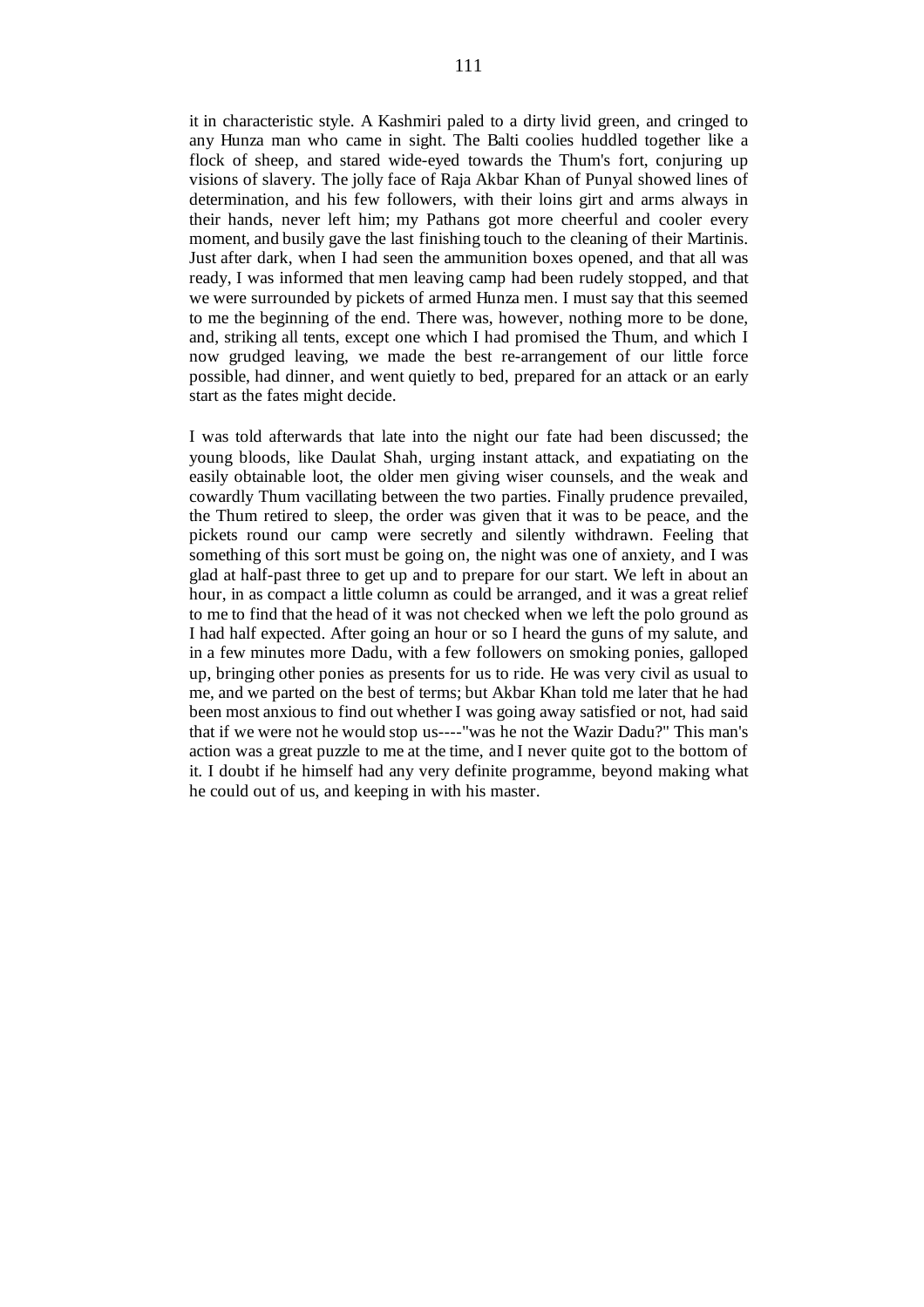it in characteristic style. A Kashmiri paled to a dirty livid green, and cringed to any Hunza man who came in sight. The Balti coolies huddled together like a flock of sheep, and stared wide-eyed towards the Thum's fort, conjuring up visions of slavery. The jolly face of Raja Akbar Khan of Punyal showed lines of determination, and his few followers, with their loins girt and arms always in their hands, never left him; my Pathans got more cheerful and cooler every moment, and busily gave the last finishing touch to the cleaning of their Martinis. Just after dark, when I had seen the ammunition boxes opened, and that all was ready, I was informed that men leaving camp had been rudely stopped, and that we were surrounded by pickets of armed Hunza men. I must say that this seemed to me the beginning of the end. There was, however, nothing more to be done, and, striking all tents, except one which I had promised the Thum, and which I now grudged leaving, we made the best re-arrangement of our little force possible, had dinner, and went quietly to bed, prepared for an attack or an early start as the fates might decide.

I was told afterwards that late into the night our fate had been discussed; the young bloods, like Daulat Shah, urging instant attack, and expatiating on the easily obtainable loot, the older men giving wiser counsels, and the weak and cowardly Thum vacillating between the two parties. Finally prudence prevailed, the Thum retired to sleep, the order was given that it was to be peace, and the pickets round our camp were secretly and silently withdrawn. Feeling that something of this sort must be going on, the night was one of anxiety, and I was glad at half-past three to get up and to prepare for our start. We left in about an hour, in as compact a little column as could be arranged, and it was a great relief to me to find that the head of it was not checked when we left the polo ground as I had half expected. After going an hour or so I heard the guns of my salute, and in a few minutes more Dadu, with a few followers on smoking ponies, galloped up, bringing other ponies as presents for us to ride. He was very civil as usual to me, and we parted on the best of terms; but Akbar Khan told me later that he had been most anxious to find out whether I was going away satisfied or not, had said that if we were not he would stop us----"was he not the Wazir Dadu?" This man's action was a great puzzle to me at the time, and I never quite got to the bottom of it. I doubt if he himself had any very definite programme, beyond making what he could out of us, and keeping in with his master.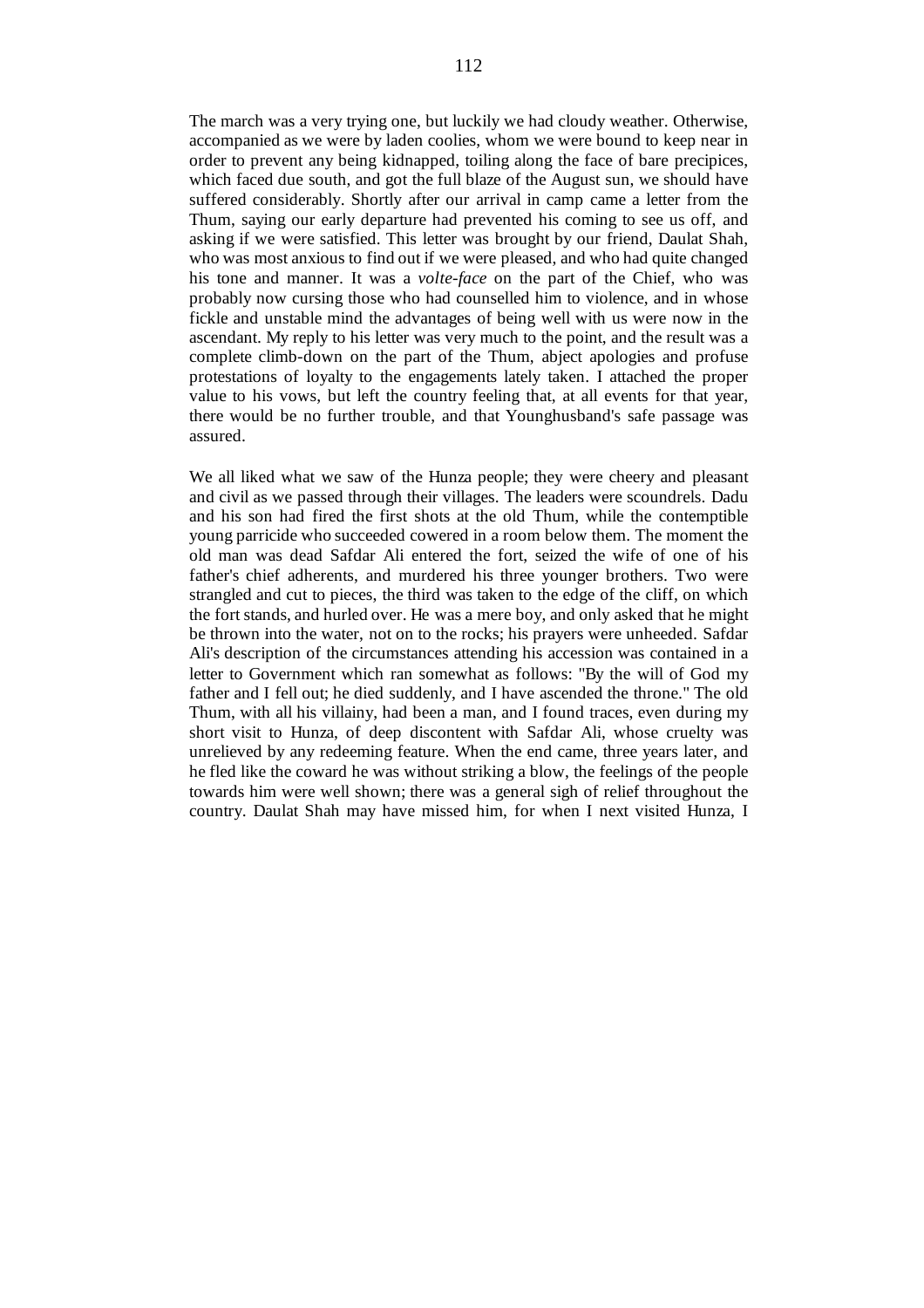The march was a very trying one, but luckily we had cloudy weather. Otherwise, accompanied as we were by laden coolies, whom we were bound to keep near in order to prevent any being kidnapped, toiling along the face of bare precipices, which faced due south, and got the full blaze of the August sun, we should have suffered considerably. Shortly after our arrival in camp came a letter from the Thum, saying our early departure had prevented his coming to see us off, and asking if we were satisfied. This letter was brought by our friend, Daulat Shah, who was most anxious to find out if we were pleased, and who had quite changed his tone and manner. It was a *volte-face* on the part of the Chief, who was probably now cursing those who had counselled him to violence, and in whose fickle and unstable mind the advantages of being well with us were now in the ascendant. My reply to his letter was very much to the point, and the result was a complete climb-down on the part of the Thum, abject apologies and profuse protestations of loyalty to the engagements lately taken. I attached the proper value to his vows, but left the country feeling that, at all events for that year, there would be no further trouble, and that Younghusband's safe passage was assured.

We all liked what we saw of the Hunza people; they were cheery and pleasant and civil as we passed through their villages. The leaders were scoundrels. Dadu and his son had fired the first shots at the old Thum, while the contemptible young parricide who succeeded cowered in a room below them. The moment the old man was dead Safdar Ali entered the fort, seized the wife of one of his father's chief adherents, and murdered his three younger brothers. Two were strangled and cut to pieces, the third was taken to the edge of the cliff, on which the fort stands, and hurled over. He was a mere boy, and only asked that he might be thrown into the water, not on to the rocks; his prayers were unheeded. Safdar Ali's description of the circumstances attending his accession was contained in a letter to Government which ran somewhat as follows: "By the will of God my father and I fell out; he died suddenly, and I have ascended the throne." The old Thum, with all his villainy, had been a man, and I found traces, even during my short visit to Hunza, of deep discontent with Safdar Ali, whose cruelty was unrelieved by any redeeming feature. When the end came, three years later, and he fled like the coward he was without striking a blow, the feelings of the people towards him were well shown; there was a general sigh of relief throughout the country. Daulat Shah may have missed him, for when I next visited Hunza, I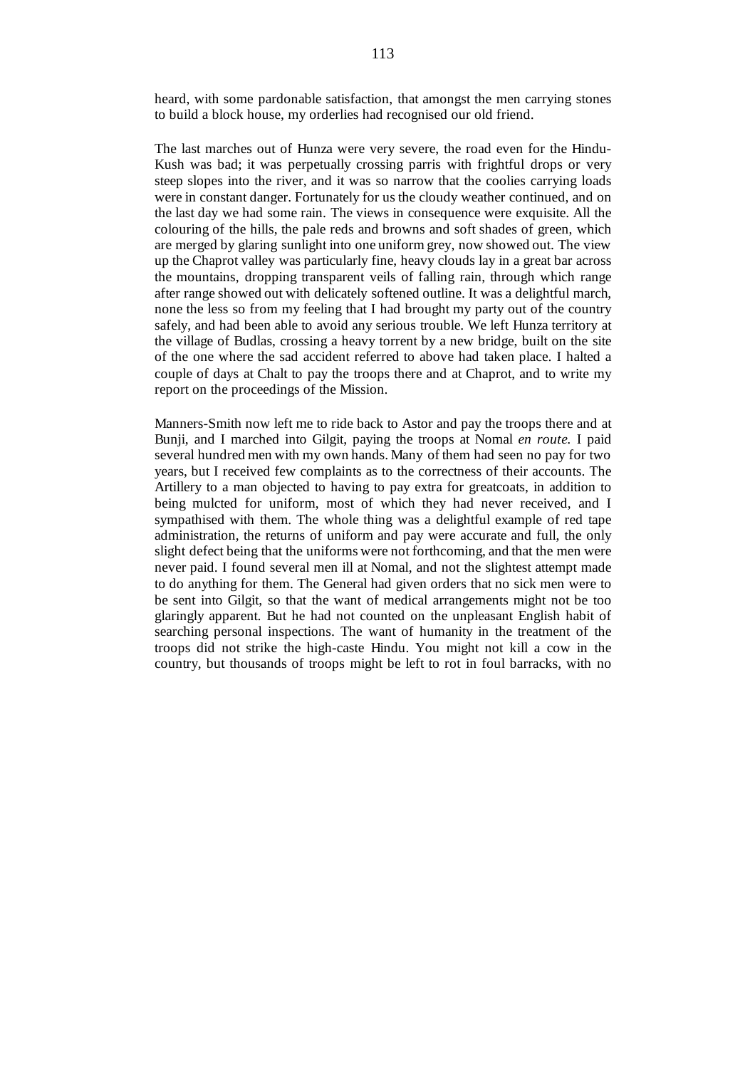heard, with some pardonable satisfaction, that amongst the men carrying stones to build a block house, my orderlies had recognised our old friend.

The last marches out of Hunza were very severe, the road even for the Hindu-Kush was bad; it was perpetually crossing parris with frightful drops or very steep slopes into the river, and it was so narrow that the coolies carrying loads were in constant danger. Fortunately for us the cloudy weather continued, and on the last day we had some rain. The views in consequence were exquisite. All the colouring of the hills, the pale reds and browns and soft shades of green, which are merged by glaring sunlight into one uniform grey, now showed out. The view up the Chaprot valley was particularly fine, heavy clouds lay in a great bar across the mountains, dropping transparent veils of falling rain, through which range after range showed out with delicately softened outline. It was a delightful march, none the less so from my feeling that I had brought my party out of the country safely, and had been able to avoid any serious trouble. We left Hunza territory at the village of Budlas, crossing a heavy torrent by a new bridge, built on the site of the one where the sad accident referred to above had taken place. I halted a couple of days at Chalt to pay the troops there and at Chaprot, and to write my report on the proceedings of the Mission.

Manners-Smith now left me to ride back to Astor and pay the troops there and at Bunji, and I marched into Gilgit, paying the troops at Nomal *en route.* I paid several hundred men with my own hands. Many of them had seen no pay for two years, but I received few complaints as to the correctness of their accounts. The Artillery to a man objected to having to pay extra for greatcoats, in addition to being mulcted for uniform, most of which they had never received, and I sympathised with them. The whole thing was a delightful example of red tape administration, the returns of uniform and pay were accurate and full, the only slight defect being that the uniforms were not forthcoming, and that the men were never paid. I found several men ill at Nomal, and not the slightest attempt made to do anything for them. The General had given orders that no sick men were to be sent into Gilgit, so that the want of medical arrangements might not be too glaringly apparent. But he had not counted on the unpleasant English habit of searching personal inspections. The want of humanity in the treatment of the troops did not strike the high-caste Hindu. You might not kill a cow in the country, but thousands of troops might be left to rot in foul barracks, with no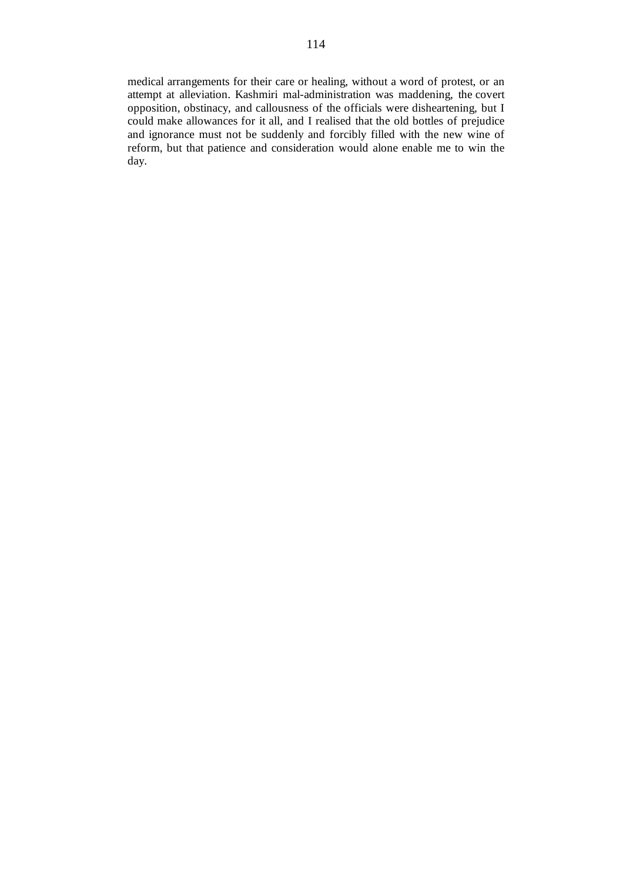medical arrangements for their care or healing, without a word of protest, or an attempt at alleviation. Kashmiri mal-administration was maddening, the covert opposition, obstinacy, and callousness of the officials were disheartening, but I could make allowances for it all, and I realised that the old bottles of prejudice and ignorance must not be suddenly and forcibly filled with the new wine of reform, but that patience and consideration would alone enable me to win the day.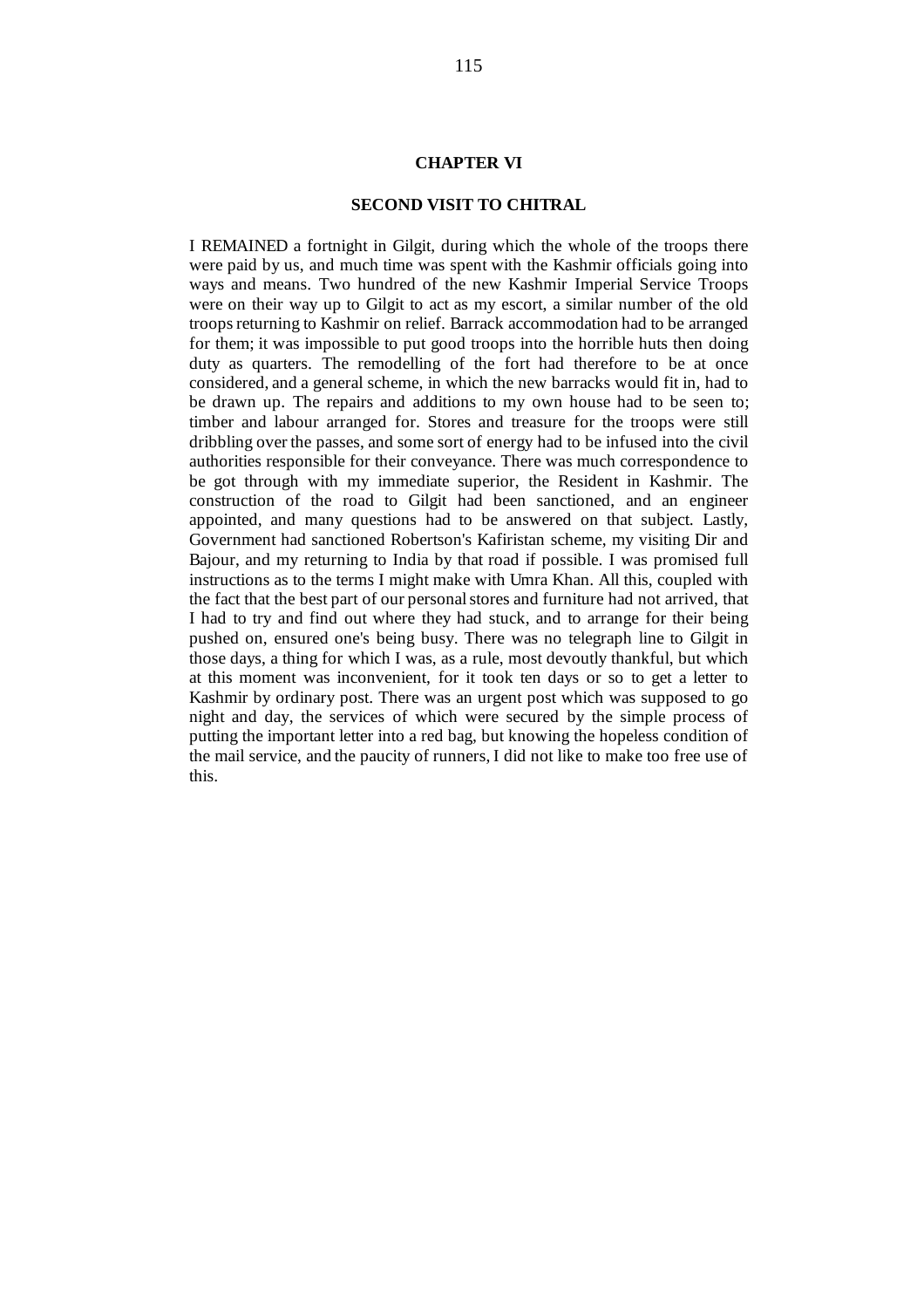## CHAPTER VI

## SECOND VISIT TO CHITRAL

I REMAINED a fortnight in Gilgit, during which the whole of the troops there were paid by us, and much time was spent with the Kashmir officials going into ways and means. Two hundred of the new Kashmir Imperial Service Troops were on their way up to Gilgit to act as my escort, a similar number of the old troops returning to Kashmir on relief. Barrack accommodation had to be arranged for them; it was impossible to put good troops into the horrible huts then doing duty as quarters. The remodelling of the fort had therefore to be at once considered, and a general scheme, in which the new barracks would fit in, had to be drawn up. The repairs and additions to my own house had to be seen to; timber and labour arranged for. Stores and treasure for the troops were still dribbling over the passes, and some sort of energy had to be infused into the civil authorities responsible for their conveyance. There was much correspondence to be got through with my immediate superior, the Resident in Kashmir. The construction of the road to Gilgit had been sanctioned, and an engineer appointed, and many questions had to be answered on that subject. Lastly, Government had sanctioned Robertson's Kafiristan scheme, my visiting Dir and Bajour, and my returning to India by that road if possible. I was promised full instructions as to the terms I might make with Umra Khan. All this, coupled with the fact that the best part of our personal stores and furniture had not arrived, that I had to try and find out where they had stuck, and to arrange for their being pushed on, ensured one's being busy. There was no telegraph line to Gilgit in those days, a thing for which I was, as a rule, most devoutly thankful, but which at this moment was inconvenient, for it took ten days or so to get a letter to Kashmir by ordinary post. There was an urgent post which was supposed to go night and day, the services of which were secured by the simple process of putting the important letter into a red bag, but knowing the hopeless condition of the mail service, and the paucity of runners, I did not like to make too free use of this.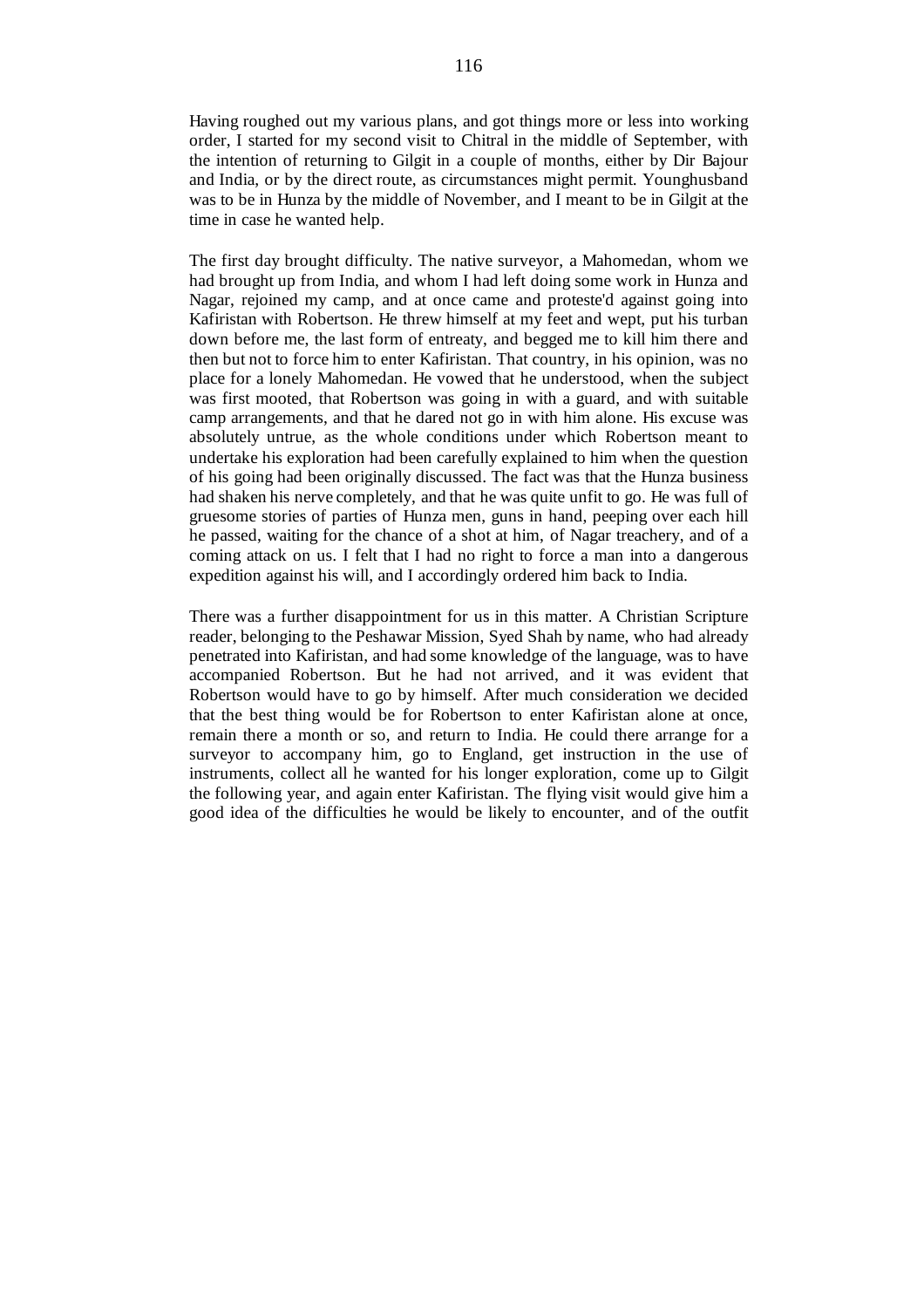Having roughed out my various plans, and got things more or less into working order, I started for my second visit to Chitral in the middle of September, with the intention of returning to Gilgit in a couple of months, either by Dir Bajour and India, or by the direct route, as circumstances might permit. Younghusband was to be in Hunza by the middle of November, and I meant to be in Gilgit at the time in case he wanted help.

The first day brought difficulty. The native surveyor, a Mahomedan, whom we had brought up from India, and whom I had left doing some work in Hunza and Nagar, rejoined my camp, and at once came and proteste'd against going into Kafiristan with Robertson. He threw himself at my feet and wept, put his turban down before me, the last form of entreaty, and begged me to kill him there and then but not to force him to enter Kafiristan. That country, in his opinion, was no place for a lonely Mahomedan. He vowed that he understood, when the subject was first mooted, that Robertson was going in with a guard, and with suitable camp arrangements, and that he dared not go in with him alone. His excuse was absolutely untrue, as the whole conditions under which Robertson meant to undertake his exploration had been carefully explained to him when the question of his going had been originally discussed. The fact was that the Hunza business had shaken his nerve completely, and that he was quite unfit to go. He was full of gruesome stories of parties of Hunza men, guns in hand, peeping over each hill he passed, waiting for the chance of a shot at him, of Nagar treachery, and of a coming attack on us. I felt that I had no right to force a man into a dangerous expedition against his will, and I accordingly ordered him back to India.

There was a further disappointment for us in this matter. A Christian Scripture reader, belonging to the Peshawar Mission, Syed Shah by name, who had already penetrated into Kafiristan, and had some knowledge of the language, was to have accompanied Robertson. But he had not arrived, and it was evident that Robertson would have to go by himself. After much consideration we decided that the best thing would be for Robertson to enter Kafiristan alone at once, remain there a month or so, and return to India. He could there arrange for a surveyor to accompany him, go to England, get instruction in the use of instruments, collect all he wanted for his longer exploration, come up to Gilgit the following year, and again enter Kafiristan. The flying visit would give him a good idea of the difficulties he would be likely to encounter, and of the outfit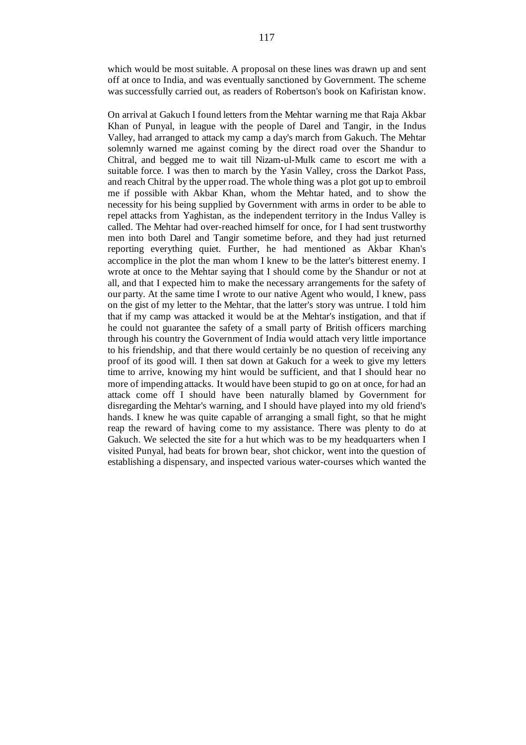which would be most suitable. A proposal on these lines was drawn up and sent off at once to India, and was eventually sanctioned by Government. The scheme was successfully carried out, as readers of Robertson's book on Kafiristan know.

On arrival at Gakuch I found letters from the Mehtar warning me that Raja Akbar Khan of Punyal, in league with the people of Darel and Tangir, in the Indus Valley, had arranged to attack my camp a day's march from Gakuch. The Mehtar solemnly warned me against coming by the direct road over the Shandur to Chitral, and begged me to wait till Nizam-ul-Mulk came to escort me with a suitable force. I was then to march by the Yasin Valley, cross the Darkot Pass, and reach Chitral by the upper road. The whole thing was a plot got up to embroil me if possible with Akbar Khan, whom the Mehtar hated, and to show the necessity for his being supplied by Government with arms in order to be able to repel attacks from Yaghistan, as the independent territory in the Indus Valley is called. The Mehtar had over-reached himself for once, for I had sent trustworthy men into both Darel and Tangir sometime before, and they had just returned reporting everything quiet. Further, he had mentioned as Akbar Khan's accomplice in the plot the man whom I knew to be the latter's bitterest enemy. I wrote at once to the Mehtar saying that I should come by the Shandur or not at all, and that I expected him to make the necessary arrangements for the safety of our party. At the same time I wrote to our native Agent who would, I knew, pass on the gist of my letter to the Mehtar, that the latter's story was untrue. I told him that if my camp was attacked it would be at the Mehtar's instigation, and that if he could not guarantee the safety of a small party of British officers marching through his country the Government of India would attach very little importance to his friendship, and that there would certainly be no question of receiving any proof of its good will. I then sat down at Gakuch for a week to give my letters time to arrive, knowing my hint would be sufficient, and that I should hear no more of impending attacks. It would have been stupid to go on at once, for had an attack come off I should have been naturally blamed by Government for disregarding the Mehtar's warning, and I should have played into my old friend's hands. I knew he was quite capable of arranging a small fight, so that he might reap the reward of having come to my assistance. There was plenty to do at Gakuch. We selected the site for a hut which was to be my headquarters when I visited Punyal, had beats for brown bear, shot chickor, went into the question of establishing a dispensary, and inspected various water-courses which wanted the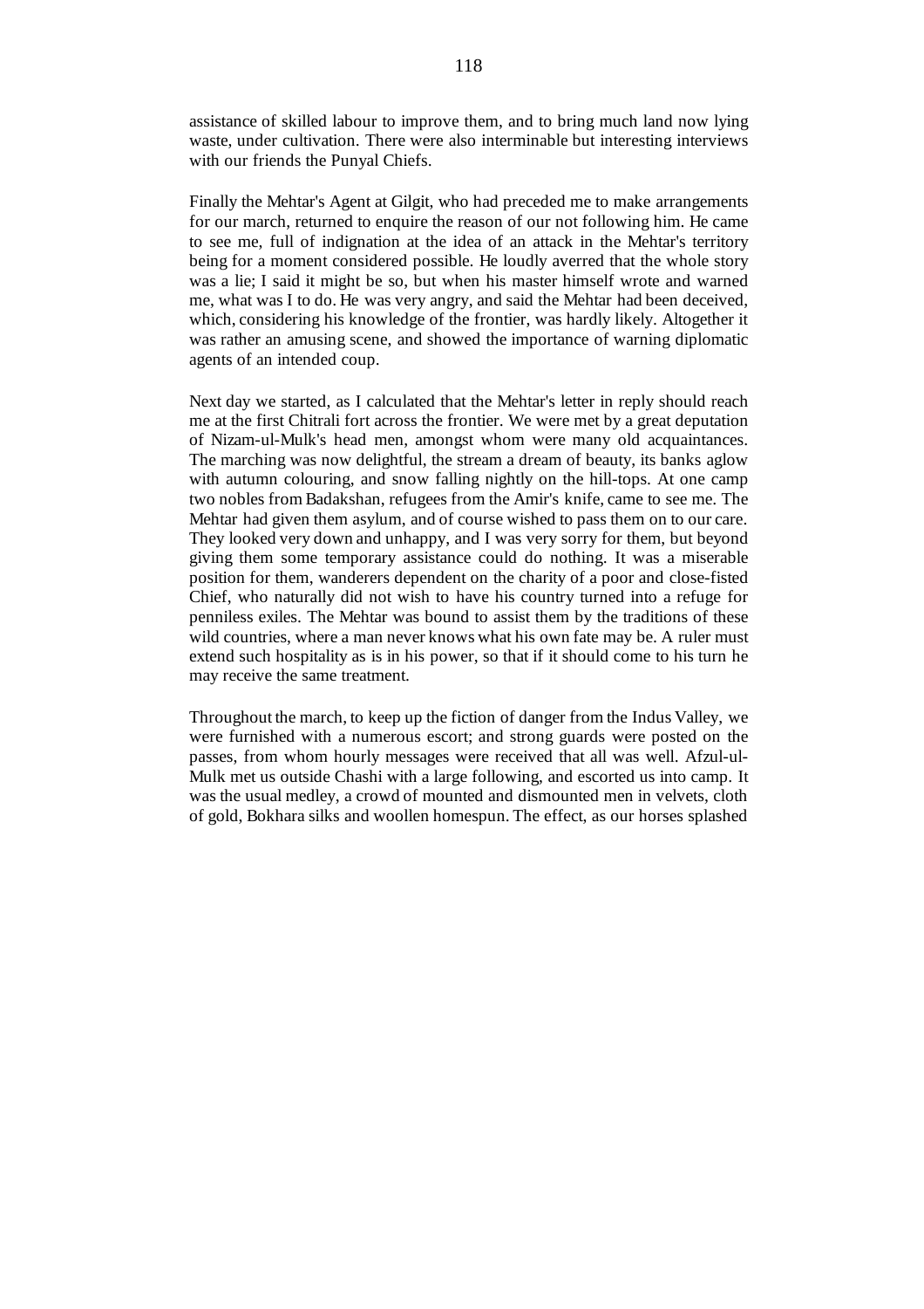assistance of skilled labour to improve them, and to bring much land now lying waste, under cultivation. There were also interminable but interesting interviews with our friends the Punyal Chiefs.

Finally the Mehtar's Agent at Gilgit, who had preceded me to make arrangements for our march, returned to enquire the reason of our not following him. He came to see me, full of indignation at the idea of an attack in the Mehtar's territory being for a moment considered possible. He loudly averred that the whole story was a lie; I said it might be so, but when his master himself wrote and warned me, what was I to do. He was very angry, and said the Mehtar had been deceived, which, considering his knowledge of the frontier, was hardly likely. Altogether it was rather an amusing scene, and showed the importance of warning diplomatic agents of an intended coup.

Next day we started, as I calculated that the Mehtar's letter in reply should reach me at the first Chitrali fort across the frontier. We were met by a great deputation of Nizam-ul-Mulk's head men, amongst whom were many old acquaintances. The marching was now delightful, the stream a dream of beauty, its banks aglow with autumn colouring, and snow falling nightly on the hill-tops. At one camp two nobles from Badakshan, refugees from the Amir's knife, came to see me. The Mehtar had given them asylum, and of course wished to pass them on to our care. They looked very down and unhappy, and I was very sorry for them, but beyond giving them some temporary assistance could do nothing. It was a miserable position for them, wanderers dependent on the charity of a poor and close-fisted Chief, who naturally did not wish to have his country turned into a refuge for penniless exiles. The Mehtar was bound to assist them by the traditions of these wild countries, where a man never knows what his own fate may be. A ruler must extend such hospitality as is in his power, so that if it should come to his turn he may receive the same treatment.

Throughout the march, to keep up the fiction of danger from the Indus Valley, we were furnished with a numerous escort; and strong guards were posted on the passes, from whom hourly messages were received that all was well. Afzul-ul-Mulk met us outside Chashi with a large following, and escorted us into camp. It was the usual medley, a crowd of mounted and dismounted men in velvets, cloth of gold, Bokhara silks and woollen homespun. The effect, as our horses splashed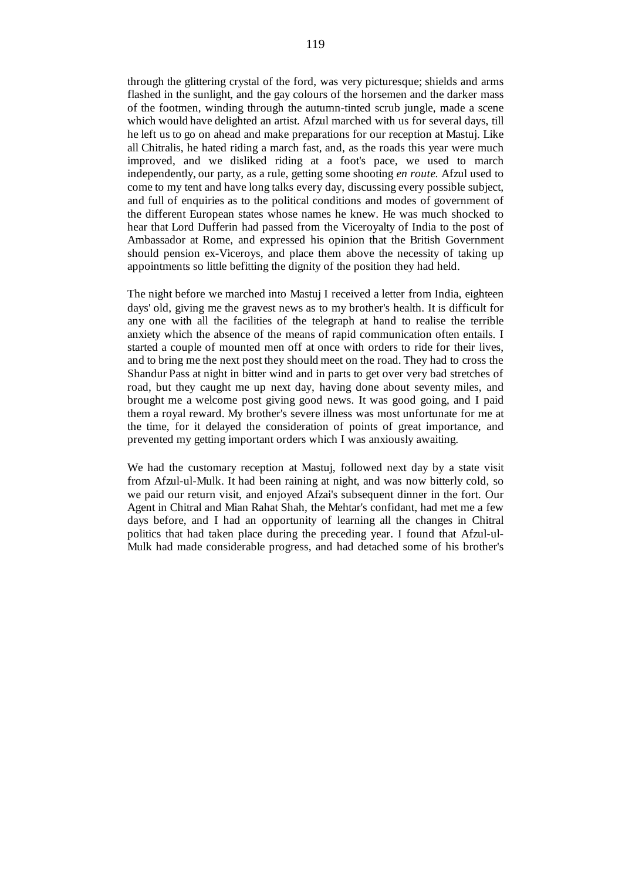through the glittering crystal of the ford, was very picturesque; shields and arms flashed in the sunlight, and the gay colours of the horsemen and the darker mass of the footmen, winding through the autumn-tinted scrub jungle, made a scene which would have delighted an artist. Afzul marched with us for several days, till he left us to go on ahead and make preparations for our reception at Mastuj. Like all Chitralis, he hated riding a march fast, and, as the roads this year were much improved, and we disliked riding at a foot's pace, we used to march independently, our party, as a rule, getting some shooting *en route.* Afzul used to come to my tent and have long talks every day, discussing every possible subject, and full of enquiries as to the political conditions and modes of government of the different European states whose names he knew. He was much shocked to hear that Lord Dufferin had passed from the Viceroyalty of India to the post of Ambassador at Rome, and expressed his opinion that the British Government should pension ex-Viceroys, and place them above the necessity of taking up appointments so little befitting the dignity of the position they had held.

The night before we marched into Mastuj I received a letter from India, eighteen days' old, giving me the gravest news as to my brother's health. It is difficult for any one with all the facilities of the telegraph at hand to realise the terrible anxiety which the absence of the means of rapid communication often entails. I started a couple of mounted men off at once with orders to ride for their lives, and to bring me the next post they should meet on the road. They had to cross the Shandur Pass at night in bitter wind and in parts to get over very bad stretches of road, but they caught me up next day, having done about seventy miles, and brought me a welcome post giving good news. It was good going, and I paid them a royal reward. My brother's severe illness was most unfortunate for me at the time, for it delayed the consideration of points of great importance, and prevented my getting important orders which I was anxiously awaiting.

We had the customary reception at Mastuj, followed next day by a state visit from Afzul-ul-Mulk. It had been raining at night, and was now bitterly cold, so we paid our return visit, and enjoyed Afzai's subsequent dinner in the fort. Our Agent in Chitral and Mian Rahat Shah, the Mehtar's confidant, had met me a few days before, and I had an opportunity of learning all the changes in Chitral politics that had taken place during the preceding year. I found that Afzul-ul-Mulk had made considerable progress, and had detached some of his brother's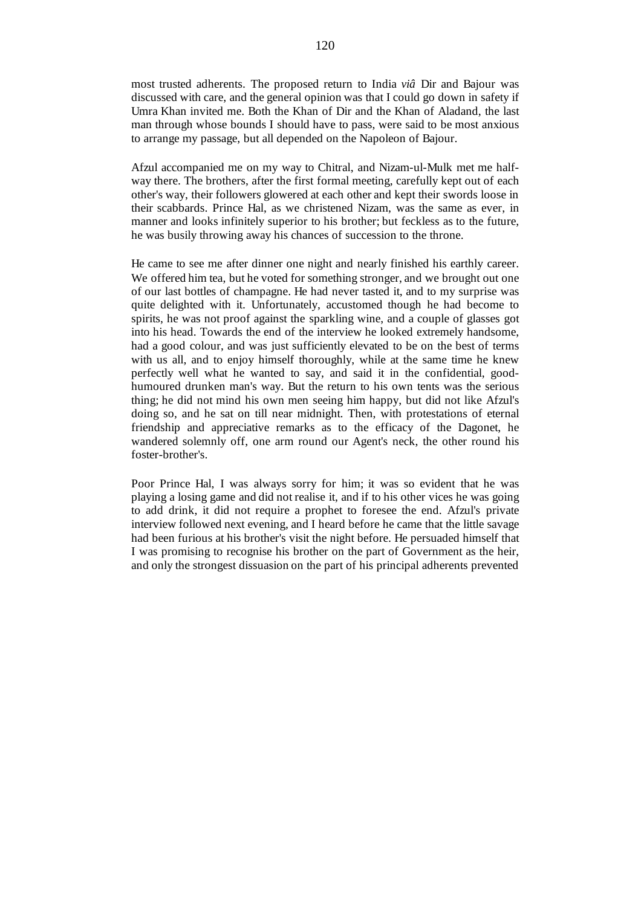most trusted adherents. The proposed return to India *viâ* Dir and Bajour was discussed with care, and the general opinion was that I could go down in safety if Umra Khan invited me. Both the Khan of Dir and the Khan of Aladand, the last man through whose bounds I should have to pass, were said to be most anxious to arrange my passage, but all depended on the Napoleon of Bajour.

Afzul accompanied me on my way to Chitral, and Nizam-ul-Mulk met me half-way there. The brothers, after the first formal meeting, carefully kept out of each other's way, their followers glowered at each other and kept their swords loose in their scabbards. Prince Hal, as we christened Nizam, was the same as ever, in manner and looks infinitely superior to his brother; but feckless as to the future, he was busily throwing away his chances of succession to the throne.

He came to see me after dinner one night and nearly finished his earthly career. We offered him tea, but he voted for something stronger, and we brought out one of our last bottles of champagne. He had never tasted it, and to my surprise was quite delighted with it. Unfortunately, accustomed though he had become to spirits, he was not proof against the sparkling wine, and a couple of glasses got into his head. Towards the end of the interview he looked extremely handsome, had a good colour, and was just sufficiently elevated to be on the best of terms with us all, and to enjoy himself thoroughly, while at the same time he knew perfectly well what he wanted to say, and said it in the confidential, good-humoured drunken man's way. But the return to his own tents was the serious thing; he did not mind his own men seeing him happy, but did not like Afzul's doing so, and he sat on till near midnight. Then, with protestations of eternal friendship and appreciative remarks as to the efficacy of the Dagonet, he wandered solemnly off, one arm round our Agent's neck, the other round his foster-brother's.

Poor Prince Hal, I was always sorry for him; it was so evident that he was playing a losing game and did not realise it, and if to his other vices he was going to add drink, it did not require a prophet to foresee the end. Afzul's private interview followed next evening, and I heard before he came that the little savage had been furious at his brother's visit the night before. He persuaded himself that I was promising to recognise his brother on the part of Government as the heir, and only the strongest dissuasion on the part of his principal adherents prevented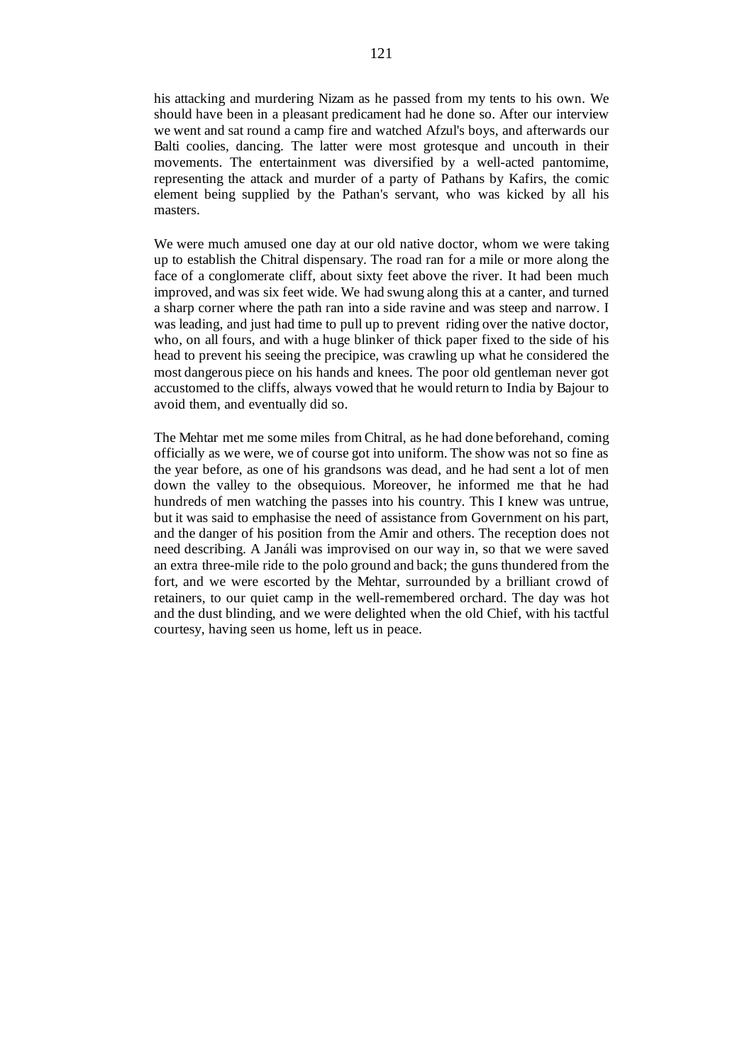his attacking and murdering Nizam as he passed from my tents to his own. We should have been in a pleasant predicament had he done so. After our interview we went and sat round a camp fire and watched Afzul's boys, and afterwards our Balti coolies, dancing. The latter were most grotesque and uncouth in their movements. The entertainment was diversified by a well-acted pantomime, representing the attack and murder of a party of Pathans by Kafirs, the comic element being supplied by the Pathan's servant, who was kicked by all his masters.

We were much amused one day at our old native doctor, whom we were taking up to establish the Chitral dispensary. The road ran for a mile or more along the face of a conglomerate cliff, about sixty feet above the river. It had been much improved, and was six feet wide. We had swung along this at a canter, and turned a sharp corner where the path ran into a side ravine and was steep and narrow. I was leading, and just had time to pull up to prevent riding over the native doctor, who, on all fours, and with a huge blinker of thick paper fixed to the side of his head to prevent his seeing the precipice, was crawling up what he considered the most dangerous piece on his hands and knees. The poor old gentleman never got accustomed to the cliffs, always vowed that he would return to India by Bajour to avoid them, and eventually did so.

The Mehtar met me some miles from Chitral, as he had done beforehand, coming officially as we were, we of course got into uniform. The show was not so fine as the year before, as one of his grandsons was dead, and he had sent a lot of men down the valley to the obsequious. Moreover, he informed me that he had hundreds of men watching the passes into his country. This I knew was untrue, but it was said to emphasise the need of assistance from Government on his part, and the danger of his position from the Amir and others. The reception does not need describing. A Janáli was improvised on our way in, so that we were saved an extra three-mile ride to the polo ground and back; the guns thundered from the fort, and we were escorted by the Mehtar, surrounded by a brilliant crowd of retainers, to our quiet camp in the well-remembered orchard. The day was hot and the dust blinding, and we were delighted when the old Chief, with his tactful courtesy, having seen us home, left us in peace.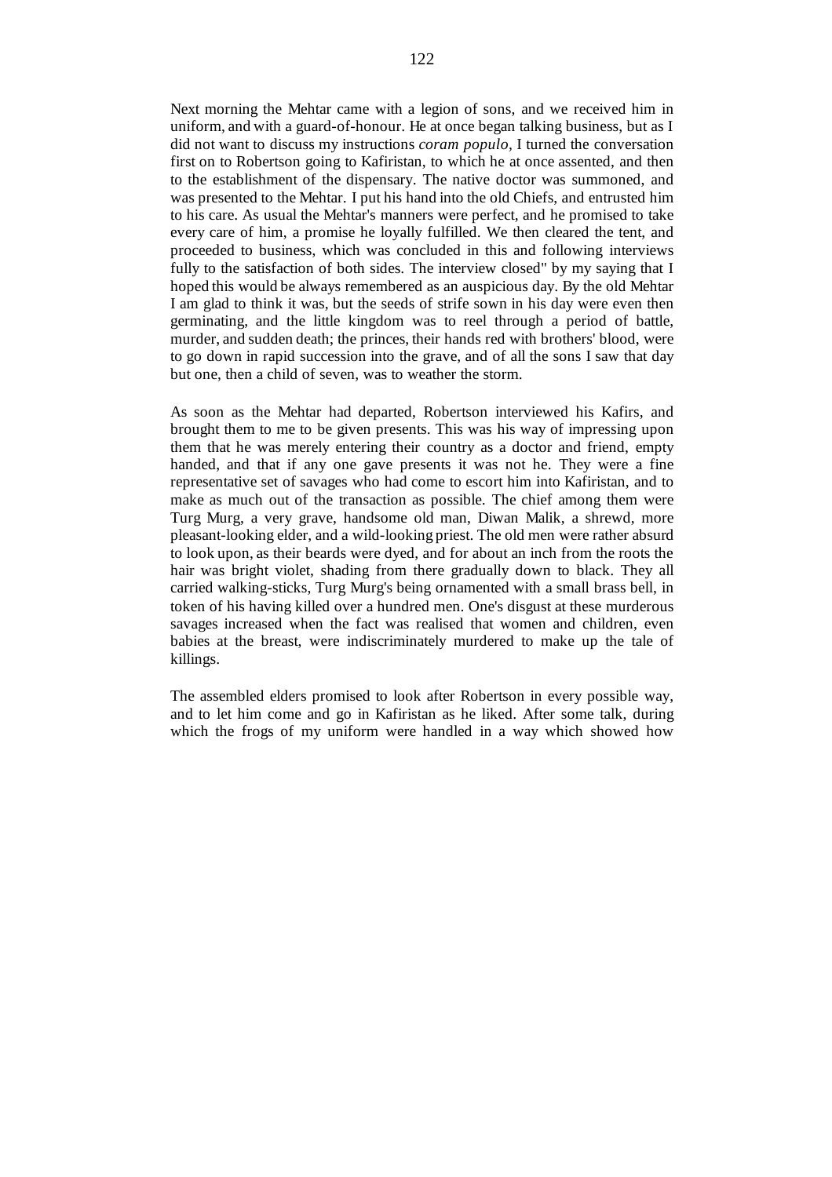Next morning the Mehtar came with a legion of sons, and we received him in uniform, and with a guard-of-honour. He at once began talking business, but as I did not want to discuss my instructions *coram populo*, I turned the conversation first on to Robertson going to Kafiristan, to which he at once assented, and then to the establishment of the dispensary. The native doctor was summoned, and was presented to the Mehtar. I put his hand into the old Chiefs, and entrusted him to his care. As usual the Mehtar's manners were perfect, and he promised to take every care of him, a promise he loyally fulfilled. We then cleared the tent, and proceeded to business, which was concluded in this and following interviews fully to the satisfaction of both sides. The interview closed" by my saying that I hoped this would be always remembered as an auspicious day. By the old Mehtar I am glad to think it was, but the seeds of strife sown in his day were even then germinating, and the little kingdom was to reel through a period of battle, murder, and sudden death; the princes, their hands red with brothers' blood, were to go down in rapid succession into the grave, and of all the sons I saw that day but one, then a child of seven, was to weather the storm.

As soon as the Mehtar had departed, Robertson interviewed his Kafirs, and brought them to me to be given presents. This was his way of impressing upon them that he was merely entering their country as a doctor and friend, empty handed, and that if any one gave presents it was not he. They were a fine representative set of savages who had come to escort him into Kafiristan, and to make as much out of the transaction as possible. The chief among them were Turg Murg, a very grave, handsome old man, Diwan Malik, a shrewd, more pleasant-looking elder, and a wild-looking priest. The old men were rather absurd to look upon, as their beards were dyed, and for about an inch from the roots the hair was bright violet, shading from there gradually down to black. They all carried walking-sticks, Turg Murg's being ornamented with a small brass bell, in token of his having killed over a hundred men. One's disgust at these murderous savages increased when the fact was realised that women and children, even babies at the breast, were indiscriminately murdered to make up the tale of killings.

The assembled elders promised to look after Robertson in every possible way, and to let him come and go in Kafiristan as he liked. After some talk, during which the frogs of my uniform were handled in a way which showed how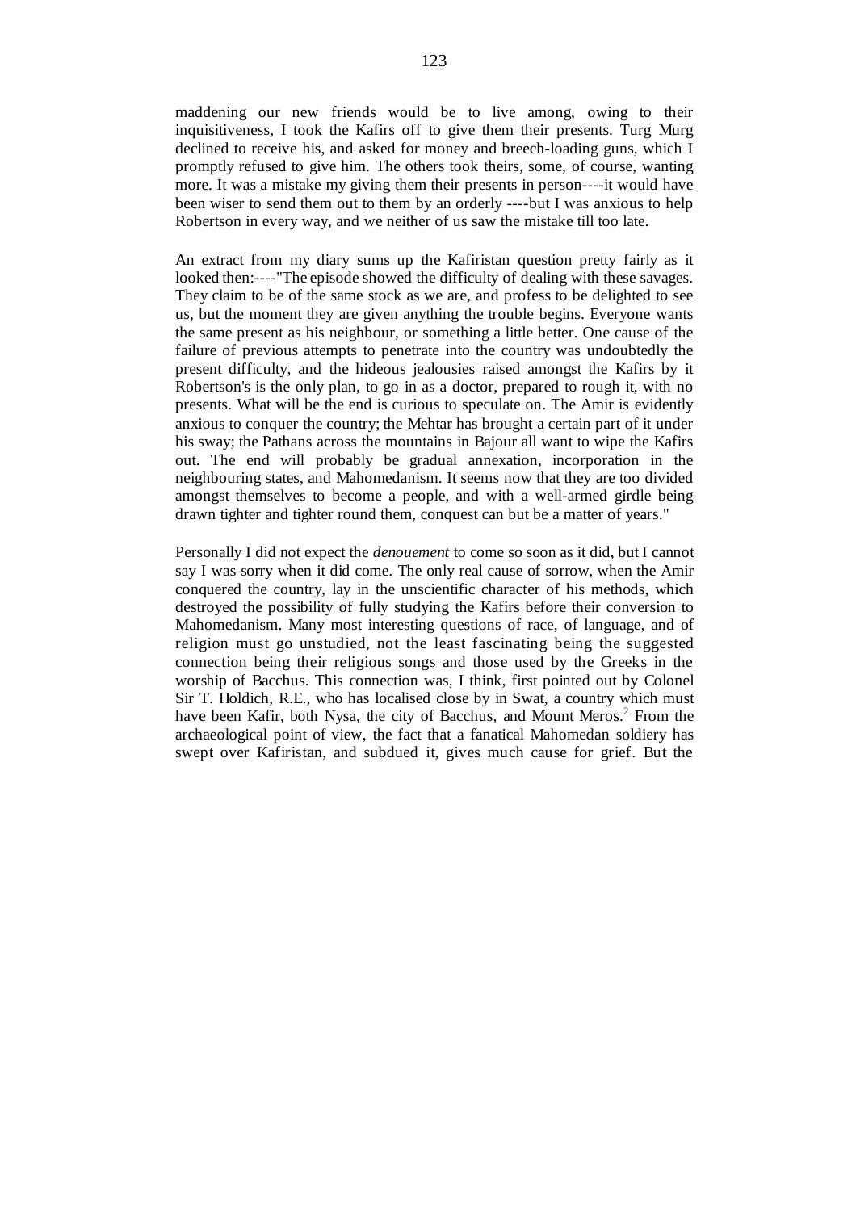maddening our new friends would be to live among, owing to their inquisitiveness, I took the Kafirs off to give them their presents. Turg Murg declined to receive his, and asked for money and breech-loading guns, which I promptly refused to give him. The others took theirs, some, of course, wanting more. It was a mistake my giving them their presents in person----it would have been wiser to send them out to them by an orderly ----but I was anxious to help Robertson in every way, and we neither of us saw the mistake till too late.

An extract from my diary sums up the Kafiristan question pretty fairly as it looked then:----"The episode showed the difficulty of dealing with these savages. They claim to be of the same stock as we are, and profess to be delighted to see us, but the moment they are given anything the trouble begins. Everyone wants the same present as his neighbour, or something a little better. One cause of the failure of previous attempts to penetrate into the country was undoubtedly the present difficulty, and the hideous jealousies raised amongst the Kafirs by it Robertson's is the only plan, to go in as a doctor, prepared to rough it, with no presents. What will be the end is curious to speculate on. The Amir is evidently anxious to conquer the country; the Mehtar has brought a certain part of it under his sway; the Pathans across the mountains in Bajour all want to wipe the Kafirs out. The end will probably be gradual annexation, incorporation in the neighbouring states, and Mahomedanism. It seems now that they are too divided amongst themselves to become a people, and with a well-armed girdle being drawn tighter and tighter round them, conquest can but be a matter of years."

Personally I did not expect the *denouement* to come so soon as it did, but I cannot say I was sorry when it did come. The only real cause of sorrow, when the Amir conquered the country, lay in the unscientific character of his methods, which destroyed the possibility of fully studying the Kafirs before their conversion to Mahomedanism. Many most interesting questions of race, of language, and of religion must go unstudied, not the least fascinating being the suggested connection being their religious songs and those used by the Greeks in the worship of Bacchus. This connection was, I think, first pointed out by Colonel Sir T. Holdich, R.E., who has localised close by in Swat, a country which must have been Kafir, both Nysa, the city of Bacchus, and Mount Meros.[2] From the archaeological point of view, the fact that a fanatical Mahomedan soldiery has swept over Kafiristan, and subdued it, gives much cause for grief. But the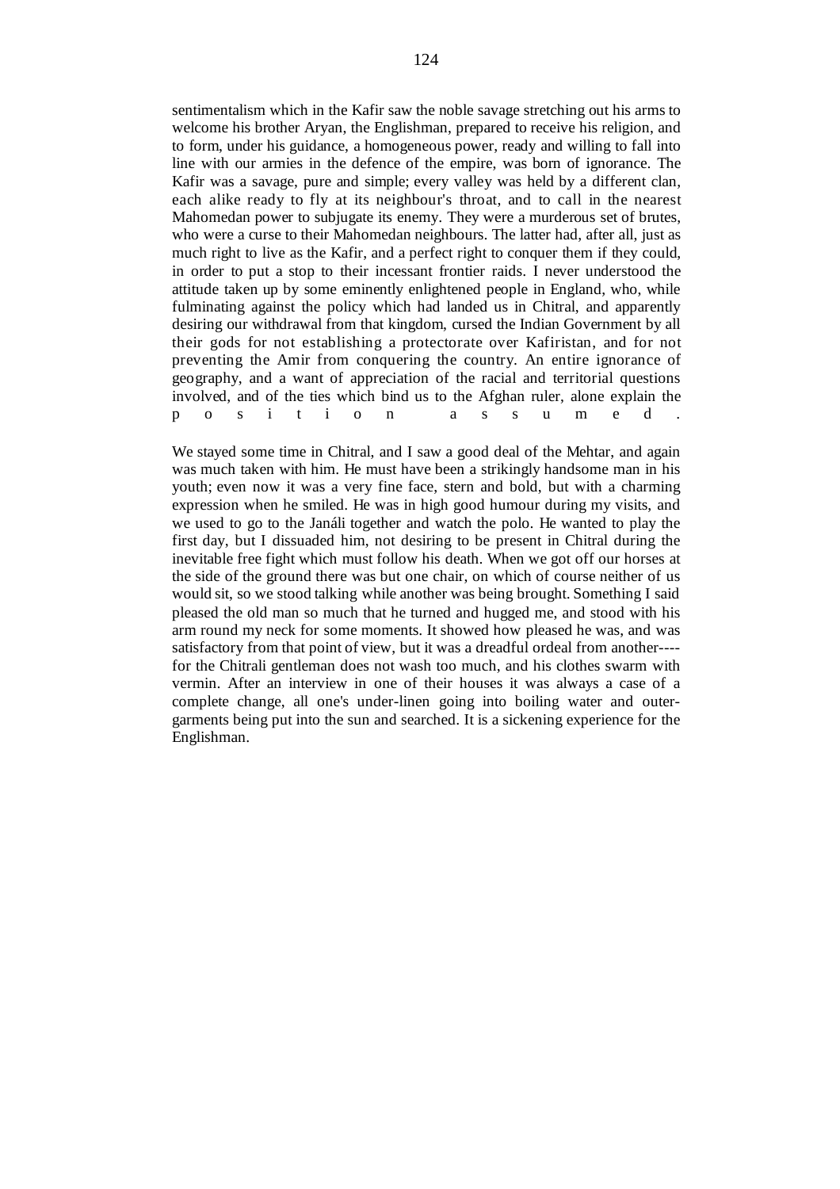sentimentalism which in the Kafir saw the noble savage stretching out his arms to welcome his brother Aryan, the Englishman, prepared to receive his religion, and to form, under his guidance, a homogeneous power, ready and willing to fall into line with our armies in the defence of the empire, was born of ignorance. The Kafir was a savage, pure and simple; every valley was held by a different clan, each alike ready to fly at its neighbour's throat, and to call in the nearest Mahomedan power to subjugate its enemy. They were a murderous set of brutes, who were a curse to their Mahomedan neighbours. The latter had, after all, just as much right to live as the Kafir, and a perfect right to conquer them if they could, in order to put a stop to their incessant frontier raids. I never understood the attitude taken up by some eminently enlightened people in England, who, while fulminating against the policy which had landed us in Chitral, and apparently desiring our withdrawal from that kingdom, cursed the Indian Government by all their gods for not establishing a protectorate over Kafiristan, and for not preventing the Amir from conquering the country. An entire ignorance of geography, and a want of appreciation of the racial and territorial questions involved, and of the ties which bind us to the Afghan ruler, alone explain the position assumed.

We stayed some time in Chitral, and I saw a good deal of the Mehtar, and again was much taken with him. He must have been a strikingly handsome man in his youth; even now it was a very fine face, stern and bold, but with a charming expression when he smiled. He was in high good humour during my visits, and we used to go to the Janáli together and watch the polo. He wanted to play the first day, but I dissuaded him, not desiring to be present in Chitral during the inevitable free fight which must follow his death. When we got off our horses at the side of the ground there was but one chair, on which of course neither of us would sit, so we stood talking while another was being brought. Something I said pleased the old man so much that he turned and hugged me, and stood with his arm round my neck for some moments. It showed how pleased he was, and was satisfactory from that point of view, but it was a dreadful ordeal from another----for the Chitrali gentleman does not wash too much, and his clothes swarm with vermin. After an interview in one of their houses it was always a case of a complete change, all one's under-linen going into boiling water and outer-garments being put into the sun and searched. It is a sickening experience for the Englishman.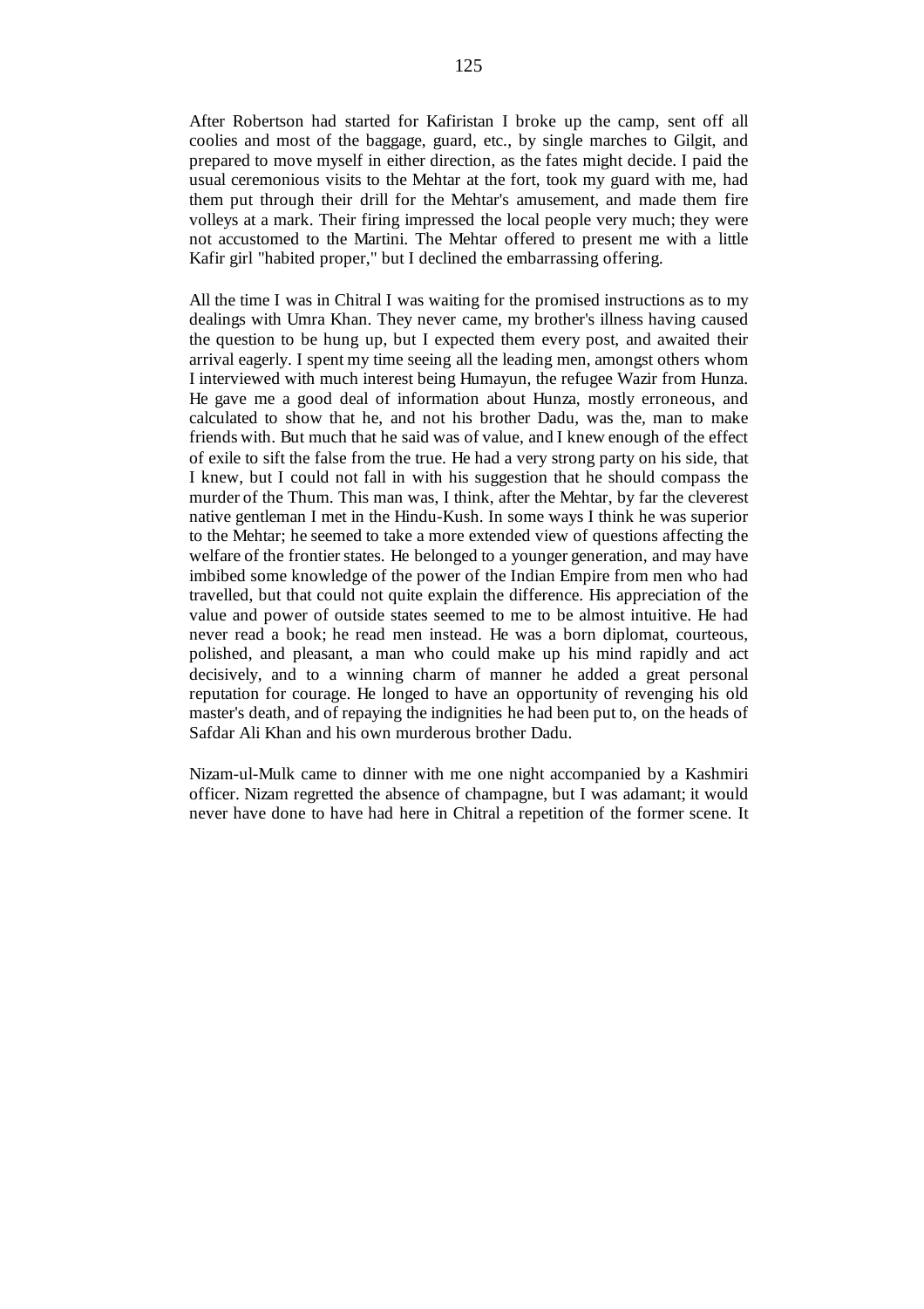After Robertson had started for Kafiristan I broke up the camp, sent off all coolies and most of the baggage, guard, etc., by single marches to Gilgit, and prepared to move myself in either direction, as the fates might decide. I paid the usual ceremonious visits to the Mehtar at the fort, took my guard with me, had them put through their drill for the Mehtar's amusement, and made them fire volleys at a mark. Their firing impressed the local people very much; they were not accustomed to the Martini. The Mehtar offered to present me with a little Kafir girl "habited proper," but I declined the embarrassing offering.

All the time I was in Chitral I was waiting for the promised instructions as to my dealings with Umra Khan. They never came, my brother's illness having caused the question to be hung up, but I expected them every post, and awaited their arrival eagerly. I spent my time seeing all the leading men, amongst others whom I interviewed with much interest being Humayun, the refugee Wazir from Hunza. He gave me a good deal of information about Hunza, mostly erroneous, and calculated to show that he, and not his brother Dadu, was the, man to make friends with. But much that he said was of value, and I knew enough of the effect of exile to sift the false from the true. He had a very strong party on his side, that I knew, but I could not fall in with his suggestion that he should compass the murder of the Thum. This man was, I think, after the Mehtar, by far the cleverest native gentleman I met in the Hindu-Kush. In some ways I think he was superior to the Mehtar; he seemed to take a more extended view of questions affecting the welfare of the frontier states. He belonged to a younger generation, and may have imbibed some knowledge of the power of the Indian Empire from men who had travelled, but that could not quite explain the difference. His appreciation of the value and power of outside states seemed to me to be almost intuitive. He had never read a book; he read men instead. He was a born diplomat, courteous, polished, and pleasant, a man who could make up his mind rapidly and act decisively, and to a winning charm of manner he added a great personal reputation for courage. He longed to have an opportunity of revenging his old master's death, and of repaying the indignities he had been put to, on the heads of Safdar Ali Khan and his own murderous brother Dadu.

Nizam-ul-Mulk came to dinner with me one night accompanied by a Kashmiri officer. Nizam regretted the absence of champagne, but I was adamant; it would never have done to have had here in Chitral a repetition of the former scene. It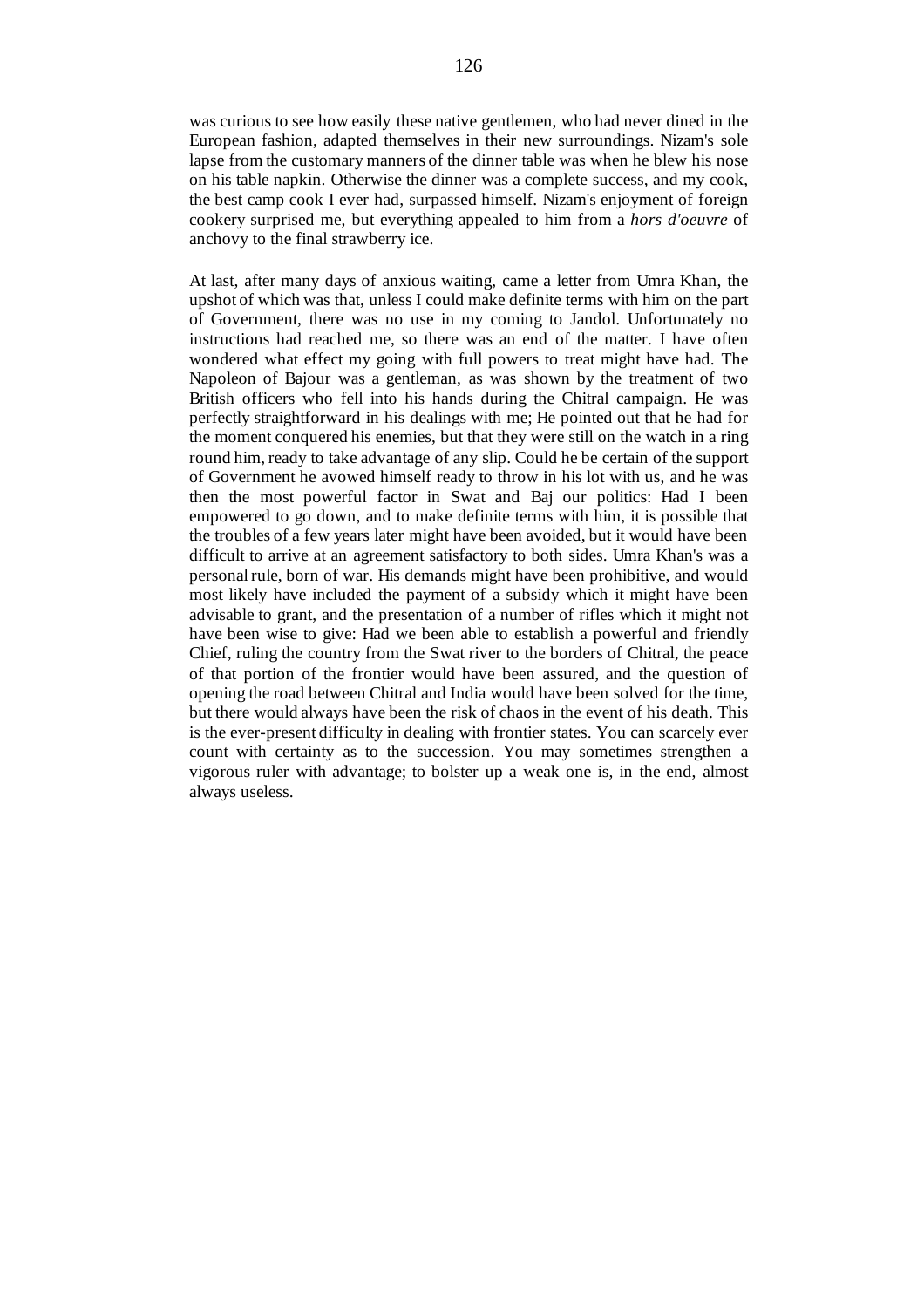was curious to see how easily these native gentlemen, who had never dined in the European fashion, adapted themselves in their new surroundings. Nizam's sole lapse from the customary manners of the dinner table was when he blew his nose on his table napkin. Otherwise the dinner was a complete success, and my cook, the best camp cook I ever had, surpassed himself. Nizam's enjoyment of foreign cookery surprised me, but everything appealed to him from a *hors d'oeuvre* of anchovy to the final strawberry ice.

At last, after many days of anxious waiting, came a letter from Umra Khan, the upshot of which was that, unless I could make definite terms with him on the part of Government, there was no use in my coming to Jandol. Unfortunately no instructions had reached me, so there was an end of the matter. I have often wondered what effect my going with full powers to treat might have had. The Napoleon of Bajour was a gentleman, as was shown by the treatment of two British officers who fell into his hands during the Chitral campaign. He was perfectly straightforward in his dealings with me; He pointed out that he had for the moment conquered his enemies, but that they were still on the watch in a ring round him, ready to take advantage of any slip. Could he be certain of the support of Government he avowed himself ready to throw in his lot with us, and he was then the most powerful factor in Swat and Baj our politics: Had I been empowered to go down, and to make definite terms with him, it is possible that the troubles of a few years later might have been avoided, but it would have been difficult to arrive at an agreement satisfactory to both sides. Umra Khan's was a personal rule, born of war. His demands might have been prohibitive, and would most likely have included the payment of a subsidy which it might have been advisable to grant, and the presentation of a number of rifles which it might not have been wise to give: Had we been able to establish a powerful and friendly Chief, ruling the country from the Swat river to the borders of Chitral, the peace of that portion of the frontier would have been assured, and the question of opening the road between Chitral and India would have been solved for the time, but there would always have been the risk of chaos in the event of his death. This is the ever-present difficulty in dealing with frontier states. You can scarcely ever count with certainty as to the succession. You may sometimes strengthen a vigorous ruler with advantage; to bolster up a weak one is, in the end, almost always useless.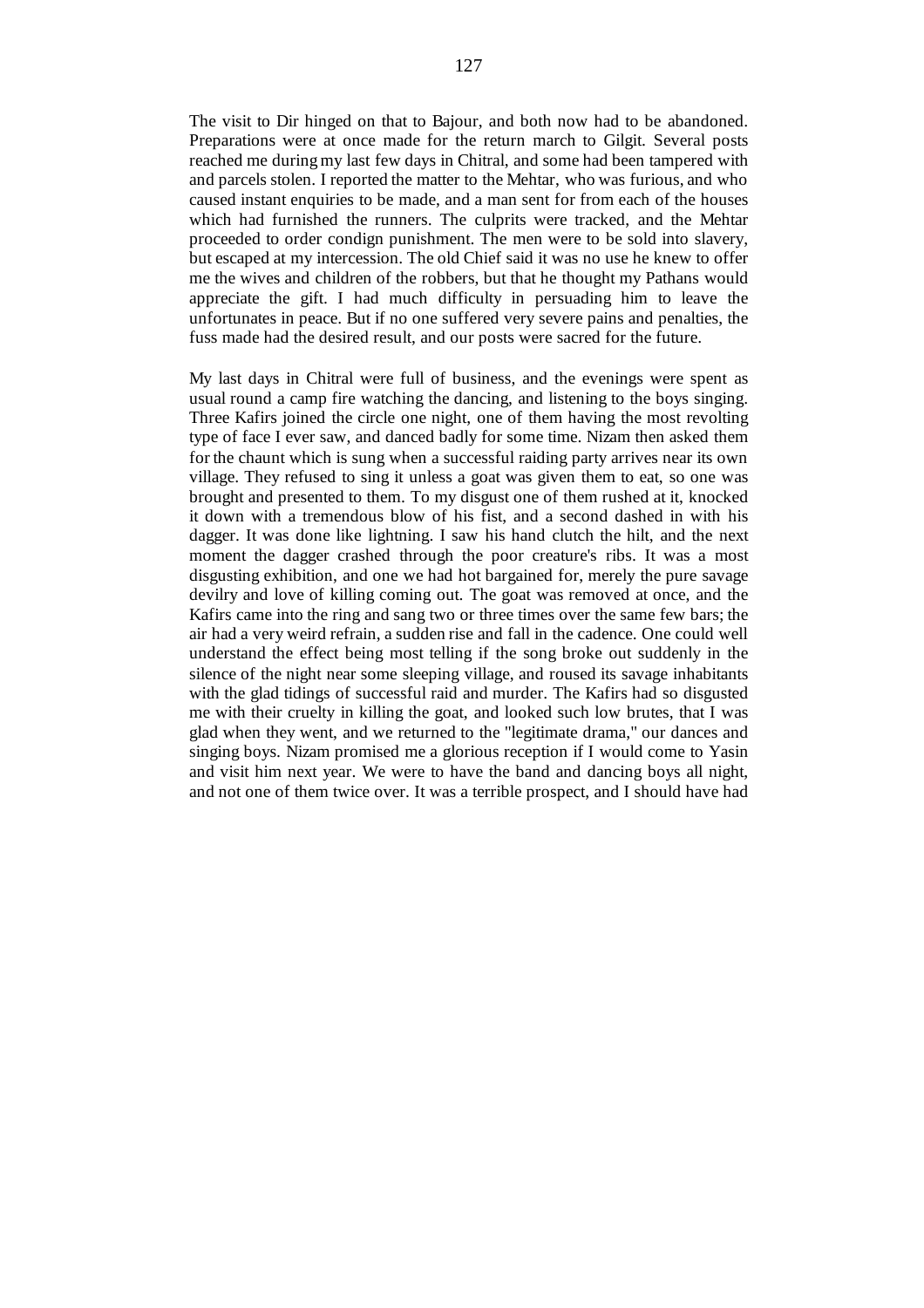The visit to Dir hinged on that to Bajour, and both now had to be abandoned. Preparations were at once made for the return march to Gilgit. Several posts reached me during my last few days in Chitral, and some had been tampered with and parcels stolen. I reported the matter to the Mehtar, who was furious, and who caused instant enquiries to be made, and a man sent for from each of the houses which had furnished the runners. The culprits were tracked, and the Mehtar proceeded to order condign punishment. The men were to be sold into slavery, but escaped at my intercession. The old Chief said it was no use he knew to offer me the wives and children of the robbers, but that he thought my Pathans would appreciate the gift. I had much difficulty in persuading him to leave the unfortunates in peace. But if no one suffered very severe pains and penalties, the fuss made had the desired result, and our posts were sacred for the future.

My last days in Chitral were full of business, and the evenings were spent as usual round a camp fire watching the dancing, and listening to the boys singing. Three Kafirs joined the circle one night, one of them having the most revolting type of face I ever saw, and danced badly for some time. Nizam then asked them for the chaunt which is sung when a successful raiding party arrives near its own village. They refused to sing it unless a goat was given them to eat, so one was brought and presented to them. To my disgust one of them rushed at it, knocked it down with a tremendous blow of his fist, and a second dashed in with his dagger. It was done like lightning. I saw his hand clutch the hilt, and the next moment the dagger crashed through the poor creature's ribs. It was a most disgusting exhibition, and one we had hot bargained for, merely the pure savage devilry and love of killing coming out. The goat was removed at once, and the Kafirs came into the ring and sang two or three times over the same few bars; the air had a very weird refrain, a sudden rise and fall in the cadence. One could well understand the effect being most telling if the song broke out suddenly in the silence of the night near some sleeping village, and roused its savage inhabitants with the glad tidings of successful raid and murder. The Kafirs had so disgusted me with their cruelty in killing the goat, and looked such low brutes, that I was glad when they went, and we returned to the "legitimate drama," our dances and singing boys. Nizam promised me a glorious reception if I would come to Yasin and visit him next year. We were to have the band and dancing boys all night, and not one of them twice over. It was a terrible prospect, and I should have had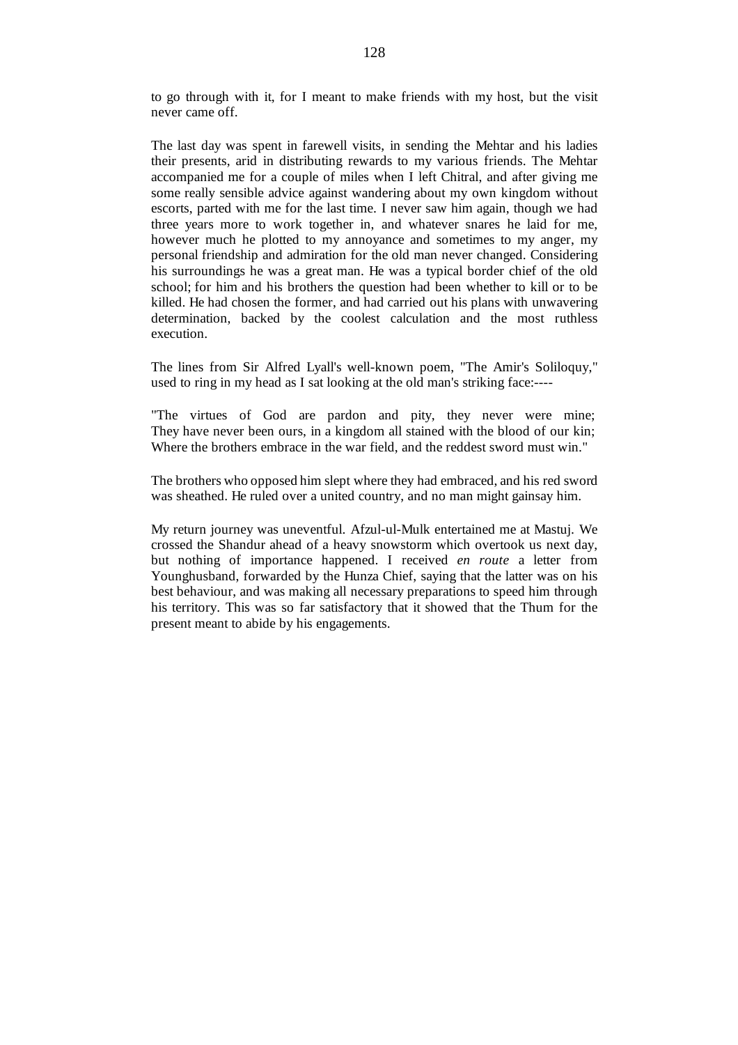to go through with it, for I meant to make friends with my host, but the visit never came off.

The last day was spent in farewell visits, in sending the Mehtar and his ladies their presents, arid in distributing rewards to my various friends. The Mehtar accompanied me for a couple of miles when I left Chitral, and after giving me some really sensible advice against wandering about my own kingdom without escorts, parted with me for the last time. I never saw him again, though we had three years more to work together in, and whatever snares he laid for me, however much he plotted to my annoyance and sometimes to my anger, my personal friendship and admiration for the old man never changed. Considering his surroundings he was a great man. He was a typical border chief of the old school; for him and his brothers the question had been whether to kill or to be killed. He had chosen the former, and had carried out his plans with unwavering determination, backed by the coolest calculation and the most ruthless execution.

The lines from Sir Alfred Lyall's well-known poem, "The Amir's Soliloquy," used to ring in my head as I sat looking at the old man's striking face:----

"The virtues of God are pardon and pity, they never were mine;
They have never been ours, in a kingdom all stained with the blood of our kin;
Where the brothers embrace in the war field, and the reddest sword must win."

The brothers who opposed him slept where they had embraced, and his red sword was sheathed. He ruled over a united country, and no man might gainsay him.

My return journey was uneventful. Afzul-ul-Mulk entertained me at Mastuj. We crossed the Shandur ahead of a heavy snowstorm which overtook us next day, but nothing of importance happened. I received *en route* a letter from Younghusband, forwarded by the Hunza Chief, saying that the latter was on his best behaviour, and was making all necessary preparations to speed him through his territory. This was so far satisfactory that it showed that the Thum for the present meant to abide by his engagements.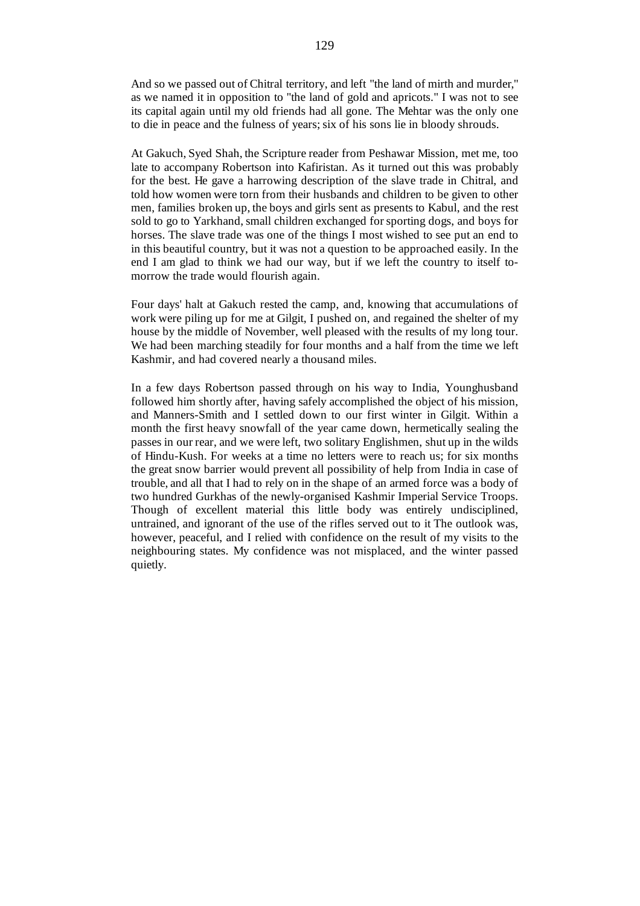And so we passed out of Chitral territory, and left "the land of mirth and murder," as we named it in opposition to "the land of gold and apricots." I was not to see its capital again until my old friends had all gone. The Mehtar was the only one to die in peace and the fulness of years; six of his sons lie in bloody shrouds.

At Gakuch, Syed Shah, the Scripture reader from Peshawar Mission, met me, too late to accompany Robertson into Kafiristan. As it turned out this was probably for the best. He gave a harrowing description of the slave trade in Chitral, and told how women were torn from their husbands and children to be given to other men, families broken up, the boys and girls sent as presents to Kabul, and the rest sold to go to Yarkhand, small children exchanged for sporting dogs, and boys for horses. The slave trade was one of the things I most wished to see put an end to in this beautiful country, but it was not a question to be approached easily. In the end I am glad to think we had our way, but if we left the country to itself to-morrow the trade would flourish again.

Four days' halt at Gakuch rested the camp, and, knowing that accumulations of work were piling up for me at Gilgit, I pushed on, and regained the shelter of my house by the middle of November, well pleased with the results of my long tour. We had been marching steadily for four months and a half from the time we left Kashmir, and had covered nearly a thousand miles.

In a few days Robertson passed through on his way to India, Younghusband followed him shortly after, having safely accomplished the object of his mission, and Manners-Smith and I settled down to our first winter in Gilgit. Within a month the first heavy snowfall of the year came down, hermetically sealing the passes in our rear, and we were left, two solitary Englishmen, shut up in the wilds of Hindu-Kush. For weeks at a time no letters were to reach us; for six months the great snow barrier would prevent all possibility of help from India in case of trouble, and all that I had to rely on in the shape of an armed force was a body of two hundred Gurkhas of the newly-organised Kashmir Imperial Service Troops. Though of excellent material this little body was entirely undisciplined, untrained, and ignorant of the use of the rifles served out to it The outlook was, however, peaceful, and I relied with confidence on the result of my visits to the neighbouring states. My confidence was not misplaced, and the winter passed quietly.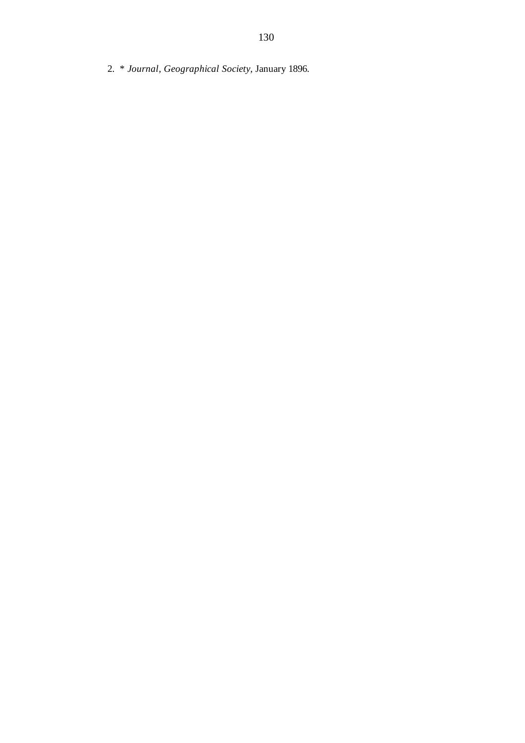2. * *Journal, Geographical Society*, January 1896.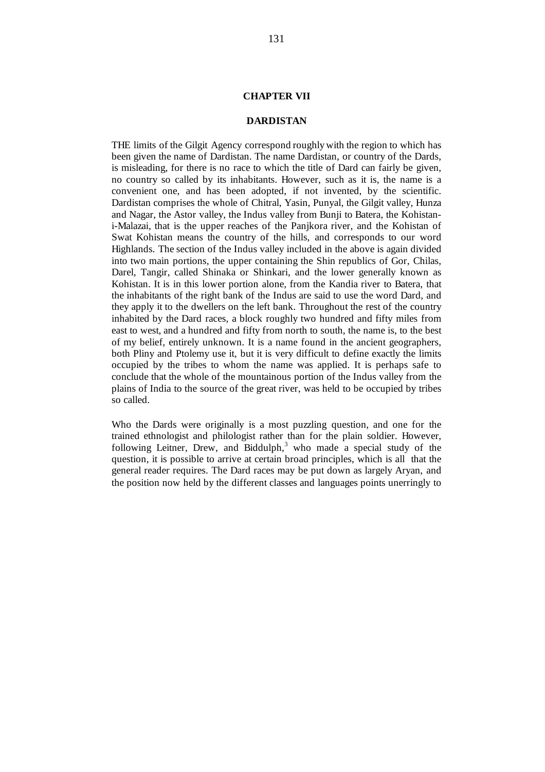## CHAPTER VII

## DARDISTAN

THE limits of the Gilgit Agency correspond roughly with the region to which has been given the name of Dardistan. The name Dardistan, or country of the Dards, is misleading, for there is no race to which the title of Dard can fairly be given, no country so called by its inhabitants. However, such as it is, the name is a convenient one, and has been adopted, if not invented, by the scientific. Dardistan comprises the whole of Chitral, Yasin, Punyal, the Gilgit valley, Hunza and Nagar, the Astor valley, the Indus valley from Bunji to Batera, the Kohistan-i-Malazai, that is the upper reaches of the Panjkora river, and the Kohistan of Swat Kohistan means the country of the hills, and corresponds to our word Highlands. The section of the Indus valley included in the above is again divided into two main portions, the upper containing the Shin republics of Gor, Chilas, Darel, Tangir, called Shinaka or Shinkari, and the lower generally known as Kohistan. It is in this lower portion alone, from the Kandia river to Batera, that the inhabitants of the right bank of the Indus are said to use the word Dard, and they apply it to the dwellers on the left bank. Throughout the rest of the country inhabited by the Dard races, a block roughly two hundred and fifty miles from east to west, and a hundred and fifty from north to south, the name is, to the best of my belief, entirely unknown. It is a name found in the ancient geographers, both Pliny and Ptolemy use it, but it is very difficult to define exactly the limits occupied by the tribes to whom the name was applied. It is perhaps safe to conclude that the whole of the mountainous portion of the Indus valley from the plains of India to the source of the great river, was held to be occupied by tribes so called.

Who the Dards were originally is a most puzzling question, and one for the trained ethnologist and philologist rather than for the plain soldier. However, following Leitner, Drew, and Biddulph,[3] who made a special study of the question, it is possible to arrive at certain broad principles, which is all that the general reader requires. The Dard races may be put down as largely Aryan, and the position now held by the different classes and languages points unerringly to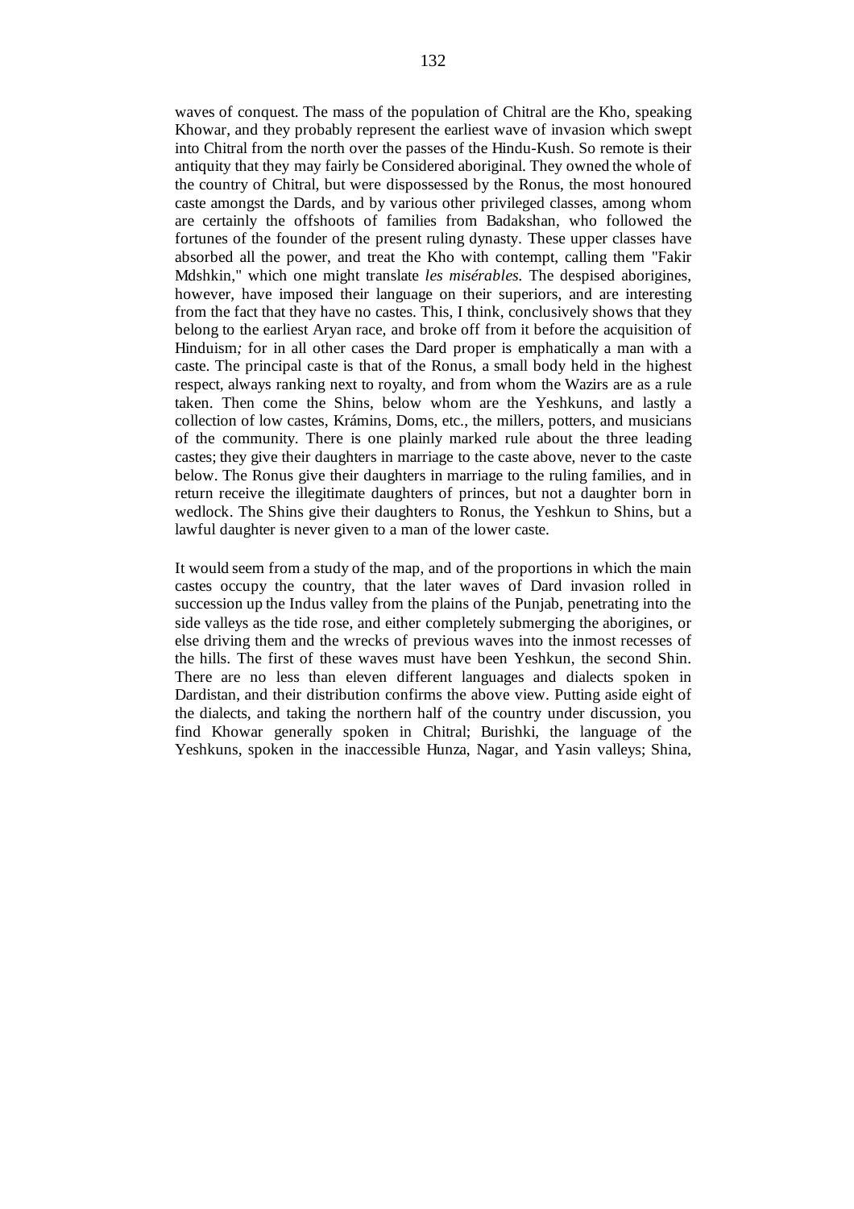waves of conquest. The mass of the population of Chitral are the Kho, speaking Khowar, and they probably represent the earliest wave of invasion which swept into Chitral from the north over the passes of the Hindu-Kush. So remote is their antiquity that they may fairly be Considered aboriginal. They owned the whole of the country of Chitral, but were dispossessed by the Ronus, the most honoured caste amongst the Dards, and by various other privileged classes, among whom are certainly the offshoots of families from Badakshan, who followed the fortunes of the founder of the present ruling dynasty. These upper classes have absorbed all the power, and treat the Kho with contempt, calling them "Fakir Mdshkin," which one might translate *les misérables.* The despised aborigines, however, have imposed their language on their superiors, and are interesting from the fact that they have no castes. This, I think, conclusively shows that they belong to the earliest Aryan race, and broke off from it before the acquisition of Hinduism*;* for in all other cases the Dard proper is emphatically a man with a caste. The principal caste is that of the Ronus, a small body held in the highest respect, always ranking next to royalty, and from whom the Wazirs are as a rule taken. Then come the Shins, below whom are the Yeshkuns, and lastly a collection of low castes, Krámins, Doms, etc., the millers, potters, and musicians of the community. There is one plainly marked rule about the three leading castes; they give their daughters in marriage to the caste above, never to the caste below. The Ronus give their daughters in marriage to the ruling families, and in return receive the illegitimate daughters of princes, but not a daughter born in wedlock. The Shins give their daughters to Ronus, the Yeshkun to Shins, but a lawful daughter is never given to a man of the lower caste.

It would seem from a study of the map, and of the proportions in which the main castes occupy the country, that the later waves of Dard invasion rolled in succession up the Indus valley from the plains of the Punjab, penetrating into the side valleys as the tide rose, and either completely submerging the aborigines, or else driving them and the wrecks of previous waves into the inmost recesses of the hills. The first of these waves must have been Yeshkun, the second Shin. There are no less than eleven different languages and dialects spoken in Dardistan, and their distribution confirms the above view. Putting aside eight of the dialects, and taking the northern half of the country under discussion, you find Khowar generally spoken in Chitral; Burishki, the language of the Yeshkuns, spoken in the inaccessible Hunza, Nagar, and Yasin valleys; Shina,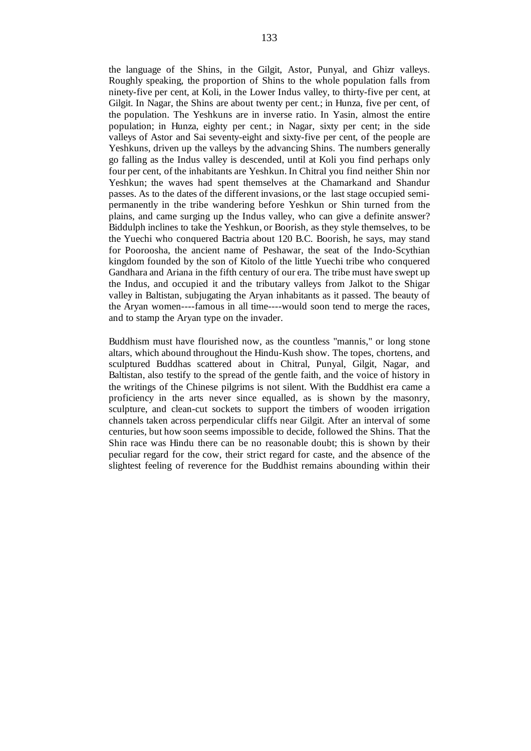the language of the Shins, in the Gilgit, Astor, Punyal, and Ghizr valleys. Roughly speaking, the proportion of Shins to the whole population falls from ninety-five per cent, at Koli, in the Lower Indus valley, to thirty-five per cent, at Gilgit. In Nagar, the Shins are about twenty per cent.; in Hunza, five per cent, of the population. The Yeshkuns are in inverse ratio. In Yasin, almost the entire population; in Hunza, eighty per cent.; in Nagar, sixty per cent; in the side valleys of Astor and Sai seventy-eight and sixty-five per cent, of the people are Yeshkuns, driven up the valleys by the advancing Shins. The numbers generally go falling as the Indus valley is descended, until at Koli you find perhaps only four per cent, of the inhabitants are Yeshkun. In Chitral you find neither Shin nor Yeshkun; the waves had spent themselves at the Chamarkand and Shandur passes. As to the dates of the different invasions, or the last stage occupied semi-permanently in the tribe wandering before Yeshkun or Shin turned from the plains, and came surging up the Indus valley, who can give a definite answer? Biddulph inclines to take the Yeshkun, or Boorish, as they style themselves, to be the Yuechi who conquered Bactria about 120 B.C. Boorish, he says, may stand for Pooroosha, the ancient name of Peshawar, the seat of the Indo-Scythian kingdom founded by the son of Kitolo of the little Yuechi tribe who conquered Gandhara and Ariana in the fifth century of our era. The tribe must have swept up the Indus, and occupied it and the tributary valleys from Jalkot to the Shigar valley in Baltistan, subjugating the Aryan inhabitants as it passed. The beauty of the Aryan women----famous in all time----would soon tend to merge the races, and to stamp the Aryan type on the invader.

Buddhism must have flourished now, as the countless "mannis," or long stone altars, which abound throughout the Hindu-Kush show. The topes, chortens, and sculptured Buddhas scattered about in Chitral, Punyal, Gilgit, Nagar, and Baltistan, also testify to the spread of the gentle faith, and the voice of history in the writings of the Chinese pilgrims is not silent. With the Buddhist era came a proficiency in the arts never since equalled, as is shown by the masonry, sculpture, and clean-cut sockets to support the timbers of wooden irrigation channels taken across perpendicular cliffs near Gilgit. After an interval of some centuries, but how soon seems impossible to decide, followed the Shins. That the Shin race was Hindu there can be no reasonable doubt; this is shown by their peculiar regard for the cow, their strict regard for caste, and the absence of the slightest feeling of reverence for the Buddhist remains abounding within their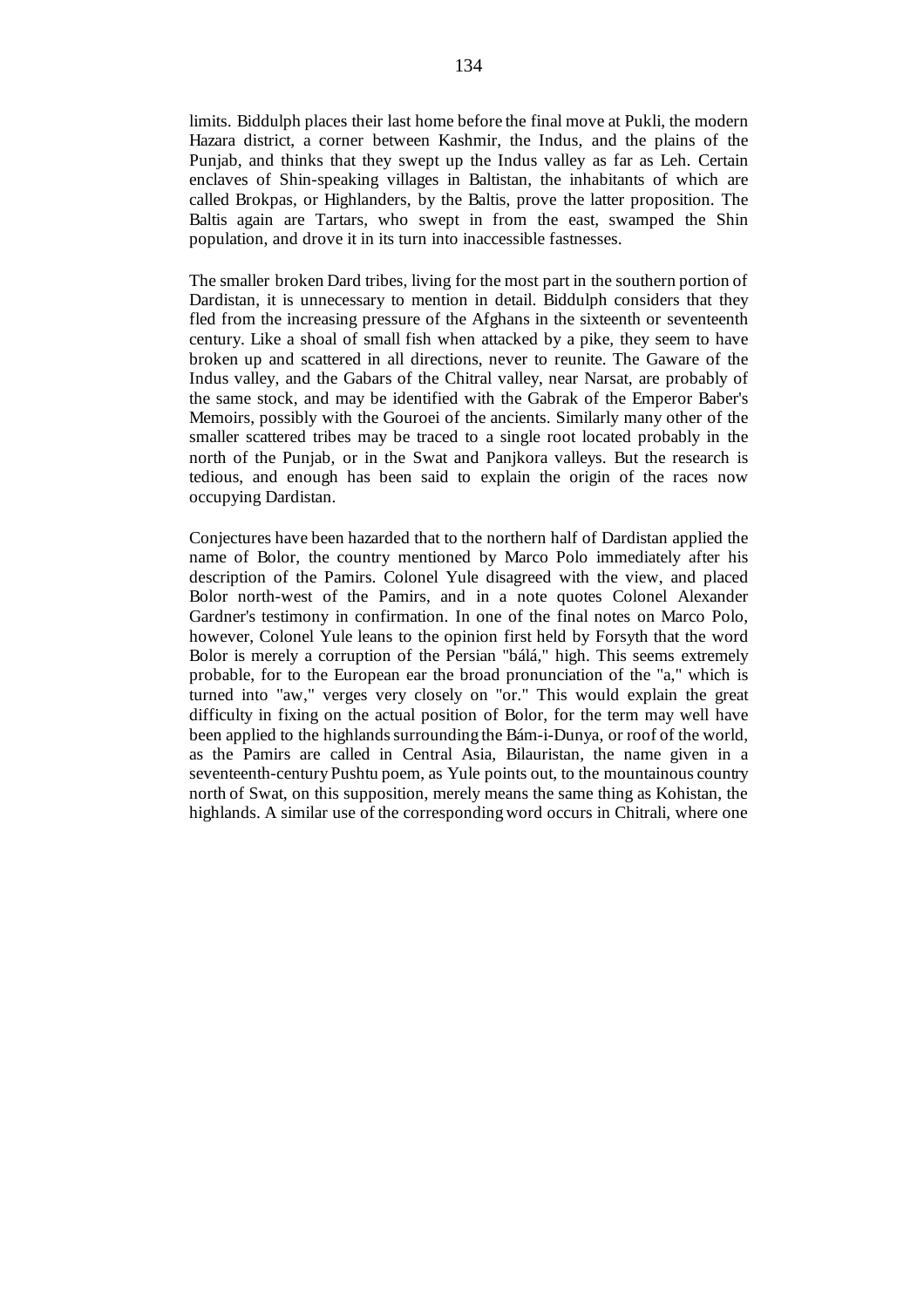limits. Biddulph places their last home before the final move at Pukli, the modern Hazara district, a corner between Kashmir, the Indus, and the plains of the Punjab, and thinks that they swept up the Indus valley as far as Leh. Certain enclaves of Shin-speaking villages in Baltistan, the inhabitants of which are called Brokpas, or Highlanders, by the Baltis, prove the latter proposition. The Baltis again are Tartars, who swept in from the east, swamped the Shin population, and drove it in its turn into inaccessible fastnesses.

The smaller broken Dard tribes, living for the most part in the southern portion of Dardistan, it is unnecessary to mention in detail. Biddulph considers that they fled from the increasing pressure of the Afghans in the sixteenth or seventeenth century. Like a shoal of small fish when attacked by a pike, they seem to have broken up and scattered in all directions, never to reunite. The Gaware of the Indus valley, and the Gabars of the Chitral valley, near Narsat, are probably of the same stock, and may be identified with the Gabrak of the Emperor Baber's Memoirs, possibly with the Gouroei of the ancients. Similarly many other of the smaller scattered tribes may be traced to a single root located probably in the north of the Punjab, or in the Swat and Panjkora valleys. But the research is tedious, and enough has been said to explain the origin of the races now occupying Dardistan.

Conjectures have been hazarded that to the northern half of Dardistan applied the name of Bolor, the country mentioned by Marco Polo immediately after his description of the Pamirs. Colonel Yule disagreed with the view, and placed Bolor north-west of the Pamirs, and in a note quotes Colonel Alexander Gardner's testimony in confirmation. In one of the final notes on Marco Polo, however, Colonel Yule leans to the opinion first held by Forsyth that the word Bolor is merely a corruption of the Persian "bálá," high. This seems extremely probable, for to the European ear the broad pronunciation of the "a," which is turned into "aw," verges very closely on "or." This would explain the great difficulty in fixing on the actual position of Bolor, for the term may well have been applied to the highlands surrounding the Bám-i-Dunya, or roof of the world, as the Pamirs are called in Central Asia, Bilauristan, the name given in a seventeenth-century Pushtu poem, as Yule points out, to the mountainous country north of Swat, on this supposition, merely means the same thing as Kohistan, the highlands. A similar use of the corresponding word occurs in Chitrali, where one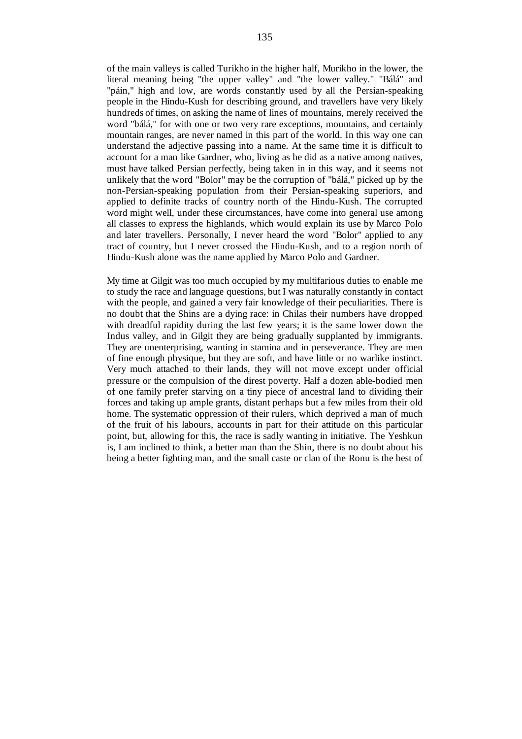of the main valleys is called Turikho in the higher half, Murikho in the lower, the literal meaning being "the upper valley" and "the lower valley." "Bálá" and "páin," high and low, are words constantly used by all the Persian-speaking people in the Hindu-Kush for describing ground, and travellers have very likely hundreds of times, on asking the name of lines of mountains, merely received the word "bálá," for with one or two very rare exceptions, mountains, and certainly mountain ranges, are never named in this part of the world. In this way one can understand the adjective passing into a name. At the same time it is difficult to account for a man like Gardner, who, living as he did as a native among natives, must have talked Persian perfectly, being taken in in this way, and it seems not unlikely that the word "Bolor" may be the corruption of "bálá," picked up by the non-Persian-speaking population from their Persian-speaking superiors, and applied to definite tracks of country north of the Hindu-Kush. The corrupted word might well, under these circumstances, have come into general use among all classes to express the highlands, which would explain its use by Marco Polo and later travellers. Personally, I never heard the word "Bolor" applied to any tract of country, but I never crossed the Hindu-Kush, and to a region north of Hindu-Kush alone was the name applied by Marco Polo and Gardner.

My time at Gilgit was too much occupied by my multifarious duties to enable me to study the race and language questions, but I was naturally constantly in contact with the people, and gained a very fair knowledge of their peculiarities. There is no doubt that the Shins are a dying race: in Chilas their numbers have dropped with dreadful rapidity during the last few years; it is the same lower down the Indus valley, and in Gilgit they are being gradually supplanted by immigrants. They are unenterprising, wanting in stamina and in perseverance. They are men of fine enough physique, but they are soft, and have little or no warlike instinct. Very much attached to their lands, they will not move except under official pressure or the compulsion of the direst poverty. Half a dozen able-bodied men of one family prefer starving on a tiny piece of ancestral land to dividing their forces and taking up ample grants, distant perhaps but a few miles from their old home. The systematic oppression of their rulers, which deprived a man of much of the fruit of his labours, accounts in part for their attitude on this particular point, but, allowing for this, the race is sadly wanting in initiative. The Yeshkun is, I am inclined to think, a better man than the Shin, there is no doubt about his being a better fighting man, and the small caste or clan of the Ronu is the best of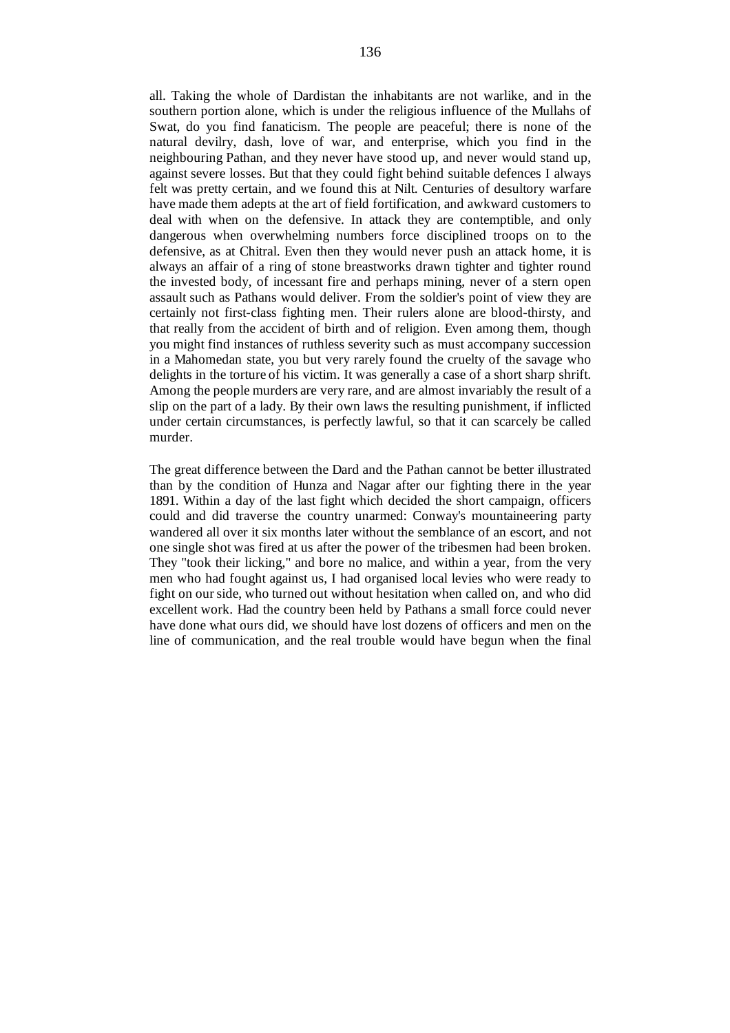all. Taking the whole of Dardistan the inhabitants are not warlike, and in the southern portion alone, which is under the religious influence of the Mullahs of Swat, do you find fanaticism. The people are peaceful; there is none of the natural devilry, dash, love of war, and enterprise, which you find in the neighbouring Pathan, and they never have stood up, and never would stand up, against severe losses. But that they could fight behind suitable defences I always felt was pretty certain, and we found this at Nilt. Centuries of desultory warfare have made them adepts at the art of field fortification, and awkward customers to deal with when on the defensive. In attack they are contemptible, and only dangerous when overwhelming numbers force disciplined troops on to the defensive, as at Chitral. Even then they would never push an attack home, it is always an affair of a ring of stone breastworks drawn tighter and tighter round the invested body, of incessant fire and perhaps mining, never of a stern open assault such as Pathans would deliver. From the soldier's point of view they are certainly not first-class fighting men. Their rulers alone are blood-thirsty, and that really from the accident of birth and of religion. Even among them, though you might find instances of ruthless severity such as must accompany succession in a Mahomedan state, you but very rarely found the cruelty of the savage who delights in the torture of his victim. It was generally a case of a short sharp shrift. Among the people murders are very rare, and are almost invariably the result of a slip on the part of a lady. By their own laws the resulting punishment, if inflicted under certain circumstances, is perfectly lawful, so that it can scarcely be called murder.

The great difference between the Dard and the Pathan cannot be better illustrated than by the condition of Hunza and Nagar after our fighting there in the year 1891. Within a day of the last fight which decided the short campaign, officers could and did traverse the country unarmed: Conway's mountaineering party wandered all over it six months later without the semblance of an escort, and not one single shot was fired at us after the power of the tribesmen had been broken. They "took their licking," and bore no malice, and within a year, from the very men who had fought against us, I had organised local levies who were ready to fight on our side, who turned out without hesitation when called on, and who did excellent work. Had the country been held by Pathans a small force could never have done what ours did, we should have lost dozens of officers and men on the line of communication, and the real trouble would have begun when the final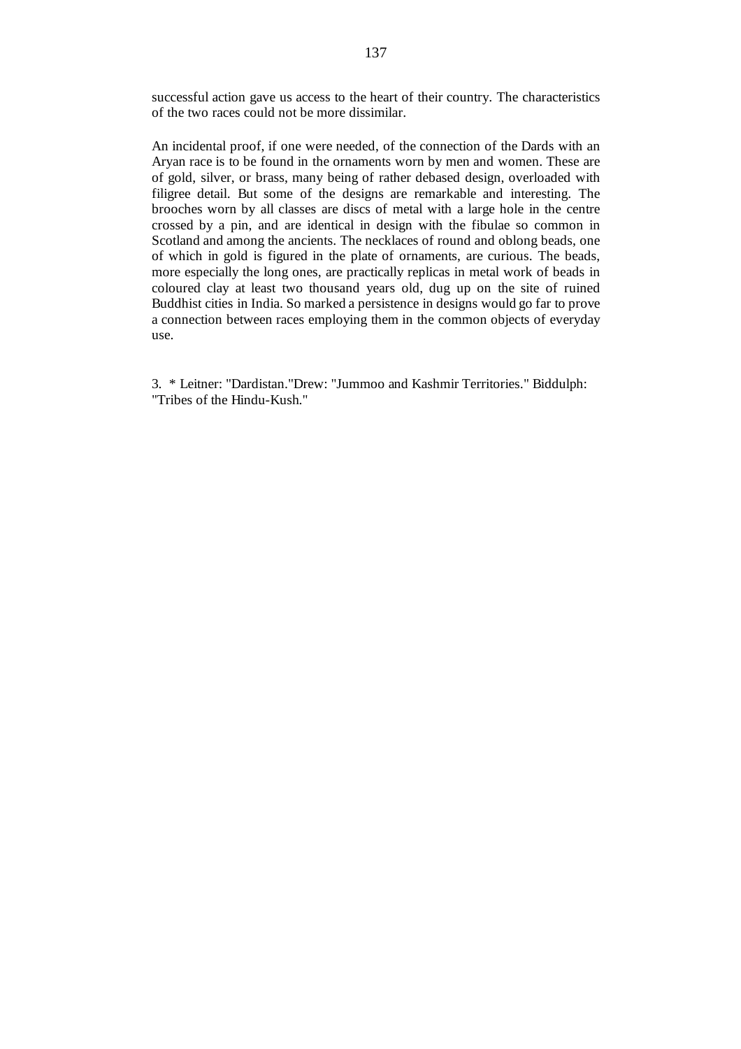successful action gave us access to the heart of their country. The characteristics of the two races could not be more dissimilar.

An incidental proof, if one were needed, of the connection of the Dards with an Aryan race is to be found in the ornaments worn by men and women. These are of gold, silver, or brass, many being of rather debased design, overloaded with filigree detail. But some of the designs are remarkable and interesting. The brooches worn by all classes are discs of metal with a large hole in the centre crossed by a pin, and are identical in design with the fibulae so common in Scotland and among the ancients. The necklaces of round and oblong beads, one of which in gold is figured in the plate of ornaments, are curious. The beads, more especially the long ones, are practically replicas in metal work of beads in coloured clay at least two thousand years old, dug up on the site of ruined Buddhist cities in India. So marked a persistence in designs would go far to prove a connection between races employing them in the common objects of everyday use.

3. * Leitner: "Dardistan."Drew: "Jummoo and Kashmir Territories." Biddulph: "Tribes of the Hindu-Kush."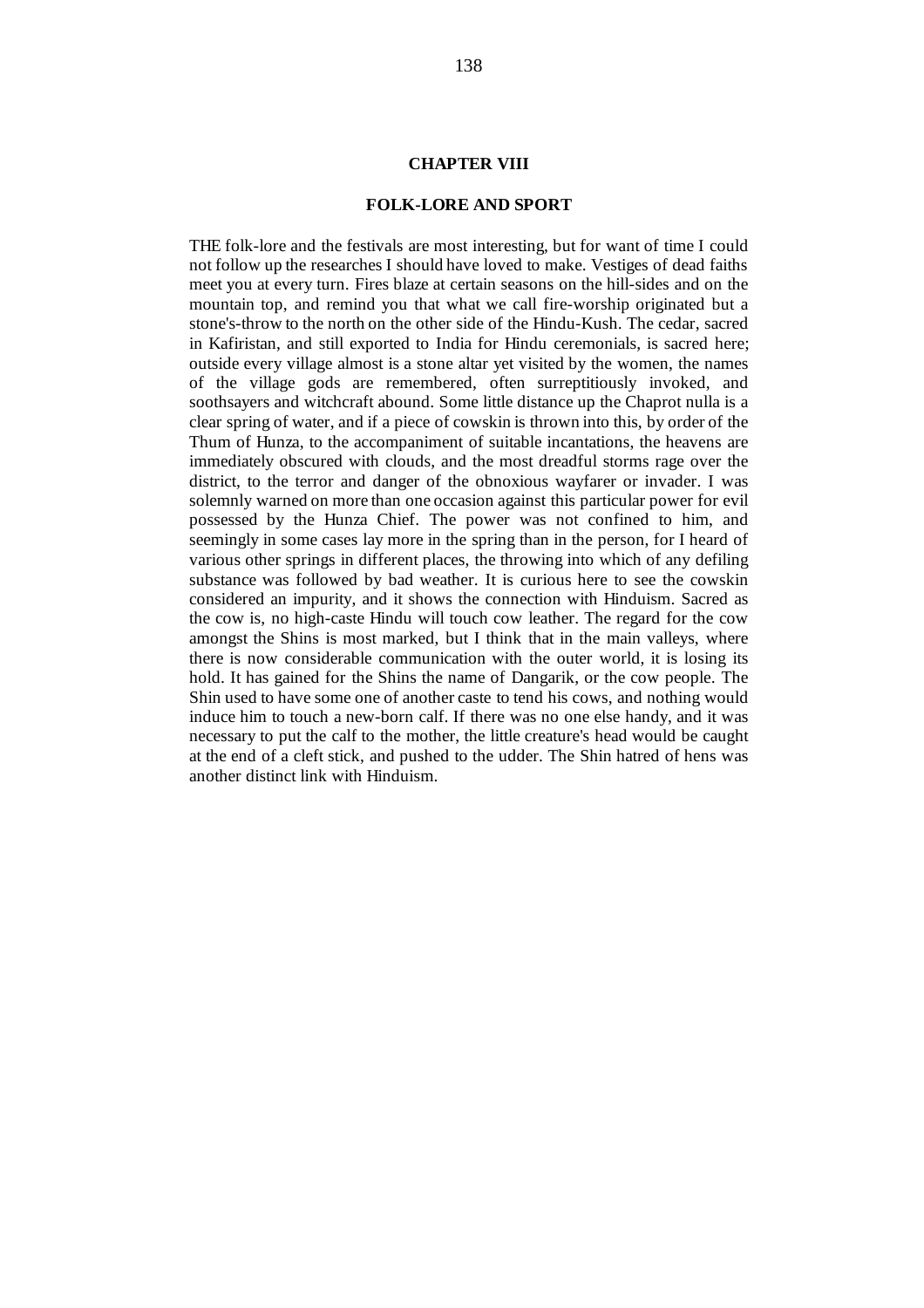## CHAPTER VIII

## FOLK-LORE AND SPORT

THE folk-lore and the festivals are most interesting, but for want of time I could not follow up the researches I should have loved to make. Vestiges of dead faiths meet you at every turn. Fires blaze at certain seasons on the hill-sides and on the mountain top, and remind you that what we call fire-worship originated but a stone's-throw to the north on the other side of the Hindu-Kush. The cedar, sacred in Kafiristan, and still exported to India for Hindu ceremonials, is sacred here; outside every village almost is a stone altar yet visited by the women, the names of the village gods are remembered, often surreptitiously invoked, and soothsayers and witchcraft abound. Some little distance up the Chaprot nulla is a clear spring of water, and if a piece of cowskin is thrown into this, by order of the Thum of Hunza, to the accompaniment of suitable incantations, the heavens are immediately obscured with clouds, and the most dreadful storms rage over the district, to the terror and danger of the obnoxious wayfarer or invader. I was solemnly warned on more than one occasion against this particular power for evil possessed by the Hunza Chief. The power was not confined to him, and seemingly in some cases lay more in the spring than in the person, for I heard of various other springs in different places, the throwing into which of any defiling substance was followed by bad weather. It is curious here to see the cowskin considered an impurity, and it shows the connection with Hinduism. Sacred as the cow is, no high-caste Hindu will touch cow leather. The regard for the cow amongst the Shins is most marked, but I think that in the main valleys, where there is now considerable communication with the outer world, it is losing its hold. It has gained for the Shins the name of Dangarik, or the cow people. The Shin used to have some one of another caste to tend his cows, and nothing would induce him to touch a new-born calf. If there was no one else handy, and it was necessary to put the calf to the mother, the little creature's head would be caught at the end of a cleft stick, and pushed to the udder. The Shin hatred of hens was another distinct link with Hinduism.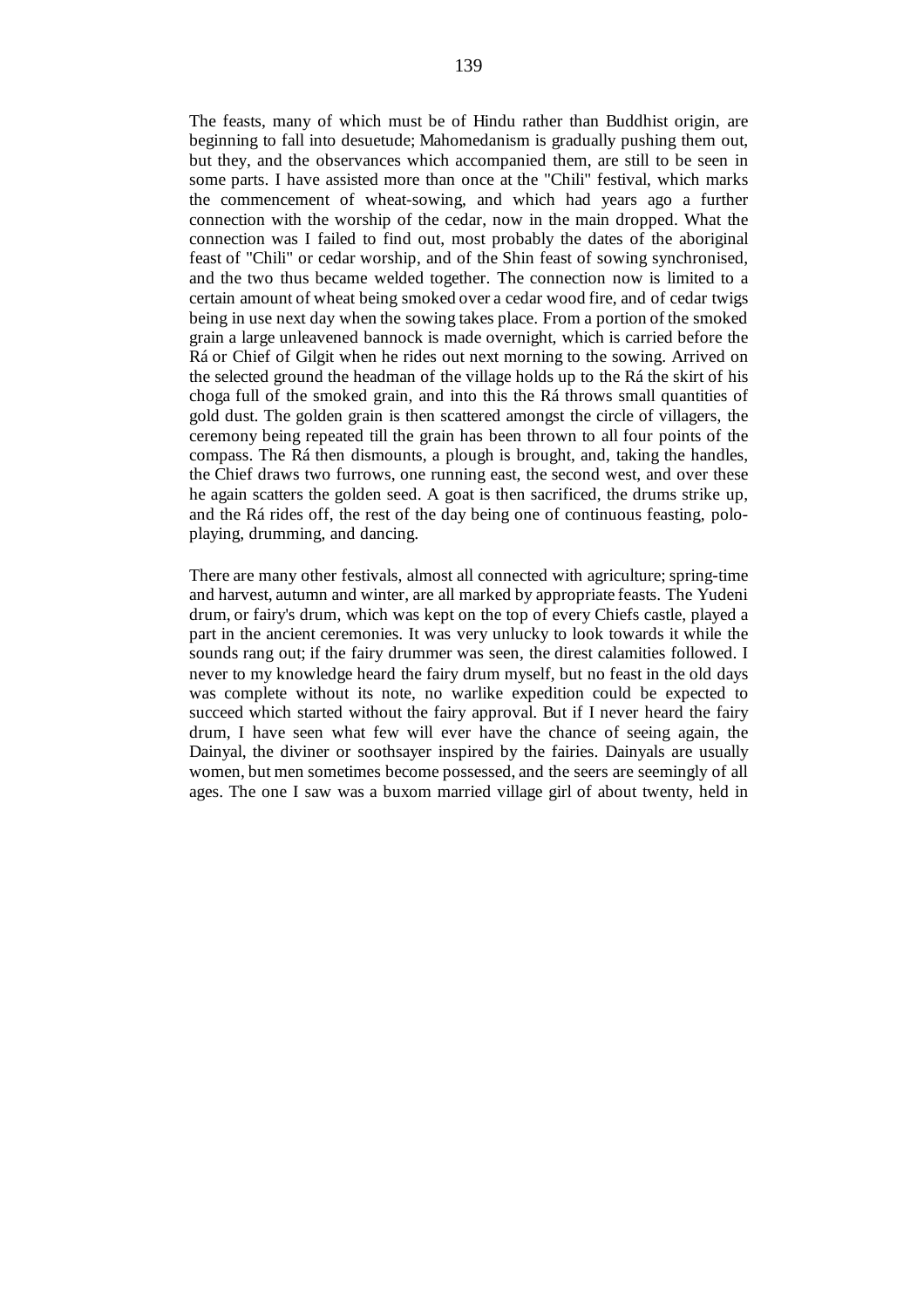The feasts, many of which must be of Hindu rather than Buddhist origin, are beginning to fall into desuetude; Mahomedanism is gradually pushing them out, but they, and the observances which accompanied them, are still to be seen in some parts. I have assisted more than once at the "Chili" festival, which marks the commencement of wheat-sowing, and which had years ago a further connection with the worship of the cedar, now in the main dropped. What the connection was I failed to find out, most probably the dates of the aboriginal feast of "Chili" or cedar worship, and of the Shin feast of sowing synchronised, and the two thus became welded together. The connection now is limited to a certain amount of wheat being smoked over a cedar wood fire, and of cedar twigs being in use next day when the sowing takes place. From a portion of the smoked grain a large unleavened bannock is made overnight, which is carried before the Rá or Chief of Gilgit when he rides out next morning to the sowing. Arrived on the selected ground the headman of the village holds up to the Rá the skirt of his choga full of the smoked grain, and into this the Rá throws small quantities of gold dust. The golden grain is then scattered amongst the circle of villagers, the ceremony being repeated till the grain has been thrown to all four points of the compass. The Rá then dismounts, a plough is brought, and, taking the handles, the Chief draws two furrows, one running east, the second west, and over these he again scatters the golden seed. A goat is then sacrificed, the drums strike up, and the Rá rides off, the rest of the day being one of continuous feasting, polo-playing, drumming, and dancing.

There are many other festivals, almost all connected with agriculture; spring-time and harvest, autumn and winter, are all marked by appropriate feasts. The Yudeni drum, or fairy's drum, which was kept on the top of every Chiefs castle, played a part in the ancient ceremonies. It was very unlucky to look towards it while the sounds rang out; if the fairy drummer was seen, the direst calamities followed. I never to my knowledge heard the fairy drum myself, but no feast in the old days was complete without its note, no warlike expedition could be expected to succeed which started without the fairy approval. But if I never heard the fairy drum, I have seen what few will ever have the chance of seeing again, the Dainyal, the diviner or soothsayer inspired by the fairies. Dainyals are usually women, but men sometimes become possessed, and the seers are seemingly of all ages. The one I saw was a buxom married village girl of about twenty, held in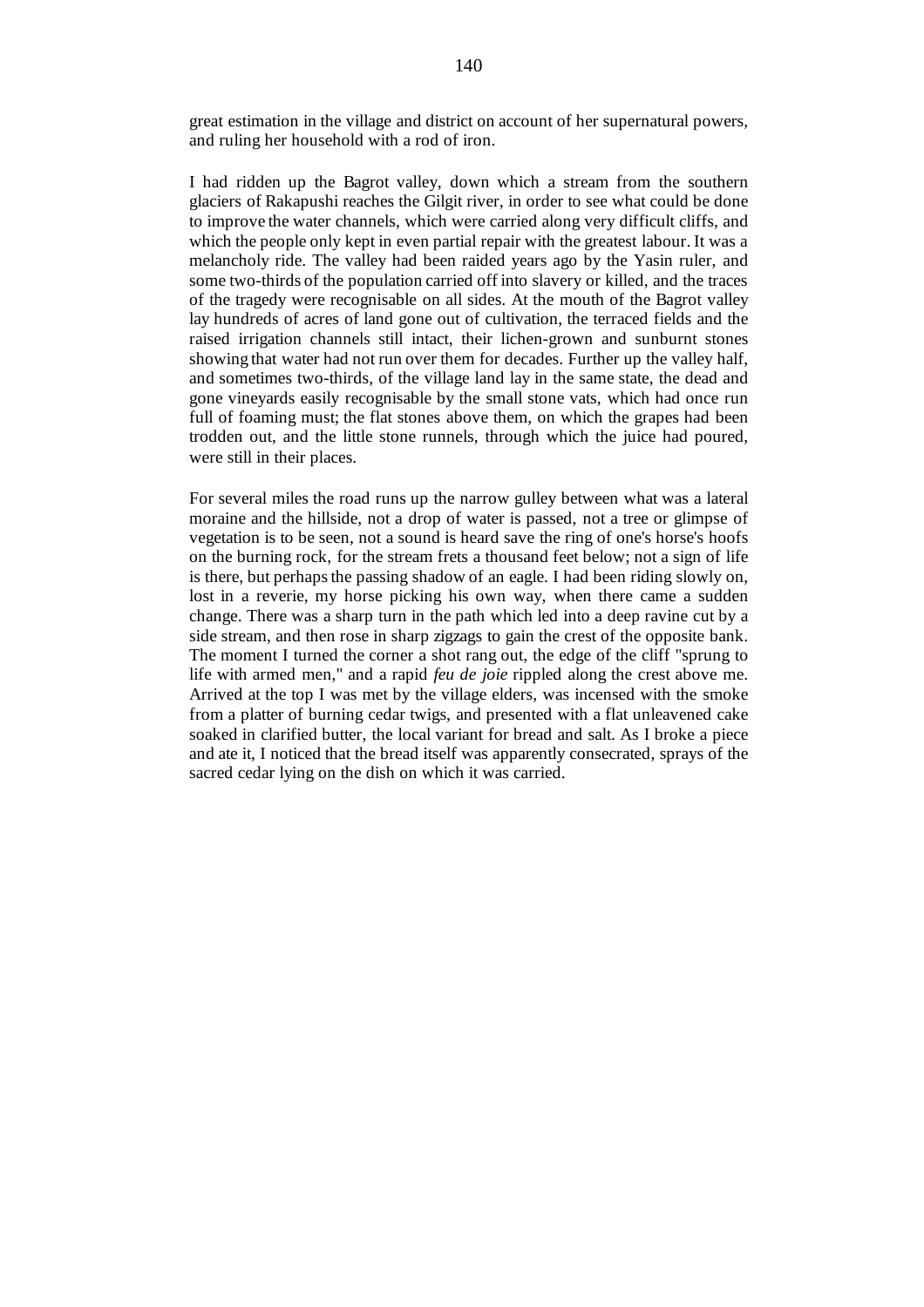great estimation in the village and district on account of her supernatural powers, and ruling her household with a rod of iron.

I had ridden up the Bagrot valley, down which a stream from the southern glaciers of Rakapushi reaches the Gilgit river, in order to see what could be done to improve the water channels, which were carried along very difficult cliffs, and which the people only kept in even partial repair with the greatest labour. It was a melancholy ride. The valley had been raided years ago by the Yasin ruler, and some two-thirds of the population carried off into slavery or killed, and the traces of the tragedy were recognisable on all sides. At the mouth of the Bagrot valley lay hundreds of acres of land gone out of cultivation, the terraced fields and the raised irrigation channels still intact, their lichen-grown and sunburnt stones showing that water had not run over them for decades. Further up the valley half, and sometimes two-thirds, of the village land lay in the same state, the dead and gone vineyards easily recognisable by the small stone vats, which had once run full of foaming must; the flat stones above them, on which the grapes had been trodden out, and the little stone runnels, through which the juice had poured, were still in their places.

For several miles the road runs up the narrow gulley between what was a lateral moraine and the hillside, not a drop of water is passed, not a tree or glimpse of vegetation is to be seen, not a sound is heard save the ring of one's horse's hoofs on the burning rock, for the stream frets a thousand feet below; not a sign of life is there, but perhaps the passing shadow of an eagle. I had been riding slowly on, lost in a reverie, my horse picking his own way, when there came a sudden change. There was a sharp turn in the path which led into a deep ravine cut by a side stream, and then rose in sharp zigzags to gain the crest of the opposite bank. The moment I turned the corner a shot rang out, the edge of the cliff "sprung to life with armed men," and a rapid *feu de joie* rippled along the crest above me. Arrived at the top I was met by the village elders, was incensed with the smoke from a platter of burning cedar twigs, and presented with a flat unleavened cake soaked in clarified butter, the local variant for bread and salt. As I broke a piece and ate it, I noticed that the bread itself was apparently consecrated, sprays of the sacred cedar lying on the dish on which it was carried.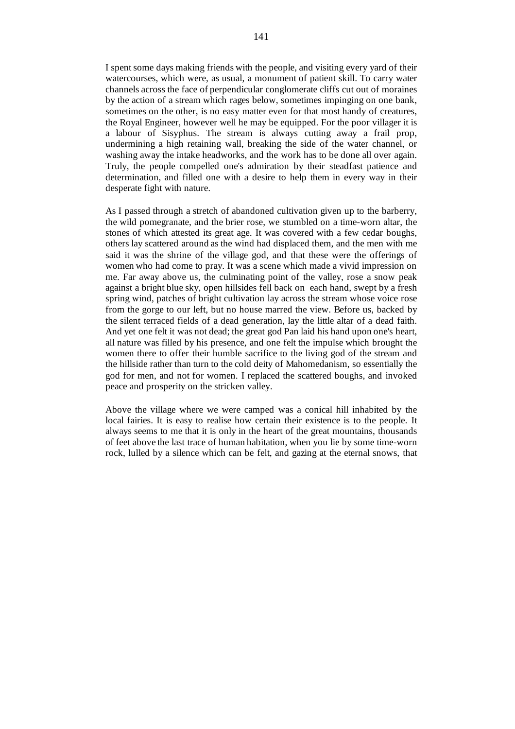I spent some days making friends with the people, and visiting every yard of their watercourses, which were, as usual, a monument of patient skill. To carry water channels across the face of perpendicular conglomerate cliffs cut out of moraines by the action of a stream which rages below, sometimes impinging on one bank, sometimes on the other, is no easy matter even for that most handy of creatures, the Royal Engineer, however well he may be equipped. For the poor villager it is a labour of Sisyphus. The stream is always cutting away a frail prop, undermining a high retaining wall, breaking the side of the water channel, or washing away the intake headworks, and the work has to be done all over again. Truly, the people compelled one's admiration by their steadfast patience and determination, and filled one with a desire to help them in every way in their desperate fight with nature.

As I passed through a stretch of abandoned cultivation given up to the barberry, the wild pomegranate, and the brier rose, we stumbled on a time-worn altar, the stones of which attested its great age. It was covered with a few cedar boughs, others lay scattered around as the wind had displaced them, and the men with me said it was the shrine of the village god, and that these were the offerings of women who had come to pray. It was a scene which made a vivid impression on me. Far away above us, the culminating point of the valley, rose a snow peak against a bright blue sky, open hillsides fell back on each hand, swept by a fresh spring wind, patches of bright cultivation lay across the stream whose voice rose from the gorge to our left, but no house marred the view. Before us, backed by the silent terraced fields of a dead generation, lay the little altar of a dead faith. And yet one felt it was not dead; the great god Pan laid his hand upon one's heart, all nature was filled by his presence, and one felt the impulse which brought the women there to offer their humble sacrifice to the living god of the stream and the hillside rather than turn to the cold deity of Mahomedanism, so essentially the god for men, and not for women. I replaced the scattered boughs, and invoked peace and prosperity on the stricken valley.

Above the village where we were camped was a conical hill inhabited by the local fairies. It is easy to realise how certain their existence is to the people. It always seems to me that it is only in the heart of the great mountains, thousands of feet above the last trace of human habitation, when you lie by some time-worn rock, lulled by a silence which can be felt, and gazing at the eternal snows, that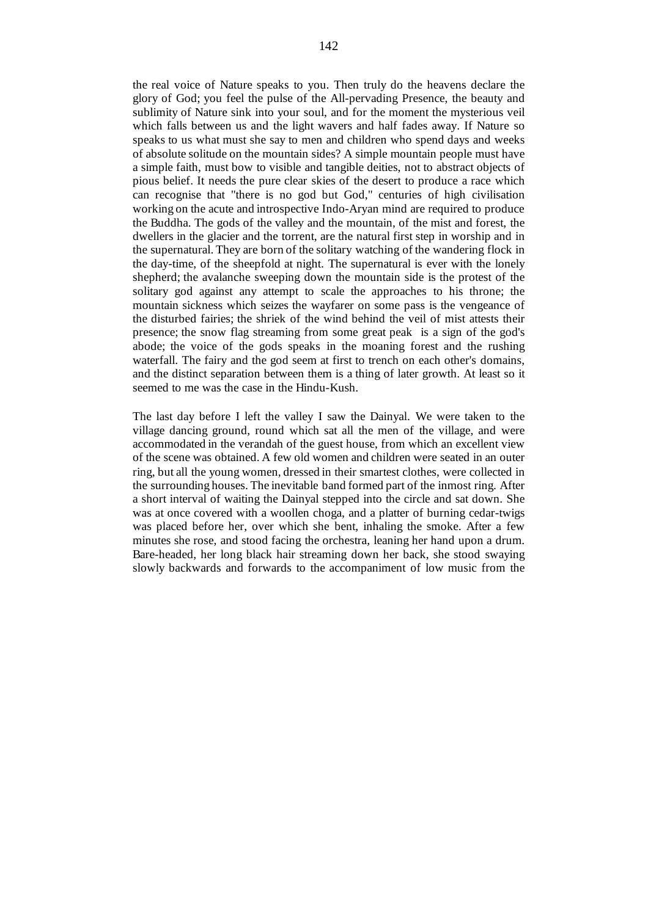the real voice of Nature speaks to you. Then truly do the heavens declare the glory of God; you feel the pulse of the All-pervading Presence, the beauty and sublimity of Nature sink into your soul, and for the moment the mysterious veil which falls between us and the light wavers and half fades away. If Nature so speaks to us what must she say to men and children who spend days and weeks of absolute solitude on the mountain sides? A simple mountain people must have a simple faith, must bow to visible and tangible deities, not to abstract objects of pious belief. It needs the pure clear skies of the desert to produce a race which can recognise that "there is no god but God," centuries of high civilisation working on the acute and introspective Indo-Aryan mind are required to produce the Buddha. The gods of the valley and the mountain, of the mist and forest, the dwellers in the glacier and the torrent, are the natural first step in worship and in the supernatural. They are born of the solitary watching of the wandering flock in the day-time, of the sheepfold at night. The supernatural is ever with the lonely shepherd; the avalanche sweeping down the mountain side is the protest of the solitary god against any attempt to scale the approaches to his throne; the mountain sickness which seizes the wayfarer on some pass is the vengeance of the disturbed fairies; the shriek of the wind behind the veil of mist attests their presence; the snow flag streaming from some great peak is a sign of the god's abode; the voice of the gods speaks in the moaning forest and the rushing waterfall. The fairy and the god seem at first to trench on each other's domains, and the distinct separation between them is a thing of later growth. At least so it seemed to me was the case in the Hindu-Kush.

The last day before I left the valley I saw the Dainyal. We were taken to the village dancing ground, round which sat all the men of the village, and were accommodated in the verandah of the guest house, from which an excellent view of the scene was obtained. A few old women and children were seated in an outer ring, but all the young women, dressed in their smartest clothes, were collected in the surrounding houses. The inevitable band formed part of the inmost ring. After a short interval of waiting the Dainyal stepped into the circle and sat down. She was at once covered with a woollen choga, and a platter of burning cedar-twigs was placed before her, over which she bent, inhaling the smoke. After a few minutes she rose, and stood facing the orchestra, leaning her hand upon a drum. Bare-headed, her long black hair streaming down her back, she stood swaying slowly backwards and forwards to the accompaniment of low music from the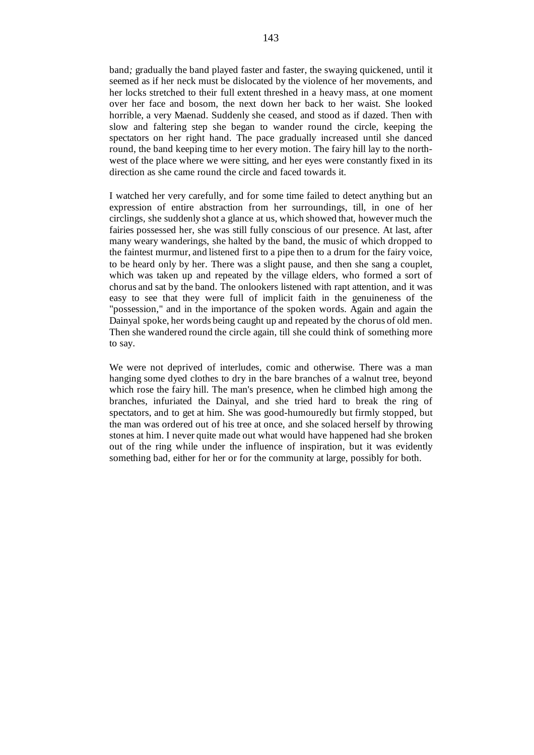band; gradually the band played faster and faster, the swaying quickened, until it seemed as if her neck must be dislocated by the violence of her movements, and her locks stretched to their full extent threshed in a heavy mass, at one moment over her face and bosom, the next down her back to her waist. She looked horrible, a very Maenad. Suddenly she ceased, and stood as if dazed. Then with slow and faltering step she began to wander round the circle, keeping the spectators on her right hand. The pace gradually increased until she danced round, the band keeping time to her every motion. The fairy hill lay to the north-west of the place where we were sitting, and her eyes were constantly fixed in its direction as she came round the circle and faced towards it.

I watched her very carefully, and for some time failed to detect anything but an expression of entire abstraction from her surroundings, till, in one of her circlings, she suddenly shot a glance at us, which showed that, however much the fairies possessed her, she was still fully conscious of our presence. At last, after many weary wanderings, she halted by the band, the music of which dropped to the faintest murmur, and listened first to a pipe then to a drum for the fairy voice, to be heard only by her. There was a slight pause, and then she sang a couplet, which was taken up and repeated by the village elders, who formed a sort of chorus and sat by the band. The onlookers listened with rapt attention, and it was easy to see that they were full of implicit faith in the genuineness of the "possession," and in the importance of the spoken words. Again and again the Dainyal spoke, her words being caught up and repeated by the chorus of old men. Then she wandered round the circle again, till she could think of something more to say.

We were not deprived of interludes, comic and otherwise. There was a man hanging some dyed clothes to dry in the bare branches of a walnut tree, beyond which rose the fairy hill. The man's presence, when he climbed high among the branches, infuriated the Dainyal, and she tried hard to break the ring of spectators, and to get at him. She was good-humouredly but firmly stopped, but the man was ordered out of his tree at once, and she solaced herself by throwing stones at him. I never quite made out what would have happened had she broken out of the ring while under the influence of inspiration, but it was evidently something bad, either for her or for the community at large, possibly for both.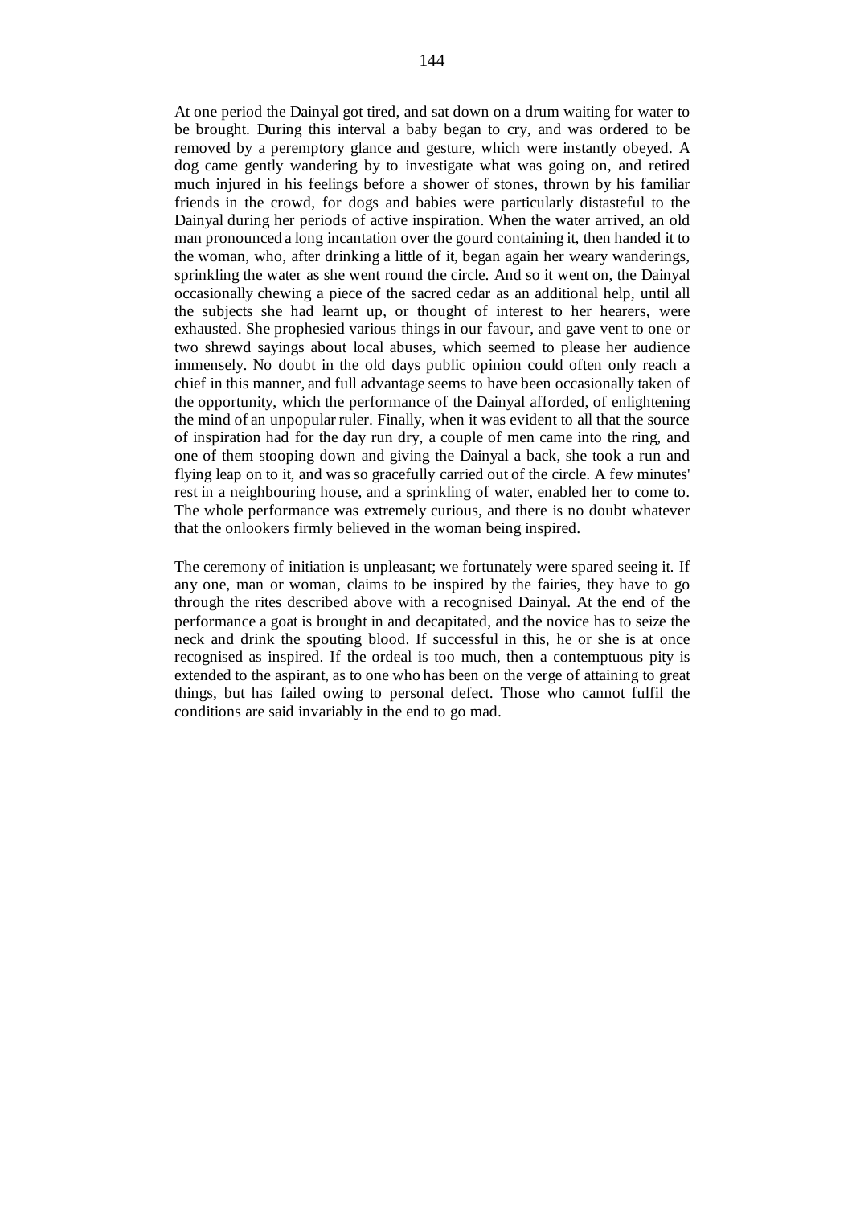At one period the Dainyal got tired, and sat down on a drum waiting for water to be brought. During this interval a baby began to cry, and was ordered to be removed by a peremptory glance and gesture, which were instantly obeyed. A dog came gently wandering by to investigate what was going on, and retired much injured in his feelings before a shower of stones, thrown by his familiar friends in the crowd, for dogs and babies were particularly distasteful to the Dainyal during her periods of active inspiration. When the water arrived, an old man pronounced a long incantation over the gourd containing it, then handed it to the woman, who, after drinking a little of it, began again her weary wanderings, sprinkling the water as she went round the circle. And so it went on, the Dainyal occasionally chewing a piece of the sacred cedar as an additional help, until all the subjects she had learnt up, or thought of interest to her hearers, were exhausted. She prophesied various things in our favour, and gave vent to one or two shrewd sayings about local abuses, which seemed to please her audience immensely. No doubt in the old days public opinion could often only reach a chief in this manner, and full advantage seems to have been occasionally taken of the opportunity, which the performance of the Dainyal afforded, of enlightening the mind of an unpopular ruler. Finally, when it was evident to all that the source of inspiration had for the day run dry, a couple of men came into the ring, and one of them stooping down and giving the Dainyal a back, she took a run and flying leap on to it, and was so gracefully carried out of the circle. A few minutes' rest in a neighbouring house, and a sprinkling of water, enabled her to come to. The whole performance was extremely curious, and there is no doubt whatever that the onlookers firmly believed in the woman being inspired.

The ceremony of initiation is unpleasant; we fortunately were spared seeing it. If any one, man or woman, claims to be inspired by the fairies, they have to go through the rites described above with a recognised Dainyal. At the end of the performance a goat is brought in and decapitated, and the novice has to seize the neck and drink the spouting blood. If successful in this, he or she is at once recognised as inspired. If the ordeal is too much, then a contemptuous pity is extended to the aspirant, as to one who has been on the verge of attaining to great things, but has failed owing to personal defect. Those who cannot fulfil the conditions are said invariably in the end to go mad.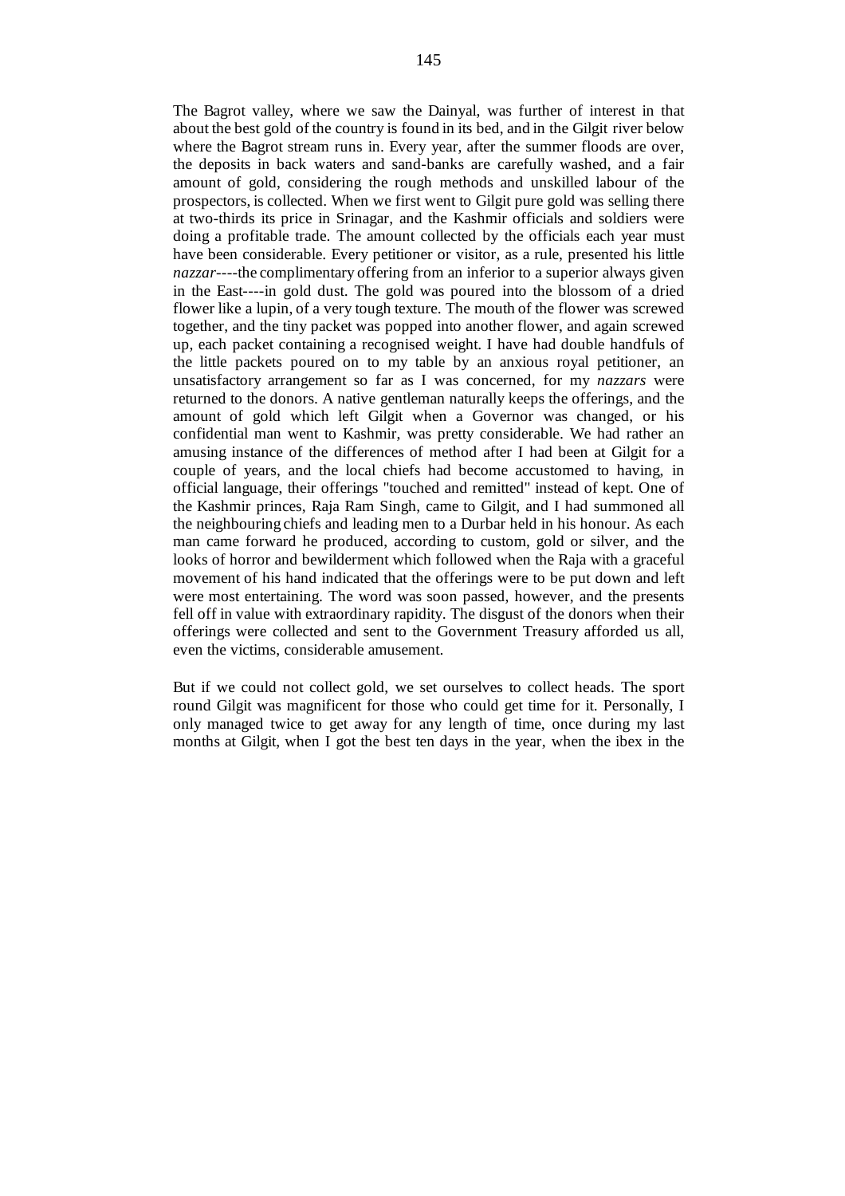The Bagrot valley, where we saw the Dainyal, was further of interest in that about the best gold of the country is found in its bed, and in the Gilgit river below where the Bagrot stream runs in. Every year, after the summer floods are over, the deposits in back waters and sand-banks are carefully washed, and a fair amount of gold, considering the rough methods and unskilled labour of the prospectors, is collected. When we first went to Gilgit pure gold was selling there at two-thirds its price in Srinagar, and the Kashmir officials and soldiers were doing a profitable trade. The amount collected by the officials each year must have been considerable. Every petitioner or visitor, as a rule, presented his little *nazzar*----the complimentary offering from an inferior to a superior always given in the East----in gold dust. The gold was poured into the blossom of a dried flower like a lupin, of a very tough texture. The mouth of the flower was screwed together, and the tiny packet was popped into another flower, and again screwed up, each packet containing a recognised weight. I have had double handfuls of the little packets poured on to my table by an anxious royal petitioner, an unsatisfactory arrangement so far as I was concerned, for my *nazzars* were returned to the donors. A native gentleman naturally keeps the offerings, and the amount of gold which left Gilgit when a Governor was changed, or his confidential man went to Kashmir, was pretty considerable. We had rather an amusing instance of the differences of method after I had been at Gilgit for a couple of years, and the local chiefs had become accustomed to having, in official language, their offerings "touched and remitted" instead of kept. One of the Kashmir princes, Raja Ram Singh, came to Gilgit, and I had summoned all the neighbouring chiefs and leading men to a Durbar held in his honour. As each man came forward he produced, according to custom, gold or silver, and the looks of horror and bewilderment which followed when the Raja with a graceful movement of his hand indicated that the offerings were to be put down and left were most entertaining. The word was soon passed, however, and the presents fell off in value with extraordinary rapidity. The disgust of the donors when their offerings were collected and sent to the Government Treasury afforded us all, even the victims, considerable amusement.

But if we could not collect gold, we set ourselves to collect heads. The sport round Gilgit was magnificent for those who could get time for it. Personally, I only managed twice to get away for any length of time, once during my last months at Gilgit, when I got the best ten days in the year, when the ibex in the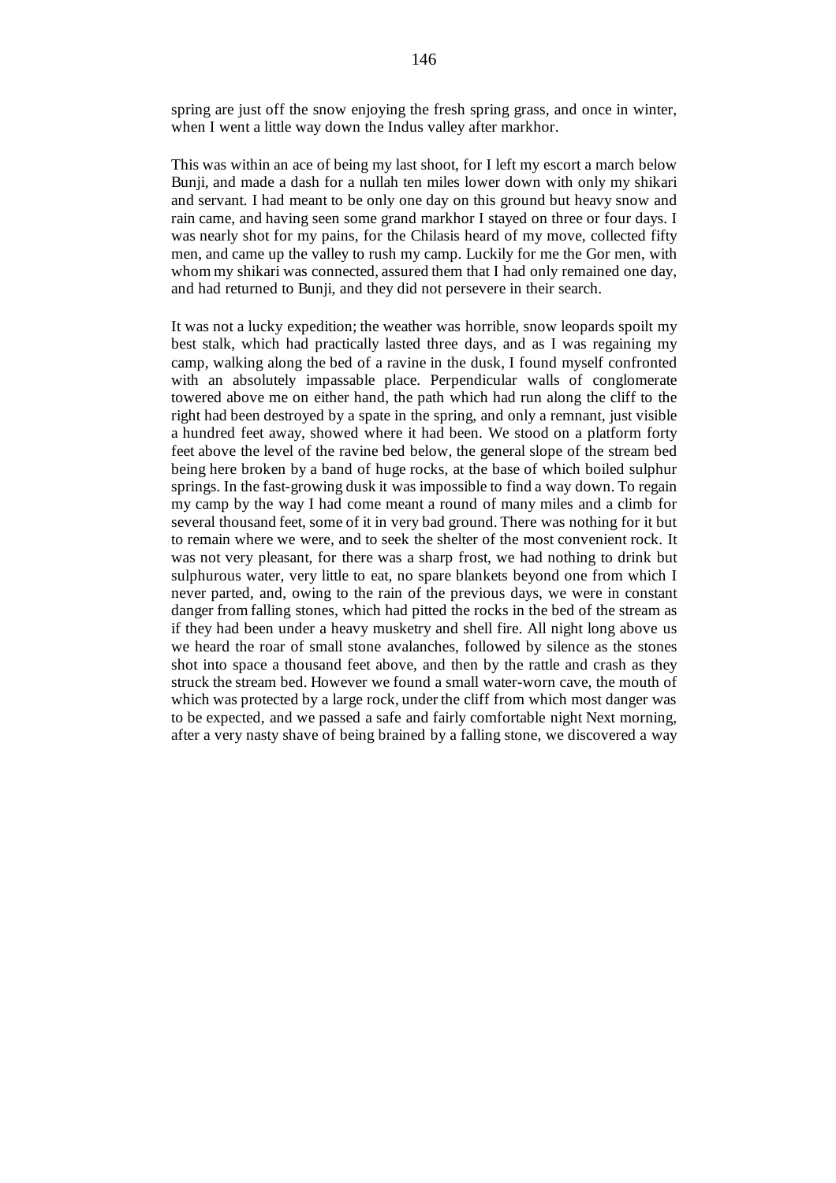spring are just off the snow enjoying the fresh spring grass, and once in winter, when I went a little way down the Indus valley after markhor.

This was within an ace of being my last shoot, for I left my escort a march below Bunji, and made a dash for a nullah ten miles lower down with only my shikari and servant. I had meant to be only one day on this ground but heavy snow and rain came, and having seen some grand markhor I stayed on three or four days. I was nearly shot for my pains, for the Chilasis heard of my move, collected fifty men, and came up the valley to rush my camp. Luckily for me the Gor men, with whom my shikari was connected, assured them that I had only remained one day, and had returned to Bunji, and they did not persevere in their search.

It was not a lucky expedition; the weather was horrible, snow leopards spoilt my best stalk, which had practically lasted three days, and as I was regaining my camp, walking along the bed of a ravine in the dusk, I found myself confronted with an absolutely impassable place. Perpendicular walls of conglomerate towered above me on either hand, the path which had run along the cliff to the right had been destroyed by a spate in the spring, and only a remnant, just visible a hundred feet away, showed where it had been. We stood on a platform forty feet above the level of the ravine bed below, the general slope of the stream bed being here broken by a band of huge rocks, at the base of which boiled sulphur springs. In the fast-growing dusk it was impossible to find a way down. To regain my camp by the way I had come meant a round of many miles and a climb for several thousand feet, some of it in very bad ground. There was nothing for it but to remain where we were, and to seek the shelter of the most convenient rock. It was not very pleasant, for there was a sharp frost, we had nothing to drink but sulphurous water, very little to eat, no spare blankets beyond one from which I never parted, and, owing to the rain of the previous days, we were in constant danger from falling stones, which had pitted the rocks in the bed of the stream as if they had been under a heavy musketry and shell fire. All night long above us we heard the roar of small stone avalanches, followed by silence as the stones shot into space a thousand feet above, and then by the rattle and crash as they struck the stream bed. However we found a small water-worn cave, the mouth of which was protected by a large rock, under the cliff from which most danger was to be expected, and we passed a safe and fairly comfortable night Next morning, after a very nasty shave of being brained by a falling stone, we discovered a way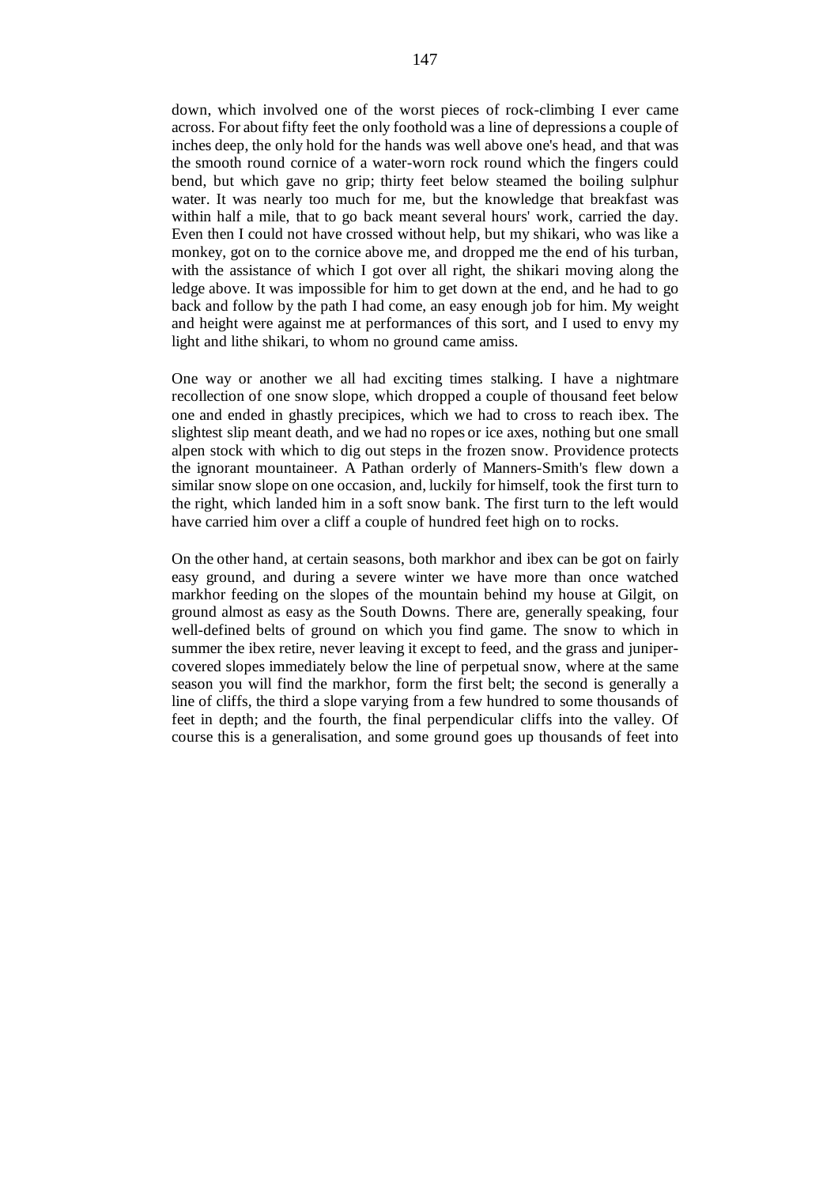down, which involved one of the worst pieces of rock-climbing I ever came across. For about fifty feet the only foothold was a line of depressions a couple of inches deep, the only hold for the hands was well above one's head, and that was the smooth round cornice of a water-worn rock round which the fingers could bend, but which gave no grip; thirty feet below steamed the boiling sulphur water. It was nearly too much for me, but the knowledge that breakfast was within half a mile, that to go back meant several hours' work, carried the day. Even then I could not have crossed without help, but my shikari, who was like a monkey, got on to the cornice above me, and dropped me the end of his turban, with the assistance of which I got over all right, the shikari moving along the ledge above. It was impossible for him to get down at the end, and he had to go back and follow by the path I had come, an easy enough job for him. My weight and height were against me at performances of this sort, and I used to envy my light and lithe shikari, to whom no ground came amiss.

One way or another we all had exciting times stalking. I have a nightmare recollection of one snow slope, which dropped a couple of thousand feet below one and ended in ghastly precipices, which we had to cross to reach ibex. The slightest slip meant death, and we had no ropes or ice axes, nothing but one small alpen stock with which to dig out steps in the frozen snow. Providence protects the ignorant mountaineer. A Pathan orderly of Manners-Smith's flew down a similar snow slope on one occasion, and, luckily for himself, took the first turn to the right, which landed him in a soft snow bank. The first turn to the left would have carried him over a cliff a couple of hundred feet high on to rocks.

On the other hand, at certain seasons, both markhor and ibex can be got on fairly easy ground, and during a severe winter we have more than once watched markhor feeding on the slopes of the mountain behind my house at Gilgit, on ground almost as easy as the South Downs. There are, generally speaking, four well-defined belts of ground on which you find game. The snow to which in summer the ibex retire, never leaving it except to feed, and the grass and juniper-covered slopes immediately below the line of perpetual snow, where at the same season you will find the markhor, form the first belt; the second is generally a line of cliffs, the third a slope varying from a few hundred to some thousands of feet in depth; and the fourth, the final perpendicular cliffs into the valley. Of course this is a generalisation, and some ground goes up thousands of feet into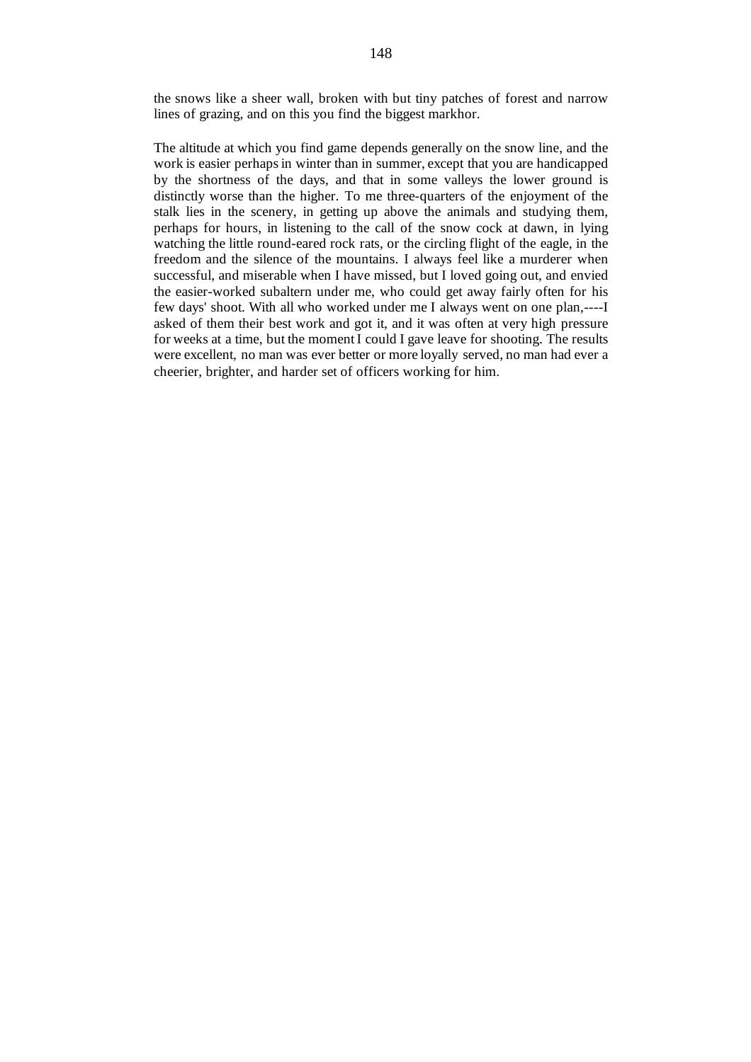the snows like a sheer wall, broken with but tiny patches of forest and narrow lines of grazing, and on this you find the biggest markhor.

The altitude at which you find game depends generally on the snow line, and the work is easier perhaps in winter than in summer, except that you are handicapped by the shortness of the days, and that in some valleys the lower ground is distinctly worse than the higher. To me three-quarters of the enjoyment of the stalk lies in the scenery, in getting up above the animals and studying them, perhaps for hours, in listening to the call of the snow cock at dawn, in lying watching the little round-eared rock rats, or the circling flight of the eagle, in the freedom and the silence of the mountains. I always feel like a murderer when successful, and miserable when I have missed, but I loved going out, and envied the easier-worked subaltern under me, who could get away fairly often for his few days' shoot. With all who worked under me I always went on one plan,----I asked of them their best work and got it, and it was often at very high pressure for weeks at a time, but the moment I could I gave leave for shooting. The results were excellent, no man was ever better or more loyally served, no man had ever a cheerier, brighter, and harder set of officers working for him.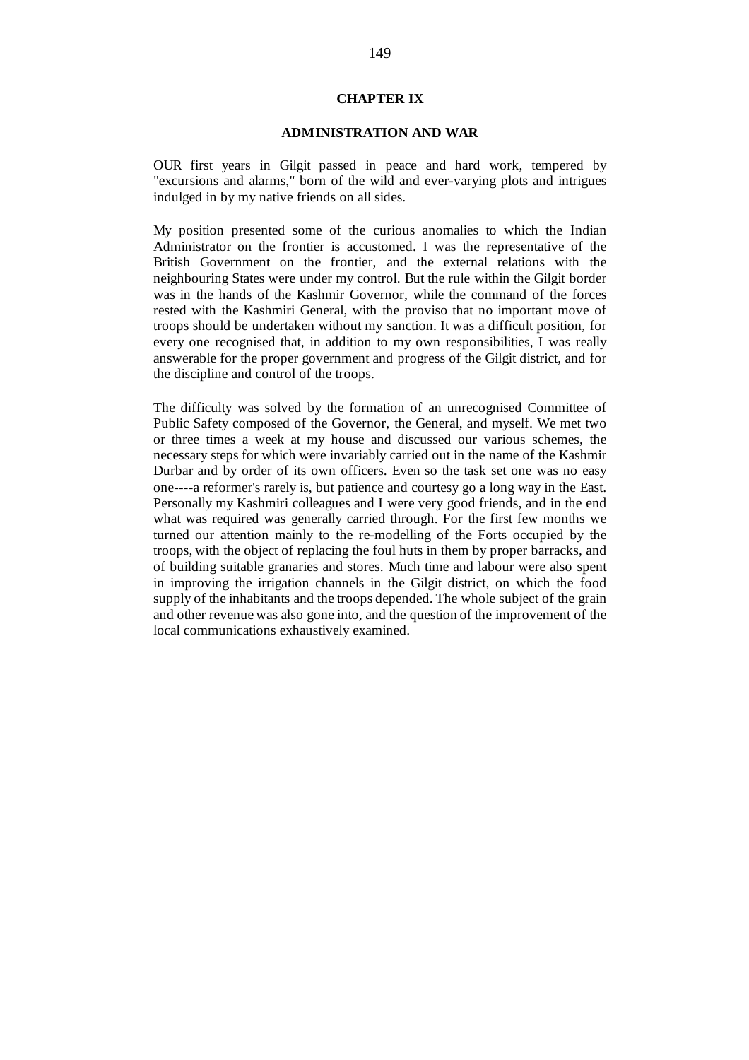## CHAPTER IX

### ADMINISTRATION AND WAR

OUR first years in Gilgit passed in peace and hard work, tempered by "excursions and alarms," born of the wild and ever-varying plots and intrigues indulged in by my native friends on all sides.

My position presented some of the curious anomalies to which the Indian Administrator on the frontier is accustomed. I was the representative of the British Government on the frontier, and the external relations with the neighbouring States were under my control. But the rule within the Gilgit border was in the hands of the Kashmir Governor, while the command of the forces rested with the Kashmiri General, with the proviso that no important move of troops should be undertaken without my sanction. It was a difficult position, for every one recognised that, in addition to my own responsibilities, I was really answerable for the proper government and progress of the Gilgit district, and for the discipline and control of the troops.

The difficulty was solved by the formation of an unrecognised Committee of Public Safety composed of the Governor, the General, and myself. We met two or three times a week at my house and discussed our various schemes, the necessary steps for which were invariably carried out in the name of the Kashmir Durbar and by order of its own officers. Even so the task set one was no easy one----a reformer's rarely is, but patience and courtesy go a long way in the East. Personally my Kashmiri colleagues and I were very good friends, and in the end what was required was generally carried through. For the first few months we turned our attention mainly to the re-modelling of the Forts occupied by the troops, with the object of replacing the foul huts in them by proper barracks, and of building suitable granaries and stores. Much time and labour were also spent in improving the irrigation channels in the Gilgit district, on which the food supply of the inhabitants and the troops depended. The whole subject of the grain and other revenue was also gone into, and the question of the improvement of the local communications exhaustively examined.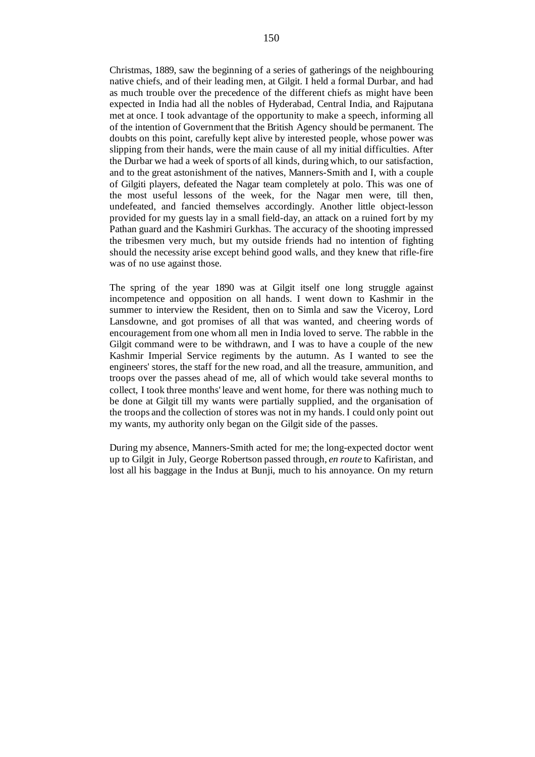Christmas, 1889, saw the beginning of a series of gatherings of the neighbouring native chiefs, and of their leading men, at Gilgit. I held a formal Durbar, and had as much trouble over the precedence of the different chiefs as might have been expected in India had all the nobles of Hyderabad, Central India, and Rajputana met at once. I took advantage of the opportunity to make a speech, informing all of the intention of Government that the British Agency should be permanent. The doubts on this point, carefully kept alive by interested people, whose power was slipping from their hands, were the main cause of all my initial difficulties. After the Durbar we had a week of sports of all kinds, during which, to our satisfaction, and to the great astonishment of the natives, Manners-Smith and I, with a couple of Gilgiti players, defeated the Nagar team completely at polo. This was one of the most useful lessons of the week, for the Nagar men were, till then, undefeated, and fancied themselves accordingly. Another little object-lesson provided for my guests lay in a small field-day, an attack on a ruined fort by my Pathan guard and the Kashmiri Gurkhas. The accuracy of the shooting impressed the tribesmen very much, but my outside friends had no intention of fighting should the necessity arise except behind good walls, and they knew that rifle-fire was of no use against those.

The spring of the year 1890 was at Gilgit itself one long struggle against incompetence and opposition on all hands. I went down to Kashmir in the summer to interview the Resident, then on to Simla and saw the Viceroy, Lord Lansdowne, and got promises of all that was wanted, and cheering words of encouragement from one whom all men in India loved to serve. The rabble in the Gilgit command were to be withdrawn, and I was to have a couple of the new Kashmir Imperial Service regiments by the autumn. As I wanted to see the engineers' stores, the staff for the new road, and all the treasure, ammunition, and troops over the passes ahead of me, all of which would take several months to collect, I took three months' leave and went home, for there was nothing much to be done at Gilgit till my wants were partially supplied, and the organisation of the troops and the collection of stores was not in my hands. I could only point out my wants, my authority only began on the Gilgit side of the passes.

During my absence, Manners-Smith acted for me; the long-expected doctor went up to Gilgit in July, George Robertson passed through, *en route* to Kafiristan, and lost all his baggage in the Indus at Bunji, much to his annoyance. On my return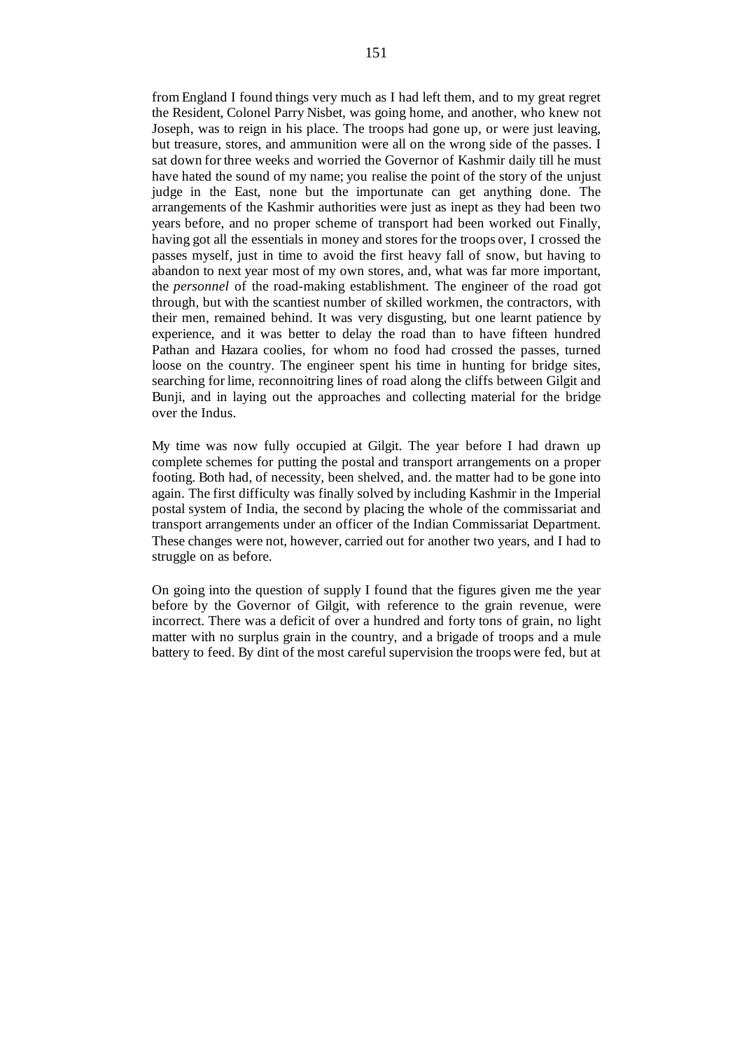from England I found things very much as I had left them, and to my great regret the Resident, Colonel Parry Nisbet, was going home, and another, who knew not Joseph, was to reign in his place. The troops had gone up, or were just leaving, but treasure, stores, and ammunition were all on the wrong side of the passes. I sat down for three weeks and worried the Governor of Kashmir daily till he must have hated the sound of my name; you realise the point of the story of the unjust judge in the East, none but the importunate can get anything done. The arrangements of the Kashmir authorities were just as inept as they had been two years before, and no proper scheme of transport had been worked out Finally, having got all the essentials in money and stores for the troops over, I crossed the passes myself, just in time to avoid the first heavy fall of snow, but having to abandon to next year most of my own stores, and, what was far more important, the *personnel* of the road-making establishment. The engineer of the road got through, but with the scantiest number of skilled workmen, the contractors, with their men, remained behind. It was very disgusting, but one learnt patience by experience, and it was better to delay the road than to have fifteen hundred Pathan and Hazara coolies, for whom no food had crossed the passes, turned loose on the country. The engineer spent his time in hunting for bridge sites, searching for lime, reconnoitring lines of road along the cliffs between Gilgit and Bunji, and in laying out the approaches and collecting material for the bridge over the Indus.

My time was now fully occupied at Gilgit. The year before I had drawn up complete schemes for putting the postal and transport arrangements on a proper footing. Both had, of necessity, been shelved, and. the matter had to be gone into again. The first difficulty was finally solved by including Kashmir in the Imperial postal system of India, the second by placing the whole of the commissariat and transport arrangements under an officer of the Indian Commissariat Department. These changes were not, however, carried out for another two years, and I had to struggle on as before.

On going into the question of supply I found that the figures given me the year before by the Governor of Gilgit, with reference to the grain revenue, were incorrect. There was a deficit of over a hundred and forty tons of grain, no light matter with no surplus grain in the country, and a brigade of troops and a mule battery to feed. By dint of the most careful supervision the troops were fed, but at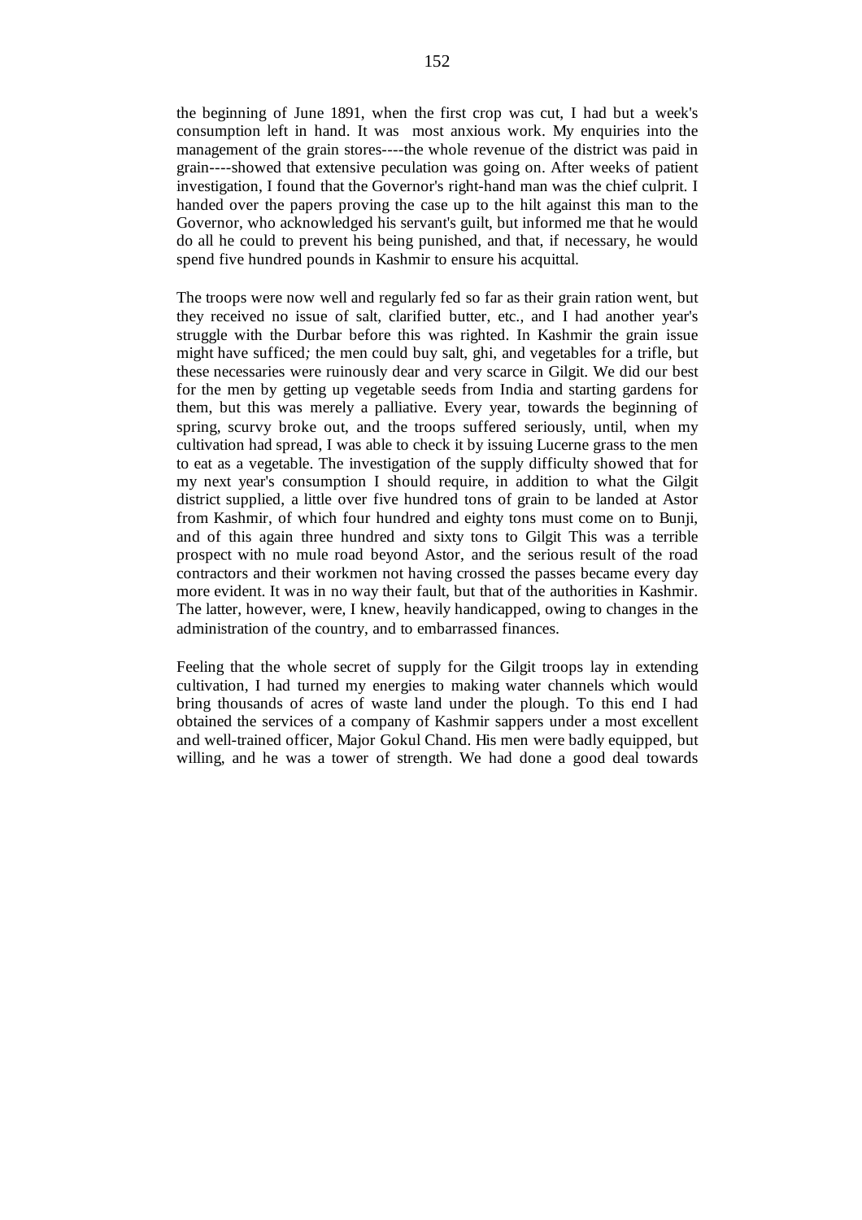the beginning of June 1891, when the first crop was cut, I had but a week's consumption left in hand. It was most anxious work. My enquiries into the management of the grain stores----the whole revenue of the district was paid in grain----showed that extensive peculation was going on. After weeks of patient investigation, I found that the Governor's right-hand man was the chief culprit. I handed over the papers proving the case up to the hilt against this man to the Governor, who acknowledged his servant's guilt, but informed me that he would do all he could to prevent his being punished, and that, if necessary, he would spend five hundred pounds in Kashmir to ensure his acquittal.

The troops were now well and regularly fed so far as their grain ration went, but they received no issue of salt, clarified butter, etc., and I had another year's struggle with the Durbar before this was righted. In Kashmir the grain issue might have sufficed; the men could buy salt, ghi, and vegetables for a trifle, but these necessaries were ruinously dear and very scarce in Gilgit. We did our best for the men by getting up vegetable seeds from India and starting gardens for them, but this was merely a palliative. Every year, towards the beginning of spring, scurvy broke out, and the troops suffered seriously, until, when my cultivation had spread, I was able to check it by issuing Lucerne grass to the men to eat as a vegetable. The investigation of the supply difficulty showed that for my next year's consumption I should require, in addition to what the Gilgit district supplied, a little over five hundred tons of grain to be landed at Astor from Kashmir, of which four hundred and eighty tons must come on to Bunji, and of this again three hundred and sixty tons to Gilgit This was a terrible prospect with no mule road beyond Astor, and the serious result of the road contractors and their workmen not having crossed the passes became every day more evident. It was in no way their fault, but that of the authorities in Kashmir. The latter, however, were, I knew, heavily handicapped, owing to changes in the administration of the country, and to embarrassed finances.

Feeling that the whole secret of supply for the Gilgit troops lay in extending cultivation, I had turned my energies to making water channels which would bring thousands of acres of waste land under the plough. To this end I had obtained the services of a company of Kashmir sappers under a most excellent and well-trained officer, Major Gokul Chand. His men were badly equipped, but willing, and he was a tower of strength. We had done a good deal towards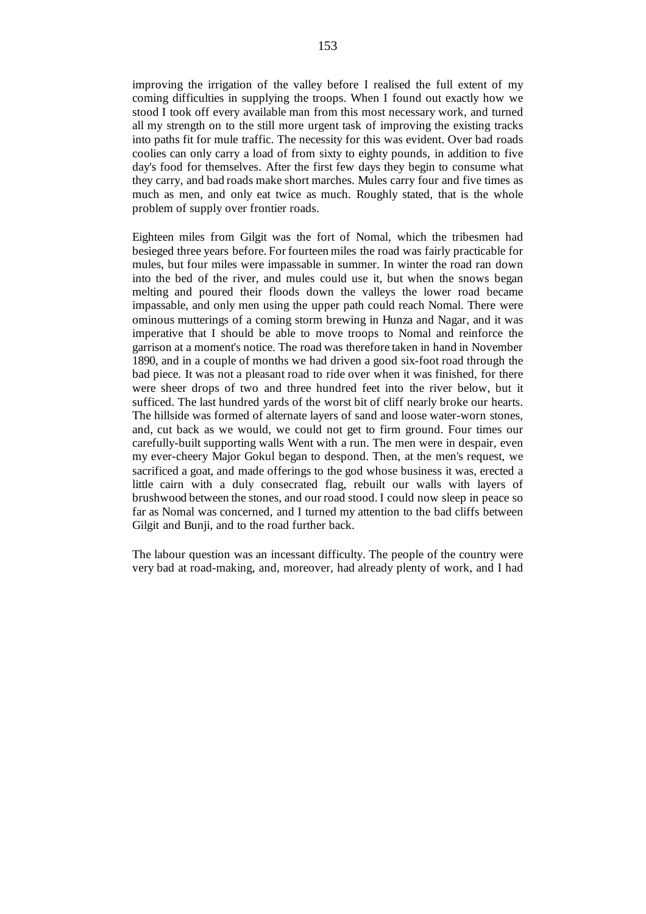improving the irrigation of the valley before I realised the full extent of my coming difficulties in supplying the troops. When I found out exactly how we stood I took off every available man from this most necessary work, and turned all my strength on to the still more urgent task of improving the existing tracks into paths fit for mule traffic. The necessity for this was evident. Over bad roads coolies can only carry a load of from sixty to eighty pounds, in addition to five day's food for themselves. After the first few days they begin to consume what they carry, and bad roads make short marches. Mules carry four and five times as much as men, and only eat twice as much. Roughly stated, that is the whole problem of supply over frontier roads.

Eighteen miles from Gilgit was the fort of Nomal, which the tribesmen had besieged three years before. For fourteen miles the road was fairly practicable for mules, but four miles were impassable in summer. In winter the road ran down into the bed of the river, and mules could use it, but when the snows began melting and poured their floods down the valleys the lower road became impassable, and only men using the upper path could reach Nomal. There were ominous mutterings of a coming storm brewing in Hunza and Nagar, and it was imperative that I should be able to move troops to Nomal and reinforce the garrison at a moment's notice. The road was therefore taken in hand in November 1890, and in a couple of months we had driven a good six-foot road through the bad piece. It was not a pleasant road to ride over when it was finished, for there were sheer drops of two and three hundred feet into the river below, but it sufficed. The last hundred yards of the worst bit of cliff nearly broke our hearts. The hillside was formed of alternate layers of sand and loose water-worn stones, and, cut back as we would, we could not get to firm ground. Four times our carefully-built supporting walls Went with a run. The men were in despair, even my ever-cheery Major Gokul began to despond. Then, at the men's request, we sacrificed a goat, and made offerings to the god whose business it was, erected a little cairn with a duly consecrated flag, rebuilt our walls with layers of brushwood between the stones, and our road stood. I could now sleep in peace so far as Nomal was concerned, and I turned my attention to the bad cliffs between Gilgit and Bunji, and to the road further back.

The labour question was an incessant difficulty. The people of the country were very bad at road-making, and, moreover, had already plenty of work, and I had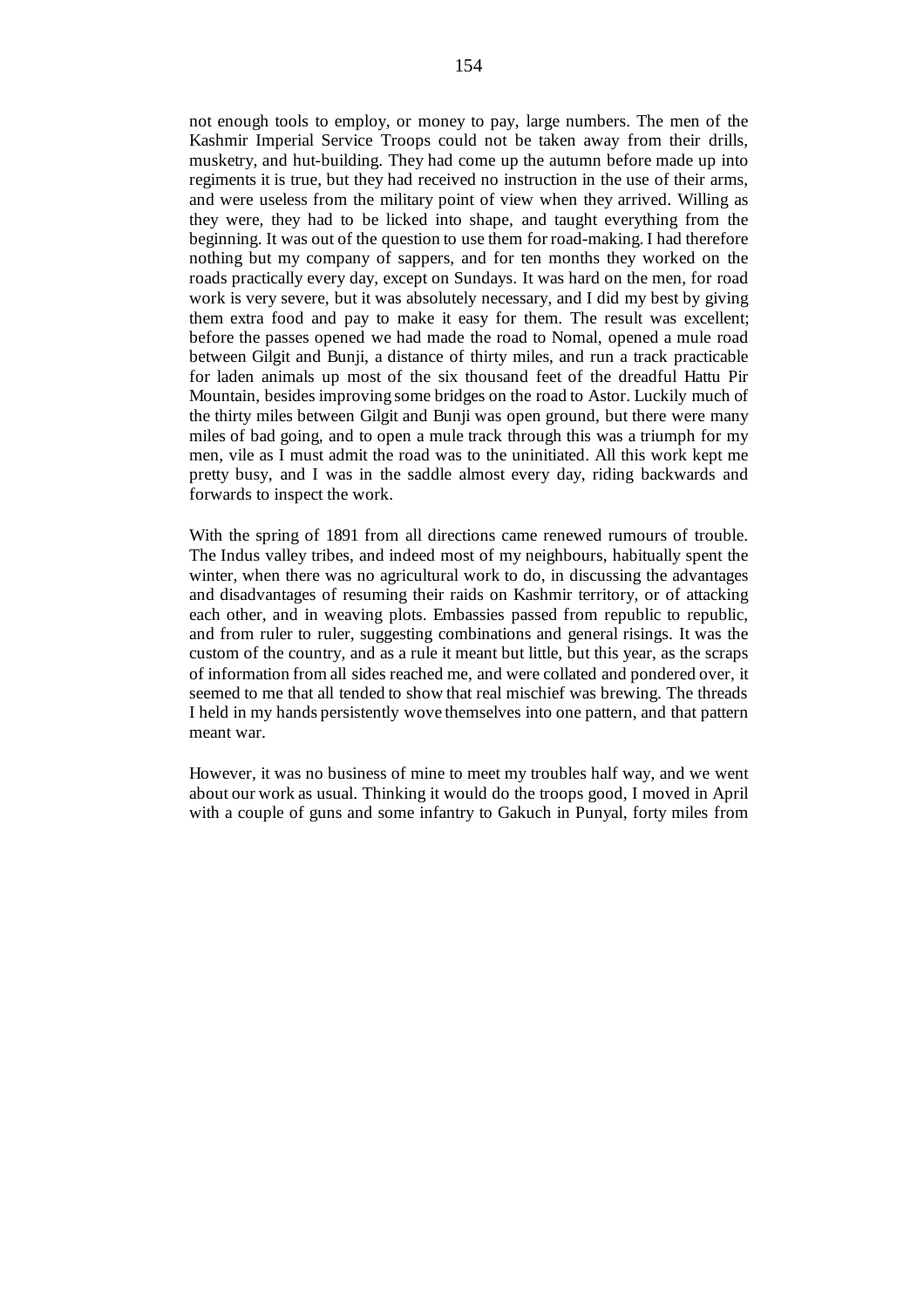not enough tools to employ, or money to pay, large numbers. The men of the Kashmir Imperial Service Troops could not be taken away from their drills, musketry, and hut-building. They had come up the autumn before made up into regiments it is true, but they had received no instruction in the use of their arms, and were useless from the military point of view when they arrived. Willing as they were, they had to be licked into shape, and taught everything from the beginning. It was out of the question to use them for road-making. I had therefore nothing but my company of sappers, and for ten months they worked on the roads practically every day, except on Sundays. It was hard on the men, for road work is very severe, but it was absolutely necessary, and I did my best by giving them extra food and pay to make it easy for them. The result was excellent; before the passes opened we had made the road to Nomal, opened a mule road between Gilgit and Bunji, a distance of thirty miles, and run a track practicable for laden animals up most of the six thousand feet of the dreadful Hattu Pir Mountain, besides improving some bridges on the road to Astor. Luckily much of the thirty miles between Gilgit and Bunji was open ground, but there were many miles of bad going, and to open a mule track through this was a triumph for my men, vile as I must admit the road was to the uninitiated. All this work kept me pretty busy, and I was in the saddle almost every day, riding backwards and forwards to inspect the work.

With the spring of 1891 from all directions came renewed rumours of trouble. The Indus valley tribes, and indeed most of my neighbours, habitually spent the winter, when there was no agricultural work to do, in discussing the advantages and disadvantages of resuming their raids on Kashmir territory, or of attacking each other, and in weaving plots. Embassies passed from republic to republic, and from ruler to ruler, suggesting combinations and general risings. It was the custom of the country, and as a rule it meant but little, but this year, as the scraps of information from all sides reached me, and were collated and pondered over, it seemed to me that all tended to show that real mischief was brewing. The threads I held in my hands persistently wove themselves into one pattern, and that pattern meant war.

However, it was no business of mine to meet my troubles half way, and we went about our work as usual. Thinking it would do the troops good, I moved in April with a couple of guns and some infantry to Gakuch in Punyal, forty miles from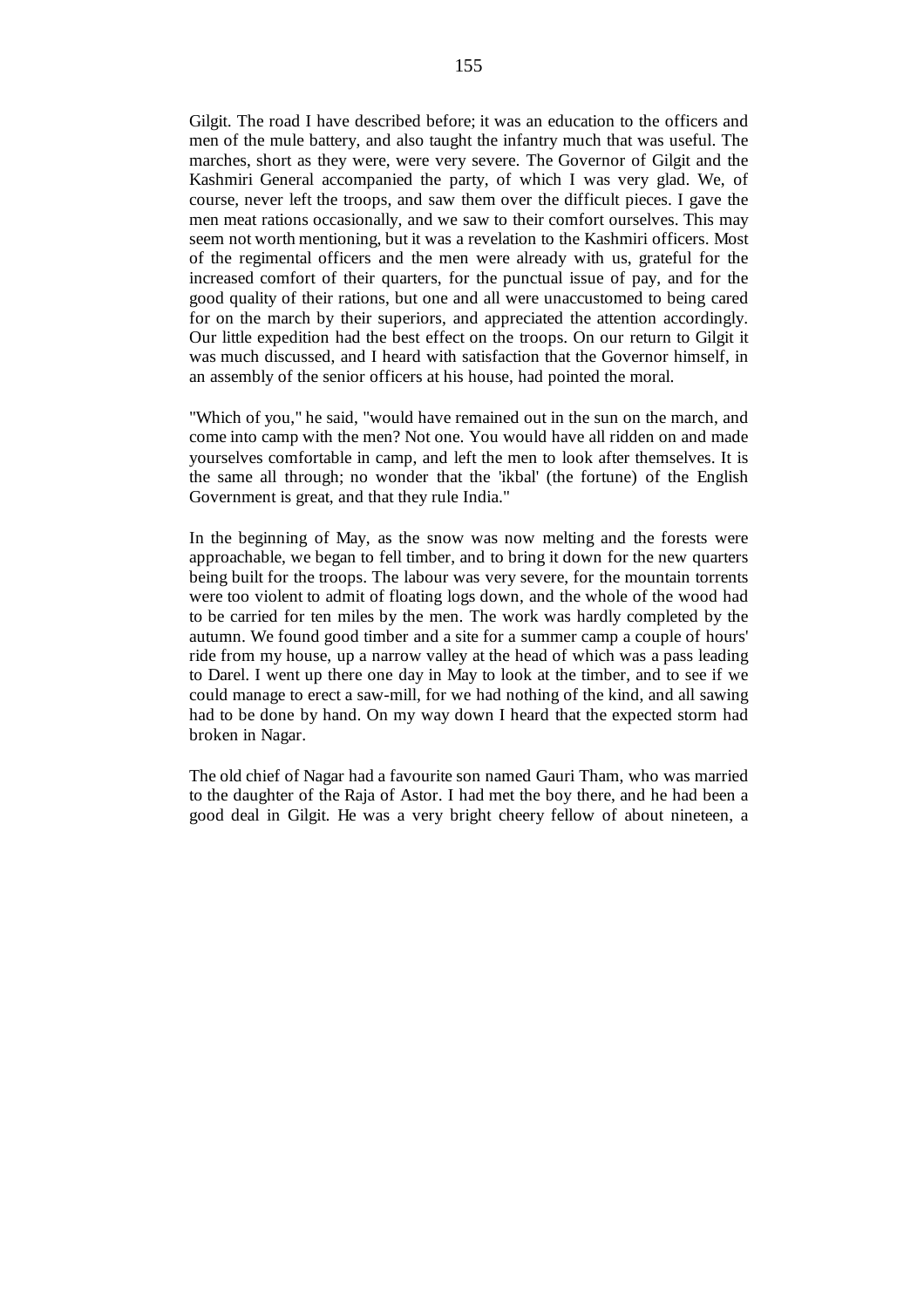Gilgit. The road I have described before; it was an education to the officers and men of the mule battery, and also taught the infantry much that was useful. The marches, short as they were, were very severe. The Governor of Gilgit and the Kashmiri General accompanied the party, of which I was very glad. We, of course, never left the troops, and saw them over the difficult pieces. I gave the men meat rations occasionally, and we saw to their comfort ourselves. This may seem not worth mentioning, but it was a revelation to the Kashmiri officers. Most of the regimental officers and the men were already with us, grateful for the increased comfort of their quarters, for the punctual issue of pay, and for the good quality of their rations, but one and all were unaccustomed to being cared for on the march by their superiors, and appreciated the attention accordingly. Our little expedition had the best effect on the troops. On our return to Gilgit it was much discussed, and I heard with satisfaction that the Governor himself, in an assembly of the senior officers at his house, had pointed the moral.

"Which of you," he said, "would have remained out in the sun on the march, and come into camp with the men? Not one. You would have all ridden on and made yourselves comfortable in camp, and left the men to look after themselves. It is the same all through; no wonder that the 'ikbal' (the fortune) of the English Government is great, and that they rule India."

In the beginning of May, as the snow was now melting and the forests were approachable, we began to fell timber, and to bring it down for the new quarters being built for the troops. The labour was very severe, for the mountain torrents were too violent to admit of floating logs down, and the whole of the wood had to be carried for ten miles by the men. The work was hardly completed by the autumn. We found good timber and a site for a summer camp a couple of hours' ride from my house, up a narrow valley at the head of which was a pass leading to Darel. I went up there one day in May to look at the timber, and to see if we could manage to erect a saw-mill, for we had nothing of the kind, and all sawing had to be done by hand. On my way down I heard that the expected storm had broken in Nagar.

The old chief of Nagar had a favourite son named Gauri Tham, who was married to the daughter of the Raja of Astor. I had met the boy there, and he had been a good deal in Gilgit. He was a very bright cheery fellow of about nineteen, a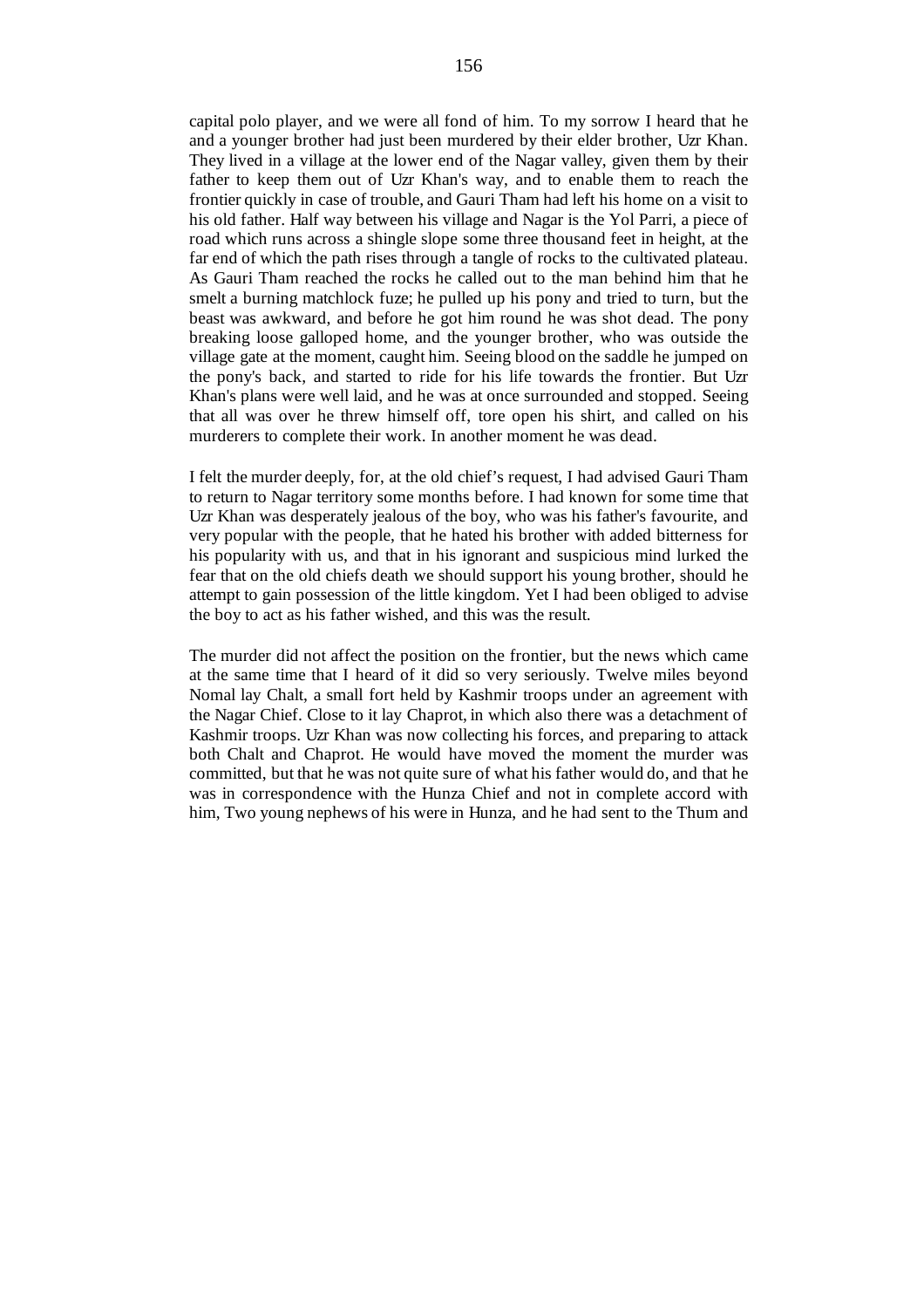capital polo player, and we were all fond of him. To my sorrow I heard that he and a younger brother had just been murdered by their elder brother, Uzr Khan. They lived in a village at the lower end of the Nagar valley, given them by their father to keep them out of Uzr Khan's way, and to enable them to reach the frontier quickly in case of trouble, and Gauri Tham had left his home on a visit to his old father. Half way between his village and Nagar is the Yol Parri, a piece of road which runs across a shingle slope some three thousand feet in height, at the far end of which the path rises through a tangle of rocks to the cultivated plateau. As Gauri Tham reached the rocks he called out to the man behind him that he smelt a burning matchlock fuze; he pulled up his pony and tried to turn, but the beast was awkward, and before he got him round he was shot dead. The pony breaking loose galloped home, and the younger brother, who was outside the village gate at the moment, caught him. Seeing blood on the saddle he jumped on the pony's back, and started to ride for his life towards the frontier. But Uzr Khan's plans were well laid, and he was at once surrounded and stopped. Seeing that all was over he threw himself off, tore open his shirt, and called on his murderers to complete their work. In another moment he was dead.

I felt the murder deeply, for, at the old chief's request, I had advised Gauri Tham to return to Nagar territory some months before. I had known for some time that Uzr Khan was desperately jealous of the boy, who was his father's favourite, and very popular with the people, that he hated his brother with added bitterness for his popularity with us, and that in his ignorant and suspicious mind lurked the fear that on the old chiefs death we should support his young brother, should he attempt to gain possession of the little kingdom. Yet I had been obliged to advise the boy to act as his father wished, and this was the result.

The murder did not affect the position on the frontier, but the news which came at the same time that I heard of it did so very seriously. Twelve miles beyond Nomal lay Chalt, a small fort held by Kashmir troops under an agreement with the Nagar Chief. Close to it lay Chaprot, in which also there was a detachment of Kashmir troops. Uzr Khan was now collecting his forces, and preparing to attack both Chalt and Chaprot. He would have moved the moment the murder was committed, but that he was not quite sure of what his father would do, and that he was in correspondence with the Hunza Chief and not in complete accord with him, Two young nephews of his were in Hunza, and he had sent to the Thum and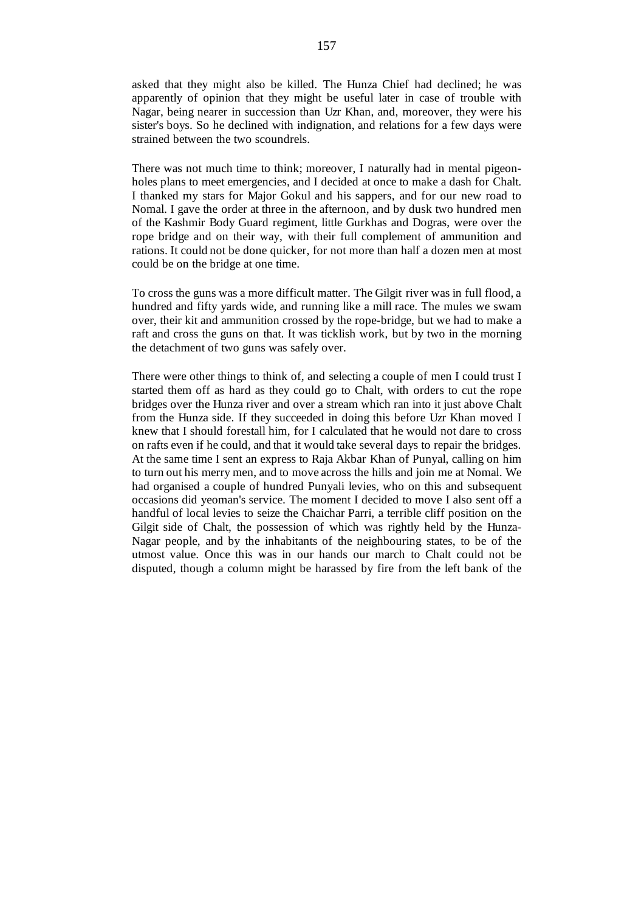asked that they might also be killed. The Hunza Chief had declined; he was apparently of opinion that they might be useful later in case of trouble with Nagar, being nearer in succession than Uzr Khan, and, moreover, they were his sister's boys. So he declined with indignation, and relations for a few days were strained between the two scoundrels.

There was not much time to think; moreover, I naturally had in mental pigeon-holes plans to meet emergencies, and I decided at once to make a dash for Chalt. I thanked my stars for Major Gokul and his sappers, and for our new road to Nomal. I gave the order at three in the afternoon, and by dusk two hundred men of the Kashmir Body Guard regiment, little Gurkhas and Dogras, were over the rope bridge and on their way, with their full complement of ammunition and rations. It could not be done quicker, for not more than half a dozen men at most could be on the bridge at one time.

To cross the guns was a more difficult matter. The Gilgit river was in full flood, a hundred and fifty yards wide, and running like a mill race. The mules we swam over, their kit and ammunition crossed by the rope-bridge, but we had to make a raft and cross the guns on that. It was ticklish work, but by two in the morning the detachment of two guns was safely over.

There were other things to think of, and selecting a couple of men I could trust I started them off as hard as they could go to Chalt, with orders to cut the rope bridges over the Hunza river and over a stream which ran into it just above Chalt from the Hunza side. If they succeeded in doing this before Uzr Khan moved I knew that I should forestall him, for I calculated that he would not dare to cross on rafts even if he could, and that it would take several days to repair the bridges. At the same time I sent an express to Raja Akbar Khan of Punyal, calling on him to turn out his merry men, and to move across the hills and join me at Nomal. We had organised a couple of hundred Punyali levies, who on this and subsequent occasions did yeoman's service. The moment I decided to move I also sent off a handful of local levies to seize the Chaichar Parri, a terrible cliff position on the Gilgit side of Chalt, the possession of which was rightly held by the Hunza-Nagar people, and by the inhabitants of the neighbouring states, to be of the utmost value. Once this was in our hands our march to Chalt could not be disputed, though a column might be harassed by fire from the left bank of the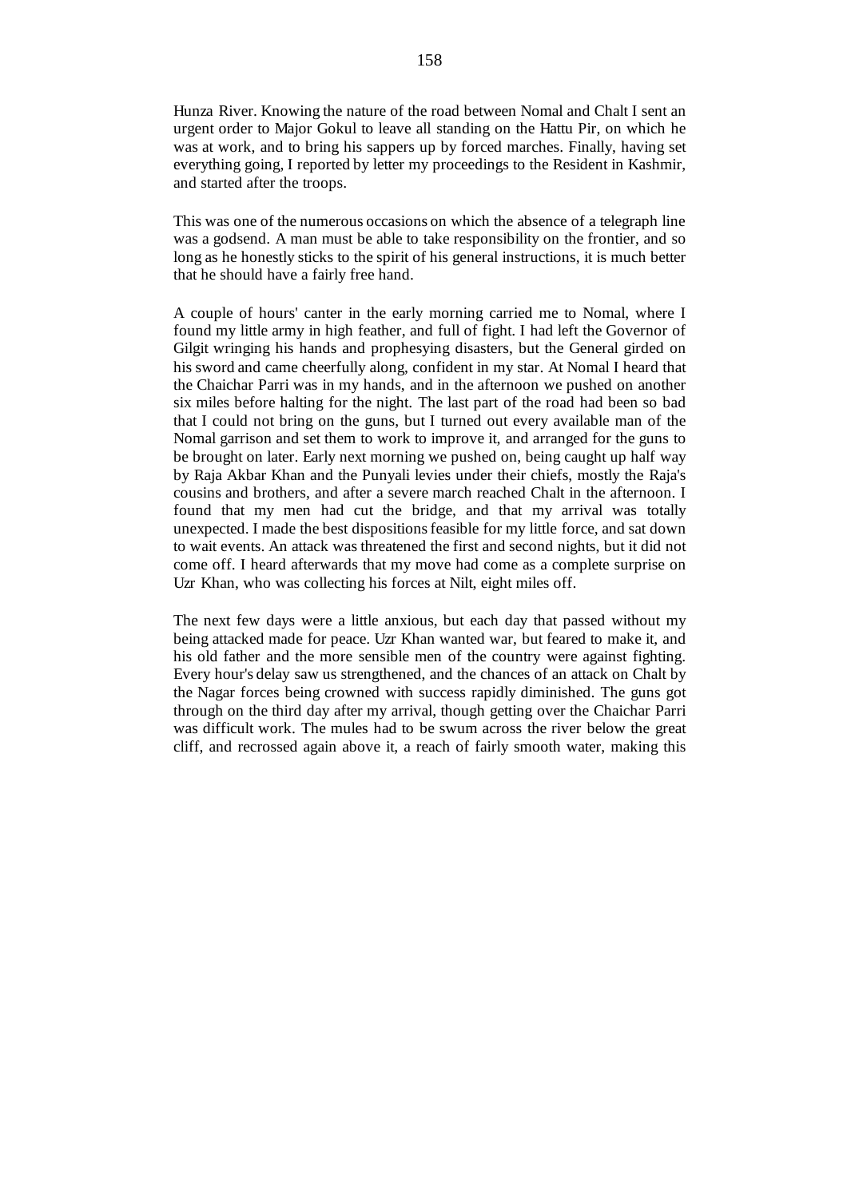Hunza River. Knowing the nature of the road between Nomal and Chalt I sent an urgent order to Major Gokul to leave all standing on the Hattu Pir, on which he was at work, and to bring his sappers up by forced marches. Finally, having set everything going, I reported by letter my proceedings to the Resident in Kashmir, and started after the troops.

This was one of the numerous occasions on which the absence of a telegraph line was a godsend. A man must be able to take responsibility on the frontier, and so long as he honestly sticks to the spirit of his general instructions, it is much better that he should have a fairly free hand.

A couple of hours' canter in the early morning carried me to Nomal, where I found my little army in high feather, and full of fight. I had left the Governor of Gilgit wringing his hands and prophesying disasters, but the General girded on his sword and came cheerfully along, confident in my star. At Nomal I heard that the Chaichar Parri was in my hands, and in the afternoon we pushed on another six miles before halting for the night. The last part of the road had been so bad that I could not bring on the guns, but I turned out every available man of the Nomal garrison and set them to work to improve it, and arranged for the guns to be brought on later. Early next morning we pushed on, being caught up half way by Raja Akbar Khan and the Punyali levies under their chiefs, mostly the Raja's cousins and brothers, and after a severe march reached Chalt in the afternoon. I found that my men had cut the bridge, and that my arrival was totally unexpected. I made the best dispositions feasible for my little force, and sat down to wait events. An attack was threatened the first and second nights, but it did not come off. I heard afterwards that my move had come as a complete surprise on Uzr Khan, who was collecting his forces at Nilt, eight miles off.

The next few days were a little anxious, but each day that passed without my being attacked made for peace. Uzr Khan wanted war, but feared to make it, and his old father and the more sensible men of the country were against fighting. Every hour's delay saw us strengthened, and the chances of an attack on Chalt by the Nagar forces being crowned with success rapidly diminished. The guns got through on the third day after my arrival, though getting over the Chaichar Parri was difficult work. The mules had to be swum across the river below the great cliff, and recrossed again above it, a reach of fairly smooth water, making this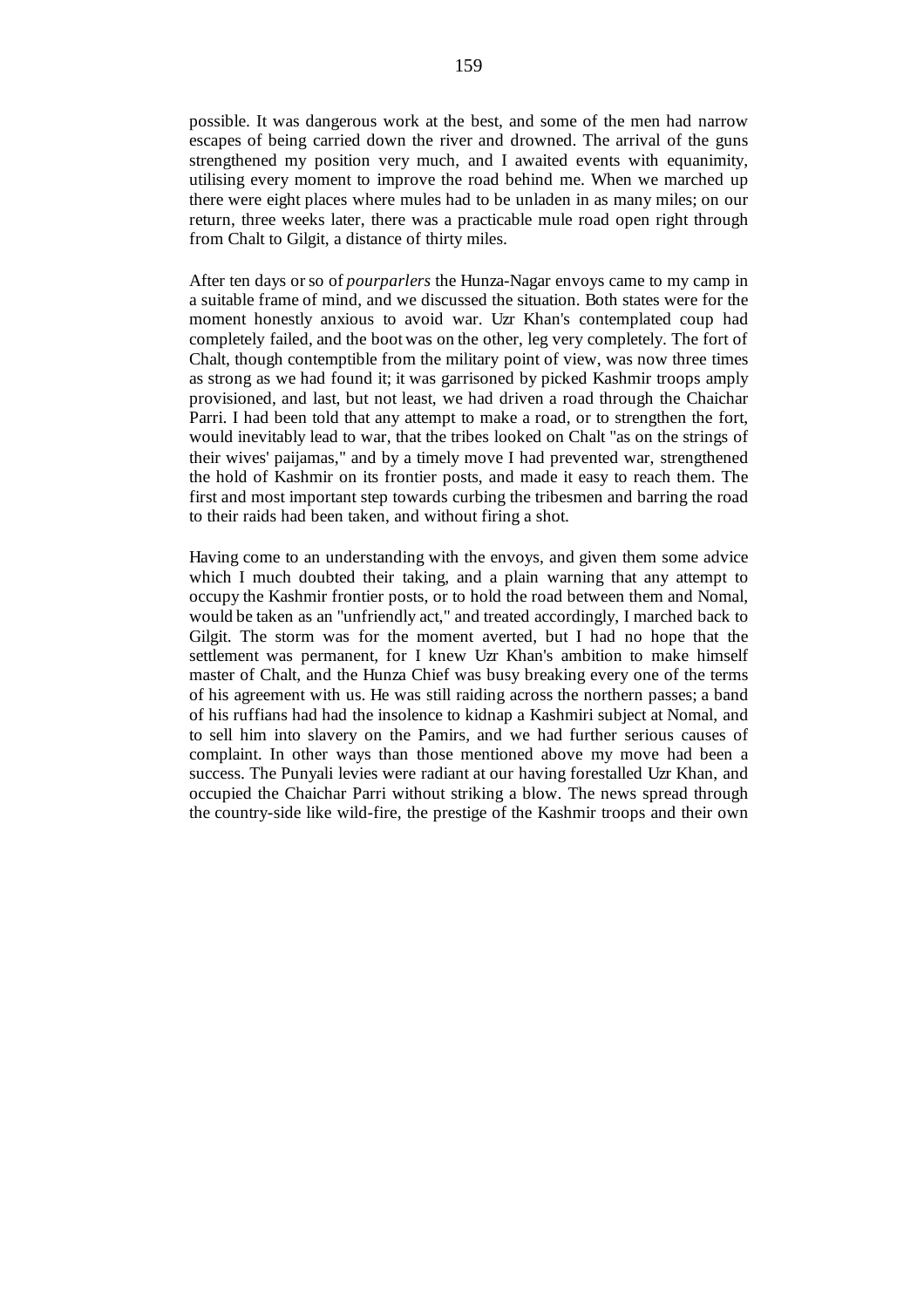possible. It was dangerous work at the best, and some of the men had narrow escapes of being carried down the river and drowned. The arrival of the guns strengthened my position very much, and I awaited events with equanimity, utilising every moment to improve the road behind me. When we marched up there were eight places where mules had to be unladen in as many miles; on our return, three weeks later, there was a practicable mule road open right through from Chalt to Gilgit, a distance of thirty miles.

After ten days or so of *pourparlers* the Hunza-Nagar envoys came to my camp in a suitable frame of mind, and we discussed the situation. Both states were for the moment honestly anxious to avoid war. Uzr Khan's contemplated coup had completely failed, and the boot was on the other, leg very completely. The fort of Chalt, though contemptible from the military point of view, was now three times as strong as we had found it; it was garrisoned by picked Kashmir troops amply provisioned, and last, but not least, we had driven a road through the Chaichar Parri. I had been told that any attempt to make a road, or to strengthen the fort, would inevitably lead to war, that the tribes looked on Chalt "as on the strings of their wives' paijamas," and by a timely move I had prevented war, strengthened the hold of Kashmir on its frontier posts, and made it easy to reach them. The first and most important step towards curbing the tribesmen and barring the road to their raids had been taken, and without firing a shot.

Having come to an understanding with the envoys, and given them some advice which I much doubted their taking, and a plain warning that any attempt to occupy the Kashmir frontier posts, or to hold the road between them and Nomal, would be taken as an "unfriendly act," and treated accordingly, I marched back to Gilgit. The storm was for the moment averted, but I had no hope that the settlement was permanent, for I knew Uzr Khan's ambition to make himself master of Chalt, and the Hunza Chief was busy breaking every one of the terms of his agreement with us. He was still raiding across the northern passes; a band of his ruffians had had the insolence to kidnap a Kashmiri subject at Nomal, and to sell him into slavery on the Pamirs, and we had further serious causes of complaint. In other ways than those mentioned above my move had been a success. The Punyali levies were radiant at our having forestalled Uzr Khan, and occupied the Chaichar Parri without striking a blow. The news spread through the country-side like wild-fire, the prestige of the Kashmir troops and their own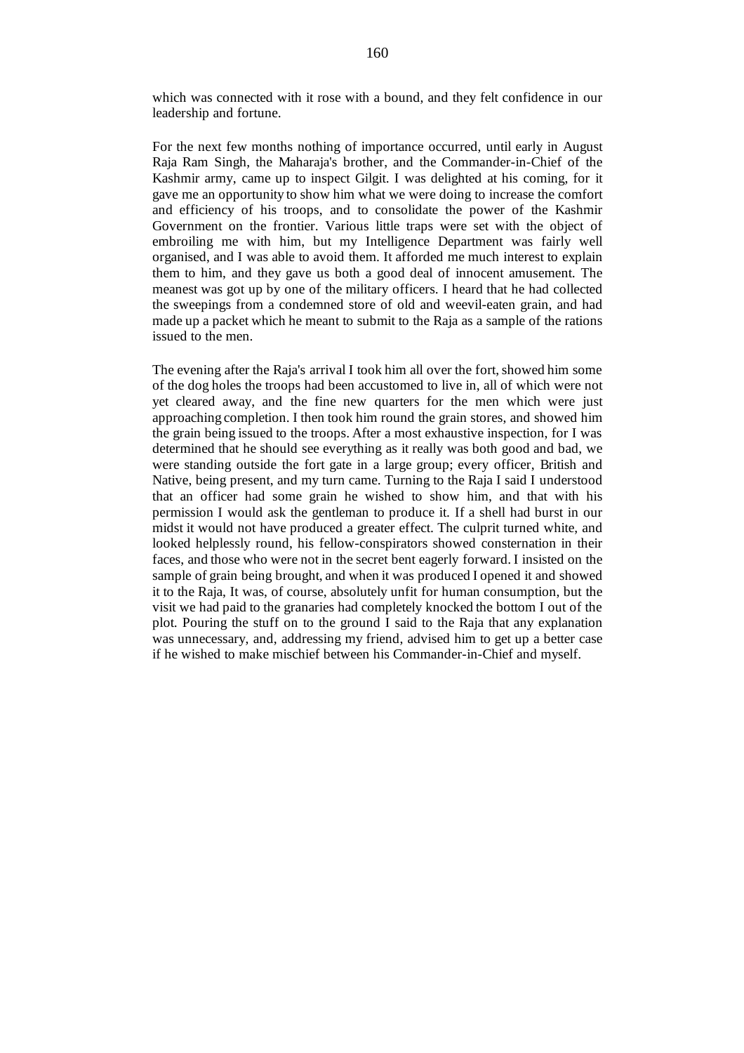which was connected with it rose with a bound, and they felt confidence in our leadership and fortune.

For the next few months nothing of importance occurred, until early in August Raja Ram Singh, the Maharaja's brother, and the Commander-in-Chief of the Kashmir army, came up to inspect Gilgit. I was delighted at his coming, for it gave me an opportunity to show him what we were doing to increase the comfort and efficiency of his troops, and to consolidate the power of the Kashmir Government on the frontier. Various little traps were set with the object of embroiling me with him, but my Intelligence Department was fairly well organised, and I was able to avoid them. It afforded me much interest to explain them to him, and they gave us both a good deal of innocent amusement. The meanest was got up by one of the military officers. I heard that he had collected the sweepings from a condemned store of old and weevil-eaten grain, and had made up a packet which he meant to submit to the Raja as a sample of the rations issued to the men.

The evening after the Raja's arrival I took him all over the fort, showed him some of the dog holes the troops had been accustomed to live in, all of which were not yet cleared away, and the fine new quarters for the men which were just approaching completion. I then took him round the grain stores, and showed him the grain being issued to the troops. After a most exhaustive inspection, for I was determined that he should see everything as it really was both good and bad, we were standing outside the fort gate in a large group; every officer, British and Native, being present, and my turn came. Turning to the Raja I said I understood that an officer had some grain he wished to show him, and that with his permission I would ask the gentleman to produce it. If a shell had burst in our midst it would not have produced a greater effect. The culprit turned white, and looked helplessly round, his fellow-conspirators showed consternation in their faces, and those who were not in the secret bent eagerly forward. I insisted on the sample of grain being brought, and when it was produced I opened it and showed it to the Raja, It was, of course, absolutely unfit for human consumption, but the visit we had paid to the granaries had completely knocked the bottom I out of the plot. Pouring the stuff on to the ground I said to the Raja that any explanation was unnecessary, and, addressing my friend, advised him to get up a better case if he wished to make mischief between his Commander-in-Chief and myself.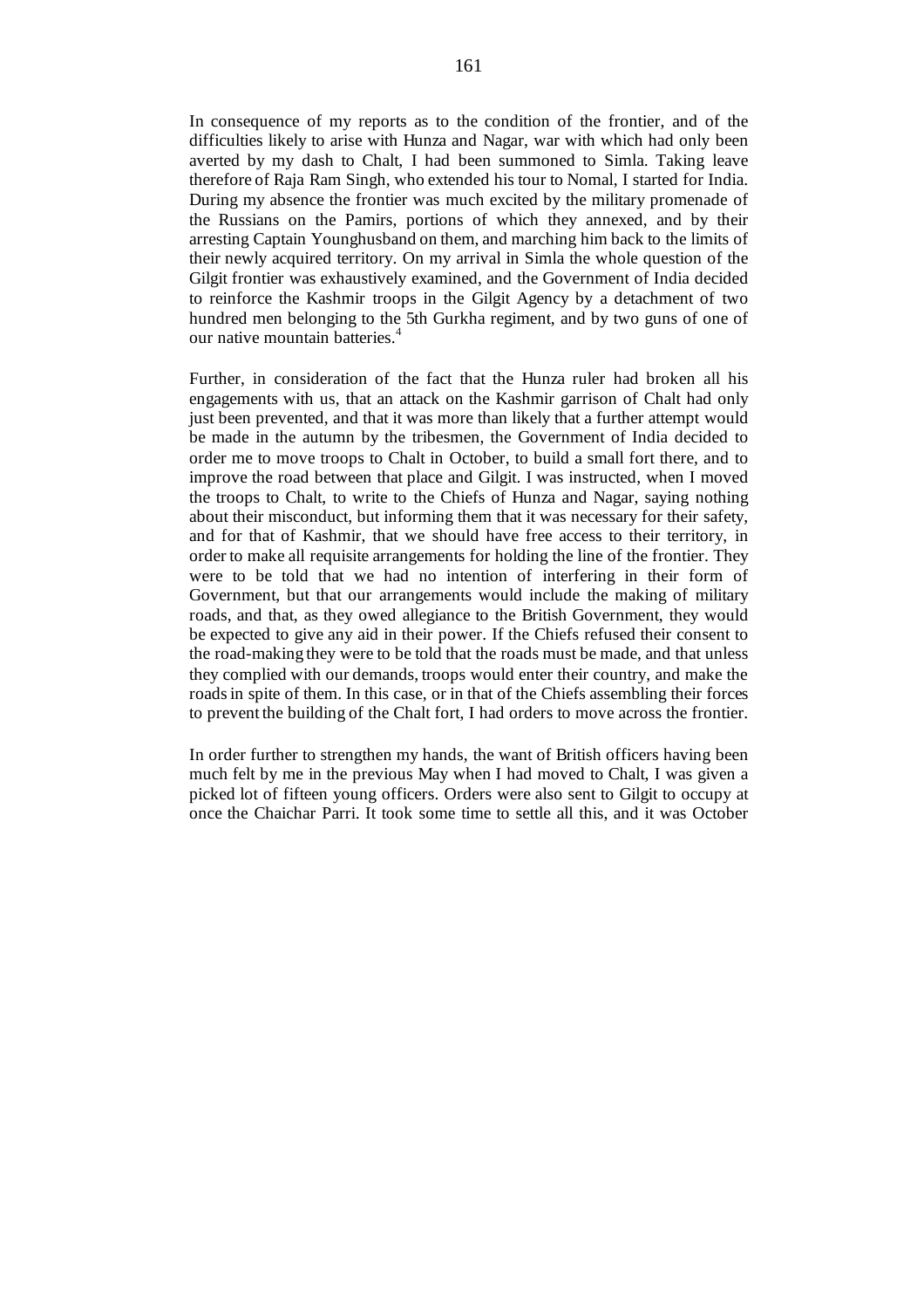In consequence of my reports as to the condition of the frontier, and of the difficulties likely to arise with Hunza and Nagar, war with which had only been averted by my dash to Chalt, I had been summoned to Simla. Taking leave therefore of Raja Ram Singh, who extended his tour to Nomal, I started for India. During my absence the frontier was much excited by the military promenade of the Russians on the Pamirs, portions of which they annexed, and by their arresting Captain Younghusband on them, and marching him back to the limits of their newly acquired territory. On my arrival in Simla the whole question of the Gilgit frontier was exhaustively examined, and the Government of India decided to reinforce the Kashmir troops in the Gilgit Agency by a detachment of two hundred men belonging to the 5th Gurkha regiment, and by two guns of one of our native mountain batteries.[4]

Further, in consideration of the fact that the Hunza ruler had broken all his engagements with us, that an attack on the Kashmir garrison of Chalt had only just been prevented, and that it was more than likely that a further attempt would be made in the autumn by the tribesmen, the Government of India decided to order me to move troops to Chalt in October, to build a small fort there, and to improve the road between that place and Gilgit. I was instructed, when I moved the troops to Chalt, to write to the Chiefs of Hunza and Nagar, saying nothing about their misconduct, but informing them that it was necessary for their safety, and for that of Kashmir, that we should have free access to their territory, in order to make all requisite arrangements for holding the line of the frontier. They were to be told that we had no intention of interfering in their form of Government, but that our arrangements would include the making of military roads, and that, as they owed allegiance to the British Government, they would be expected to give any aid in their power. If the Chiefs refused their consent to the road-making they were to be told that the roads must be made, and that unless they complied with our demands, troops would enter their country, and make the roads in spite of them. In this case, or in that of the Chiefs assembling their forces to prevent the building of the Chalt fort, I had orders to move across the frontier.

In order further to strengthen my hands, the want of British officers having been much felt by me in the previous May when I had moved to Chalt, I was given a picked lot of fifteen young officers. Orders were also sent to Gilgit to occupy at once the Chaichar Parri. It took some time to settle all this, and it was October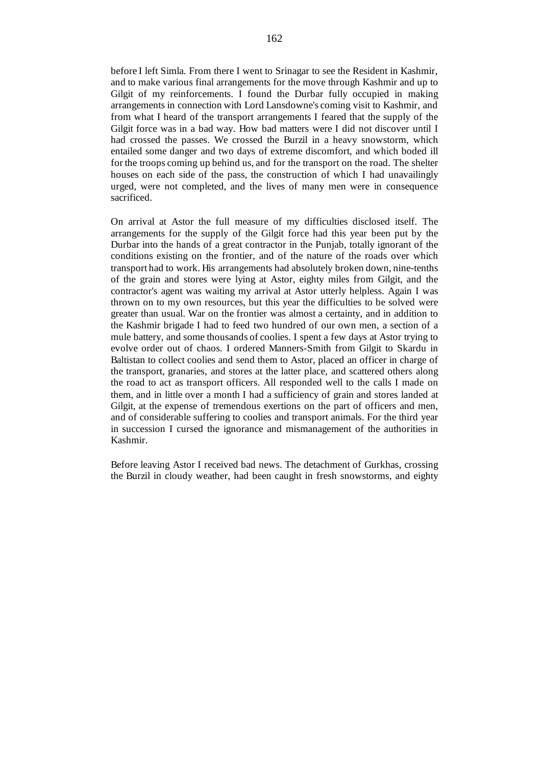before I left Simla. From there I went to Srinagar to see the Resident in Kashmir, and to make various final arrangements for the move through Kashmir and up to Gilgit of my reinforcements. I found the Durbar fully occupied in making arrangements in connection with Lord Lansdowne's coming visit to Kashmir, and from what I heard of the transport arrangements I feared that the supply of the Gilgit force was in a bad way. How bad matters were I did not discover until I had crossed the passes. We crossed the Burzil in a heavy snowstorm, which entailed some danger and two days of extreme discomfort, and which boded ill for the troops coming up behind us, and for the transport on the road. The shelter houses on each side of the pass, the construction of which I had unavailingly urged, were not completed, and the lives of many men were in consequence sacrificed.

On arrival at Astor the full measure of my difficulties disclosed itself. The arrangements for the supply of the Gilgit force had this year been put by the Durbar into the hands of a great contractor in the Punjab, totally ignorant of the conditions existing on the frontier, and of the nature of the roads over which transport had to work. His arrangements had absolutely broken down, nine-tenths of the grain and stores were lying at Astor, eighty miles from Gilgit, and the contractor's agent was waiting my arrival at Astor utterly helpless. Again I was thrown on to my own resources, but this year the difficulties to be solved were greater than usual. War on the frontier was almost a certainty, and in addition to the Kashmir brigade I had to feed two hundred of our own men, a section of a mule battery, and some thousands of coolies. I spent a few days at Astor trying to evolve order out of chaos. I ordered Manners-Smith from Gilgit to Skardu in Baltistan to collect coolies and send them to Astor, placed an officer in charge of the transport, granaries, and stores at the latter place, and scattered others along the road to act as transport officers. All responded well to the calls I made on them, and in little over a month I had a sufficiency of grain and stores landed at Gilgit, at the expense of tremendous exertions on the part of officers and men, and of considerable suffering to coolies and transport animals. For the third year in succession I cursed the ignorance and mismanagement of the authorities in Kashmir.

Before leaving Astor I received bad news. The detachment of Gurkhas, crossing the Burzil in cloudy weather, had been caught in fresh snowstorms, and eighty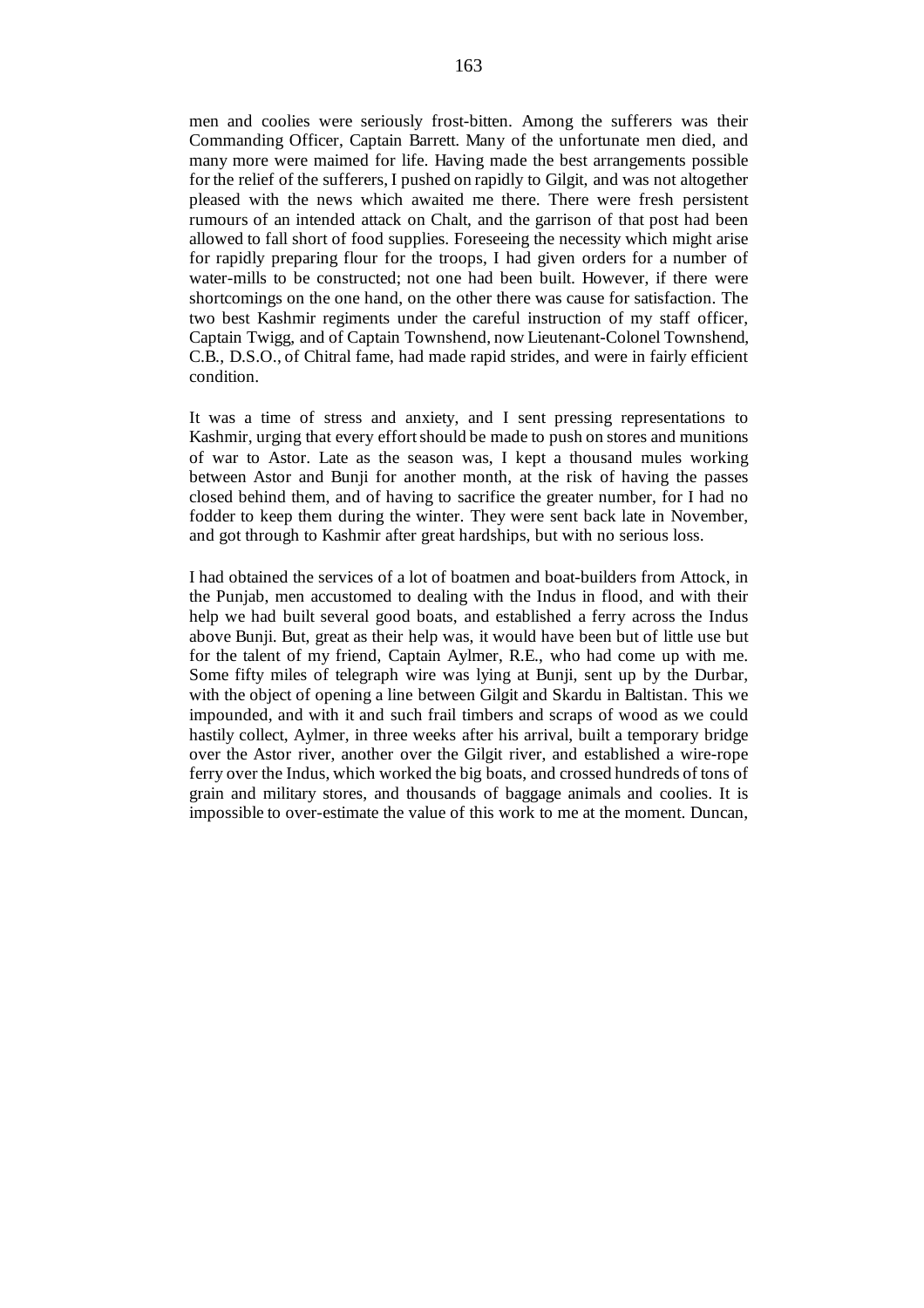men and coolies were seriously frost-bitten. Among the sufferers was their Commanding Officer, Captain Barrett. Many of the unfortunate men died, and many more were maimed for life. Having made the best arrangements possible for the relief of the sufferers, I pushed on rapidly to Gilgit, and was not altogether pleased with the news which awaited me there. There were fresh persistent rumours of an intended attack on Chalt, and the garrison of that post had been allowed to fall short of food supplies. Foreseeing the necessity which might arise for rapidly preparing flour for the troops, I had given orders for a number of water-mills to be constructed; not one had been built. However, if there were shortcomings on the one hand, on the other there was cause for satisfaction. The two best Kashmir regiments under the careful instruction of my staff officer, Captain Twigg, and of Captain Townshend, now Lieutenant-Colonel Townshend, C.B., D.S.O., of Chitral fame, had made rapid strides, and were in fairly efficient condition.

It was a time of stress and anxiety, and I sent pressing representations to Kashmir, urging that every effort should be made to push on stores and munitions of war to Astor. Late as the season was, I kept a thousand mules working between Astor and Bunji for another month, at the risk of having the passes closed behind them, and of having to sacrifice the greater number, for I had no fodder to keep them during the winter. They were sent back late in November, and got through to Kashmir after great hardships, but with no serious loss.

I had obtained the services of a lot of boatmen and boat-builders from Attock, in the Punjab, men accustomed to dealing with the Indus in flood, and with their help we had built several good boats, and established a ferry across the Indus above Bunji. But, great as their help was, it would have been but of little use but for the talent of my friend, Captain Aylmer, R.E., who had come up with me. Some fifty miles of telegraph wire was lying at Bunji, sent up by the Durbar, with the object of opening a line between Gilgit and Skardu in Baltistan. This we impounded, and with it and such frail timbers and scraps of wood as we could hastily collect, Aylmer, in three weeks after his arrival, built a temporary bridge over the Astor river, another over the Gilgit river, and established a wire-rope ferry over the Indus, which worked the big boats, and crossed hundreds of tons of grain and military stores, and thousands of baggage animals and coolies. It is impossible to over-estimate the value of this work to me at the moment. Duncan,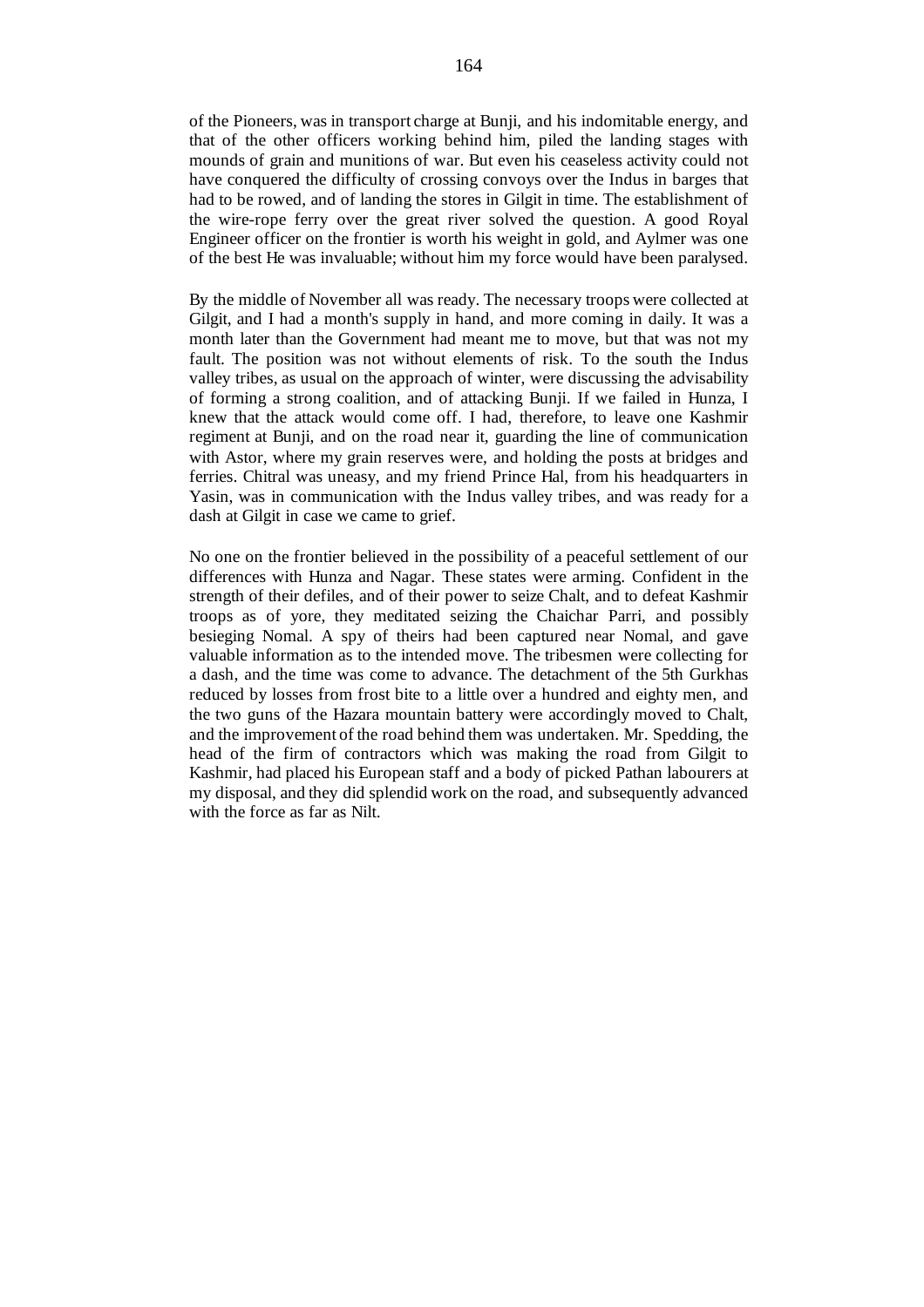of the Pioneers, was in transport charge at Bunji, and his indomitable energy, and that of the other officers working behind him, piled the landing stages with mounds of grain and munitions of war. But even his ceaseless activity could not have conquered the difficulty of crossing convoys over the Indus in barges that had to be rowed, and of landing the stores in Gilgit in time. The establishment of the wire-rope ferry over the great river solved the question. A good Royal Engineer officer on the frontier is worth his weight in gold, and Aylmer was one of the best He was invaluable; without him my force would have been paralysed.

By the middle of November all was ready. The necessary troops were collected at Gilgit, and I had a month's supply in hand, and more coming in daily. It was a month later than the Government had meant me to move, but that was not my fault. The position was not without elements of risk. To the south the Indus valley tribes, as usual on the approach of winter, were discussing the advisability of forming a strong coalition, and of attacking Bunji. If we failed in Hunza, I knew that the attack would come off. I had, therefore, to leave one Kashmir regiment at Bunji, and on the road near it, guarding the line of communication with Astor, where my grain reserves were, and holding the posts at bridges and ferries. Chitral was uneasy, and my friend Prince Hal, from his headquarters in Yasin, was in communication with the Indus valley tribes, and was ready for a dash at Gilgit in case we came to grief.

No one on the frontier believed in the possibility of a peaceful settlement of our differences with Hunza and Nagar. These states were arming. Confident in the strength of their defiles, and of their power to seize Chalt, and to defeat Kashmir troops as of yore, they meditated seizing the Chaichar Parri, and possibly besieging Nomal. A spy of theirs had been captured near Nomal, and gave valuable information as to the intended move. The tribesmen were collecting for a dash, and the time was come to advance. The detachment of the 5th Gurkhas reduced by losses from frost bite to a little over a hundred and eighty men, and the two guns of the Hazara mountain battery were accordingly moved to Chalt, and the improvement of the road behind them was undertaken. Mr. Spedding, the head of the firm of contractors which was making the road from Gilgit to Kashmir, had placed his European staff and a body of picked Pathan labourers at my disposal, and they did splendid work on the road, and subsequently advanced with the force as far as Nilt.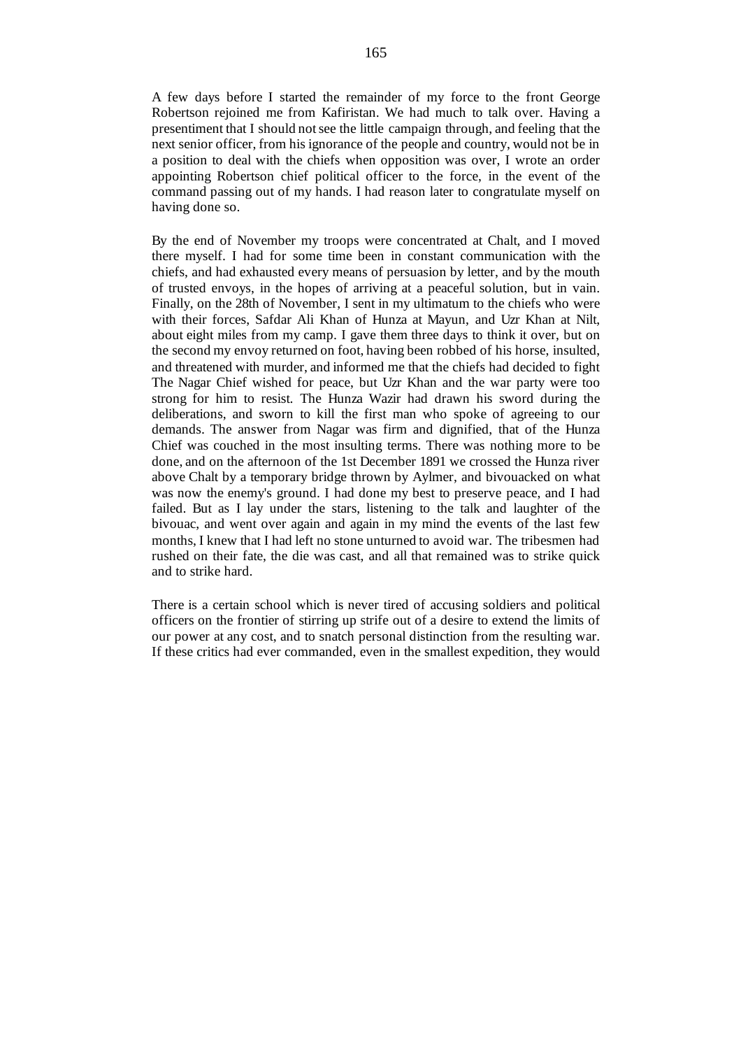A few days before I started the remainder of my force to the front George Robertson rejoined me from Kafiristan. We had much to talk over. Having a presentiment that I should not see the little campaign through, and feeling that the next senior officer, from his ignorance of the people and country, would not be in a position to deal with the chiefs when opposition was over, I wrote an order appointing Robertson chief political officer to the force, in the event of the command passing out of my hands. I had reason later to congratulate myself on having done so.

By the end of November my troops were concentrated at Chalt, and I moved there myself. I had for some time been in constant communication with the chiefs, and had exhausted every means of persuasion by letter, and by the mouth of trusted envoys, in the hopes of arriving at a peaceful solution, but in vain. Finally, on the 28th of November, I sent in my ultimatum to the chiefs who were with their forces, Safdar Ali Khan of Hunza at Mayun, and Uzr Khan at Nilt, about eight miles from my camp. I gave them three days to think it over, but on the second my envoy returned on foot, having been robbed of his horse, insulted, and threatened with murder, and informed me that the chiefs had decided to fight The Nagar Chief wished for peace, but Uzr Khan and the war party were too strong for him to resist. The Hunza Wazir had drawn his sword during the deliberations, and sworn to kill the first man who spoke of agreeing to our demands. The answer from Nagar was firm and dignified, that of the Hunza Chief was couched in the most insulting terms. There was nothing more to be done, and on the afternoon of the 1st December 1891 we crossed the Hunza river above Chalt by a temporary bridge thrown by Aylmer, and bivouacked on what was now the enemy's ground. I had done my best to preserve peace, and I had failed. But as I lay under the stars, listening to the talk and laughter of the bivouac, and went over again and again in my mind the events of the last few months, I knew that I had left no stone unturned to avoid war. The tribesmen had rushed on their fate, the die was cast, and all that remained was to strike quick and to strike hard.

There is a certain school which is never tired of accusing soldiers and political officers on the frontier of stirring up strife out of a desire to extend the limits of our power at any cost, and to snatch personal distinction from the resulting war. If these critics had ever commanded, even in the smallest expedition, they would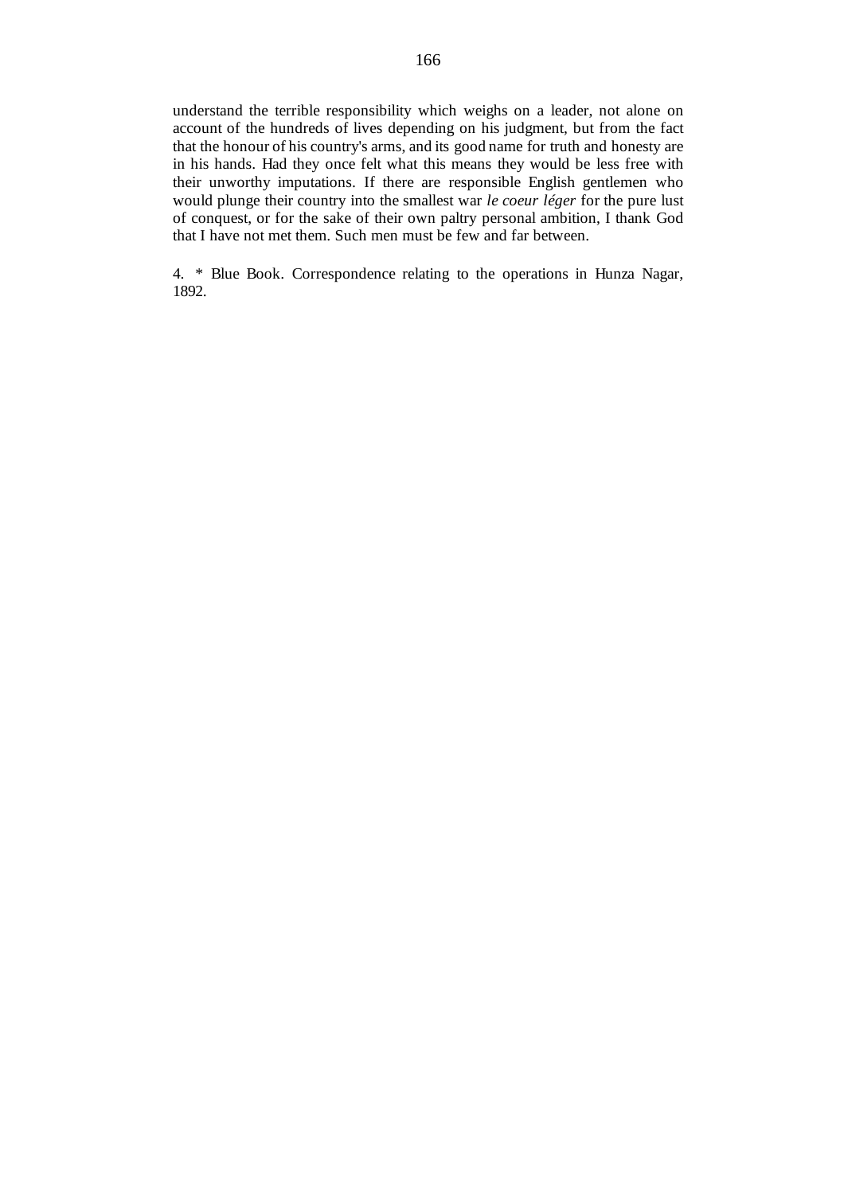understand the terrible responsibility which weighs on a leader, not alone on account of the hundreds of lives depending on his judgment, but from the fact that the honour of his country's arms, and its good name for truth and honesty are in his hands. Had they once felt what this means they would be less free with their unworthy imputations. If there are responsible English gentlemen who would plunge their country into the smallest war *le coeur léger* for the pure lust of conquest, or for the sake of their own paltry personal ambition, I thank God that I have not met them. Such men must be few and far between.

4. * Blue Book. Correspondence relating to the operations in Hunza Nagar, 1892.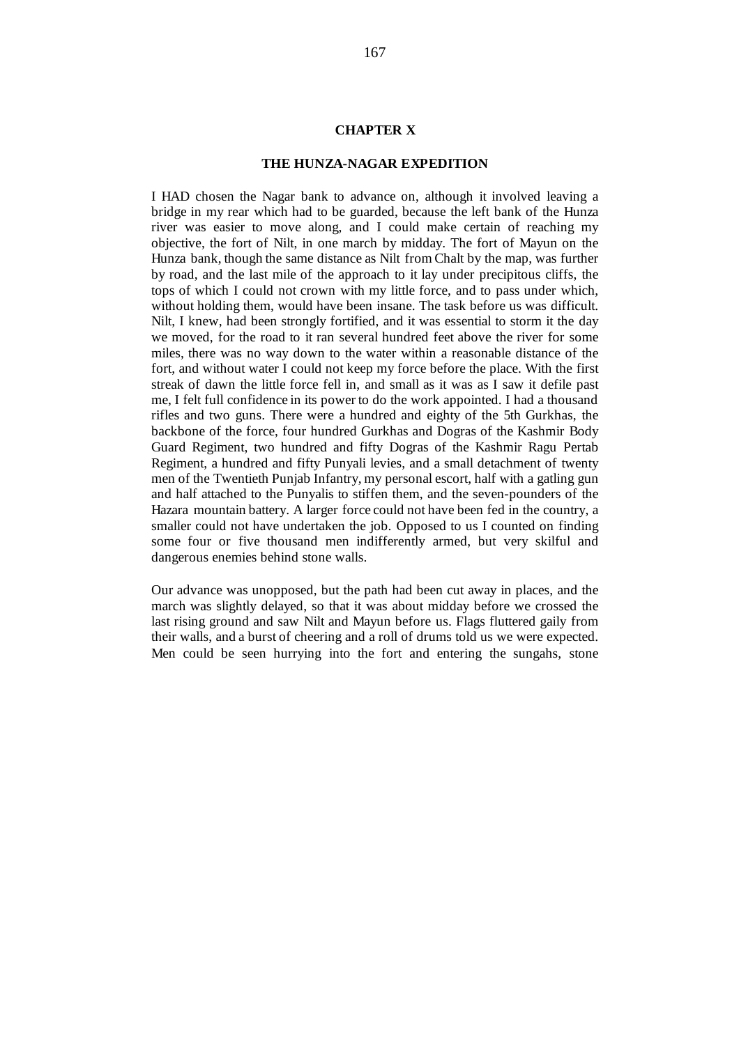## CHAPTER X

### THE HUNZA-NAGAR EXPEDITION

I HAD chosen the Nagar bank to advance on, although it involved leaving a bridge in my rear which had to be guarded, because the left bank of the Hunza river was easier to move along, and I could make certain of reaching my objective, the fort of Nilt, in one march by midday. The fort of Mayun on the Hunza bank, though the same distance as Nilt from Chalt by the map, was further by road, and the last mile of the approach to it lay under precipitous cliffs, the tops of which I could not crown with my little force, and to pass under which, without holding them, would have been insane. The task before us was difficult. Nilt, I knew, had been strongly fortified, and it was essential to storm it the day we moved, for the road to it ran several hundred feet above the river for some miles, there was no way down to the water within a reasonable distance of the fort, and without water I could not keep my force before the place. With the first streak of dawn the little force fell in, and small as it was as I saw it defile past me, I felt full confidence in its power to do the work appointed. I had a thousand rifles and two guns. There were a hundred and eighty of the 5th Gurkhas, the backbone of the force, four hundred Gurkhas and Dogras of the Kashmir Body Guard Regiment, two hundred and fifty Dogras of the Kashmir Ragu Pertab Regiment, a hundred and fifty Punyali levies, and a small detachment of twenty men of the Twentieth Punjab Infantry, my personal escort, half with a gatling gun and half attached to the Punyalis to stiffen them, and the seven-pounders of the Hazara mountain battery. A larger force could not have been fed in the country, a smaller could not have undertaken the job. Opposed to us I counted on finding some four or five thousand men indifferently armed, but very skilful and dangerous enemies behind stone walls.

Our advance was unopposed, but the path had been cut away in places, and the march was slightly delayed, so that it was about midday before we crossed the last rising ground and saw Nilt and Mayun before us. Flags fluttered gaily from their walls, and a burst of cheering and a roll of drums told us we were expected. Men could be seen hurrying into the fort and entering the sungahs, stone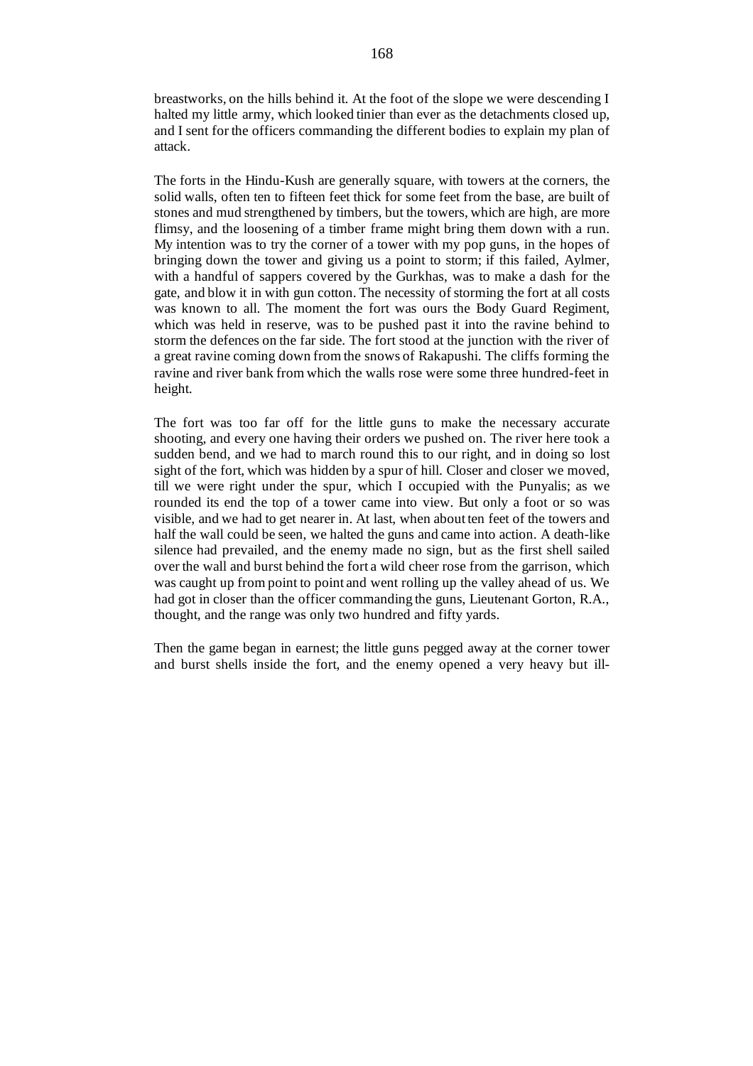breastworks, on the hills behind it. At the foot of the slope we were descending I halted my little army, which looked tinier than ever as the detachments closed up, and I sent for the officers commanding the different bodies to explain my plan of attack.

The forts in the Hindu-Kush are generally square, with towers at the corners, the solid walls, often ten to fifteen feet thick for some feet from the base, are built of stones and mud strengthened by timbers, but the towers, which are high, are more flimsy, and the loosening of a timber frame might bring them down with a run. My intention was to try the corner of a tower with my pop guns, in the hopes of bringing down the tower and giving us a point to storm; if this failed, Aylmer, with a handful of sappers covered by the Gurkhas, was to make a dash for the gate, and blow it in with gun cotton. The necessity of storming the fort at all costs was known to all. The moment the fort was ours the Body Guard Regiment, which was held in reserve, was to be pushed past it into the ravine behind to storm the defences on the far side. The fort stood at the junction with the river of a great ravine coming down from the snows of Rakapushi. The cliffs forming the ravine and river bank from which the walls rose were some three hundred-feet in height.

The fort was too far off for the little guns to make the necessary accurate shooting, and every one having their orders we pushed on. The river here took a sudden bend, and we had to march round this to our right, and in doing so lost sight of the fort, which was hidden by a spur of hill. Closer and closer we moved, till we were right under the spur, which I occupied with the Punyalis; as we rounded its end the top of a tower came into view. But only a foot or so was visible, and we had to get nearer in. At last, when about ten feet of the towers and half the wall could be seen, we halted the guns and came into action. A death-like silence had prevailed, and the enemy made no sign, but as the first shell sailed over the wall and burst behind the fort a wild cheer rose from the garrison, which was caught up from point to point and went rolling up the valley ahead of us. We had got in closer than the officer commanding the guns, Lieutenant Gorton, R.A., thought, and the range was only two hundred and fifty yards.

Then the game began in earnest; the little guns pegged away at the corner tower and burst shells inside the fort, and the enemy opened a very heavy but ill-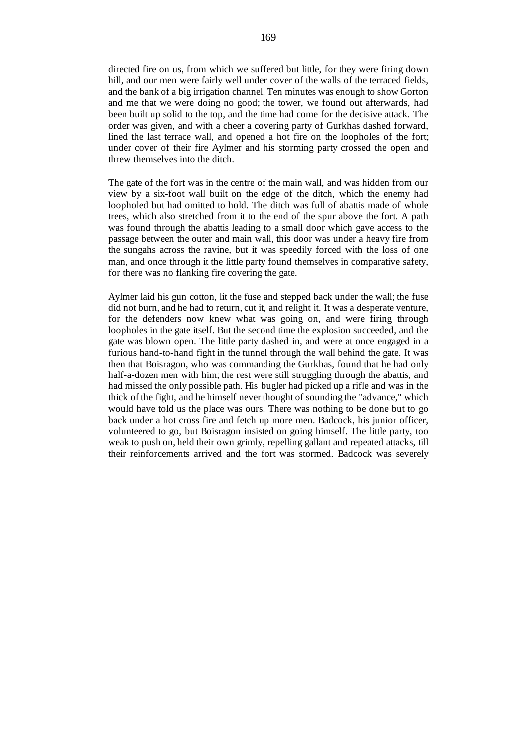directed fire on us, from which we suffered but little, for they were firing down hill, and our men were fairly well under cover of the walls of the terraced fields, and the bank of a big irrigation channel. Ten minutes was enough to show Gorton and me that we were doing no good; the tower, we found out afterwards, had been built up solid to the top, and the time had come for the decisive attack. The order was given, and with a cheer a covering party of Gurkhas dashed forward, lined the last terrace wall, and opened a hot fire on the loopholes of the fort; under cover of their fire Aylmer and his storming party crossed the open and threw themselves into the ditch.

The gate of the fort was in the centre of the main wall, and was hidden from our view by a six-foot wall built on the edge of the ditch, which the enemy had loopholed but had omitted to hold. The ditch was full of abattis made of whole trees, which also stretched from it to the end of the spur above the fort. A path was found through the abattis leading to a small door which gave access to the passage between the outer and main wall, this door was under a heavy fire from the sungahs across the ravine, but it was speedily forced with the loss of one man, and once through it the little party found themselves in comparative safety, for there was no flanking fire covering the gate.

Aylmer laid his gun cotton, lit the fuse and stepped back under the wall; the fuse did not burn, and he had to return, cut it, and relight it. It was a desperate venture, for the defenders now knew what was going on, and were firing through loopholes in the gate itself. But the second time the explosion succeeded, and the gate was blown open. The little party dashed in, and were at once engaged in a furious hand-to-hand fight in the tunnel through the wall behind the gate. It was then that Boisragon, who was commanding the Gurkhas, found that he had only half-a-dozen men with him; the rest were still struggling through the abattis, and had missed the only possible path. His bugler had picked up a rifle and was in the thick of the fight, and he himself never thought of sounding the "advance," which would have told us the place was ours. There was nothing to be done but to go back under a hot cross fire and fetch up more men. Badcock, his junior officer, volunteered to go, but Boisragon insisted on going himself. The little party, too weak to push on, held their own grimly, repelling gallant and repeated attacks, till their reinforcements arrived and the fort was stormed. Badcock was severely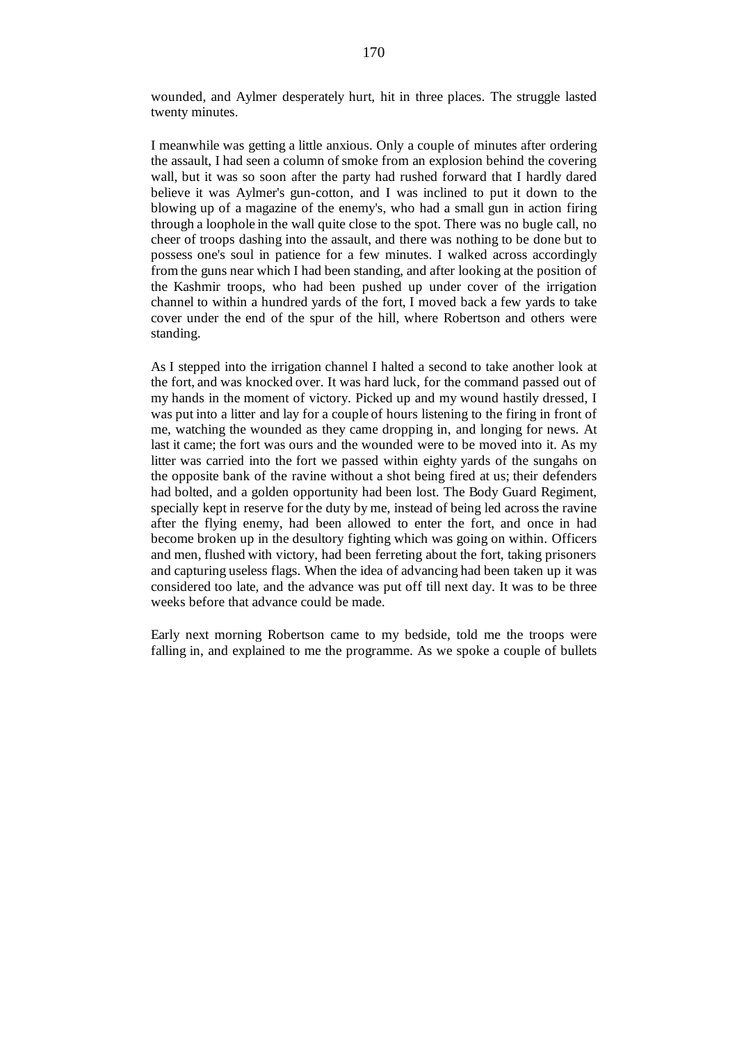wounded, and Aylmer desperately hurt, hit in three places. The struggle lasted twenty minutes.

I meanwhile was getting a little anxious. Only a couple of minutes after ordering the assault, I had seen a column of smoke from an explosion behind the covering wall, but it was so soon after the party had rushed forward that I hardly dared believe it was Aylmer's gun-cotton, and I was inclined to put it down to the blowing up of a magazine of the enemy's, who had a small gun in action firing through a loophole in the wall quite close to the spot. There was no bugle call, no cheer of troops dashing into the assault, and there was nothing to be done but to possess one's soul in patience for a few minutes. I walked across accordingly from the guns near which I had been standing, and after looking at the position of the Kashmir troops, who had been pushed up under cover of the irrigation channel to within a hundred yards of the fort, I moved back a few yards to take cover under the end of the spur of the hill, where Robertson and others were standing.

As I stepped into the irrigation channel I halted a second to take another look at the fort, and was knocked over. It was hard luck, for the command passed out of my hands in the moment of victory. Picked up and my wound hastily dressed, I was put into a litter and lay for a couple of hours listening to the firing in front of me, watching the wounded as they came dropping in, and longing for news. At last it came; the fort was ours and the wounded were to be moved into it. As my litter was carried into the fort we passed within eighty yards of the sungahs on the opposite bank of the ravine without a shot being fired at us; their defenders had bolted, and a golden opportunity had been lost. The Body Guard Regiment, specially kept in reserve for the duty by me, instead of being led across the ravine after the flying enemy, had been allowed to enter the fort, and once in had become broken up in the desultory fighting which was going on within. Officers and men, flushed with victory, had been ferreting about the fort, taking prisoners and capturing useless flags. When the idea of advancing had been taken up it was considered too late, and the advance was put off till next day. It was to be three weeks before that advance could be made.

Early next morning Robertson came to my bedside, told me the troops were falling in, and explained to me the programme. As we spoke a couple of bullets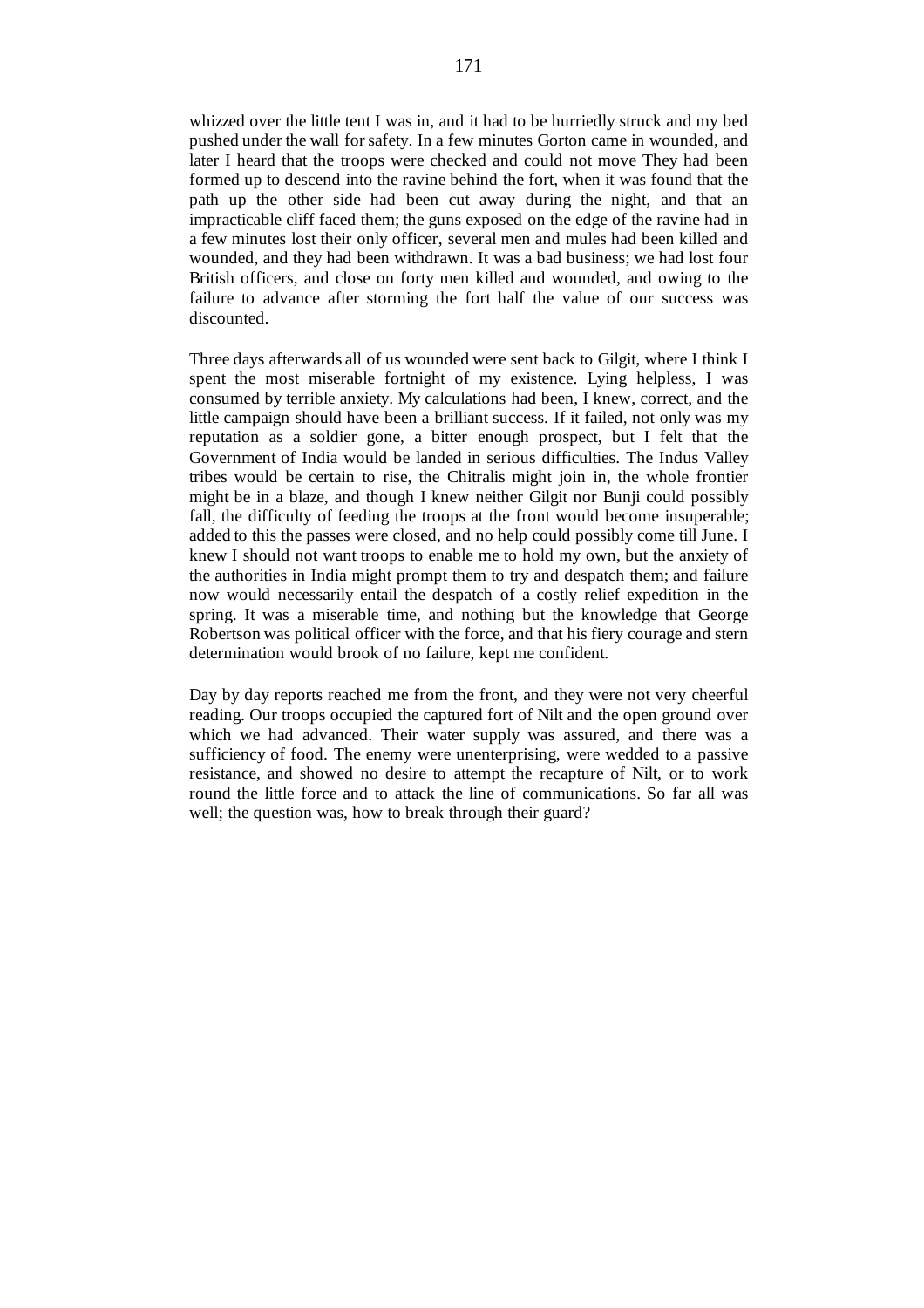whizzed over the little tent I was in, and it had to be hurriedly struck and my bed pushed under the wall for safety. In a few minutes Gorton came in wounded, and later I heard that the troops were checked and could not move They had been formed up to descend into the ravine behind the fort, when it was found that the path up the other side had been cut away during the night, and that an impracticable cliff faced them; the guns exposed on the edge of the ravine had in a few minutes lost their only officer, several men and mules had been killed and wounded, and they had been withdrawn. It was a bad business; we had lost four British officers, and close on forty men killed and wounded, and owing to the failure to advance after storming the fort half the value of our success was discounted.

Three days afterwards all of us wounded were sent back to Gilgit, where I think I spent the most miserable fortnight of my existence. Lying helpless, I was consumed by terrible anxiety. My calculations had been, I knew, correct, and the little campaign should have been a brilliant success. If it failed, not only was my reputation as a soldier gone, a bitter enough prospect, but I felt that the Government of India would be landed in serious difficulties. The Indus Valley tribes would be certain to rise, the Chitralis might join in, the whole frontier might be in a blaze, and though I knew neither Gilgit nor Bunji could possibly fall, the difficulty of feeding the troops at the front would become insuperable; added to this the passes were closed, and no help could possibly come till June. I knew I should not want troops to enable me to hold my own, but the anxiety of the authorities in India might prompt them to try and despatch them; and failure now would necessarily entail the despatch of a costly relief expedition in the spring. It was a miserable time, and nothing but the knowledge that George Robertson was political officer with the force, and that his fiery courage and stern determination would brook of no failure, kept me confident.

Day by day reports reached me from the front, and they were not very cheerful reading. Our troops occupied the captured fort of Nilt and the open ground over which we had advanced. Their water supply was assured, and there was a sufficiency of food. The enemy were unenterprising, were wedded to a passive resistance, and showed no desire to attempt the recapture of Nilt, or to work round the little force and to attack the line of communications. So far all was well; the question was, how to break through their guard?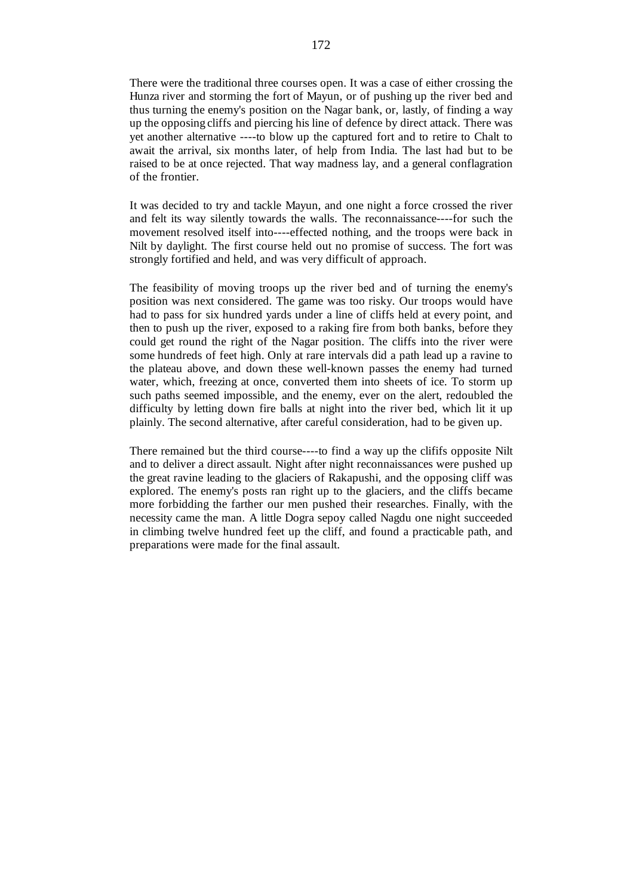There were the traditional three courses open. It was a case of either crossing the Hunza river and storming the fort of Mayun, or of pushing up the river bed and thus turning the enemy's position on the Nagar bank, or, lastly, of finding a way up the opposing cliffs and piercing his line of defence by direct attack. There was yet another alternative ----to blow up the captured fort and to retire to Chalt to await the arrival, six months later, of help from India. The last had but to be raised to be at once rejected. That way madness lay, and a general conflagration of the frontier.

It was decided to try and tackle Mayun, and one night a force crossed the river and felt its way silently towards the walls. The reconnaissance----for such the movement resolved itself into----effected nothing, and the troops were back in Nilt by daylight. The first course held out no promise of success. The fort was strongly fortified and held, and was very difficult of approach.

The feasibility of moving troops up the river bed and of turning the enemy's position was next considered. The game was too risky. Our troops would have had to pass for six hundred yards under a line of cliffs held at every point, and then to push up the river, exposed to a raking fire from both banks, before they could get round the right of the Nagar position. The cliffs into the river were some hundreds of feet high. Only at rare intervals did a path lead up a ravine to the plateau above, and down these well-known passes the enemy had turned water, which, freezing at once, converted them into sheets of ice. To storm up such paths seemed impossible, and the enemy, ever on the alert, redoubled the difficulty by letting down fire balls at night into the river bed, which lit it up plainly. The second alternative, after careful consideration, had to be given up.

There remained but the third course----to find a way up the clififs opposite Nilt and to deliver a direct assault. Night after night reconnaissances were pushed up the great ravine leading to the glaciers of Rakapushi, and the opposing cliff was explored. The enemy's posts ran right up to the glaciers, and the cliffs became more forbidding the farther our men pushed their researches. Finally, with the necessity came the man. A little Dogra sepoy called Nagdu one night succeeded in climbing twelve hundred feet up the cliff, and found a practicable path, and preparations were made for the final assault.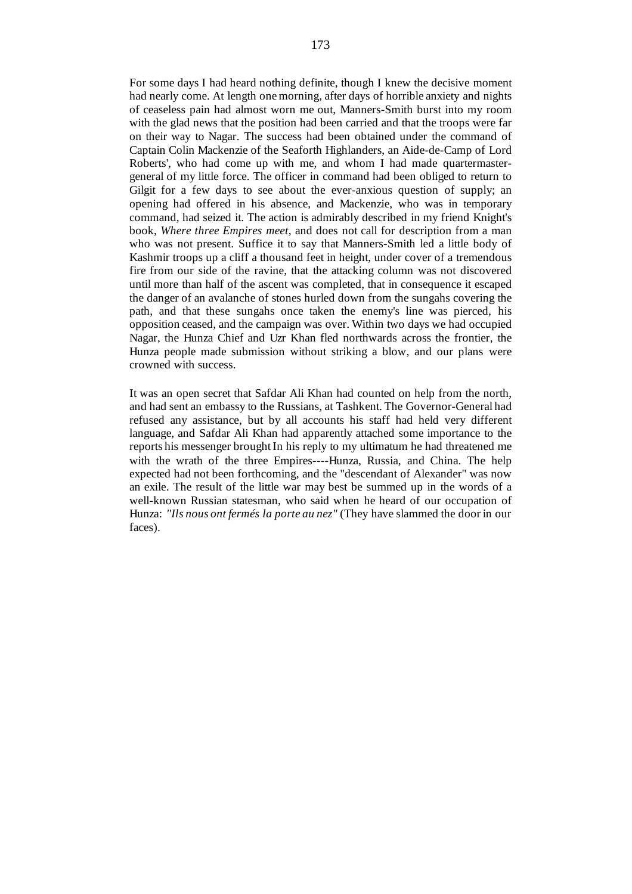For some days I had heard nothing definite, though I knew the decisive moment had nearly come. At length one morning, after days of horrible anxiety and nights of ceaseless pain had almost worn me out, Manners-Smith burst into my room with the glad news that the position had been carried and that the troops were far on their way to Nagar. The success had been obtained under the command of Captain Colin Mackenzie of the Seaforth Highlanders, an Aide-de-Camp of Lord Roberts', who had come up with me, and whom I had made quartermaster-general of my little force. The officer in command had been obliged to return to Gilgit for a few days to see about the ever-anxious question of supply; an opening had offered in his absence, and Mackenzie, who was in temporary command, had seized it. The action is admirably described in my friend Knight's book, *Where three Empires meet,* and does not call for description from a man who was not present. Suffice it to say that Manners-Smith led a little body of Kashmir troops up a cliff a thousand feet in height, under cover of a tremendous fire from our side of the ravine, that the attacking column was not discovered until more than half of the ascent was completed, that in consequence it escaped the danger of an avalanche of stones hurled down from the sungahs covering the path, and that these sungahs once taken the enemy's line was pierced, his opposition ceased, and the campaign was over. Within two days we had occupied Nagar, the Hunza Chief and Uzr Khan fled northwards across the frontier, the Hunza people made submission without striking a blow, and our plans were crowned with success.

It was an open secret that Safdar Ali Khan had counted on help from the north, and had sent an embassy to the Russians, at Tashkent. The Governor-General had refused any assistance, but by all accounts his staff had held very different language, and Safdar Ali Khan had apparently attached some importance to the reports his messenger brought In his reply to my ultimatum he had threatened me with the wrath of the three Empires----Hunza, Russia, and China. The help expected had not been forthcoming, and the "descendant of Alexander" was now an exile. The result of the little war may best be summed up in the words of a well-known Russian statesman, who said when he heard of our occupation of Hunza: *"Ils nous ont fermés la porte au nez"* (They have slammed the door in our faces).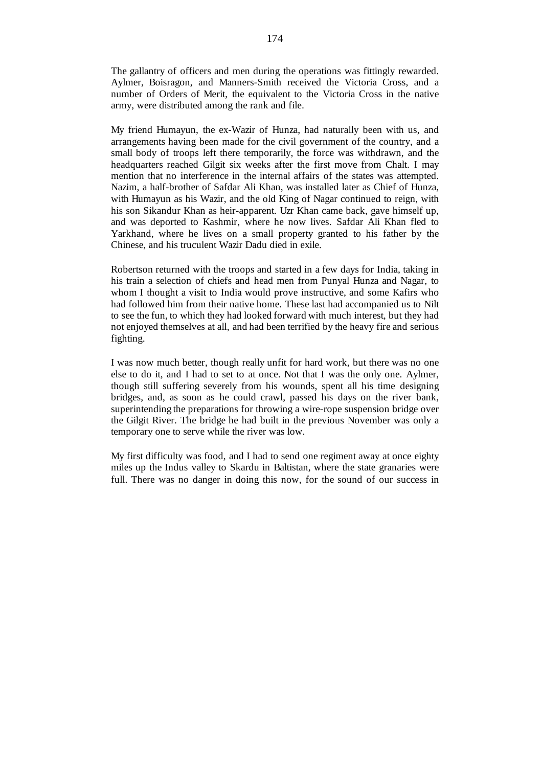The gallantry of officers and men during the operations was fittingly rewarded. Aylmer, Boisragon, and Manners-Smith received the Victoria Cross, and a number of Orders of Merit, the equivalent to the Victoria Cross in the native army, were distributed among the rank and file.

My friend Humayun, the ex-Wazir of Hunza, had naturally been with us, and arrangements having been made for the civil government of the country, and a small body of troops left there temporarily, the force was withdrawn, and the headquarters reached Gilgit six weeks after the first move from Chalt. I may mention that no interference in the internal affairs of the states was attempted. Nazim, a half-brother of Safdar Ali Khan, was installed later as Chief of Hunza, with Humayun as his Wazir, and the old King of Nagar continued to reign, with his son Sikandur Khan as heir-apparent. Uzr Khan came back, gave himself up, and was deported to Kashmir, where he now lives. Safdar Ali Khan fled to Yarkhand, where he lives on a small property granted to his father by the Chinese, and his truculent Wazir Dadu died in exile.

Robertson returned with the troops and started in a few days for India, taking in his train a selection of chiefs and head men from Punyal Hunza and Nagar, to whom I thought a visit to India would prove instructive, and some Kafirs who had followed him from their native home. These last had accompanied us to Nilt to see the fun, to which they had looked forward with much interest, but they had not enjoyed themselves at all, and had been terrified by the heavy fire and serious fighting.

I was now much better, though really unfit for hard work, but there was no one else to do it, and I had to set to at once. Not that I was the only one. Aylmer, though still suffering severely from his wounds, spent all his time designing bridges, and, as soon as he could crawl, passed his days on the river bank, superintending the preparations for throwing a wire-rope suspension bridge over the Gilgit River. The bridge he had built in the previous November was only a temporary one to serve while the river was low.

My first difficulty was food, and I had to send one regiment away at once eighty miles up the Indus valley to Skardu in Baltistan, where the state granaries were full. There was no danger in doing this now, for the sound of our success in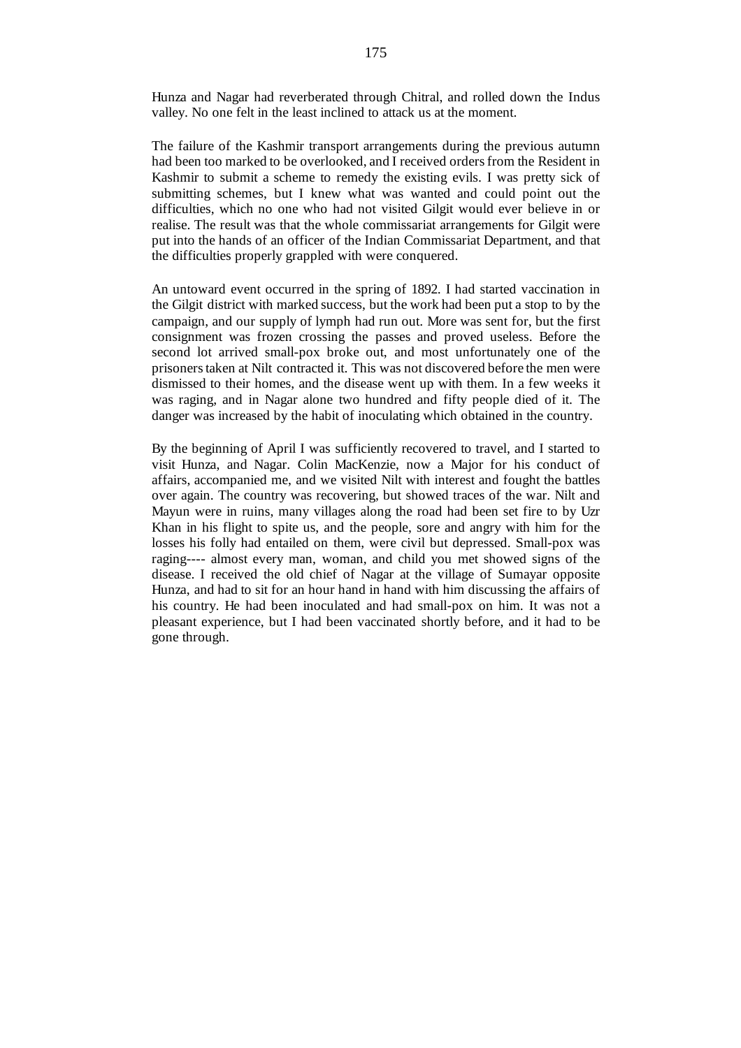Hunza and Nagar had reverberated through Chitral, and rolled down the Indus valley. No one felt in the least inclined to attack us at the moment.

The failure of the Kashmir transport arrangements during the previous autumn had been too marked to be overlooked, and I received orders from the Resident in Kashmir to submit a scheme to remedy the existing evils. I was pretty sick of submitting schemes, but I knew what was wanted and could point out the difficulties, which no one who had not visited Gilgit would ever believe in or realise. The result was that the whole commissariat arrangements for Gilgit were put into the hands of an officer of the Indian Commissariat Department, and that the difficulties properly grappled with were conquered.

An untoward event occurred in the spring of 1892. I had started vaccination in the Gilgit district with marked success, but the work had been put a stop to by the campaign, and our supply of lymph had run out. More was sent for, but the first consignment was frozen crossing the passes and proved useless. Before the second lot arrived small-pox broke out, and most unfortunately one of the prisoners taken at Nilt contracted it. This was not discovered before the men were dismissed to their homes, and the disease went up with them. In a few weeks it was raging, and in Nagar alone two hundred and fifty people died of it. The danger was increased by the habit of inoculating which obtained in the country.

By the beginning of April I was sufficiently recovered to travel, and I started to visit Hunza, and Nagar. Colin MacKenzie, now a Major for his conduct of affairs, accompanied me, and we visited Nilt with interest and fought the battles over again. The country was recovering, but showed traces of the war. Nilt and Mayun were in ruins, many villages along the road had been set fire to by Uzr Khan in his flight to spite us, and the people, sore and angry with him for the losses his folly had entailed on them, were civil but depressed. Small-pox was raging---- almost every man, woman, and child you met showed signs of the disease. I received the old chief of Nagar at the village of Sumayar opposite Hunza, and had to sit for an hour hand in hand with him discussing the affairs of his country. He had been inoculated and had small-pox on him. It was not a pleasant experience, but I had been vaccinated shortly before, and it had to be gone through.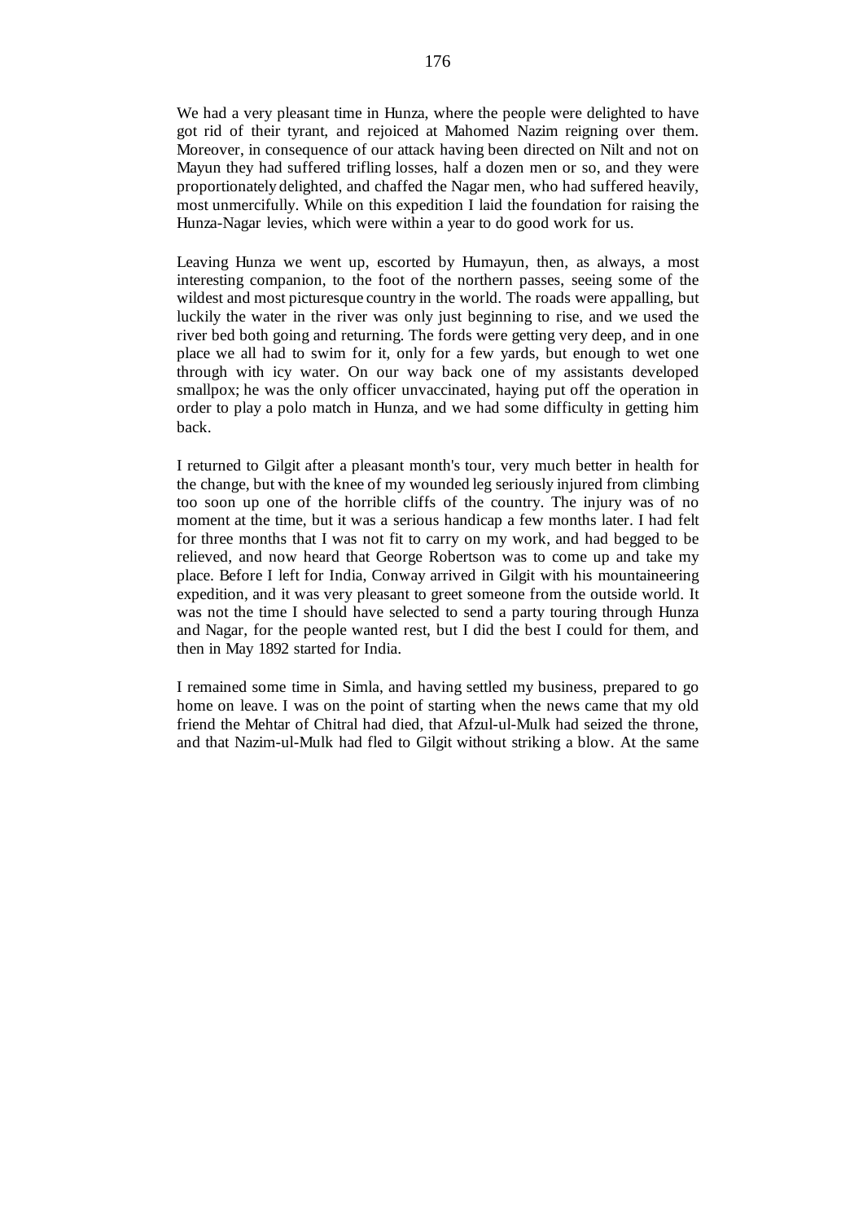We had a very pleasant time in Hunza, where the people were delighted to have got rid of their tyrant, and rejoiced at Mahomed Nazim reigning over them. Moreover, in consequence of our attack having been directed on Nilt and not on Mayun they had suffered trifling losses, half a dozen men or so, and they were proportionately delighted, and chaffed the Nagar men, who had suffered heavily, most unmercifully. While on this expedition I laid the foundation for raising the Hunza-Nagar levies, which were within a year to do good work for us.

Leaving Hunza we went up, escorted by Humayun, then, as always, a most interesting companion, to the foot of the northern passes, seeing some of the wildest and most picturesque country in the world. The roads were appalling, but luckily the water in the river was only just beginning to rise, and we used the river bed both going and returning. The fords were getting very deep, and in one place we all had to swim for it, only for a few yards, but enough to wet one through with icy water. On our way back one of my assistants developed smallpox; he was the only officer unvaccinated, haying put off the operation in order to play a polo match in Hunza, and we had some difficulty in getting him back.

I returned to Gilgit after a pleasant month's tour, very much better in health for the change, but with the knee of my wounded leg seriously injured from climbing too soon up one of the horrible cliffs of the country. The injury was of no moment at the time, but it was a serious handicap a few months later. I had felt for three months that I was not fit to carry on my work, and had begged to be relieved, and now heard that George Robertson was to come up and take my place. Before I left for India, Conway arrived in Gilgit with his mountaineering expedition, and it was very pleasant to greet someone from the outside world. It was not the time I should have selected to send a party touring through Hunza and Nagar, for the people wanted rest, but I did the best I could for them, and then in May 1892 started for India.

I remained some time in Simla, and having settled my business, prepared to go home on leave. I was on the point of starting when the news came that my old friend the Mehtar of Chitral had died, that Afzul-ul-Mulk had seized the throne, and that Nazim-ul-Mulk had fled to Gilgit without striking a blow. At the same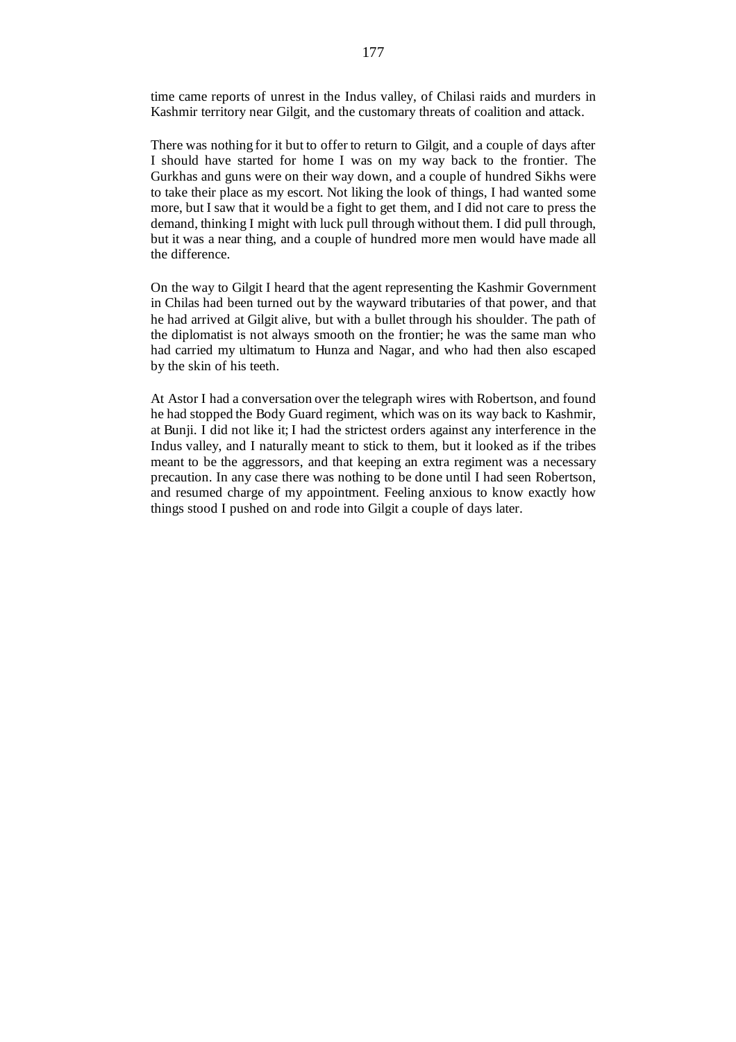time came reports of unrest in the Indus valley, of Chilasi raids and murders in Kashmir territory near Gilgit, and the customary threats of coalition and attack.

There was nothing for it but to offer to return to Gilgit, and a couple of days after I should have started for home I was on my way back to the frontier. The Gurkhas and guns were on their way down, and a couple of hundred Sikhs were to take their place as my escort. Not liking the look of things, I had wanted some more, but I saw that it would be a fight to get them, and I did not care to press the demand, thinking I might with luck pull through without them. I did pull through, but it was a near thing, and a couple of hundred more men would have made all the difference.

On the way to Gilgit I heard that the agent representing the Kashmir Government in Chilas had been turned out by the wayward tributaries of that power, and that he had arrived at Gilgit alive, but with a bullet through his shoulder. The path of the diplomatist is not always smooth on the frontier; he was the same man who had carried my ultimatum to Hunza and Nagar, and who had then also escaped by the skin of his teeth.

At Astor I had a conversation over the telegraph wires with Robertson, and found he had stopped the Body Guard regiment, which was on its way back to Kashmir, at Bunji. I did not like it; I had the strictest orders against any interference in the Indus valley, and I naturally meant to stick to them, but it looked as if the tribes meant to be the aggressors, and that keeping an extra regiment was a necessary precaution. In any case there was nothing to be done until I had seen Robertson, and resumed charge of my appointment. Feeling anxious to know exactly how things stood I pushed on and rode into Gilgit a couple of days later.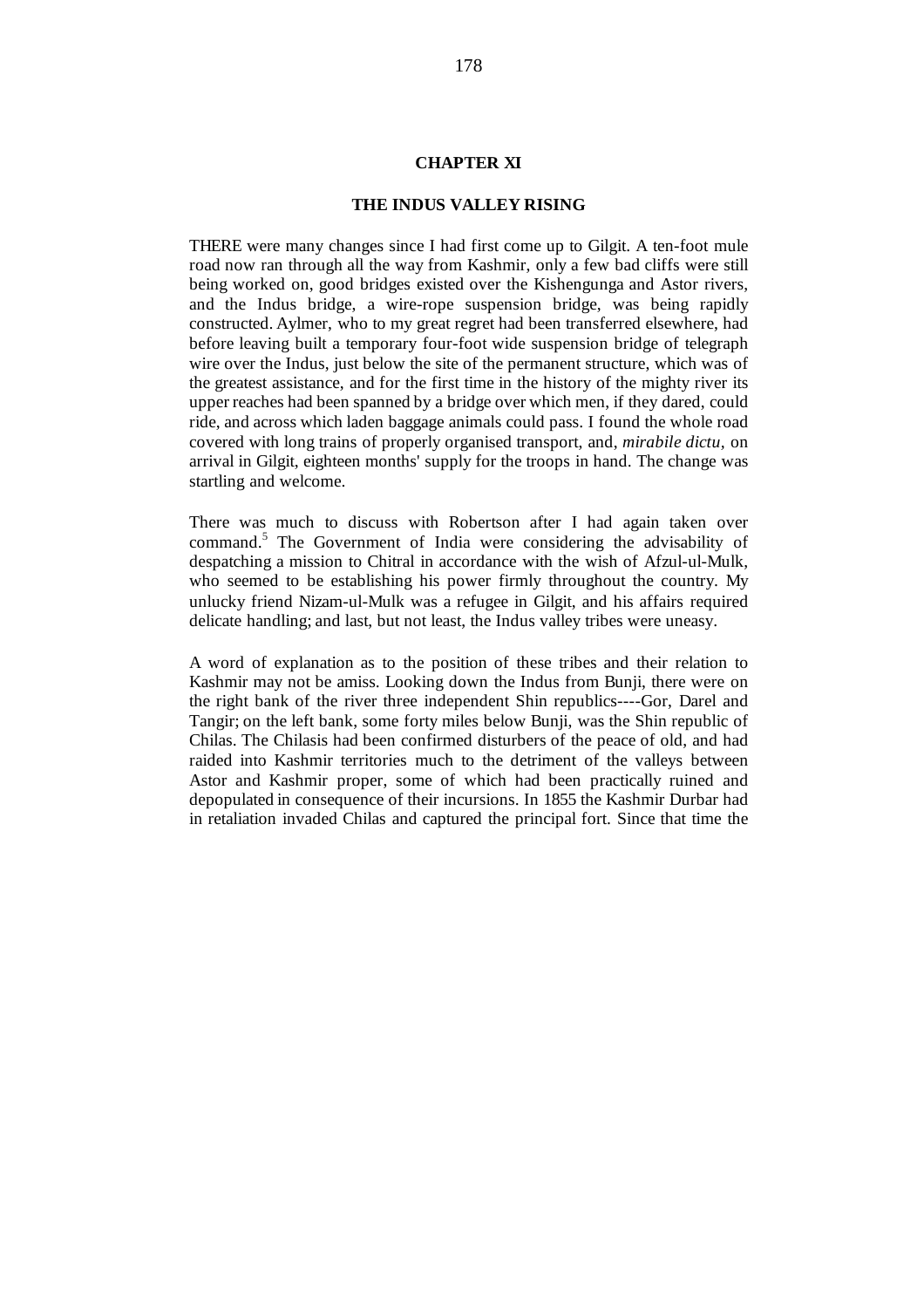# CHAPTER XI

## THE INDUS VALLEY RISING

THERE were many changes since I had first come up to Gilgit. A ten-foot mule road now ran through all the way from Kashmir, only a few bad cliffs were still being worked on, good bridges existed over the Kishengunga and Astor rivers, and the Indus bridge, a wire-rope suspension bridge, was being rapidly constructed. Aylmer, who to my great regret had been transferred elsewhere, had before leaving built a temporary four-foot wide suspension bridge of telegraph wire over the Indus, just below the site of the permanent structure, which was of the greatest assistance, and for the first time in the history of the mighty river its upper reaches had been spanned by a bridge over which men, if they dared, could ride, and across which laden baggage animals could pass. I found the whole road covered with long trains of properly organised transport, and, *mirabile dictu,* on arrival in Gilgit, eighteen months' supply for the troops in hand. The change was startling and welcome.

There was much to discuss with Robertson after I had again taken over command.[5] The Government of India were considering the advisability of despatching a mission to Chitral in accordance with the wish of Afzul-ul-Mulk, who seemed to be establishing his power firmly throughout the country. My unlucky friend Nizam-ul-Mulk was a refugee in Gilgit, and his affairs required delicate handling; and last, but not least, the Indus valley tribes were uneasy.

A word of explanation as to the position of these tribes and their relation to Kashmir may not be amiss. Looking down the Indus from Bunji, there were on the right bank of the river three independent Shin republics----Gor, Darel and Tangir; on the left bank, some forty miles below Bunji, was the Shin republic of Chilas. The Chilasis had been confirmed disturbers of the peace of old, and had raided into Kashmir territories much to the detriment of the valleys between Astor and Kashmir proper, some of which had been practically ruined and depopulated in consequence of their incursions. In 1855 the Kashmir Durbar had in retaliation invaded Chilas and captured the principal fort. Since that time the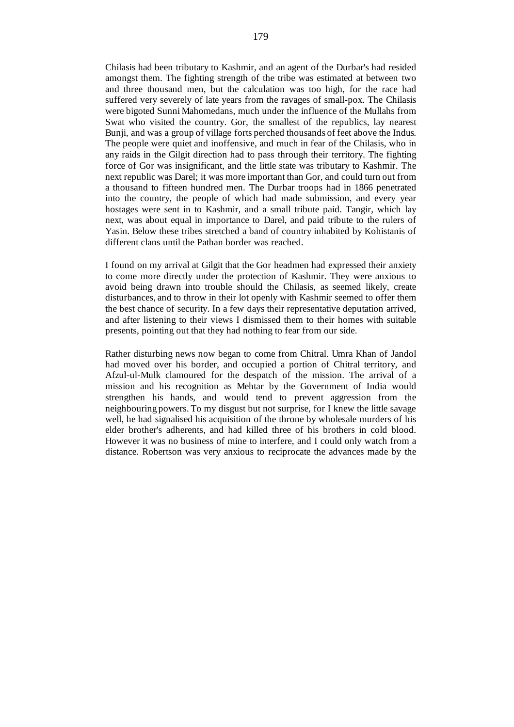Chilasis had been tributary to Kashmir, and an agent of the Durbar's had resided amongst them. The fighting strength of the tribe was estimated at between two and three thousand men, but the calculation was too high, for the race had suffered very severely of late years from the ravages of small-pox. The Chilasis were bigoted Sunni Mahomedans, much under the influence of the Mullahs from Swat who visited the country. Gor, the smallest of the republics, lay nearest Bunji, and was a group of village forts perched thousands of feet above the Indus. The people were quiet and inoffensive, and much in fear of the Chilasis, who in any raids in the Gilgit direction had to pass through their territory. The fighting force of Gor was insignificant, and the little state was tributary to Kashmir. The next republic was Darel; it was more important than Gor, and could turn out from a thousand to fifteen hundred men. The Durbar troops had in 1866 penetrated into the country, the people of which had made submission, and every year hostages were sent in to Kashmir, and a small tribute paid. Tangir, which lay next, was about equal in importance to Darel, and paid tribute to the rulers of Yasin. Below these tribes stretched a band of country inhabited by Kohistanis of different clans until the Pathan border was reached.

I found on my arrival at Gilgit that the Gor headmen had expressed their anxiety to come more directly under the protection of Kashmir. They were anxious to avoid being drawn into trouble should the Chilasis, as seemed likely, create disturbances, and to throw in their lot openly with Kashmir seemed to offer them the best chance of security. In a few days their representative deputation arrived, and after listening to their views I dismissed them to their homes with suitable presents, pointing out that they had nothing to fear from our side.

Rather disturbing news now began to come from Chitral. Umra Khan of Jandol had moved over his border, and occupied a portion of Chitral territory, and Afzul-ul-Mulk clamoured for the despatch of the mission. The arrival of a mission and his recognition as Mehtar by the Government of India would strengthen his hands, and would tend to prevent aggression from the neighbouring powers. To my disgust but not surprise, for I knew the little savage well, he had signalised his acquisition of the throne by wholesale murders of his elder brother's adherents, and had killed three of his brothers in cold blood. However it was no business of mine to interfere, and I could only watch from a distance. Robertson was very anxious to reciprocate the advances made by the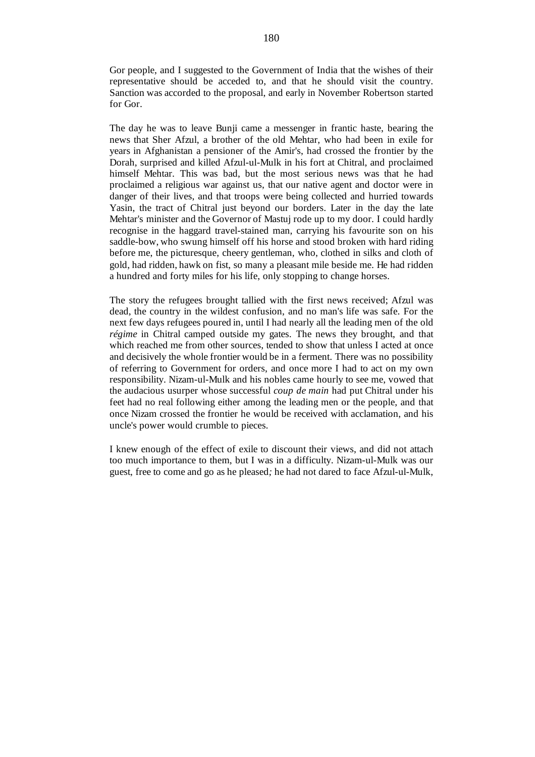Gor people, and I suggested to the Government of India that the wishes of their representative should be acceded to, and that he should visit the country. Sanction was accorded to the proposal, and early in November Robertson started for Gor.

The day he was to leave Bunji came a messenger in frantic haste, bearing the news that Sher Afzul, a brother of the old Mehtar, who had been in exile for years in Afghanistan a pensioner of the Amir's, had crossed the frontier by the Dorah, surprised and killed Afzul-ul-Mulk in his fort at Chitral, and proclaimed himself Mehtar. This was bad, but the most serious news was that he had proclaimed a religious war against us, that our native agent and doctor were in danger of their lives, and that troops were being collected and hurried towards Yasin, the tract of Chitral just beyond our borders. Later in the day the late Mehtar's minister and the Governor of Mastuj rode up to my door. I could hardly recognise in the haggard travel-stained man, carrying his favourite son on his saddle-bow, who swung himself off his horse and stood broken with hard riding before me, the picturesque, cheery gentleman, who, clothed in silks and cloth of gold, had ridden, hawk on fist, so many a pleasant mile beside me. He had ridden a hundred and forty miles for his life, only stopping to change horses.

The story the refugees brought tallied with the first news received; Afzul was dead, the country in the wildest confusion, and no man's life was safe. For the next few days refugees poured in, until I had nearly all the leading men of the old *régime* in Chitral camped outside my gates. The news they brought, and that which reached me from other sources, tended to show that unless I acted at once and decisively the whole frontier would be in a ferment. There was no possibility of referring to Government for orders, and once more I had to act on my own responsibility. Nizam-ul-Mulk and his nobles came hourly to see me, vowed that the audacious usurper whose successful *coup de main* had put Chitral under his feet had no real following either among the leading men or the people, and that once Nizam crossed the frontier he would be received with acclamation, and his uncle's power would crumble to pieces.

I knew enough of the effect of exile to discount their views, and did not attach too much importance to them, but I was in a difficulty. Nizam-ul-Mulk was our guest, free to come and go as he pleased; he had not dared to face Afzul-ul-Mulk,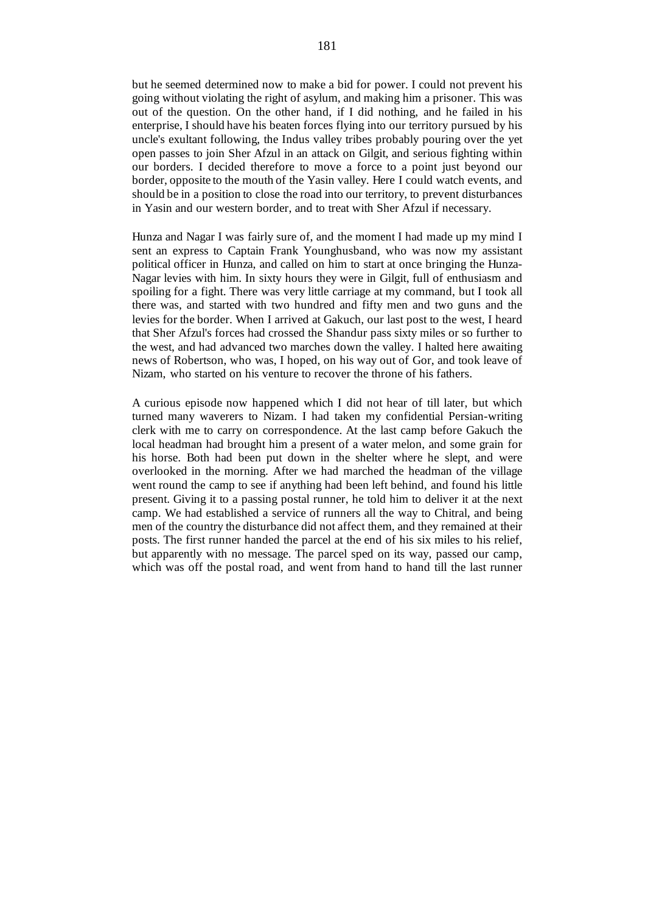but he seemed determined now to make a bid for power. I could not prevent his going without violating the right of asylum, and making him a prisoner. This was out of the question. On the other hand, if I did nothing, and he failed in his enterprise, I should have his beaten forces flying into our territory pursued by his uncle's exultant following, the Indus valley tribes probably pouring over the yet open passes to join Sher Afzul in an attack on Gilgit, and serious fighting within our borders. I decided therefore to move a force to a point just beyond our border, opposite to the mouth of the Yasin valley. Here I could watch events, and should be in a position to close the road into our territory, to prevent disturbances in Yasin and our western border, and to treat with Sher Afzul if necessary.

Hunza and Nagar I was fairly sure of, and the moment I had made up my mind I sent an express to Captain Frank Younghusband, who was now my assistant political officer in Hunza, and called on him to start at once bringing the Hunza-Nagar levies with him. In sixty hours they were in Gilgit, full of enthusiasm and spoiling for a fight. There was very little carriage at my command, but I took all there was, and started with two hundred and fifty men and two guns and the levies for the border. When I arrived at Gakuch, our last post to the west, I heard that Sher Afzul's forces had crossed the Shandur pass sixty miles or so further to the west, and had advanced two marches down the valley. I halted here awaiting news of Robertson, who was, I hoped, on his way out of Gor, and took leave of Nizam, who started on his venture to recover the throne of his fathers.

A curious episode now happened which I did not hear of till later, but which turned many waverers to Nizam. I had taken my confidential Persian-writing clerk with me to carry on correspondence. At the last camp before Gakuch the local headman had brought him a present of a water melon, and some grain for his horse. Both had been put down in the shelter where he slept, and were overlooked in the morning. After we had marched the headman of the village went round the camp to see if anything had been left behind, and found his little present. Giving it to a passing postal runner, he told him to deliver it at the next camp. We had established a service of runners all the way to Chitral, and being men of the country the disturbance did not affect them, and they remained at their posts. The first runner handed the parcel at the end of his six miles to his relief, but apparently with no message. The parcel sped on its way, passed our camp, which was off the postal road, and went from hand to hand till the last runner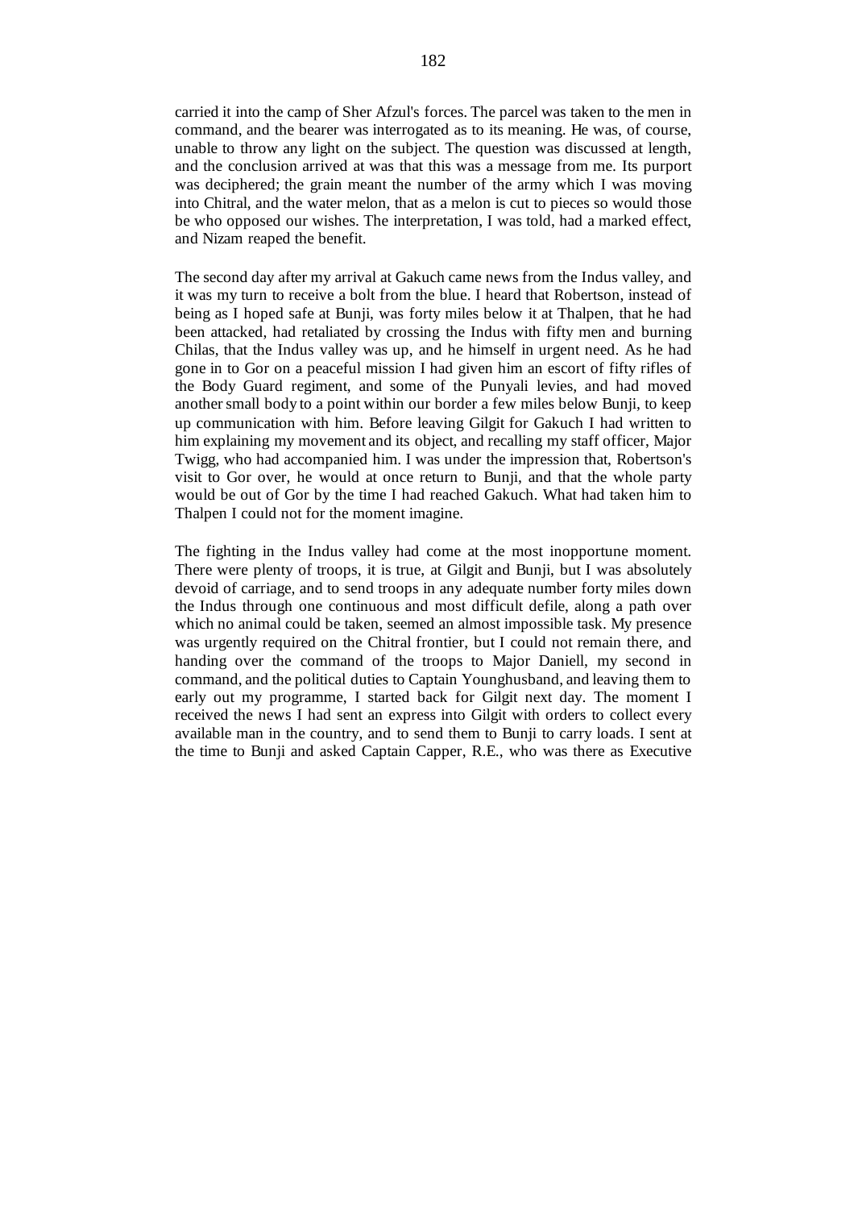carried it into the camp of Sher Afzul's forces. The parcel was taken to the men in command, and the bearer was interrogated as to its meaning. He was, of course, unable to throw any light on the subject. The question was discussed at length, and the conclusion arrived at was that this was a message from me. Its purport was deciphered; the grain meant the number of the army which I was moving into Chitral, and the water melon, that as a melon is cut to pieces so would those be who opposed our wishes. The interpretation, I was told, had a marked effect, and Nizam reaped the benefit.

The second day after my arrival at Gakuch came news from the Indus valley, and it was my turn to receive a bolt from the blue. I heard that Robertson, instead of being as I hoped safe at Bunji, was forty miles below it at Thalpen, that he had been attacked, had retaliated by crossing the Indus with fifty men and burning Chilas, that the Indus valley was up, and he himself in urgent need. As he had gone in to Gor on a peaceful mission I had given him an escort of fifty rifles of the Body Guard regiment, and some of the Punyali levies, and had moved another small body to a point within our border a few miles below Bunji, to keep up communication with him. Before leaving Gilgit for Gakuch I had written to him explaining my movement and its object, and recalling my staff officer, Major Twigg, who had accompanied him. I was under the impression that, Robertson's visit to Gor over, he would at once return to Bunji, and that the whole party would be out of Gor by the time I had reached Gakuch. What had taken him to Thalpen I could not for the moment imagine.

The fighting in the Indus valley had come at the most inopportune moment. There were plenty of troops, it is true, at Gilgit and Bunji, but I was absolutely devoid of carriage, and to send troops in any adequate number forty miles down the Indus through one continuous and most difficult defile, along a path over which no animal could be taken, seemed an almost impossible task. My presence was urgently required on the Chitral frontier, but I could not remain there, and handing over the command of the troops to Major Daniell, my second in command, and the political duties to Captain Younghusband, and leaving them to early out my programme, I started back for Gilgit next day. The moment I received the news I had sent an express into Gilgit with orders to collect every available man in the country, and to send them to Bunji to carry loads. I sent at the time to Bunji and asked Captain Capper, R.E., who was there as Executive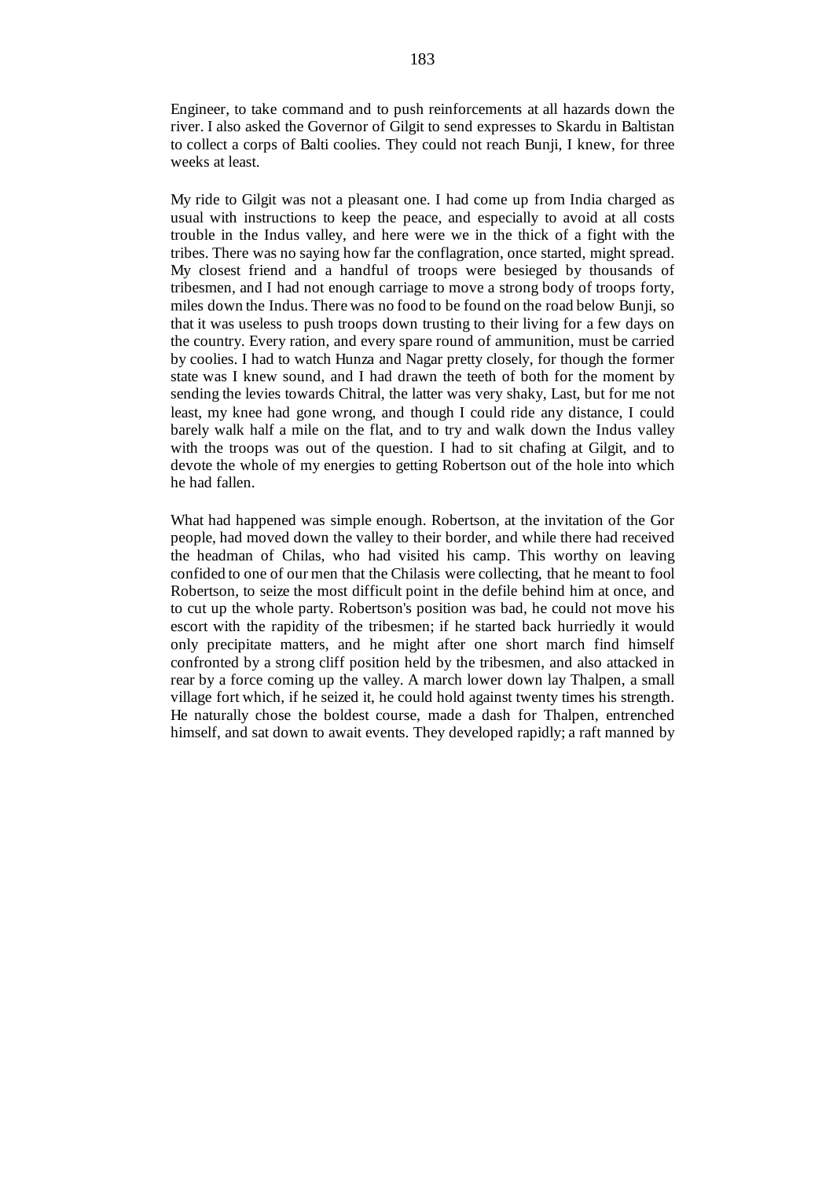Engineer, to take command and to push reinforcements at all hazards down the river. I also asked the Governor of Gilgit to send expresses to Skardu in Baltistan to collect a corps of Balti coolies. They could not reach Bunji, I knew, for three weeks at least.

My ride to Gilgit was not a pleasant one. I had come up from India charged as usual with instructions to keep the peace, and especially to avoid at all costs trouble in the Indus valley, and here were we in the thick of a fight with the tribes. There was no saying how far the conflagration, once started, might spread. My closest friend and a handful of troops were besieged by thousands of tribesmen, and I had not enough carriage to move a strong body of troops forty, miles down the Indus. There was no food to be found on the road below Bunji, so that it was useless to push troops down trusting to their living for a few days on the country. Every ration, and every spare round of ammunition, must be carried by coolies. I had to watch Hunza and Nagar pretty closely, for though the former state was I knew sound, and I had drawn the teeth of both for the moment by sending the levies towards Chitral, the latter was very shaky, Last, but for me not least, my knee had gone wrong, and though I could ride any distance, I could barely walk half a mile on the flat, and to try and walk down the Indus valley with the troops was out of the question. I had to sit chafing at Gilgit, and to devote the whole of my energies to getting Robertson out of the hole into which he had fallen.

What had happened was simple enough. Robertson, at the invitation of the Gor people, had moved down the valley to their border, and while there had received the headman of Chilas, who had visited his camp. This worthy on leaving confided to one of our men that the Chilasis were collecting, that he meant to fool Robertson, to seize the most difficult point in the defile behind him at once, and to cut up the whole party. Robertson's position was bad, he could not move his escort with the rapidity of the tribesmen; if he started back hurriedly it would only precipitate matters, and he might after one short march find himself confronted by a strong cliff position held by the tribesmen, and also attacked in rear by a force coming up the valley. A march lower down lay Thalpen, a small village fort which, if he seized it, he could hold against twenty times his strength. He naturally chose the boldest course, made a dash for Thalpen, entrenched himself, and sat down to await events. They developed rapidly; a raft manned by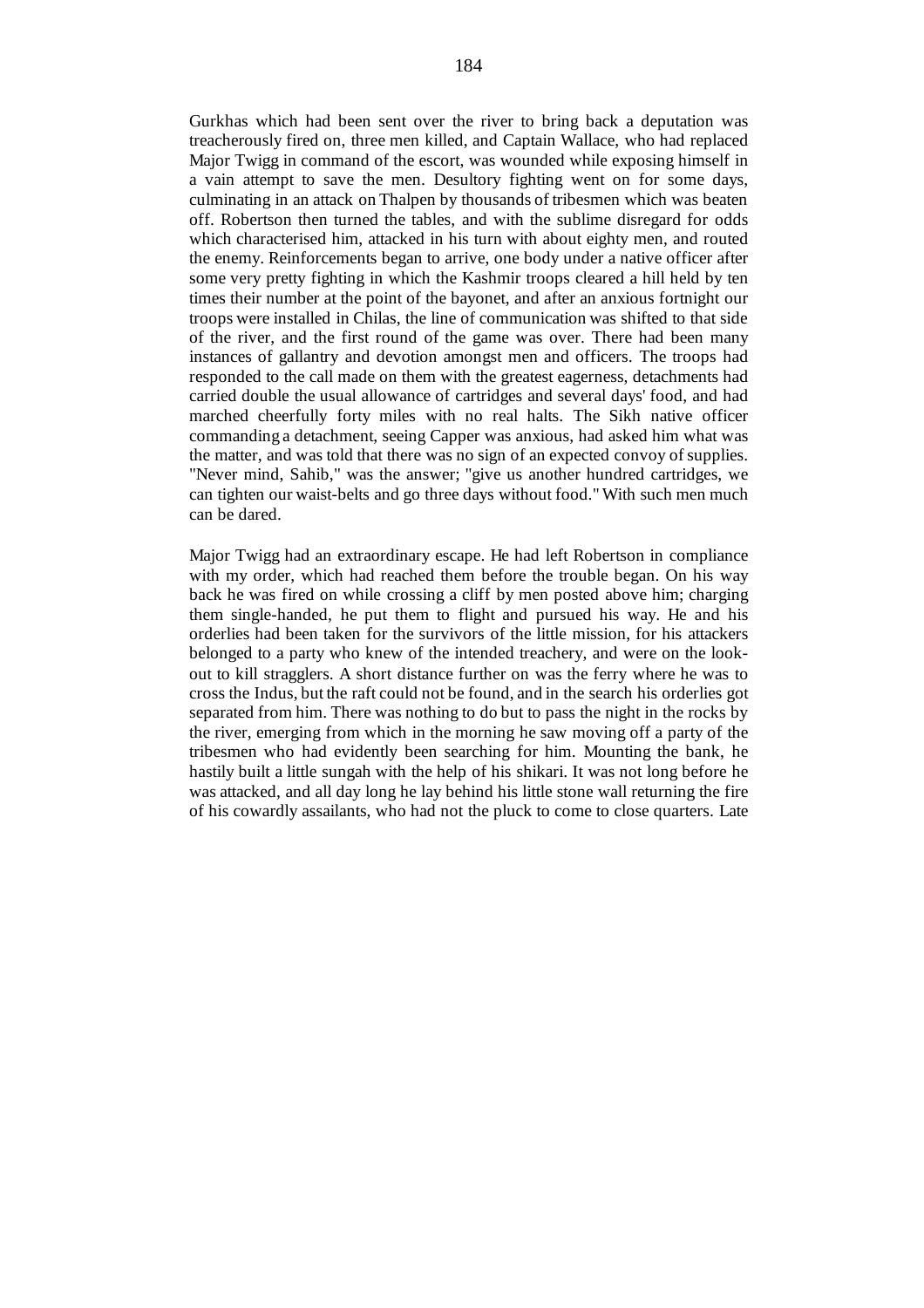Gurkhas which had been sent over the river to bring back a deputation was treacherously fired on, three men killed, and Captain Wallace, who had replaced Major Twigg in command of the escort, was wounded while exposing himself in a vain attempt to save the men. Desultory fighting went on for some days, culminating in an attack on Thalpen by thousands of tribesmen which was beaten off. Robertson then turned the tables, and with the sublime disregard for odds which characterised him, attacked in his turn with about eighty men, and routed the enemy. Reinforcements began to arrive, one body under a native officer after some very pretty fighting in which the Kashmir troops cleared a hill held by ten times their number at the point of the bayonet, and after an anxious fortnight our troops were installed in Chilas, the line of communication was shifted to that side of the river, and the first round of the game was over. There had been many instances of gallantry and devotion amongst men and officers. The troops had responded to the call made on them with the greatest eagerness, detachments had carried double the usual allowance of cartridges and several days' food, and had marched cheerfully forty miles with no real halts. The Sikh native officer commanding a detachment, seeing Capper was anxious, had asked him what was the matter, and was told that there was no sign of an expected convoy of supplies. "Never mind, Sahib," was the answer; "give us another hundred cartridges, we can tighten our waist-belts and go three days without food." With such men much can be dared.

Major Twigg had an extraordinary escape. He had left Robertson in compliance with my order, which had reached them before the trouble began. On his way back he was fired on while crossing a cliff by men posted above him; charging them single-handed, he put them to flight and pursued his way. He and his orderlies had been taken for the survivors of the little mission, for his attackers belonged to a party who knew of the intended treachery, and were on the look-out to kill stragglers. A short distance further on was the ferry where he was to cross the Indus, but the raft could not be found, and in the search his orderlies got separated from him. There was nothing to do but to pass the night in the rocks by the river, emerging from which in the morning he saw moving off a party of the tribesmen who had evidently been searching for him. Mounting the bank, he hastily built a little sungah with the help of his shikari. It was not long before he was attacked, and all day long he lay behind his little stone wall returning the fire of his cowardly assailants, who had not the pluck to come to close quarters. Late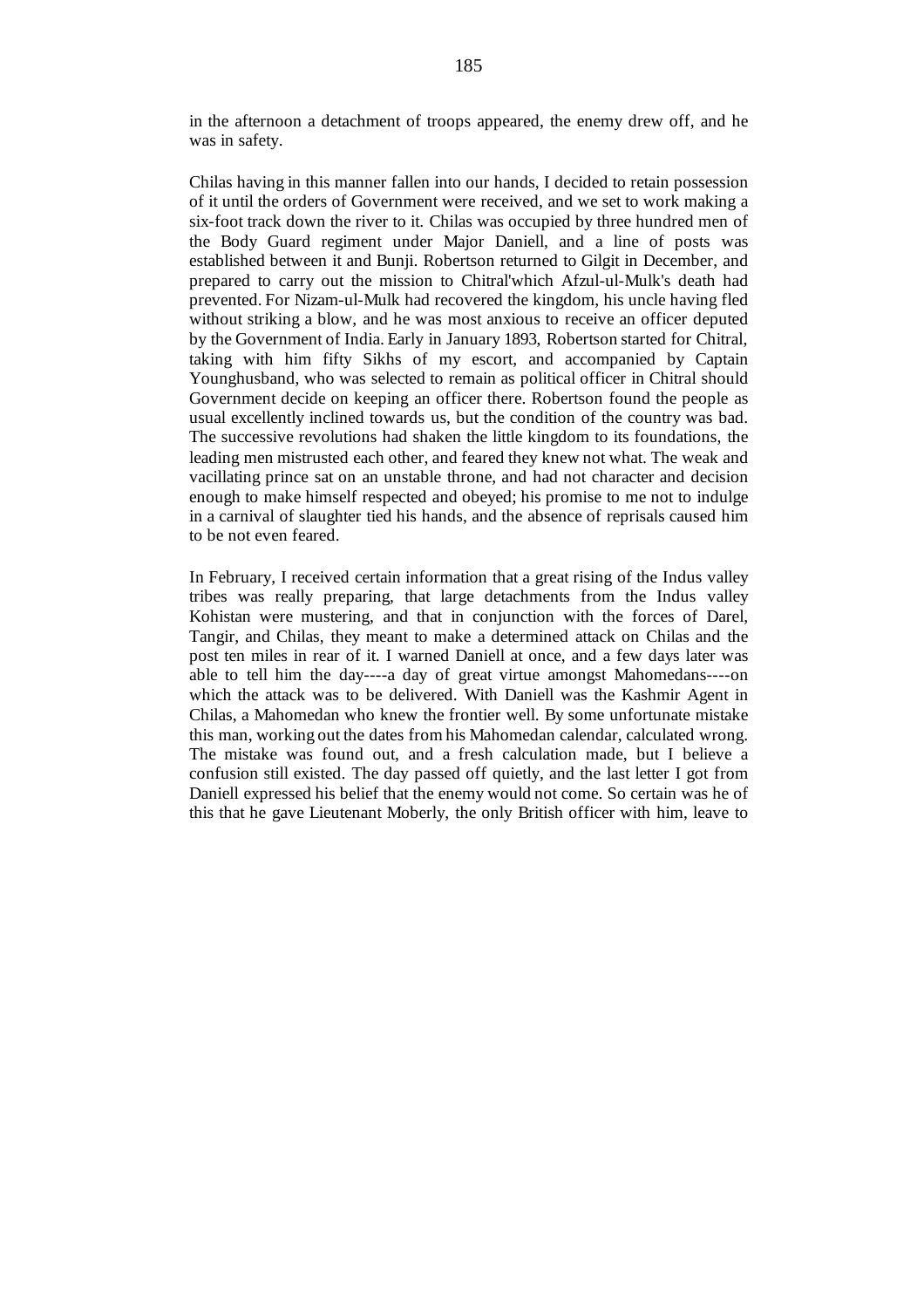in the afternoon a detachment of troops appeared, the enemy drew off, and he was in safety.

Chilas having in this manner fallen into our hands, I decided to retain possession of it until the orders of Government were received, and we set to work making a six-foot track down the river to it. Chilas was occupied by three hundred men of the Body Guard regiment under Major Daniell, and a line of posts was established between it and Bunji. Robertson returned to Gilgit in December, and prepared to carry out the mission to Chitral'which Afzul-ul-Mulk's death had prevented. For Nizam-ul-Mulk had recovered the kingdom, his uncle having fled without striking a blow, and he was most anxious to receive an officer deputed by the Government of India. Early in January 1893, Robertson started for Chitral, taking with him fifty Sikhs of my escort, and accompanied by Captain Younghusband, who was selected to remain as political officer in Chitral should Government decide on keeping an officer there. Robertson found the people as usual excellently inclined towards us, but the condition of the country was bad. The successive revolutions had shaken the little kingdom to its foundations, the leading men mistrusted each other, and feared they knew not what. The weak and vacillating prince sat on an unstable throne, and had not character and decision enough to make himself respected and obeyed; his promise to me not to indulge in a carnival of slaughter tied his hands, and the absence of reprisals caused him to be not even feared.

In February, I received certain information that a great rising of the Indus valley tribes was really preparing, that large detachments from the Indus valley Kohistan were mustering, and that in conjunction with the forces of Darel, Tangir, and Chilas, they meant to make a determined attack on Chilas and the post ten miles in rear of it. I warned Daniell at once, and a few days later was able to tell him the day----a day of great virtue amongst Mahomedans----on which the attack was to be delivered. With Daniell was the Kashmir Agent in Chilas, a Mahomedan who knew the frontier well. By some unfortunate mistake this man, working out the dates from his Mahomedan calendar, calculated wrong. The mistake was found out, and a fresh calculation made, but I believe a confusion still existed. The day passed off quietly, and the last letter I got from Daniell expressed his belief that the enemy would not come. So certain was he of this that he gave Lieutenant Moberly, the only British officer with him, leave to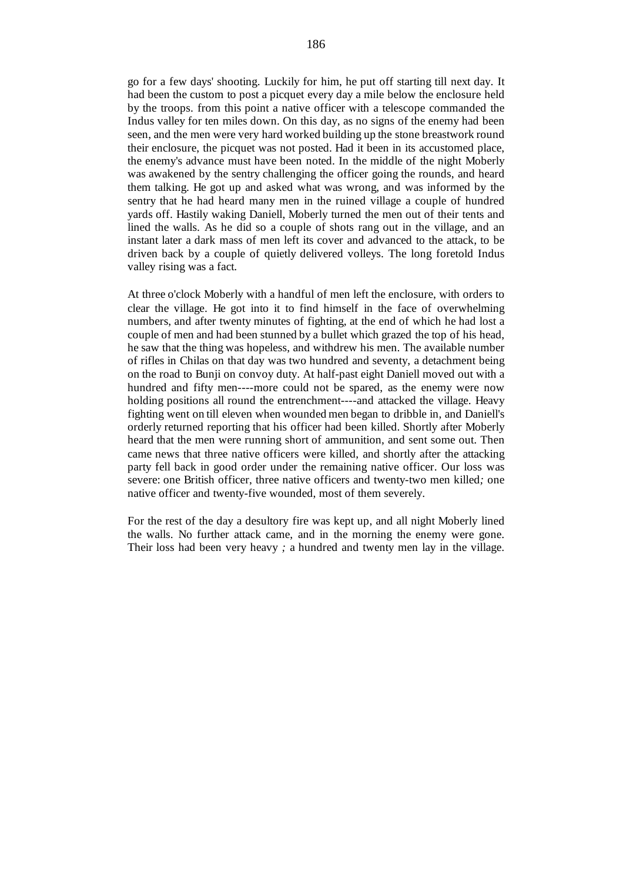go for a few days' shooting. Luckily for him, he put off starting till next day. It had been the custom to post a picquet every day a mile below the enclosure held by the troops. from this point a native officer with a telescope commanded the Indus valley for ten miles down. On this day, as no signs of the enemy had been seen, and the men were very hard worked building up the stone breastwork round their enclosure, the picquet was not posted. Had it been in its accustomed place, the enemy's advance must have been noted. In the middle of the night Moberly was awakened by the sentry challenging the officer going the rounds, and heard them talking. He got up and asked what was wrong, and was informed by the sentry that he had heard many men in the ruined village a couple of hundred yards off. Hastily waking Daniell, Moberly turned the men out of their tents and lined the walls. As he did so a couple of shots rang out in the village, and an instant later a dark mass of men left its cover and advanced to the attack, to be driven back by a couple of quietly delivered volleys. The long foretold Indus valley rising was a fact.

At three o'clock Moberly with a handful of men left the enclosure, with orders to clear the village. He got into it to find himself in the face of overwhelming numbers, and after twenty minutes of fighting, at the end of which he had lost a couple of men and had been stunned by a bullet which grazed the top of his head, he saw that the thing was hopeless, and withdrew his men. The available number of rifles in Chilas on that day was two hundred and seventy, a detachment being on the road to Bunji on convoy duty. At half-past eight Daniell moved out with a hundred and fifty men----more could not be spared, as the enemy were now holding positions all round the entrenchment----and attacked the village. Heavy fighting went on till eleven when wounded men began to dribble in, and Daniell's orderly returned reporting that his officer had been killed. Shortly after Moberly heard that the men were running short of ammunition, and sent some out. Then came news that three native officers were killed, and shortly after the attacking party fell back in good order under the remaining native officer. Our loss was severe: one British officer, three native officers and twenty-two men killed*;* one native officer and twenty-five wounded, most of them severely.

For the rest of the day a desultory fire was kept up, and all night Moberly lined the walls. No further attack came, and in the morning the enemy were gone. Their loss had been very heavy *;* a hundred and twenty men lay in the village.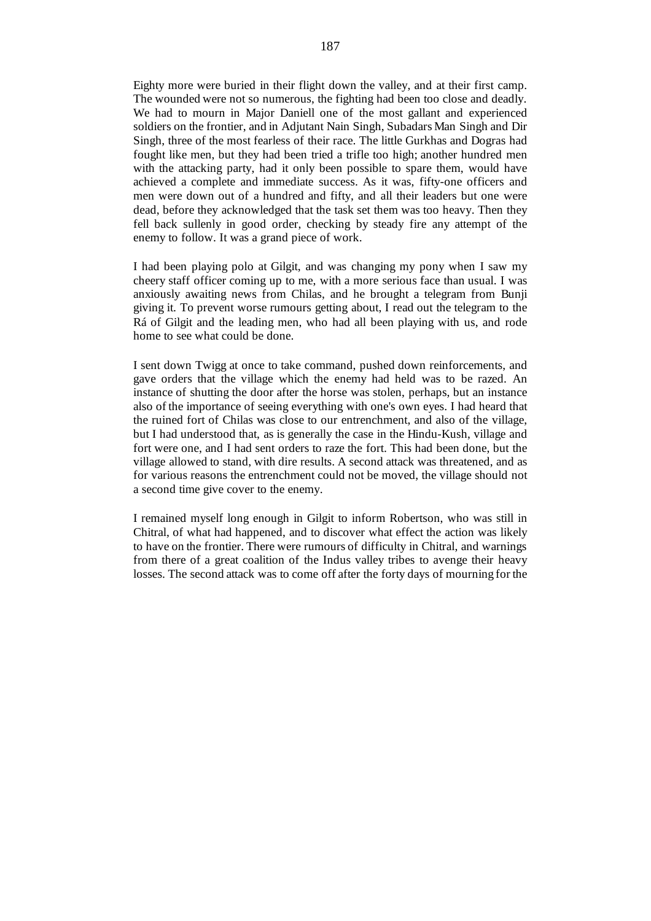Eighty more were buried in their flight down the valley, and at their first camp. The wounded were not so numerous, the fighting had been too close and deadly. We had to mourn in Major Daniell one of the most gallant and experienced soldiers on the frontier, and in Adjutant Nain Singh, Subadars Man Singh and Dir Singh, three of the most fearless of their race. The little Gurkhas and Dogras had fought like men, but they had been tried a trifle too high; another hundred men with the attacking party, had it only been possible to spare them, would have achieved a complete and immediate success. As it was, fifty-one officers and men were down out of a hundred and fifty, and all their leaders but one were dead, before they acknowledged that the task set them was too heavy. Then they fell back sullenly in good order, checking by steady fire any attempt of the enemy to follow. It was a grand piece of work.

I had been playing polo at Gilgit, and was changing my pony when I saw my cheery staff officer coming up to me, with a more serious face than usual. I was anxiously awaiting news from Chilas, and he brought a telegram from Bunji giving it. To prevent worse rumours getting about, I read out the telegram to the Rá of Gilgit and the leading men, who had all been playing with us, and rode home to see what could be done.

I sent down Twigg at once to take command, pushed down reinforcements, and gave orders that the village which the enemy had held was to be razed. An instance of shutting the door after the horse was stolen, perhaps, but an instance also of the importance of seeing everything with one's own eyes. I had heard that the ruined fort of Chilas was close to our entrenchment, and also of the village, but I had understood that, as is generally the case in the Hindu-Kush, village and fort were one, and I had sent orders to raze the fort. This had been done, but the village allowed to stand, with dire results. A second attack was threatened, and as for various reasons the entrenchment could not be moved, the village should not a second time give cover to the enemy.

I remained myself long enough in Gilgit to inform Robertson, who was still in Chitral, of what had happened, and to discover what effect the action was likely to have on the frontier. There were rumours of difficulty in Chitral, and warnings from there of a great coalition of the Indus valley tribes to avenge their heavy losses. The second attack was to come off after the forty days of mourning for the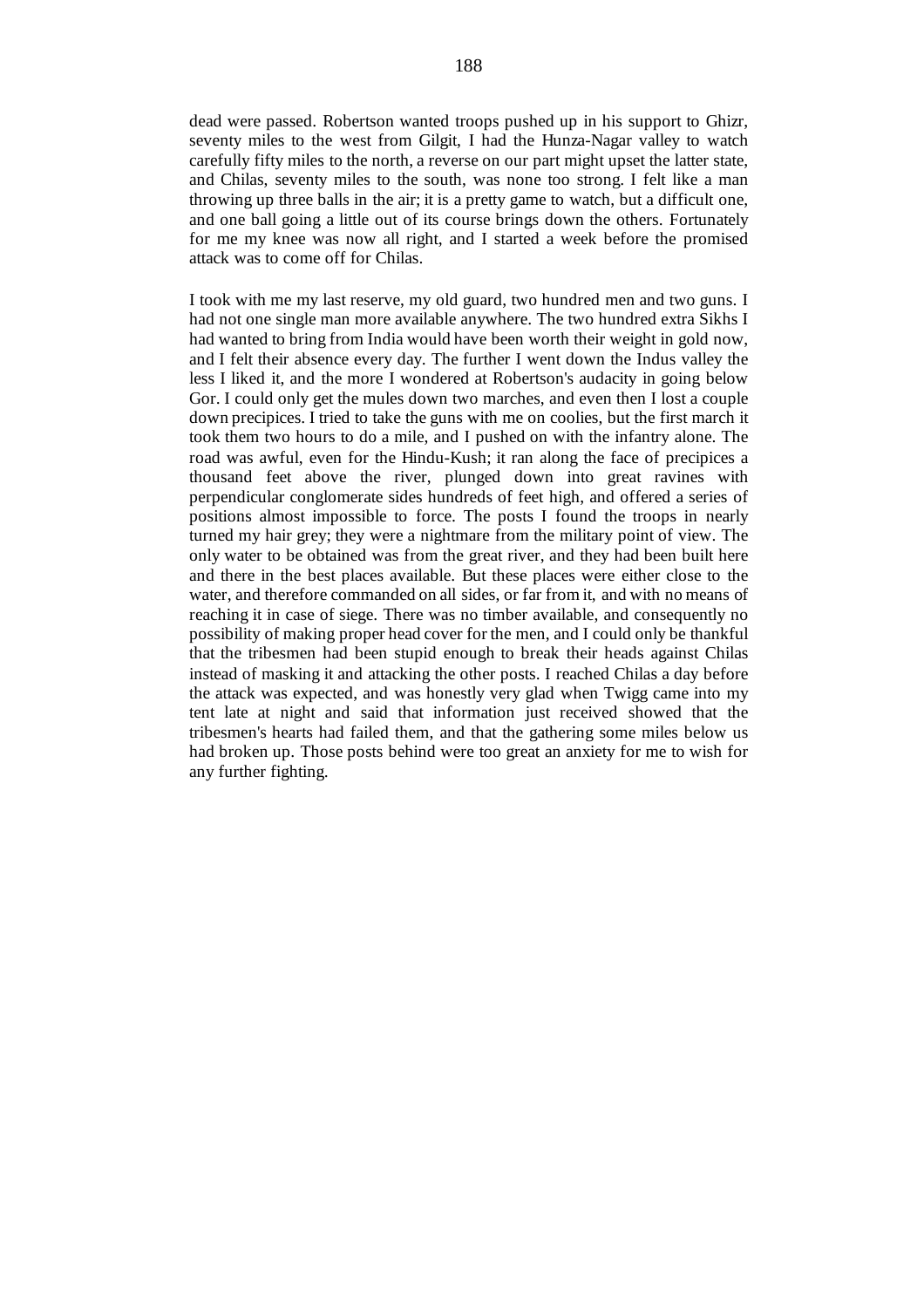dead were passed. Robertson wanted troops pushed up in his support to Ghizr, seventy miles to the west from Gilgit, I had the Hunza-Nagar valley to watch carefully fifty miles to the north, a reverse on our part might upset the latter state, and Chilas, seventy miles to the south, was none too strong. I felt like a man throwing up three balls in the air; it is a pretty game to watch, but a difficult one, and one ball going a little out of its course brings down the others. Fortunately for me my knee was now all right, and I started a week before the promised attack was to come off for Chilas.

I took with me my last reserve, my old guard, two hundred men and two guns. I had not one single man more available anywhere. The two hundred extra Sikhs I had wanted to bring from India would have been worth their weight in gold now, and I felt their absence every day. The further I went down the Indus valley the less I liked it, and the more I wondered at Robertson's audacity in going below Gor. I could only get the mules down two marches, and even then I lost a couple down precipices. I tried to take the guns with me on coolies, but the first march it took them two hours to do a mile, and I pushed on with the infantry alone. The road was awful, even for the Hindu-Kush; it ran along the face of precipices a thousand feet above the river, plunged down into great ravines with perpendicular conglomerate sides hundreds of feet high, and offered a series of positions almost impossible to force. The posts I found the troops in nearly turned my hair grey; they were a nightmare from the military point of view. The only water to be obtained was from the great river, and they had been built here and there in the best places available. But these places were either close to the water, and therefore commanded on all sides, or far from it, and with no means of reaching it in case of siege. There was no timber available, and consequently no possibility of making proper head cover for the men, and I could only be thankful that the tribesmen had been stupid enough to break their heads against Chilas instead of masking it and attacking the other posts. I reached Chilas a day before the attack was expected, and was honestly very glad when Twigg came into my tent late at night and said that information just received showed that the tribesmen's hearts had failed them, and that the gathering some miles below us had broken up. Those posts behind were too great an anxiety for me to wish for any further fighting.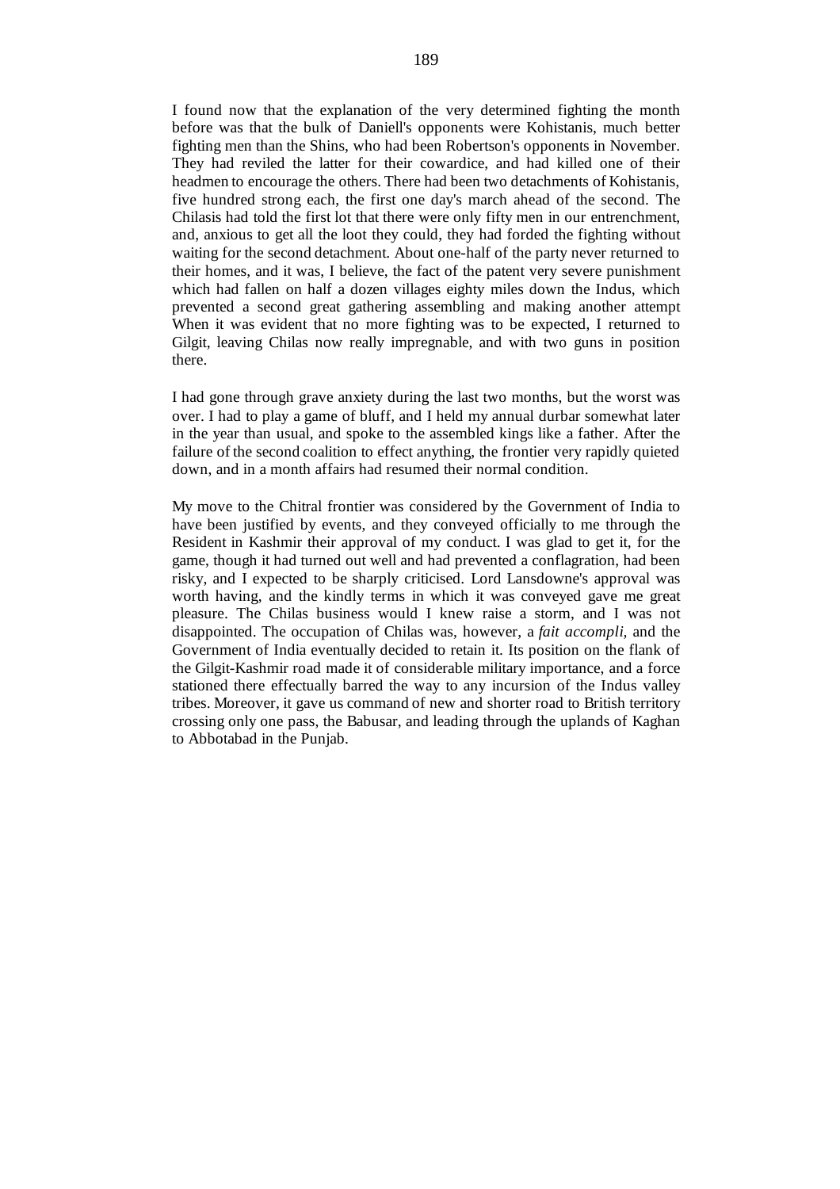I found now that the explanation of the very determined fighting the month before was that the bulk of Daniell's opponents were Kohistanis, much better fighting men than the Shins, who had been Robertson's opponents in November. They had reviled the latter for their cowardice, and had killed one of their headmen to encourage the others. There had been two detachments of Kohistanis, five hundred strong each, the first one day's march ahead of the second. The Chilasis had told the first lot that there were only fifty men in our entrenchment, and, anxious to get all the loot they could, they had forded the fighting without waiting for the second detachment. About one-half of the party never returned to their homes, and it was, I believe, the fact of the patent very severe punishment which had fallen on half a dozen villages eighty miles down the Indus, which prevented a second great gathering assembling and making another attempt When it was evident that no more fighting was to be expected, I returned to Gilgit, leaving Chilas now really impregnable, and with two guns in position there.

I had gone through grave anxiety during the last two months, but the worst was over. I had to play a game of bluff, and I held my annual durbar somewhat later in the year than usual, and spoke to the assembled kings like a father. After the failure of the second coalition to effect anything, the frontier very rapidly quieted down, and in a month affairs had resumed their normal condition.

My move to the Chitral frontier was considered by the Government of India to have been justified by events, and they conveyed officially to me through the Resident in Kashmir their approval of my conduct. I was glad to get it, for the game, though it had turned out well and had prevented a conflagration, had been risky, and I expected to be sharply criticised. Lord Lansdowne's approval was worth having, and the kindly terms in which it was conveyed gave me great pleasure. The Chilas business would I knew raise a storm, and I was not disappointed. The occupation of Chilas was, however, a *fait accompli*, and the Government of India eventually decided to retain it. Its position on the flank of the Gilgit-Kashmir road made it of considerable military importance, and a force stationed there effectually barred the way to any incursion of the Indus valley tribes. Moreover, it gave us command of new and shorter road to British territory crossing only one pass, the Babusar, and leading through the uplands of Kaghan to Abbotabad in the Punjab.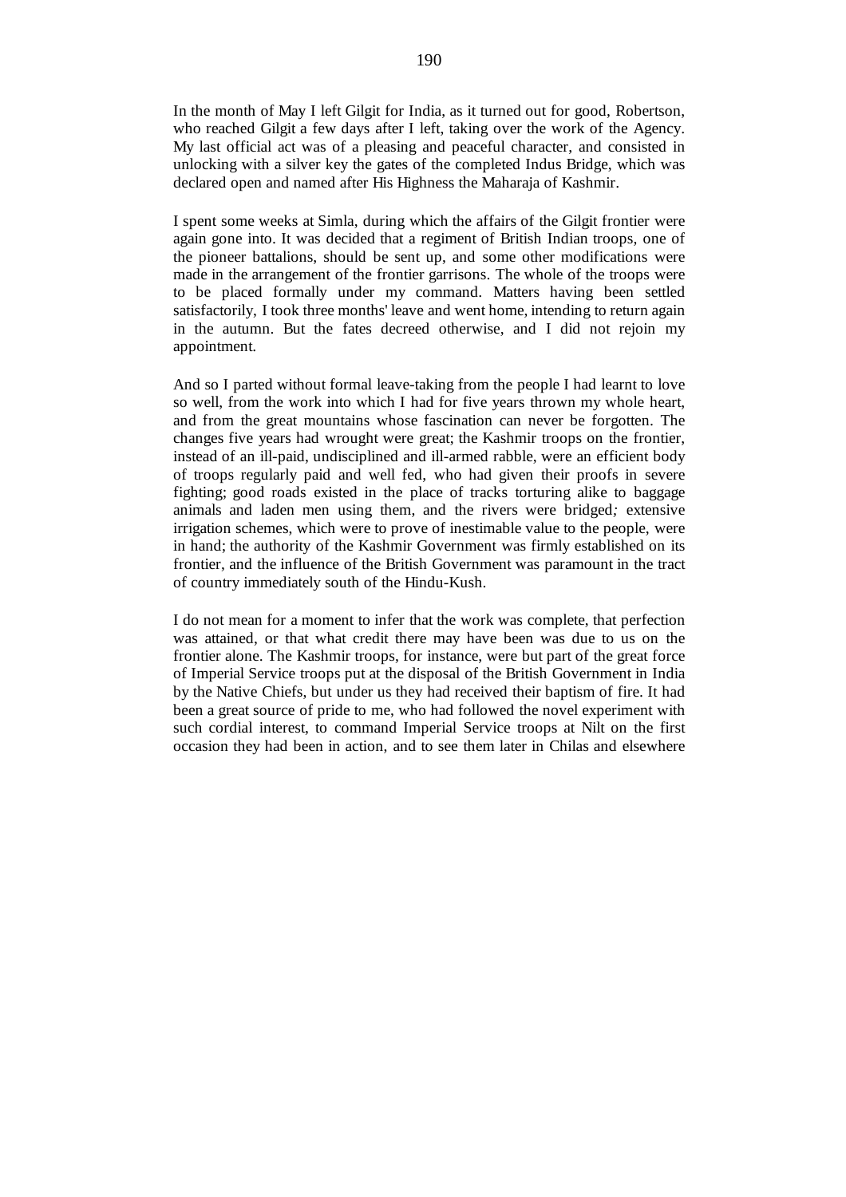In the month of May I left Gilgit for India, as it turned out for good, Robertson, who reached Gilgit a few days after I left, taking over the work of the Agency. My last official act was of a pleasing and peaceful character, and consisted in unlocking with a silver key the gates of the completed Indus Bridge, which was declared open and named after His Highness the Maharaja of Kashmir.

I spent some weeks at Simla, during which the affairs of the Gilgit frontier were again gone into. It was decided that a regiment of British Indian troops, one of the pioneer battalions, should be sent up, and some other modifications were made in the arrangement of the frontier garrisons. The whole of the troops were to be placed formally under my command. Matters having been settled satisfactorily, I took three months' leave and went home, intending to return again in the autumn. But the fates decreed otherwise, and I did not rejoin my appointment.

And so I parted without formal leave-taking from the people I had learnt to love so well, from the work into which I had for five years thrown my whole heart, and from the great mountains whose fascination can never be forgotten. The changes five years had wrought were great; the Kashmir troops on the frontier, instead of an ill-paid, undisciplined and ill-armed rabble, were an efficient body of troops regularly paid and well fed, who had given their proofs in severe fighting; good roads existed in the place of tracks torturing alike to baggage animals and laden men using them, and the rivers were bridged; extensive irrigation schemes, which were to prove of inestimable value to the people, were in hand; the authority of the Kashmir Government was firmly established on its frontier, and the influence of the British Government was paramount in the tract of country immediately south of the Hindu-Kush.

I do not mean for a moment to infer that the work was complete, that perfection was attained, or that what credit there may have been was due to us on the frontier alone. The Kashmir troops, for instance, were but part of the great force of Imperial Service troops put at the disposal of the British Government in India by the Native Chiefs, but under us they had received their baptism of fire. It had been a great source of pride to me, who had followed the novel experiment with such cordial interest, to command Imperial Service troops at Nilt on the first occasion they had been in action, and to see them later in Chilas and elsewhere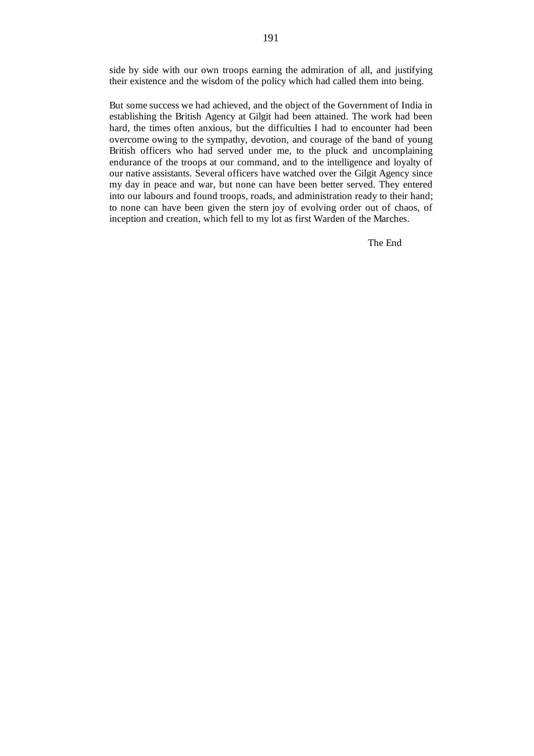side by side with our own troops earning the admiration of all, and justifying their existence and the wisdom of the policy which had called them into being.

But some success we had achieved, and the object of the Government of India in establishing the British Agency at Gilgit had been attained. The work had been hard, the times often anxious, but the difficulties I had to encounter had been overcome owing to the sympathy, devotion, and courage of the band of young British officers who had served under me, to the pluck and uncomplaining endurance of the troops at our command, and to the intelligence and loyalty of our native assistants. Several officers have watched over the Gilgit Agency since my day in peace and war, but none can have been better served. They entered into our labours and found troops, roads, and administration ready to their hand; to none can have been given the stern joy of evolving order out of chaos, of inception and creation, which fell to my lot as first Warden of the Marches.

The End